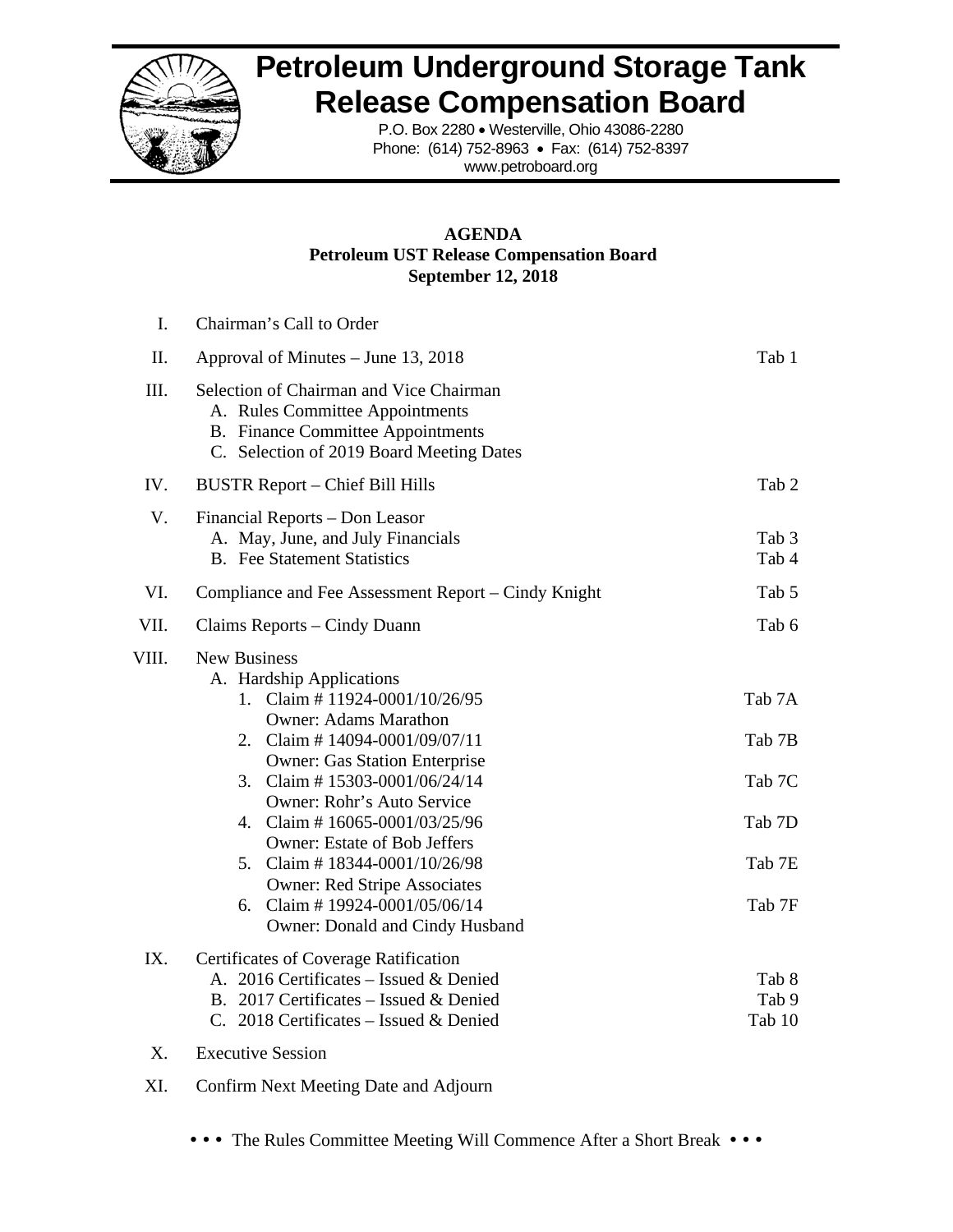# Petroleum Underground Storage Tank Release Compensation Board

P.O. Box 2280 • Westerville, Ohio 43086-2280
Phone: (614) 752-8963 • Fax: (614) 752-8397
www.petroboard.org

**AGENDA**
**Petroleum UST Release Compensation Board**
**September 12, 2018**

| | | |
|---|---|---|
| I. | Chairman's Call to Order | |
| II. | Approval of Minutes – June 13, 2018 | Tab 1 |
| III. | Selection of Chairman and Vice Chairman | |
| | A. Rules Committee Appointments | |
| | B. Finance Committee Appointments | |
| | C. Selection of 2019 Board Meeting Dates | |
| IV. | BUSTR Report – Chief Bill Hills | Tab 2 |
| V. | Financial Reports – Don Leasor | |
| | A. May, June, and July Financials | Tab 3 |
| | B. Fee Statement Statistics | Tab 4 |
| VI. | Compliance and Fee Assessment Report – Cindy Knight | Tab 5 |
| VII. | Claims Reports – Cindy Duann | Tab 6 |
| VIII. | New Business | |
| | A. Hardship Applications | |
| | 1. Claim # 11924-0001/10/26/95 Owner: Adams Marathon | Tab 7A |
| | 2. Claim # 14094-0001/09/07/11 Owner: Gas Station Enterprise | Tab 7B |
| | 3. Claim # 15303-0001/06/24/14 Owner: Rohr's Auto Service | Tab 7C |
| | 4. Claim # 16065-0001/03/25/96 Owner: Estate of Bob Jeffers | Tab 7D |
| | 5. Claim # 18344-0001/10/26/98 Owner: Red Stripe Associates | Tab 7E |
| | 6. Claim # 19924-0001/05/06/14 Owner: Donald and Cindy Husband | Tab 7F |
| IX. | Certificates of Coverage Ratification | |
| | A. 2016 Certificates – Issued & Denied | Tab 8 |
| | B. 2017 Certificates – Issued & Denied | Tab 9 |
| | C. 2018 Certificates – Issued & Denied | Tab 10 |
| X. | Executive Session | |
| XI. | Confirm Next Meeting Date and Adjourn | |

• • • The Rules Committee Meeting Will Commence After a Short Break • • •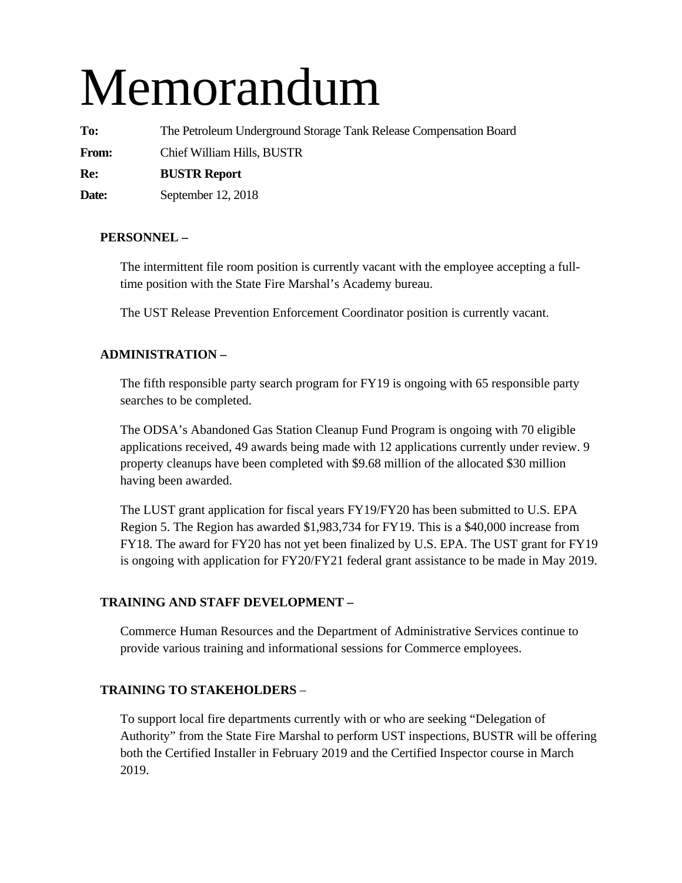# Memorandum

**To:** The Petroleum Underground Storage Tank Release Compensation Board

**From:** Chief William Hills, BUSTR

**Re:** **BUSTR Report**

**Date:** September 12, 2018

**PERSONNEL –**

The intermittent file room position is currently vacant with the employee accepting a full-time position with the State Fire Marshal's Academy bureau.

The UST Release Prevention Enforcement Coordinator position is currently vacant.

**ADMINISTRATION –**

The fifth responsible party search program for FY19 is ongoing with 65 responsible party searches to be completed.

The ODSA's Abandoned Gas Station Cleanup Fund Program is ongoing with 70 eligible applications received, 49 awards being made with 12 applications currently under review. 9 property cleanups have been completed with $9.68 million of the allocated $30 million having been awarded.

The LUST grant application for fiscal years FY19/FY20 has been submitted to U.S. EPA Region 5. The Region has awarded $1,983,734 for FY19. This is a $40,000 increase from FY18. The award for FY20 has not yet been finalized by U.S. EPA. The UST grant for FY19 is ongoing with application for FY20/FY21 federal grant assistance to be made in May 2019.

**TRAINING AND STAFF DEVELOPMENT –**

Commerce Human Resources and the Department of Administrative Services continue to provide various training and informational sessions for Commerce employees.

**TRAINING TO STAKEHOLDERS** –

To support local fire departments currently with or who are seeking "Delegation of Authority" from the State Fire Marshal to perform UST inspections, BUSTR will be offering both the Certified Installer in February 2019 and the Certified Inspector course in March 2019.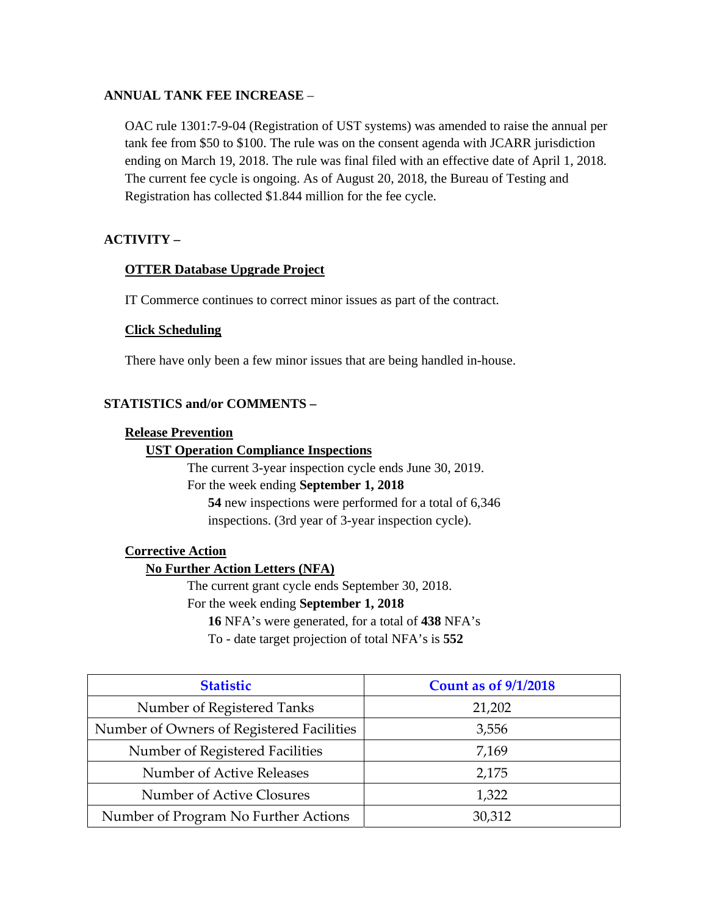**ANNUAL TANK FEE INCREASE** –

OAC rule 1301:7-9-04 (Registration of UST systems) was amended to raise the annual per tank fee from $50 to $100. The rule was on the consent agenda with JCARR jurisdiction ending on March 19, 2018. The rule was final filed with an effective date of April 1, 2018. The current fee cycle is ongoing. As of August 20, 2018, the Bureau of Testing and Registration has collected $1.844 million for the fee cycle.

**ACTIVITY –**

**OTTER Database Upgrade Project**

IT Commerce continues to correct minor issues as part of the contract.

**Click Scheduling**

There have only been a few minor issues that are being handled in-house.

**STATISTICS and/or COMMENTS –**

**Release Prevention**

**UST Operation Compliance Inspections**

The current 3-year inspection cycle ends June 30, 2019.

For the week ending **September 1, 2018**

**54** new inspections were performed for a total of 6,346 inspections. (3rd year of 3-year inspection cycle).

**Corrective Action**

**No Further Action Letters (NFA)**

The current grant cycle ends September 30, 2018.

For the week ending **September 1, 2018**

**16** NFA's were generated, for a total of **438** NFA's

To - date target projection of total NFA's is **552**

| Statistic | Count as of 9/1/2018 |
|---|---|
| Number of Registered Tanks | 21,202 |
| Number of Owners of Registered Facilities | 3,556 |
| Number of Registered Facilities | 7,169 |
| Number of Active Releases | 2,175 |
| Number of Active Closures | 1,322 |
| Number of Program No Further Actions | 30,312 |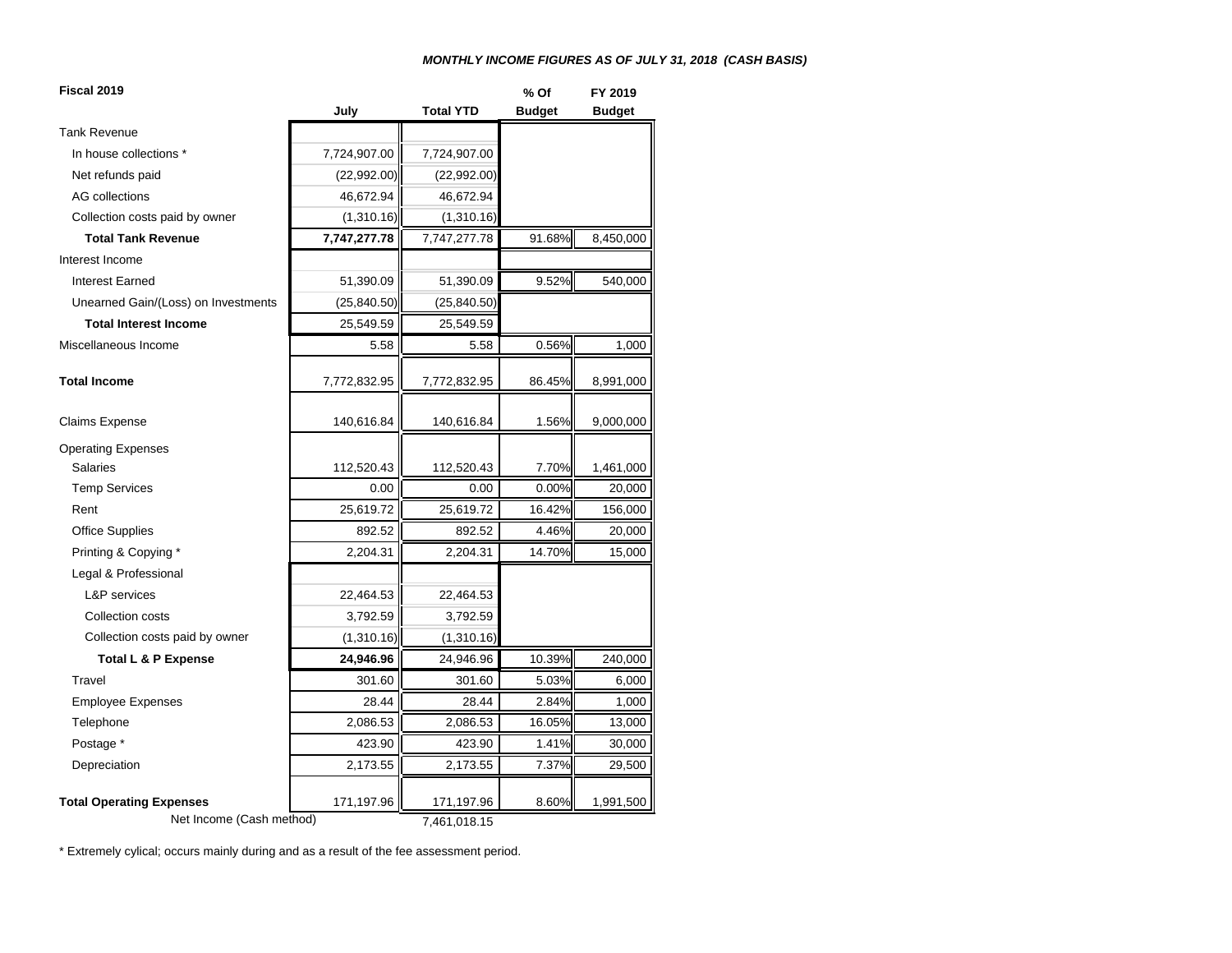*MONTHLY INCOME FIGURES AS OF JULY 31, 2018 (CASH BASIS)*

| Fiscal 2019 | July | Total YTD | % Of Budget | FY 2019 Budget |
|---|---|---|---|---|
| Tank Revenue | | | | |
| In house collections * | 7,724,907.00 | 7,724,907.00 | | |
| Net refunds paid | (22,992.00) | (22,992.00) | | |
| AG collections | 46,672.94 | 46,672.94 | | |
| Collection costs paid by owner | (1,310.16) | (1,310.16) | | |
| **Total Tank Revenue** | **7,747,277.78** | 7,747,277.78 | 91.68% | 8,450,000 |
| Interest Income | | | | |
| Interest Earned | 51,390.09 | 51,390.09 | 9.52% | 540,000 |
| Unearned Gain/(Loss) on Investments | (25,840.50) | (25,840.50) | | |
| **Total Interest Income** | 25,549.59 | 25,549.59 | | |
| Miscellaneous Income | 5.58 | 5.58 | 0.56% | 1,000 |
| **Total Income** | 7,772,832.95 | 7,772,832.95 | 86.45% | 8,991,000 |
| Claims Expense | 140,616.84 | 140,616.84 | 1.56% | 9,000,000 |
| Operating Expenses | | | | |
| Salaries | 112,520.43 | 112,520.43 | 7.70% | 1,461,000 |
| Temp Services | 0.00 | 0.00 | 0.00% | 20,000 |
| Rent | 25,619.72 | 25,619.72 | 16.42% | 156,000 |
| Office Supplies | 892.52 | 892.52 | 4.46% | 20,000 |
| Printing & Copying * | 2,204.31 | 2,204.31 | 14.70% | 15,000 |
| Legal & Professional | | | | |
| L&P services | 22,464.53 | 22,464.53 | | |
| Collection costs | 3,792.59 | 3,792.59 | | |
| Collection costs paid by owner | (1,310.16) | (1,310.16) | | |
| **Total L & P Expense** | **24,946.96** | 24,946.96 | 10.39% | 240,000 |
| Travel | 301.60 | 301.60 | 5.03% | 6,000 |
| Employee Expenses | 28.44 | 28.44 | 2.84% | 1,000 |
| Telephone | 2,086.53 | 2,086.53 | 16.05% | 13,000 |
| Postage * | 423.90 | 423.90 | 1.41% | 30,000 |
| Depreciation | 2,173.55 | 2,173.55 | 7.37% | 29,500 |
| **Total Operating Expenses** | 171,197.96 | 171,197.96 | 8.60% | 1,991,500 |
| Net Income (Cash method) | | 7,461,018.15 | | |

* Extremely cylical; occurs mainly during and as a result of the fee assessment period.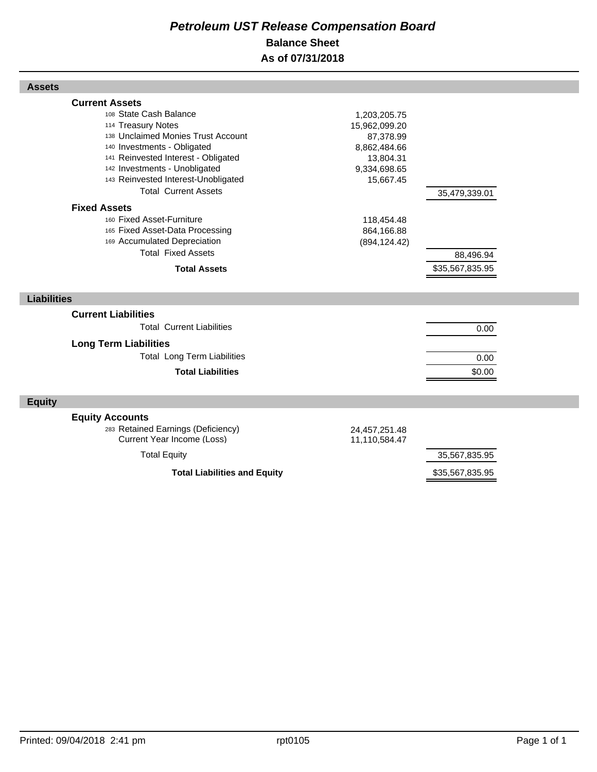# *Petroleum UST Release Compensation Board*

## Balance Sheet

## As of 07/31/2018

### Assets

| | | |
|---|---|---|
| **Current Assets** | | |
| 108 State Cash Balance | 1,203,205.75 | |
| 114 Treasury Notes | 15,962,099.20 | |
| 138 Unclaimed Monies Trust Account | 87,378.99 | |
| 140 Investments - Obligated | 8,862,484.66 | |
| 141 Reinvested Interest - Obligated | 13,804.31 | |
| 142 Investments - Unobligated | 9,334,698.65 | |
| 143 Reinvested Interest-Unobligated | 15,667.45 | |
| Total Current Assets | | 35,479,339.01 |
| **Fixed Assets** | | |
| 160 Fixed Asset-Furniture | 118,454.48 | |
| 165 Fixed Asset-Data Processing | 864,166.88 | |
| 169 Accumulated Depreciation | (894,124.42) | |
| Total Fixed Assets | | 88,496.94 |
| **Total Assets** | | $35,567,835.95 |

### Liabilities

| | | |
|---|---|---|
| **Current Liabilities** | | |
| Total Current Liabilities | | 0.00 |
| **Long Term Liabilities** | | |
| Total Long Term Liabilities | | 0.00 |
| **Total Liabilities** | | $0.00 |

### Equity

| | | |
|---|---|---|
| **Equity Accounts** | | |
| 283 Retained Earnings (Deficiency) | 24,457,251.48 | |
| Current Year Income (Loss) | 11,110,584.47 | |
| Total Equity | | 35,567,835.95 |
| **Total Liabilities and Equity** | | $35,567,835.95 |

Printed: 09/04/2018 2:41 pm rpt0105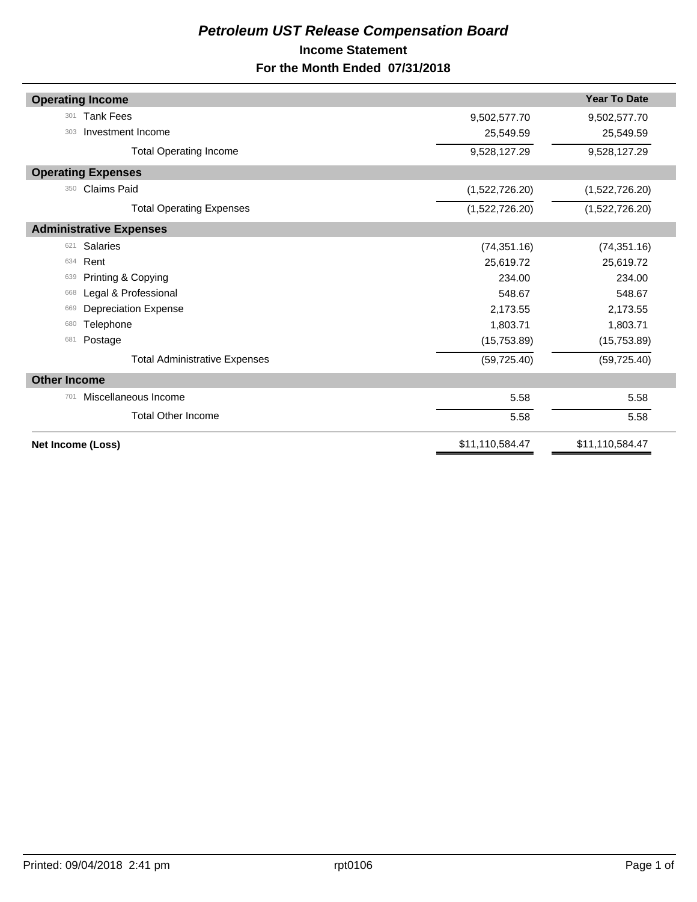# *Petroleum UST Release Compensation Board*

## Income Statement

## For the Month Ended 07/31/2018

| | | | Year To Date |
|---|---|---|---|
| **Operating Income** | | | |
| 301 | Tank Fees | 9,502,577.70 | 9,502,577.70 |
| 303 | Investment Income | 25,549.59 | 25,549.59 |
| | Total Operating Income | 9,528,127.29 | 9,528,127.29 |
| **Operating Expenses** | | | |
| 350 | Claims Paid | (1,522,726.20) | (1,522,726.20) |
| | Total Operating Expenses | (1,522,726.20) | (1,522,726.20) |
| **Administrative Expenses** | | | |
| 621 | Salaries | (74,351.16) | (74,351.16) |
| 634 | Rent | 25,619.72 | 25,619.72 |
| 639 | Printing & Copying | 234.00 | 234.00 |
| 668 | Legal & Professional | 548.67 | 548.67 |
| 669 | Depreciation Expense | 2,173.55 | 2,173.55 |
| 680 | Telephone | 1,803.71 | 1,803.71 |
| 681 | Postage | (15,753.89) | (15,753.89) |
| | Total Administrative Expenses | (59,725.40) | (59,725.40) |
| **Other Income** | | | |
| 701 | Miscellaneous Income | 5.58 | 5.58 |
| | Total Other Income | 5.58 | 5.58 |
| **Net Income (Loss)** | | $11,110,584.47 | $11,110,584.47 |

Printed: 09/04/2018 2:41 pm rpt0106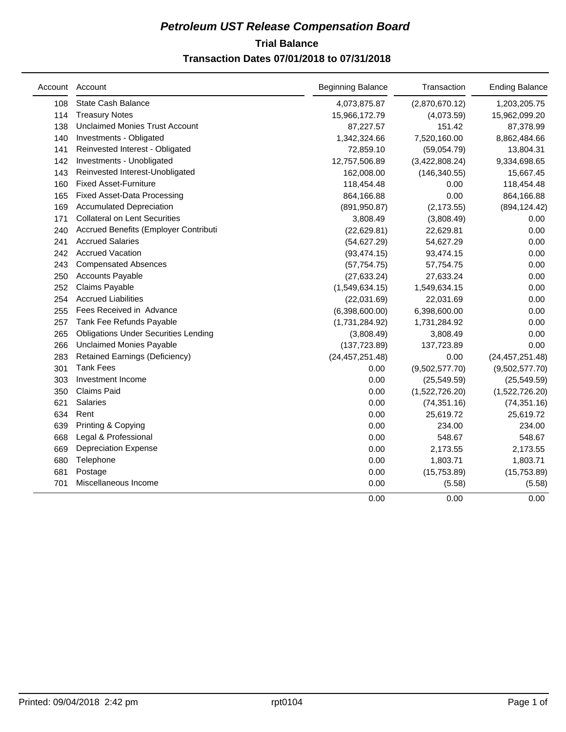# *Petroleum UST Release Compensation Board*

## Trial Balance

## Transaction Dates 07/01/2018 to 07/31/2018

| Account | Account | Beginning Balance | Transaction | Ending Balance |
|---|---|---|---|---|
| 108 | State Cash Balance | 4,073,875.87 | (2,870,670.12) | 1,203,205.75 |
| 114 | Treasury Notes | 15,966,172.79 | (4,073.59) | 15,962,099.20 |
| 138 | Unclaimed Monies Trust Account | 87,227.57 | 151.42 | 87,378.99 |
| 140 | Investments - Obligated | 1,342,324.66 | 7,520,160.00 | 8,862,484.66 |
| 141 | Reinvested Interest - Obligated | 72,859.10 | (59,054.79) | 13,804.31 |
| 142 | Investments - Unobligated | 12,757,506.89 | (3,422,808.24) | 9,334,698.65 |
| 143 | Reinvested Interest-Unobligated | 162,008.00 | (146,340.55) | 15,667.45 |
| 160 | Fixed Asset-Furniture | 118,454.48 | 0.00 | 118,454.48 |
| 165 | Fixed Asset-Data Processing | 864,166.88 | 0.00 | 864,166.88 |
| 169 | Accumulated Depreciation | (891,950.87) | (2,173.55) | (894,124.42) |
| 171 | Collateral on Lent Securities | 3,808.49 | (3,808.49) | 0.00 |
| 240 | Accrued Benefits (Employer Contributi | (22,629.81) | 22,629.81 | 0.00 |
| 241 | Accrued Salaries | (54,627.29) | 54,627.29 | 0.00 |
| 242 | Accrued Vacation | (93,474.15) | 93,474.15 | 0.00 |
| 243 | Compensated Absences | (57,754.75) | 57,754.75 | 0.00 |
| 250 | Accounts Payable | (27,633.24) | 27,633.24 | 0.00 |
| 252 | Claims Payable | (1,549,634.15) | 1,549,634.15 | 0.00 |
| 254 | Accrued Liabilities | (22,031.69) | 22,031.69 | 0.00 |
| 255 | Fees Received in Advance | (6,398,600.00) | 6,398,600.00 | 0.00 |
| 257 | Tank Fee Refunds Payable | (1,731,284.92) | 1,731,284.92 | 0.00 |
| 265 | Obligations Under Securities Lending | (3,808.49) | 3,808.49 | 0.00 |
| 266 | Unclaimed Monies Payable | (137,723.89) | 137,723.89 | 0.00 |
| 283 | Retained Earnings (Deficiency) | (24,457,251.48) | 0.00 | (24,457,251.48) |
| 301 | Tank Fees | 0.00 | (9,502,577.70) | (9,502,577.70) |
| 303 | Investment Income | 0.00 | (25,549.59) | (25,549.59) |
| 350 | Claims Paid | 0.00 | (1,522,726.20) | (1,522,726.20) |
| 621 | Salaries | 0.00 | (74,351.16) | (74,351.16) |
| 634 | Rent | 0.00 | 25,619.72 | 25,619.72 |
| 639 | Printing & Copying | 0.00 | 234.00 | 234.00 |
| 668 | Legal & Professional | 0.00 | 548.67 | 548.67 |
| 669 | Depreciation Expense | 0.00 | 2,173.55 | 2,173.55 |
| 680 | Telephone | 0.00 | 1,803.71 | 1,803.71 |
| 681 | Postage | 0.00 | (15,753.89) | (15,753.89) |
| 701 | Miscellaneous Income | 0.00 | (5.58) | (5.58) |
| | | 0.00 | 0.00 | 0.00 |

Printed: 09/04/2018 2:42 pm rpt0104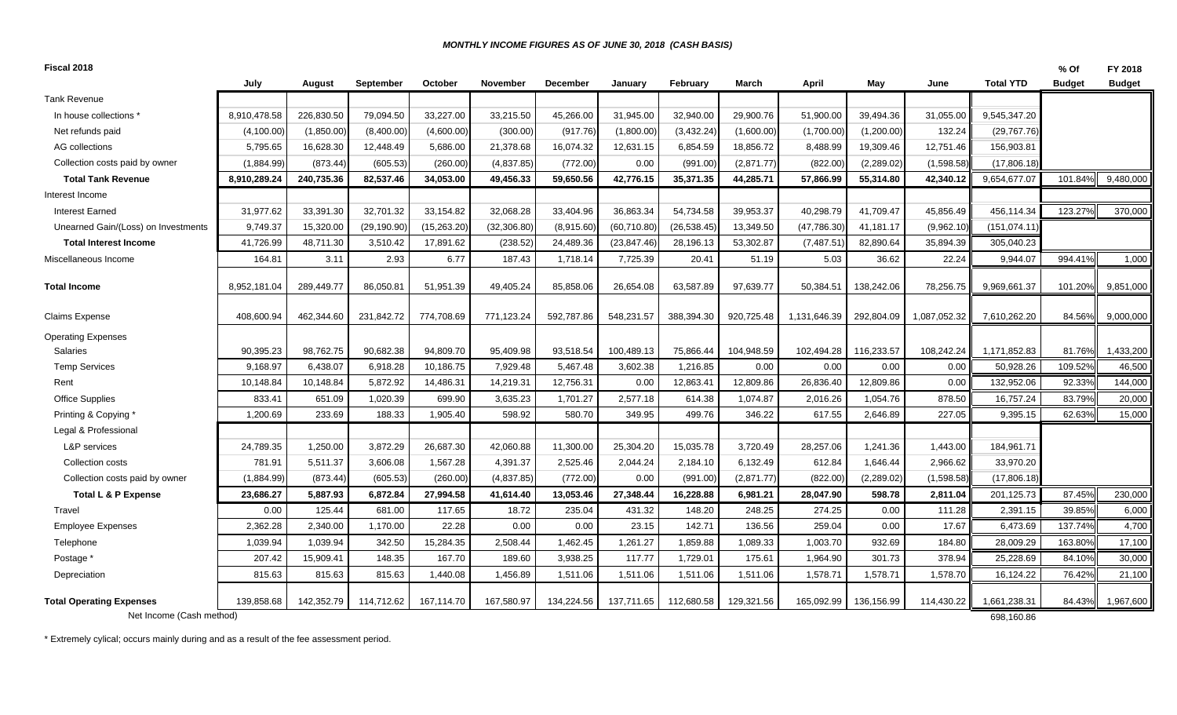***MONTHLY INCOME FIGURES AS OF JUNE 30, 2018 (CASH BASIS)***

**Fiscal 2018**

| | July | August | September | October | November | December | January | February | March | April | May | June | Total YTD | % Of Budget | FY 2018 Budget |
|---|---|---|---|---|---|---|---|---|---|---|---|---|---|---|---|
| Tank Revenue | | | | | | | | | | | | | | | |
| In house collections * | 8,910,478.58 | 226,830.50 | 79,094.50 | 33,227.00 | 33,215.50 | 45,266.00 | 31,945.00 | 32,940.00 | 29,900.76 | 51,900.00 | 39,494.36 | 31,055.00 | 9,545,347.20 | | |
| Net refunds paid | (4,100.00) | (1,850.00) | (8,400.00) | (4,600.00) | (300.00) | (917.76) | (1,800.00) | (3,432.24) | (1,600.00) | (1,700.00) | (1,200.00) | 132.24 | (29,767.76) | | |
| AG collections | 5,795.65 | 16,628.30 | 12,448.49 | 5,686.00 | 21,378.68 | 16,074.32 | 12,631.15 | 6,854.59 | 18,856.72 | 8,488.99 | 19,309.46 | 12,751.46 | 156,903.81 | | |
| Collection costs paid by owner | (1,884.99) | (873.44) | (605.53) | (260.00) | (4,837.85) | (772.00) | 0.00 | (991.00) | (2,871.77) | (822.00) | (2,289.02) | (1,598.58) | (17,806.18) | | |
| **Total Tank Revenue** | **8,910,289.24** | **240,735.36** | **82,537.46** | **34,053.00** | **49,456.33** | **59,650.56** | **42,776.15** | **35,371.35** | **44,285.71** | **57,866.99** | **55,314.80** | **42,340.12** | 9,654,677.07 | 101.84% | 9,480,000 |
| Interest Income | | | | | | | | | | | | | | | |
| Interest Earned | 31,977.62 | 33,391.30 | 32,701.32 | 33,154.82 | 32,068.28 | 33,404.96 | 36,863.34 | 54,734.58 | 39,953.37 | 40,298.79 | 41,709.47 | 45,856.49 | 456,114.34 | 123.27% | 370,000 |
| Unearned Gain/(Loss) on Investments | 9,749.37 | 15,320.00 | (29,190.90) | (15,263.20) | (32,306.80) | (8,915.60) | (60,710.80) | (26,538.45) | 13,349.50 | (47,786.30) | 41,181.17 | (9,962.10) | (151,074.11) | | |
| **Total Interest Income** | **41,726.99** | **48,711.30** | **3,510.42** | **17,891.62** | **(238.52)** | **24,489.36** | **(23,847.46)** | **28,196.13** | **53,302.87** | **(7,487.51)** | **82,890.64** | **35,894.39** | 305,040.23 | | |
| Miscellaneous Income | 164.81 | 3.11 | 2.93 | 6.77 | 187.43 | 1,718.14 | 7,725.39 | 20.41 | 51.19 | 5.03 | 36.62 | 22.24 | 9,944.07 | 994.41% | 1,000 |
| **Total Income** | 8,952,181.04 | 289,449.77 | 86,050.81 | 51,951.39 | 49,405.24 | 85,858.06 | 26,654.08 | 63,587.89 | 97,639.77 | 50,384.51 | 138,242.06 | 78,256.75 | 9,969,661.37 | 101.20% | 9,851,000 |
| Claims Expense | 408,600.94 | 462,344.60 | 231,842.72 | 774,708.69 | 771,123.24 | 592,787.86 | 548,231.57 | 388,394.30 | 920,725.48 | 1,131,646.39 | 292,804.09 | 1,087,052.32 | 7,610,262.20 | 84.56% | 9,000,000 |
| Operating Expenses | | | | | | | | | | | | | | | |
| Salaries | 90,395.23 | 98,762.75 | 90,682.38 | 94,809.70 | 95,409.98 | 93,518.54 | 100,489.13 | 75,866.44 | 104,948.59 | 102,494.28 | 116,233.57 | 108,242.24 | 1,171,852.83 | 81.76% | 1,433,200 |
| Temp Services | 9,168.97 | 6,438.07 | 6,918.28 | 10,186.75 | 7,929.48 | 5,467.48 | 3,602.38 | 1,216.85 | 0.00 | 0.00 | 0.00 | 0.00 | 50,928.26 | 109.52% | 46,500 |
| Rent | 10,148.84 | 10,148.84 | 5,872.92 | 14,486.31 | 14,219.31 | 12,756.31 | 0.00 | 12,863.41 | 12,809.86 | 26,836.40 | 12,809.86 | 0.00 | 132,952.06 | 92.33% | 144,000 |
| Office Supplies | 833.41 | 651.09 | 1,020.39 | 699.90 | 3,635.23 | 1,701.27 | 2,577.18 | 614.38 | 1,074.87 | 2,016.26 | 1,054.76 | 878.50 | 16,757.24 | 83.79% | 20,000 |
| Printing & Copying * | 1,200.69 | 233.69 | 188.33 | 1,905.40 | 598.92 | 580.70 | 349.95 | 499.76 | 346.22 | 617.55 | 2,646.89 | 227.05 | 9,395.15 | 62.63% | 15,000 |
| Legal & Professional | | | | | | | | | | | | | | | |
| L&P services | 24,789.35 | 1,250.00 | 3,872.29 | 26,687.30 | 42,060.88 | 11,300.00 | 25,304.20 | 15,035.78 | 3,720.49 | 28,257.06 | 1,241.36 | 1,443.00 | 184,961.71 | | |
| Collection costs | 781.91 | 5,511.37 | 3,606.08 | 1,567.28 | 4,391.37 | 2,525.46 | 2,044.24 | 2,184.10 | 6,132.49 | 612.84 | 1,646.44 | 2,966.62 | 33,970.20 | | |
| Collection costs paid by owner | (1,884.99) | (873.44) | (605.53) | (260.00) | (4,837.85) | (772.00) | 0.00 | (991.00) | (2,871.77) | (822.00) | (2,289.02) | (1,598.58) | (17,806.18) | | |
| **Total L & P Expense** | **23,686.27** | **5,887.93** | **6,872.84** | **27,994.58** | **41,614.40** | **13,053.46** | **27,348.44** | **16,228.88** | **6,981.21** | **28,047.90** | **598.78** | **2,811.04** | 201,125.73 | 87.45% | 230,000 |
| Travel | 0.00 | 125.44 | 681.00 | 117.65 | 18.72 | 235.04 | 431.32 | 148.20 | 248.25 | 274.25 | 0.00 | 111.28 | 2,391.15 | 39.85% | 6,000 |
| Employee Expenses | 2,362.28 | 2,340.00 | 1,170.00 | 22.28 | 0.00 | 0.00 | 23.15 | 142.71 | 136.56 | 259.04 | 0.00 | 17.67 | 6,473.69 | 137.74% | 4,700 |
| Telephone | 1,039.94 | 1,039.94 | 342.50 | 15,284.35 | 2,508.44 | 1,462.45 | 1,261.27 | 1,859.88 | 1,089.33 | 1,003.70 | 932.69 | 184.80 | 28,009.29 | 163.80% | 17,100 |
| Postage * | 207.42 | 15,909.41 | 148.35 | 167.70 | 189.60 | 3,938.25 | 117.77 | 1,729.01 | 175.61 | 1,964.90 | 301.73 | 378.94 | 25,228.69 | 84.10% | 30,000 |
| Depreciation | 815.63 | 815.63 | 815.63 | 1,440.08 | 1,456.89 | 1,511.06 | 1,511.06 | 1,511.06 | 1,511.06 | 1,578.71 | 1,578.71 | 1,578.70 | 16,124.22 | 76.42% | 21,100 |
| **Total Operating Expenses** | 139,858.68 | 142,352.79 | 114,712.62 | 167,114.70 | 167,580.97 | 134,224.56 | 137,711.65 | 112,680.58 | 129,321.56 | 165,092.99 | 136,156.99 | 114,430.22 | 1,661,238.31 | 84.43% | 1,967,600 |
| Net Income (Cash method) | | | | | | | | | | | | | 698,160.86 | | |

\* Extremely cylical; occurs mainly during and as a result of the fee assessment period.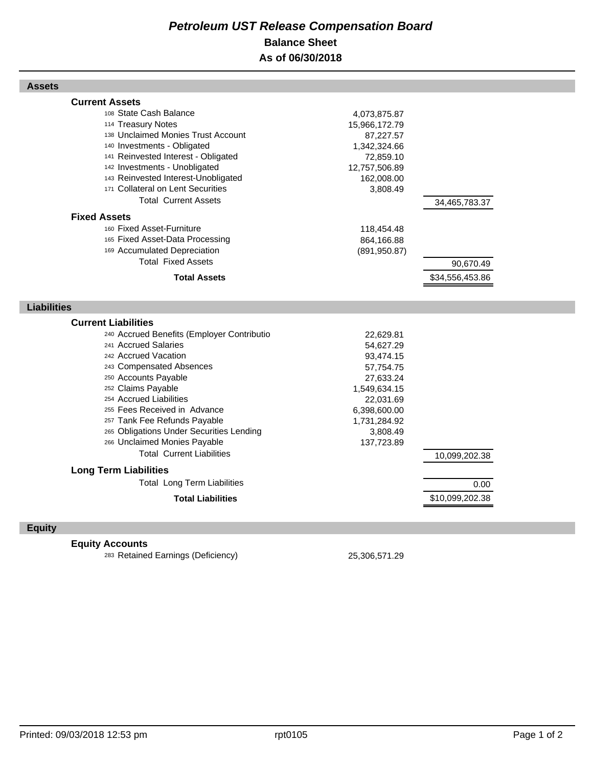# *Petroleum UST Release Compensation Board*

## Balance Sheet

## As of 06/30/2018

### Assets

| | | |
|---|---|---|
| **Current Assets** | | |
| 108 State Cash Balance | 4,073,875.87 | |
| 114 Treasury Notes | 15,966,172.79 | |
| 138 Unclaimed Monies Trust Account | 87,227.57 | |
| 140 Investments - Obligated | 1,342,324.66 | |
| 141 Reinvested Interest - Obligated | 72,859.10 | |
| 142 Investments - Unobligated | 12,757,506.89 | |
| 143 Reinvested Interest-Unobligated | 162,008.00 | |
| 171 Collateral on Lent Securities | 3,808.49 | |
| Total Current Assets | | 34,465,783.37 |
| **Fixed Assets** | | |
| 160 Fixed Asset-Furniture | 118,454.48 | |
| 165 Fixed Asset-Data Processing | 864,166.88 | |
| 169 Accumulated Depreciation | (891,950.87) | |
| Total Fixed Assets | | 90,670.49 |
| **Total Assets** | | $34,556,453.86 |

### Liabilities

| | | |
|---|---|---|
| **Current Liabilities** | | |
| 240 Accrued Benefits (Employer Contributio | 22,629.81 | |
| 241 Accrued Salaries | 54,627.29 | |
| 242 Accrued Vacation | 93,474.15 | |
| 243 Compensated Absences | 57,754.75 | |
| 250 Accounts Payable | 27,633.24 | |
| 252 Claims Payable | 1,549,634.15 | |
| 254 Accrued Liabilities | 22,031.69 | |
| 255 Fees Received in Advance | 6,398,600.00 | |
| 257 Tank Fee Refunds Payable | 1,731,284.92 | |
| 265 Obligations Under Securities Lending | 3,808.49 | |
| 266 Unclaimed Monies Payable | 137,723.89 | |
| Total Current Liabilities | | 10,099,202.38 |
| **Long Term Liabilities** | | |
| Total Long Term Liabilities | | 0.00 |
| **Total Liabilities** | | $10,099,202.38 |

### Equity

| | | |
|---|---|---|
| **Equity Accounts** | | |
| 283 Retained Earnings (Deficiency) | 25,306,571.29 | |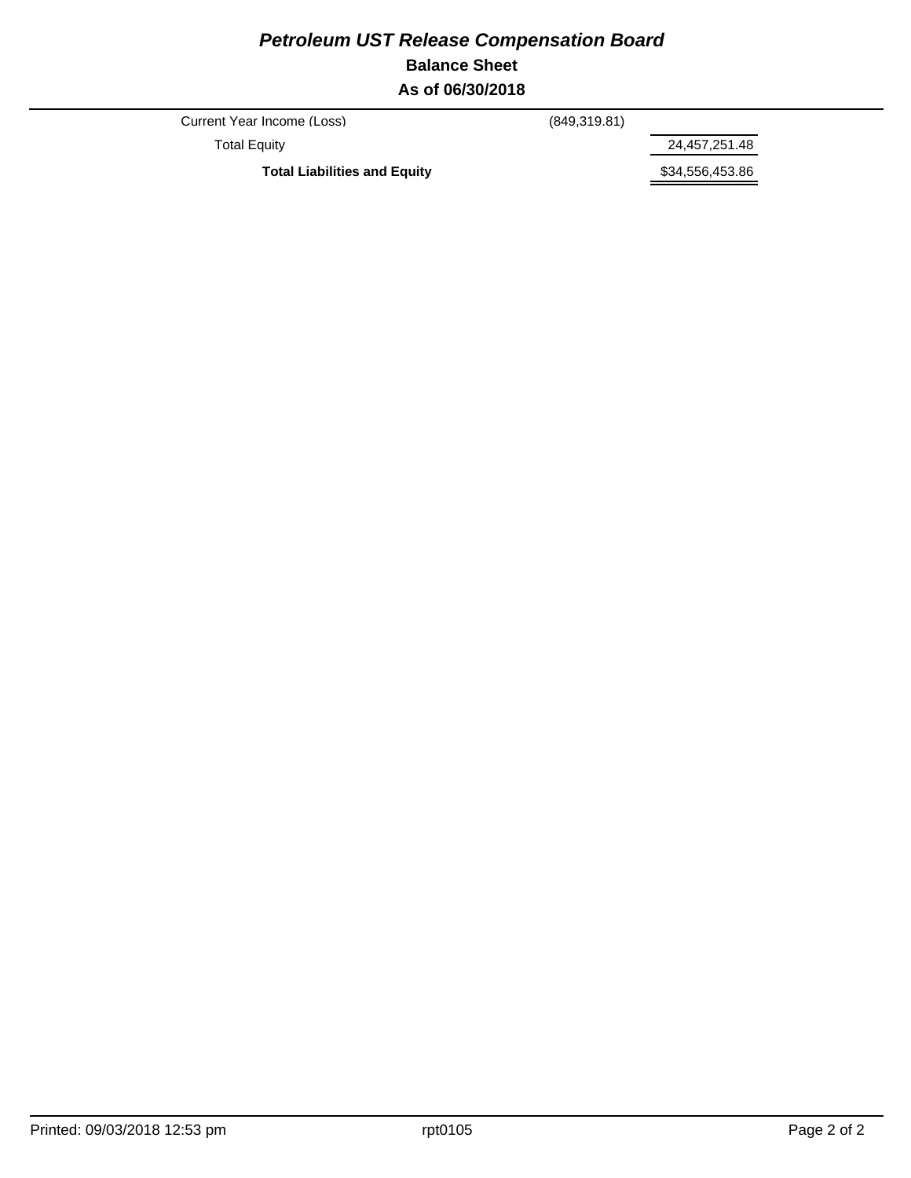# *Petroleum UST Release Compensation Board*

**Balance Sheet**

**As of 06/30/2018**

| | | |
|---|---|---|
| Current Year Income (Loss) | (849,319.81) | |
| Total Equity | | 24,457,251.48 |
| **Total Liabilities and Equity** | | $34,556,453.86 |

Printed: 09/03/2018 12:53 pm    rpt0105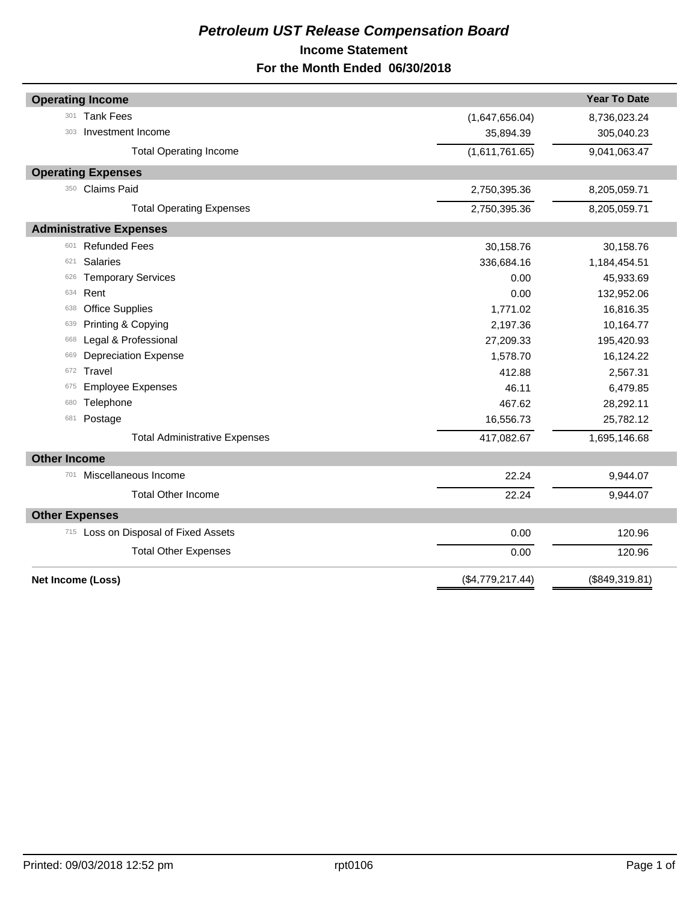# *Petroleum UST Release Compensation Board*

## Income Statement

## For the Month Ended 06/30/2018

| | | | Year To Date |
|---|---|---|---|
| **Operating Income** | | | |
| 301 | Tank Fees | (1,647,656.04) | 8,736,023.24 |
| 303 | Investment Income | 35,894.39 | 305,040.23 |
| | Total Operating Income | (1,611,761.65) | 9,041,063.47 |
| **Operating Expenses** | | | |
| 350 | Claims Paid | 2,750,395.36 | 8,205,059.71 |
| | Total Operating Expenses | 2,750,395.36 | 8,205,059.71 |
| **Administrative Expenses** | | | |
| 601 | Refunded Fees | 30,158.76 | 30,158.76 |
| 621 | Salaries | 336,684.16 | 1,184,454.51 |
| 626 | Temporary Services | 0.00 | 45,933.69 |
| 634 | Rent | 0.00 | 132,952.06 |
| 638 | Office Supplies | 1,771.02 | 16,816.35 |
| 639 | Printing & Copying | 2,197.36 | 10,164.77 |
| 668 | Legal & Professional | 27,209.33 | 195,420.93 |
| 669 | Depreciation Expense | 1,578.70 | 16,124.22 |
| 672 | Travel | 412.88 | 2,567.31 |
| 675 | Employee Expenses | 46.11 | 6,479.85 |
| 680 | Telephone | 467.62 | 28,292.11 |
| 681 | Postage | 16,556.73 | 25,782.12 |
| | Total Administrative Expenses | 417,082.67 | 1,695,146.68 |
| **Other Income** | | | |
| 701 | Miscellaneous Income | 22.24 | 9,944.07 |
| | Total Other Income | 22.24 | 9,944.07 |
| **Other Expenses** | | | |
| 715 | Loss on Disposal of Fixed Assets | 0.00 | 120.96 |
| | Total Other Expenses | 0.00 | 120.96 |
| **Net Income (Loss)** | | ($4,779,217.44) | ($849,319.81) |

Printed: 09/03/2018 12:52 pm rpt0106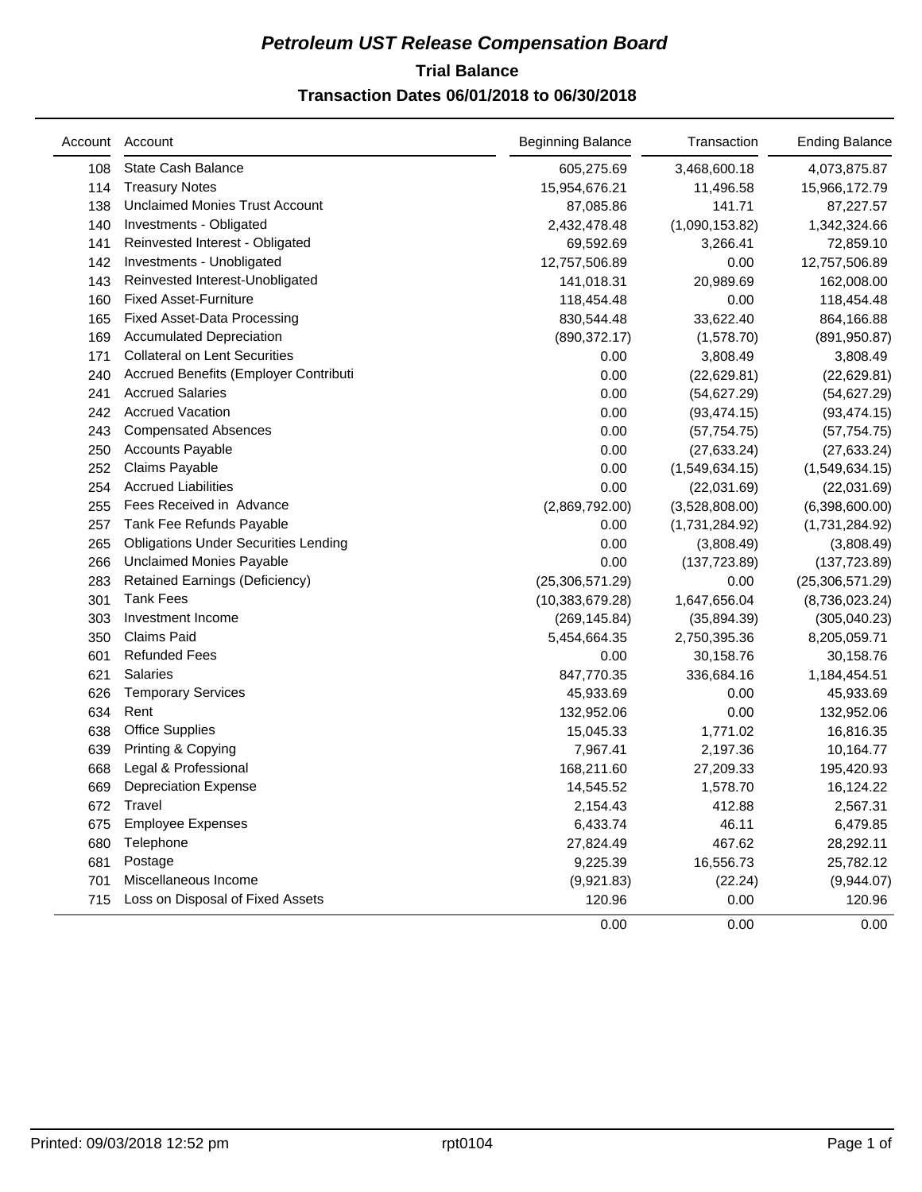# *Petroleum UST Release Compensation Board*

## Trial Balance

### Transaction Dates 06/01/2018 to 06/30/2018

| Account | Account | Beginning Balance | Transaction | Ending Balance |
|---|---|---|---|---|
| 108 | State Cash Balance | 605,275.69 | 3,468,600.18 | 4,073,875.87 |
| 114 | Treasury Notes | 15,954,676.21 | 11,496.58 | 15,966,172.79 |
| 138 | Unclaimed Monies Trust Account | 87,085.86 | 141.71 | 87,227.57 |
| 140 | Investments - Obligated | 2,432,478.48 | (1,090,153.82) | 1,342,324.66 |
| 141 | Reinvested Interest - Obligated | 69,592.69 | 3,266.41 | 72,859.10 |
| 142 | Investments - Unobligated | 12,757,506.89 | 0.00 | 12,757,506.89 |
| 143 | Reinvested Interest-Unobligated | 141,018.31 | 20,989.69 | 162,008.00 |
| 160 | Fixed Asset-Furniture | 118,454.48 | 0.00 | 118,454.48 |
| 165 | Fixed Asset-Data Processing | 830,544.48 | 33,622.40 | 864,166.88 |
| 169 | Accumulated Depreciation | (890,372.17) | (1,578.70) | (891,950.87) |
| 171 | Collateral on Lent Securities | 0.00 | 3,808.49 | 3,808.49 |
| 240 | Accrued Benefits (Employer Contributi | 0.00 | (22,629.81) | (22,629.81) |
| 241 | Accrued Salaries | 0.00 | (54,627.29) | (54,627.29) |
| 242 | Accrued Vacation | 0.00 | (93,474.15) | (93,474.15) |
| 243 | Compensated Absences | 0.00 | (57,754.75) | (57,754.75) |
| 250 | Accounts Payable | 0.00 | (27,633.24) | (27,633.24) |
| 252 | Claims Payable | 0.00 | (1,549,634.15) | (1,549,634.15) |
| 254 | Accrued Liabilities | 0.00 | (22,031.69) | (22,031.69) |
| 255 | Fees Received in Advance | (2,869,792.00) | (3,528,808.00) | (6,398,600.00) |
| 257 | Tank Fee Refunds Payable | 0.00 | (1,731,284.92) | (1,731,284.92) |
| 265 | Obligations Under Securities Lending | 0.00 | (3,808.49) | (3,808.49) |
| 266 | Unclaimed Monies Payable | 0.00 | (137,723.89) | (137,723.89) |
| 283 | Retained Earnings (Deficiency) | (25,306,571.29) | 0.00 | (25,306,571.29) |
| 301 | Tank Fees | (10,383,679.28) | 1,647,656.04 | (8,736,023.24) |
| 303 | Investment Income | (269,145.84) | (35,894.39) | (305,040.23) |
| 350 | Claims Paid | 5,454,664.35 | 2,750,395.36 | 8,205,059.71 |
| 601 | Refunded Fees | 0.00 | 30,158.76 | 30,158.76 |
| 621 | Salaries | 847,770.35 | 336,684.16 | 1,184,454.51 |
| 626 | Temporary Services | 45,933.69 | 0.00 | 45,933.69 |
| 634 | Rent | 132,952.06 | 0.00 | 132,952.06 |
| 638 | Office Supplies | 15,045.33 | 1,771.02 | 16,816.35 |
| 639 | Printing & Copying | 7,967.41 | 2,197.36 | 10,164.77 |
| 668 | Legal & Professional | 168,211.60 | 27,209.33 | 195,420.93 |
| 669 | Depreciation Expense | 14,545.52 | 1,578.70 | 16,124.22 |
| 672 | Travel | 2,154.43 | 412.88 | 2,567.31 |
| 675 | Employee Expenses | 6,433.74 | 46.11 | 6,479.85 |
| 680 | Telephone | 27,824.49 | 467.62 | 28,292.11 |
| 681 | Postage | 9,225.39 | 16,556.73 | 25,782.12 |
| 701 | Miscellaneous Income | (9,921.83) | (22.24) | (9,944.07) |
| 715 | Loss on Disposal of Fixed Assets | 120.96 | 0.00 | 120.96 |
| | | 0.00 | 0.00 | 0.00 |

Printed: 09/03/2018 12:52 pm rpt0104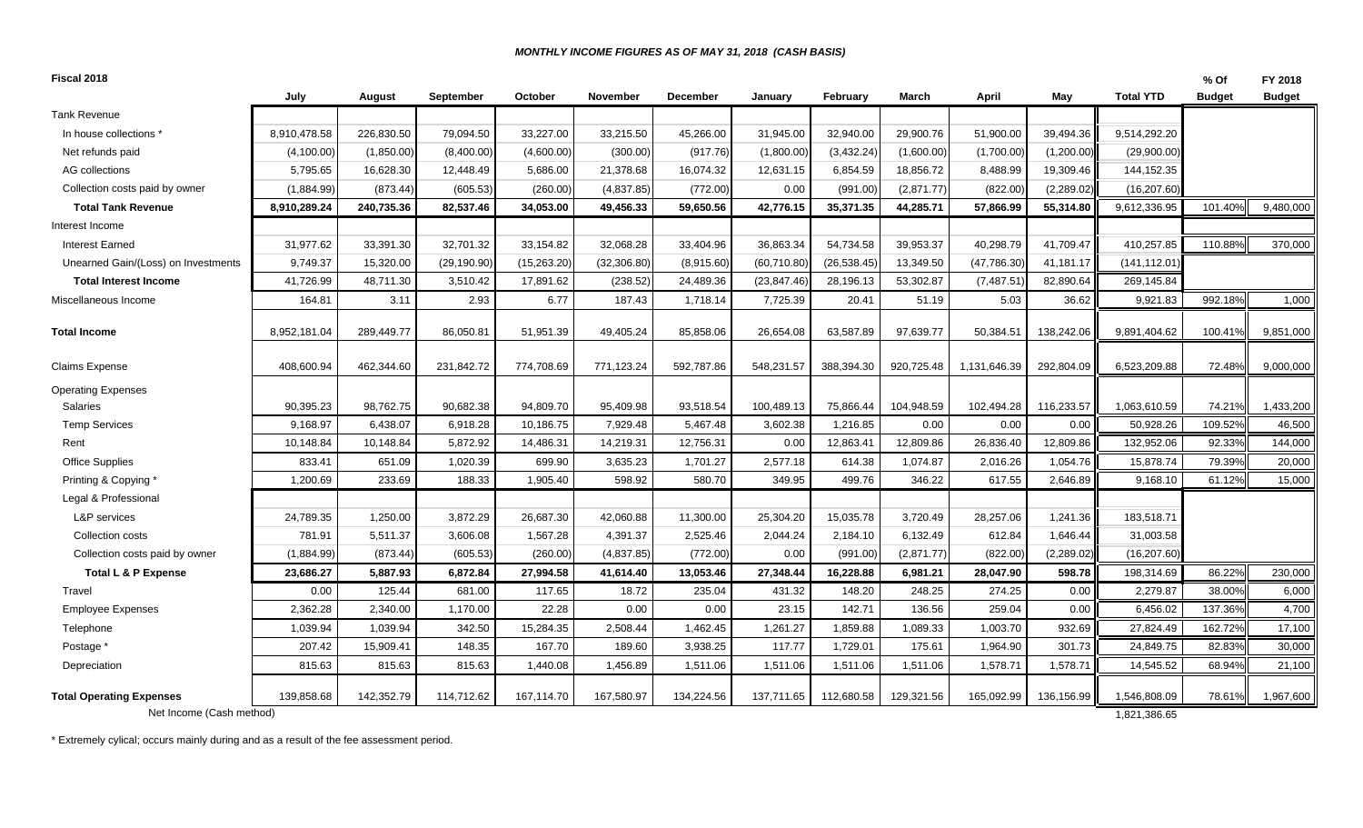*MONTHLY INCOME FIGURES AS OF MAY 31, 2018 (CASH BASIS)*

| Fiscal 2018 | July | August | September | October | November | December | January | February | March | April | May | Total YTD | % Of Budget | FY 2018 Budget |
|---|---|---|---|---|---|---|---|---|---|---|---|---|---|---|
| Tank Revenue | | | | | | | | | | | | | | |
| In house collections * | 8,910,478.58 | 226,830.50 | 79,094.50 | 33,227.00 | 33,215.50 | 45,266.00 | 31,945.00 | 32,940.00 | 29,900.76 | 51,900.00 | 39,494.36 | 9,514,292.20 | | |
| Net refunds paid | (4,100.00) | (1,850.00) | (8,400.00) | (4,600.00) | (300.00) | (917.76) | (1,800.00) | (3,432.24) | (1,600.00) | (1,700.00) | (1,200.00) | (29,900.00) | | |
| AG collections | 5,795.65 | 16,628.30 | 12,448.49 | 5,686.00 | 21,378.68 | 16,074.32 | 12,631.15 | 6,854.59 | 18,856.72 | 8,488.99 | 19,309.46 | 144,152.35 | | |
| Collection costs paid by owner | (1,884.99) | (873.44) | (605.53) | (260.00) | (4,837.85) | (772.00) | 0.00 | (991.00) | (2,871.77) | (822.00) | (2,289.02) | (16,207.60) | | |
| **Total Tank Revenue** | **8,910,289.24** | **240,735.36** | **82,537.46** | **34,053.00** | **49,456.33** | **59,650.56** | **42,776.15** | **35,371.35** | **44,285.71** | **57,866.99** | **55,314.80** | 9,612,336.95 | 101.40% | 9,480,000 |
| Interest Income | | | | | | | | | | | | | | |
| Interest Earned | 31,977.62 | 33,391.30 | 32,701.32 | 33,154.82 | 32,068.28 | 33,404.96 | 36,863.34 | 54,734.58 | 39,953.37 | 40,298.79 | 41,709.47 | 410,257.85 | 110.88% | 370,000 |
| Unearned Gain/(Loss) on Investments | 9,749.37 | 15,320.00 | (29,190.90) | (15,263.20) | (32,306.80) | (8,915.60) | (60,710.80) | (26,538.45) | 13,349.50 | (47,786.30) | 41,181.17 | (141,112.01) | | |
| **Total Interest Income** | **41,726.99** | **48,711.30** | **3,510.42** | **17,891.62** | **(238.52)** | **24,489.36** | **(23,847.46)** | **28,196.13** | **53,302.87** | **(7,487.51)** | **82,890.64** | 269,145.84 | | |
| Miscellaneous Income | 164.81 | 3.11 | 2.93 | 6.77 | 187.43 | 1,718.14 | 7,725.39 | 20.41 | 51.19 | 5.03 | 36.62 | 9,921.83 | 992.18% | 1,000 |
| **Total Income** | 8,952,181.04 | 289,449.77 | 86,050.81 | 51,951.39 | 49,405.24 | 85,858.06 | 26,654.08 | 63,587.89 | 97,639.77 | 50,384.51 | 138,242.06 | 9,891,404.62 | 100.41% | 9,851,000 |
| Claims Expense | 408,600.94 | 462,344.60 | 231,842.72 | 774,708.69 | 771,123.24 | 592,787.86 | 548,231.57 | 388,394.30 | 920,725.48 | 1,131,646.39 | 292,804.09 | 6,523,209.88 | 72.48% | 9,000,000 |
| Operating Expenses | | | | | | | | | | | | | | |
| Salaries | 90,395.23 | 98,762.75 | 90,682.38 | 94,809.70 | 95,409.98 | 93,518.54 | 100,489.13 | 75,866.44 | 104,948.59 | 102,494.28 | 116,233.57 | 1,063,610.59 | 74.21% | 1,433,200 |
| Temp Services | 9,168.97 | 6,438.07 | 6,918.28 | 10,186.75 | 7,929.48 | 5,467.48 | 3,602.38 | 1,216.85 | 0.00 | 0.00 | 0.00 | 50,928.26 | 109.52% | 46,500 |
| Rent | 10,148.84 | 10,148.84 | 5,872.92 | 14,486.31 | 14,219.31 | 12,756.31 | 0.00 | 12,863.41 | 12,809.86 | 26,836.40 | 12,809.86 | 132,952.06 | 92.33% | 144,000 |
| Office Supplies | 833.41 | 651.09 | 1,020.39 | 699.90 | 3,635.23 | 1,701.27 | 2,577.18 | 614.38 | 1,074.87 | 2,016.26 | 1,054.76 | 15,878.74 | 79.39% | 20,000 |
| Printing & Copying * | 1,200.69 | 233.69 | 188.33 | 1,905.40 | 598.92 | 580.70 | 349.95 | 499.76 | 346.22 | 617.55 | 2,646.89 | 9,168.10 | 61.12% | 15,000 |
| Legal & Professional | | | | | | | | | | | | | | |
| L&P services | 24,789.35 | 1,250.00 | 3,872.29 | 26,687.30 | 42,060.88 | 11,300.00 | 25,304.20 | 15,035.78 | 3,720.49 | 28,257.06 | 1,241.36 | 183,518.71 | | |
| Collection costs | 781.91 | 5,511.37 | 3,606.08 | 1,567.28 | 4,391.37 | 2,525.46 | 2,044.24 | 2,184.10 | 6,132.49 | 612.84 | 1,646.44 | 31,003.58 | | |
| Collection costs paid by owner | (1,884.99) | (873.44) | (605.53) | (260.00) | (4,837.85) | (772.00) | 0.00 | (991.00) | (2,871.77) | (822.00) | (2,289.02) | (16,207.60) | | |
| **Total L & P Expense** | **23,686.27** | **5,887.93** | **6,872.84** | **27,994.58** | **41,614.40** | **13,053.46** | **27,348.44** | **16,228.88** | **6,981.21** | **28,047.90** | **598.78** | 198,314.69 | 86.22% | 230,000 |
| Travel | 0.00 | 125.44 | 681.00 | 117.65 | 18.72 | 235.04 | 431.32 | 148.20 | 248.25 | 274.25 | 0.00 | 2,279.87 | 38.00% | 6,000 |
| Employee Expenses | 2,362.28 | 2,340.00 | 1,170.00 | 22.28 | 0.00 | 0.00 | 23.15 | 142.71 | 136.56 | 259.04 | 0.00 | 6,456.02 | 137.36% | 4,700 |
| Telephone | 1,039.94 | 1,039.94 | 342.50 | 15,284.35 | 2,508.44 | 1,462.45 | 1,261.27 | 1,859.88 | 1,089.33 | 1,003.70 | 932.69 | 27,824.49 | 162.72% | 17,100 |
| Postage * | 207.42 | 15,909.41 | 148.35 | 167.70 | 189.60 | 3,938.25 | 117.77 | 1,729.01 | 175.61 | 1,964.90 | 301.73 | 24,849.75 | 82.83% | 30,000 |
| Depreciation | 815.63 | 815.63 | 815.63 | 1,440.08 | 1,456.89 | 1,511.06 | 1,511.06 | 1,511.06 | 1,511.06 | 1,578.71 | 1,578.71 | 14,545.52 | 68.94% | 21,100 |
| **Total Operating Expenses** | 139,858.68 | 142,352.79 | 114,712.62 | 167,114.70 | 167,580.97 | 134,224.56 | 137,711.65 | 112,680.58 | 129,321.56 | 165,092.99 | 136,156.99 | 1,546,808.09 | 78.61% | 1,967,600 |
| Net Income (Cash method) | | | | | | | | | | | | 1,821,386.65 | | |

\* Extremely cylical; occurs mainly during and as a result of the fee assessment period.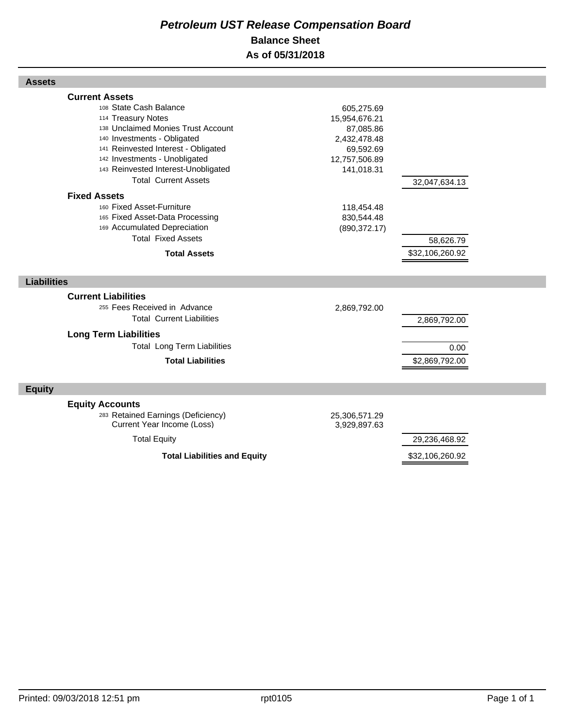# Petroleum UST Release Compensation Board

## Balance Sheet

## As of 05/31/2018

| Assets | | |
|---|---|---|
| **Current Assets** | | |
| 108 State Cash Balance | 605,275.69 | |
| 114 Treasury Notes | 15,954,676.21 | |
| 138 Unclaimed Monies Trust Account | 87,085.86 | |
| 140 Investments - Obligated | 2,432,478.48 | |
| 141 Reinvested Interest - Obligated | 69,592.69 | |
| 142 Investments - Unobligated | 12,757,506.89 | |
| 143 Reinvested Interest-Unobligated | 141,018.31 | |
| Total Current Assets | | 32,047,634.13 |
| **Fixed Assets** | | |
| 160 Fixed Asset-Furniture | 118,454.48 | |
| 165 Fixed Asset-Data Processing | 830,544.48 | |
| 169 Accumulated Depreciation | (890,372.17) | |
| Total Fixed Assets | | 58,626.79 |
| **Total Assets** | | $32,106,260.92 |

| Liabilities | | |
|---|---|---|
| **Current Liabilities** | | |
| 255 Fees Received in Advance | 2,869,792.00 | |
| Total Current Liabilities | | 2,869,792.00 |
| **Long Term Liabilities** | | |
| Total Long Term Liabilities | | 0.00 |
| **Total Liabilities** | | $2,869,792.00 |

| Equity | | |
|---|---|---|
| **Equity Accounts** | | |
| 283 Retained Earnings (Deficiency) | 25,306,571.29 | |
| Current Year Income (Loss) | 3,929,897.63 | |
| Total Equity | | 29,236,468.92 |
| **Total Liabilities and Equity** | | $32,106,260.92 |

Printed: 09/03/2018 12:51 pm rpt0105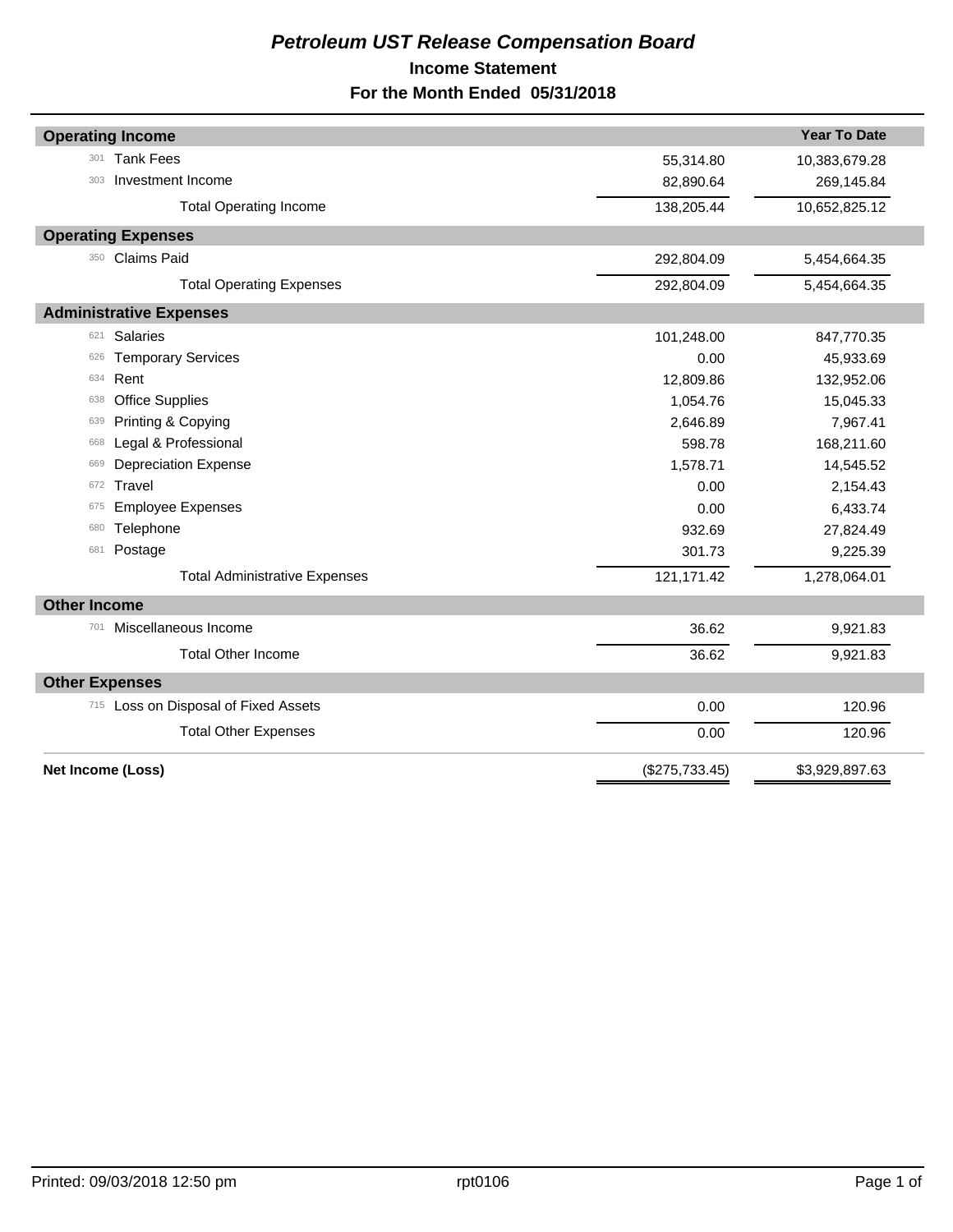# *Petroleum UST Release Compensation Board*

## Income Statement

## For the Month Ended 05/31/2018

| | | | Year To Date |
|---|---|---|---|
| **Operating Income** | | | |
| 301 | Tank Fees | 55,314.80 | 10,383,679.28 |
| 303 | Investment Income | 82,890.64 | 269,145.84 |
| | Total Operating Income | 138,205.44 | 10,652,825.12 |
| **Operating Expenses** | | | |
| 350 | Claims Paid | 292,804.09 | 5,454,664.35 |
| | Total Operating Expenses | 292,804.09 | 5,454,664.35 |
| **Administrative Expenses** | | | |
| 621 | Salaries | 101,248.00 | 847,770.35 |
| 626 | Temporary Services | 0.00 | 45,933.69 |
| 634 | Rent | 12,809.86 | 132,952.06 |
| 638 | Office Supplies | 1,054.76 | 15,045.33 |
| 639 | Printing & Copying | 2,646.89 | 7,967.41 |
| 668 | Legal & Professional | 598.78 | 168,211.60 |
| 669 | Depreciation Expense | 1,578.71 | 14,545.52 |
| 672 | Travel | 0.00 | 2,154.43 |
| 675 | Employee Expenses | 0.00 | 6,433.74 |
| 680 | Telephone | 932.69 | 27,824.49 |
| 681 | Postage | 301.73 | 9,225.39 |
| | Total Administrative Expenses | 121,171.42 | 1,278,064.01 |
| **Other Income** | | | |
| 701 | Miscellaneous Income | 36.62 | 9,921.83 |
| | Total Other Income | 36.62 | 9,921.83 |
| **Other Expenses** | | | |
| 715 | Loss on Disposal of Fixed Assets | 0.00 | 120.96 |
| | Total Other Expenses | 0.00 | 120.96 |
| **Net Income (Loss)** | | ($275,733.45) | $3,929,897.63 |

Printed: 09/03/2018 12:50 pm    rpt0106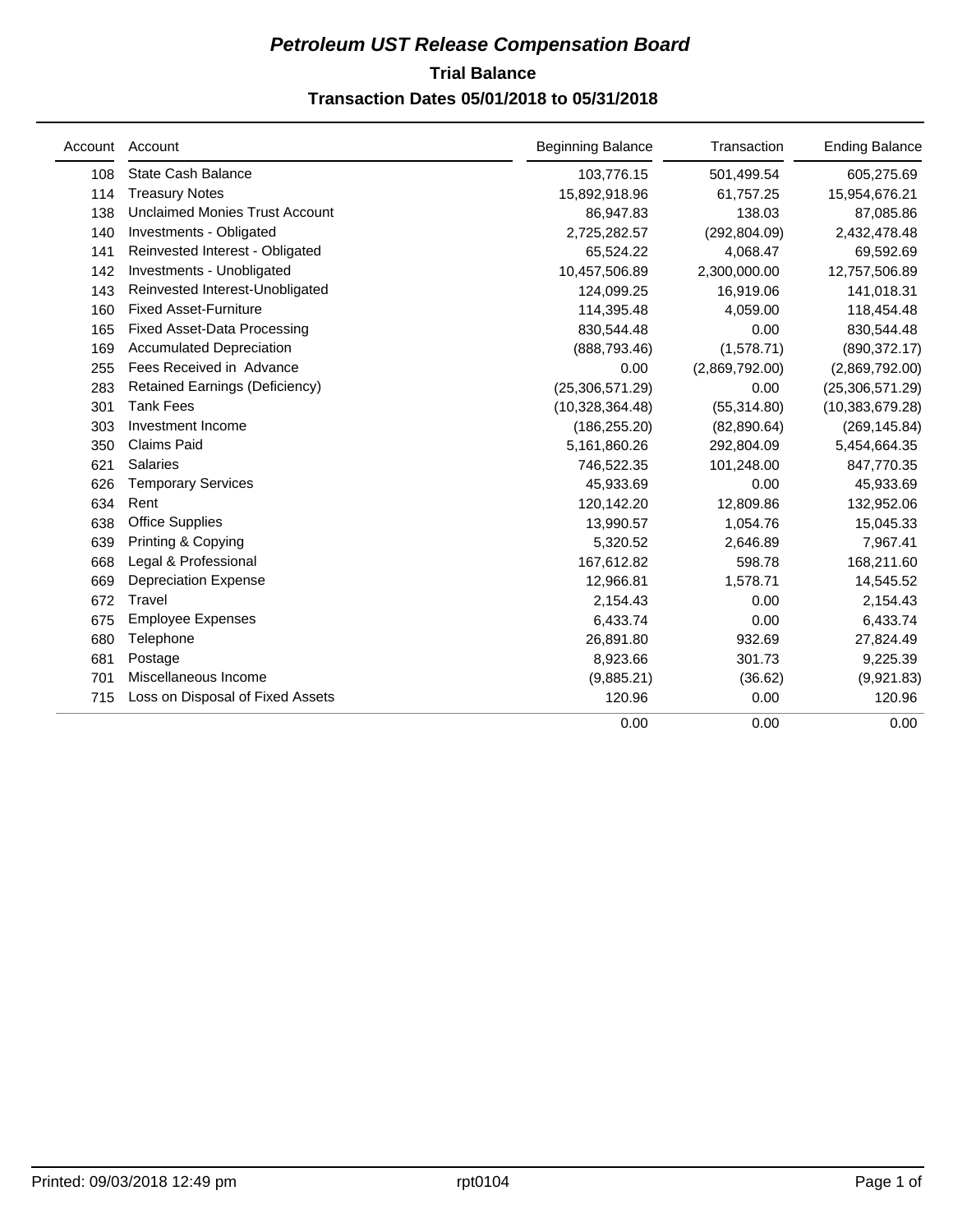# *Petroleum UST Release Compensation Board*

## Trial Balance

### Transaction Dates 05/01/2018 to 05/31/2018

| Account | Account | Beginning Balance | Transaction | Ending Balance |
|---|---|---|---|---|
| 108 | State Cash Balance | 103,776.15 | 501,499.54 | 605,275.69 |
| 114 | Treasury Notes | 15,892,918.96 | 61,757.25 | 15,954,676.21 |
| 138 | Unclaimed Monies Trust Account | 86,947.83 | 138.03 | 87,085.86 |
| 140 | Investments - Obligated | 2,725,282.57 | (292,804.09) | 2,432,478.48 |
| 141 | Reinvested Interest - Obligated | 65,524.22 | 4,068.47 | 69,592.69 |
| 142 | Investments - Unobligated | 10,457,506.89 | 2,300,000.00 | 12,757,506.89 |
| 143 | Reinvested Interest-Unobligated | 124,099.25 | 16,919.06 | 141,018.31 |
| 160 | Fixed Asset-Furniture | 114,395.48 | 4,059.00 | 118,454.48 |
| 165 | Fixed Asset-Data Processing | 830,544.48 | 0.00 | 830,544.48 |
| 169 | Accumulated Depreciation | (888,793.46) | (1,578.71) | (890,372.17) |
| 255 | Fees Received in Advance | 0.00 | (2,869,792.00) | (2,869,792.00) |
| 283 | Retained Earnings (Deficiency) | (25,306,571.29) | 0.00 | (25,306,571.29) |
| 301 | Tank Fees | (10,328,364.48) | (55,314.80) | (10,383,679.28) |
| 303 | Investment Income | (186,255.20) | (82,890.64) | (269,145.84) |
| 350 | Claims Paid | 5,161,860.26 | 292,804.09 | 5,454,664.35 |
| 621 | Salaries | 746,522.35 | 101,248.00 | 847,770.35 |
| 626 | Temporary Services | 45,933.69 | 0.00 | 45,933.69 |
| 634 | Rent | 120,142.20 | 12,809.86 | 132,952.06 |
| 638 | Office Supplies | 13,990.57 | 1,054.76 | 15,045.33 |
| 639 | Printing & Copying | 5,320.52 | 2,646.89 | 7,967.41 |
| 668 | Legal & Professional | 167,612.82 | 598.78 | 168,211.60 |
| 669 | Depreciation Expense | 12,966.81 | 1,578.71 | 14,545.52 |
| 672 | Travel | 2,154.43 | 0.00 | 2,154.43 |
| 675 | Employee Expenses | 6,433.74 | 0.00 | 6,433.74 |
| 680 | Telephone | 26,891.80 | 932.69 | 27,824.49 |
| 681 | Postage | 8,923.66 | 301.73 | 9,225.39 |
| 701 | Miscellaneous Income | (9,885.21) | (36.62) | (9,921.83) |
| 715 | Loss on Disposal of Fixed Assets | 120.96 | 0.00 | 120.96 |
| | | 0.00 | 0.00 | 0.00 |

Printed: 09/03/2018 12:49 pm    rpt0104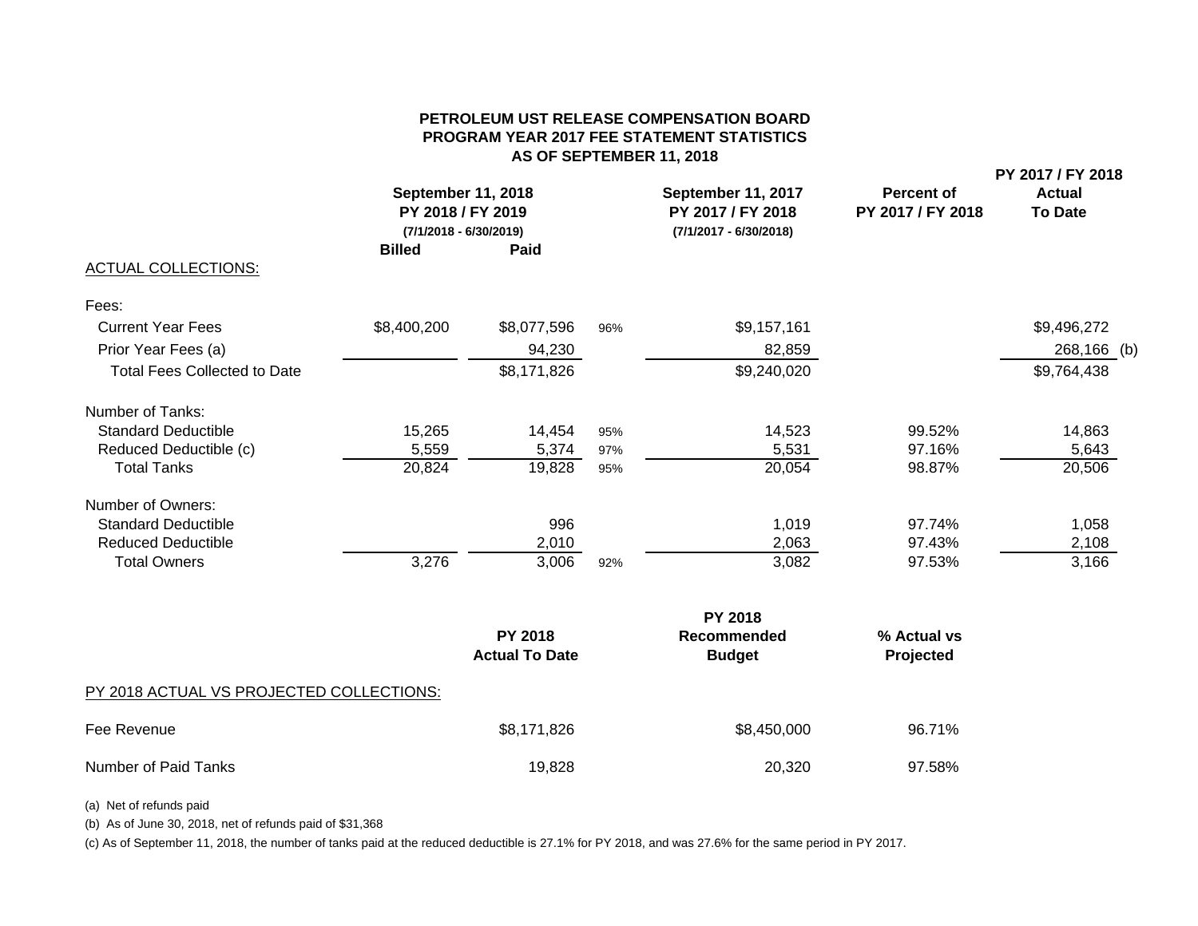**PETROLEUM UST RELEASE COMPENSATION BOARD**
**PROGRAM YEAR 2017 FEE STATEMENT STATISTICS**
**AS OF SEPTEMBER 11, 2018**

| | September 11, 2018 PY 2018 / FY 2019 (7/1/2018 - 6/30/2019) Billed | Paid | | September 11, 2017 PY 2017 / FY 2018 (7/1/2017 - 6/30/2018) | Percent of PY 2017 / FY 2018 | PY 2017 / FY 2018 Actual To Date |
|---|---|---|---|---|---|---|
| ACTUAL COLLECTIONS: | | | | | | |
| Fees: | | | | | | |
| Current Year Fees | $8,400,200 | $8,077,596 | 96% | $9,157,161 | | $9,496,272 |
| Prior Year Fees (a) | | 94,230 | | 82,859 | | 268,166 (b) |
| Total Fees Collected to Date | | $8,171,826 | | $9,240,020 | | $9,764,438 |
| Number of Tanks: | | | | | | |
| Standard Deductible | 15,265 | 14,454 | 95% | 14,523 | 99.52% | 14,863 |
| Reduced Deductible (c) | 5,559 | 5,374 | 97% | 5,531 | 97.16% | 5,643 |
| Total Tanks | 20,824 | 19,828 | 95% | 20,054 | 98.87% | 20,506 |
| Number of Owners: | | | | | | |
| Standard Deductible | | 996 | | 1,019 | 97.74% | 1,058 |
| Reduced Deductible | | 2,010 | | 2,063 | 97.43% | 2,108 |
| Total Owners | 3,276 | 3,006 | 92% | 3,082 | 97.53% | 3,166 |

| PY 2018 ACTUAL VS PROJECTED COLLECTIONS: | PY 2018 Actual To Date | PY 2018 Recommended Budget | % Actual vs Projected |
|---|---|---|---|
| Fee Revenue | $8,171,826 | $8,450,000 | 96.71% |
| Number of Paid Tanks | 19,828 | 20,320 | 97.58% |

(a) Net of refunds paid

(b) As of June 30, 2018, net of refunds paid of $31,368

(c) As of September 11, 2018, the number of tanks paid at the reduced deductible is 27.1% for PY 2018, and was 27.6% for the same period in PY 2017.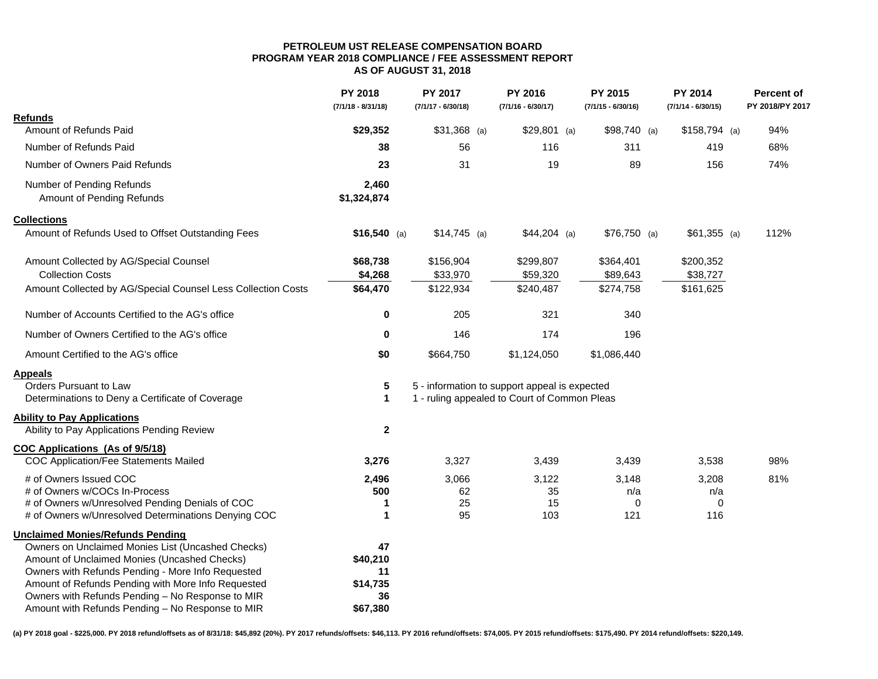**PETROLEUM UST RELEASE COMPENSATION BOARD**
**PROGRAM YEAR 2018 COMPLIANCE / FEE ASSESSMENT REPORT**
**AS OF AUGUST 31, 2018**

| | PY 2018 (7/1/18 - 8/31/18) | PY 2017 (7/1/17 - 6/30/18) | PY 2016 (7/1/16 - 6/30/17) | PY 2015 (7/1/15 - 6/30/16) | PY 2014 (7/1/14 - 6/30/15) | Percent of PY 2018/PY 2017 |
|---|---|---|---|---|---|---|
| **Refunds** | | | | | | |
| Amount of Refunds Paid | **$29,352** | $31,368 (a) | $29,801 (a) | $98,740 (a) | $158,794 (a) | 94% |
| Number of Refunds Paid | **38** | 56 | 116 | 311 | 419 | 68% |
| Number of Owners Paid Refunds | **23** | 31 | 19 | 89 | 156 | 74% |
| Number of Pending Refunds | **2,460** | | | | | |
| Amount of Pending Refunds | **$1,324,874** | | | | | |
| **Collections** | | | | | | |
| Amount of Refunds Used to Offset Outstanding Fees | **$16,540** (a) | $14,745 (a) | $44,204 (a) | $76,750 (a) | $61,355 (a) | 112% |
| Amount Collected by AG/Special Counsel | **$68,738** | $156,904 | $299,807 | $364,401 | $200,352 | |
| Collection Costs | **$4,268** | $33,970 | $59,320 | $89,643 | $38,727 | |
| Amount Collected by AG/Special Counsel Less Collection Costs | **$64,470** | $122,934 | $240,487 | $274,758 | $161,625 | |
| Number of Accounts Certified to the AG's office | **0** | 205 | 321 | 340 | | |
| Number of Owners Certified to the AG's office | **0** | 146 | 174 | 196 | | |
| Amount Certified to the AG's office | **$0** | $664,750 | $1,124,050 | $1,086,440 | | |
| **Appeals** | | | | | | |
| Orders Pursuant to Law | **5** | 5 - information to support appeal is expected | | | | |
| Determinations to Deny a Certificate of Coverage | **1** | 1 - ruling appealed to Court of Common Pleas | | | | |
| **Ability to Pay Applications** | | | | | | |
| Ability to Pay Applications Pending Review | **2** | | | | | |
| **COC Applications (As of 9/5/18)** | | | | | | |
| COC Application/Fee Statements Mailed | **3,276** | 3,327 | 3,439 | 3,439 | 3,538 | 98% |
| # of Owners Issued COC | **2,496** | 3,066 | 3,122 | 3,148 | 3,208 | 81% |
| # of Owners w/COCs In-Process | **500** | 62 | 35 | n/a | n/a | |
| # of Owners w/Unresolved Pending Denials of COC | **1** | 25 | 15 | 0 | 0 | |
| # of Owners w/Unresolved Determinations Denying COC | **1** | 95 | 103 | 121 | 116 | |
| **Unclaimed Monies/Refunds Pending** | | | | | | |
| Owners on Unclaimed Monies List (Uncashed Checks) | **47** | | | | | |
| Amount of Unclaimed Monies (Uncashed Checks) | **$40,210** | | | | | |
| Owners with Refunds Pending - More Info Requested | **11** | | | | | |
| Amount of Refunds Pending with More Info Requested | **$14,735** | | | | | |
| Owners with Refunds Pending – No Response to MIR | **36** | | | | | |
| Amount with Refunds Pending – No Response to MIR | **$67,380** | | | | | |

**(a) PY 2018 goal - $225,000. PY 2018 refund/offsets as of 8/31/18: $45,892 (20%). PY 2017 refunds/offsets: $46,113. PY 2016 refund/offsets: $74,005. PY 2015 refund/offsets: $175,490. PY 2014 refund/offsets: $220,149.**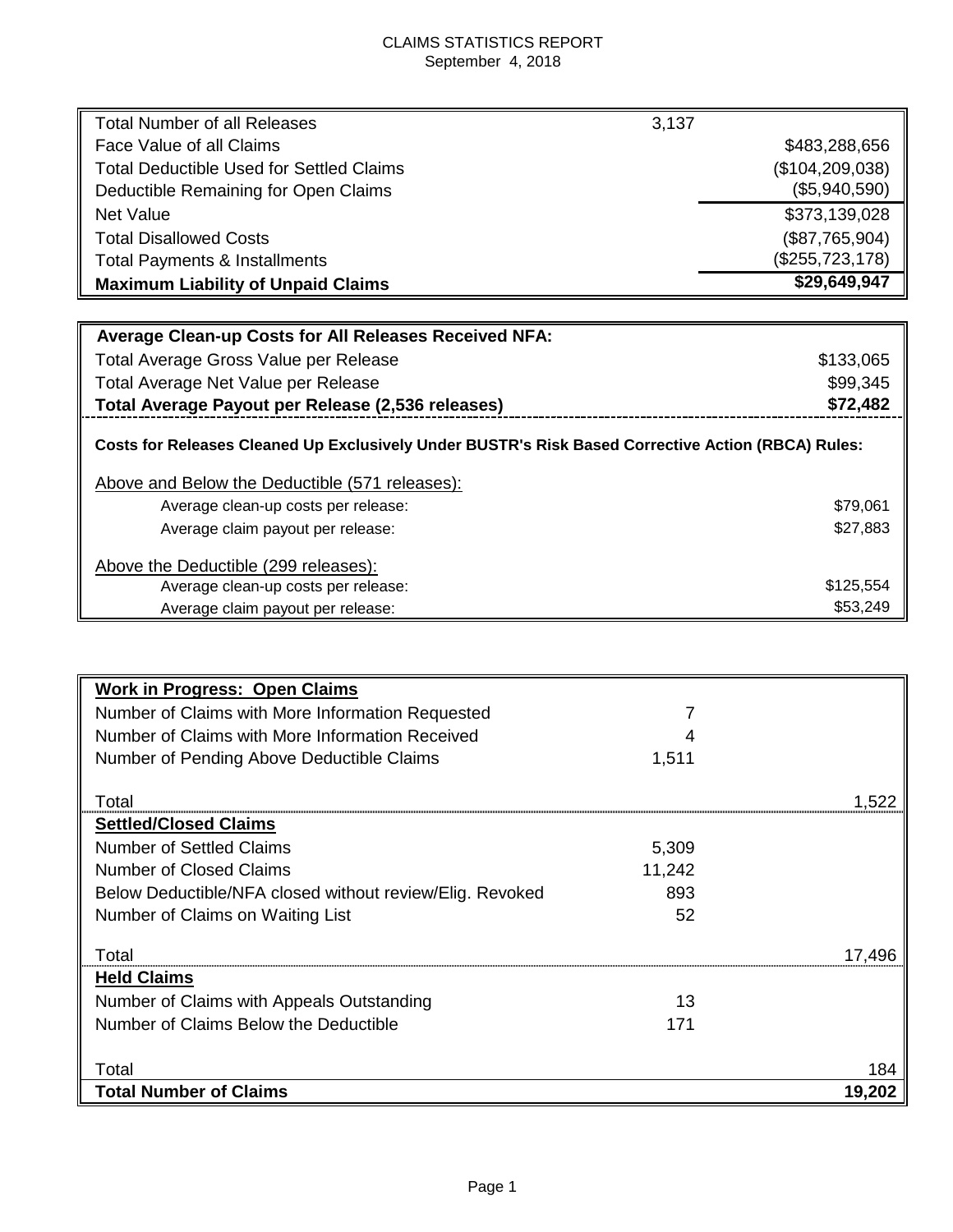CLAIMS STATISTICS REPORT
September 4, 2018

| | | |
|---|---|---|
| Total Number of all Releases | 3,137 | |
| Face Value of all Claims | | $483,288,656 |
| Total Deductible Used for Settled Claims | | ($104,209,038) |
| Deductible Remaining for Open Claims | | ($5,940,590) |
| Net Value | | $373,139,028 |
| Total Disallowed Costs | | ($87,765,904) |
| Total Payments & Installments | | ($255,723,178) |
| **Maximum Liability of Unpaid Claims** | | **$29,649,947** |

| | |
|---|---|
| **Average Clean-up Costs for All Releases Received NFA:** | |
| Total Average Gross Value per Release | $133,065 |
| Total Average Net Value per Release | $99,345 |
| **Total Average Payout per Release (2,536 releases)** | **$72,482** |
| **Costs for Releases Cleaned Up Exclusively Under BUSTR's Risk Based Corrective Action (RBCA) Rules:** | |
| Above and Below the Deductible (571 releases): | |
| Average clean-up costs per release: | $79,061 |
| Average claim payout per release: | $27,883 |
| Above the Deductible (299 releases): | |
| Average clean-up costs per release: | $125,554 |
| Average claim payout per release: | $53,249 |

| | | |
|---|---|---|
| **Work in Progress: Open Claims** | | |
| Number of Claims with More Information Requested | 7 | |
| Number of Claims with More Information Received | 4 | |
| Number of Pending Above Deductible Claims | 1,511 | |
| Total | | 1,522 |
| **Settled/Closed Claims** | | |
| Number of Settled Claims | 5,309 | |
| Number of Closed Claims | 11,242 | |
| Below Deductible/NFA closed without review/Elig. Revoked | 893 | |
| Number of Claims on Waiting List | 52 | |
| Total | | 17,496 |
| **Held Claims** | | |
| Number of Claims with Appeals Outstanding | 13 | |
| Number of Claims Below the Deductible | 171 | |
| Total | | 184 |
| **Total Number of Claims** | | **19,202** |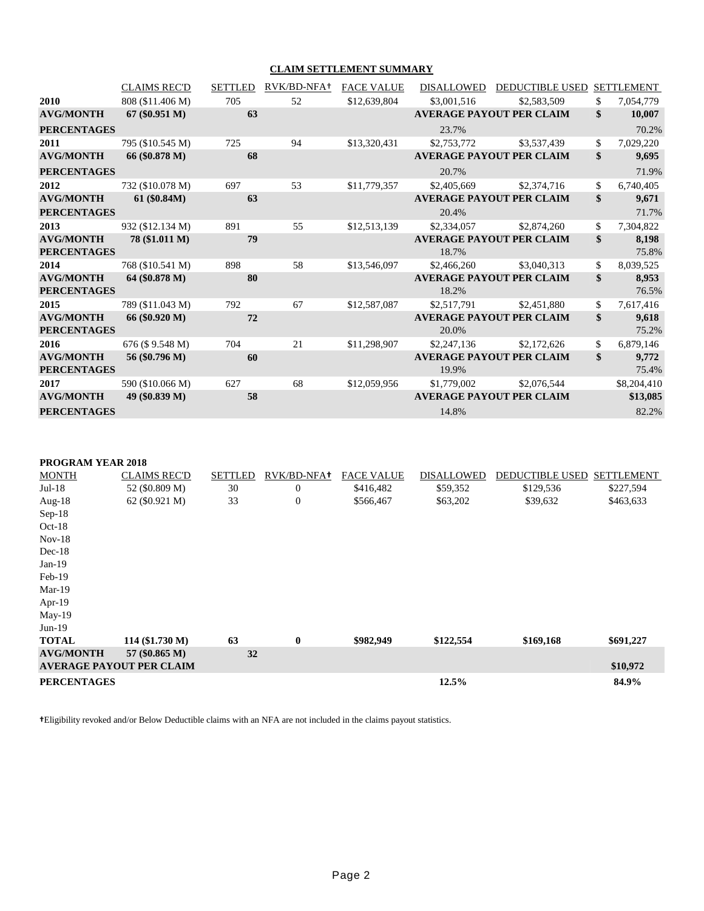## CLAIM SETTLEMENT SUMMARY

| | CLAIMS REC'D | SETTLED | RVK/BD-NFA† | FACE VALUE | DISALLOWED | DEDUCTIBLE USED | SETTLEMENT |
|---|---|---|---|---|---|---|---|
| **2010** | 808 ($11.406 M) | 705 | 52 | $12,639,804 | $3,001,516 | $2,583,509 | $ 7,054,779 |
| **AVG/MONTH** | **67 ($0.951 M)** | **63** | | | **AVERAGE PAYOUT PER CLAIM** | | **$ 10,007** |
| **PERCENTAGES** | | | | | 23.7% | | 70.2% |
| **2011** | 795 ($10.545 M) | 725 | 94 | $13,320,431 | $2,753,772 | $3,537,439 | $ 7,029,220 |
| **AVG/MONTH** | **66 ($0.878 M)** | **68** | | | **AVERAGE PAYOUT PER CLAIM** | | **$ 9,695** |
| **PERCENTAGES** | | | | | 20.7% | | 71.9% |
| **2012** | 732 ($10.078 M) | 697 | 53 | $11,779,357 | $2,405,669 | $2,374,716 | $ 6,740,405 |
| **AVG/MONTH** | **61 ($0.84M)** | **63** | | | **AVERAGE PAYOUT PER CLAIM** | | **$ 9,671** |
| **PERCENTAGES** | | | | | 20.4% | | 71.7% |
| **2013** | 932 ($12.134 M) | 891 | 55 | $12,513,139 | $2,334,057 | $2,874,260 | $ 7,304,822 |
| **AVG/MONTH** | **78 ($1.011 M)** | **79** | | | **AVERAGE PAYOUT PER CLAIM** | | **$ 8,198** |
| **PERCENTAGES** | | | | | 18.7% | | 75.8% |
| **2014** | 768 ($10.541 M) | 898 | 58 | $13,546,097 | $2,466,260 | $3,040,313 | $ 8,039,525 |
| **AVG/MONTH** | **64 ($0.878 M)** | **80** | | | **AVERAGE PAYOUT PER CLAIM** | | **$ 8,953** |
| **PERCENTAGES** | | | | | 18.2% | | 76.5% |
| **2015** | 789 ($11.043 M) | 792 | 67 | $12,587,087 | $2,517,791 | $2,451,880 | $ 7,617,416 |
| **AVG/MONTH** | **66 ($0.920 M)** | **72** | | | **AVERAGE PAYOUT PER CLAIM** | | **$ 9,618** |
| **PERCENTAGES** | | | | | 20.0% | | 75.2% |
| **2016** | 676 ($ 9.548 M) | 704 | 21 | $11,298,907 | $2,247,136 | $2,172,626 | $ 6,879,146 |
| **AVG/MONTH** | **56 ($0.796 M)** | **60** | | | **AVERAGE PAYOUT PER CLAIM** | | **$ 9,772** |
| **PERCENTAGES** | | | | | 19.9% | | 75.4% |
| **2017** | 590 ($10.066 M) | 627 | 68 | $12,059,956 | $1,779,002 | $2,076,544 | $8,204,410 |
| **AVG/MONTH** | **49 ($0.839 M)** | **58** | | | **AVERAGE PAYOUT PER CLAIM** | | **$13,085** |
| **PERCENTAGES** | | | | | 14.8% | | 82.2% |

**PROGRAM YEAR 2018**

| MONTH | CLAIMS REC'D | SETTLED | RVK/BD-NFA† | FACE VALUE | DISALLOWED | DEDUCTIBLE USED | SETTLEMENT |
|---|---|---|---|---|---|---|---|
| Jul-18 | 52 ($0.809 M) | 30 | 0 | $416,482 | $59,352 | $129,536 | $227,594 |
| Aug-18 | 62 ($0.921 M) | 33 | 0 | $566,467 | $63,202 | $39,632 | $463,633 |
| Sep-18 | | | | | | | |
| Oct-18 | | | | | | | |
| Nov-18 | | | | | | | |
| Dec-18 | | | | | | | |
| Jan-19 | | | | | | | |
| Feb-19 | | | | | | | |
| Mar-19 | | | | | | | |
| Apr-19 | | | | | | | |
| May-19 | | | | | | | |
| Jun-19 | | | | | | | |
| **TOTAL** | **114 ($1.730 M)** | **63** | **0** | **$982,949** | **$122,554** | **$169,168** | **$691,227** |
| **AVG/MONTH** | **57 ($0.865 M)** | **32** | | | | | |
| **AVERAGE PAYOUT PER CLAIM** | | | | | | | **$10,972** |
| **PERCENTAGES** | | | | | **12.5%** | | **84.9%** |

†Eligibility revoked and/or Below Deductible claims with an NFA are not included in the claims payout statistics.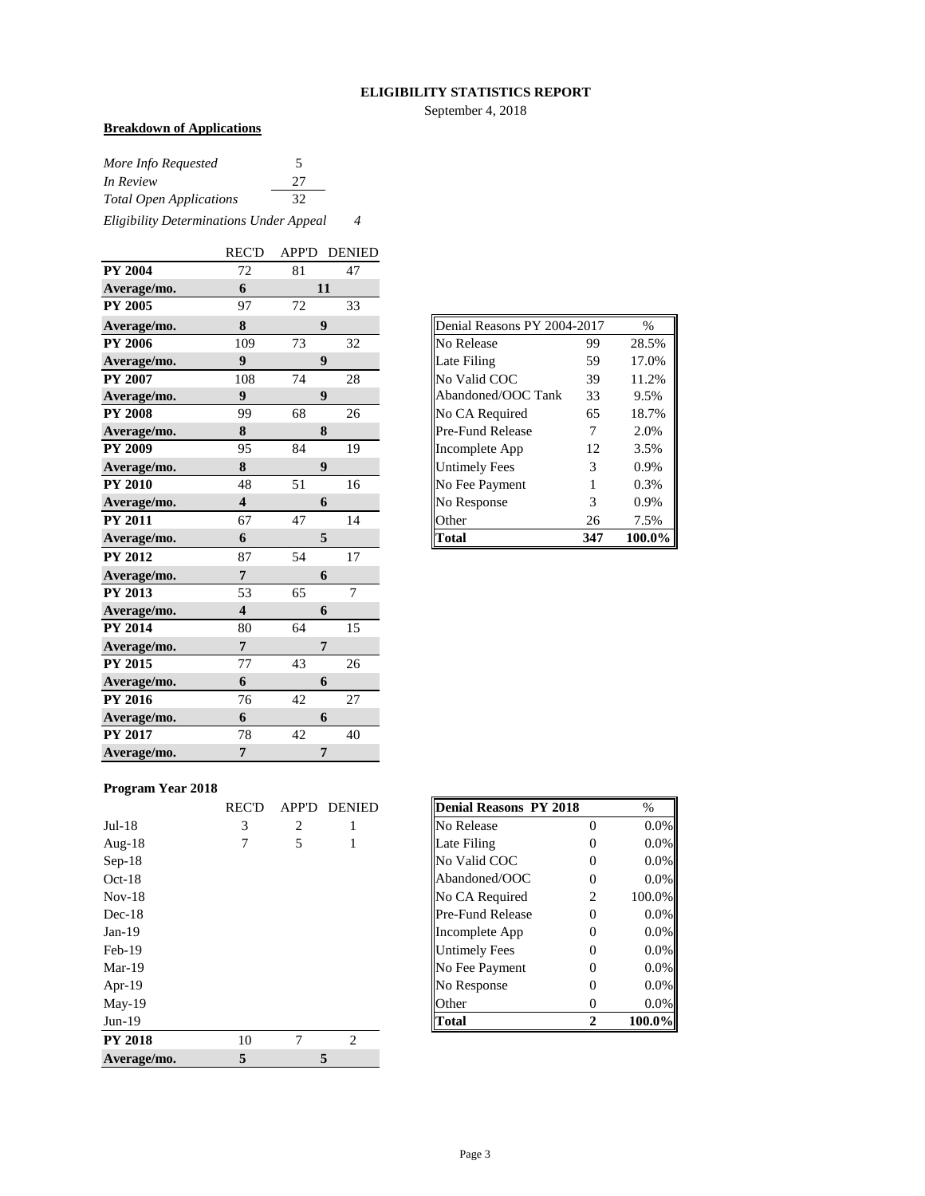# ELIGIBILITY STATISTICS REPORT

September 4, 2018

**Breakdown of Applications**

| | |
|---|---|
| *More Info Requested* | 5 |
| *In Review* | 27 |
| *Total Open Applications* | 32 |
| *Eligibility Determinations Under Appeal* | *4* |

| | REC'D | APP'D | DENIED |
|---|---|---|---|
| **PY 2004** | 72 | 81 | 47 |
| **Average/mo.** | **6** | **11** | |
| **PY 2005** | 97 | 72 | 33 |
| **Average/mo.** | **8** | **9** | |
| **PY 2006** | 109 | 73 | 32 |
| **Average/mo.** | **9** | **9** | |
| **PY 2007** | 108 | 74 | 28 |
| **Average/mo.** | **9** | **9** | |
| **PY 2008** | 99 | 68 | 26 |
| **Average/mo.** | **8** | **8** | |
| **PY 2009** | 95 | 84 | 19 |
| **Average/mo.** | **8** | **9** | |
| **PY 2010** | 48 | 51 | 16 |
| **Average/mo.** | **4** | **6** | |
| **PY 2011** | 67 | 47 | 14 |
| **Average/mo.** | **6** | **5** | |
| **PY 2012** | 87 | 54 | 17 |
| **Average/mo.** | **7** | **6** | |
| **PY 2013** | 53 | 65 | 7 |
| **Average/mo.** | **4** | **6** | |
| **PY 2014** | 80 | 64 | 15 |
| **Average/mo.** | **7** | **7** | |
| **PY 2015** | 77 | 43 | 26 |
| **Average/mo.** | **6** | **6** | |
| **PY 2016** | 76 | 42 | 27 |
| **Average/mo.** | **6** | **6** | |
| **PY 2017** | 78 | 42 | 40 |
| **Average/mo.** | **7** | **7** | |

| Denial Reasons PY 2004-2017 | | % |
|---|---|---|
| No Release | 99 | 28.5% |
| Late Filing | 59 | 17.0% |
| No Valid COC | 39 | 11.2% |
| Abandoned/OOC Tank | 33 | 9.5% |
| No CA Required | 65 | 18.7% |
| Pre-Fund Release | 7 | 2.0% |
| Incomplete App | 12 | 3.5% |
| Untimely Fees | 3 | 0.9% |
| No Fee Payment | 1 | 0.3% |
| No Response | 3 | 0.9% |
| Other | 26 | 7.5% |
| **Total** | **347** | **100.0%** |

**Program Year 2018**

| | REC'D | APP'D | DENIED |
|---|---|---|---|
| Jul-18 | 3 | 2 | 1 |
| Aug-18 | 7 | 5 | 1 |
| Sep-18 | | | |
| Oct-18 | | | |
| Nov-18 | | | |
| Dec-18 | | | |
| Jan-19 | | | |
| Feb-19 | | | |
| Mar-19 | | | |
| Apr-19 | | | |
| May-19 | | | |
| Jun-19 | | | |
| **PY 2018** | 10 | 7 | 2 |
| **Average/mo.** | **5** | **5** | |

| **Denial Reasons PY 2018** | | % |
|---|---|---|
| No Release | 0 | 0.0% |
| Late Filing | 0 | 0.0% |
| No Valid COC | 0 | 0.0% |
| Abandoned/OOC | 0 | 0.0% |
| No CA Required | 2 | 100.0% |
| Pre-Fund Release | 0 | 0.0% |
| Incomplete App | 0 | 0.0% |
| Untimely Fees | 0 | 0.0% |
| No Fee Payment | 0 | 0.0% |
| No Response | 0 | 0.0% |
| Other | 0 | 0.0% |
| **Total** | **2** | **100.0%** |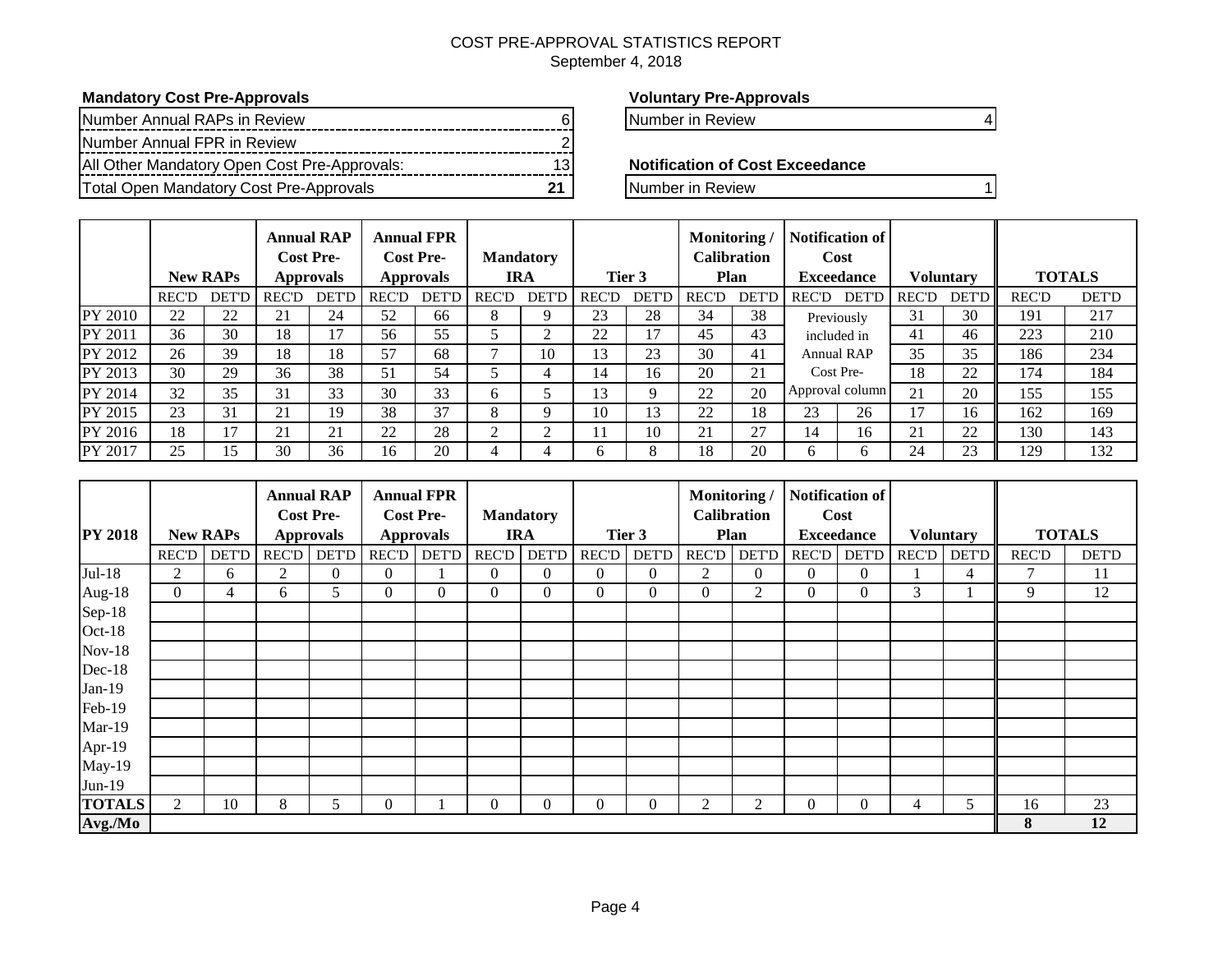COST PRE-APPROVAL STATISTICS REPORT
September 4, 2018

**Mandatory Cost Pre-Approvals**

| | |
|---|---|
| Number Annual RAPs in Review | 6 |
| Number Annual FPR in Review | 2 |
| All Other Mandatory Open Cost Pre-Approvals: | 13 |
| Total Open Mandatory Cost Pre-Approvals | **21** |

**Voluntary Pre-Approvals**

| | |
|---|---|
| Number in Review | 4 |

**Notification of Cost Exceedance**

| | |
|---|---|
| Number in Review | 1 |

| | New RAPs | | Annual RAP Cost Pre-Approvals | | Annual FPR Cost Pre-Approvals | | Mandatory IRA | | Tier 3 | | Monitoring / Calibration Plan | | Notification of Cost Exceedance | | Voluntary | | TOTALS | |
|---|---|---|---|---|---|---|---|---|---|---|---|---|---|---|---|---|---|---|
| | REC'D | DET'D | REC'D | DET'D | REC'D | DET'D | REC'D | DET'D | REC'D | DET'D | REC'D | DET'D | REC'D | DET'D | REC'D | DET'D | REC'D | DET'D |
| PY 2010 | 22 | 22 | 21 | 24 | 52 | 66 | 8 | 9 | 23 | 28 | 34 | 38 | Previously included in Annual RAP Cost Pre-Approval column | | 31 | 30 | 191 | 217 |
| PY 2011 | 36 | 30 | 18 | 17 | 56 | 55 | 5 | 2 | 22 | 17 | 45 | 43 | | | 41 | 46 | 223 | 210 |
| PY 2012 | 26 | 39 | 18 | 18 | 57 | 68 | 7 | 10 | 13 | 23 | 30 | 41 | | | 35 | 35 | 186 | 234 |
| PY 2013 | 30 | 29 | 36 | 38 | 51 | 54 | 5 | 4 | 14 | 16 | 20 | 21 | | | 18 | 22 | 174 | 184 |
| PY 2014 | 32 | 35 | 31 | 33 | 30 | 33 | 6 | 5 | 13 | 9 | 22 | 20 | | | 21 | 20 | 155 | 155 |
| PY 2015 | 23 | 31 | 21 | 19 | 38 | 37 | 8 | 9 | 10 | 13 | 22 | 18 | 23 | 26 | 17 | 16 | 162 | 169 |
| PY 2016 | 18 | 17 | 21 | 21 | 22 | 28 | 2 | 2 | 11 | 10 | 21 | 27 | 14 | 16 | 21 | 22 | 130 | 143 |
| PY 2017 | 25 | 15 | 30 | 36 | 16 | 20 | 4 | 4 | 6 | 8 | 18 | 20 | 6 | 6 | 24 | 23 | 129 | 132 |

| PY 2018 | New RAPs | | Annual RAP Cost Pre-Approvals | | Annual FPR Cost Pre-Approvals | | Mandatory IRA | | Tier 3 | | Monitoring / Calibration Plan | | Notification of Cost Exceedance | | Voluntary | | TOTALS | |
|---|---|---|---|---|---|---|---|---|---|---|---|---|---|---|---|---|---|---|
| | REC'D | DET'D | REC'D | DET'D | REC'D | DET'D | REC'D | DET'D | REC'D | DET'D | REC'D | DET'D | REC'D | DET'D | REC'D | DET'D | REC'D | DET'D |
| Jul-18 | 2 | 6 | 2 | 0 | 0 | 1 | 0 | 0 | 0 | 0 | 2 | 0 | 0 | 0 | 1 | 4 | 7 | 11 |
| Aug-18 | 0 | 4 | 6 | 5 | 0 | 0 | 0 | 0 | 0 | 0 | 0 | 2 | 0 | 0 | 3 | 1 | 9 | 12 |
| Sep-18 | | | | | | | | | | | | | | | | | | |
| Oct-18 | | | | | | | | | | | | | | | | | | |
| Nov-18 | | | | | | | | | | | | | | | | | | |
| Dec-18 | | | | | | | | | | | | | | | | | | |
| Jan-19 | | | | | | | | | | | | | | | | | | |
| Feb-19 | | | | | | | | | | | | | | | | | | |
| Mar-19 | | | | | | | | | | | | | | | | | | |
| Apr-19 | | | | | | | | | | | | | | | | | | |
| May-19 | | | | | | | | | | | | | | | | | | |
| Jun-19 | | | | | | | | | | | | | | | | | | |
| **TOTALS** | 2 | 10 | 8 | 5 | 0 | 1 | 0 | 0 | 0 | 0 | 2 | 2 | 0 | 0 | 4 | 5 | 16 | 23 |
| **Avg./Mo** | | | | | | | | | | | | | | | | | **8** | **12** |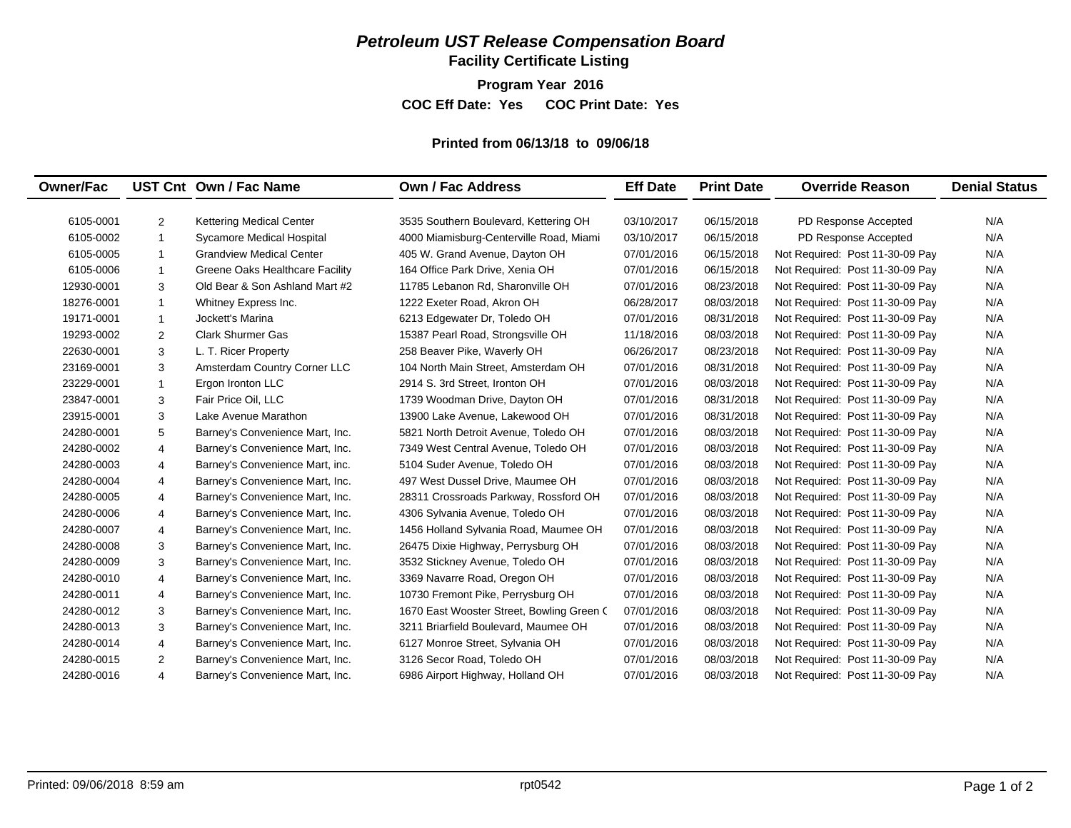# *Petroleum UST Release Compensation Board*

## Facility Certificate Listing

**Program Year 2016**

**COC Eff Date: Yes COC Print Date: Yes**

**Printed from 06/13/18 to 09/06/18**

| Owner/Fac | UST Cnt | Own / Fac Name | Own / Fac Address | Eff Date | Print Date | Override Reason | Denial Status |
|---|---|---|---|---|---|---|---|
| 6105-0001 | 2 | Kettering Medical Center | 3535 Southern Boulevard, Kettering OH | 03/10/2017 | 06/15/2018 | PD Response Accepted | N/A |
| 6105-0002 | 1 | Sycamore Medical Hospital | 4000 Miamisburg-Centerville Road, Miami | 03/10/2017 | 06/15/2018 | PD Response Accepted | N/A |
| 6105-0005 | 1 | Grandview Medical Center | 405 W. Grand Avenue, Dayton OH | 07/01/2016 | 06/15/2018 | Not Required: Post 11-30-09 Pay | N/A |
| 6105-0006 | 1 | Greene Oaks Healthcare Facility | 164 Office Park Drive, Xenia OH | 07/01/2016 | 06/15/2018 | Not Required: Post 11-30-09 Pay | N/A |
| 12930-0001 | 3 | Old Bear & Son Ashland Mart #2 | 11785 Lebanon Rd, Sharonville OH | 07/01/2016 | 08/23/2018 | Not Required: Post 11-30-09 Pay | N/A |
| 18276-0001 | 1 | Whitney Express Inc. | 1222 Exeter Road, Akron OH | 06/28/2017 | 08/03/2018 | Not Required: Post 11-30-09 Pay | N/A |
| 19171-0001 | 1 | Jockett's Marina | 6213 Edgewater Dr, Toledo OH | 07/01/2016 | 08/31/2018 | Not Required: Post 11-30-09 Pay | N/A |
| 19293-0002 | 2 | Clark Shurmer Gas | 15387 Pearl Road, Strongsville OH | 11/18/2016 | 08/03/2018 | Not Required: Post 11-30-09 Pay | N/A |
| 22630-0001 | 3 | L. T. Ricer Property | 258 Beaver Pike, Waverly OH | 06/26/2017 | 08/23/2018 | Not Required: Post 11-30-09 Pay | N/A |
| 23169-0001 | 3 | Amsterdam Country Corner LLC | 104 North Main Street, Amsterdam OH | 07/01/2016 | 08/31/2018 | Not Required: Post 11-30-09 Pay | N/A |
| 23229-0001 | 1 | Ergon Ironton LLC | 2914 S. 3rd Street, Ironton OH | 07/01/2016 | 08/03/2018 | Not Required: Post 11-30-09 Pay | N/A |
| 23847-0001 | 3 | Fair Price Oil, LLC | 1739 Woodman Drive, Dayton OH | 07/01/2016 | 08/31/2018 | Not Required: Post 11-30-09 Pay | N/A |
| 23915-0001 | 3 | Lake Avenue Marathon | 13900 Lake Avenue, Lakewood OH | 07/01/2016 | 08/31/2018 | Not Required: Post 11-30-09 Pay | N/A |
| 24280-0001 | 5 | Barney's Convenience Mart, Inc. | 5821 North Detroit Avenue, Toledo OH | 07/01/2016 | 08/03/2018 | Not Required: Post 11-30-09 Pay | N/A |
| 24280-0002 | 4 | Barney's Convenience Mart, Inc. | 7349 West Central Avenue, Toledo OH | 07/01/2016 | 08/03/2018 | Not Required: Post 11-30-09 Pay | N/A |
| 24280-0003 | 4 | Barney's Convenience Mart, inc. | 5104 Suder Avenue, Toledo OH | 07/01/2016 | 08/03/2018 | Not Required: Post 11-30-09 Pay | N/A |
| 24280-0004 | 4 | Barney's Convenience Mart, Inc. | 497 West Dussel Drive, Maumee OH | 07/01/2016 | 08/03/2018 | Not Required: Post 11-30-09 Pay | N/A |
| 24280-0005 | 4 | Barney's Convenience Mart, Inc. | 28311 Crossroads Parkway, Rossford OH | 07/01/2016 | 08/03/2018 | Not Required: Post 11-30-09 Pay | N/A |
| 24280-0006 | 4 | Barney's Convenience Mart, Inc. | 4306 Sylvania Avenue, Toledo OH | 07/01/2016 | 08/03/2018 | Not Required: Post 11-30-09 Pay | N/A |
| 24280-0007 | 4 | Barney's Convenience Mart, Inc. | 1456 Holland Sylvania Road, Maumee OH | 07/01/2016 | 08/03/2018 | Not Required: Post 11-30-09 Pay | N/A |
| 24280-0008 | 3 | Barney's Convenience Mart, Inc. | 26475 Dixie Highway, Perrysburg OH | 07/01/2016 | 08/03/2018 | Not Required: Post 11-30-09 Pay | N/A |
| 24280-0009 | 3 | Barney's Convenience Mart, Inc. | 3532 Stickney Avenue, Toledo OH | 07/01/2016 | 08/03/2018 | Not Required: Post 11-30-09 Pay | N/A |
| 24280-0010 | 4 | Barney's Convenience Mart, Inc. | 3369 Navarre Road, Oregon OH | 07/01/2016 | 08/03/2018 | Not Required: Post 11-30-09 Pay | N/A |
| 24280-0011 | 4 | Barney's Convenience Mart, Inc. | 10730 Fremont Pike, Perrysburg OH | 07/01/2016 | 08/03/2018 | Not Required: Post 11-30-09 Pay | N/A |
| 24280-0012 | 3 | Barney's Convenience Mart, Inc. | 1670 East Wooster Street, Bowling Green ( | 07/01/2016 | 08/03/2018 | Not Required: Post 11-30-09 Pay | N/A |
| 24280-0013 | 3 | Barney's Convenience Mart, Inc. | 3211 Briarfield Boulevard, Maumee OH | 07/01/2016 | 08/03/2018 | Not Required: Post 11-30-09 Pay | N/A |
| 24280-0014 | 4 | Barney's Convenience Mart, Inc. | 6127 Monroe Street, Sylvania OH | 07/01/2016 | 08/03/2018 | Not Required: Post 11-30-09 Pay | N/A |
| 24280-0015 | 2 | Barney's Convenience Mart, Inc. | 3126 Secor Road, Toledo OH | 07/01/2016 | 08/03/2018 | Not Required: Post 11-30-09 Pay | N/A |
| 24280-0016 | 4 | Barney's Convenience Mart, Inc. | 6986 Airport Highway, Holland OH | 07/01/2016 | 08/03/2018 | Not Required: Post 11-30-09 Pay | N/A |

Printed: 09/06/2018 8:59 am rpt0542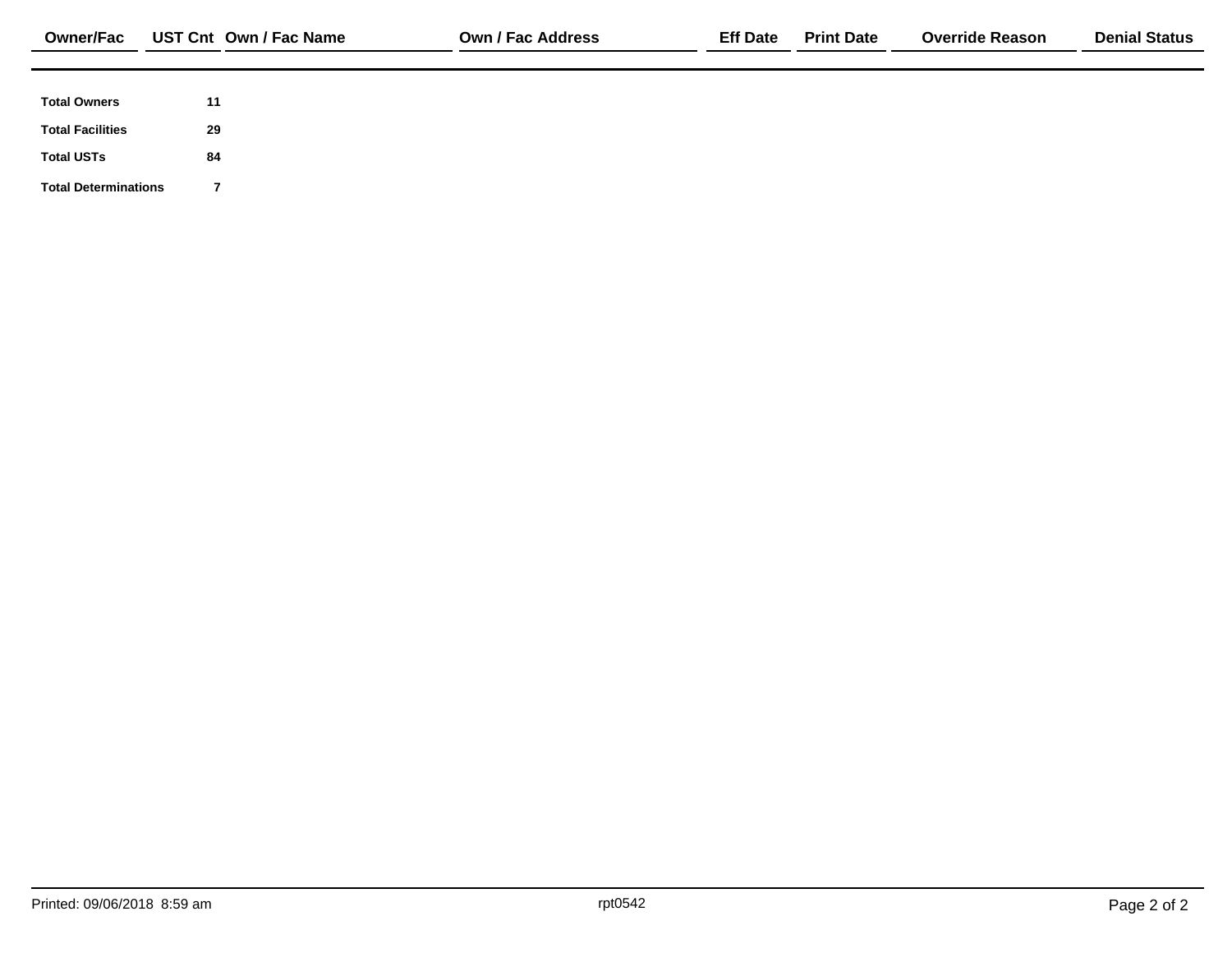| Owner/Fac | UST Cnt | Own / Fac Name | Own / Fac Address | Eff Date | Print Date | Override Reason | Denial Status |
|---|---|---|---|---|---|---|---|

| | |
|---|---|
| **Total Owners** | **11** |
| **Total Facilities** | **29** |
| **Total USTs** | **84** |
| **Total Determinations** | **7** |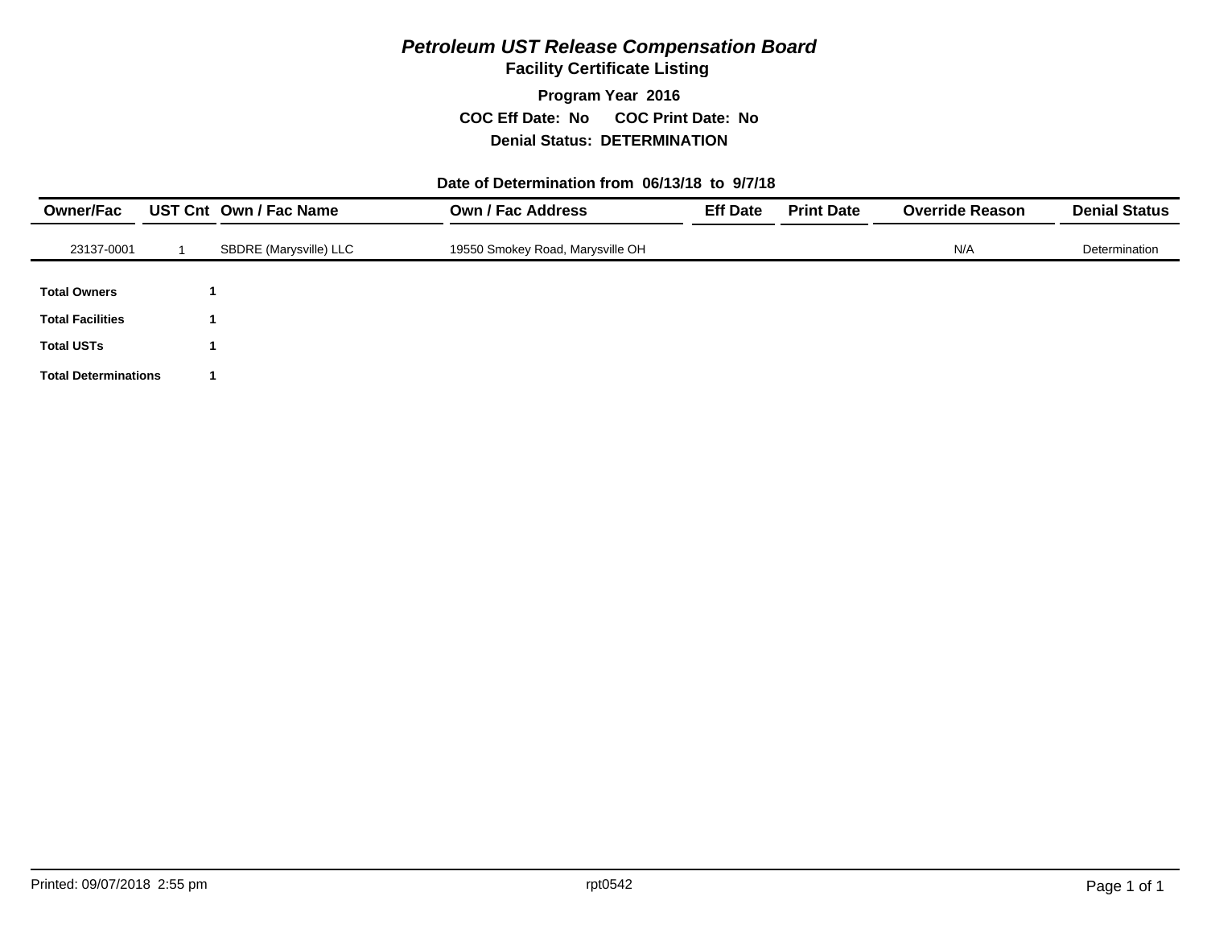# *Petroleum UST Release Compensation Board*

## Facility Certificate Listing

**Program Year 2016**

**COC Eff Date: No COC Print Date: No**

**Denial Status: DETERMINATION**

**Date of Determination from 06/13/18 to 9/7/18**

| Owner/Fac | UST Cnt | Own / Fac Name | Own / Fac Address | Eff Date | Print Date | Override Reason | Denial Status |
|---|---|---|---|---|---|---|---|
| 23137-0001 | 1 | SBDRE (Marysville) LLC | 19550 Smokey Road, Marysville OH | | | N/A | Determination |

| | |
|---|---|
| **Total Owners** | **1** |
| **Total Facilities** | **1** |
| **Total USTs** | **1** |
| **Total Determinations** | **1** |

Printed: 09/07/2018 2:55 pm rpt0542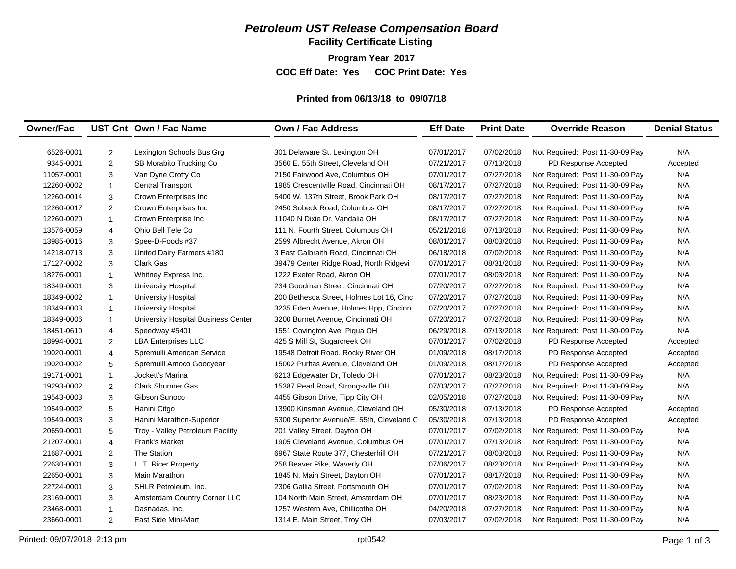# *Petroleum UST Release Compensation Board*

## Facility Certificate Listing

**Program Year 2017**

**COC Eff Date: Yes COC Print Date: Yes**

**Printed from 06/13/18 to 09/07/18**

| Owner/Fac | UST Cnt | Own / Fac Name | Own / Fac Address | Eff Date | Print Date | Override Reason | Denial Status |
|---|---|---|---|---|---|---|---|
| 6526-0001 | 2 | Lexington Schools Bus Grg | 301 Delaware St, Lexington OH | 07/01/2017 | 07/02/2018 | Not Required: Post 11-30-09 Pay | N/A |
| 9345-0001 | 2 | SB Morabito Trucking Co | 3560 E. 55th Street, Cleveland OH | 07/21/2017 | 07/13/2018 | PD Response Accepted | Accepted |
| 11057-0001 | 3 | Van Dyne Crotty Co | 2150 Fairwood Ave, Columbus OH | 07/01/2017 | 07/27/2018 | Not Required: Post 11-30-09 Pay | N/A |
| 12260-0002 | 1 | Central Transport | 1985 Crescentville Road, Cincinnati OH | 08/17/2017 | 07/27/2018 | Not Required: Post 11-30-09 Pay | N/A |
| 12260-0014 | 3 | Crown Enterprises Inc | 5400 W. 137th Street, Brook Park OH | 08/17/2017 | 07/27/2018 | Not Required: Post 11-30-09 Pay | N/A |
| 12260-0017 | 2 | Crown Enterprises Inc | 2450 Sobeck Road, Columbus OH | 08/17/2017 | 07/27/2018 | Not Required: Post 11-30-09 Pay | N/A |
| 12260-0020 | 1 | Crown Enterprise Inc | 11040 N Dixie Dr, Vandalia OH | 08/17/2017 | 07/27/2018 | Not Required: Post 11-30-09 Pay | N/A |
| 13576-0059 | 4 | Ohio Bell Tele Co | 111 N. Fourth Street, Columbus OH | 05/21/2018 | 07/13/2018 | Not Required: Post 11-30-09 Pay | N/A |
| 13985-0016 | 3 | Spee-D-Foods #37 | 2599 Albrecht Avenue, Akron OH | 08/01/2017 | 08/03/2018 | Not Required: Post 11-30-09 Pay | N/A |
| 14218-0713 | 3 | United Dairy Farmers #180 | 3 East Galbraith Road, Cincinnati OH | 06/18/2018 | 07/02/2018 | Not Required: Post 11-30-09 Pay | N/A |
| 17127-0002 | 3 | Clark Gas | 39479 Center Ridge Road, North Ridgevi | 07/01/2017 | 08/31/2018 | Not Required: Post 11-30-09 Pay | N/A |
| 18276-0001 | 1 | Whitney Express Inc. | 1222 Exeter Road, Akron OH | 07/01/2017 | 08/03/2018 | Not Required: Post 11-30-09 Pay | N/A |
| 18349-0001 | 3 | University Hospital | 234 Goodman Street, Cincinnati OH | 07/20/2017 | 07/27/2018 | Not Required: Post 11-30-09 Pay | N/A |
| 18349-0002 | 1 | University Hospital | 200 Bethesda Street, Holmes Lot 16, Cinc | 07/20/2017 | 07/27/2018 | Not Required: Post 11-30-09 Pay | N/A |
| 18349-0003 | 1 | University Hospital | 3235 Eden Avenue, Holmes Hpp, Cincinn | 07/20/2017 | 07/27/2018 | Not Required: Post 11-30-09 Pay | N/A |
| 18349-0006 | 1 | University Hospital Business Center | 3200 Burnet Avenue, Cincinnati OH | 07/20/2017 | 07/27/2018 | Not Required: Post 11-30-09 Pay | N/A |
| 18451-0610 | 4 | Speedway #5401 | 1551 Covington Ave, Piqua OH | 06/29/2018 | 07/13/2018 | Not Required: Post 11-30-09 Pay | N/A |
| 18994-0001 | 2 | LBA Enterprises LLC | 425 S Mill St, Sugarcreek OH | 07/01/2017 | 07/02/2018 | PD Response Accepted | Accepted |
| 19020-0001 | 4 | Spremulli American Service | 19548 Detroit Road, Rocky River OH | 01/09/2018 | 08/17/2018 | PD Response Accepted | Accepted |
| 19020-0002 | 5 | Spremulli Amoco Goodyear | 15002 Puritas Avenue, Cleveland OH | 01/09/2018 | 08/17/2018 | PD Response Accepted | Accepted |
| 19171-0001 | 1 | Jockett's Marina | 6213 Edgewater Dr, Toledo OH | 07/01/2017 | 08/23/2018 | Not Required: Post 11-30-09 Pay | N/A |
| 19293-0002 | 2 | Clark Shurmer Gas | 15387 Pearl Road, Strongsville OH | 07/03/2017 | 07/27/2018 | Not Required: Post 11-30-09 Pay | N/A |
| 19543-0003 | 3 | Gibson Sunoco | 4455 Gibson Drive, Tipp City OH | 02/05/2018 | 07/27/2018 | Not Required: Post 11-30-09 Pay | N/A |
| 19549-0002 | 5 | Hanini Citgo | 13900 Kinsman Avenue, Cleveland OH | 05/30/2018 | 07/13/2018 | PD Response Accepted | Accepted |
| 19549-0003 | 3 | Hanini Marathon-Superior | 5300 Superior Avenue/E. 55th, Cleveland C | 05/30/2018 | 07/13/2018 | PD Response Accepted | Accepted |
| 20659-0001 | 5 | Troy - Valley Petroleum Facility | 201 Valley Street, Dayton OH | 07/01/2017 | 07/02/2018 | Not Required: Post 11-30-09 Pay | N/A |
| 21207-0001 | 4 | Frank's Market | 1905 Cleveland Avenue, Columbus OH | 07/01/2017 | 07/13/2018 | Not Required: Post 11-30-09 Pay | N/A |
| 21687-0001 | 2 | The Station | 6967 State Route 377, Chesterhill OH | 07/21/2017 | 08/03/2018 | Not Required: Post 11-30-09 Pay | N/A |
| 22630-0001 | 3 | L. T. Ricer Property | 258 Beaver Pike, Waverly OH | 07/06/2017 | 08/23/2018 | Not Required: Post 11-30-09 Pay | N/A |
| 22650-0001 | 3 | Main Marathon | 1845 N. Main Street, Dayton OH | 07/01/2017 | 08/17/2018 | Not Required: Post 11-30-09 Pay | N/A |
| 22724-0001 | 3 | SHLR Petroleum, Inc. | 2306 Gallia Street, Portsmouth OH | 07/01/2017 | 07/02/2018 | Not Required: Post 11-30-09 Pay | N/A |
| 23169-0001 | 3 | Amsterdam Country Corner LLC | 104 North Main Street, Amsterdam OH | 07/01/2017 | 08/23/2018 | Not Required: Post 11-30-09 Pay | N/A |
| 23468-0001 | 1 | Dasnadas, Inc. | 1257 Western Ave, Chillicothe OH | 04/20/2018 | 07/27/2018 | Not Required: Post 11-30-09 Pay | N/A |
| 23660-0001 | 2 | East Side Mini-Mart | 1314 E. Main Street, Troy OH | 07/03/2017 | 07/02/2018 | Not Required: Post 11-30-09 Pay | N/A |

Printed: 09/07/2018 2:13 pm rpt0542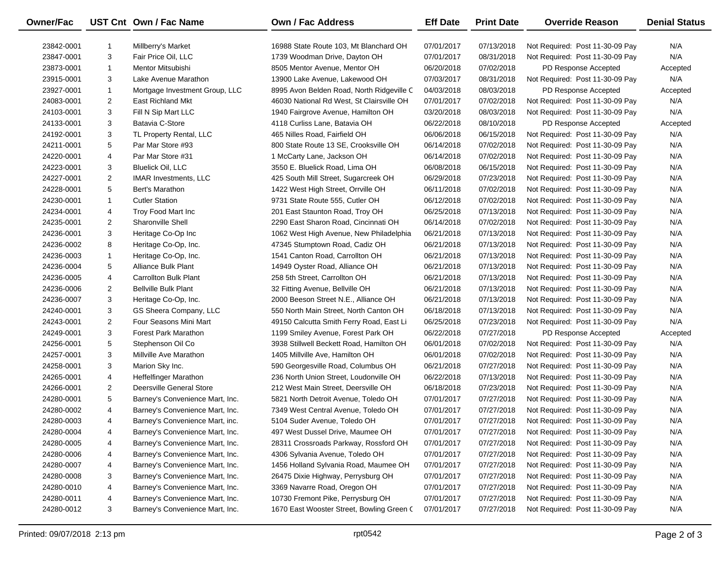| Owner/Fac | UST Cnt | Own / Fac Name | Own / Fac Address | Eff Date | Print Date | Override Reason | Denial Status |
|---|---|---|---|---|---|---|---|
| 23842-0001 | 1 | Millberry's Market | 16988 State Route 103, Mt Blanchard OH | 07/01/2017 | 07/13/2018 | Not Required: Post 11-30-09 Pay | N/A |
| 23847-0001 | 3 | Fair Price Oil, LLC | 1739 Woodman Drive, Dayton OH | 07/01/2017 | 08/31/2018 | Not Required: Post 11-30-09 Pay | N/A |
| 23873-0001 | 1 | Mentor Mitsubishi | 8505 Mentor Avenue, Mentor OH | 06/20/2018 | 07/02/2018 | PD Response Accepted | Accepted |
| 23915-0001 | 3 | Lake Avenue Marathon | 13900 Lake Avenue, Lakewood OH | 07/03/2017 | 08/31/2018 | Not Required: Post 11-30-09 Pay | N/A |
| 23927-0001 | 1 | Mortgage Investment Group, LLC | 8995 Avon Belden Road, North Ridgeville C | 04/03/2018 | 08/03/2018 | PD Response Accepted | Accepted |
| 24083-0001 | 2 | East Richland Mkt | 46030 National Rd West, St Clairsville OH | 07/01/2017 | 07/02/2018 | Not Required: Post 11-30-09 Pay | N/A |
| 24103-0001 | 3 | Fill N Sip Mart LLC | 1940 Fairgrove Avenue, Hamilton OH | 03/20/2018 | 08/03/2018 | Not Required: Post 11-30-09 Pay | N/A |
| 24133-0001 | 3 | Batavia C-Store | 4118 Curliss Lane, Batavia OH | 06/22/2018 | 08/10/2018 | PD Response Accepted | Accepted |
| 24192-0001 | 3 | TL Property Rental, LLC | 465 Nilles Road, Fairfield OH | 06/06/2018 | 06/15/2018 | Not Required: Post 11-30-09 Pay | N/A |
| 24211-0001 | 5 | Par Mar Store #93 | 800 State Route 13 SE, Crooksville OH | 06/14/2018 | 07/02/2018 | Not Required: Post 11-30-09 Pay | N/A |
| 24220-0001 | 4 | Par Mar Store #31 | 1 McCarty Lane, Jackson OH | 06/14/2018 | 07/02/2018 | Not Required: Post 11-30-09 Pay | N/A |
| 24223-0001 | 3 | Bluelick Oil, LLC | 3550 E. Bluelick Road, Lima OH | 06/08/2018 | 06/15/2018 | Not Required: Post 11-30-09 Pay | N/A |
| 24227-0001 | 2 | IMAR Investments, LLC | 425 South Mill Street, Sugarcreek OH | 06/29/2018 | 07/23/2018 | Not Required: Post 11-30-09 Pay | N/A |
| 24228-0001 | 5 | Bert's Marathon | 1422 West High Street, Orrville OH | 06/11/2018 | 07/02/2018 | Not Required: Post 11-30-09 Pay | N/A |
| 24230-0001 | 1 | Cutler Station | 9731 State Route 555, Cutler OH | 06/12/2018 | 07/02/2018 | Not Required: Post 11-30-09 Pay | N/A |
| 24234-0001 | 4 | Troy Food Mart Inc | 201 East Staunton Road, Troy OH | 06/25/2018 | 07/13/2018 | Not Required: Post 11-30-09 Pay | N/A |
| 24235-0001 | 2 | Sharonville Shell | 2290 East Sharon Road, Cincinnati OH | 06/14/2018 | 07/02/2018 | Not Required: Post 11-30-09 Pay | N/A |
| 24236-0001 | 3 | Heritage Co-Op Inc | 1062 West High Avenue, New Philadelphia | 06/21/2018 | 07/13/2018 | Not Required: Post 11-30-09 Pay | N/A |
| 24236-0002 | 8 | Heritage Co-Op, Inc. | 47345 Stumptown Road, Cadiz OH | 06/21/2018 | 07/13/2018 | Not Required: Post 11-30-09 Pay | N/A |
| 24236-0003 | 1 | Heritage Co-Op, Inc. | 1541 Canton Road, Carrollton OH | 06/21/2018 | 07/13/2018 | Not Required: Post 11-30-09 Pay | N/A |
| 24236-0004 | 5 | Alliance Bulk Plant | 14949 Oyster Road, Alliance OH | 06/21/2018 | 07/13/2018 | Not Required: Post 11-30-09 Pay | N/A |
| 24236-0005 | 4 | Carrollton Bulk Plant | 258 5th Street, Carrollton OH | 06/21/2018 | 07/13/2018 | Not Required: Post 11-30-09 Pay | N/A |
| 24236-0006 | 2 | Bellville Bulk Plant | 32 Fitting Avenue, Bellville OH | 06/21/2018 | 07/13/2018 | Not Required: Post 11-30-09 Pay | N/A |
| 24236-0007 | 3 | Heritage Co-Op, Inc. | 2000 Beeson Street N.E., Alliance OH | 06/21/2018 | 07/13/2018 | Not Required: Post 11-30-09 Pay | N/A |
| 24240-0001 | 3 | GS Sheera Company, LLC | 550 North Main Street, North Canton OH | 06/18/2018 | 07/13/2018 | Not Required: Post 11-30-09 Pay | N/A |
| 24243-0001 | 2 | Four Seasons Mini Mart | 49150 Calcutta Smith Ferry Road, East Li | 06/25/2018 | 07/23/2018 | Not Required: Post 11-30-09 Pay | N/A |
| 24249-0001 | 3 | Forest Park Marathon | 1199 Smiley Avenue, Forest Park OH | 06/22/2018 | 07/27/2018 | PD Response Accepted | Accepted |
| 24256-0001 | 5 | Stephenson Oil Co | 3938 Stillwell Beckett Road, Hamilton OH | 06/01/2018 | 07/02/2018 | Not Required: Post 11-30-09 Pay | N/A |
| 24257-0001 | 3 | Millville Ave Marathon | 1405 Millville Ave, Hamilton OH | 06/01/2018 | 07/02/2018 | Not Required: Post 11-30-09 Pay | N/A |
| 24258-0001 | 3 | Marion Sky Inc. | 590 Georgesville Road, Columbus OH | 06/21/2018 | 07/27/2018 | Not Required: Post 11-30-09 Pay | N/A |
| 24265-0001 | 4 | Heffelfinger Marathon | 236 North Union Street, Loudonville OH | 06/22/2018 | 07/13/2018 | Not Required: Post 11-30-09 Pay | N/A |
| 24266-0001 | 2 | Deersville General Store | 212 West Main Street, Deersville OH | 06/18/2018 | 07/23/2018 | Not Required: Post 11-30-09 Pay | N/A |
| 24280-0001 | 5 | Barney's Convenience Mart, Inc. | 5821 North Detroit Avenue, Toledo OH | 07/01/2017 | 07/27/2018 | Not Required: Post 11-30-09 Pay | N/A |
| 24280-0002 | 4 | Barney's Convenience Mart, Inc. | 7349 West Central Avenue, Toledo OH | 07/01/2017 | 07/27/2018 | Not Required: Post 11-30-09 Pay | N/A |
| 24280-0003 | 4 | Barney's Convenience Mart, inc. | 5104 Suder Avenue, Toledo OH | 07/01/2017 | 07/27/2018 | Not Required: Post 11-30-09 Pay | N/A |
| 24280-0004 | 4 | Barney's Convenience Mart, Inc. | 497 West Dussel Drive, Maumee OH | 07/01/2017 | 07/27/2018 | Not Required: Post 11-30-09 Pay | N/A |
| 24280-0005 | 4 | Barney's Convenience Mart, Inc. | 28311 Crossroads Parkway, Rossford OH | 07/01/2017 | 07/27/2018 | Not Required: Post 11-30-09 Pay | N/A |
| 24280-0006 | 4 | Barney's Convenience Mart, Inc. | 4306 Sylvania Avenue, Toledo OH | 07/01/2017 | 07/27/2018 | Not Required: Post 11-30-09 Pay | N/A |
| 24280-0007 | 4 | Barney's Convenience Mart, Inc. | 1456 Holland Sylvania Road, Maumee OH | 07/01/2017 | 07/27/2018 | Not Required: Post 11-30-09 Pay | N/A |
| 24280-0008 | 3 | Barney's Convenience Mart, Inc. | 26475 Dixie Highway, Perrysburg OH | 07/01/2017 | 07/27/2018 | Not Required: Post 11-30-09 Pay | N/A |
| 24280-0010 | 4 | Barney's Convenience Mart, Inc. | 3369 Navarre Road, Oregon OH | 07/01/2017 | 07/27/2018 | Not Required: Post 11-30-09 Pay | N/A |
| 24280-0011 | 4 | Barney's Convenience Mart, Inc. | 10730 Fremont Pike, Perrysburg OH | 07/01/2017 | 07/27/2018 | Not Required: Post 11-30-09 Pay | N/A |
| 24280-0012 | 3 | Barney's Convenience Mart, Inc. | 1670 East Wooster Street, Bowling Green ( | 07/01/2017 | 07/27/2018 | Not Required: Post 11-30-09 Pay | N/A |

Printed: 09/07/2018 2:13 pm rpt0542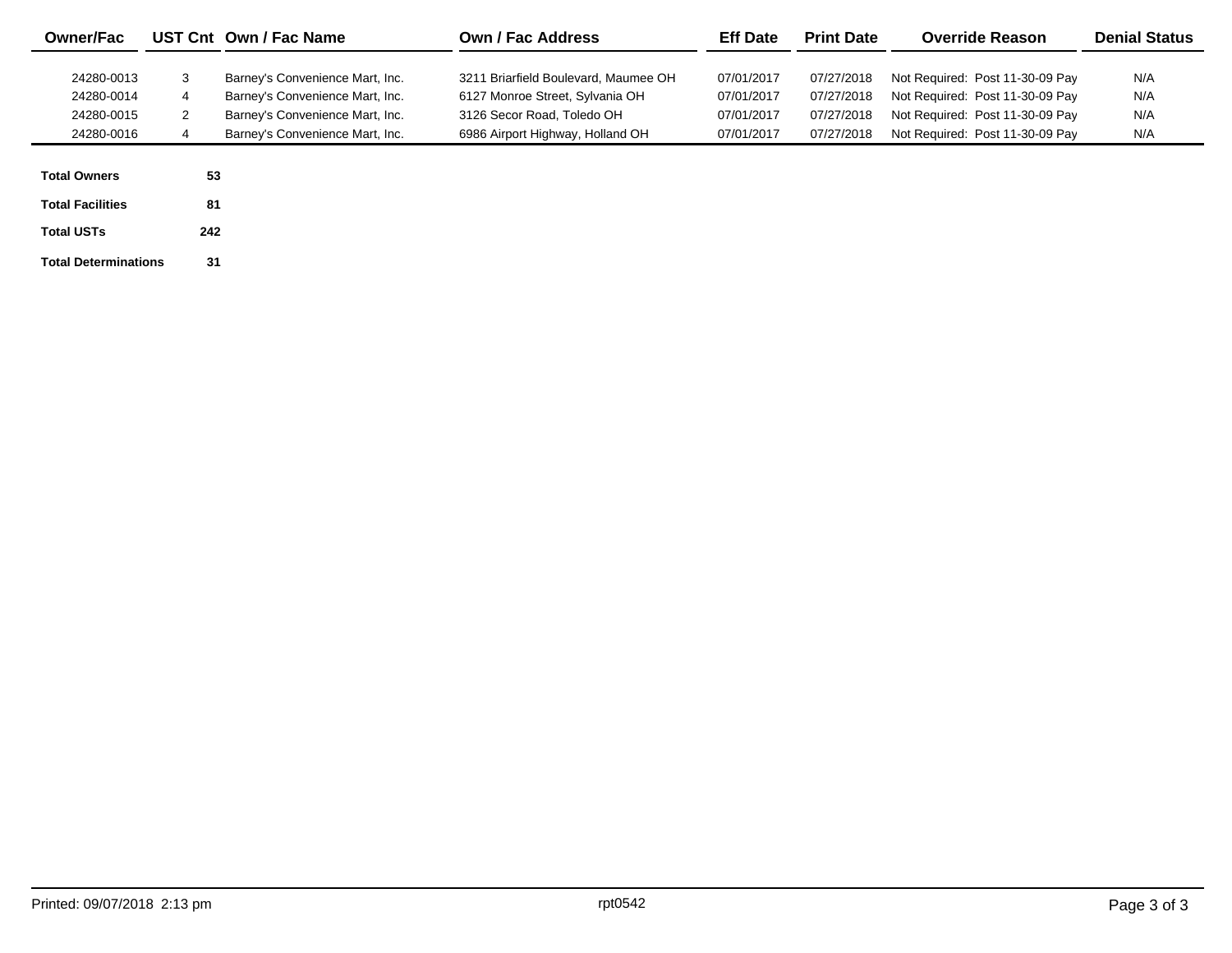| Owner/Fac | UST Cnt | Own / Fac Name | Own / Fac Address | Eff Date | Print Date | Override Reason | Denial Status |
|---|---|---|---|---|---|---|---|
| 24280-0013 | 3 | Barney's Convenience Mart, Inc. | 3211 Briarfield Boulevard, Maumee OH | 07/01/2017 | 07/27/2018 | Not Required: Post 11-30-09 Pay | N/A |
| 24280-0014 | 4 | Barney's Convenience Mart, Inc. | 6127 Monroe Street, Sylvania OH | 07/01/2017 | 07/27/2018 | Not Required: Post 11-30-09 Pay | N/A |
| 24280-0015 | 2 | Barney's Convenience Mart, Inc. | 3126 Secor Road, Toledo OH | 07/01/2017 | 07/27/2018 | Not Required: Post 11-30-09 Pay | N/A |
| 24280-0016 | 4 | Barney's Convenience Mart, Inc. | 6986 Airport Highway, Holland OH | 07/01/2017 | 07/27/2018 | Not Required: Post 11-30-09 Pay | N/A |

| | |
|---|---|
| **Total Owners** | **53** |
| **Total Facilities** | **81** |
| **Total USTs** | **242** |
| **Total Determinations** | **31** |

Printed: 09/07/2018 2:13 pm

rpt0542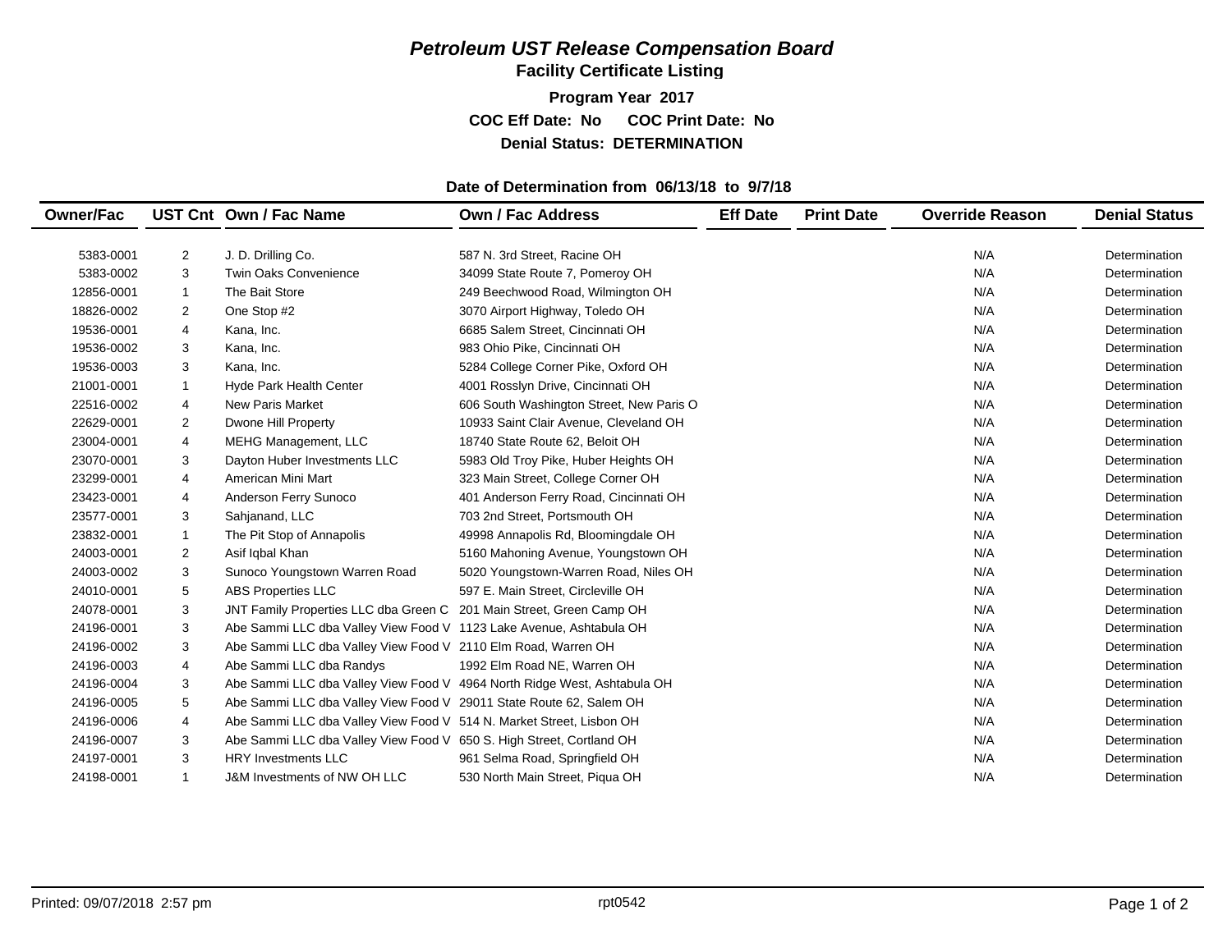# *Petroleum UST Release Compensation Board*

**Facility Certificate Listing**

**Program Year 2017**

**COC Eff Date: No COC Print Date: No**

**Denial Status: DETERMINATION**

**Date of Determination from 06/13/18 to 9/7/18**

| Owner/Fac | UST Cnt | Own / Fac Name | Own / Fac Address | Eff Date | Print Date | Override Reason | Denial Status |
|---|---|---|---|---|---|---|---|
| 5383-0001 | 2 | J. D. Drilling Co. | 587 N. 3rd Street, Racine OH | | | N/A | Determination |
| 5383-0002 | 3 | Twin Oaks Convenience | 34099 State Route 7, Pomeroy OH | | | N/A | Determination |
| 12856-0001 | 1 | The Bait Store | 249 Beechwood Road, Wilmington OH | | | N/A | Determination |
| 18826-0002 | 2 | One Stop #2 | 3070 Airport Highway, Toledo OH | | | N/A | Determination |
| 19536-0001 | 4 | Kana, Inc. | 6685 Salem Street, Cincinnati OH | | | N/A | Determination |
| 19536-0002 | 3 | Kana, Inc. | 983 Ohio Pike, Cincinnati OH | | | N/A | Determination |
| 19536-0003 | 3 | Kana, Inc. | 5284 College Corner Pike, Oxford OH | | | N/A | Determination |
| 21001-0001 | 1 | Hyde Park Health Center | 4001 Rosslyn Drive, Cincinnati OH | | | N/A | Determination |
| 22516-0002 | 4 | New Paris Market | 606 South Washington Street, New Paris O | | | N/A | Determination |
| 22629-0001 | 2 | Dwone Hill Property | 10933 Saint Clair Avenue, Cleveland OH | | | N/A | Determination |
| 23004-0001 | 4 | MEHG Management, LLC | 18740 State Route 62, Beloit OH | | | N/A | Determination |
| 23070-0001 | 3 | Dayton Huber Investments LLC | 5983 Old Troy Pike, Huber Heights OH | | | N/A | Determination |
| 23299-0001 | 4 | American Mini Mart | 323 Main Street, College Corner OH | | | N/A | Determination |
| 23423-0001 | 4 | Anderson Ferry Sunoco | 401 Anderson Ferry Road, Cincinnati OH | | | N/A | Determination |
| 23577-0001 | 3 | Sahjanand, LLC | 703 2nd Street, Portsmouth OH | | | N/A | Determination |
| 23832-0001 | 1 | The Pit Stop of Annapolis | 49998 Annapolis Rd, Bloomingdale OH | | | N/A | Determination |
| 24003-0001 | 2 | Asif Iqbal Khan | 5160 Mahoning Avenue, Youngstown OH | | | N/A | Determination |
| 24003-0002 | 3 | Sunoco Youngstown Warren Road | 5020 Youngstown-Warren Road, Niles OH | | | N/A | Determination |
| 24010-0001 | 5 | ABS Properties LLC | 597 E. Main Street, Circleville OH | | | N/A | Determination |
| 24078-0001 | 3 | JNT Family Properties LLC dba Green C | 201 Main Street, Green Camp OH | | | N/A | Determination |
| 24196-0001 | 3 | Abe Sammi LLC dba Valley View Food V | 1123 Lake Avenue, Ashtabula OH | | | N/A | Determination |
| 24196-0002 | 3 | Abe Sammi LLC dba Valley View Food V | 2110 Elm Road, Warren OH | | | N/A | Determination |
| 24196-0003 | 4 | Abe Sammi LLC dba Randys | 1992 Elm Road NE, Warren OH | | | N/A | Determination |
| 24196-0004 | 3 | Abe Sammi LLC dba Valley View Food V | 4964 North Ridge West, Ashtabula OH | | | N/A | Determination |
| 24196-0005 | 5 | Abe Sammi LLC dba Valley View Food V | 29011 State Route 62, Salem OH | | | N/A | Determination |
| 24196-0006 | 4 | Abe Sammi LLC dba Valley View Food V | 514 N. Market Street, Lisbon OH | | | N/A | Determination |
| 24196-0007 | 3 | Abe Sammi LLC dba Valley View Food V | 650 S. High Street, Cortland OH | | | N/A | Determination |
| 24197-0001 | 3 | HRY Investments LLC | 961 Selma Road, Springfield OH | | | N/A | Determination |
| 24198-0001 | 1 | J&M Investments of NW OH LLC | 530 North Main Street, Piqua OH | | | N/A | Determination |

Printed: 09/07/2018 2:57 pm rpt0542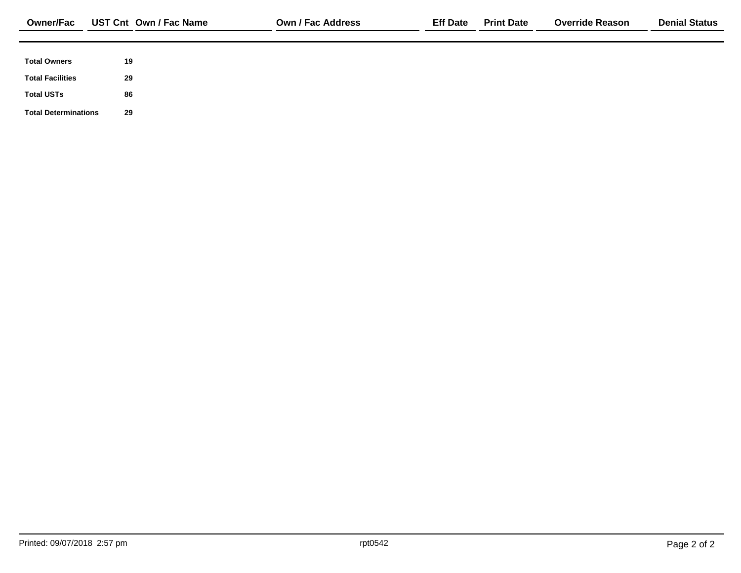| Owner/Fac | UST Cnt | Own / Fac Name | Own / Fac Address | Eff Date | Print Date | Override Reason | Denial Status |
|---|---|---|---|---|---|---|---|

| | |
|---|---|
| **Total Owners** | **19** |
| **Total Facilities** | **29** |
| **Total USTs** | **86** |
| **Total Determinations** | **29** |

Printed: 09/07/2018 2:57 pm

rpt0542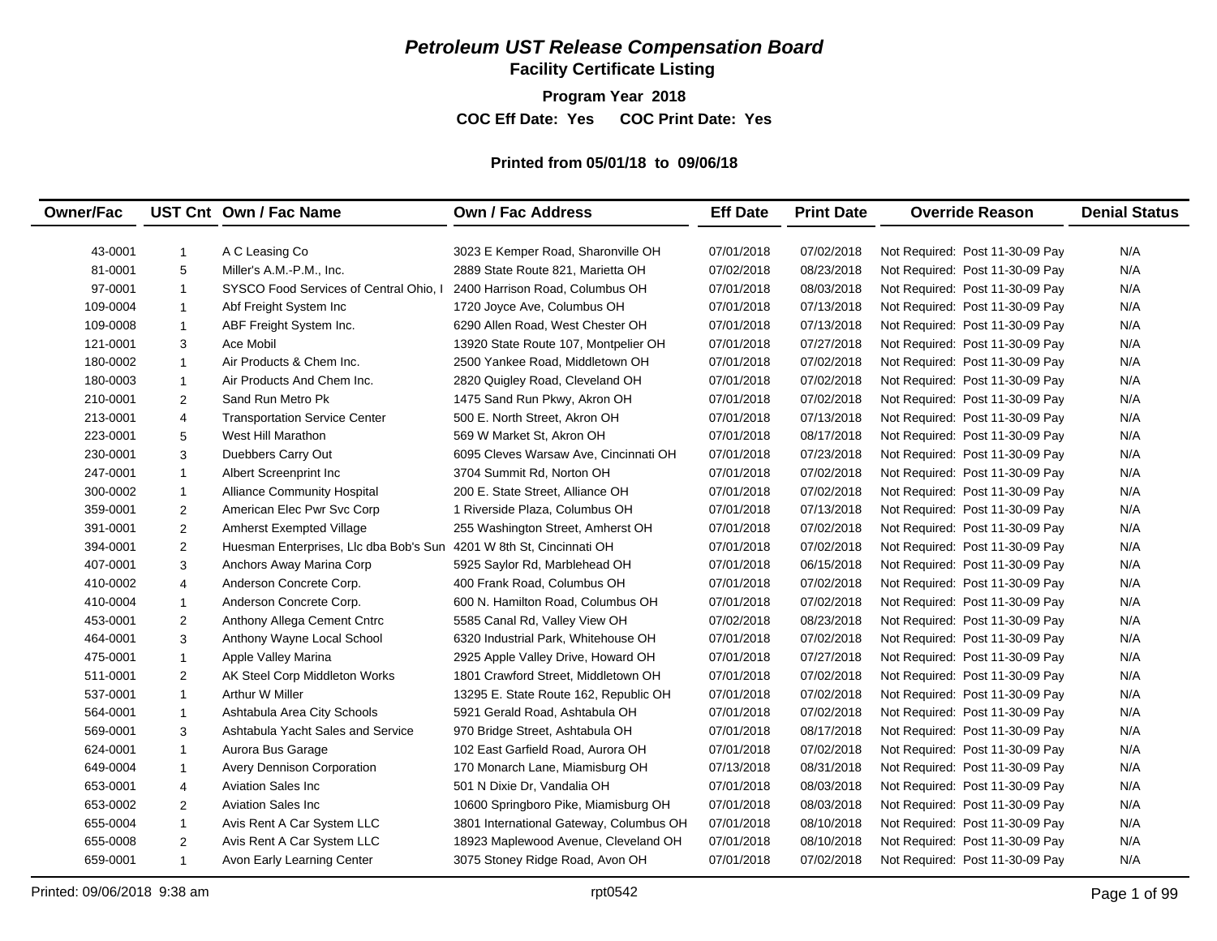# *Petroleum UST Release Compensation Board*

## Facility Certificate Listing

**Program Year 2018**

**COC Eff Date: Yes    COC Print Date: Yes**

**Printed from 05/01/18 to 09/06/18**

| Owner/Fac | UST Cnt | Own / Fac Name | Own / Fac Address | Eff Date | Print Date | Override Reason | Denial Status |
|---|---|---|---|---|---|---|---|
| 43-0001 | 1 | A C Leasing Co | 3023 E Kemper Road, Sharonville OH | 07/01/2018 | 07/02/2018 | Not Required: Post 11-30-09 Pay | N/A |
| 81-0001 | 5 | Miller's A.M.-P.M., Inc. | 2889 State Route 821, Marietta OH | 07/02/2018 | 08/23/2018 | Not Required: Post 11-30-09 Pay | N/A |
| 97-0001 | 1 | SYSCO Food Services of Central Ohio, I | 2400 Harrison Road, Columbus OH | 07/01/2018 | 08/03/2018 | Not Required: Post 11-30-09 Pay | N/A |
| 109-0004 | 1 | Abf Freight System Inc | 1720 Joyce Ave, Columbus OH | 07/01/2018 | 07/13/2018 | Not Required: Post 11-30-09 Pay | N/A |
| 109-0008 | 1 | ABF Freight System Inc. | 6290 Allen Road, West Chester OH | 07/01/2018 | 07/13/2018 | Not Required: Post 11-30-09 Pay | N/A |
| 121-0001 | 3 | Ace Mobil | 13920 State Route 107, Montpelier OH | 07/01/2018 | 07/27/2018 | Not Required: Post 11-30-09 Pay | N/A |
| 180-0002 | 1 | Air Products & Chem Inc. | 2500 Yankee Road, Middletown OH | 07/01/2018 | 07/02/2018 | Not Required: Post 11-30-09 Pay | N/A |
| 180-0003 | 1 | Air Products And Chem Inc. | 2820 Quigley Road, Cleveland OH | 07/01/2018 | 07/02/2018 | Not Required: Post 11-30-09 Pay | N/A |
| 210-0001 | 2 | Sand Run Metro Pk | 1475 Sand Run Pkwy, Akron OH | 07/01/2018 | 07/02/2018 | Not Required: Post 11-30-09 Pay | N/A |
| 213-0001 | 4 | Transportation Service Center | 500 E. North Street, Akron OH | 07/01/2018 | 07/13/2018 | Not Required: Post 11-30-09 Pay | N/A |
| 223-0001 | 5 | West Hill Marathon | 569 W Market St, Akron OH | 07/01/2018 | 08/17/2018 | Not Required: Post 11-30-09 Pay | N/A |
| 230-0001 | 3 | Duebbers Carry Out | 6095 Cleves Warsaw Ave, Cincinnati OH | 07/01/2018 | 07/23/2018 | Not Required: Post 11-30-09 Pay | N/A |
| 247-0001 | 1 | Albert Screenprint Inc | 3704 Summit Rd, Norton OH | 07/01/2018 | 07/02/2018 | Not Required: Post 11-30-09 Pay | N/A |
| 300-0002 | 1 | Alliance Community Hospital | 200 E. State Street, Alliance OH | 07/01/2018 | 07/02/2018 | Not Required: Post 11-30-09 Pay | N/A |
| 359-0001 | 2 | American Elec Pwr Svc Corp | 1 Riverside Plaza, Columbus OH | 07/01/2018 | 07/13/2018 | Not Required: Post 11-30-09 Pay | N/A |
| 391-0001 | 2 | Amherst Exempted Village | 255 Washington Street, Amherst OH | 07/01/2018 | 07/02/2018 | Not Required: Post 11-30-09 Pay | N/A |
| 394-0001 | 2 | Huesman Enterprises, Llc dba Bob's Sun | 4201 W 8th St, Cincinnati OH | 07/01/2018 | 07/02/2018 | Not Required: Post 11-30-09 Pay | N/A |
| 407-0001 | 3 | Anchors Away Marina Corp | 5925 Saylor Rd, Marblehead OH | 07/01/2018 | 06/15/2018 | Not Required: Post 11-30-09 Pay | N/A |
| 410-0002 | 4 | Anderson Concrete Corp. | 400 Frank Road, Columbus OH | 07/01/2018 | 07/02/2018 | Not Required: Post 11-30-09 Pay | N/A |
| 410-0004 | 1 | Anderson Concrete Corp. | 600 N. Hamilton Road, Columbus OH | 07/01/2018 | 07/02/2018 | Not Required: Post 11-30-09 Pay | N/A |
| 453-0001 | 2 | Anthony Allega Cement Cntrc | 5585 Canal Rd, Valley View OH | 07/02/2018 | 08/23/2018 | Not Required: Post 11-30-09 Pay | N/A |
| 464-0001 | 3 | Anthony Wayne Local School | 6320 Industrial Park, Whitehouse OH | 07/01/2018 | 07/02/2018 | Not Required: Post 11-30-09 Pay | N/A |
| 475-0001 | 1 | Apple Valley Marina | 2925 Apple Valley Drive, Howard OH | 07/01/2018 | 07/27/2018 | Not Required: Post 11-30-09 Pay | N/A |
| 511-0001 | 2 | AK Steel Corp Middleton Works | 1801 Crawford Street, Middletown OH | 07/01/2018 | 07/02/2018 | Not Required: Post 11-30-09 Pay | N/A |
| 537-0001 | 1 | Arthur W Miller | 13295 E. State Route 162, Republic OH | 07/01/2018 | 07/02/2018 | Not Required: Post 11-30-09 Pay | N/A |
| 564-0001 | 1 | Ashtabula Area City Schools | 5921 Gerald Road, Ashtabula OH | 07/01/2018 | 07/02/2018 | Not Required: Post 11-30-09 Pay | N/A |
| 569-0001 | 3 | Ashtabula Yacht Sales and Service | 970 Bridge Street, Ashtabula OH | 07/01/2018 | 08/17/2018 | Not Required: Post 11-30-09 Pay | N/A |
| 624-0001 | 1 | Aurora Bus Garage | 102 East Garfield Road, Aurora OH | 07/01/2018 | 07/02/2018 | Not Required: Post 11-30-09 Pay | N/A |
| 649-0004 | 1 | Avery Dennison Corporation | 170 Monarch Lane, Miamisburg OH | 07/13/2018 | 08/31/2018 | Not Required: Post 11-30-09 Pay | N/A |
| 653-0001 | 4 | Aviation Sales Inc | 501 N Dixie Dr, Vandalia OH | 07/01/2018 | 08/03/2018 | Not Required: Post 11-30-09 Pay | N/A |
| 653-0002 | 2 | Aviation Sales Inc | 10600 Springboro Pike, Miamisburg OH | 07/01/2018 | 08/03/2018 | Not Required: Post 11-30-09 Pay | N/A |
| 655-0004 | 1 | Avis Rent A Car System LLC | 3801 International Gateway, Columbus OH | 07/01/2018 | 08/10/2018 | Not Required: Post 11-30-09 Pay | N/A |
| 655-0008 | 2 | Avis Rent A Car System LLC | 18923 Maplewood Avenue, Cleveland OH | 07/01/2018 | 08/10/2018 | Not Required: Post 11-30-09 Pay | N/A |
| 659-0001 | 1 | Avon Early Learning Center | 3075 Stoney Ridge Road, Avon OH | 07/01/2018 | 07/02/2018 | Not Required: Post 11-30-09 Pay | N/A |

Printed: 09/06/2018 9:38 am    rpt0542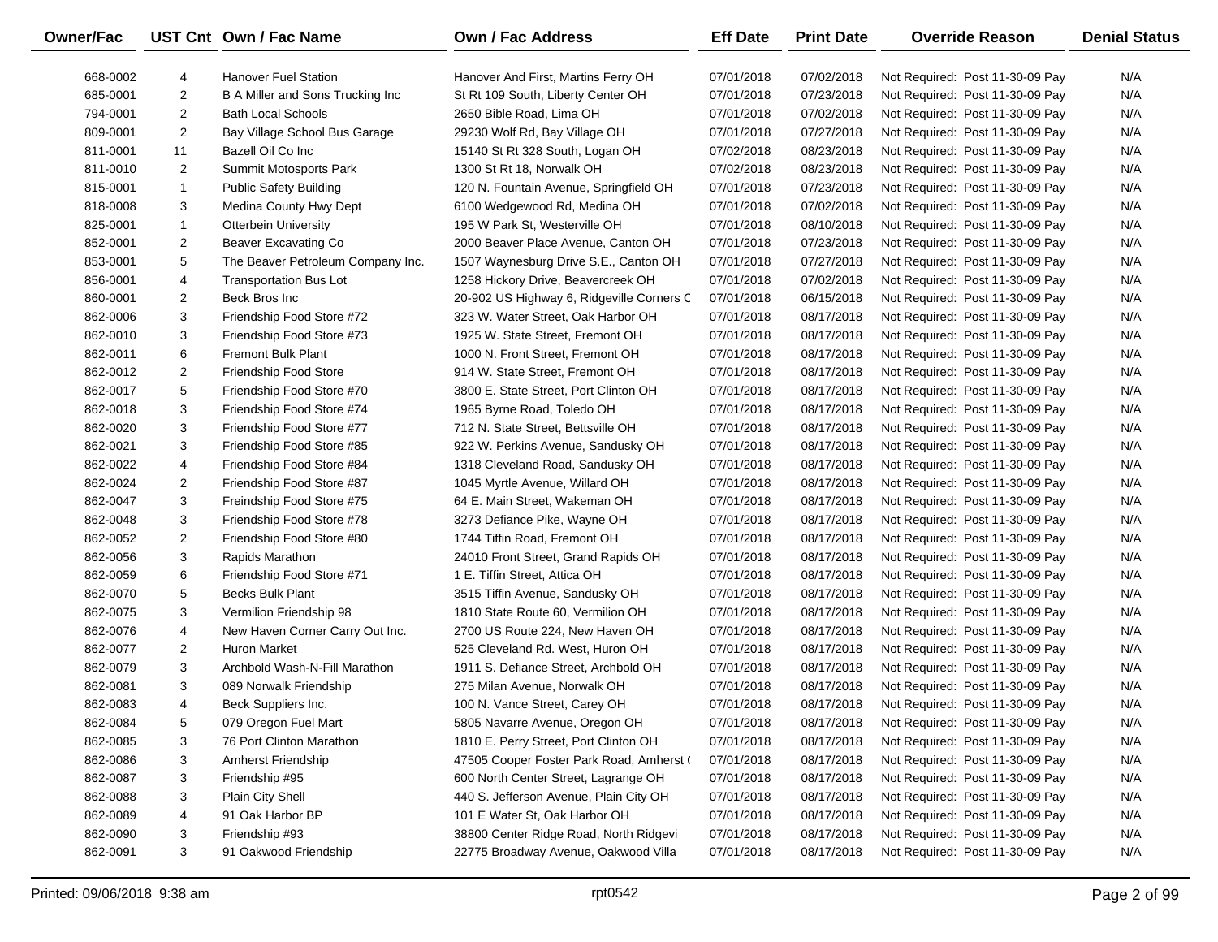| Owner/Fac | UST Cnt | Own / Fac Name | Own / Fac Address | Eff Date | Print Date | Override Reason | Denial Status |
|---|---|---|---|---|---|---|---|
| 668-0002 | 4 | Hanover Fuel Station | Hanover And First, Martins Ferry OH | 07/01/2018 | 07/02/2018 | Not Required: Post 11-30-09 Pay | N/A |
| 685-0001 | 2 | B A Miller and Sons Trucking Inc | St Rt 109 South, Liberty Center OH | 07/01/2018 | 07/23/2018 | Not Required: Post 11-30-09 Pay | N/A |
| 794-0001 | 2 | Bath Local Schools | 2650 Bible Road, Lima OH | 07/01/2018 | 07/02/2018 | Not Required: Post 11-30-09 Pay | N/A |
| 809-0001 | 2 | Bay Village School Bus Garage | 29230 Wolf Rd, Bay Village OH | 07/01/2018 | 07/27/2018 | Not Required: Post 11-30-09 Pay | N/A |
| 811-0001 | 11 | Bazell Oil Co Inc | 15140 St Rt 328 South, Logan OH | 07/02/2018 | 08/23/2018 | Not Required: Post 11-30-09 Pay | N/A |
| 811-0010 | 2 | Summit Motosports Park | 1300 St Rt 18, Norwalk OH | 07/02/2018 | 08/23/2018 | Not Required: Post 11-30-09 Pay | N/A |
| 815-0001 | 1 | Public Safety Building | 120 N. Fountain Avenue, Springfield OH | 07/01/2018 | 07/23/2018 | Not Required: Post 11-30-09 Pay | N/A |
| 818-0008 | 3 | Medina County Hwy Dept | 6100 Wedgewood Rd, Medina OH | 07/01/2018 | 07/02/2018 | Not Required: Post 11-30-09 Pay | N/A |
| 825-0001 | 1 | Otterbein University | 195 W Park St, Westerville OH | 07/01/2018 | 08/10/2018 | Not Required: Post 11-30-09 Pay | N/A |
| 852-0001 | 2 | Beaver Excavating Co | 2000 Beaver Place Avenue, Canton OH | 07/01/2018 | 07/23/2018 | Not Required: Post 11-30-09 Pay | N/A |
| 853-0001 | 5 | The Beaver Petroleum Company Inc. | 1507 Waynesburg Drive S.E., Canton OH | 07/01/2018 | 07/27/2018 | Not Required: Post 11-30-09 Pay | N/A |
| 856-0001 | 4 | Transportation Bus Lot | 1258 Hickory Drive, Beavercreek OH | 07/01/2018 | 07/02/2018 | Not Required: Post 11-30-09 Pay | N/A |
| 860-0001 | 2 | Beck Bros Inc | 20-902 US Highway 6, Ridgeville Corners C | 07/01/2018 | 06/15/2018 | Not Required: Post 11-30-09 Pay | N/A |
| 862-0006 | 3 | Friendship Food Store #72 | 323 W. Water Street, Oak Harbor OH | 07/01/2018 | 08/17/2018 | Not Required: Post 11-30-09 Pay | N/A |
| 862-0010 | 3 | Friendship Food Store #73 | 1925 W. State Street, Fremont OH | 07/01/2018 | 08/17/2018 | Not Required: Post 11-30-09 Pay | N/A |
| 862-0011 | 6 | Fremont Bulk Plant | 1000 N. Front Street, Fremont OH | 07/01/2018 | 08/17/2018 | Not Required: Post 11-30-09 Pay | N/A |
| 862-0012 | 2 | Friendship Food Store | 914 W. State Street, Fremont OH | 07/01/2018 | 08/17/2018 | Not Required: Post 11-30-09 Pay | N/A |
| 862-0017 | 5 | Friendship Food Store #70 | 3800 E. State Street, Port Clinton OH | 07/01/2018 | 08/17/2018 | Not Required: Post 11-30-09 Pay | N/A |
| 862-0018 | 3 | Friendship Food Store #74 | 1965 Byrne Road, Toledo OH | 07/01/2018 | 08/17/2018 | Not Required: Post 11-30-09 Pay | N/A |
| 862-0020 | 3 | Friendship Food Store #77 | 712 N. State Street, Bettsville OH | 07/01/2018 | 08/17/2018 | Not Required: Post 11-30-09 Pay | N/A |
| 862-0021 | 3 | Friendship Food Store #85 | 922 W. Perkins Avenue, Sandusky OH | 07/01/2018 | 08/17/2018 | Not Required: Post 11-30-09 Pay | N/A |
| 862-0022 | 4 | Friendship Food Store #84 | 1318 Cleveland Road, Sandusky OH | 07/01/2018 | 08/17/2018 | Not Required: Post 11-30-09 Pay | N/A |
| 862-0024 | 2 | Friendship Food Store #87 | 1045 Myrtle Avenue, Willard OH | 07/01/2018 | 08/17/2018 | Not Required: Post 11-30-09 Pay | N/A |
| 862-0047 | 3 | Freindship Food Store #75 | 64 E. Main Street, Wakeman OH | 07/01/2018 | 08/17/2018 | Not Required: Post 11-30-09 Pay | N/A |
| 862-0048 | 3 | Friendship Food Store #78 | 3273 Defiance Pike, Wayne OH | 07/01/2018 | 08/17/2018 | Not Required: Post 11-30-09 Pay | N/A |
| 862-0052 | 2 | Friendship Food Store #80 | 1744 Tiffin Road, Fremont OH | 07/01/2018 | 08/17/2018 | Not Required: Post 11-30-09 Pay | N/A |
| 862-0056 | 3 | Rapids Marathon | 24010 Front Street, Grand Rapids OH | 07/01/2018 | 08/17/2018 | Not Required: Post 11-30-09 Pay | N/A |
| 862-0059 | 6 | Friendship Food Store #71 | 1 E. Tiffin Street, Attica OH | 07/01/2018 | 08/17/2018 | Not Required: Post 11-30-09 Pay | N/A |
| 862-0070 | 5 | Becks Bulk Plant | 3515 Tiffin Avenue, Sandusky OH | 07/01/2018 | 08/17/2018 | Not Required: Post 11-30-09 Pay | N/A |
| 862-0075 | 3 | Vermilion Friendship 98 | 1810 State Route 60, Vermilion OH | 07/01/2018 | 08/17/2018 | Not Required: Post 11-30-09 Pay | N/A |
| 862-0076 | 4 | New Haven Corner Carry Out Inc. | 2700 US Route 224, New Haven OH | 07/01/2018 | 08/17/2018 | Not Required: Post 11-30-09 Pay | N/A |
| 862-0077 | 2 | Huron Market | 525 Cleveland Rd. West, Huron OH | 07/01/2018 | 08/17/2018 | Not Required: Post 11-30-09 Pay | N/A |
| 862-0079 | 3 | Archbold Wash-N-Fill Marathon | 1911 S. Defiance Street, Archbold OH | 07/01/2018 | 08/17/2018 | Not Required: Post 11-30-09 Pay | N/A |
| 862-0081 | 3 | 089 Norwalk Friendship | 275 Milan Avenue, Norwalk OH | 07/01/2018 | 08/17/2018 | Not Required: Post 11-30-09 Pay | N/A |
| 862-0083 | 4 | Beck Suppliers Inc. | 100 N. Vance Street, Carey OH | 07/01/2018 | 08/17/2018 | Not Required: Post 11-30-09 Pay | N/A |
| 862-0084 | 5 | 079 Oregon Fuel Mart | 5805 Navarre Avenue, Oregon OH | 07/01/2018 | 08/17/2018 | Not Required: Post 11-30-09 Pay | N/A |
| 862-0085 | 3 | 76 Port Clinton Marathon | 1810 E. Perry Street, Port Clinton OH | 07/01/2018 | 08/17/2018 | Not Required: Post 11-30-09 Pay | N/A |
| 862-0086 | 3 | Amherst Friendship | 47505 Cooper Foster Park Road, Amherst ( | 07/01/2018 | 08/17/2018 | Not Required: Post 11-30-09 Pay | N/A |
| 862-0087 | 3 | Friendship #95 | 600 North Center Street, Lagrange OH | 07/01/2018 | 08/17/2018 | Not Required: Post 11-30-09 Pay | N/A |
| 862-0088 | 3 | Plain City Shell | 440 S. Jefferson Avenue, Plain City OH | 07/01/2018 | 08/17/2018 | Not Required: Post 11-30-09 Pay | N/A |
| 862-0089 | 4 | 91 Oak Harbor BP | 101 E Water St, Oak Harbor OH | 07/01/2018 | 08/17/2018 | Not Required: Post 11-30-09 Pay | N/A |
| 862-0090 | 3 | Friendship #93 | 38800 Center Ridge Road, North Ridgevi | 07/01/2018 | 08/17/2018 | Not Required: Post 11-30-09 Pay | N/A |
| 862-0091 | 3 | 91 Oakwood Friendship | 22775 Broadway Avenue, Oakwood Villa | 07/01/2018 | 08/17/2018 | Not Required: Post 11-30-09 Pay | N/A |

Printed: 09/06/2018 9:38 am | rpt0542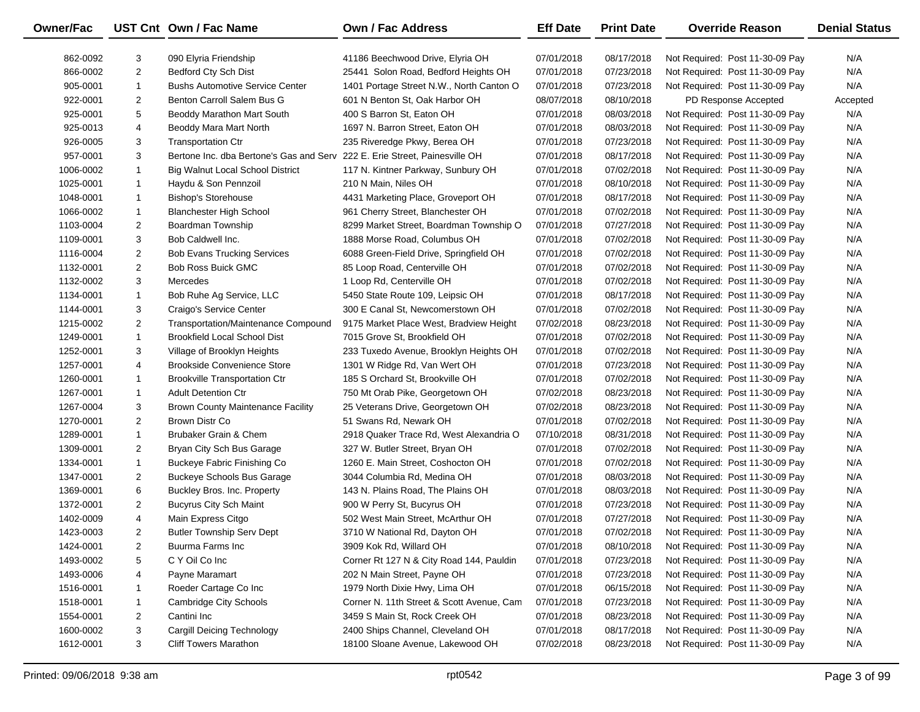| Owner/Fac | UST Cnt | Own / Fac Name | Own / Fac Address | Eff Date | Print Date | Override Reason | Denial Status |
|---|---|---|---|---|---|---|---|
| 862-0092 | 3 | 090 Elyria Friendship | 41186 Beechwood Drive, Elyria OH | 07/01/2018 | 08/17/2018 | Not Required: Post 11-30-09 Pay | N/A |
| 866-0002 | 2 | Bedford Cty Sch Dist | 25441 Solon Road, Bedford Heights OH | 07/01/2018 | 07/23/2018 | Not Required: Post 11-30-09 Pay | N/A |
| 905-0001 | 1 | Bushs Automotive Service Center | 1401 Portage Street N.W., North Canton O | 07/01/2018 | 07/23/2018 | Not Required: Post 11-30-09 Pay | N/A |
| 922-0001 | 2 | Benton Carroll Salem Bus G | 601 N Benton St, Oak Harbor OH | 08/07/2018 | 08/10/2018 | PD Response Accepted | Accepted |
| 925-0001 | 5 | Beoddy Marathon Mart South | 400 S Barron St, Eaton OH | 07/01/2018 | 08/03/2018 | Not Required: Post 11-30-09 Pay | N/A |
| 925-0013 | 4 | Beoddy Mara Mart North | 1697 N. Barron Street, Eaton OH | 07/01/2018 | 08/03/2018 | Not Required: Post 11-30-09 Pay | N/A |
| 926-0005 | 3 | Transportation Ctr | 235 Riveredge Pkwy, Berea OH | 07/01/2018 | 07/23/2018 | Not Required: Post 11-30-09 Pay | N/A |
| 957-0001 | 3 | Bertone Inc. dba Bertone's Gas and Serv | 222 E. Erie Street, Painesville OH | 07/01/2018 | 08/17/2018 | Not Required: Post 11-30-09 Pay | N/A |
| 1006-0002 | 1 | Big Walnut Local School District | 117 N. Kintner Parkway, Sunbury OH | 07/01/2018 | 07/02/2018 | Not Required: Post 11-30-09 Pay | N/A |
| 1025-0001 | 1 | Haydu & Son Pennzoil | 210 N Main, Niles OH | 07/01/2018 | 08/10/2018 | Not Required: Post 11-30-09 Pay | N/A |
| 1048-0001 | 1 | Bishop's Storehouse | 4431 Marketing Place, Groveport OH | 07/01/2018 | 08/17/2018 | Not Required: Post 11-30-09 Pay | N/A |
| 1066-0002 | 1 | Blanchester High School | 961 Cherry Street, Blanchester OH | 07/01/2018 | 07/02/2018 | Not Required: Post 11-30-09 Pay | N/A |
| 1103-0004 | 2 | Boardman Township | 8299 Market Street, Boardman Township O | 07/01/2018 | 07/27/2018 | Not Required: Post 11-30-09 Pay | N/A |
| 1109-0001 | 3 | Bob Caldwell Inc. | 1888 Morse Road, Columbus OH | 07/01/2018 | 07/02/2018 | Not Required: Post 11-30-09 Pay | N/A |
| 1116-0004 | 2 | Bob Evans Trucking Services | 6088 Green-Field Drive, Springfield OH | 07/01/2018 | 07/02/2018 | Not Required: Post 11-30-09 Pay | N/A |
| 1132-0001 | 2 | Bob Ross Buick GMC | 85 Loop Road, Centerville OH | 07/01/2018 | 07/02/2018 | Not Required: Post 11-30-09 Pay | N/A |
| 1132-0002 | 3 | Mercedes | 1 Loop Rd, Centerville OH | 07/01/2018 | 07/02/2018 | Not Required: Post 11-30-09 Pay | N/A |
| 1134-0001 | 1 | Bob Ruhe Ag Service, LLC | 5450 State Route 109, Leipsic OH | 07/01/2018 | 08/17/2018 | Not Required: Post 11-30-09 Pay | N/A |
| 1144-0001 | 3 | Craigo's Service Center | 300 E Canal St, Newcomerstown OH | 07/01/2018 | 07/02/2018 | Not Required: Post 11-30-09 Pay | N/A |
| 1215-0002 | 2 | Transportation/Maintenance Compound | 9175 Market Place West, Bradview Height | 07/02/2018 | 08/23/2018 | Not Required: Post 11-30-09 Pay | N/A |
| 1249-0001 | 1 | Brookfield Local School Dist | 7015 Grove St, Brookfield OH | 07/01/2018 | 07/02/2018 | Not Required: Post 11-30-09 Pay | N/A |
| 1252-0001 | 3 | Village of Brooklyn Heights | 233 Tuxedo Avenue, Brooklyn Heights OH | 07/01/2018 | 07/02/2018 | Not Required: Post 11-30-09 Pay | N/A |
| 1257-0001 | 4 | Brookside Convenience Store | 1301 W Ridge Rd, Van Wert OH | 07/01/2018 | 07/23/2018 | Not Required: Post 11-30-09 Pay | N/A |
| 1260-0001 | 1 | Brookville Transportation Ctr | 185 S Orchard St, Brookville OH | 07/01/2018 | 07/02/2018 | Not Required: Post 11-30-09 Pay | N/A |
| 1267-0001 | 1 | Adult Detention Ctr | 750 Mt Orab Pike, Georgetown OH | 07/02/2018 | 08/23/2018 | Not Required: Post 11-30-09 Pay | N/A |
| 1267-0004 | 3 | Brown County Maintenance Facility | 25 Veterans Drive, Georgetown OH | 07/02/2018 | 08/23/2018 | Not Required: Post 11-30-09 Pay | N/A |
| 1270-0001 | 2 | Brown Distr Co | 51 Swans Rd, Newark OH | 07/01/2018 | 07/02/2018 | Not Required: Post 11-30-09 Pay | N/A |
| 1289-0001 | 1 | Brubaker Grain & Chem | 2918 Quaker Trace Rd, West Alexandria O | 07/10/2018 | 08/31/2018 | Not Required: Post 11-30-09 Pay | N/A |
| 1309-0001 | 2 | Bryan City Sch Bus Garage | 327 W. Butler Street, Bryan OH | 07/01/2018 | 07/02/2018 | Not Required: Post 11-30-09 Pay | N/A |
| 1334-0001 | 1 | Buckeye Fabric Finishing Co | 1260 E. Main Street, Coshocton OH | 07/01/2018 | 07/02/2018 | Not Required: Post 11-30-09 Pay | N/A |
| 1347-0001 | 2 | Buckeye Schools Bus Garage | 3044 Columbia Rd, Medina OH | 07/01/2018 | 08/03/2018 | Not Required: Post 11-30-09 Pay | N/A |
| 1369-0001 | 6 | Buckley Bros. Inc. Property | 143 N. Plains Road, The Plains OH | 07/01/2018 | 08/03/2018 | Not Required: Post 11-30-09 Pay | N/A |
| 1372-0001 | 2 | Bucyrus City Sch Maint | 900 W Perry St, Bucyrus OH | 07/01/2018 | 07/23/2018 | Not Required: Post 11-30-09 Pay | N/A |
| 1402-0009 | 4 | Main Express Citgo | 502 West Main Street, McArthur OH | 07/01/2018 | 07/27/2018 | Not Required: Post 11-30-09 Pay | N/A |
| 1423-0003 | 2 | Butler Township Serv Dept | 3710 W National Rd, Dayton OH | 07/01/2018 | 07/02/2018 | Not Required: Post 11-30-09 Pay | N/A |
| 1424-0001 | 2 | Buurma Farms Inc | 3909 Kok Rd, Willard OH | 07/01/2018 | 08/10/2018 | Not Required: Post 11-30-09 Pay | N/A |
| 1493-0002 | 5 | C Y Oil Co Inc | Corner Rt 127 N & City Road 144, Pauldin | 07/01/2018 | 07/23/2018 | Not Required: Post 11-30-09 Pay | N/A |
| 1493-0006 | 4 | Payne Maramart | 202 N Main Street, Payne OH | 07/01/2018 | 07/23/2018 | Not Required: Post 11-30-09 Pay | N/A |
| 1516-0001 | 1 | Roeder Cartage Co Inc | 1979 North Dixie Hwy, Lima OH | 07/01/2018 | 06/15/2018 | Not Required: Post 11-30-09 Pay | N/A |
| 1518-0001 | 1 | Cambridge City Schools | Corner N. 11th Street & Scott Avenue, Cam | 07/01/2018 | 07/23/2018 | Not Required: Post 11-30-09 Pay | N/A |
| 1554-0001 | 2 | Cantini Inc | 3459 S Main St, Rock Creek OH | 07/01/2018 | 08/23/2018 | Not Required: Post 11-30-09 Pay | N/A |
| 1600-0002 | 3 | Cargill Deicing Technology | 2400 Ships Channel, Cleveland OH | 07/01/2018 | 08/17/2018 | Not Required: Post 11-30-09 Pay | N/A |
| 1612-0001 | 3 | Cliff Towers Marathon | 18100 Sloane Avenue, Lakewood OH | 07/02/2018 | 08/23/2018 | Not Required: Post 11-30-09 Pay | N/A |

Printed: 09/06/2018 9:38 am rpt0542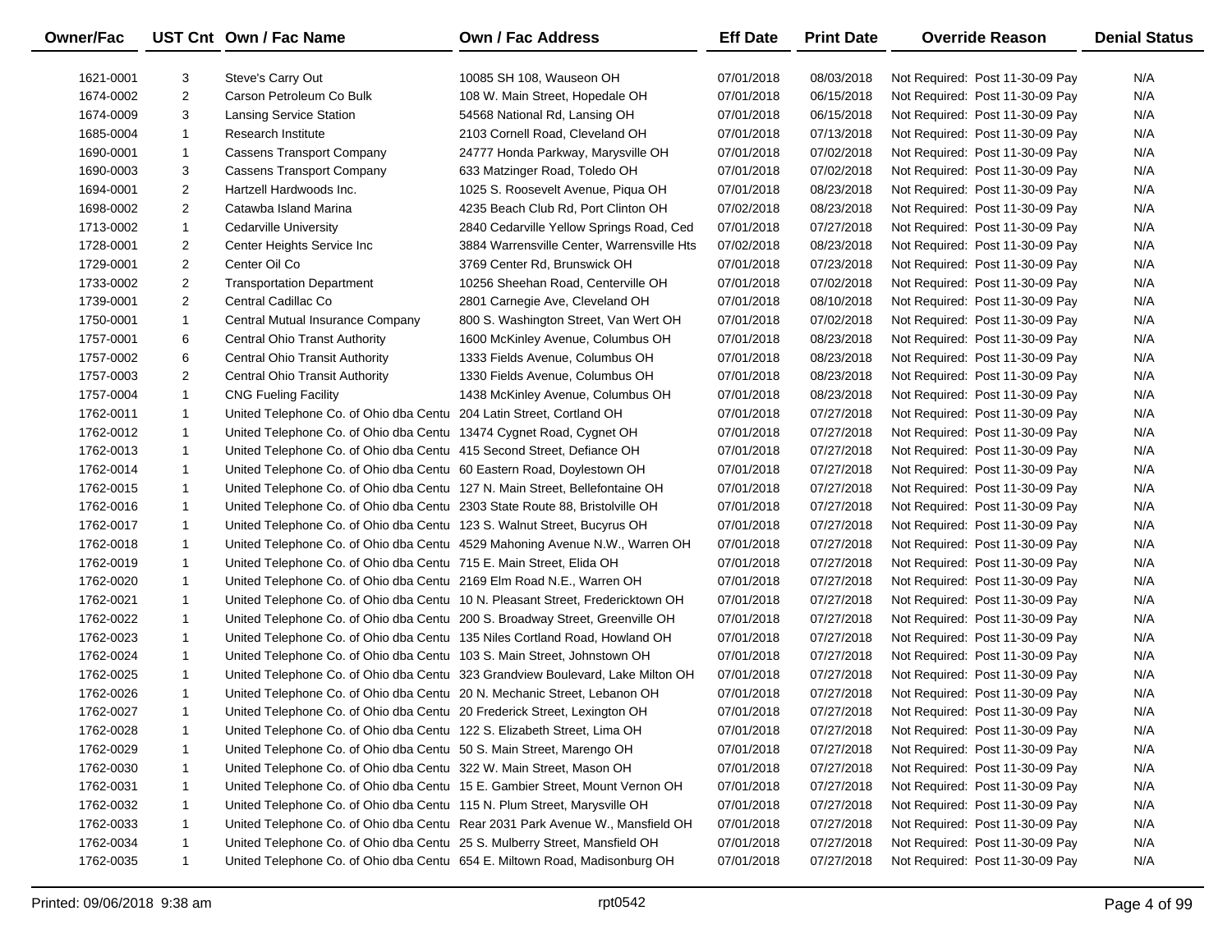| Owner/Fac | UST Cnt | Own / Fac Name | Own / Fac Address | Eff Date | Print Date | Override Reason | Denial Status |
|---|---|---|---|---|---|---|---|
| 1621-0001 | 3 | Steve's Carry Out | 10085 SH 108, Wauseon OH | 07/01/2018 | 08/03/2018 | Not Required: Post 11-30-09 Pay | N/A |
| 1674-0002 | 2 | Carson Petroleum Co Bulk | 108 W. Main Street, Hopedale OH | 07/01/2018 | 06/15/2018 | Not Required: Post 11-30-09 Pay | N/A |
| 1674-0009 | 3 | Lansing Service Station | 54568 National Rd, Lansing OH | 07/01/2018 | 06/15/2018 | Not Required: Post 11-30-09 Pay | N/A |
| 1685-0004 | 1 | Research Institute | 2103 Cornell Road, Cleveland OH | 07/01/2018 | 07/13/2018 | Not Required: Post 11-30-09 Pay | N/A |
| 1690-0001 | 1 | Cassens Transport Company | 24777 Honda Parkway, Marysville OH | 07/01/2018 | 07/02/2018 | Not Required: Post 11-30-09 Pay | N/A |
| 1690-0003 | 3 | Cassens Transport Company | 633 Matzinger Road, Toledo OH | 07/01/2018 | 07/02/2018 | Not Required: Post 11-30-09 Pay | N/A |
| 1694-0001 | 2 | Hartzell Hardwoods Inc. | 1025 S. Roosevelt Avenue, Piqua OH | 07/01/2018 | 08/23/2018 | Not Required: Post 11-30-09 Pay | N/A |
| 1698-0002 | 2 | Catawba Island Marina | 4235 Beach Club Rd, Port Clinton OH | 07/02/2018 | 08/23/2018 | Not Required: Post 11-30-09 Pay | N/A |
| 1713-0002 | 1 | Cedarville University | 2840 Cedarville Yellow Springs Road, Ced | 07/01/2018 | 07/27/2018 | Not Required: Post 11-30-09 Pay | N/A |
| 1728-0001 | 2 | Center Heights Service Inc | 3884 Warrensville Center, Warrensville Hts | 07/02/2018 | 08/23/2018 | Not Required: Post 11-30-09 Pay | N/A |
| 1729-0001 | 2 | Center Oil Co | 3769 Center Rd, Brunswick OH | 07/01/2018 | 07/23/2018 | Not Required: Post 11-30-09 Pay | N/A |
| 1733-0002 | 2 | Transportation Department | 10256 Sheehan Road, Centerville OH | 07/01/2018 | 07/02/2018 | Not Required: Post 11-30-09 Pay | N/A |
| 1739-0001 | 2 | Central Cadillac Co | 2801 Carnegie Ave, Cleveland OH | 07/01/2018 | 08/10/2018 | Not Required: Post 11-30-09 Pay | N/A |
| 1750-0001 | 1 | Central Mutual Insurance Company | 800 S. Washington Street, Van Wert OH | 07/01/2018 | 07/02/2018 | Not Required: Post 11-30-09 Pay | N/A |
| 1757-0001 | 6 | Central Ohio Transt Authority | 1600 McKinley Avenue, Columbus OH | 07/01/2018 | 08/23/2018 | Not Required: Post 11-30-09 Pay | N/A |
| 1757-0002 | 6 | Central Ohio Transit Authority | 1333 Fields Avenue, Columbus OH | 07/01/2018 | 08/23/2018 | Not Required: Post 11-30-09 Pay | N/A |
| 1757-0003 | 2 | Central Ohio Transit Authority | 1330 Fields Avenue, Columbus OH | 07/01/2018 | 08/23/2018 | Not Required: Post 11-30-09 Pay | N/A |
| 1757-0004 | 1 | CNG Fueling Facility | 1438 McKinley Avenue, Columbus OH | 07/01/2018 | 08/23/2018 | Not Required: Post 11-30-09 Pay | N/A |
| 1762-0011 | 1 | United Telephone Co. of Ohio dba Centu | 204 Latin Street, Cortland OH | 07/01/2018 | 07/27/2018 | Not Required: Post 11-30-09 Pay | N/A |
| 1762-0012 | 1 | United Telephone Co. of Ohio dba Centu | 13474 Cygnet Road, Cygnet OH | 07/01/2018 | 07/27/2018 | Not Required: Post 11-30-09 Pay | N/A |
| 1762-0013 | 1 | United Telephone Co. of Ohio dba Centu | 415 Second Street, Defiance OH | 07/01/2018 | 07/27/2018 | Not Required: Post 11-30-09 Pay | N/A |
| 1762-0014 | 1 | United Telephone Co. of Ohio dba Centu | 60 Eastern Road, Doylestown OH | 07/01/2018 | 07/27/2018 | Not Required: Post 11-30-09 Pay | N/A |
| 1762-0015 | 1 | United Telephone Co. of Ohio dba Centu | 127 N. Main Street, Bellefontaine OH | 07/01/2018 | 07/27/2018 | Not Required: Post 11-30-09 Pay | N/A |
| 1762-0016 | 1 | United Telephone Co. of Ohio dba Centu | 2303 State Route 88, Bristolville OH | 07/01/2018 | 07/27/2018 | Not Required: Post 11-30-09 Pay | N/A |
| 1762-0017 | 1 | United Telephone Co. of Ohio dba Centu | 123 S. Walnut Street, Bucyrus OH | 07/01/2018 | 07/27/2018 | Not Required: Post 11-30-09 Pay | N/A |
| 1762-0018 | 1 | United Telephone Co. of Ohio dba Centu | 4529 Mahoning Avenue N.W., Warren OH | 07/01/2018 | 07/27/2018 | Not Required: Post 11-30-09 Pay | N/A |
| 1762-0019 | 1 | United Telephone Co. of Ohio dba Centu | 715 E. Main Street, Elida OH | 07/01/2018 | 07/27/2018 | Not Required: Post 11-30-09 Pay | N/A |
| 1762-0020 | 1 | United Telephone Co. of Ohio dba Centu | 2169 Elm Road N.E., Warren OH | 07/01/2018 | 07/27/2018 | Not Required: Post 11-30-09 Pay | N/A |
| 1762-0021 | 1 | United Telephone Co. of Ohio dba Centu | 10 N. Pleasant Street, Fredericktown OH | 07/01/2018 | 07/27/2018 | Not Required: Post 11-30-09 Pay | N/A |
| 1762-0022 | 1 | United Telephone Co. of Ohio dba Centu | 200 S. Broadway Street, Greenville OH | 07/01/2018 | 07/27/2018 | Not Required: Post 11-30-09 Pay | N/A |
| 1762-0023 | 1 | United Telephone Co. of Ohio dba Centu | 135 Niles Cortland Road, Howland OH | 07/01/2018 | 07/27/2018 | Not Required: Post 11-30-09 Pay | N/A |
| 1762-0024 | 1 | United Telephone Co. of Ohio dba Centu | 103 S. Main Street, Johnstown OH | 07/01/2018 | 07/27/2018 | Not Required: Post 11-30-09 Pay | N/A |
| 1762-0025 | 1 | United Telephone Co. of Ohio dba Centu | 323 Grandview Boulevard, Lake Milton OH | 07/01/2018 | 07/27/2018 | Not Required: Post 11-30-09 Pay | N/A |
| 1762-0026 | 1 | United Telephone Co. of Ohio dba Centu | 20 N. Mechanic Street, Lebanon OH | 07/01/2018 | 07/27/2018 | Not Required: Post 11-30-09 Pay | N/A |
| 1762-0027 | 1 | United Telephone Co. of Ohio dba Centu | 20 Frederick Street, Lexington OH | 07/01/2018 | 07/27/2018 | Not Required: Post 11-30-09 Pay | N/A |
| 1762-0028 | 1 | United Telephone Co. of Ohio dba Centu | 122 S. Elizabeth Street, Lima OH | 07/01/2018 | 07/27/2018 | Not Required: Post 11-30-09 Pay | N/A |
| 1762-0029 | 1 | United Telephone Co. of Ohio dba Centu | 50 S. Main Street, Marengo OH | 07/01/2018 | 07/27/2018 | Not Required: Post 11-30-09 Pay | N/A |
| 1762-0030 | 1 | United Telephone Co. of Ohio dba Centu | 322 W. Main Street, Mason OH | 07/01/2018 | 07/27/2018 | Not Required: Post 11-30-09 Pay | N/A |
| 1762-0031 | 1 | United Telephone Co. of Ohio dba Centu | 15 E. Gambier Street, Mount Vernon OH | 07/01/2018 | 07/27/2018 | Not Required: Post 11-30-09 Pay | N/A |
| 1762-0032 | 1 | United Telephone Co. of Ohio dba Centu | 115 N. Plum Street, Marysville OH | 07/01/2018 | 07/27/2018 | Not Required: Post 11-30-09 Pay | N/A |
| 1762-0033 | 1 | United Telephone Co. of Ohio dba Centu | Rear 2031 Park Avenue W., Mansfield OH | 07/01/2018 | 07/27/2018 | Not Required: Post 11-30-09 Pay | N/A |
| 1762-0034 | 1 | United Telephone Co. of Ohio dba Centu | 25 S. Mulberry Street, Mansfield OH | 07/01/2018 | 07/27/2018 | Not Required: Post 11-30-09 Pay | N/A |
| 1762-0035 | 1 | United Telephone Co. of Ohio dba Centu | 654 E. Miltown Road, Madisonburg OH | 07/01/2018 | 07/27/2018 | Not Required: Post 11-30-09 Pay | N/A |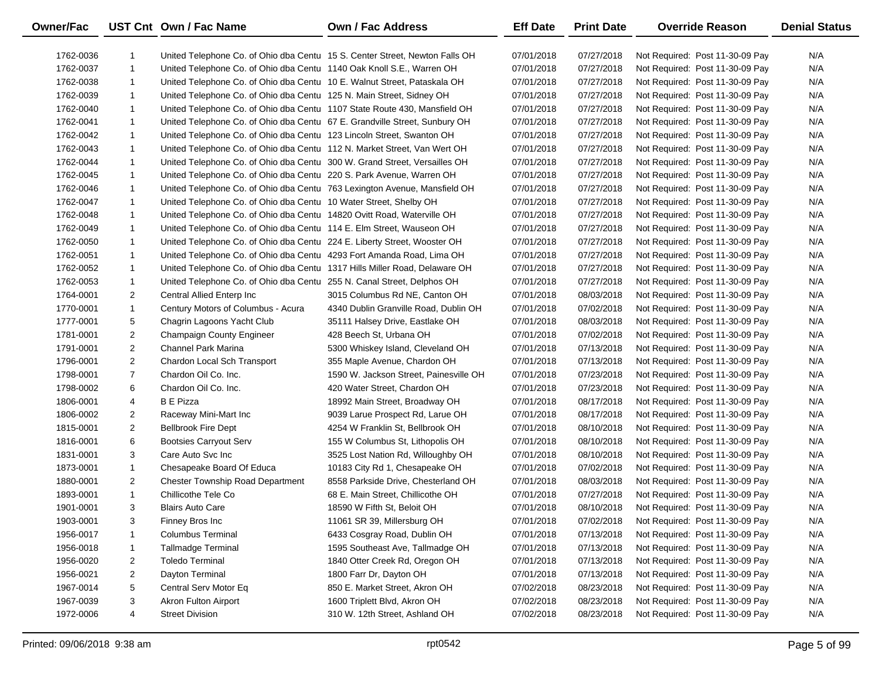| Owner/Fac | UST Cnt | Own / Fac Name | Own / Fac Address | Eff Date | Print Date | Override Reason | Denial Status |
|---|---|---|---|---|---|---|---|
| 1762-0036 | 1 | United Telephone Co. of Ohio dba Centu | 15 S. Center Street, Newton Falls OH | 07/01/2018 | 07/27/2018 | Not Required: Post 11-30-09 Pay | N/A |
| 1762-0037 | 1 | United Telephone Co. of Ohio dba Centu | 1140 Oak Knoll S.E., Warren OH | 07/01/2018 | 07/27/2018 | Not Required: Post 11-30-09 Pay | N/A |
| 1762-0038 | 1 | United Telephone Co. of Ohio dba Centu | 10 E. Walnut Street, Pataskala OH | 07/01/2018 | 07/27/2018 | Not Required: Post 11-30-09 Pay | N/A |
| 1762-0039 | 1 | United Telephone Co. of Ohio dba Centu | 125 N. Main Street, Sidney OH | 07/01/2018 | 07/27/2018 | Not Required: Post 11-30-09 Pay | N/A |
| 1762-0040 | 1 | United Telephone Co. of Ohio dba Centu | 1107 State Route 430, Mansfield OH | 07/01/2018 | 07/27/2018 | Not Required: Post 11-30-09 Pay | N/A |
| 1762-0041 | 1 | United Telephone Co. of Ohio dba Centu | 67 E. Grandville Street, Sunbury OH | 07/01/2018 | 07/27/2018 | Not Required: Post 11-30-09 Pay | N/A |
| 1762-0042 | 1 | United Telephone Co. of Ohio dba Centu | 123 Lincoln Street, Swanton OH | 07/01/2018 | 07/27/2018 | Not Required: Post 11-30-09 Pay | N/A |
| 1762-0043 | 1 | United Telephone Co. of Ohio dba Centu | 112 N. Market Street, Van Wert OH | 07/01/2018 | 07/27/2018 | Not Required: Post 11-30-09 Pay | N/A |
| 1762-0044 | 1 | United Telephone Co. of Ohio dba Centu | 300 W. Grand Street, Versailles OH | 07/01/2018 | 07/27/2018 | Not Required: Post 11-30-09 Pay | N/A |
| 1762-0045 | 1 | United Telephone Co. of Ohio dba Centu | 220 S. Park Avenue, Warren OH | 07/01/2018 | 07/27/2018 | Not Required: Post 11-30-09 Pay | N/A |
| 1762-0046 | 1 | United Telephone Co. of Ohio dba Centu | 763 Lexington Avenue, Mansfield OH | 07/01/2018 | 07/27/2018 | Not Required: Post 11-30-09 Pay | N/A |
| 1762-0047 | 1 | United Telephone Co. of Ohio dba Centu | 10 Water Street, Shelby OH | 07/01/2018 | 07/27/2018 | Not Required: Post 11-30-09 Pay | N/A |
| 1762-0048 | 1 | United Telephone Co. of Ohio dba Centu | 14820 Ovitt Road, Waterville OH | 07/01/2018 | 07/27/2018 | Not Required: Post 11-30-09 Pay | N/A |
| 1762-0049 | 1 | United Telephone Co. of Ohio dba Centu | 114 E. Elm Street, Wauseon OH | 07/01/2018 | 07/27/2018 | Not Required: Post 11-30-09 Pay | N/A |
| 1762-0050 | 1 | United Telephone Co. of Ohio dba Centu | 224 E. Liberty Street, Wooster OH | 07/01/2018 | 07/27/2018 | Not Required: Post 11-30-09 Pay | N/A |
| 1762-0051 | 1 | United Telephone Co. of Ohio dba Centu | 4293 Fort Amanda Road, Lima OH | 07/01/2018 | 07/27/2018 | Not Required: Post 11-30-09 Pay | N/A |
| 1762-0052 | 1 | United Telephone Co. of Ohio dba Centu | 1317 Hills Miller Road, Delaware OH | 07/01/2018 | 07/27/2018 | Not Required: Post 11-30-09 Pay | N/A |
| 1762-0053 | 1 | United Telephone Co. of Ohio dba Centu | 255 N. Canal Street, Delphos OH | 07/01/2018 | 07/27/2018 | Not Required: Post 11-30-09 Pay | N/A |
| 1764-0001 | 2 | Central Allied Enterp Inc | 3015 Columbus Rd NE, Canton OH | 07/01/2018 | 08/03/2018 | Not Required: Post 11-30-09 Pay | N/A |
| 1770-0001 | 1 | Century Motors of Columbus - Acura | 4340 Dublin Granville Road, Dublin OH | 07/01/2018 | 07/02/2018 | Not Required: Post 11-30-09 Pay | N/A |
| 1777-0001 | 5 | Chagrin Lagoons Yacht Club | 35111 Halsey Drive, Eastlake OH | 07/01/2018 | 08/03/2018 | Not Required: Post 11-30-09 Pay | N/A |
| 1781-0001 | 2 | Champaign County Engineer | 428 Beech St, Urbana OH | 07/01/2018 | 07/02/2018 | Not Required: Post 11-30-09 Pay | N/A |
| 1791-0001 | 2 | Channel Park Marina | 5300 Whiskey Island, Cleveland OH | 07/01/2018 | 07/13/2018 | Not Required: Post 11-30-09 Pay | N/A |
| 1796-0001 | 2 | Chardon Local Sch Transport | 355 Maple Avenue, Chardon OH | 07/01/2018 | 07/13/2018 | Not Required: Post 11-30-09 Pay | N/A |
| 1798-0001 | 7 | Chardon Oil Co. Inc. | 1590 W. Jackson Street, Painesville OH | 07/01/2018 | 07/23/2018 | Not Required: Post 11-30-09 Pay | N/A |
| 1798-0002 | 6 | Chardon Oil Co. Inc. | 420 Water Street, Chardon OH | 07/01/2018 | 07/23/2018 | Not Required: Post 11-30-09 Pay | N/A |
| 1806-0001 | 4 | B E Pizza | 18992 Main Street, Broadway OH | 07/01/2018 | 08/17/2018 | Not Required: Post 11-30-09 Pay | N/A |
| 1806-0002 | 2 | Raceway Mini-Mart Inc | 9039 Larue Prospect Rd, Larue OH | 07/01/2018 | 08/17/2018 | Not Required: Post 11-30-09 Pay | N/A |
| 1815-0001 | 2 | Bellbrook Fire Dept | 4254 W Franklin St, Bellbrook OH | 07/01/2018 | 08/10/2018 | Not Required: Post 11-30-09 Pay | N/A |
| 1816-0001 | 6 | Bootsies Carryout Serv | 155 W Columbus St, Lithopolis OH | 07/01/2018 | 08/10/2018 | Not Required: Post 11-30-09 Pay | N/A |
| 1831-0001 | 3 | Care Auto Svc Inc | 3525 Lost Nation Rd, Willoughby OH | 07/01/2018 | 08/10/2018 | Not Required: Post 11-30-09 Pay | N/A |
| 1873-0001 | 1 | Chesapeake Board Of Educa | 10183 City Rd 1, Chesapeake OH | 07/01/2018 | 07/02/2018 | Not Required: Post 11-30-09 Pay | N/A |
| 1880-0001 | 2 | Chester Township Road Department | 8558 Parkside Drive, Chesterland OH | 07/01/2018 | 08/03/2018 | Not Required: Post 11-30-09 Pay | N/A |
| 1893-0001 | 1 | Chillicothe Tele Co | 68 E. Main Street, Chillicothe OH | 07/01/2018 | 07/27/2018 | Not Required: Post 11-30-09 Pay | N/A |
| 1901-0001 | 3 | Blairs Auto Care | 18590 W Fifth St, Beloit OH | 07/01/2018 | 08/10/2018 | Not Required: Post 11-30-09 Pay | N/A |
| 1903-0001 | 3 | Finney Bros Inc | 11061 SR 39, Millersburg OH | 07/01/2018 | 07/02/2018 | Not Required: Post 11-30-09 Pay | N/A |
| 1956-0017 | 1 | Columbus Terminal | 6433 Cosgray Road, Dublin OH | 07/01/2018 | 07/13/2018 | Not Required: Post 11-30-09 Pay | N/A |
| 1956-0018 | 1 | Tallmadge Terminal | 1595 Southeast Ave, Tallmadge OH | 07/01/2018 | 07/13/2018 | Not Required: Post 11-30-09 Pay | N/A |
| 1956-0020 | 2 | Toledo Terminal | 1840 Otter Creek Rd, Oregon OH | 07/01/2018 | 07/13/2018 | Not Required: Post 11-30-09 Pay | N/A |
| 1956-0021 | 2 | Dayton Terminal | 1800 Farr Dr, Dayton OH | 07/01/2018 | 07/13/2018 | Not Required: Post 11-30-09 Pay | N/A |
| 1967-0014 | 5 | Central Serv Motor Eq | 850 E. Market Street, Akron OH | 07/02/2018 | 08/23/2018 | Not Required: Post 11-30-09 Pay | N/A |
| 1967-0039 | 3 | Akron Fulton Airport | 1600 Triplett Blvd, Akron OH | 07/02/2018 | 08/23/2018 | Not Required: Post 11-30-09 Pay | N/A |
| 1972-0006 | 4 | Street Division | 310 W. 12th Street, Ashland OH | 07/02/2018 | 08/23/2018 | Not Required: Post 11-30-09 Pay | N/A |

Printed: 09/06/2018 9:38 am rpt0542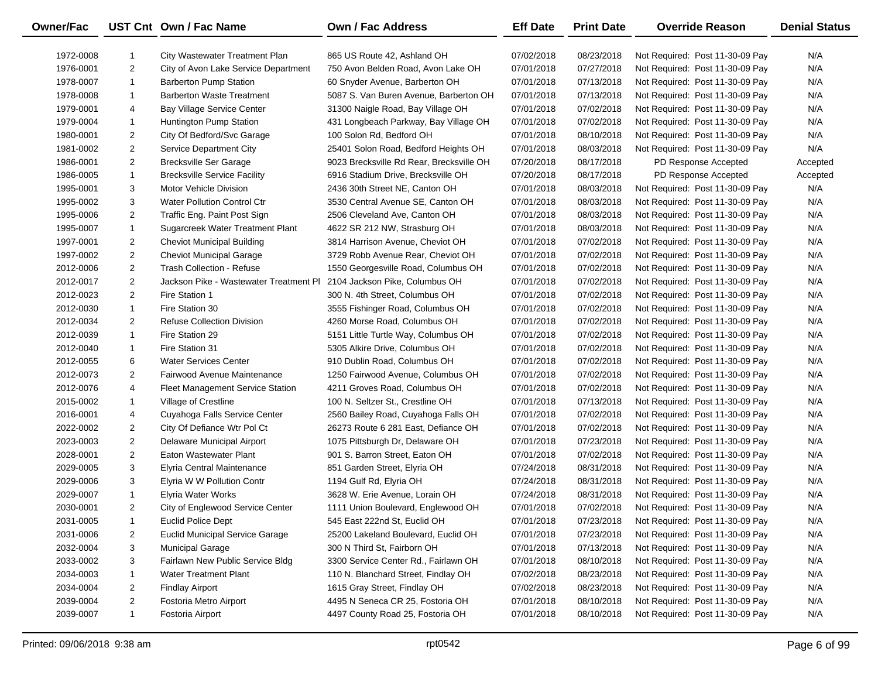| Owner/Fac | UST Cnt | Own / Fac Name | Own / Fac Address | Eff Date | Print Date | Override Reason | Denial Status |
|---|---|---|---|---|---|---|---|
| 1972-0008 | 1 | City Wastewater Treatment Plan | 865 US Route 42, Ashland OH | 07/02/2018 | 08/23/2018 | Not Required: Post 11-30-09 Pay | N/A |
| 1976-0001 | 2 | City of Avon Lake Service Department | 750 Avon Belden Road, Avon Lake OH | 07/01/2018 | 07/27/2018 | Not Required: Post 11-30-09 Pay | N/A |
| 1978-0007 | 1 | Barberton Pump Station | 60 Snyder Avenue, Barberton OH | 07/01/2018 | 07/13/2018 | Not Required: Post 11-30-09 Pay | N/A |
| 1978-0008 | 1 | Barberton Waste Treatment | 5087 S. Van Buren Avenue, Barberton OH | 07/01/2018 | 07/13/2018 | Not Required: Post 11-30-09 Pay | N/A |
| 1979-0001 | 4 | Bay Village Service Center | 31300 Naigle Road, Bay Village OH | 07/01/2018 | 07/02/2018 | Not Required: Post 11-30-09 Pay | N/A |
| 1979-0004 | 1 | Huntington Pump Station | 431 Longbeach Parkway, Bay Village OH | 07/01/2018 | 07/02/2018 | Not Required: Post 11-30-09 Pay | N/A |
| 1980-0001 | 2 | City Of Bedford/Svc Garage | 100 Solon Rd, Bedford OH | 07/01/2018 | 08/10/2018 | Not Required: Post 11-30-09 Pay | N/A |
| 1981-0002 | 2 | Service Department City | 25401 Solon Road, Bedford Heights OH | 07/01/2018 | 08/03/2018 | Not Required: Post 11-30-09 Pay | N/A |
| 1986-0001 | 2 | Brecksville Ser Garage | 9023 Brecksville Rd Rear, Brecksville OH | 07/20/2018 | 08/17/2018 | PD Response Accepted | Accepted |
| 1986-0005 | 1 | Brecksville Service Facility | 6916 Stadium Drive, Brecksville OH | 07/20/2018 | 08/17/2018 | PD Response Accepted | Accepted |
| 1995-0001 | 3 | Motor Vehicle Division | 2436 30th Street NE, Canton OH | 07/01/2018 | 08/03/2018 | Not Required: Post 11-30-09 Pay | N/A |
| 1995-0002 | 3 | Water Pollution Control Ctr | 3530 Central Avenue SE, Canton OH | 07/01/2018 | 08/03/2018 | Not Required: Post 11-30-09 Pay | N/A |
| 1995-0006 | 2 | Traffic Eng. Paint Post Sign | 2506 Cleveland Ave, Canton OH | 07/01/2018 | 08/03/2018 | Not Required: Post 11-30-09 Pay | N/A |
| 1995-0007 | 1 | Sugarcreek Water Treatment Plant | 4622 SR 212 NW, Strasburg OH | 07/01/2018 | 08/03/2018 | Not Required: Post 11-30-09 Pay | N/A |
| 1997-0001 | 2 | Cheviot Municipal Building | 3814 Harrison Avenue, Cheviot OH | 07/01/2018 | 07/02/2018 | Not Required: Post 11-30-09 Pay | N/A |
| 1997-0002 | 2 | Cheviot Municipal Garage | 3729 Robb Avenue Rear, Cheviot OH | 07/01/2018 | 07/02/2018 | Not Required: Post 11-30-09 Pay | N/A |
| 2012-0006 | 2 | Trash Collection - Refuse | 1550 Georgesville Road, Columbus OH | 07/01/2018 | 07/02/2018 | Not Required: Post 11-30-09 Pay | N/A |
| 2012-0017 | 2 | Jackson Pike - Wastewater Treatment Pl | 2104 Jackson Pike, Columbus OH | 07/01/2018 | 07/02/2018 | Not Required: Post 11-30-09 Pay | N/A |
| 2012-0023 | 2 | Fire Station 1 | 300 N. 4th Street, Columbus OH | 07/01/2018 | 07/02/2018 | Not Required: Post 11-30-09 Pay | N/A |
| 2012-0030 | 1 | Fire Station 30 | 3555 Fishinger Road, Columbus OH | 07/01/2018 | 07/02/2018 | Not Required: Post 11-30-09 Pay | N/A |
| 2012-0034 | 2 | Refuse Collection Division | 4260 Morse Road, Columbus OH | 07/01/2018 | 07/02/2018 | Not Required: Post 11-30-09 Pay | N/A |
| 2012-0039 | 1 | Fire Station 29 | 5151 Little Turtle Way, Columbus OH | 07/01/2018 | 07/02/2018 | Not Required: Post 11-30-09 Pay | N/A |
| 2012-0040 | 1 | Fire Station 31 | 5305 Alkire Drive, Columbus OH | 07/01/2018 | 07/02/2018 | Not Required: Post 11-30-09 Pay | N/A |
| 2012-0055 | 6 | Water Services Center | 910 Dublin Road, Columbus OH | 07/01/2018 | 07/02/2018 | Not Required: Post 11-30-09 Pay | N/A |
| 2012-0073 | 2 | Fairwood Avenue Maintenance | 1250 Fairwood Avenue, Columbus OH | 07/01/2018 | 07/02/2018 | Not Required: Post 11-30-09 Pay | N/A |
| 2012-0076 | 4 | Fleet Management Service Station | 4211 Groves Road, Columbus OH | 07/01/2018 | 07/02/2018 | Not Required: Post 11-30-09 Pay | N/A |
| 2015-0002 | 1 | Village of Crestline | 100 N. Seltzer St., Crestline OH | 07/01/2018 | 07/13/2018 | Not Required: Post 11-30-09 Pay | N/A |
| 2016-0001 | 4 | Cuyahoga Falls Service Center | 2560 Bailey Road, Cuyahoga Falls OH | 07/01/2018 | 07/02/2018 | Not Required: Post 11-30-09 Pay | N/A |
| 2022-0002 | 2 | City Of Defiance Wtr Pol Ct | 26273 Route 6 281 East, Defiance OH | 07/01/2018 | 07/02/2018 | Not Required: Post 11-30-09 Pay | N/A |
| 2023-0003 | 2 | Delaware Municipal Airport | 1075 Pittsburgh Dr, Delaware OH | 07/01/2018 | 07/23/2018 | Not Required: Post 11-30-09 Pay | N/A |
| 2028-0001 | 2 | Eaton Wastewater Plant | 901 S. Barron Street, Eaton OH | 07/01/2018 | 07/02/2018 | Not Required: Post 11-30-09 Pay | N/A |
| 2029-0005 | 3 | Elyria Central Maintenance | 851 Garden Street, Elyria OH | 07/24/2018 | 08/31/2018 | Not Required: Post 11-30-09 Pay | N/A |
| 2029-0006 | 3 | Elyria W W Pollution Contr | 1194 Gulf Rd, Elyria OH | 07/24/2018 | 08/31/2018 | Not Required: Post 11-30-09 Pay | N/A |
| 2029-0007 | 1 | Elyria Water Works | 3628 W. Erie Avenue, Lorain OH | 07/24/2018 | 08/31/2018 | Not Required: Post 11-30-09 Pay | N/A |
| 2030-0001 | 2 | City of Englewood Service Center | 1111 Union Boulevard, Englewood OH | 07/01/2018 | 07/02/2018 | Not Required: Post 11-30-09 Pay | N/A |
| 2031-0005 | 1 | Euclid Police Dept | 545 East 222nd St, Euclid OH | 07/01/2018 | 07/23/2018 | Not Required: Post 11-30-09 Pay | N/A |
| 2031-0006 | 2 | Euclid Municipal Service Garage | 25200 Lakeland Boulevard, Euclid OH | 07/01/2018 | 07/23/2018 | Not Required: Post 11-30-09 Pay | N/A |
| 2032-0004 | 3 | Municipal Garage | 300 N Third St, Fairborn OH | 07/01/2018 | 07/13/2018 | Not Required: Post 11-30-09 Pay | N/A |
| 2033-0002 | 3 | Fairlawn New Public Service Bldg | 3300 Service Center Rd., Fairlawn OH | 07/01/2018 | 08/10/2018 | Not Required: Post 11-30-09 Pay | N/A |
| 2034-0003 | 1 | Water Treatment Plant | 110 N. Blanchard Street, Findlay OH | 07/02/2018 | 08/23/2018 | Not Required: Post 11-30-09 Pay | N/A |
| 2034-0004 | 2 | Findlay Airport | 1615 Gray Street, Findlay OH | 07/02/2018 | 08/23/2018 | Not Required: Post 11-30-09 Pay | N/A |
| 2039-0004 | 2 | Fostoria Metro Airport | 4495 N Seneca CR 25, Fostoria OH | 07/01/2018 | 08/10/2018 | Not Required: Post 11-30-09 Pay | N/A |
| 2039-0007 | 1 | Fostoria Airport | 4497 County Road 25, Fostoria OH | 07/01/2018 | 08/10/2018 | Not Required: Post 11-30-09 Pay | N/A |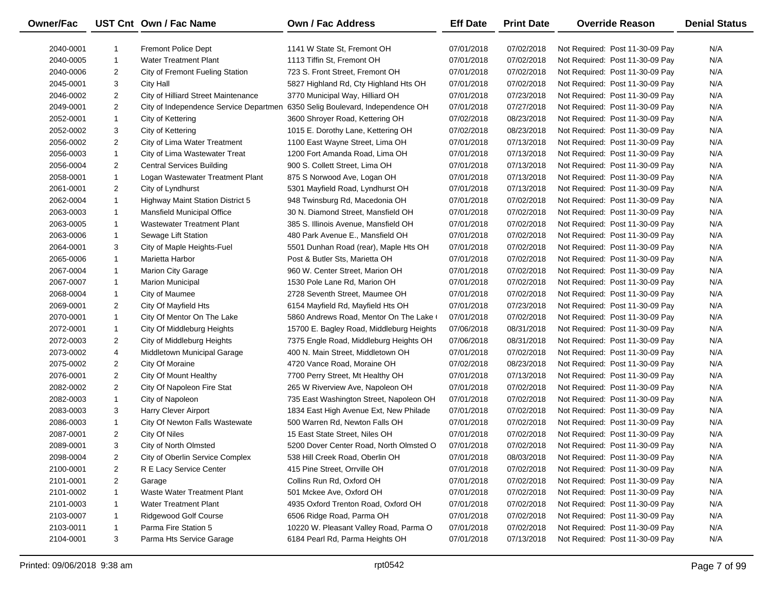| Owner/Fac | UST Cnt | Own / Fac Name | Own / Fac Address | Eff Date | Print Date | Override Reason | Denial Status |
|---|---|---|---|---|---|---|---|
| 2040-0001 | 1 | Fremont Police Dept | 1141 W State St, Fremont OH | 07/01/2018 | 07/02/2018 | Not Required: Post 11-30-09 Pay | N/A |
| 2040-0005 | 1 | Water Treatment Plant | 1113 Tiffin St, Fremont OH | 07/01/2018 | 07/02/2018 | Not Required: Post 11-30-09 Pay | N/A |
| 2040-0006 | 2 | City of Fremont Fueling Station | 723 S. Front Street, Fremont OH | 07/01/2018 | 07/02/2018 | Not Required: Post 11-30-09 Pay | N/A |
| 2045-0001 | 3 | City Hall | 5827 Highland Rd, Cty Highland Hts OH | 07/01/2018 | 07/02/2018 | Not Required: Post 11-30-09 Pay | N/A |
| 2046-0002 | 2 | City of Hilliard Street Maintenance | 3770 Municipal Way, Hilliard OH | 07/01/2018 | 07/23/2018 | Not Required: Post 11-30-09 Pay | N/A |
| 2049-0001 | 2 | City of Independence Service Departmen | 6350 Selig Boulevard, Independence OH | 07/01/2018 | 07/27/2018 | Not Required: Post 11-30-09 Pay | N/A |
| 2052-0001 | 1 | City of Kettering | 3600 Shroyer Road, Kettering OH | 07/02/2018 | 08/23/2018 | Not Required: Post 11-30-09 Pay | N/A |
| 2052-0002 | 3 | City of Kettering | 1015 E. Dorothy Lane, Kettering OH | 07/02/2018 | 08/23/2018 | Not Required: Post 11-30-09 Pay | N/A |
| 2056-0002 | 2 | City of Lima Water Treatment | 1100 East Wayne Street, Lima OH | 07/01/2018 | 07/13/2018 | Not Required: Post 11-30-09 Pay | N/A |
| 2056-0003 | 1 | City of Lima Wastewater Treat | 1200 Fort Amanda Road, Lima OH | 07/01/2018 | 07/13/2018 | Not Required: Post 11-30-09 Pay | N/A |
| 2056-0004 | 2 | Central Services Building | 900 S. Collett Street, Lima OH | 07/01/2018 | 07/13/2018 | Not Required: Post 11-30-09 Pay | N/A |
| 2058-0001 | 1 | Logan Wastewater Treatment Plant | 875 S Norwood Ave, Logan OH | 07/01/2018 | 07/13/2018 | Not Required: Post 11-30-09 Pay | N/A |
| 2061-0001 | 2 | City of Lyndhurst | 5301 Mayfield Road, Lyndhurst OH | 07/01/2018 | 07/13/2018 | Not Required: Post 11-30-09 Pay | N/A |
| 2062-0004 | 1 | Highway Maint Station District 5 | 948 Twinsburg Rd, Macedonia OH | 07/01/2018 | 07/02/2018 | Not Required: Post 11-30-09 Pay | N/A |
| 2063-0003 | 1 | Mansfield Municipal Office | 30 N. Diamond Street, Mansfield OH | 07/01/2018 | 07/02/2018 | Not Required: Post 11-30-09 Pay | N/A |
| 2063-0005 | 1 | Wastewater Treatment Plant | 385 S. Illinois Avenue, Mansfield OH | 07/01/2018 | 07/02/2018 | Not Required: Post 11-30-09 Pay | N/A |
| 2063-0006 | 1 | Sewage Lift Station | 480 Park Avenue E., Mansfield OH | 07/01/2018 | 07/02/2018 | Not Required: Post 11-30-09 Pay | N/A |
| 2064-0001 | 3 | City of Maple Heights-Fuel | 5501 Dunhan Road (rear), Maple Hts OH | 07/01/2018 | 07/02/2018 | Not Required: Post 11-30-09 Pay | N/A |
| 2065-0006 | 1 | Marietta Harbor | Post & Butler Sts, Marietta OH | 07/01/2018 | 07/02/2018 | Not Required: Post 11-30-09 Pay | N/A |
| 2067-0004 | 1 | Marion City Garage | 960 W. Center Street, Marion OH | 07/01/2018 | 07/02/2018 | Not Required: Post 11-30-09 Pay | N/A |
| 2067-0007 | 1 | Marion Municipal | 1530 Pole Lane Rd, Marion OH | 07/01/2018 | 07/02/2018 | Not Required: Post 11-30-09 Pay | N/A |
| 2068-0004 | 1 | City of Maumee | 2728 Seventh Street, Maumee OH | 07/01/2018 | 07/02/2018 | Not Required: Post 11-30-09 Pay | N/A |
| 2069-0001 | 2 | City Of Mayfield Hts | 6154 Mayfield Rd, Mayfield Hts OH | 07/01/2018 | 07/23/2018 | Not Required: Post 11-30-09 Pay | N/A |
| 2070-0001 | 1 | City Of Mentor On The Lake | 5860 Andrews Road, Mentor On The Lake ( | 07/01/2018 | 07/02/2018 | Not Required: Post 11-30-09 Pay | N/A |
| 2072-0001 | 1 | City Of Middleburg Heights | 15700 E. Bagley Road, Middleburg Heights | 07/06/2018 | 08/31/2018 | Not Required: Post 11-30-09 Pay | N/A |
| 2072-0003 | 2 | City of Middleburg Heights | 7375 Engle Road, Middleburg Heights OH | 07/06/2018 | 08/31/2018 | Not Required: Post 11-30-09 Pay | N/A |
| 2073-0002 | 4 | Middletown Municipal Garage | 400 N. Main Street, Middletown OH | 07/01/2018 | 07/02/2018 | Not Required: Post 11-30-09 Pay | N/A |
| 2075-0002 | 2 | City Of Moraine | 4720 Vance Road, Moraine OH | 07/02/2018 | 08/23/2018 | Not Required: Post 11-30-09 Pay | N/A |
| 2076-0001 | 2 | City Of Mount Healthy | 7700 Perry Street, Mt Healthy OH | 07/01/2018 | 07/13/2018 | Not Required: Post 11-30-09 Pay | N/A |
| 2082-0002 | 2 | City Of Napoleon Fire Stat | 265 W Riverview Ave, Napoleon OH | 07/01/2018 | 07/02/2018 | Not Required: Post 11-30-09 Pay | N/A |
| 2082-0003 | 1 | City of Napoleon | 735 East Washington Street, Napoleon OH | 07/01/2018 | 07/02/2018 | Not Required: Post 11-30-09 Pay | N/A |
| 2083-0003 | 3 | Harry Clever Airport | 1834 East High Avenue Ext, New Philade | 07/01/2018 | 07/02/2018 | Not Required: Post 11-30-09 Pay | N/A |
| 2086-0003 | 1 | City Of Newton Falls Wastewate | 500 Warren Rd, Newton Falls OH | 07/01/2018 | 07/02/2018 | Not Required: Post 11-30-09 Pay | N/A |
| 2087-0001 | 2 | City Of Niles | 15 East State Street, Niles OH | 07/01/2018 | 07/02/2018 | Not Required: Post 11-30-09 Pay | N/A |
| 2089-0001 | 3 | City of North Olmsted | 5200 Dover Center Road, North Olmsted O | 07/01/2018 | 07/02/2018 | Not Required: Post 11-30-09 Pay | N/A |
| 2098-0004 | 2 | City of Oberlin Service Complex | 538 Hill Creek Road, Oberlin OH | 07/01/2018 | 08/03/2018 | Not Required: Post 11-30-09 Pay | N/A |
| 2100-0001 | 2 | R E Lacy Service Center | 415 Pine Street, Orrville OH | 07/01/2018 | 07/02/2018 | Not Required: Post 11-30-09 Pay | N/A |
| 2101-0001 | 2 | Garage | Collins Run Rd, Oxford OH | 07/01/2018 | 07/02/2018 | Not Required: Post 11-30-09 Pay | N/A |
| 2101-0002 | 1 | Waste Water Treatment Plant | 501 Mckee Ave, Oxford OH | 07/01/2018 | 07/02/2018 | Not Required: Post 11-30-09 Pay | N/A |
| 2101-0003 | 1 | Water Treatment Plant | 4935 Oxford Trenton Road, Oxford OH | 07/01/2018 | 07/02/2018 | Not Required: Post 11-30-09 Pay | N/A |
| 2103-0007 | 1 | Ridgewood Golf Course | 6506 Ridge Road, Parma OH | 07/01/2018 | 07/02/2018 | Not Required: Post 11-30-09 Pay | N/A |
| 2103-0011 | 1 | Parma Fire Station 5 | 10220 W. Pleasant Valley Road, Parma O | 07/01/2018 | 07/02/2018 | Not Required: Post 11-30-09 Pay | N/A |
| 2104-0001 | 3 | Parma Hts Service Garage | 6184 Pearl Rd, Parma Heights OH | 07/01/2018 | 07/13/2018 | Not Required: Post 11-30-09 Pay | N/A |

Printed: 09/06/2018 9:38 am rpt0542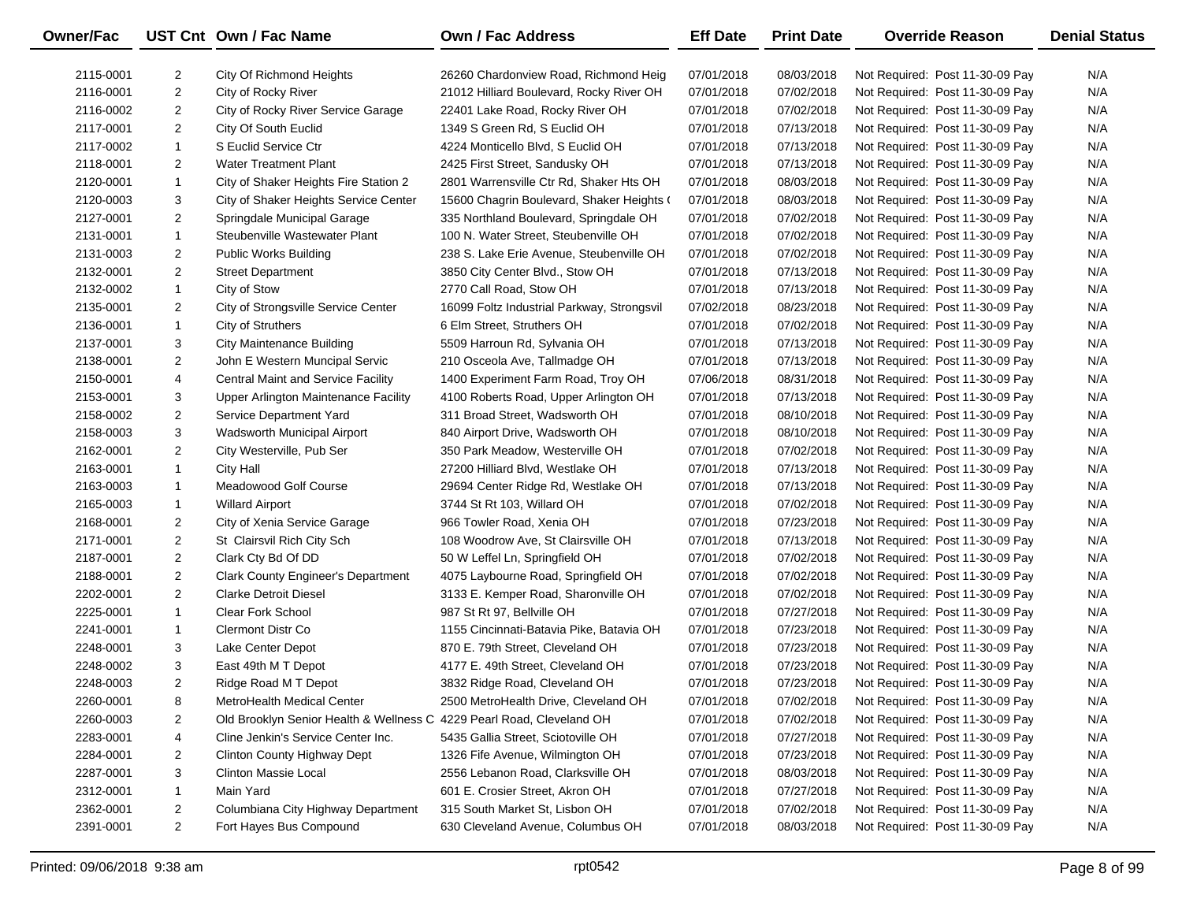| Owner/Fac | UST Cnt | Own / Fac Name | Own / Fac Address | Eff Date | Print Date | Override Reason | Denial Status |
|---|---|---|---|---|---|---|---|
| 2115-0001 | 2 | City Of Richmond Heights | 26260 Chardonview Road, Richmond Heig | 07/01/2018 | 08/03/2018 | Not Required: Post 11-30-09 Pay | N/A |
| 2116-0001 | 2 | City of Rocky River | 21012 Hilliard Boulevard, Rocky River OH | 07/01/2018 | 07/02/2018 | Not Required: Post 11-30-09 Pay | N/A |
| 2116-0002 | 2 | City of Rocky River Service Garage | 22401 Lake Road, Rocky River OH | 07/01/2018 | 07/02/2018 | Not Required: Post 11-30-09 Pay | N/A |
| 2117-0001 | 2 | City Of South Euclid | 1349 S Green Rd, S Euclid OH | 07/01/2018 | 07/13/2018 | Not Required: Post 11-30-09 Pay | N/A |
| 2117-0002 | 1 | S Euclid Service Ctr | 4224 Monticello Blvd, S Euclid OH | 07/01/2018 | 07/13/2018 | Not Required: Post 11-30-09 Pay | N/A |
| 2118-0001 | 2 | Water Treatment Plant | 2425 First Street, Sandusky OH | 07/01/2018 | 07/13/2018 | Not Required: Post 11-30-09 Pay | N/A |
| 2120-0001 | 1 | City of Shaker Heights Fire Station 2 | 2801 Warrensville Ctr Rd, Shaker Hts OH | 07/01/2018 | 08/03/2018 | Not Required: Post 11-30-09 Pay | N/A |
| 2120-0003 | 3 | City of Shaker Heights Service Center | 15600 Chagrin Boulevard, Shaker Heights ( | 07/01/2018 | 08/03/2018 | Not Required: Post 11-30-09 Pay | N/A |
| 2127-0001 | 2 | Springdale Municipal Garage | 335 Northland Boulevard, Springdale OH | 07/01/2018 | 07/02/2018 | Not Required: Post 11-30-09 Pay | N/A |
| 2131-0001 | 1 | Steubenville Wastewater Plant | 100 N. Water Street, Steubenville OH | 07/01/2018 | 07/02/2018 | Not Required: Post 11-30-09 Pay | N/A |
| 2131-0003 | 2 | Public Works Building | 238 S. Lake Erie Avenue, Steubenville OH | 07/01/2018 | 07/02/2018 | Not Required: Post 11-30-09 Pay | N/A |
| 2132-0001 | 2 | Street Department | 3850 City Center Blvd., Stow OH | 07/01/2018 | 07/13/2018 | Not Required: Post 11-30-09 Pay | N/A |
| 2132-0002 | 1 | City of Stow | 2770 Call Road, Stow OH | 07/01/2018 | 07/13/2018 | Not Required: Post 11-30-09 Pay | N/A |
| 2135-0001 | 2 | City of Strongsville Service Center | 16099 Foltz Industrial Parkway, Strongsvil | 07/02/2018 | 08/23/2018 | Not Required: Post 11-30-09 Pay | N/A |
| 2136-0001 | 1 | City of Struthers | 6 Elm Street, Struthers OH | 07/01/2018 | 07/02/2018 | Not Required: Post 11-30-09 Pay | N/A |
| 2137-0001 | 3 | City Maintenance Building | 5509 Harroun Rd, Sylvania OH | 07/01/2018 | 07/13/2018 | Not Required: Post 11-30-09 Pay | N/A |
| 2138-0001 | 2 | John E Western Muncipal Servic | 210 Osceola Ave, Tallmadge OH | 07/01/2018 | 07/13/2018 | Not Required: Post 11-30-09 Pay | N/A |
| 2150-0001 | 4 | Central Maint and Service Facility | 1400 Experiment Farm Road, Troy OH | 07/06/2018 | 08/31/2018 | Not Required: Post 11-30-09 Pay | N/A |
| 2153-0001 | 3 | Upper Arlington Maintenance Facility | 4100 Roberts Road, Upper Arlington OH | 07/01/2018 | 07/13/2018 | Not Required: Post 11-30-09 Pay | N/A |
| 2158-0002 | 2 | Service Department Yard | 311 Broad Street, Wadsworth OH | 07/01/2018 | 08/10/2018 | Not Required: Post 11-30-09 Pay | N/A |
| 2158-0003 | 3 | Wadsworth Municipal Airport | 840 Airport Drive, Wadsworth OH | 07/01/2018 | 08/10/2018 | Not Required: Post 11-30-09 Pay | N/A |
| 2162-0001 | 2 | City Westerville, Pub Ser | 350 Park Meadow, Westerville OH | 07/01/2018 | 07/02/2018 | Not Required: Post 11-30-09 Pay | N/A |
| 2163-0001 | 1 | City Hall | 27200 Hilliard Blvd, Westlake OH | 07/01/2018 | 07/13/2018 | Not Required: Post 11-30-09 Pay | N/A |
| 2163-0003 | 1 | Meadowood Golf Course | 29694 Center Ridge Rd, Westlake OH | 07/01/2018 | 07/13/2018 | Not Required: Post 11-30-09 Pay | N/A |
| 2165-0003 | 1 | Willard Airport | 3744 St Rt 103, Willard OH | 07/01/2018 | 07/02/2018 | Not Required: Post 11-30-09 Pay | N/A |
| 2168-0001 | 2 | City of Xenia Service Garage | 966 Towler Road, Xenia OH | 07/01/2018 | 07/23/2018 | Not Required: Post 11-30-09 Pay | N/A |
| 2171-0001 | 2 | St Clairsvil Rich City Sch | 108 Woodrow Ave, St Clairsville OH | 07/01/2018 | 07/13/2018 | Not Required: Post 11-30-09 Pay | N/A |
| 2187-0001 | 2 | Clark Cty Bd Of DD | 50 W Leffel Ln, Springfield OH | 07/01/2018 | 07/02/2018 | Not Required: Post 11-30-09 Pay | N/A |
| 2188-0001 | 2 | Clark County Engineer's Department | 4075 Laybourne Road, Springfield OH | 07/01/2018 | 07/02/2018 | Not Required: Post 11-30-09 Pay | N/A |
| 2202-0001 | 2 | Clarke Detroit Diesel | 3133 E. Kemper Road, Sharonville OH | 07/01/2018 | 07/02/2018 | Not Required: Post 11-30-09 Pay | N/A |
| 2225-0001 | 1 | Clear Fork School | 987 St Rt 97, Bellville OH | 07/01/2018 | 07/27/2018 | Not Required: Post 11-30-09 Pay | N/A |
| 2241-0001 | 1 | Clermont Distr Co | 1155 Cincinnati-Batavia Pike, Batavia OH | 07/01/2018 | 07/23/2018 | Not Required: Post 11-30-09 Pay | N/A |
| 2248-0001 | 3 | Lake Center Depot | 870 E. 79th Street, Cleveland OH | 07/01/2018 | 07/23/2018 | Not Required: Post 11-30-09 Pay | N/A |
| 2248-0002 | 3 | East 49th M T Depot | 4177 E. 49th Street, Cleveland OH | 07/01/2018 | 07/23/2018 | Not Required: Post 11-30-09 Pay | N/A |
| 2248-0003 | 2 | Ridge Road M T Depot | 3832 Ridge Road, Cleveland OH | 07/01/2018 | 07/23/2018 | Not Required: Post 11-30-09 Pay | N/A |
| 2260-0001 | 8 | MetroHealth Medical Center | 2500 MetroHealth Drive, Cleveland OH | 07/01/2018 | 07/02/2018 | Not Required: Post 11-30-09 Pay | N/A |
| 2260-0003 | 2 | Old Brooklyn Senior Health & Wellness C | 4229 Pearl Road, Cleveland OH | 07/01/2018 | 07/02/2018 | Not Required: Post 11-30-09 Pay | N/A |
| 2283-0001 | 4 | Cline Jenkin's Service Center Inc. | 5435 Gallia Street, Sciotoville OH | 07/01/2018 | 07/27/2018 | Not Required: Post 11-30-09 Pay | N/A |
| 2284-0001 | 2 | Clinton County Highway Dept | 1326 Fife Avenue, Wilmington OH | 07/01/2018 | 07/23/2018 | Not Required: Post 11-30-09 Pay | N/A |
| 2287-0001 | 3 | Clinton Massie Local | 2556 Lebanon Road, Clarksville OH | 07/01/2018 | 08/03/2018 | Not Required: Post 11-30-09 Pay | N/A |
| 2312-0001 | 1 | Main Yard | 601 E. Crosier Street, Akron OH | 07/01/2018 | 07/27/2018 | Not Required: Post 11-30-09 Pay | N/A |
| 2362-0001 | 2 | Columbiana City Highway Department | 315 South Market St, Lisbon OH | 07/01/2018 | 07/02/2018 | Not Required: Post 11-30-09 Pay | N/A |
| 2391-0001 | 2 | Fort Hayes Bus Compound | 630 Cleveland Avenue, Columbus OH | 07/01/2018 | 08/03/2018 | Not Required: Post 11-30-09 Pay | N/A |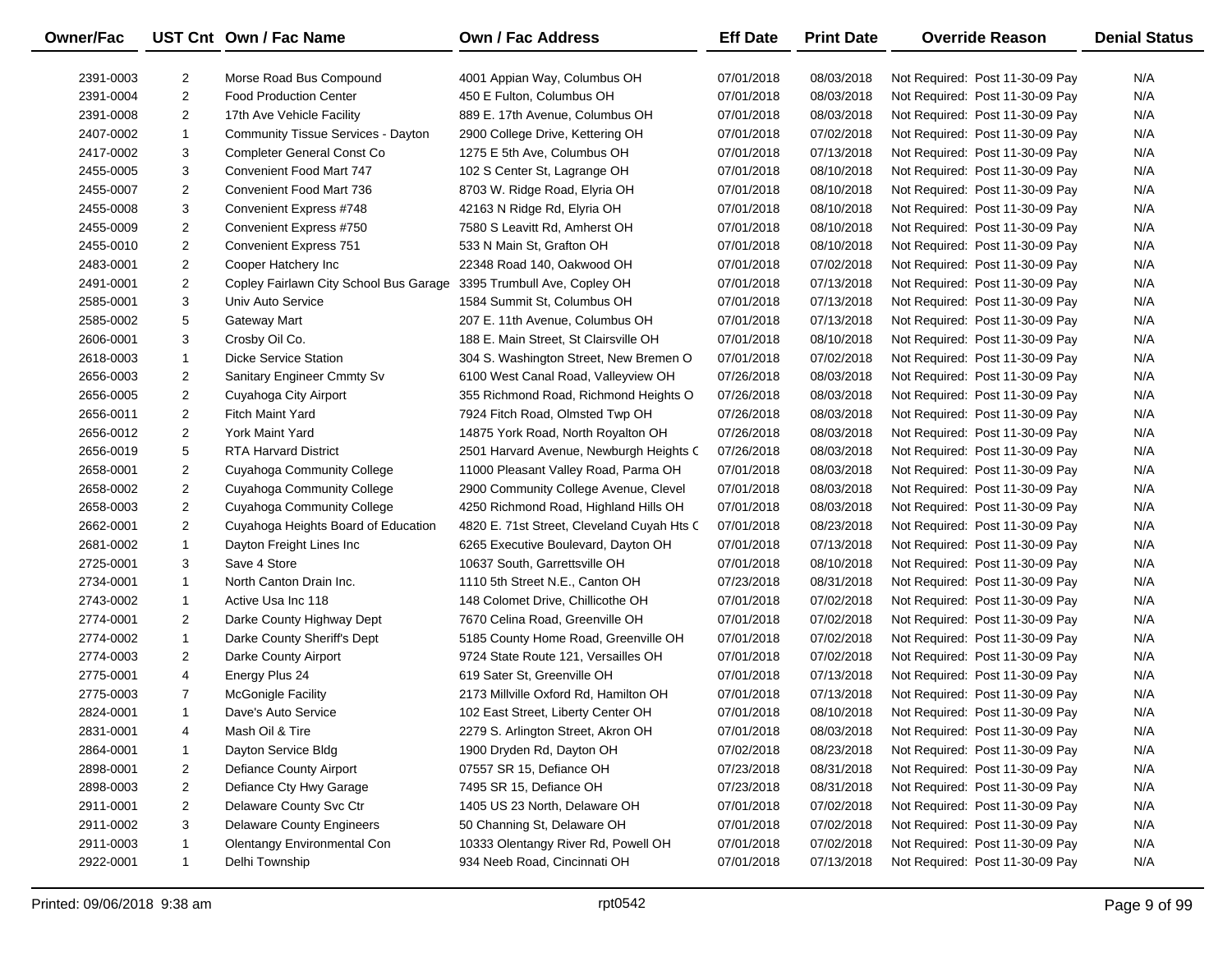| Owner/Fac | UST Cnt | Own / Fac Name | Own / Fac Address | Eff Date | Print Date | Override Reason | Denial Status |
|---|---|---|---|---|---|---|---|
| 2391-0003 | 2 | Morse Road Bus Compound | 4001 Appian Way, Columbus OH | 07/01/2018 | 08/03/2018 | Not Required: Post 11-30-09 Pay | N/A |
| 2391-0004 | 2 | Food Production Center | 450 E Fulton, Columbus OH | 07/01/2018 | 08/03/2018 | Not Required: Post 11-30-09 Pay | N/A |
| 2391-0008 | 2 | 17th Ave Vehicle Facility | 889 E. 17th Avenue, Columbus OH | 07/01/2018 | 08/03/2018 | Not Required: Post 11-30-09 Pay | N/A |
| 2407-0002 | 1 | Community Tissue Services - Dayton | 2900 College Drive, Kettering OH | 07/01/2018 | 07/02/2018 | Not Required: Post 11-30-09 Pay | N/A |
| 2417-0002 | 3 | Completer General Const Co | 1275 E 5th Ave, Columbus OH | 07/01/2018 | 07/13/2018 | Not Required: Post 11-30-09 Pay | N/A |
| 2455-0005 | 3 | Convenient Food Mart 747 | 102 S Center St, Lagrange OH | 07/01/2018 | 08/10/2018 | Not Required: Post 11-30-09 Pay | N/A |
| 2455-0007 | 2 | Convenient Food Mart 736 | 8703 W. Ridge Road, Elyria OH | 07/01/2018 | 08/10/2018 | Not Required: Post 11-30-09 Pay | N/A |
| 2455-0008 | 3 | Convenient Express #748 | 42163 N Ridge Rd, Elyria OH | 07/01/2018 | 08/10/2018 | Not Required: Post 11-30-09 Pay | N/A |
| 2455-0009 | 2 | Convenient Express #750 | 7580 S Leavitt Rd, Amherst OH | 07/01/2018 | 08/10/2018 | Not Required: Post 11-30-09 Pay | N/A |
| 2455-0010 | 2 | Convenient Express 751 | 533 N Main St, Grafton OH | 07/01/2018 | 08/10/2018 | Not Required: Post 11-30-09 Pay | N/A |
| 2483-0001 | 2 | Cooper Hatchery Inc | 22348 Road 140, Oakwood OH | 07/01/2018 | 07/02/2018 | Not Required: Post 11-30-09 Pay | N/A |
| 2491-0001 | 2 | Copley Fairlawn City School Bus Garage | 3395 Trumbull Ave, Copley OH | 07/01/2018 | 07/13/2018 | Not Required: Post 11-30-09 Pay | N/A |
| 2585-0001 | 3 | Univ Auto Service | 1584 Summit St, Columbus OH | 07/01/2018 | 07/13/2018 | Not Required: Post 11-30-09 Pay | N/A |
| 2585-0002 | 5 | Gateway Mart | 207 E. 11th Avenue, Columbus OH | 07/01/2018 | 07/13/2018 | Not Required: Post 11-30-09 Pay | N/A |
| 2606-0001 | 3 | Crosby Oil Co. | 188 E. Main Street, St Clairsville OH | 07/01/2018 | 08/10/2018 | Not Required: Post 11-30-09 Pay | N/A |
| 2618-0003 | 1 | Dicke Service Station | 304 S. Washington Street, New Bremen O | 07/01/2018 | 07/02/2018 | Not Required: Post 11-30-09 Pay | N/A |
| 2656-0003 | 2 | Sanitary Engineer Cmmty Sv | 6100 West Canal Road, Valleyview OH | 07/26/2018 | 08/03/2018 | Not Required: Post 11-30-09 Pay | N/A |
| 2656-0005 | 2 | Cuyahoga City Airport | 355 Richmond Road, Richmond Heights O | 07/26/2018 | 08/03/2018 | Not Required: Post 11-30-09 Pay | N/A |
| 2656-0011 | 2 | Fitch Maint Yard | 7924 Fitch Road, Olmsted Twp OH | 07/26/2018 | 08/03/2018 | Not Required: Post 11-30-09 Pay | N/A |
| 2656-0012 | 2 | York Maint Yard | 14875 York Road, North Royalton OH | 07/26/2018 | 08/03/2018 | Not Required: Post 11-30-09 Pay | N/A |
| 2656-0019 | 5 | RTA Harvard District | 2501 Harvard Avenue, Newburgh Heights C | 07/26/2018 | 08/03/2018 | Not Required: Post 11-30-09 Pay | N/A |
| 2658-0001 | 2 | Cuyahoga Community College | 11000 Pleasant Valley Road, Parma OH | 07/01/2018 | 08/03/2018 | Not Required: Post 11-30-09 Pay | N/A |
| 2658-0002 | 2 | Cuyahoga Community College | 2900 Community College Avenue, Clevel | 07/01/2018 | 08/03/2018 | Not Required: Post 11-30-09 Pay | N/A |
| 2658-0003 | 2 | Cuyahoga Community College | 4250 Richmond Road, Highland Hills OH | 07/01/2018 | 08/03/2018 | Not Required: Post 11-30-09 Pay | N/A |
| 2662-0001 | 2 | Cuyahoga Heights Board of Education | 4820 E. 71st Street, Cleveland Cuyah Hts C | 07/01/2018 | 08/23/2018 | Not Required: Post 11-30-09 Pay | N/A |
| 2681-0002 | 1 | Dayton Freight Lines Inc | 6265 Executive Boulevard, Dayton OH | 07/01/2018 | 07/13/2018 | Not Required: Post 11-30-09 Pay | N/A |
| 2725-0001 | 3 | Save 4 Store | 10637 South, Garrettsville OH | 07/01/2018 | 08/10/2018 | Not Required: Post 11-30-09 Pay | N/A |
| 2734-0001 | 1 | North Canton Drain Inc. | 1110 5th Street N.E., Canton OH | 07/23/2018 | 08/31/2018 | Not Required: Post 11-30-09 Pay | N/A |
| 2743-0002 | 1 | Active Usa Inc 118 | 148 Colomet Drive, Chillicothe OH | 07/01/2018 | 07/02/2018 | Not Required: Post 11-30-09 Pay | N/A |
| 2774-0001 | 2 | Darke County Highway Dept | 7670 Celina Road, Greenville OH | 07/01/2018 | 07/02/2018 | Not Required: Post 11-30-09 Pay | N/A |
| 2774-0002 | 1 | Darke County Sheriff's Dept | 5185 County Home Road, Greenville OH | 07/01/2018 | 07/02/2018 | Not Required: Post 11-30-09 Pay | N/A |
| 2774-0003 | 2 | Darke County Airport | 9724 State Route 121, Versailles OH | 07/01/2018 | 07/02/2018 | Not Required: Post 11-30-09 Pay | N/A |
| 2775-0001 | 4 | Energy Plus 24 | 619 Sater St, Greenville OH | 07/01/2018 | 07/13/2018 | Not Required: Post 11-30-09 Pay | N/A |
| 2775-0003 | 7 | McGonigle Facility | 2173 Millville Oxford Rd, Hamilton OH | 07/01/2018 | 07/13/2018 | Not Required: Post 11-30-09 Pay | N/A |
| 2824-0001 | 1 | Dave's Auto Service | 102 East Street, Liberty Center OH | 07/01/2018 | 08/10/2018 | Not Required: Post 11-30-09 Pay | N/A |
| 2831-0001 | 4 | Mash Oil & Tire | 2279 S. Arlington Street, Akron OH | 07/01/2018 | 08/03/2018 | Not Required: Post 11-30-09 Pay | N/A |
| 2864-0001 | 1 | Dayton Service Bldg | 1900 Dryden Rd, Dayton OH | 07/02/2018 | 08/23/2018 | Not Required: Post 11-30-09 Pay | N/A |
| 2898-0001 | 2 | Defiance County Airport | 07557 SR 15, Defiance OH | 07/23/2018 | 08/31/2018 | Not Required: Post 11-30-09 Pay | N/A |
| 2898-0003 | 2 | Defiance Cty Hwy Garage | 7495 SR 15, Defiance OH | 07/23/2018 | 08/31/2018 | Not Required: Post 11-30-09 Pay | N/A |
| 2911-0001 | 2 | Delaware County Svc Ctr | 1405 US 23 North, Delaware OH | 07/01/2018 | 07/02/2018 | Not Required: Post 11-30-09 Pay | N/A |
| 2911-0002 | 3 | Delaware County Engineers | 50 Channing St, Delaware OH | 07/01/2018 | 07/02/2018 | Not Required: Post 11-30-09 Pay | N/A |
| 2911-0003 | 1 | Olentangy Environmental Con | 10333 Olentangy River Rd, Powell OH | 07/01/2018 | 07/02/2018 | Not Required: Post 11-30-09 Pay | N/A |
| 2922-0001 | 1 | Delhi Township | 934 Neeb Road, Cincinnati OH | 07/01/2018 | 07/13/2018 | Not Required: Post 11-30-09 Pay | N/A |

Printed: 09/06/2018 9:38 am rpt0542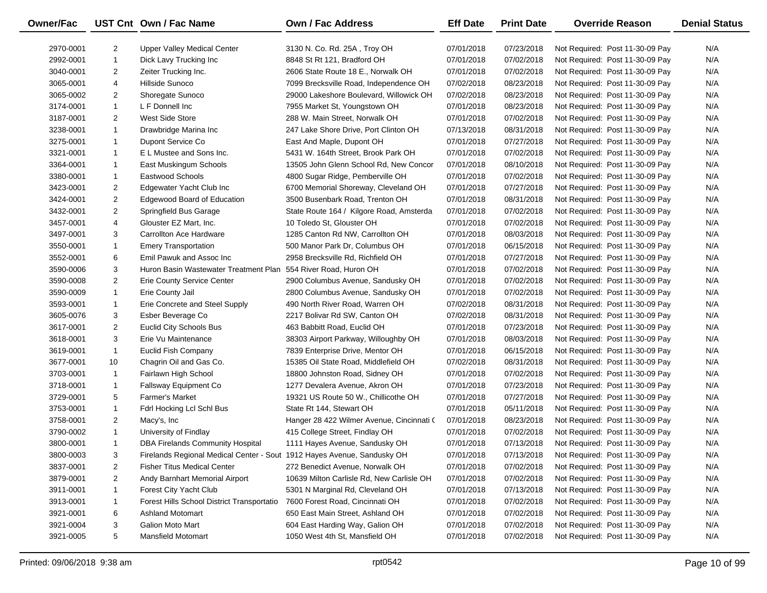| Owner/Fac | UST Cnt | Own / Fac Name | Own / Fac Address | Eff Date | Print Date | Override Reason | Denial Status |
|---|---|---|---|---|---|---|---|
| 2970-0001 | 2 | Upper Valley Medical Center | 3130 N. Co. Rd. 25A , Troy OH | 07/01/2018 | 07/23/2018 | Not Required: Post 11-30-09 Pay | N/A |
| 2992-0001 | 1 | Dick Lavy Trucking Inc | 8848 St Rt 121, Bradford OH | 07/01/2018 | 07/02/2018 | Not Required: Post 11-30-09 Pay | N/A |
| 3040-0001 | 2 | Zeiter Trucking Inc. | 2606 State Route 18 E., Norwalk OH | 07/01/2018 | 07/02/2018 | Not Required: Post 11-30-09 Pay | N/A |
| 3065-0001 | 4 | Hillside Sunoco | 7099 Brecksville Road, Independence OH | 07/02/2018 | 08/23/2018 | Not Required: Post 11-30-09 Pay | N/A |
| 3065-0002 | 2 | Shoregate Sunoco | 29000 Lakeshore Boulevard, Willowick OH | 07/02/2018 | 08/23/2018 | Not Required: Post 11-30-09 Pay | N/A |
| 3174-0001 | 1 | L F Donnell Inc | 7955 Market St, Youngstown OH | 07/01/2018 | 08/23/2018 | Not Required: Post 11-30-09 Pay | N/A |
| 3187-0001 | 2 | West Side Store | 288 W. Main Street, Norwalk OH | 07/01/2018 | 07/02/2018 | Not Required: Post 11-30-09 Pay | N/A |
| 3238-0001 | 1 | Drawbridge Marina Inc | 247 Lake Shore Drive, Port Clinton OH | 07/13/2018 | 08/31/2018 | Not Required: Post 11-30-09 Pay | N/A |
| 3275-0001 | 1 | Dupont Service Co | East And Maple, Dupont OH | 07/01/2018 | 07/27/2018 | Not Required: Post 11-30-09 Pay | N/A |
| 3321-0001 | 1 | E L Mustee and Sons Inc. | 5431 W. 164th Street, Brook Park OH | 07/01/2018 | 07/02/2018 | Not Required: Post 11-30-09 Pay | N/A |
| 3364-0001 | 1 | East Muskingum Schools | 13505 John Glenn School Rd, New Concor | 07/01/2018 | 08/10/2018 | Not Required: Post 11-30-09 Pay | N/A |
| 3380-0001 | 1 | Eastwood Schools | 4800 Sugar Ridge, Pemberville OH | 07/01/2018 | 07/02/2018 | Not Required: Post 11-30-09 Pay | N/A |
| 3423-0001 | 2 | Edgewater Yacht Club Inc | 6700 Memorial Shoreway, Cleveland OH | 07/01/2018 | 07/27/2018 | Not Required: Post 11-30-09 Pay | N/A |
| 3424-0001 | 2 | Edgewood Board of Education | 3500 Busenbark Road, Trenton OH | 07/01/2018 | 08/31/2018 | Not Required: Post 11-30-09 Pay | N/A |
| 3432-0001 | 2 | Springfield Bus Garage | State Route 164 / Kilgore Road, Amsterda | 07/01/2018 | 07/02/2018 | Not Required: Post 11-30-09 Pay | N/A |
| 3457-0001 | 4 | Glouster EZ Mart, Inc. | 10 Toledo St, Glouster OH | 07/01/2018 | 07/02/2018 | Not Required: Post 11-30-09 Pay | N/A |
| 3497-0001 | 3 | Carrollton Ace Hardware | 1285 Canton Rd NW, Carrollton OH | 07/01/2018 | 08/03/2018 | Not Required: Post 11-30-09 Pay | N/A |
| 3550-0001 | 1 | Emery Transportation | 500 Manor Park Dr, Columbus OH | 07/01/2018 | 06/15/2018 | Not Required: Post 11-30-09 Pay | N/A |
| 3552-0001 | 6 | Emil Pawuk and Assoc Inc | 2958 Brecksville Rd, Richfield OH | 07/01/2018 | 07/27/2018 | Not Required: Post 11-30-09 Pay | N/A |
| 3590-0006 | 3 | Huron Basin Wastewater Treatment Plan | 554 River Road, Huron OH | 07/01/2018 | 07/02/2018 | Not Required: Post 11-30-09 Pay | N/A |
| 3590-0008 | 2 | Erie County Service Center | 2900 Columbus Avenue, Sandusky OH | 07/01/2018 | 07/02/2018 | Not Required: Post 11-30-09 Pay | N/A |
| 3590-0009 | 1 | Erie County Jail | 2800 Columbus Avenue, Sandusky OH | 07/01/2018 | 07/02/2018 | Not Required: Post 11-30-09 Pay | N/A |
| 3593-0001 | 1 | Erie Concrete and Steel Supply | 490 North River Road, Warren OH | 07/02/2018 | 08/31/2018 | Not Required: Post 11-30-09 Pay | N/A |
| 3605-0076 | 3 | Esber Beverage Co | 2217 Bolivar Rd SW, Canton OH | 07/02/2018 | 08/31/2018 | Not Required: Post 11-30-09 Pay | N/A |
| 3617-0001 | 2 | Euclid City Schools Bus | 463 Babbitt Road, Euclid OH | 07/01/2018 | 07/23/2018 | Not Required: Post 11-30-09 Pay | N/A |
| 3618-0001 | 3 | Erie Vu Maintenance | 38303 Airport Parkway, Willoughby OH | 07/01/2018 | 08/03/2018 | Not Required: Post 11-30-09 Pay | N/A |
| 3619-0001 | 1 | Euclid Fish Company | 7839 Enterprise Drive, Mentor OH | 07/01/2018 | 06/15/2018 | Not Required: Post 11-30-09 Pay | N/A |
| 3677-0001 | 10 | Chagrin Oil and Gas Co. | 15385 Oil State Road, Middlefield OH | 07/02/2018 | 08/31/2018 | Not Required: Post 11-30-09 Pay | N/A |
| 3703-0001 | 1 | Fairlawn High School | 18800 Johnston Road, Sidney OH | 07/01/2018 | 07/02/2018 | Not Required: Post 11-30-09 Pay | N/A |
| 3718-0001 | 1 | Fallsway Equipment Co | 1277 Devalera Avenue, Akron OH | 07/01/2018 | 07/23/2018 | Not Required: Post 11-30-09 Pay | N/A |
| 3729-0001 | 5 | Farmer's Market | 19321 US Route 50 W., Chillicothe OH | 07/01/2018 | 07/27/2018 | Not Required: Post 11-30-09 Pay | N/A |
| 3753-0001 | 1 | Fdrl Hocking Lcl Schl Bus | State Rt 144, Stewart OH | 07/01/2018 | 05/11/2018 | Not Required: Post 11-30-09 Pay | N/A |
| 3758-0001 | 2 | Macy's, Inc | Hanger 28 422 Wilmer Avenue, Cincinnati ( | 07/01/2018 | 08/23/2018 | Not Required: Post 11-30-09 Pay | N/A |
| 3790-0002 | 1 | University of Findlay | 415 College Street, Findlay OH | 07/01/2018 | 07/02/2018 | Not Required: Post 11-30-09 Pay | N/A |
| 3800-0001 | 1 | DBA Firelands Community Hospital | 1111 Hayes Avenue, Sandusky OH | 07/01/2018 | 07/13/2018 | Not Required: Post 11-30-09 Pay | N/A |
| 3800-0003 | 3 | Firelands Regional Medical Center - Sout | 1912 Hayes Avenue, Sandusky OH | 07/01/2018 | 07/13/2018 | Not Required: Post 11-30-09 Pay | N/A |
| 3837-0001 | 2 | Fisher Titus Medical Center | 272 Benedict Avenue, Norwalk OH | 07/01/2018 | 07/02/2018 | Not Required: Post 11-30-09 Pay | N/A |
| 3879-0001 | 2 | Andy Barnhart Memorial Airport | 10639 Milton Carlisle Rd, New Carlisle OH | 07/01/2018 | 07/02/2018 | Not Required: Post 11-30-09 Pay | N/A |
| 3911-0001 | 1 | Forest City Yacht Club | 5301 N Marginal Rd, Cleveland OH | 07/01/2018 | 07/13/2018 | Not Required: Post 11-30-09 Pay | N/A |
| 3913-0001 | 1 | Forest Hills School District Transportatio | 7600 Forest Road, Cincinnati OH | 07/01/2018 | 07/02/2018 | Not Required: Post 11-30-09 Pay | N/A |
| 3921-0001 | 6 | Ashland Motomart | 650 East Main Street, Ashland OH | 07/01/2018 | 07/02/2018 | Not Required: Post 11-30-09 Pay | N/A |
| 3921-0004 | 3 | Galion Moto Mart | 604 East Harding Way, Galion OH | 07/01/2018 | 07/02/2018 | Not Required: Post 11-30-09 Pay | N/A |
| 3921-0005 | 5 | Mansfield Motomart | 1050 West 4th St, Mansfield OH | 07/01/2018 | 07/02/2018 | Not Required: Post 11-30-09 Pay | N/A |

Printed: 09/06/2018 9:38 am rpt0542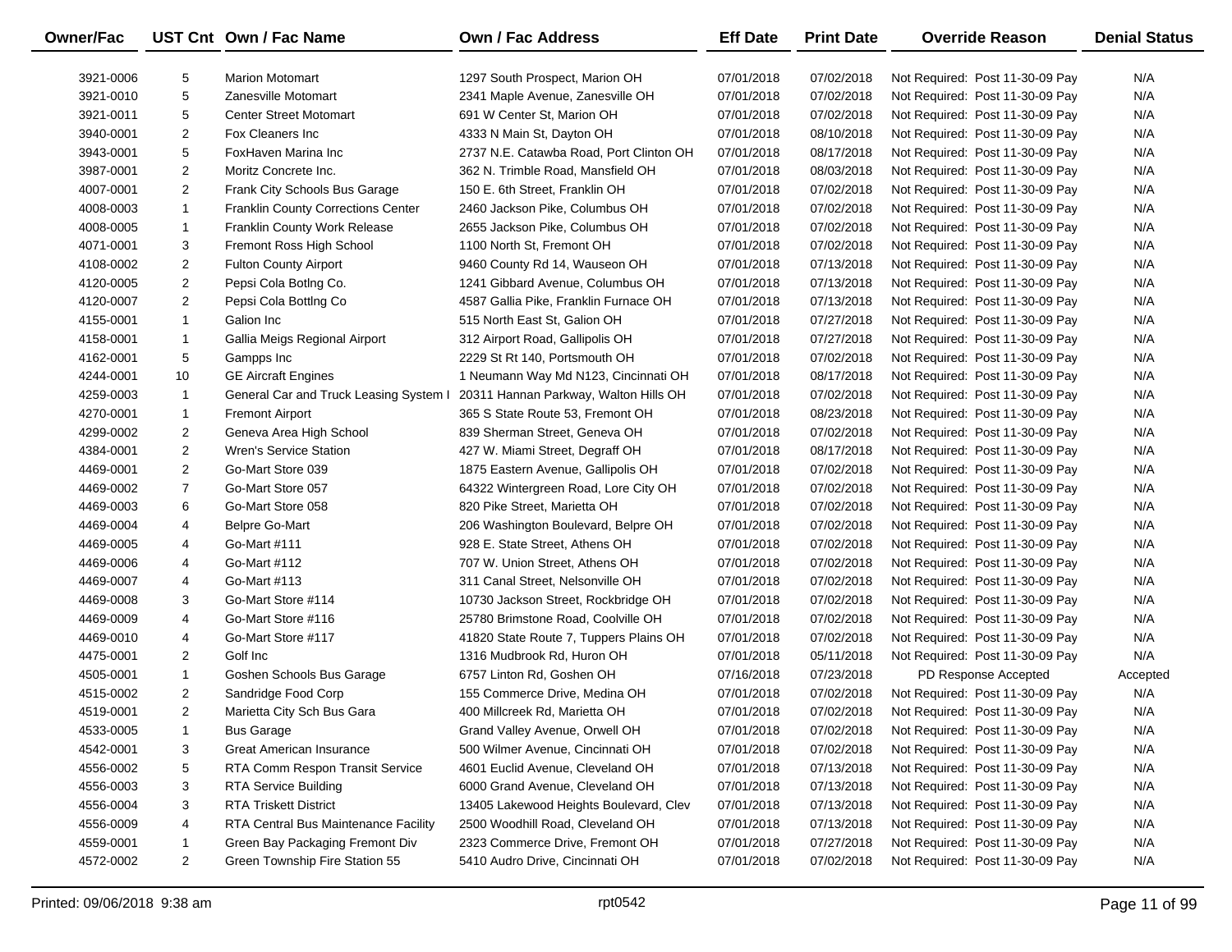| Owner/Fac | UST Cnt | Own / Fac Name | Own / Fac Address | Eff Date | Print Date | Override Reason | Denial Status |
|---|---|---|---|---|---|---|---|
| 3921-0006 | 5 | Marion Motomart | 1297 South Prospect, Marion OH | 07/01/2018 | 07/02/2018 | Not Required: Post 11-30-09 Pay | N/A |
| 3921-0010 | 5 | Zanesville Motomart | 2341 Maple Avenue, Zanesville OH | 07/01/2018 | 07/02/2018 | Not Required: Post 11-30-09 Pay | N/A |
| 3921-0011 | 5 | Center Street Motomart | 691 W Center St, Marion OH | 07/01/2018 | 07/02/2018 | Not Required: Post 11-30-09 Pay | N/A |
| 3940-0001 | 2 | Fox Cleaners Inc | 4333 N Main St, Dayton OH | 07/01/2018 | 08/10/2018 | Not Required: Post 11-30-09 Pay | N/A |
| 3943-0001 | 5 | FoxHaven Marina Inc | 2737 N.E. Catawba Road, Port Clinton OH | 07/01/2018 | 08/17/2018 | Not Required: Post 11-30-09 Pay | N/A |
| 3987-0001 | 2 | Moritz Concrete Inc. | 362 N. Trimble Road, Mansfield OH | 07/01/2018 | 08/03/2018 | Not Required: Post 11-30-09 Pay | N/A |
| 4007-0001 | 2 | Frank City Schools Bus Garage | 150 E. 6th Street, Franklin OH | 07/01/2018 | 07/02/2018 | Not Required: Post 11-30-09 Pay | N/A |
| 4008-0003 | 1 | Franklin County Corrections Center | 2460 Jackson Pike, Columbus OH | 07/01/2018 | 07/02/2018 | Not Required: Post 11-30-09 Pay | N/A |
| 4008-0005 | 1 | Franklin County Work Release | 2655 Jackson Pike, Columbus OH | 07/01/2018 | 07/02/2018 | Not Required: Post 11-30-09 Pay | N/A |
| 4071-0001 | 3 | Fremont Ross High School | 1100 North St, Fremont OH | 07/01/2018 | 07/02/2018 | Not Required: Post 11-30-09 Pay | N/A |
| 4108-0002 | 2 | Fulton County Airport | 9460 County Rd 14, Wauseon OH | 07/01/2018 | 07/13/2018 | Not Required: Post 11-30-09 Pay | N/A |
| 4120-0005 | 2 | Pepsi Cola Botlng Co. | 1241 Gibbard Avenue, Columbus OH | 07/01/2018 | 07/13/2018 | Not Required: Post 11-30-09 Pay | N/A |
| 4120-0007 | 2 | Pepsi Cola Bottlng Co | 4587 Gallia Pike, Franklin Furnace OH | 07/01/2018 | 07/13/2018 | Not Required: Post 11-30-09 Pay | N/A |
| 4155-0001 | 1 | Galion Inc | 515 North East St, Galion OH | 07/01/2018 | 07/27/2018 | Not Required: Post 11-30-09 Pay | N/A |
| 4158-0001 | 1 | Gallia Meigs Regional Airport | 312 Airport Road, Gallipolis OH | 07/01/2018 | 07/27/2018 | Not Required: Post 11-30-09 Pay | N/A |
| 4162-0001 | 5 | Gampps Inc | 2229 St Rt 140, Portsmouth OH | 07/01/2018 | 07/02/2018 | Not Required: Post 11-30-09 Pay | N/A |
| 4244-0001 | 10 | GE Aircraft Engines | 1 Neumann Way Md N123, Cincinnati OH | 07/01/2018 | 08/17/2018 | Not Required: Post 11-30-09 Pay | N/A |
| 4259-0003 | 1 | General Car and Truck Leasing System I | 20311 Hannan Parkway, Walton Hills OH | 07/01/2018 | 07/02/2018 | Not Required: Post 11-30-09 Pay | N/A |
| 4270-0001 | 1 | Fremont Airport | 365 S State Route 53, Fremont OH | 07/01/2018 | 08/23/2018 | Not Required: Post 11-30-09 Pay | N/A |
| 4299-0002 | 2 | Geneva Area High School | 839 Sherman Street, Geneva OH | 07/01/2018 | 07/02/2018 | Not Required: Post 11-30-09 Pay | N/A |
| 4384-0001 | 2 | Wren's Service Station | 427 W. Miami Street, Degraff OH | 07/01/2018 | 08/17/2018 | Not Required: Post 11-30-09 Pay | N/A |
| 4469-0001 | 2 | Go-Mart Store 039 | 1875 Eastern Avenue, Gallipolis OH | 07/01/2018 | 07/02/2018 | Not Required: Post 11-30-09 Pay | N/A |
| 4469-0002 | 7 | Go-Mart Store 057 | 64322 Wintergreen Road, Lore City OH | 07/01/2018 | 07/02/2018 | Not Required: Post 11-30-09 Pay | N/A |
| 4469-0003 | 6 | Go-Mart Store 058 | 820 Pike Street, Marietta OH | 07/01/2018 | 07/02/2018 | Not Required: Post 11-30-09 Pay | N/A |
| 4469-0004 | 4 | Belpre Go-Mart | 206 Washington Boulevard, Belpre OH | 07/01/2018 | 07/02/2018 | Not Required: Post 11-30-09 Pay | N/A |
| 4469-0005 | 4 | Go-Mart #111 | 928 E. State Street, Athens OH | 07/01/2018 | 07/02/2018 | Not Required: Post 11-30-09 Pay | N/A |
| 4469-0006 | 4 | Go-Mart #112 | 707 W. Union Street, Athens OH | 07/01/2018 | 07/02/2018 | Not Required: Post 11-30-09 Pay | N/A |
| 4469-0007 | 4 | Go-Mart #113 | 311 Canal Street, Nelsonville OH | 07/01/2018 | 07/02/2018 | Not Required: Post 11-30-09 Pay | N/A |
| 4469-0008 | 3 | Go-Mart Store #114 | 10730 Jackson Street, Rockbridge OH | 07/01/2018 | 07/02/2018 | Not Required: Post 11-30-09 Pay | N/A |
| 4469-0009 | 4 | Go-Mart Store #116 | 25780 Brimstone Road, Coolville OH | 07/01/2018 | 07/02/2018 | Not Required: Post 11-30-09 Pay | N/A |
| 4469-0010 | 4 | Go-Mart Store #117 | 41820 State Route 7, Tuppers Plains OH | 07/01/2018 | 07/02/2018 | Not Required: Post 11-30-09 Pay | N/A |
| 4475-0001 | 2 | Golf Inc | 1316 Mudbrook Rd, Huron OH | 07/01/2018 | 05/11/2018 | Not Required: Post 11-30-09 Pay | N/A |
| 4505-0001 | 1 | Goshen Schools Bus Garage | 6757 Linton Rd, Goshen OH | 07/16/2018 | 07/23/2018 | PD Response Accepted | Accepted |
| 4515-0002 | 2 | Sandridge Food Corp | 155 Commerce Drive, Medina OH | 07/01/2018 | 07/02/2018 | Not Required: Post 11-30-09 Pay | N/A |
| 4519-0001 | 2 | Marietta City Sch Bus Gara | 400 Millcreek Rd, Marietta OH | 07/01/2018 | 07/02/2018 | Not Required: Post 11-30-09 Pay | N/A |
| 4533-0005 | 1 | Bus Garage | Grand Valley Avenue, Orwell OH | 07/01/2018 | 07/02/2018 | Not Required: Post 11-30-09 Pay | N/A |
| 4542-0001 | 3 | Great American Insurance | 500 Wilmer Avenue, Cincinnati OH | 07/01/2018 | 07/02/2018 | Not Required: Post 11-30-09 Pay | N/A |
| 4556-0002 | 5 | RTA Comm Respon Transit Service | 4601 Euclid Avenue, Cleveland OH | 07/01/2018 | 07/13/2018 | Not Required: Post 11-30-09 Pay | N/A |
| 4556-0003 | 3 | RTA Service Building | 6000 Grand Avenue, Cleveland OH | 07/01/2018 | 07/13/2018 | Not Required: Post 11-30-09 Pay | N/A |
| 4556-0004 | 3 | RTA Triskett District | 13405 Lakewood Heights Boulevard, Clev | 07/01/2018 | 07/13/2018 | Not Required: Post 11-30-09 Pay | N/A |
| 4556-0009 | 4 | RTA Central Bus Maintenance Facility | 2500 Woodhill Road, Cleveland OH | 07/01/2018 | 07/13/2018 | Not Required: Post 11-30-09 Pay | N/A |
| 4559-0001 | 1 | Green Bay Packaging Fremont Div | 2323 Commerce Drive, Fremont OH | 07/01/2018 | 07/27/2018 | Not Required: Post 11-30-09 Pay | N/A |
| 4572-0002 | 2 | Green Township Fire Station 55 | 5410 Audro Drive, Cincinnati OH | 07/01/2018 | 07/02/2018 | Not Required: Post 11-30-09 Pay | N/A |

Printed: 09/06/2018 9:38 am rpt0542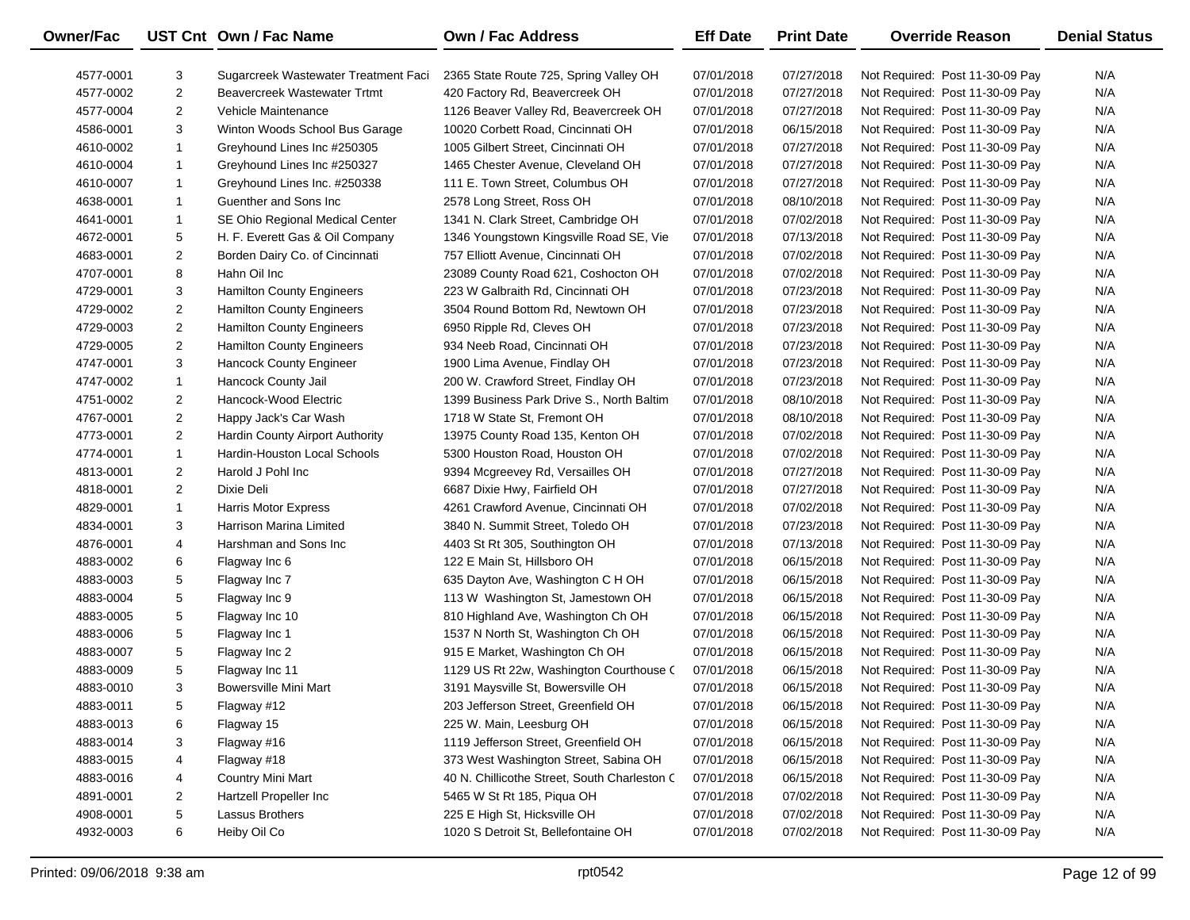| Owner/Fac | UST Cnt | Own / Fac Name | Own / Fac Address | Eff Date | Print Date | Override Reason | Denial Status |
|---|---|---|---|---|---|---|---|
| 4577-0001 | 3 | Sugarcreek Wastewater Treatment Faci | 2365 State Route 725, Spring Valley OH | 07/01/2018 | 07/27/2018 | Not Required: Post 11-30-09 Pay | N/A |
| 4577-0002 | 2 | Beavercreek Wastewater Trtmt | 420 Factory Rd, Beavercreek OH | 07/01/2018 | 07/27/2018 | Not Required: Post 11-30-09 Pay | N/A |
| 4577-0004 | 2 | Vehicle Maintenance | 1126 Beaver Valley Rd, Beavercreek OH | 07/01/2018 | 07/27/2018 | Not Required: Post 11-30-09 Pay | N/A |
| 4586-0001 | 3 | Winton Woods School Bus Garage | 10020 Corbett Road, Cincinnati OH | 07/01/2018 | 06/15/2018 | Not Required: Post 11-30-09 Pay | N/A |
| 4610-0002 | 1 | Greyhound Lines Inc #250305 | 1005 Gilbert Street, Cincinnati OH | 07/01/2018 | 07/27/2018 | Not Required: Post 11-30-09 Pay | N/A |
| 4610-0004 | 1 | Greyhound Lines Inc #250327 | 1465 Chester Avenue, Cleveland OH | 07/01/2018 | 07/27/2018 | Not Required: Post 11-30-09 Pay | N/A |
| 4610-0007 | 1 | Greyhound Lines Inc. #250338 | 111 E. Town Street, Columbus OH | 07/01/2018 | 07/27/2018 | Not Required: Post 11-30-09 Pay | N/A |
| 4638-0001 | 1 | Guenther and Sons Inc | 2578 Long Street, Ross OH | 07/01/2018 | 08/10/2018 | Not Required: Post 11-30-09 Pay | N/A |
| 4641-0001 | 1 | SE Ohio Regional Medical Center | 1341 N. Clark Street, Cambridge OH | 07/01/2018 | 07/02/2018 | Not Required: Post 11-30-09 Pay | N/A |
| 4672-0001 | 5 | H. F. Everett Gas & Oil Company | 1346 Youngstown Kingsville Road SE, Vie | 07/01/2018 | 07/13/2018 | Not Required: Post 11-30-09 Pay | N/A |
| 4683-0001 | 2 | Borden Dairy Co. of Cincinnati | 757 Elliott Avenue, Cincinnati OH | 07/01/2018 | 07/02/2018 | Not Required: Post 11-30-09 Pay | N/A |
| 4707-0001 | 8 | Hahn Oil Inc | 23089 County Road 621, Coshocton OH | 07/01/2018 | 07/02/2018 | Not Required: Post 11-30-09 Pay | N/A |
| 4729-0001 | 3 | Hamilton County Engineers | 223 W Galbraith Rd, Cincinnati OH | 07/01/2018 | 07/23/2018 | Not Required: Post 11-30-09 Pay | N/A |
| 4729-0002 | 2 | Hamilton County Engineers | 3504 Round Bottom Rd, Newtown OH | 07/01/2018 | 07/23/2018 | Not Required: Post 11-30-09 Pay | N/A |
| 4729-0003 | 2 | Hamilton County Engineers | 6950 Ripple Rd, Cleves OH | 07/01/2018 | 07/23/2018 | Not Required: Post 11-30-09 Pay | N/A |
| 4729-0005 | 2 | Hamilton County Engineers | 934 Neeb Road, Cincinnati OH | 07/01/2018 | 07/23/2018 | Not Required: Post 11-30-09 Pay | N/A |
| 4747-0001 | 3 | Hancock County Engineer | 1900 Lima Avenue, Findlay OH | 07/01/2018 | 07/23/2018 | Not Required: Post 11-30-09 Pay | N/A |
| 4747-0002 | 1 | Hancock County Jail | 200 W. Crawford Street, Findlay OH | 07/01/2018 | 07/23/2018 | Not Required: Post 11-30-09 Pay | N/A |
| 4751-0002 | 2 | Hancock-Wood Electric | 1399 Business Park Drive S., North Baltim | 07/01/2018 | 08/10/2018 | Not Required: Post 11-30-09 Pay | N/A |
| 4767-0001 | 2 | Happy Jack's Car Wash | 1718 W State St, Fremont OH | 07/01/2018 | 08/10/2018 | Not Required: Post 11-30-09 Pay | N/A |
| 4773-0001 | 2 | Hardin County Airport Authority | 13975 County Road 135, Kenton OH | 07/01/2018 | 07/02/2018 | Not Required: Post 11-30-09 Pay | N/A |
| 4774-0001 | 1 | Hardin-Houston Local Schools | 5300 Houston Road, Houston OH | 07/01/2018 | 07/02/2018 | Not Required: Post 11-30-09 Pay | N/A |
| 4813-0001 | 2 | Harold J Pohl Inc | 9394 Mcgreevey Rd, Versailles OH | 07/01/2018 | 07/27/2018 | Not Required: Post 11-30-09 Pay | N/A |
| 4818-0001 | 2 | Dixie Deli | 6687 Dixie Hwy, Fairfield OH | 07/01/2018 | 07/27/2018 | Not Required: Post 11-30-09 Pay | N/A |
| 4829-0001 | 1 | Harris Motor Express | 4261 Crawford Avenue, Cincinnati OH | 07/01/2018 | 07/02/2018 | Not Required: Post 11-30-09 Pay | N/A |
| 4834-0001 | 3 | Harrison Marina Limited | 3840 N. Summit Street, Toledo OH | 07/01/2018 | 07/23/2018 | Not Required: Post 11-30-09 Pay | N/A |
| 4876-0001 | 4 | Harshman and Sons Inc | 4403 St Rt 305, Southington OH | 07/01/2018 | 07/13/2018 | Not Required: Post 11-30-09 Pay | N/A |
| 4883-0002 | 6 | Flagway Inc 6 | 122 E Main St, Hillsboro OH | 07/01/2018 | 06/15/2018 | Not Required: Post 11-30-09 Pay | N/A |
| 4883-0003 | 5 | Flagway Inc 7 | 635 Dayton Ave, Washington C H OH | 07/01/2018 | 06/15/2018 | Not Required: Post 11-30-09 Pay | N/A |
| 4883-0004 | 5 | Flagway Inc 9 | 113 W Washington St, Jamestown OH | 07/01/2018 | 06/15/2018 | Not Required: Post 11-30-09 Pay | N/A |
| 4883-0005 | 5 | Flagway Inc 10 | 810 Highland Ave, Washington Ch OH | 07/01/2018 | 06/15/2018 | Not Required: Post 11-30-09 Pay | N/A |
| 4883-0006 | 5 | Flagway Inc 1 | 1537 N North St, Washington Ch OH | 07/01/2018 | 06/15/2018 | Not Required: Post 11-30-09 Pay | N/A |
| 4883-0007 | 5 | Flagway Inc 2 | 915 E Market, Washington Ch OH | 07/01/2018 | 06/15/2018 | Not Required: Post 11-30-09 Pay | N/A |
| 4883-0009 | 5 | Flagway Inc 11 | 1129 US Rt 22w, Washington Courthouse ( | 07/01/2018 | 06/15/2018 | Not Required: Post 11-30-09 Pay | N/A |
| 4883-0010 | 3 | Bowersville Mini Mart | 3191 Maysville St, Bowersville OH | 07/01/2018 | 06/15/2018 | Not Required: Post 11-30-09 Pay | N/A |
| 4883-0011 | 5 | Flagway #12 | 203 Jefferson Street, Greenfield OH | 07/01/2018 | 06/15/2018 | Not Required: Post 11-30-09 Pay | N/A |
| 4883-0013 | 6 | Flagway 15 | 225 W. Main, Leesburg OH | 07/01/2018 | 06/15/2018 | Not Required: Post 11-30-09 Pay | N/A |
| 4883-0014 | 3 | Flagway #16 | 1119 Jefferson Street, Greenfield OH | 07/01/2018 | 06/15/2018 | Not Required: Post 11-30-09 Pay | N/A |
| 4883-0015 | 4 | Flagway #18 | 373 West Washington Street, Sabina OH | 07/01/2018 | 06/15/2018 | Not Required: Post 11-30-09 Pay | N/A |
| 4883-0016 | 4 | Country Mini Mart | 40 N. Chillicothe Street, South Charleston ( | 07/01/2018 | 06/15/2018 | Not Required: Post 11-30-09 Pay | N/A |
| 4891-0001 | 2 | Hartzell Propeller Inc | 5465 W St Rt 185, Piqua OH | 07/01/2018 | 07/02/2018 | Not Required: Post 11-30-09 Pay | N/A |
| 4908-0001 | 5 | Lassus Brothers | 225 E High St, Hicksville OH | 07/01/2018 | 07/02/2018 | Not Required: Post 11-30-09 Pay | N/A |
| 4932-0003 | 6 | Heiby Oil Co | 1020 S Detroit St, Bellefontaine OH | 07/01/2018 | 07/02/2018 | Not Required: Post 11-30-09 Pay | N/A |

Printed: 09/06/2018 9:38 am rpt0542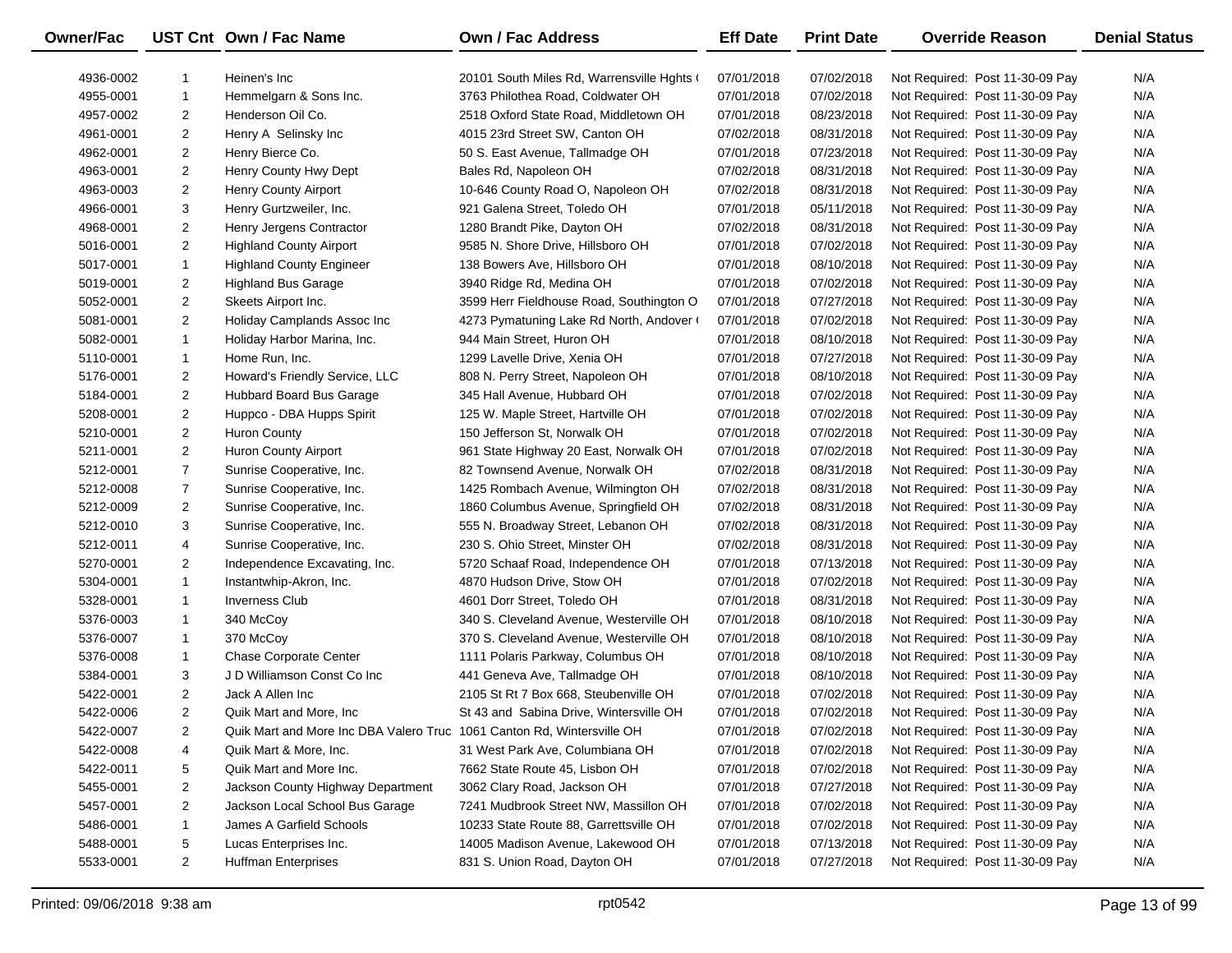| Owner/Fac | UST Cnt | Own / Fac Name | Own / Fac Address | Eff Date | Print Date | Override Reason | Denial Status |
|---|---|---|---|---|---|---|---|
| 4936-0002 | 1 | Heinen's Inc | 20101 South Miles Rd, Warrensville Hghts ( | 07/01/2018 | 07/02/2018 | Not Required: Post 11-30-09 Pay | N/A |
| 4955-0001 | 1 | Hemmelgarn & Sons Inc. | 3763 Philothea Road, Coldwater OH | 07/01/2018 | 07/02/2018 | Not Required: Post 11-30-09 Pay | N/A |
| 4957-0002 | 2 | Henderson Oil Co. | 2518 Oxford State Road, Middletown OH | 07/01/2018 | 08/23/2018 | Not Required: Post 11-30-09 Pay | N/A |
| 4961-0001 | 2 | Henry A Selinsky Inc | 4015 23rd Street SW, Canton OH | 07/02/2018 | 08/31/2018 | Not Required: Post 11-30-09 Pay | N/A |
| 4962-0001 | 2 | Henry Bierce Co. | 50 S. East Avenue, Tallmadge OH | 07/01/2018 | 07/23/2018 | Not Required: Post 11-30-09 Pay | N/A |
| 4963-0001 | 2 | Henry County Hwy Dept | Bales Rd, Napoleon OH | 07/02/2018 | 08/31/2018 | Not Required: Post 11-30-09 Pay | N/A |
| 4963-0003 | 2 | Henry County Airport | 10-646 County Road O, Napoleon OH | 07/02/2018 | 08/31/2018 | Not Required: Post 11-30-09 Pay | N/A |
| 4966-0001 | 3 | Henry Gurtzweiler, Inc. | 921 Galena Street, Toledo OH | 07/01/2018 | 05/11/2018 | Not Required: Post 11-30-09 Pay | N/A |
| 4968-0001 | 2 | Henry Jergens Contractor | 1280 Brandt Pike, Dayton OH | 07/02/2018 | 08/31/2018 | Not Required: Post 11-30-09 Pay | N/A |
| 5016-0001 | 2 | Highland County Airport | 9585 N. Shore Drive, Hillsboro OH | 07/01/2018 | 07/02/2018 | Not Required: Post 11-30-09 Pay | N/A |
| 5017-0001 | 1 | Highland County Engineer | 138 Bowers Ave, Hillsboro OH | 07/01/2018 | 08/10/2018 | Not Required: Post 11-30-09 Pay | N/A |
| 5019-0001 | 2 | Highland Bus Garage | 3940 Ridge Rd, Medina OH | 07/01/2018 | 07/02/2018 | Not Required: Post 11-30-09 Pay | N/A |
| 5052-0001 | 2 | Skeets Airport Inc. | 3599 Herr Fieldhouse Road, Southington O | 07/01/2018 | 07/27/2018 | Not Required: Post 11-30-09 Pay | N/A |
| 5081-0001 | 2 | Holiday Camplands Assoc Inc | 4273 Pymatuning Lake Rd North, Andover ( | 07/01/2018 | 07/02/2018 | Not Required: Post 11-30-09 Pay | N/A |
| 5082-0001 | 1 | Holiday Harbor Marina, Inc. | 944 Main Street, Huron OH | 07/01/2018 | 08/10/2018 | Not Required: Post 11-30-09 Pay | N/A |
| 5110-0001 | 1 | Home Run, Inc. | 1299 Lavelle Drive, Xenia OH | 07/01/2018 | 07/27/2018 | Not Required: Post 11-30-09 Pay | N/A |
| 5176-0001 | 2 | Howard's Friendly Service, LLC | 808 N. Perry Street, Napoleon OH | 07/01/2018 | 08/10/2018 | Not Required: Post 11-30-09 Pay | N/A |
| 5184-0001 | 2 | Hubbard Board Bus Garage | 345 Hall Avenue, Hubbard OH | 07/01/2018 | 07/02/2018 | Not Required: Post 11-30-09 Pay | N/A |
| 5208-0001 | 2 | Huppco - DBA Hupps Spirit | 125 W. Maple Street, Hartville OH | 07/01/2018 | 07/02/2018 | Not Required: Post 11-30-09 Pay | N/A |
| 5210-0001 | 2 | Huron County | 150 Jefferson St, Norwalk OH | 07/01/2018 | 07/02/2018 | Not Required: Post 11-30-09 Pay | N/A |
| 5211-0001 | 2 | Huron County Airport | 961 State Highway 20 East, Norwalk OH | 07/01/2018 | 07/02/2018 | Not Required: Post 11-30-09 Pay | N/A |
| 5212-0001 | 7 | Sunrise Cooperative, Inc. | 82 Townsend Avenue, Norwalk OH | 07/02/2018 | 08/31/2018 | Not Required: Post 11-30-09 Pay | N/A |
| 5212-0008 | 7 | Sunrise Cooperative, Inc. | 1425 Rombach Avenue, Wilmington OH | 07/02/2018 | 08/31/2018 | Not Required: Post 11-30-09 Pay | N/A |
| 5212-0009 | 2 | Sunrise Cooperative, Inc. | 1860 Columbus Avenue, Springfield OH | 07/02/2018 | 08/31/2018 | Not Required: Post 11-30-09 Pay | N/A |
| 5212-0010 | 3 | Sunrise Cooperative, Inc. | 555 N. Broadway Street, Lebanon OH | 07/02/2018 | 08/31/2018 | Not Required: Post 11-30-09 Pay | N/A |
| 5212-0011 | 4 | Sunrise Cooperative, Inc. | 230 S. Ohio Street, Minster OH | 07/02/2018 | 08/31/2018 | Not Required: Post 11-30-09 Pay | N/A |
| 5270-0001 | 2 | Independence Excavating, Inc. | 5720 Schaaf Road, Independence OH | 07/01/2018 | 07/13/2018 | Not Required: Post 11-30-09 Pay | N/A |
| 5304-0001 | 1 | Instantwhip-Akron, Inc. | 4870 Hudson Drive, Stow OH | 07/01/2018 | 07/02/2018 | Not Required: Post 11-30-09 Pay | N/A |
| 5328-0001 | 1 | Inverness Club | 4601 Dorr Street, Toledo OH | 07/01/2018 | 08/31/2018 | Not Required: Post 11-30-09 Pay | N/A |
| 5376-0003 | 1 | 340 McCoy | 340 S. Cleveland Avenue, Westerville OH | 07/01/2018 | 08/10/2018 | Not Required: Post 11-30-09 Pay | N/A |
| 5376-0007 | 1 | 370 McCoy | 370 S. Cleveland Avenue, Westerville OH | 07/01/2018 | 08/10/2018 | Not Required: Post 11-30-09 Pay | N/A |
| 5376-0008 | 1 | Chase Corporate Center | 1111 Polaris Parkway, Columbus OH | 07/01/2018 | 08/10/2018 | Not Required: Post 11-30-09 Pay | N/A |
| 5384-0001 | 3 | J D Williamson Const Co Inc | 441 Geneva Ave, Tallmadge OH | 07/01/2018 | 08/10/2018 | Not Required: Post 11-30-09 Pay | N/A |
| 5422-0001 | 2 | Jack A Allen Inc | 2105 St Rt 7 Box 668, Steubenville OH | 07/01/2018 | 07/02/2018 | Not Required: Post 11-30-09 Pay | N/A |
| 5422-0006 | 2 | Quik Mart and More, Inc | St 43 and Sabina Drive, Wintersville OH | 07/01/2018 | 07/02/2018 | Not Required: Post 11-30-09 Pay | N/A |
| 5422-0007 | 2 | Quik Mart and More Inc DBA Valero Truc | 1061 Canton Rd, Wintersville OH | 07/01/2018 | 07/02/2018 | Not Required: Post 11-30-09 Pay | N/A |
| 5422-0008 | 4 | Quik Mart & More, Inc. | 31 West Park Ave, Columbiana OH | 07/01/2018 | 07/02/2018 | Not Required: Post 11-30-09 Pay | N/A |
| 5422-0011 | 5 | Quik Mart and More Inc. | 7662 State Route 45, Lisbon OH | 07/01/2018 | 07/02/2018 | Not Required: Post 11-30-09 Pay | N/A |
| 5455-0001 | 2 | Jackson County Highway Department | 3062 Clary Road, Jackson OH | 07/01/2018 | 07/27/2018 | Not Required: Post 11-30-09 Pay | N/A |
| 5457-0001 | 2 | Jackson Local School Bus Garage | 7241 Mudbrook Street NW, Massillon OH | 07/01/2018 | 07/02/2018 | Not Required: Post 11-30-09 Pay | N/A |
| 5486-0001 | 1 | James A Garfield Schools | 10233 State Route 88, Garrettsville OH | 07/01/2018 | 07/02/2018 | Not Required: Post 11-30-09 Pay | N/A |
| 5488-0001 | 5 | Lucas Enterprises Inc. | 14005 Madison Avenue, Lakewood OH | 07/01/2018 | 07/13/2018 | Not Required: Post 11-30-09 Pay | N/A |
| 5533-0001 | 2 | Huffman Enterprises | 831 S. Union Road, Dayton OH | 07/01/2018 | 07/27/2018 | Not Required: Post 11-30-09 Pay | N/A |

Printed: 09/06/2018 9:38 am rpt0542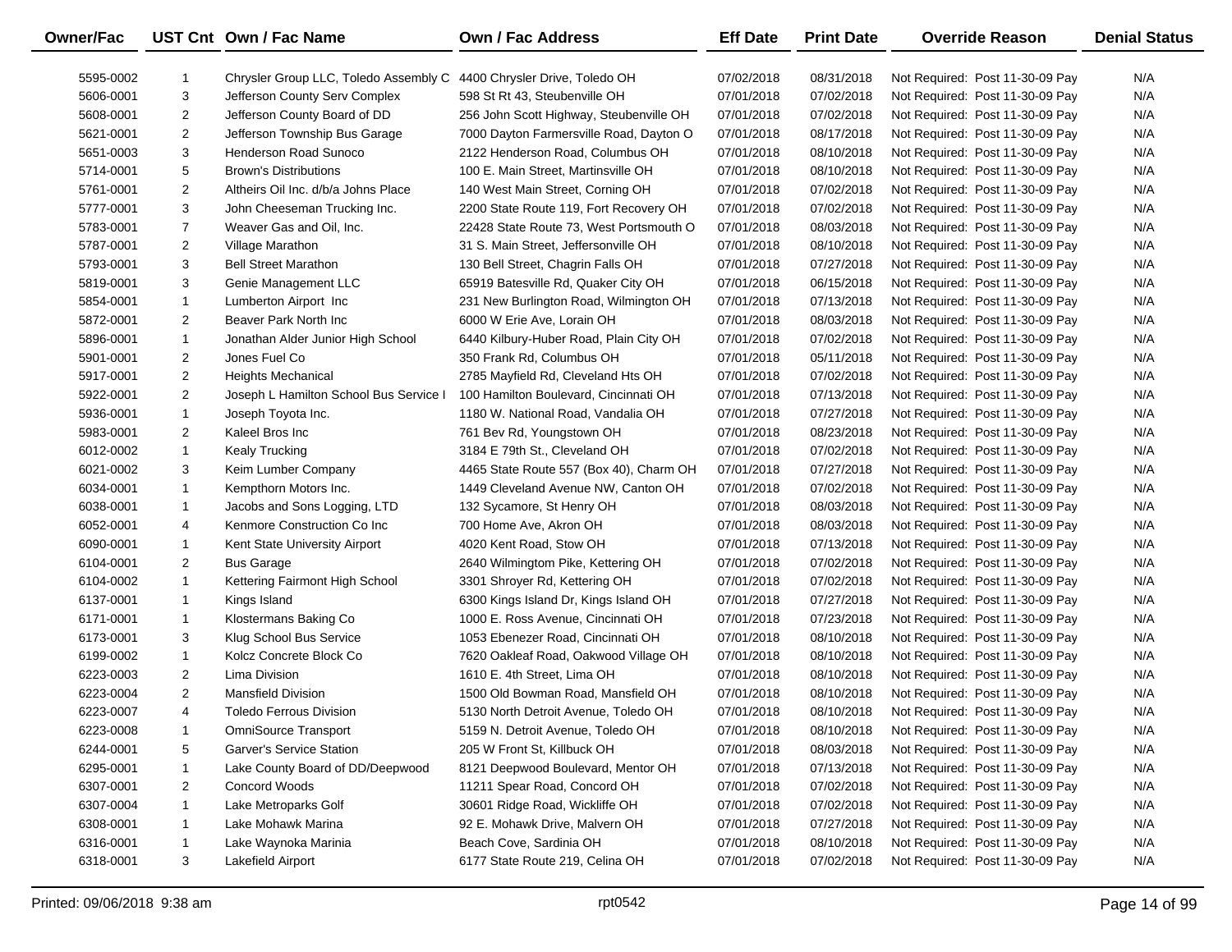| Owner/Fac | UST Cnt | Own / Fac Name | Own / Fac Address | Eff Date | Print Date | Override Reason | Denial Status |
|---|---|---|---|---|---|---|---|
| 5595-0002 | 1 | Chrysler Group LLC, Toledo Assembly C | 4400 Chrysler Drive, Toledo OH | 07/02/2018 | 08/31/2018 | Not Required: Post 11-30-09 Pay | N/A |
| 5606-0001 | 3 | Jefferson County Serv Complex | 598 St Rt 43, Steubenville OH | 07/01/2018 | 07/02/2018 | Not Required: Post 11-30-09 Pay | N/A |
| 5608-0001 | 2 | Jefferson County Board of DD | 256 John Scott Highway, Steubenville OH | 07/01/2018 | 07/02/2018 | Not Required: Post 11-30-09 Pay | N/A |
| 5621-0001 | 2 | Jefferson Township Bus Garage | 7000 Dayton Farmersville Road, Dayton O | 07/01/2018 | 08/17/2018 | Not Required: Post 11-30-09 Pay | N/A |
| 5651-0003 | 3 | Henderson Road Sunoco | 2122 Henderson Road, Columbus OH | 07/01/2018 | 08/10/2018 | Not Required: Post 11-30-09 Pay | N/A |
| 5714-0001 | 5 | Brown's Distributions | 100 E. Main Street, Martinsville OH | 07/01/2018 | 08/10/2018 | Not Required: Post 11-30-09 Pay | N/A |
| 5761-0001 | 2 | Altheirs Oil Inc. d/b/a Johns Place | 140 West Main Street, Corning OH | 07/01/2018 | 07/02/2018 | Not Required: Post 11-30-09 Pay | N/A |
| 5777-0001 | 3 | John Cheeseman Trucking Inc. | 2200 State Route 119, Fort Recovery OH | 07/01/2018 | 07/02/2018 | Not Required: Post 11-30-09 Pay | N/A |
| 5783-0001 | 7 | Weaver Gas and Oil, Inc. | 22428 State Route 73, West Portsmouth O | 07/01/2018 | 08/03/2018 | Not Required: Post 11-30-09 Pay | N/A |
| 5787-0001 | 2 | Village Marathon | 31 S. Main Street, Jeffersonville OH | 07/01/2018 | 08/10/2018 | Not Required: Post 11-30-09 Pay | N/A |
| 5793-0001 | 3 | Bell Street Marathon | 130 Bell Street, Chagrin Falls OH | 07/01/2018 | 07/27/2018 | Not Required: Post 11-30-09 Pay | N/A |
| 5819-0001 | 3 | Genie Management LLC | 65919 Batesville Rd, Quaker City OH | 07/01/2018 | 06/15/2018 | Not Required: Post 11-30-09 Pay | N/A |
| 5854-0001 | 1 | Lumberton Airport Inc | 231 New Burlington Road, Wilmington OH | 07/01/2018 | 07/13/2018 | Not Required: Post 11-30-09 Pay | N/A |
| 5872-0001 | 2 | Beaver Park North Inc | 6000 W Erie Ave, Lorain OH | 07/01/2018 | 08/03/2018 | Not Required: Post 11-30-09 Pay | N/A |
| 5896-0001 | 1 | Jonathan Alder Junior High School | 6440 Kilbury-Huber Road, Plain City OH | 07/01/2018 | 07/02/2018 | Not Required: Post 11-30-09 Pay | N/A |
| 5901-0001 | 2 | Jones Fuel Co | 350 Frank Rd, Columbus OH | 07/01/2018 | 05/11/2018 | Not Required: Post 11-30-09 Pay | N/A |
| 5917-0001 | 2 | Heights Mechanical | 2785 Mayfield Rd, Cleveland Hts OH | 07/01/2018 | 07/02/2018 | Not Required: Post 11-30-09 Pay | N/A |
| 5922-0001 | 2 | Joseph L Hamilton School Bus Service I | 100 Hamilton Boulevard, Cincinnati OH | 07/01/2018 | 07/13/2018 | Not Required: Post 11-30-09 Pay | N/A |
| 5936-0001 | 1 | Joseph Toyota Inc. | 1180 W. National Road, Vandalia OH | 07/01/2018 | 07/27/2018 | Not Required: Post 11-30-09 Pay | N/A |
| 5983-0001 | 2 | Kaleel Bros Inc | 761 Bev Rd, Youngstown OH | 07/01/2018 | 08/23/2018 | Not Required: Post 11-30-09 Pay | N/A |
| 6012-0002 | 1 | Kealy Trucking | 3184 E 79th St., Cleveland OH | 07/01/2018 | 07/02/2018 | Not Required: Post 11-30-09 Pay | N/A |
| 6021-0002 | 3 | Keim Lumber Company | 4465 State Route 557 (Box 40), Charm OH | 07/01/2018 | 07/27/2018 | Not Required: Post 11-30-09 Pay | N/A |
| 6034-0001 | 1 | Kempthorn Motors Inc. | 1449 Cleveland Avenue NW, Canton OH | 07/01/2018 | 07/02/2018 | Not Required: Post 11-30-09 Pay | N/A |
| 6038-0001 | 1 | Jacobs and Sons Logging, LTD | 132 Sycamore, St Henry OH | 07/01/2018 | 08/03/2018 | Not Required: Post 11-30-09 Pay | N/A |
| 6052-0001 | 4 | Kenmore Construction Co Inc | 700 Home Ave, Akron OH | 07/01/2018 | 08/03/2018 | Not Required: Post 11-30-09 Pay | N/A |
| 6090-0001 | 1 | Kent State University Airport | 4020 Kent Road, Stow OH | 07/01/2018 | 07/13/2018 | Not Required: Post 11-30-09 Pay | N/A |
| 6104-0001 | 2 | Bus Garage | 2640 Wilmingtom Pike, Kettering OH | 07/01/2018 | 07/02/2018 | Not Required: Post 11-30-09 Pay | N/A |
| 6104-0002 | 1 | Kettering Fairmont High School | 3301 Shroyer Rd, Kettering OH | 07/01/2018 | 07/02/2018 | Not Required: Post 11-30-09 Pay | N/A |
| 6137-0001 | 1 | Kings Island | 6300 Kings Island Dr, Kings Island OH | 07/01/2018 | 07/27/2018 | Not Required: Post 11-30-09 Pay | N/A |
| 6171-0001 | 1 | Klostermans Baking Co | 1000 E. Ross Avenue, Cincinnati OH | 07/01/2018 | 07/23/2018 | Not Required: Post 11-30-09 Pay | N/A |
| 6173-0001 | 3 | Klug School Bus Service | 1053 Ebenezer Road, Cincinnati OH | 07/01/2018 | 08/10/2018 | Not Required: Post 11-30-09 Pay | N/A |
| 6199-0002 | 1 | Kolcz Concrete Block Co | 7620 Oakleaf Road, Oakwood Village OH | 07/01/2018 | 08/10/2018 | Not Required: Post 11-30-09 Pay | N/A |
| 6223-0003 | 2 | Lima Division | 1610 E. 4th Street, Lima OH | 07/01/2018 | 08/10/2018 | Not Required: Post 11-30-09 Pay | N/A |
| 6223-0004 | 2 | Mansfield Division | 1500 Old Bowman Road, Mansfield OH | 07/01/2018 | 08/10/2018 | Not Required: Post 11-30-09 Pay | N/A |
| 6223-0007 | 4 | Toledo Ferrous Division | 5130 North Detroit Avenue, Toledo OH | 07/01/2018 | 08/10/2018 | Not Required: Post 11-30-09 Pay | N/A |
| 6223-0008 | 1 | OmniSource Transport | 5159 N. Detroit Avenue, Toledo OH | 07/01/2018 | 08/10/2018 | Not Required: Post 11-30-09 Pay | N/A |
| 6244-0001 | 5 | Garver's Service Station | 205 W Front St, Killbuck OH | 07/01/2018 | 08/03/2018 | Not Required: Post 11-30-09 Pay | N/A |
| 6295-0001 | 1 | Lake County Board of DD/Deepwood | 8121 Deepwood Boulevard, Mentor OH | 07/01/2018 | 07/13/2018 | Not Required: Post 11-30-09 Pay | N/A |
| 6307-0001 | 2 | Concord Woods | 11211 Spear Road, Concord OH | 07/01/2018 | 07/02/2018 | Not Required: Post 11-30-09 Pay | N/A |
| 6307-0004 | 1 | Lake Metroparks Golf | 30601 Ridge Road, Wickliffe OH | 07/01/2018 | 07/02/2018 | Not Required: Post 11-30-09 Pay | N/A |
| 6308-0001 | 1 | Lake Mohawk Marina | 92 E. Mohawk Drive, Malvern OH | 07/01/2018 | 07/27/2018 | Not Required: Post 11-30-09 Pay | N/A |
| 6316-0001 | 1 | Lake Waynoka Marinia | Beach Cove, Sardinia OH | 07/01/2018 | 08/10/2018 | Not Required: Post 11-30-09 Pay | N/A |
| 6318-0001 | 3 | Lakefield Airport | 6177 State Route 219, Celina OH | 07/01/2018 | 07/02/2018 | Not Required: Post 11-30-09 Pay | N/A |

Printed: 09/06/2018 9:38 am — rpt0542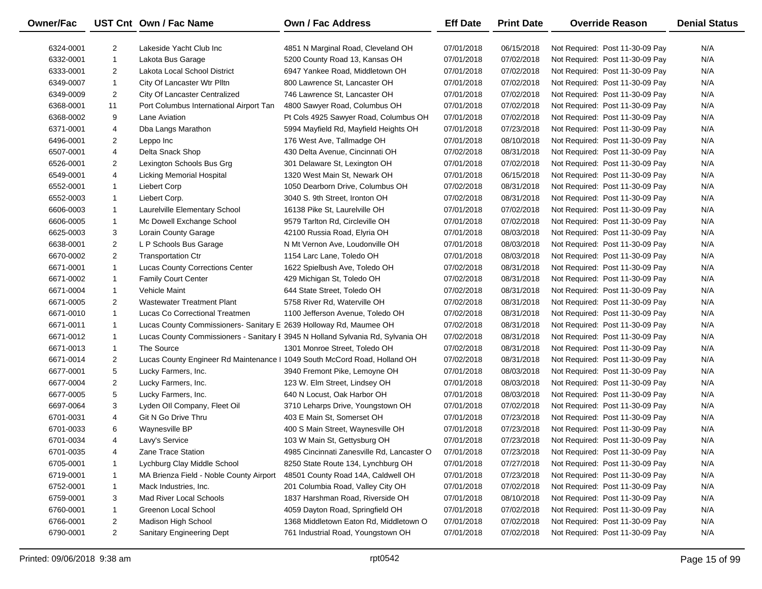| Owner/Fac | UST Cnt | Own / Fac Name | Own / Fac Address | Eff Date | Print Date | Override Reason | Denial Status |
|---|---|---|---|---|---|---|---|
| 6324-0001 | 2 | Lakeside Yacht Club Inc | 4851 N Marginal Road, Cleveland OH | 07/01/2018 | 06/15/2018 | Not Required: Post 11-30-09 Pay | N/A |
| 6332-0001 | 1 | Lakota Bus Garage | 5200 County Road 13, Kansas OH | 07/01/2018 | 07/02/2018 | Not Required: Post 11-30-09 Pay | N/A |
| 6333-0001 | 2 | Lakota Local School District | 6947 Yankee Road, Middletown OH | 07/01/2018 | 07/02/2018 | Not Required: Post 11-30-09 Pay | N/A |
| 6349-0007 | 1 | City Of Lancaster Wtr Plltn | 800 Lawrence St, Lancaster OH | 07/01/2018 | 07/02/2018 | Not Required: Post 11-30-09 Pay | N/A |
| 6349-0009 | 2 | City Of Lancaster Centralized | 746 Lawrence St, Lancaster OH | 07/01/2018 | 07/02/2018 | Not Required: Post 11-30-09 Pay | N/A |
| 6368-0001 | 11 | Port Columbus International Airport Tan | 4800 Sawyer Road, Columbus OH | 07/01/2018 | 07/02/2018 | Not Required: Post 11-30-09 Pay | N/A |
| 6368-0002 | 9 | Lane Aviation | Pt Cols 4925 Sawyer Road, Columbus OH | 07/01/2018 | 07/02/2018 | Not Required: Post 11-30-09 Pay | N/A |
| 6371-0001 | 4 | Dba Langs Marathon | 5994 Mayfield Rd, Mayfield Heights OH | 07/01/2018 | 07/23/2018 | Not Required: Post 11-30-09 Pay | N/A |
| 6496-0001 | 2 | Leppo Inc | 176 West Ave, Tallmadge OH | 07/01/2018 | 08/10/2018 | Not Required: Post 11-30-09 Pay | N/A |
| 6507-0001 | 4 | Delta Snack Shop | 430 Delta Avenue, Cincinnati OH | 07/02/2018 | 08/31/2018 | Not Required: Post 11-30-09 Pay | N/A |
| 6526-0001 | 2 | Lexington Schools Bus Grg | 301 Delaware St, Lexington OH | 07/01/2018 | 07/02/2018 | Not Required: Post 11-30-09 Pay | N/A |
| 6549-0001 | 4 | Licking Memorial Hospital | 1320 West Main St, Newark OH | 07/01/2018 | 06/15/2018 | Not Required: Post 11-30-09 Pay | N/A |
| 6552-0001 | 1 | Liebert Corp | 1050 Dearborn Drive, Columbus OH | 07/02/2018 | 08/31/2018 | Not Required: Post 11-30-09 Pay | N/A |
| 6552-0003 | 1 | Liebert Corp. | 3040 S. 9th Street, Ironton OH | 07/02/2018 | 08/31/2018 | Not Required: Post 11-30-09 Pay | N/A |
| 6606-0003 | 1 | Laurelville Elementary School | 16138 Pike St, Laurelville OH | 07/01/2018 | 07/02/2018 | Not Required: Post 11-30-09 Pay | N/A |
| 6606-0005 | 1 | Mc Dowell Exchange School | 9579 Tarlton Rd, Circleville OH | 07/01/2018 | 07/02/2018 | Not Required: Post 11-30-09 Pay | N/A |
| 6625-0003 | 3 | Lorain County Garage | 42100 Russia Road, Elyria OH | 07/01/2018 | 08/03/2018 | Not Required: Post 11-30-09 Pay | N/A |
| 6638-0001 | 2 | L P Schools Bus Garage | N Mt Vernon Ave, Loudonville OH | 07/01/2018 | 08/03/2018 | Not Required: Post 11-30-09 Pay | N/A |
| 6670-0002 | 2 | Transportation Ctr | 1154 Larc Lane, Toledo OH | 07/01/2018 | 08/03/2018 | Not Required: Post 11-30-09 Pay | N/A |
| 6671-0001 | 1 | Lucas County Corrections Center | 1622 Spielbush Ave, Toledo OH | 07/02/2018 | 08/31/2018 | Not Required: Post 11-30-09 Pay | N/A |
| 6671-0002 | 1 | Family Court Center | 429 Michigan St, Toledo OH | 07/02/2018 | 08/31/2018 | Not Required: Post 11-30-09 Pay | N/A |
| 6671-0004 | 1 | Vehicle Maint | 644 State Street, Toledo OH | 07/02/2018 | 08/31/2018 | Not Required: Post 11-30-09 Pay | N/A |
| 6671-0005 | 2 | Wastewater Treatment Plant | 5758 River Rd, Waterville OH | 07/02/2018 | 08/31/2018 | Not Required: Post 11-30-09 Pay | N/A |
| 6671-0010 | 1 | Lucas Co Correctional Treatmen | 1100 Jefferson Avenue, Toledo OH | 07/02/2018 | 08/31/2018 | Not Required: Post 11-30-09 Pay | N/A |
| 6671-0011 | 1 | Lucas County Commissioners- Sanitary E | 2639 Holloway Rd, Maumee OH | 07/02/2018 | 08/31/2018 | Not Required: Post 11-30-09 Pay | N/A |
| 6671-0012 | 1 | Lucas County Commissioners - Sanitary E | 3945 N Holland Sylvania Rd, Sylvania OH | 07/02/2018 | 08/31/2018 | Not Required: Post 11-30-09 Pay | N/A |
| 6671-0013 | 1 | The Source | 1301 Monroe Street, Toledo OH | 07/02/2018 | 08/31/2018 | Not Required: Post 11-30-09 Pay | N/A |
| 6671-0014 | 2 | Lucas County Engineer Rd Maintenance I | 1049 South McCord Road, Holland OH | 07/02/2018 | 08/31/2018 | Not Required: Post 11-30-09 Pay | N/A |
| 6677-0001 | 5 | Lucky Farmers, Inc. | 3940 Fremont Pike, Lemoyne OH | 07/01/2018 | 08/03/2018 | Not Required: Post 11-30-09 Pay | N/A |
| 6677-0004 | 2 | Lucky Farmers, Inc. | 123 W. Elm Street, Lindsey OH | 07/01/2018 | 08/03/2018 | Not Required: Post 11-30-09 Pay | N/A |
| 6677-0005 | 5 | Lucky Farmers, Inc. | 640 N Locust, Oak Harbor OH | 07/01/2018 | 08/03/2018 | Not Required: Post 11-30-09 Pay | N/A |
| 6697-0064 | 3 | Lyden OIl Company, Fleet Oil | 3710 Leharps Drive, Youngstown OH | 07/01/2018 | 07/02/2018 | Not Required: Post 11-30-09 Pay | N/A |
| 6701-0031 | 4 | Git N Go Drive Thru | 403 E Main St, Somerset OH | 07/01/2018 | 07/23/2018 | Not Required: Post 11-30-09 Pay | N/A |
| 6701-0033 | 6 | Waynesville BP | 400 S Main Street, Waynesville OH | 07/01/2018 | 07/23/2018 | Not Required: Post 11-30-09 Pay | N/A |
| 6701-0034 | 4 | Lavy's Service | 103 W Main St, Gettysburg OH | 07/01/2018 | 07/23/2018 | Not Required: Post 11-30-09 Pay | N/A |
| 6701-0035 | 4 | Zane Trace Station | 4985 Cincinnati Zanesville Rd, Lancaster O | 07/01/2018 | 07/23/2018 | Not Required: Post 11-30-09 Pay | N/A |
| 6705-0001 | 1 | Lychburg Clay Middle School | 8250 State Route 134, Lynchburg OH | 07/01/2018 | 07/27/2018 | Not Required: Post 11-30-09 Pay | N/A |
| 6719-0001 | 1 | MA Brienza Field - Noble County Airport | 48501 County Road 14A, Caldwell OH | 07/01/2018 | 07/23/2018 | Not Required: Post 11-30-09 Pay | N/A |
| 6752-0001 | 1 | Mack Industries, Inc. | 201 Columbia Road, Valley City OH | 07/01/2018 | 07/02/2018 | Not Required: Post 11-30-09 Pay | N/A |
| 6759-0001 | 3 | Mad River Local Schools | 1837 Harshman Road, Riverside OH | 07/01/2018 | 08/10/2018 | Not Required: Post 11-30-09 Pay | N/A |
| 6760-0001 | 1 | Greenon Local School | 4059 Dayton Road, Springfield OH | 07/01/2018 | 07/02/2018 | Not Required: Post 11-30-09 Pay | N/A |
| 6766-0001 | 2 | Madison High School | 1368 Middletown Eaton Rd, Middletown O | 07/01/2018 | 07/02/2018 | Not Required: Post 11-30-09 Pay | N/A |
| 6790-0001 | 2 | Sanitary Engineering Dept | 761 Industrial Road, Youngstown OH | 07/01/2018 | 07/02/2018 | Not Required: Post 11-30-09 Pay | N/A |

Printed: 09/06/2018 9:38 am rpt0542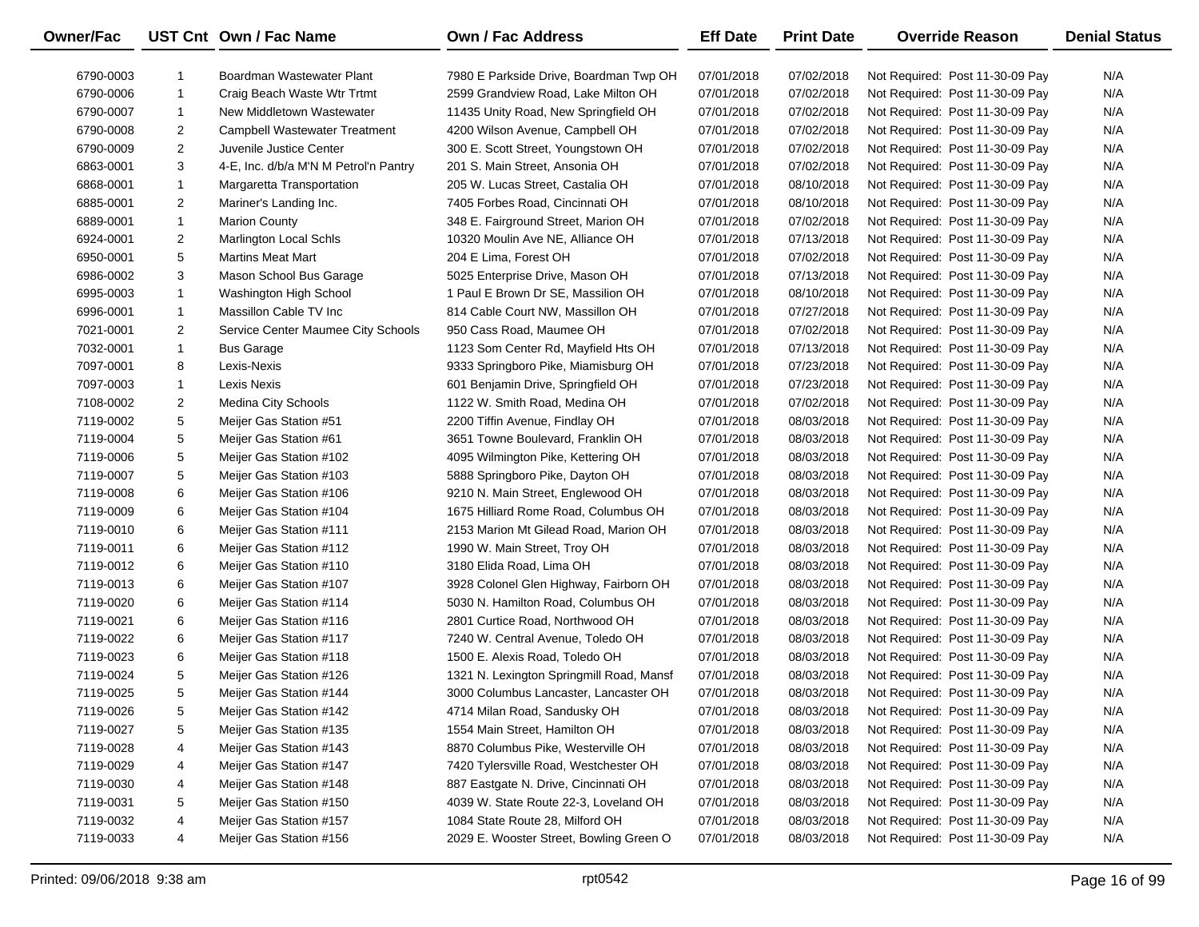| Owner/Fac | UST Cnt | Own / Fac Name | Own / Fac Address | Eff Date | Print Date | Override Reason | Denial Status |
|---|---|---|---|---|---|---|---|
| 6790-0003 | 1 | Boardman Wastewater Plant | 7980 E Parkside Drive, Boardman Twp OH | 07/01/2018 | 07/02/2018 | Not Required: Post 11-30-09 Pay | N/A |
| 6790-0006 | 1 | Craig Beach Waste Wtr Trtmt | 2599 Grandview Road, Lake Milton OH | 07/01/2018 | 07/02/2018 | Not Required: Post 11-30-09 Pay | N/A |
| 6790-0007 | 1 | New Middletown Wastewater | 11435 Unity Road, New Springfield OH | 07/01/2018 | 07/02/2018 | Not Required: Post 11-30-09 Pay | N/A |
| 6790-0008 | 2 | Campbell Wastewater Treatment | 4200 Wilson Avenue, Campbell OH | 07/01/2018 | 07/02/2018 | Not Required: Post 11-30-09 Pay | N/A |
| 6790-0009 | 2 | Juvenile Justice Center | 300 E. Scott Street, Youngstown OH | 07/01/2018 | 07/02/2018 | Not Required: Post 11-30-09 Pay | N/A |
| 6863-0001 | 3 | 4-E, Inc. d/b/a M'N M Petrol'n Pantry | 201 S. Main Street, Ansonia OH | 07/01/2018 | 07/02/2018 | Not Required: Post 11-30-09 Pay | N/A |
| 6868-0001 | 1 | Margaretta Transportation | 205 W. Lucas Street, Castalia OH | 07/01/2018 | 08/10/2018 | Not Required: Post 11-30-09 Pay | N/A |
| 6885-0001 | 2 | Mariner's Landing Inc. | 7405 Forbes Road, Cincinnati OH | 07/01/2018 | 08/10/2018 | Not Required: Post 11-30-09 Pay | N/A |
| 6889-0001 | 1 | Marion County | 348 E. Fairground Street, Marion OH | 07/01/2018 | 07/02/2018 | Not Required: Post 11-30-09 Pay | N/A |
| 6924-0001 | 2 | Marlington Local Schls | 10320 Moulin Ave NE, Alliance OH | 07/01/2018 | 07/13/2018 | Not Required: Post 11-30-09 Pay | N/A |
| 6950-0001 | 5 | Martins Meat Mart | 204 E Lima, Forest OH | 07/01/2018 | 07/02/2018 | Not Required: Post 11-30-09 Pay | N/A |
| 6986-0002 | 3 | Mason School Bus Garage | 5025 Enterprise Drive, Mason OH | 07/01/2018 | 07/13/2018 | Not Required: Post 11-30-09 Pay | N/A |
| 6995-0003 | 1 | Washington High School | 1 Paul E Brown Dr SE, Massilion OH | 07/01/2018 | 08/10/2018 | Not Required: Post 11-30-09 Pay | N/A |
| 6996-0001 | 1 | Massillon Cable TV Inc | 814 Cable Court NW, Massillon OH | 07/01/2018 | 07/27/2018 | Not Required: Post 11-30-09 Pay | N/A |
| 7021-0001 | 2 | Service Center Maumee City Schools | 950 Cass Road, Maumee OH | 07/01/2018 | 07/02/2018 | Not Required: Post 11-30-09 Pay | N/A |
| 7032-0001 | 1 | Bus Garage | 1123 Som Center Rd, Mayfield Hts OH | 07/01/2018 | 07/13/2018 | Not Required: Post 11-30-09 Pay | N/A |
| 7097-0001 | 8 | Lexis-Nexis | 9333 Springboro Pike, Miamisburg OH | 07/01/2018 | 07/23/2018 | Not Required: Post 11-30-09 Pay | N/A |
| 7097-0003 | 1 | Lexis Nexis | 601 Benjamin Drive, Springfield OH | 07/01/2018 | 07/23/2018 | Not Required: Post 11-30-09 Pay | N/A |
| 7108-0002 | 2 | Medina City Schools | 1122 W. Smith Road, Medina OH | 07/01/2018 | 07/02/2018 | Not Required: Post 11-30-09 Pay | N/A |
| 7119-0002 | 5 | Meijer Gas Station #51 | 2200 Tiffin Avenue, Findlay OH | 07/01/2018 | 08/03/2018 | Not Required: Post 11-30-09 Pay | N/A |
| 7119-0004 | 5 | Meijer Gas Station #61 | 3651 Towne Boulevard, Franklin OH | 07/01/2018 | 08/03/2018 | Not Required: Post 11-30-09 Pay | N/A |
| 7119-0006 | 5 | Meijer Gas Station #102 | 4095 Wilmington Pike, Kettering OH | 07/01/2018 | 08/03/2018 | Not Required: Post 11-30-09 Pay | N/A |
| 7119-0007 | 5 | Meijer Gas Station #103 | 5888 Springboro Pike, Dayton OH | 07/01/2018 | 08/03/2018 | Not Required: Post 11-30-09 Pay | N/A |
| 7119-0008 | 6 | Meijer Gas Station #106 | 9210 N. Main Street, Englewood OH | 07/01/2018 | 08/03/2018 | Not Required: Post 11-30-09 Pay | N/A |
| 7119-0009 | 6 | Meijer Gas Station #104 | 1675 Hilliard Rome Road, Columbus OH | 07/01/2018 | 08/03/2018 | Not Required: Post 11-30-09 Pay | N/A |
| 7119-0010 | 6 | Meijer Gas Station #111 | 2153 Marion Mt Gilead Road, Marion OH | 07/01/2018 | 08/03/2018 | Not Required: Post 11-30-09 Pay | N/A |
| 7119-0011 | 6 | Meijer Gas Station #112 | 1990 W. Main Street, Troy OH | 07/01/2018 | 08/03/2018 | Not Required: Post 11-30-09 Pay | N/A |
| 7119-0012 | 6 | Meijer Gas Station #110 | 3180 Elida Road, Lima OH | 07/01/2018 | 08/03/2018 | Not Required: Post 11-30-09 Pay | N/A |
| 7119-0013 | 6 | Meijer Gas Station #107 | 3928 Colonel Glen Highway, Fairborn OH | 07/01/2018 | 08/03/2018 | Not Required: Post 11-30-09 Pay | N/A |
| 7119-0020 | 6 | Meijer Gas Station #114 | 5030 N. Hamilton Road, Columbus OH | 07/01/2018 | 08/03/2018 | Not Required: Post 11-30-09 Pay | N/A |
| 7119-0021 | 6 | Meijer Gas Station #116 | 2801 Curtice Road, Northwood OH | 07/01/2018 | 08/03/2018 | Not Required: Post 11-30-09 Pay | N/A |
| 7119-0022 | 6 | Meijer Gas Station #117 | 7240 W. Central Avenue, Toledo OH | 07/01/2018 | 08/03/2018 | Not Required: Post 11-30-09 Pay | N/A |
| 7119-0023 | 6 | Meijer Gas Station #118 | 1500 E. Alexis Road, Toledo OH | 07/01/2018 | 08/03/2018 | Not Required: Post 11-30-09 Pay | N/A |
| 7119-0024 | 5 | Meijer Gas Station #126 | 1321 N. Lexington Springmill Road, Mansf | 07/01/2018 | 08/03/2018 | Not Required: Post 11-30-09 Pay | N/A |
| 7119-0025 | 5 | Meijer Gas Station #144 | 3000 Columbus Lancaster, Lancaster OH | 07/01/2018 | 08/03/2018 | Not Required: Post 11-30-09 Pay | N/A |
| 7119-0026 | 5 | Meijer Gas Station #142 | 4714 Milan Road, Sandusky OH | 07/01/2018 | 08/03/2018 | Not Required: Post 11-30-09 Pay | N/A |
| 7119-0027 | 5 | Meijer Gas Station #135 | 1554 Main Street, Hamilton OH | 07/01/2018 | 08/03/2018 | Not Required: Post 11-30-09 Pay | N/A |
| 7119-0028 | 4 | Meijer Gas Station #143 | 8870 Columbus Pike, Westerville OH | 07/01/2018 | 08/03/2018 | Not Required: Post 11-30-09 Pay | N/A |
| 7119-0029 | 4 | Meijer Gas Station #147 | 7420 Tylersville Road, Westchester OH | 07/01/2018 | 08/03/2018 | Not Required: Post 11-30-09 Pay | N/A |
| 7119-0030 | 4 | Meijer Gas Station #148 | 887 Eastgate N. Drive, Cincinnati OH | 07/01/2018 | 08/03/2018 | Not Required: Post 11-30-09 Pay | N/A |
| 7119-0031 | 5 | Meijer Gas Station #150 | 4039 W. State Route 22-3, Loveland OH | 07/01/2018 | 08/03/2018 | Not Required: Post 11-30-09 Pay | N/A |
| 7119-0032 | 4 | Meijer Gas Station #157 | 1084 State Route 28, Milford OH | 07/01/2018 | 08/03/2018 | Not Required: Post 11-30-09 Pay | N/A |
| 7119-0033 | 4 | Meijer Gas Station #156 | 2029 E. Wooster Street, Bowling Green O | 07/01/2018 | 08/03/2018 | Not Required: Post 11-30-09 Pay | N/A |

Printed: 09/06/2018 9:38 am rpt0542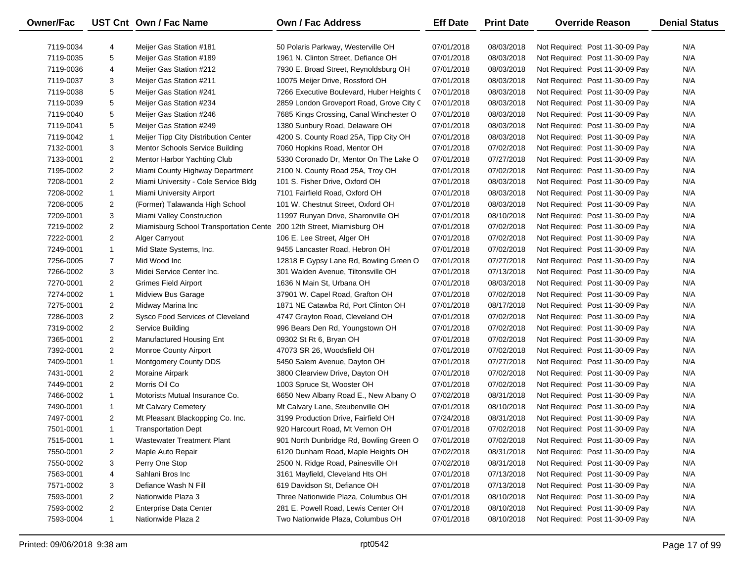| Owner/Fac | UST Cnt | Own / Fac Name | Own / Fac Address | Eff Date | Print Date | Override Reason | Denial Status |
|---|---|---|---|---|---|---|---|
| 7119-0034 | 4 | Meijer Gas Station #181 | 50 Polaris Parkway, Westerville OH | 07/01/2018 | 08/03/2018 | Not Required: Post 11-30-09 Pay | N/A |
| 7119-0035 | 5 | Meijer Gas Station #189 | 1961 N. Clinton Street, Defiance OH | 07/01/2018 | 08/03/2018 | Not Required: Post 11-30-09 Pay | N/A |
| 7119-0036 | 4 | Meijer Gas Station #212 | 7930 E. Broad Street, Reynoldsburg OH | 07/01/2018 | 08/03/2018 | Not Required: Post 11-30-09 Pay | N/A |
| 7119-0037 | 3 | Meijer Gas Station #211 | 10075 Meijer Drive, Rossford OH | 07/01/2018 | 08/03/2018 | Not Required: Post 11-30-09 Pay | N/A |
| 7119-0038 | 5 | Meijer Gas Station #241 | 7266 Executive Boulevard, Huber Heights ( | 07/01/2018 | 08/03/2018 | Not Required: Post 11-30-09 Pay | N/A |
| 7119-0039 | 5 | Meijer Gas Station #234 | 2859 London Groveport Road, Grove City ( | 07/01/2018 | 08/03/2018 | Not Required: Post 11-30-09 Pay | N/A |
| 7119-0040 | 5 | Meijer Gas Station #246 | 7685 Kings Crossing, Canal Winchester O | 07/01/2018 | 08/03/2018 | Not Required: Post 11-30-09 Pay | N/A |
| 7119-0041 | 5 | Meijer Gas Station #249 | 1380 Sunbury Road, Delaware OH | 07/01/2018 | 08/03/2018 | Not Required: Post 11-30-09 Pay | N/A |
| 7119-0042 | 1 | Meijer Tipp City Distribution Center | 4200 S. County Road 25A, Tipp City OH | 07/01/2018 | 08/03/2018 | Not Required: Post 11-30-09 Pay | N/A |
| 7132-0001 | 3 | Mentor Schools Service Building | 7060 Hopkins Road, Mentor OH | 07/01/2018 | 07/02/2018 | Not Required: Post 11-30-09 Pay | N/A |
| 7133-0001 | 2 | Mentor Harbor Yachting Club | 5330 Coronado Dr, Mentor On The Lake O | 07/01/2018 | 07/27/2018 | Not Required: Post 11-30-09 Pay | N/A |
| 7195-0002 | 2 | Miami County Highway Department | 2100 N. County Road 25A, Troy OH | 07/01/2018 | 07/02/2018 | Not Required: Post 11-30-09 Pay | N/A |
| 7208-0001 | 2 | Miami University - Cole Service Bldg | 101 S. Fisher Drive, Oxford OH | 07/01/2018 | 08/03/2018 | Not Required: Post 11-30-09 Pay | N/A |
| 7208-0002 | 1 | Miami University Airport | 7101 Fairfield Road, Oxford OH | 07/01/2018 | 08/03/2018 | Not Required: Post 11-30-09 Pay | N/A |
| 7208-0005 | 2 | (Former) Talawanda High School | 101 W. Chestnut Street, Oxford OH | 07/01/2018 | 08/03/2018 | Not Required: Post 11-30-09 Pay | N/A |
| 7209-0001 | 3 | Miami Valley Construction | 11997 Runyan Drive, Sharonville OH | 07/01/2018 | 08/10/2018 | Not Required: Post 11-30-09 Pay | N/A |
| 7219-0002 | 2 | Miamisburg School Transportation Cente | 200 12th Street, Miamisburg OH | 07/01/2018 | 07/02/2018 | Not Required: Post 11-30-09 Pay | N/A |
| 7222-0001 | 2 | Alger Carryout | 106 E. Lee Street, Alger OH | 07/01/2018 | 07/02/2018 | Not Required: Post 11-30-09 Pay | N/A |
| 7249-0001 | 1 | Mid State Systems, Inc. | 9455 Lancaster Road, Hebron OH | 07/01/2018 | 07/02/2018 | Not Required: Post 11-30-09 Pay | N/A |
| 7256-0005 | 7 | Mid Wood Inc | 12818 E Gypsy Lane Rd, Bowling Green O | 07/01/2018 | 07/27/2018 | Not Required: Post 11-30-09 Pay | N/A |
| 7266-0002 | 3 | Midei Service Center Inc. | 301 Walden Avenue, Tiltonsville OH | 07/01/2018 | 07/13/2018 | Not Required: Post 11-30-09 Pay | N/A |
| 7270-0001 | 2 | Grimes Field Airport | 1636 N Main St, Urbana OH | 07/01/2018 | 08/03/2018 | Not Required: Post 11-30-09 Pay | N/A |
| 7274-0002 | 1 | Midview Bus Garage | 37901 W. Capel Road, Grafton OH | 07/01/2018 | 07/02/2018 | Not Required: Post 11-30-09 Pay | N/A |
| 7275-0001 | 2 | Midway Marina Inc | 1871 NE Catawba Rd, Port Clinton OH | 07/01/2018 | 08/17/2018 | Not Required: Post 11-30-09 Pay | N/A |
| 7286-0003 | 2 | Sysco Food Services of Cleveland | 4747 Grayton Road, Cleveland OH | 07/01/2018 | 07/02/2018 | Not Required: Post 11-30-09 Pay | N/A |
| 7319-0002 | 2 | Service Building | 996 Bears Den Rd, Youngstown OH | 07/01/2018 | 07/02/2018 | Not Required: Post 11-30-09 Pay | N/A |
| 7365-0001 | 2 | Manufactured Housing Ent | 09302 St Rt 6, Bryan OH | 07/01/2018 | 07/02/2018 | Not Required: Post 11-30-09 Pay | N/A |
| 7392-0001 | 2 | Monroe County Airport | 47073 SR 26, Woodsfield OH | 07/01/2018 | 07/02/2018 | Not Required: Post 11-30-09 Pay | N/A |
| 7409-0001 | 1 | Montgomery County DDS | 5450 Salem Avenue, Dayton OH | 07/01/2018 | 07/27/2018 | Not Required: Post 11-30-09 Pay | N/A |
| 7431-0001 | 2 | Moraine Airpark | 3800 Clearview Drive, Dayton OH | 07/01/2018 | 07/02/2018 | Not Required: Post 11-30-09 Pay | N/A |
| 7449-0001 | 2 | Morris Oil Co | 1003 Spruce St, Wooster OH | 07/01/2018 | 07/02/2018 | Not Required: Post 11-30-09 Pay | N/A |
| 7466-0002 | 1 | Motorists Mutual Insurance Co. | 6650 New Albany Road E., New Albany O | 07/02/2018 | 08/31/2018 | Not Required: Post 11-30-09 Pay | N/A |
| 7490-0001 | 1 | Mt Calvary Cemetery | Mt Calvary Lane, Steubenville OH | 07/01/2018 | 08/10/2018 | Not Required: Post 11-30-09 Pay | N/A |
| 7497-0001 | 2 | Mt Pleasant Blackopping Co. Inc. | 3199 Production Drive, Fairfield OH | 07/24/2018 | 08/31/2018 | Not Required: Post 11-30-09 Pay | N/A |
| 7501-0001 | 1 | Transportation Dept | 920 Harcourt Road, Mt Vernon OH | 07/01/2018 | 07/02/2018 | Not Required: Post 11-30-09 Pay | N/A |
| 7515-0001 | 1 | Wastewater Treatment Plant | 901 North Dunbridge Rd, Bowling Green O | 07/01/2018 | 07/02/2018 | Not Required: Post 11-30-09 Pay | N/A |
| 7550-0001 | 2 | Maple Auto Repair | 6120 Dunham Road, Maple Heights OH | 07/02/2018 | 08/31/2018 | Not Required: Post 11-30-09 Pay | N/A |
| 7550-0002 | 3 | Perry One Stop | 2500 N. Ridge Road, Painesville OH | 07/02/2018 | 08/31/2018 | Not Required: Post 11-30-09 Pay | N/A |
| 7563-0001 | 4 | Sahlani Bros Inc | 3161 Mayfield, Cleveland Hts OH | 07/01/2018 | 07/13/2018 | Not Required: Post 11-30-09 Pay | N/A |
| 7571-0002 | 3 | Defiance Wash N Fill | 619 Davidson St, Defiance OH | 07/01/2018 | 07/13/2018 | Not Required: Post 11-30-09 Pay | N/A |
| 7593-0001 | 2 | Nationwide Plaza 3 | Three Nationwide Plaza, Columbus OH | 07/01/2018 | 08/10/2018 | Not Required: Post 11-30-09 Pay | N/A |
| 7593-0002 | 2 | Enterprise Data Center | 281 E. Powell Road, Lewis Center OH | 07/01/2018 | 08/10/2018 | Not Required: Post 11-30-09 Pay | N/A |
| 7593-0004 | 1 | Nationwide Plaza 2 | Two Nationwide Plaza, Columbus OH | 07/01/2018 | 08/10/2018 | Not Required: Post 11-30-09 Pay | N/A |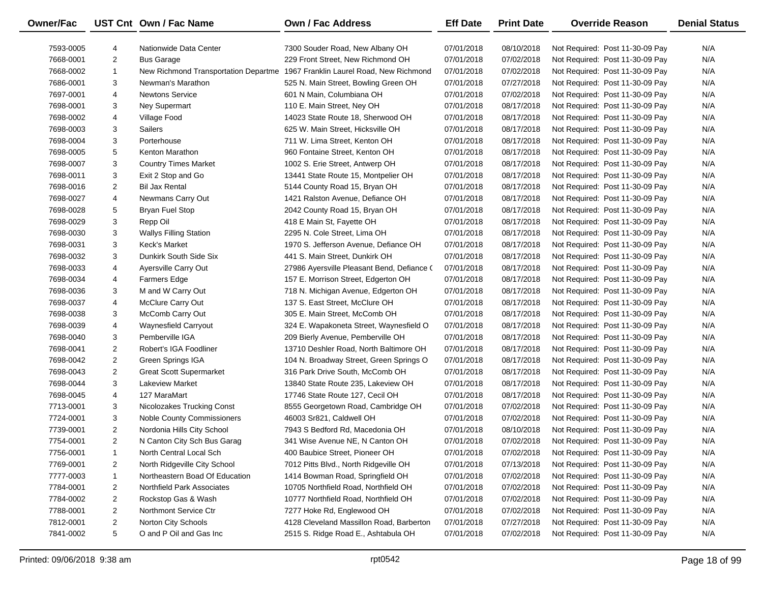| Owner/Fac | UST Cnt | Own / Fac Name | Own / Fac Address | Eff Date | Print Date | Override Reason | Denial Status |
|---|---|---|---|---|---|---|---|
| 7593-0005 | 4 | Nationwide Data Center | 7300 Souder Road, New Albany OH | 07/01/2018 | 08/10/2018 | Not Required: Post 11-30-09 Pay | N/A |
| 7668-0001 | 2 | Bus Garage | 229 Front Street, New Richmond OH | 07/01/2018 | 07/02/2018 | Not Required: Post 11-30-09 Pay | N/A |
| 7668-0002 | 1 | New Richmond Transportation Departme | 1967 Franklin Laurel Road, New Richmond | 07/01/2018 | 07/02/2018 | Not Required: Post 11-30-09 Pay | N/A |
| 7686-0001 | 3 | Newman's Marathon | 525 N. Main Street, Bowling Green OH | 07/01/2018 | 07/27/2018 | Not Required: Post 11-30-09 Pay | N/A |
| 7697-0001 | 4 | Newtons Service | 601 N Main, Columbiana OH | 07/01/2018 | 07/02/2018 | Not Required: Post 11-30-09 Pay | N/A |
| 7698-0001 | 3 | Ney Supermart | 110 E. Main Street, Ney OH | 07/01/2018 | 08/17/2018 | Not Required: Post 11-30-09 Pay | N/A |
| 7698-0002 | 4 | Village Food | 14023 State Route 18, Sherwood OH | 07/01/2018 | 08/17/2018 | Not Required: Post 11-30-09 Pay | N/A |
| 7698-0003 | 3 | Sailers | 625 W. Main Street, Hicksville OH | 07/01/2018 | 08/17/2018 | Not Required: Post 11-30-09 Pay | N/A |
| 7698-0004 | 3 | Porterhouse | 711 W. Lima Street, Kenton OH | 07/01/2018 | 08/17/2018 | Not Required: Post 11-30-09 Pay | N/A |
| 7698-0005 | 5 | Kenton Marathon | 960 Fontaine Street, Kenton OH | 07/01/2018 | 08/17/2018 | Not Required: Post 11-30-09 Pay | N/A |
| 7698-0007 | 3 | Country Times Market | 1002 S. Erie Street, Antwerp OH | 07/01/2018 | 08/17/2018 | Not Required: Post 11-30-09 Pay | N/A |
| 7698-0011 | 3 | Exit 2 Stop and Go | 13441 State Route 15, Montpelier OH | 07/01/2018 | 08/17/2018 | Not Required: Post 11-30-09 Pay | N/A |
| 7698-0016 | 2 | Bil Jax Rental | 5144 County Road 15, Bryan OH | 07/01/2018 | 08/17/2018 | Not Required: Post 11-30-09 Pay | N/A |
| 7698-0027 | 4 | Newmans Carry Out | 1421 Ralston Avenue, Defiance OH | 07/01/2018 | 08/17/2018 | Not Required: Post 11-30-09 Pay | N/A |
| 7698-0028 | 5 | Bryan Fuel Stop | 2042 County Road 15, Bryan OH | 07/01/2018 | 08/17/2018 | Not Required: Post 11-30-09 Pay | N/A |
| 7698-0029 | 3 | Repp Oil | 418 E Main St, Fayette OH | 07/01/2018 | 08/17/2018 | Not Required: Post 11-30-09 Pay | N/A |
| 7698-0030 | 3 | Wallys Filling Station | 2295 N. Cole Street, Lima OH | 07/01/2018 | 08/17/2018 | Not Required: Post 11-30-09 Pay | N/A |
| 7698-0031 | 3 | Keck's Market | 1970 S. Jefferson Avenue, Defiance OH | 07/01/2018 | 08/17/2018 | Not Required: Post 11-30-09 Pay | N/A |
| 7698-0032 | 3 | Dunkirk South Side Six | 441 S. Main Street, Dunkirk OH | 07/01/2018 | 08/17/2018 | Not Required: Post 11-30-09 Pay | N/A |
| 7698-0033 | 4 | Ayersville Carry Out | 27986 Ayersville Pleasant Bend, Defiance ( | 07/01/2018 | 08/17/2018 | Not Required: Post 11-30-09 Pay | N/A |
| 7698-0034 | 4 | Farmers Edge | 157 E. Morrison Street, Edgerton OH | 07/01/2018 | 08/17/2018 | Not Required: Post 11-30-09 Pay | N/A |
| 7698-0036 | 3 | M and W Carry Out | 718 N. Michigan Avenue, Edgerton OH | 07/01/2018 | 08/17/2018 | Not Required: Post 11-30-09 Pay | N/A |
| 7698-0037 | 4 | McClure Carry Out | 137 S. East Street, McClure OH | 07/01/2018 | 08/17/2018 | Not Required: Post 11-30-09 Pay | N/A |
| 7698-0038 | 3 | McComb Carry Out | 305 E. Main Street, McComb OH | 07/01/2018 | 08/17/2018 | Not Required: Post 11-30-09 Pay | N/A |
| 7698-0039 | 4 | Waynesfield Carryout | 324 E. Wapakoneta Street, Waynesfield O | 07/01/2018 | 08/17/2018 | Not Required: Post 11-30-09 Pay | N/A |
| 7698-0040 | 3 | Pemberville IGA | 209 Bierly Avenue, Pemberville OH | 07/01/2018 | 08/17/2018 | Not Required: Post 11-30-09 Pay | N/A |
| 7698-0041 | 2 | Robert's IGA Foodliner | 13710 Deshler Road, North Baltimore OH | 07/01/2018 | 08/17/2018 | Not Required: Post 11-30-09 Pay | N/A |
| 7698-0042 | 2 | Green Springs IGA | 104 N. Broadway Street, Green Springs O | 07/01/2018 | 08/17/2018 | Not Required: Post 11-30-09 Pay | N/A |
| 7698-0043 | 2 | Great Scott Supermarket | 316 Park Drive South, McComb OH | 07/01/2018 | 08/17/2018 | Not Required: Post 11-30-09 Pay | N/A |
| 7698-0044 | 3 | Lakeview Market | 13840 State Route 235, Lakeview OH | 07/01/2018 | 08/17/2018 | Not Required: Post 11-30-09 Pay | N/A |
| 7698-0045 | 4 | 127 MaraMart | 17746 State Route 127, Cecil OH | 07/01/2018 | 08/17/2018 | Not Required: Post 11-30-09 Pay | N/A |
| 7713-0001 | 3 | Nicolozakes Trucking Const | 8555 Georgetown Road, Cambridge OH | 07/01/2018 | 07/02/2018 | Not Required: Post 11-30-09 Pay | N/A |
| 7724-0001 | 3 | Noble County Commissioners | 46003 Sr821, Caldwell OH | 07/01/2018 | 07/02/2018 | Not Required: Post 11-30-09 Pay | N/A |
| 7739-0001 | 2 | Nordonia Hills City School | 7943 S Bedford Rd, Macedonia OH | 07/01/2018 | 08/10/2018 | Not Required: Post 11-30-09 Pay | N/A |
| 7754-0001 | 2 | N Canton City Sch Bus Garag | 341 Wise Avenue NE, N Canton OH | 07/01/2018 | 07/02/2018 | Not Required: Post 11-30-09 Pay | N/A |
| 7756-0001 | 1 | North Central Local Sch | 400 Baubice Street, Pioneer OH | 07/01/2018 | 07/02/2018 | Not Required: Post 11-30-09 Pay | N/A |
| 7769-0001 | 2 | North Ridgeville City School | 7012 Pitts Blvd., North Ridgeville OH | 07/01/2018 | 07/13/2018 | Not Required: Post 11-30-09 Pay | N/A |
| 7777-0003 | 1 | Northeastern Boad Of Education | 1414 Bowman Road, Springfield OH | 07/01/2018 | 07/02/2018 | Not Required: Post 11-30-09 Pay | N/A |
| 7784-0001 | 2 | Northfield Park Associates | 10705 Northfield Road, Northfield OH | 07/01/2018 | 07/02/2018 | Not Required: Post 11-30-09 Pay | N/A |
| 7784-0002 | 2 | Rockstop Gas & Wash | 10777 Northfield Road, Northfield OH | 07/01/2018 | 07/02/2018 | Not Required: Post 11-30-09 Pay | N/A |
| 7788-0001 | 2 | Northmont Service Ctr | 7277 Hoke Rd, Englewood OH | 07/01/2018 | 07/02/2018 | Not Required: Post 11-30-09 Pay | N/A |
| 7812-0001 | 2 | Norton City Schools | 4128 Cleveland Massillon Road, Barberton | 07/01/2018 | 07/27/2018 | Not Required: Post 11-30-09 Pay | N/A |
| 7841-0002 | 5 | O and P Oil and Gas Inc | 2515 S. Ridge Road E., Ashtabula OH | 07/01/2018 | 07/02/2018 | Not Required: Post 11-30-09 Pay | N/A |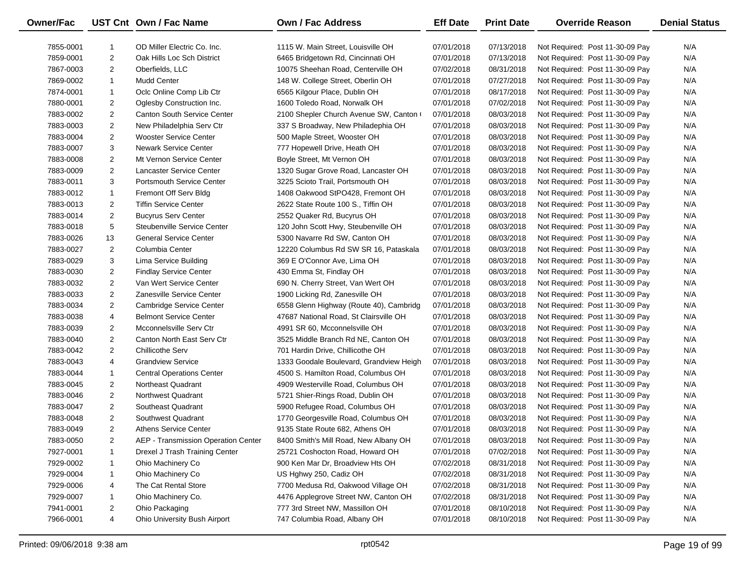| Owner/Fac | UST Cnt | Own / Fac Name | Own / Fac Address | Eff Date | Print Date | Override Reason | Denial Status |
|---|---|---|---|---|---|---|---|
| 7855-0001 | 1 | OD Miller Electric Co. Inc. | 1115 W. Main Street, Louisville OH | 07/01/2018 | 07/13/2018 | Not Required: Post 11-30-09 Pay | N/A |
| 7859-0001 | 2 | Oak Hills Loc Sch District | 6465 Bridgetown Rd, Cincinnati OH | 07/01/2018 | 07/13/2018 | Not Required: Post 11-30-09 Pay | N/A |
| 7867-0003 | 2 | Oberfields, LLC | 10075 Sheehan Road, Centerville OH | 07/02/2018 | 08/31/2018 | Not Required: Post 11-30-09 Pay | N/A |
| 7869-0002 | 1 | Mudd Center | 148 W. College Street, Oberlin OH | 07/01/2018 | 07/27/2018 | Not Required: Post 11-30-09 Pay | N/A |
| 7874-0001 | 1 | Oclc Online Comp Lib Ctr | 6565 Kilgour Place, Dublin OH | 07/01/2018 | 08/17/2018 | Not Required: Post 11-30-09 Pay | N/A |
| 7880-0001 | 2 | Oglesby Construction Inc. | 1600 Toledo Road, Norwalk OH | 07/01/2018 | 07/02/2018 | Not Required: Post 11-30-09 Pay | N/A |
| 7883-0002 | 2 | Canton South Service Center | 2100 Shepler Church Avenue SW, Canton ( | 07/01/2018 | 08/03/2018 | Not Required: Post 11-30-09 Pay | N/A |
| 7883-0003 | 2 | New Philadelphia Serv Ctr | 337 S Broadway, New Philadephia OH | 07/01/2018 | 08/03/2018 | Not Required: Post 11-30-09 Pay | N/A |
| 7883-0004 | 2 | Wooster Service Center | 500 Maple Street, Wooster OH | 07/01/2018 | 08/03/2018 | Not Required: Post 11-30-09 Pay | N/A |
| 7883-0007 | 3 | Newark Service Center | 777 Hopewell Drive, Heath OH | 07/01/2018 | 08/03/2018 | Not Required: Post 11-30-09 Pay | N/A |
| 7883-0008 | 2 | Mt Vernon Service Center | Boyle Street, Mt Vernon OH | 07/01/2018 | 08/03/2018 | Not Required: Post 11-30-09 Pay | N/A |
| 7883-0009 | 2 | Lancaster Service Center | 1320 Sugar Grove Road, Lancaster OH | 07/01/2018 | 08/03/2018 | Not Required: Post 11-30-09 Pay | N/A |
| 7883-0011 | 3 | Portsmouth Service Center | 3225 Scioto Trail, Portsmouth OH | 07/01/2018 | 08/03/2018 | Not Required: Post 11-30-09 Pay | N/A |
| 7883-0012 | 1 | Fremont Off Serv Bldg | 1408 Oakwood StPO428, Fremont OH | 07/01/2018 | 08/03/2018 | Not Required: Post 11-30-09 Pay | N/A |
| 7883-0013 | 2 | Tiffin Service Center | 2622 State Route 100 S., Tiffin OH | 07/01/2018 | 08/03/2018 | Not Required: Post 11-30-09 Pay | N/A |
| 7883-0014 | 2 | Bucyrus Serv Center | 2552 Quaker Rd, Bucyrus OH | 07/01/2018 | 08/03/2018 | Not Required: Post 11-30-09 Pay | N/A |
| 7883-0018 | 5 | Steubenville Service Center | 120 John Scott Hwy, Steubenville OH | 07/01/2018 | 08/03/2018 | Not Required: Post 11-30-09 Pay | N/A |
| 7883-0026 | 13 | General Service Center | 5300 Navarre Rd SW, Canton OH | 07/01/2018 | 08/03/2018 | Not Required: Post 11-30-09 Pay | N/A |
| 7883-0027 | 2 | Columbia Center | 12220 Columbus Rd SW SR 16, Pataskala | 07/01/2018 | 08/03/2018 | Not Required: Post 11-30-09 Pay | N/A |
| 7883-0029 | 3 | Lima Service Building | 369 E O'Connor Ave, Lima OH | 07/01/2018 | 08/03/2018 | Not Required: Post 11-30-09 Pay | N/A |
| 7883-0030 | 2 | Findlay Service Center | 430 Emma St, Findlay OH | 07/01/2018 | 08/03/2018 | Not Required: Post 11-30-09 Pay | N/A |
| 7883-0032 | 2 | Van Wert Service Center | 690 N. Cherry Street, Van Wert OH | 07/01/2018 | 08/03/2018 | Not Required: Post 11-30-09 Pay | N/A |
| 7883-0033 | 2 | Zanesville Service Center | 1900 Licking Rd, Zanesville OH | 07/01/2018 | 08/03/2018 | Not Required: Post 11-30-09 Pay | N/A |
| 7883-0034 | 2 | Cambridge Service Center | 6558 Glenn Highway (Route 40), Cambridg | 07/01/2018 | 08/03/2018 | Not Required: Post 11-30-09 Pay | N/A |
| 7883-0038 | 4 | Belmont Service Center | 47687 National Road, St Clairsville OH | 07/01/2018 | 08/03/2018 | Not Required: Post 11-30-09 Pay | N/A |
| 7883-0039 | 2 | Mcconnelsville Serv Ctr | 4991 SR 60, Mcconnelsville OH | 07/01/2018 | 08/03/2018 | Not Required: Post 11-30-09 Pay | N/A |
| 7883-0040 | 2 | Canton North East Serv Ctr | 3525 Middle Branch Rd NE, Canton OH | 07/01/2018 | 08/03/2018 | Not Required: Post 11-30-09 Pay | N/A |
| 7883-0042 | 2 | Chillicothe Serv | 701 Hardin Drive, Chillicothe OH | 07/01/2018 | 08/03/2018 | Not Required: Post 11-30-09 Pay | N/A |
| 7883-0043 | 4 | Grandview Service | 1333 Goodale Boulevard, Grandview Heigh | 07/01/2018 | 08/03/2018 | Not Required: Post 11-30-09 Pay | N/A |
| 7883-0044 | 1 | Central Operations Center | 4500 S. Hamilton Road, Columbus OH | 07/01/2018 | 08/03/2018 | Not Required: Post 11-30-09 Pay | N/A |
| 7883-0045 | 2 | Northeast Quadrant | 4909 Westerville Road, Columbus OH | 07/01/2018 | 08/03/2018 | Not Required: Post 11-30-09 Pay | N/A |
| 7883-0046 | 2 | Northwest Quadrant | 5721 Shier-Rings Road, Dublin OH | 07/01/2018 | 08/03/2018 | Not Required: Post 11-30-09 Pay | N/A |
| 7883-0047 | 2 | Southeast Quadrant | 5900 Refugee Road, Columbus OH | 07/01/2018 | 08/03/2018 | Not Required: Post 11-30-09 Pay | N/A |
| 7883-0048 | 2 | Southwest Quadrant | 1770 Georgesville Road, Columbus OH | 07/01/2018 | 08/03/2018 | Not Required: Post 11-30-09 Pay | N/A |
| 7883-0049 | 2 | Athens Service Center | 9135 State Route 682, Athens OH | 07/01/2018 | 08/03/2018 | Not Required: Post 11-30-09 Pay | N/A |
| 7883-0050 | 2 | AEP - Transmission Operation Center | 8400 Smith's Mill Road, New Albany OH | 07/01/2018 | 08/03/2018 | Not Required: Post 11-30-09 Pay | N/A |
| 7927-0001 | 1 | Drexel J Trash Training Center | 25721 Coshocton Road, Howard OH | 07/01/2018 | 07/02/2018 | Not Required: Post 11-30-09 Pay | N/A |
| 7929-0002 | 1 | Ohio Machinery Co | 900 Ken Mar Dr, Broadview Hts OH | 07/02/2018 | 08/31/2018 | Not Required: Post 11-30-09 Pay | N/A |
| 7929-0004 | 1 | Ohio Machinery Co | US Hghwy 250, Cadiz OH | 07/02/2018 | 08/31/2018 | Not Required: Post 11-30-09 Pay | N/A |
| 7929-0006 | 4 | The Cat Rental Store | 7700 Medusa Rd, Oakwood Village OH | 07/02/2018 | 08/31/2018 | Not Required: Post 11-30-09 Pay | N/A |
| 7929-0007 | 1 | Ohio Machinery Co. | 4476 Applegrove Street NW, Canton OH | 07/02/2018 | 08/31/2018 | Not Required: Post 11-30-09 Pay | N/A |
| 7941-0001 | 2 | Ohio Packaging | 777 3rd Street NW, Massillon OH | 07/01/2018 | 08/10/2018 | Not Required: Post 11-30-09 Pay | N/A |
| 7966-0001 | 4 | Ohio University Bush Airport | 747 Columbia Road, Albany OH | 07/01/2018 | 08/10/2018 | Not Required: Post 11-30-09 Pay | N/A |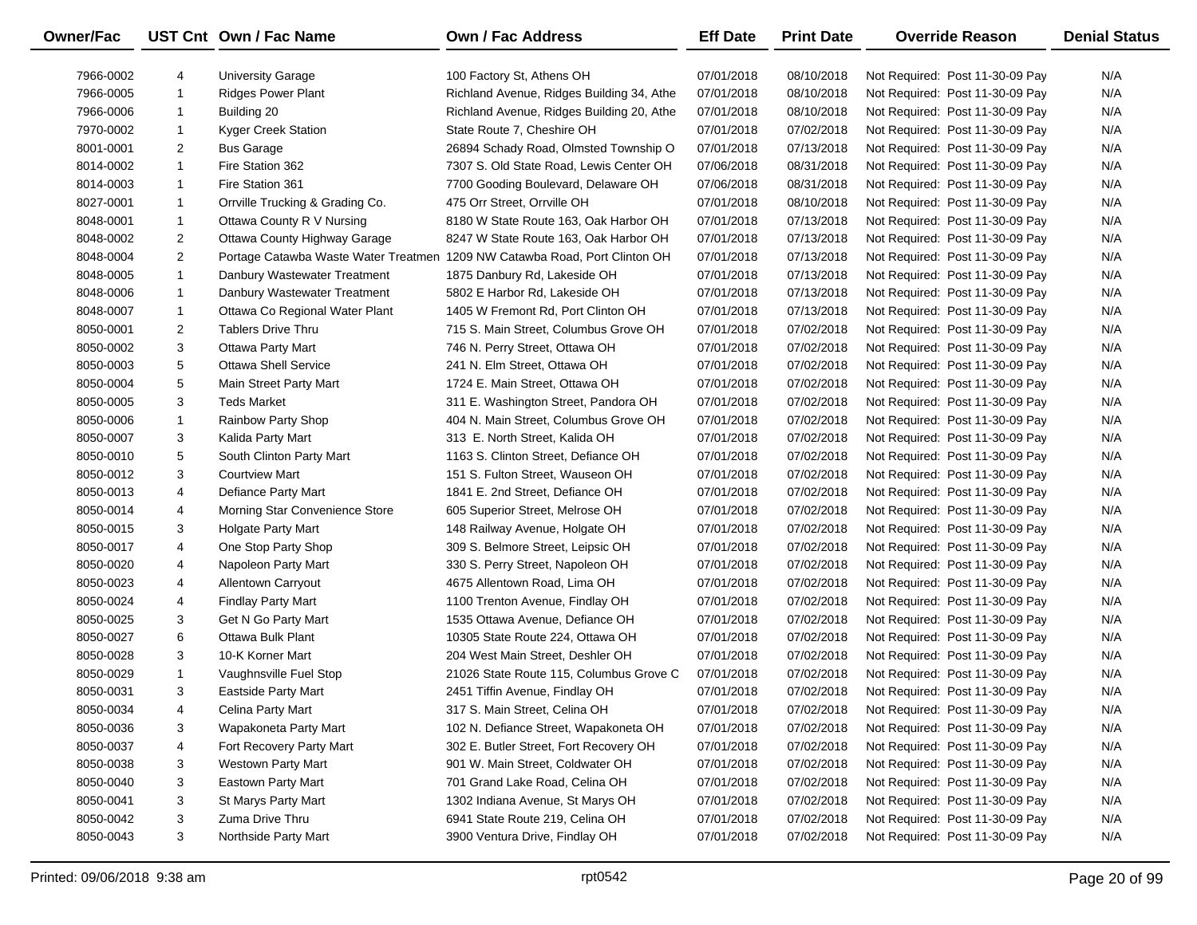| Owner/Fac | UST Cnt | Own / Fac Name | Own / Fac Address | Eff Date | Print Date | Override Reason | Denial Status |
|---|---|---|---|---|---|---|---|
| 7966-0002 | 4 | University Garage | 100 Factory St, Athens OH | 07/01/2018 | 08/10/2018 | Not Required: Post 11-30-09 Pay | N/A |
| 7966-0005 | 1 | Ridges Power Plant | Richland Avenue, Ridges Building 34, Athe | 07/01/2018 | 08/10/2018 | Not Required: Post 11-30-09 Pay | N/A |
| 7966-0006 | 1 | Building 20 | Richland Avenue, Ridges Building 20, Athe | 07/01/2018 | 08/10/2018 | Not Required: Post 11-30-09 Pay | N/A |
| 7970-0002 | 1 | Kyger Creek Station | State Route 7, Cheshire OH | 07/01/2018 | 07/02/2018 | Not Required: Post 11-30-09 Pay | N/A |
| 8001-0001 | 2 | Bus Garage | 26894 Schady Road, Olmsted Township O | 07/01/2018 | 07/13/2018 | Not Required: Post 11-30-09 Pay | N/A |
| 8014-0002 | 1 | Fire Station 362 | 7307 S. Old State Road, Lewis Center OH | 07/06/2018 | 08/31/2018 | Not Required: Post 11-30-09 Pay | N/A |
| 8014-0003 | 1 | Fire Station 361 | 7700 Gooding Boulevard, Delaware OH | 07/06/2018 | 08/31/2018 | Not Required: Post 11-30-09 Pay | N/A |
| 8027-0001 | 1 | Orrville Trucking & Grading Co. | 475 Orr Street, Orrville OH | 07/01/2018 | 08/10/2018 | Not Required: Post 11-30-09 Pay | N/A |
| 8048-0001 | 1 | Ottawa County R V Nursing | 8180 W State Route 163, Oak Harbor OH | 07/01/2018 | 07/13/2018 | Not Required: Post 11-30-09 Pay | N/A |
| 8048-0002 | 2 | Ottawa County Highway Garage | 8247 W State Route 163, Oak Harbor OH | 07/01/2018 | 07/13/2018 | Not Required: Post 11-30-09 Pay | N/A |
| 8048-0004 | 2 | Portage Catawba Waste Water Treatmen | 1209 NW Catawba Road, Port Clinton OH | 07/01/2018 | 07/13/2018 | Not Required: Post 11-30-09 Pay | N/A |
| 8048-0005 | 1 | Danbury Wastewater Treatment | 1875 Danbury Rd, Lakeside OH | 07/01/2018 | 07/13/2018 | Not Required: Post 11-30-09 Pay | N/A |
| 8048-0006 | 1 | Danbury Wastewater Treatment | 5802 E Harbor Rd, Lakeside OH | 07/01/2018 | 07/13/2018 | Not Required: Post 11-30-09 Pay | N/A |
| 8048-0007 | 1 | Ottawa Co Regional Water Plant | 1405 W Fremont Rd, Port Clinton OH | 07/01/2018 | 07/13/2018 | Not Required: Post 11-30-09 Pay | N/A |
| 8050-0001 | 2 | Tablers Drive Thru | 715 S. Main Street, Columbus Grove OH | 07/01/2018 | 07/02/2018 | Not Required: Post 11-30-09 Pay | N/A |
| 8050-0002 | 3 | Ottawa Party Mart | 746 N. Perry Street, Ottawa OH | 07/01/2018 | 07/02/2018 | Not Required: Post 11-30-09 Pay | N/A |
| 8050-0003 | 5 | Ottawa Shell Service | 241 N. Elm Street, Ottawa OH | 07/01/2018 | 07/02/2018 | Not Required: Post 11-30-09 Pay | N/A |
| 8050-0004 | 5 | Main Street Party Mart | 1724 E. Main Street, Ottawa OH | 07/01/2018 | 07/02/2018 | Not Required: Post 11-30-09 Pay | N/A |
| 8050-0005 | 3 | Teds Market | 311 E. Washington Street, Pandora OH | 07/01/2018 | 07/02/2018 | Not Required: Post 11-30-09 Pay | N/A |
| 8050-0006 | 1 | Rainbow Party Shop | 404 N. Main Street, Columbus Grove OH | 07/01/2018 | 07/02/2018 | Not Required: Post 11-30-09 Pay | N/A |
| 8050-0007 | 3 | Kalida Party Mart | 313 E. North Street, Kalida OH | 07/01/2018 | 07/02/2018 | Not Required: Post 11-30-09 Pay | N/A |
| 8050-0010 | 5 | South Clinton Party Mart | 1163 S. Clinton Street, Defiance OH | 07/01/2018 | 07/02/2018 | Not Required: Post 11-30-09 Pay | N/A |
| 8050-0012 | 3 | Courtview Mart | 151 S. Fulton Street, Wauseon OH | 07/01/2018 | 07/02/2018 | Not Required: Post 11-30-09 Pay | N/A |
| 8050-0013 | 4 | Defiance Party Mart | 1841 E. 2nd Street, Defiance OH | 07/01/2018 | 07/02/2018 | Not Required: Post 11-30-09 Pay | N/A |
| 8050-0014 | 4 | Morning Star Convenience Store | 605 Superior Street, Melrose OH | 07/01/2018 | 07/02/2018 | Not Required: Post 11-30-09 Pay | N/A |
| 8050-0015 | 3 | Holgate Party Mart | 148 Railway Avenue, Holgate OH | 07/01/2018 | 07/02/2018 | Not Required: Post 11-30-09 Pay | N/A |
| 8050-0017 | 4 | One Stop Party Shop | 309 S. Belmore Street, Leipsic OH | 07/01/2018 | 07/02/2018 | Not Required: Post 11-30-09 Pay | N/A |
| 8050-0020 | 4 | Napoleon Party Mart | 330 S. Perry Street, Napoleon OH | 07/01/2018 | 07/02/2018 | Not Required: Post 11-30-09 Pay | N/A |
| 8050-0023 | 4 | Allentown Carryout | 4675 Allentown Road, Lima OH | 07/01/2018 | 07/02/2018 | Not Required: Post 11-30-09 Pay | N/A |
| 8050-0024 | 4 | Findlay Party Mart | 1100 Trenton Avenue, Findlay OH | 07/01/2018 | 07/02/2018 | Not Required: Post 11-30-09 Pay | N/A |
| 8050-0025 | 3 | Get N Go Party Mart | 1535 Ottawa Avenue, Defiance OH | 07/01/2018 | 07/02/2018 | Not Required: Post 11-30-09 Pay | N/A |
| 8050-0027 | 6 | Ottawa Bulk Plant | 10305 State Route 224, Ottawa OH | 07/01/2018 | 07/02/2018 | Not Required: Post 11-30-09 Pay | N/A |
| 8050-0028 | 3 | 10-K Korner Mart | 204 West Main Street, Deshler OH | 07/01/2018 | 07/02/2018 | Not Required: Post 11-30-09 Pay | N/A |
| 8050-0029 | 1 | Vaughnsville Fuel Stop | 21026 State Route 115, Columbus Grove C | 07/01/2018 | 07/02/2018 | Not Required: Post 11-30-09 Pay | N/A |
| 8050-0031 | 3 | Eastside Party Mart | 2451 Tiffin Avenue, Findlay OH | 07/01/2018 | 07/02/2018 | Not Required: Post 11-30-09 Pay | N/A |
| 8050-0034 | 4 | Celina Party Mart | 317 S. Main Street, Celina OH | 07/01/2018 | 07/02/2018 | Not Required: Post 11-30-09 Pay | N/A |
| 8050-0036 | 3 | Wapakoneta Party Mart | 102 N. Defiance Street, Wapakoneta OH | 07/01/2018 | 07/02/2018 | Not Required: Post 11-30-09 Pay | N/A |
| 8050-0037 | 4 | Fort Recovery Party Mart | 302 E. Butler Street, Fort Recovery OH | 07/01/2018 | 07/02/2018 | Not Required: Post 11-30-09 Pay | N/A |
| 8050-0038 | 3 | Westown Party Mart | 901 W. Main Street, Coldwater OH | 07/01/2018 | 07/02/2018 | Not Required: Post 11-30-09 Pay | N/A |
| 8050-0040 | 3 | Eastown Party Mart | 701 Grand Lake Road, Celina OH | 07/01/2018 | 07/02/2018 | Not Required: Post 11-30-09 Pay | N/A |
| 8050-0041 | 3 | St Marys Party Mart | 1302 Indiana Avenue, St Marys OH | 07/01/2018 | 07/02/2018 | Not Required: Post 11-30-09 Pay | N/A |
| 8050-0042 | 3 | Zuma Drive Thru | 6941 State Route 219, Celina OH | 07/01/2018 | 07/02/2018 | Not Required: Post 11-30-09 Pay | N/A |
| 8050-0043 | 3 | Northside Party Mart | 3900 Ventura Drive, Findlay OH | 07/01/2018 | 07/02/2018 | Not Required: Post 11-30-09 Pay | N/A |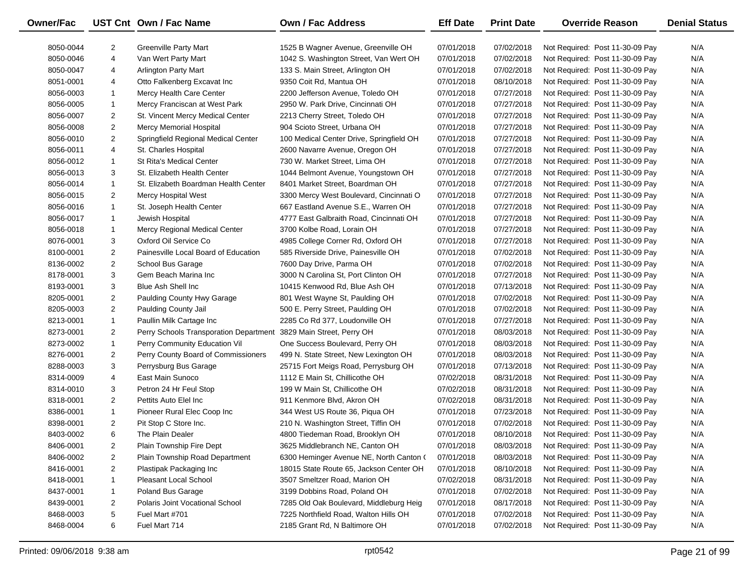| Owner/Fac | UST Cnt | Own / Fac Name | Own / Fac Address | Eff Date | Print Date | Override Reason | Denial Status |
|---|---|---|---|---|---|---|---|
| 8050-0044 | 2 | Greenville Party Mart | 1525 B Wagner Avenue, Greenville OH | 07/01/2018 | 07/02/2018 | Not Required: Post 11-30-09 Pay | N/A |
| 8050-0046 | 4 | Van Wert Party Mart | 1042 S. Washington Street, Van Wert OH | 07/01/2018 | 07/02/2018 | Not Required: Post 11-30-09 Pay | N/A |
| 8050-0047 | 4 | Arlington Party Mart | 133 S. Main Street, Arlington OH | 07/01/2018 | 07/02/2018 | Not Required: Post 11-30-09 Pay | N/A |
| 8051-0001 | 4 | Otto Falkenberg Excavat Inc | 9350 Coit Rd, Mantua OH | 07/01/2018 | 08/10/2018 | Not Required: Post 11-30-09 Pay | N/A |
| 8056-0003 | 1 | Mercy Health Care Center | 2200 Jefferson Avenue, Toledo OH | 07/01/2018 | 07/27/2018 | Not Required: Post 11-30-09 Pay | N/A |
| 8056-0005 | 1 | Mercy Franciscan at West Park | 2950 W. Park Drive, Cincinnati OH | 07/01/2018 | 07/27/2018 | Not Required: Post 11-30-09 Pay | N/A |
| 8056-0007 | 2 | St. Vincent Mercy Medical Center | 2213 Cherry Street, Toledo OH | 07/01/2018 | 07/27/2018 | Not Required: Post 11-30-09 Pay | N/A |
| 8056-0008 | 2 | Mercy Memorial Hospital | 904 Scioto Street, Urbana OH | 07/01/2018 | 07/27/2018 | Not Required: Post 11-30-09 Pay | N/A |
| 8056-0010 | 2 | Springfield Regional Medical Center | 100 Medical Center Drive, Springfield OH | 07/01/2018 | 07/27/2018 | Not Required: Post 11-30-09 Pay | N/A |
| 8056-0011 | 4 | St. Charles Hospital | 2600 Navarre Avenue, Oregon OH | 07/01/2018 | 07/27/2018 | Not Required: Post 11-30-09 Pay | N/A |
| 8056-0012 | 1 | St Rita's Medical Center | 730 W. Market Street, Lima OH | 07/01/2018 | 07/27/2018 | Not Required: Post 11-30-09 Pay | N/A |
| 8056-0013 | 3 | St. Elizabeth Health Center | 1044 Belmont Avenue, Youngstown OH | 07/01/2018 | 07/27/2018 | Not Required: Post 11-30-09 Pay | N/A |
| 8056-0014 | 1 | St. Elizabeth Boardman Health Center | 8401 Market Street, Boardman OH | 07/01/2018 | 07/27/2018 | Not Required: Post 11-30-09 Pay | N/A |
| 8056-0015 | 2 | Mercy Hospital West | 3300 Mercy West Boulevard, Cincinnati O | 07/01/2018 | 07/27/2018 | Not Required: Post 11-30-09 Pay | N/A |
| 8056-0016 | 1 | St. Joseph Health Center | 667 Eastland Avenue S.E., Warren OH | 07/01/2018 | 07/27/2018 | Not Required: Post 11-30-09 Pay | N/A |
| 8056-0017 | 1 | Jewish Hospital | 4777 East Galbraith Road, Cincinnati OH | 07/01/2018 | 07/27/2018 | Not Required: Post 11-30-09 Pay | N/A |
| 8056-0018 | 1 | Mercy Regional Medical Center | 3700 Kolbe Road, Lorain OH | 07/01/2018 | 07/27/2018 | Not Required: Post 11-30-09 Pay | N/A |
| 8076-0001 | 3 | Oxford Oil Service Co | 4985 College Corner Rd, Oxford OH | 07/01/2018 | 07/27/2018 | Not Required: Post 11-30-09 Pay | N/A |
| 8100-0001 | 2 | Painesville Local Board of Education | 585 Riverside Drive, Painesville OH | 07/01/2018 | 07/02/2018 | Not Required: Post 11-30-09 Pay | N/A |
| 8136-0002 | 2 | School Bus Garage | 7600 Day Drive, Parma OH | 07/01/2018 | 07/02/2018 | Not Required: Post 11-30-09 Pay | N/A |
| 8178-0001 | 3 | Gem Beach Marina Inc | 3000 N Carolina St, Port Clinton OH | 07/01/2018 | 07/27/2018 | Not Required: Post 11-30-09 Pay | N/A |
| 8193-0001 | 3 | Blue Ash Shell Inc | 10415 Kenwood Rd, Blue Ash OH | 07/01/2018 | 07/13/2018 | Not Required: Post 11-30-09 Pay | N/A |
| 8205-0001 | 2 | Paulding County Hwy Garage | 801 West Wayne St, Paulding OH | 07/01/2018 | 07/02/2018 | Not Required: Post 11-30-09 Pay | N/A |
| 8205-0003 | 2 | Paulding County Jail | 500 E. Perry Street, Paulding OH | 07/01/2018 | 07/02/2018 | Not Required: Post 11-30-09 Pay | N/A |
| 8213-0001 | 1 | Paullin Milk Cartage Inc | 2285 Co Rd 377, Loudonville OH | 07/01/2018 | 07/27/2018 | Not Required: Post 11-30-09 Pay | N/A |
| 8273-0001 | 2 | Perry Schools Transporation Department | 3829 Main Street, Perry OH | 07/01/2018 | 08/03/2018 | Not Required: Post 11-30-09 Pay | N/A |
| 8273-0002 | 1 | Perry Community Education Vil | One Success Boulevard, Perry OH | 07/01/2018 | 08/03/2018 | Not Required: Post 11-30-09 Pay | N/A |
| 8276-0001 | 2 | Perry County Board of Commissioners | 499 N. State Street, New Lexington OH | 07/01/2018 | 08/03/2018 | Not Required: Post 11-30-09 Pay | N/A |
| 8288-0003 | 3 | Perrysburg Bus Garage | 25715 Fort Meigs Road, Perrysburg OH | 07/01/2018 | 07/13/2018 | Not Required: Post 11-30-09 Pay | N/A |
| 8314-0009 | 4 | East Main Sunoco | 1112 E Main St, Chillicothe OH | 07/02/2018 | 08/31/2018 | Not Required: Post 11-30-09 Pay | N/A |
| 8314-0010 | 3 | Petron 24 Hr Feul Stop | 199 W Main St, Chillicothe OH | 07/02/2018 | 08/31/2018 | Not Required: Post 11-30-09 Pay | N/A |
| 8318-0001 | 2 | Pettits Auto Elel Inc | 911 Kenmore Blvd, Akron OH | 07/02/2018 | 08/31/2018 | Not Required: Post 11-30-09 Pay | N/A |
| 8386-0001 | 1 | Pioneer Rural Elec Coop Inc | 344 West US Route 36, Piqua OH | 07/01/2018 | 07/23/2018 | Not Required: Post 11-30-09 Pay | N/A |
| 8398-0001 | 2 | Pit Stop C Store Inc. | 210 N. Washington Street, Tiffin OH | 07/01/2018 | 07/02/2018 | Not Required: Post 11-30-09 Pay | N/A |
| 8403-0002 | 6 | The Plain Dealer | 4800 Tiedeman Road, Brooklyn OH | 07/01/2018 | 08/10/2018 | Not Required: Post 11-30-09 Pay | N/A |
| 8406-0001 | 2 | Plain Township Fire Dept | 3625 Middlebranch NE, Canton OH | 07/01/2018 | 08/03/2018 | Not Required: Post 11-30-09 Pay | N/A |
| 8406-0002 | 2 | Plain Township Road Department | 6300 Heminger Avenue NE, North Canton ( | 07/01/2018 | 08/03/2018 | Not Required: Post 11-30-09 Pay | N/A |
| 8416-0001 | 2 | Plastipak Packaging Inc | 18015 State Route 65, Jackson Center OH | 07/01/2018 | 08/10/2018 | Not Required: Post 11-30-09 Pay | N/A |
| 8418-0001 | 1 | Pleasant Local School | 3507 Smeltzer Road, Marion OH | 07/02/2018 | 08/31/2018 | Not Required: Post 11-30-09 Pay | N/A |
| 8437-0001 | 1 | Poland Bus Garage | 3199 Dobbins Road, Poland OH | 07/01/2018 | 07/02/2018 | Not Required: Post 11-30-09 Pay | N/A |
| 8439-0001 | 2 | Polaris Joint Vocational School | 7285 Old Oak Boulevard, Middleburg Heig | 07/01/2018 | 08/17/2018 | Not Required: Post 11-30-09 Pay | N/A |
| 8468-0003 | 5 | Fuel Mart #701 | 7225 Northfield Road, Walton Hills OH | 07/01/2018 | 07/02/2018 | Not Required: Post 11-30-09 Pay | N/A |
| 8468-0004 | 6 | Fuel Mart 714 | 2185 Grant Rd, N Baltimore OH | 07/01/2018 | 07/02/2018 | Not Required: Post 11-30-09 Pay | N/A |

Printed: 09/06/2018 9:38 am rpt0542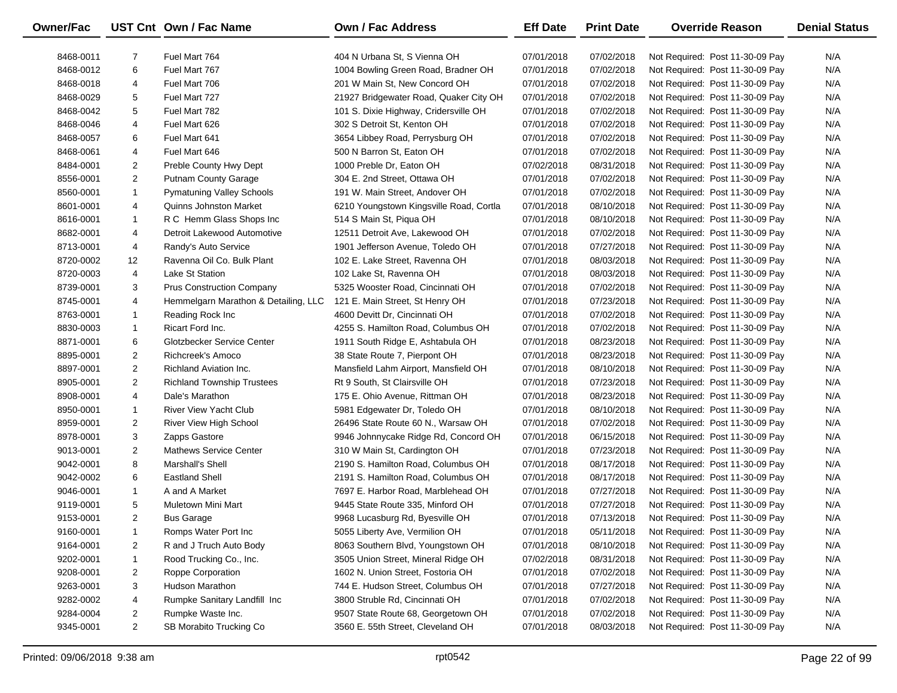| Owner/Fac | UST Cnt | Own / Fac Name | Own / Fac Address | Eff Date | Print Date | Override Reason | Denial Status |
|---|---|---|---|---|---|---|---|
| 8468-0011 | 7 | Fuel Mart 764 | 404 N Urbana St, S Vienna OH | 07/01/2018 | 07/02/2018 | Not Required: Post 11-30-09 Pay | N/A |
| 8468-0012 | 6 | Fuel Mart 767 | 1004 Bowling Green Road, Bradner OH | 07/01/2018 | 07/02/2018 | Not Required: Post 11-30-09 Pay | N/A |
| 8468-0018 | 4 | Fuel Mart 706 | 201 W Main St, New Concord OH | 07/01/2018 | 07/02/2018 | Not Required: Post 11-30-09 Pay | N/A |
| 8468-0029 | 5 | Fuel Mart 727 | 21927 Bridgewater Road, Quaker City OH | 07/01/2018 | 07/02/2018 | Not Required: Post 11-30-09 Pay | N/A |
| 8468-0042 | 5 | Fuel Mart 782 | 101 S. Dixie Highway, Cridersville OH | 07/01/2018 | 07/02/2018 | Not Required: Post 11-30-09 Pay | N/A |
| 8468-0046 | 4 | Fuel Mart 626 | 302 S Detroit St, Kenton OH | 07/01/2018 | 07/02/2018 | Not Required: Post 11-30-09 Pay | N/A |
| 8468-0057 | 6 | Fuel Mart 641 | 3654 Libbey Road, Perrysburg OH | 07/01/2018 | 07/02/2018 | Not Required: Post 11-30-09 Pay | N/A |
| 8468-0061 | 4 | Fuel Mart 646 | 500 N Barron St, Eaton OH | 07/01/2018 | 07/02/2018 | Not Required: Post 11-30-09 Pay | N/A |
| 8484-0001 | 2 | Preble County Hwy Dept | 1000 Preble Dr, Eaton OH | 07/02/2018 | 08/31/2018 | Not Required: Post 11-30-09 Pay | N/A |
| 8556-0001 | 2 | Putnam County Garage | 304 E. 2nd Street, Ottawa OH | 07/01/2018 | 07/02/2018 | Not Required: Post 11-30-09 Pay | N/A |
| 8560-0001 | 1 | Pymatuning Valley Schools | 191 W. Main Street, Andover OH | 07/01/2018 | 07/02/2018 | Not Required: Post 11-30-09 Pay | N/A |
| 8601-0001 | 4 | Quinns Johnston Market | 6210 Youngstown Kingsville Road, Cortla | 07/01/2018 | 08/10/2018 | Not Required: Post 11-30-09 Pay | N/A |
| 8616-0001 | 1 | R C Hemm Glass Shops Inc | 514 S Main St, Piqua OH | 07/01/2018 | 08/10/2018 | Not Required: Post 11-30-09 Pay | N/A |
| 8682-0001 | 4 | Detroit Lakewood Automotive | 12511 Detroit Ave, Lakewood OH | 07/01/2018 | 07/02/2018 | Not Required: Post 11-30-09 Pay | N/A |
| 8713-0001 | 4 | Randy's Auto Service | 1901 Jefferson Avenue, Toledo OH | 07/01/2018 | 07/27/2018 | Not Required: Post 11-30-09 Pay | N/A |
| 8720-0002 | 12 | Ravenna Oil Co. Bulk Plant | 102 E. Lake Street, Ravenna OH | 07/01/2018 | 08/03/2018 | Not Required: Post 11-30-09 Pay | N/A |
| 8720-0003 | 4 | Lake St Station | 102 Lake St, Ravenna OH | 07/01/2018 | 08/03/2018 | Not Required: Post 11-30-09 Pay | N/A |
| 8739-0001 | 3 | Prus Construction Company | 5325 Wooster Road, Cincinnati OH | 07/01/2018 | 07/02/2018 | Not Required: Post 11-30-09 Pay | N/A |
| 8745-0001 | 4 | Hemmelgarn Marathon & Detailing, LLC | 121 E. Main Street, St Henry OH | 07/01/2018 | 07/23/2018 | Not Required: Post 11-30-09 Pay | N/A |
| 8763-0001 | 1 | Reading Rock Inc | 4600 Devitt Dr, Cincinnati OH | 07/01/2018 | 07/02/2018 | Not Required: Post 11-30-09 Pay | N/A |
| 8830-0003 | 1 | Ricart Ford Inc. | 4255 S. Hamilton Road, Columbus OH | 07/01/2018 | 07/02/2018 | Not Required: Post 11-30-09 Pay | N/A |
| 8871-0001 | 6 | Glotzbecker Service Center | 1911 South Ridge E, Ashtabula OH | 07/01/2018 | 08/23/2018 | Not Required: Post 11-30-09 Pay | N/A |
| 8895-0001 | 2 | Richcreek's Amoco | 38 State Route 7, Pierpont OH | 07/01/2018 | 08/23/2018 | Not Required: Post 11-30-09 Pay | N/A |
| 8897-0001 | 2 | Richland Aviation Inc. | Mansfield Lahm Airport, Mansfield OH | 07/01/2018 | 08/10/2018 | Not Required: Post 11-30-09 Pay | N/A |
| 8905-0001 | 2 | Richland Township Trustees | Rt 9 South, St Clairsville OH | 07/01/2018 | 07/23/2018 | Not Required: Post 11-30-09 Pay | N/A |
| 8908-0001 | 4 | Dale's Marathon | 175 E. Ohio Avenue, Rittman OH | 07/01/2018 | 08/23/2018 | Not Required: Post 11-30-09 Pay | N/A |
| 8950-0001 | 1 | River View Yacht Club | 5981 Edgewater Dr, Toledo OH | 07/01/2018 | 08/10/2018 | Not Required: Post 11-30-09 Pay | N/A |
| 8959-0001 | 2 | River View High School | 26496 State Route 60 N., Warsaw OH | 07/01/2018 | 07/02/2018 | Not Required: Post 11-30-09 Pay | N/A |
| 8978-0001 | 3 | Zapps Gastore | 9946 Johnnycake Ridge Rd, Concord OH | 07/01/2018 | 06/15/2018 | Not Required: Post 11-30-09 Pay | N/A |
| 9013-0001 | 2 | Mathews Service Center | 310 W Main St, Cardington OH | 07/01/2018 | 07/23/2018 | Not Required: Post 11-30-09 Pay | N/A |
| 9042-0001 | 8 | Marshall's Shell | 2190 S. Hamilton Road, Columbus OH | 07/01/2018 | 08/17/2018 | Not Required: Post 11-30-09 Pay | N/A |
| 9042-0002 | 6 | Eastland Shell | 2191 S. Hamilton Road, Columbus OH | 07/01/2018 | 08/17/2018 | Not Required: Post 11-30-09 Pay | N/A |
| 9046-0001 | 1 | A and A Market | 7697 E. Harbor Road, Marblehead OH | 07/01/2018 | 07/27/2018 | Not Required: Post 11-30-09 Pay | N/A |
| 9119-0001 | 5 | Muletown Mini Mart | 9445 State Route 335, Minford OH | 07/01/2018 | 07/27/2018 | Not Required: Post 11-30-09 Pay | N/A |
| 9153-0001 | 2 | Bus Garage | 9968 Lucasburg Rd, Byesville OH | 07/01/2018 | 07/13/2018 | Not Required: Post 11-30-09 Pay | N/A |
| 9160-0001 | 1 | Romps Water Port Inc | 5055 Liberty Ave, Vermilion OH | 07/01/2018 | 05/11/2018 | Not Required: Post 11-30-09 Pay | N/A |
| 9164-0001 | 2 | R and J Truch Auto Body | 8063 Southern Blvd, Youngstown OH | 07/01/2018 | 08/10/2018 | Not Required: Post 11-30-09 Pay | N/A |
| 9202-0001 | 1 | Rood Trucking Co., Inc. | 3505 Union Street, Mineral Ridge OH | 07/02/2018 | 08/31/2018 | Not Required: Post 11-30-09 Pay | N/A |
| 9208-0001 | 2 | Roppe Corporation | 1602 N. Union Street, Fostoria OH | 07/01/2018 | 07/02/2018 | Not Required: Post 11-30-09 Pay | N/A |
| 9263-0001 | 3 | Hudson Marathon | 744 E. Hudson Street, Columbus OH | 07/01/2018 | 07/27/2018 | Not Required: Post 11-30-09 Pay | N/A |
| 9282-0002 | 4 | Rumpke Sanitary Landfill Inc | 3800 Struble Rd, Cincinnati OH | 07/01/2018 | 07/02/2018 | Not Required: Post 11-30-09 Pay | N/A |
| 9284-0004 | 2 | Rumpke Waste Inc. | 9507 State Route 68, Georgetown OH | 07/01/2018 | 07/02/2018 | Not Required: Post 11-30-09 Pay | N/A |
| 9345-0001 | 2 | SB Morabito Trucking Co | 3560 E. 55th Street, Cleveland OH | 07/01/2018 | 08/03/2018 | Not Required: Post 11-30-09 Pay | N/A |

Printed: 09/06/2018 9:38 am rpt0542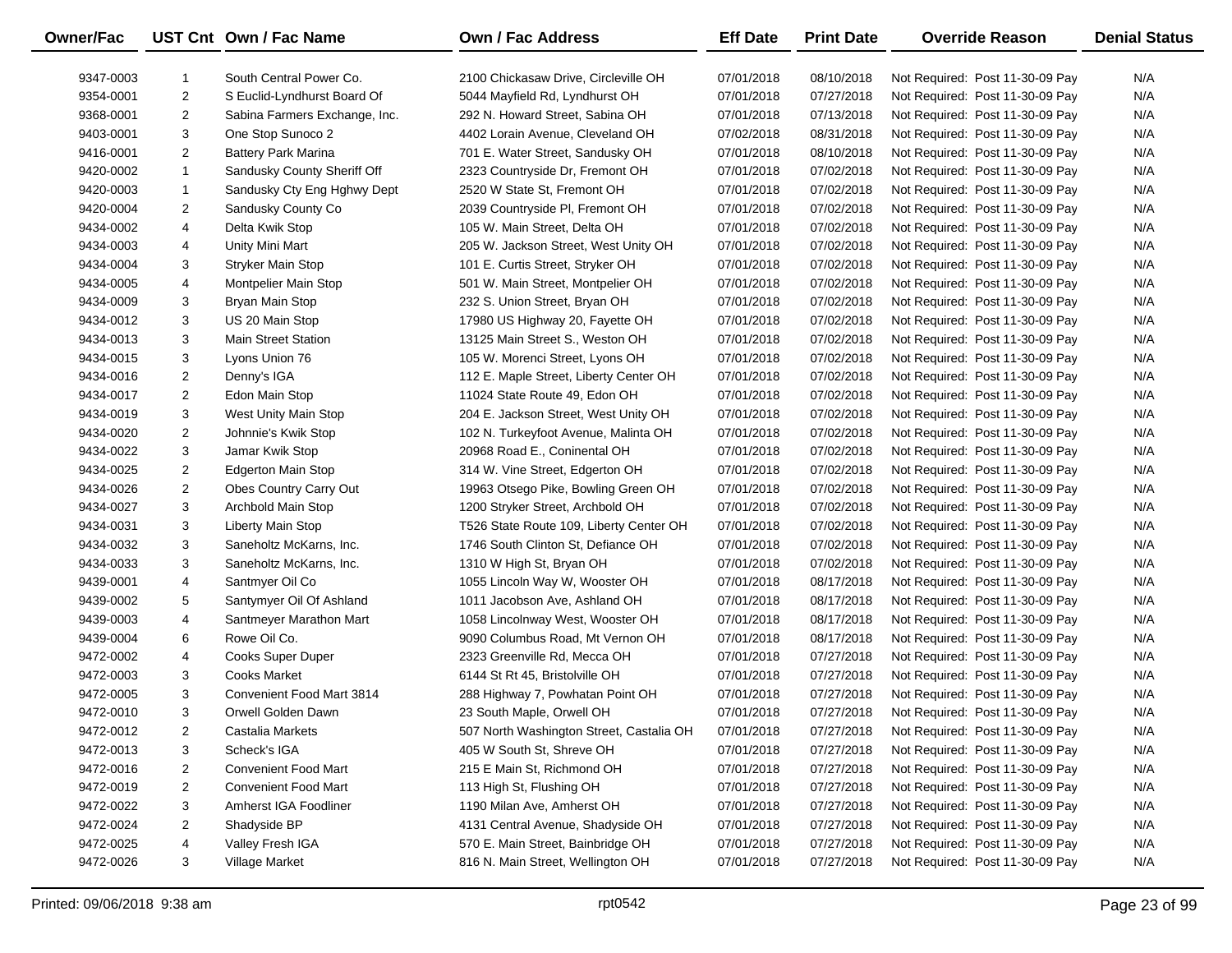| Owner/Fac | UST Cnt | Own / Fac Name | Own / Fac Address | Eff Date | Print Date | Override Reason | Denial Status |
|---|---|---|---|---|---|---|---|
| 9347-0003 | 1 | South Central Power Co. | 2100 Chickasaw Drive, Circleville OH | 07/01/2018 | 08/10/2018 | Not Required: Post 11-30-09 Pay | N/A |
| 9354-0001 | 2 | S Euclid-Lyndhurst Board Of | 5044 Mayfield Rd, Lyndhurst OH | 07/01/2018 | 07/27/2018 | Not Required: Post 11-30-09 Pay | N/A |
| 9368-0001 | 2 | Sabina Farmers Exchange, Inc. | 292 N. Howard Street, Sabina OH | 07/01/2018 | 07/13/2018 | Not Required: Post 11-30-09 Pay | N/A |
| 9403-0001 | 3 | One Stop Sunoco 2 | 4402 Lorain Avenue, Cleveland OH | 07/02/2018 | 08/31/2018 | Not Required: Post 11-30-09 Pay | N/A |
| 9416-0001 | 2 | Battery Park Marina | 701 E. Water Street, Sandusky OH | 07/01/2018 | 08/10/2018 | Not Required: Post 11-30-09 Pay | N/A |
| 9420-0002 | 1 | Sandusky County Sheriff Off | 2323 Countryside Dr, Fremont OH | 07/01/2018 | 07/02/2018 | Not Required: Post 11-30-09 Pay | N/A |
| 9420-0003 | 1 | Sandusky Cty Eng Hghwy Dept | 2520 W State St, Fremont OH | 07/01/2018 | 07/02/2018 | Not Required: Post 11-30-09 Pay | N/A |
| 9420-0004 | 2 | Sandusky County Co | 2039 Countryside Pl, Fremont OH | 07/01/2018 | 07/02/2018 | Not Required: Post 11-30-09 Pay | N/A |
| 9434-0002 | 4 | Delta Kwik Stop | 105 W. Main Street, Delta OH | 07/01/2018 | 07/02/2018 | Not Required: Post 11-30-09 Pay | N/A |
| 9434-0003 | 4 | Unity Mini Mart | 205 W. Jackson Street, West Unity OH | 07/01/2018 | 07/02/2018 | Not Required: Post 11-30-09 Pay | N/A |
| 9434-0004 | 3 | Stryker Main Stop | 101 E. Curtis Street, Stryker OH | 07/01/2018 | 07/02/2018 | Not Required: Post 11-30-09 Pay | N/A |
| 9434-0005 | 4 | Montpelier Main Stop | 501 W. Main Street, Montpelier OH | 07/01/2018 | 07/02/2018 | Not Required: Post 11-30-09 Pay | N/A |
| 9434-0009 | 3 | Bryan Main Stop | 232 S. Union Street, Bryan OH | 07/01/2018 | 07/02/2018 | Not Required: Post 11-30-09 Pay | N/A |
| 9434-0012 | 3 | US 20 Main Stop | 17980 US Highway 20, Fayette OH | 07/01/2018 | 07/02/2018 | Not Required: Post 11-30-09 Pay | N/A |
| 9434-0013 | 3 | Main Street Station | 13125 Main Street S., Weston OH | 07/01/2018 | 07/02/2018 | Not Required: Post 11-30-09 Pay | N/A |
| 9434-0015 | 3 | Lyons Union 76 | 105 W. Morenci Street, Lyons OH | 07/01/2018 | 07/02/2018 | Not Required: Post 11-30-09 Pay | N/A |
| 9434-0016 | 2 | Denny's IGA | 112 E. Maple Street, Liberty Center OH | 07/01/2018 | 07/02/2018 | Not Required: Post 11-30-09 Pay | N/A |
| 9434-0017 | 2 | Edon Main Stop | 11024 State Route 49, Edon OH | 07/01/2018 | 07/02/2018 | Not Required: Post 11-30-09 Pay | N/A |
| 9434-0019 | 3 | West Unity Main Stop | 204 E. Jackson Street, West Unity OH | 07/01/2018 | 07/02/2018 | Not Required: Post 11-30-09 Pay | N/A |
| 9434-0020 | 2 | Johnnie's Kwik Stop | 102 N. Turkeyfoot Avenue, Malinta OH | 07/01/2018 | 07/02/2018 | Not Required: Post 11-30-09 Pay | N/A |
| 9434-0022 | 3 | Jamar Kwik Stop | 20968 Road E., Coninental OH | 07/01/2018 | 07/02/2018 | Not Required: Post 11-30-09 Pay | N/A |
| 9434-0025 | 2 | Edgerton Main Stop | 314 W. Vine Street, Edgerton OH | 07/01/2018 | 07/02/2018 | Not Required: Post 11-30-09 Pay | N/A |
| 9434-0026 | 2 | Obes Country Carry Out | 19963 Otsego Pike, Bowling Green OH | 07/01/2018 | 07/02/2018 | Not Required: Post 11-30-09 Pay | N/A |
| 9434-0027 | 3 | Archbold Main Stop | 1200 Stryker Street, Archbold OH | 07/01/2018 | 07/02/2018 | Not Required: Post 11-30-09 Pay | N/A |
| 9434-0031 | 3 | Liberty Main Stop | T526 State Route 109, Liberty Center OH | 07/01/2018 | 07/02/2018 | Not Required: Post 11-30-09 Pay | N/A |
| 9434-0032 | 3 | Saneholtz McKarns, Inc. | 1746 South Clinton St, Defiance OH | 07/01/2018 | 07/02/2018 | Not Required: Post 11-30-09 Pay | N/A |
| 9434-0033 | 3 | Saneholtz McKarns, Inc. | 1310 W High St, Bryan OH | 07/01/2018 | 07/02/2018 | Not Required: Post 11-30-09 Pay | N/A |
| 9439-0001 | 4 | Santmyer Oil Co | 1055 Lincoln Way W, Wooster OH | 07/01/2018 | 08/17/2018 | Not Required: Post 11-30-09 Pay | N/A |
| 9439-0002 | 5 | Santymyer Oil Of Ashland | 1011 Jacobson Ave, Ashland OH | 07/01/2018 | 08/17/2018 | Not Required: Post 11-30-09 Pay | N/A |
| 9439-0003 | 4 | Santmeyer Marathon Mart | 1058 Lincolnway West, Wooster OH | 07/01/2018 | 08/17/2018 | Not Required: Post 11-30-09 Pay | N/A |
| 9439-0004 | 6 | Rowe Oil Co. | 9090 Columbus Road, Mt Vernon OH | 07/01/2018 | 08/17/2018 | Not Required: Post 11-30-09 Pay | N/A |
| 9472-0002 | 4 | Cooks Super Duper | 2323 Greenville Rd, Mecca OH | 07/01/2018 | 07/27/2018 | Not Required: Post 11-30-09 Pay | N/A |
| 9472-0003 | 3 | Cooks Market | 6144 St Rt 45, Bristolville OH | 07/01/2018 | 07/27/2018 | Not Required: Post 11-30-09 Pay | N/A |
| 9472-0005 | 3 | Convenient Food Mart 3814 | 288 Highway 7, Powhatan Point OH | 07/01/2018 | 07/27/2018 | Not Required: Post 11-30-09 Pay | N/A |
| 9472-0010 | 3 | Orwell Golden Dawn | 23 South Maple, Orwell OH | 07/01/2018 | 07/27/2018 | Not Required: Post 11-30-09 Pay | N/A |
| 9472-0012 | 2 | Castalia Markets | 507 North Washington Street, Castalia OH | 07/01/2018 | 07/27/2018 | Not Required: Post 11-30-09 Pay | N/A |
| 9472-0013 | 3 | Scheck's IGA | 405 W South St, Shreve OH | 07/01/2018 | 07/27/2018 | Not Required: Post 11-30-09 Pay | N/A |
| 9472-0016 | 2 | Convenient Food Mart | 215 E Main St, Richmond OH | 07/01/2018 | 07/27/2018 | Not Required: Post 11-30-09 Pay | N/A |
| 9472-0019 | 2 | Convenient Food Mart | 113 High St, Flushing OH | 07/01/2018 | 07/27/2018 | Not Required: Post 11-30-09 Pay | N/A |
| 9472-0022 | 3 | Amherst IGA Foodliner | 1190 Milan Ave, Amherst OH | 07/01/2018 | 07/27/2018 | Not Required: Post 11-30-09 Pay | N/A |
| 9472-0024 | 2 | Shadyside BP | 4131 Central Avenue, Shadyside OH | 07/01/2018 | 07/27/2018 | Not Required: Post 11-30-09 Pay | N/A |
| 9472-0025 | 4 | Valley Fresh IGA | 570 E. Main Street, Bainbridge OH | 07/01/2018 | 07/27/2018 | Not Required: Post 11-30-09 Pay | N/A |
| 9472-0026 | 3 | Village Market | 816 N. Main Street, Wellington OH | 07/01/2018 | 07/27/2018 | Not Required: Post 11-30-09 Pay | N/A |

Printed: 09/06/2018 9:38 am rpt0542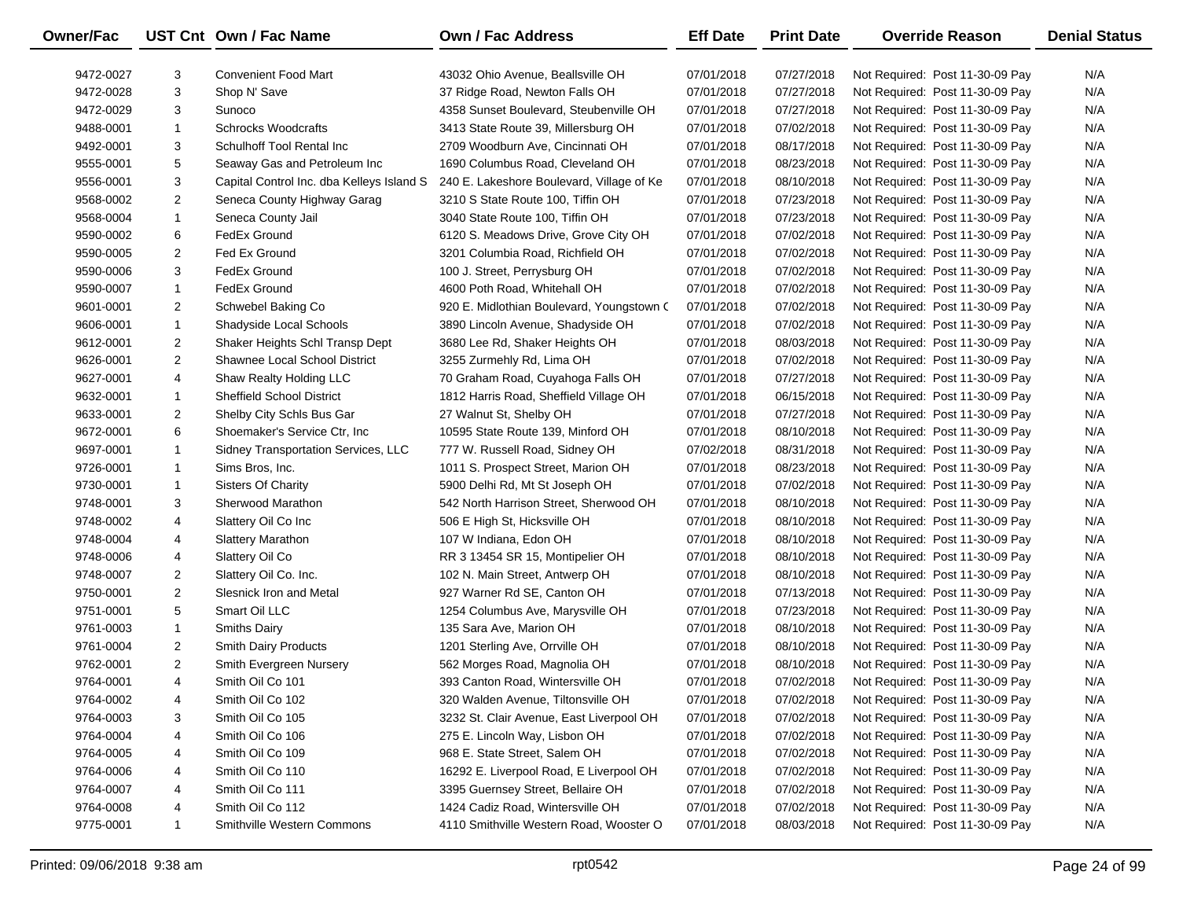| Owner/Fac | UST Cnt | Own / Fac Name | Own / Fac Address | Eff Date | Print Date | Override Reason | Denial Status |
|---|---|---|---|---|---|---|---|
| 9472-0027 | 3 | Convenient Food Mart | 43032 Ohio Avenue, Beallsville OH | 07/01/2018 | 07/27/2018 | Not Required: Post 11-30-09 Pay | N/A |
| 9472-0028 | 3 | Shop N' Save | 37 Ridge Road, Newton Falls OH | 07/01/2018 | 07/27/2018 | Not Required: Post 11-30-09 Pay | N/A |
| 9472-0029 | 3 | Sunoco | 4358 Sunset Boulevard, Steubenville OH | 07/01/2018 | 07/27/2018 | Not Required: Post 11-30-09 Pay | N/A |
| 9488-0001 | 1 | Schrocks Woodcrafts | 3413 State Route 39, Millersburg OH | 07/01/2018 | 07/02/2018 | Not Required: Post 11-30-09 Pay | N/A |
| 9492-0001 | 3 | Schulhoff Tool Rental Inc | 2709 Woodburn Ave, Cincinnati OH | 07/01/2018 | 08/17/2018 | Not Required: Post 11-30-09 Pay | N/A |
| 9555-0001 | 5 | Seaway Gas and Petroleum Inc | 1690 Columbus Road, Cleveland OH | 07/01/2018 | 08/23/2018 | Not Required: Post 11-30-09 Pay | N/A |
| 9556-0001 | 3 | Capital Control Inc. dba Kelleys Island S | 240 E. Lakeshore Boulevard, Village of Ke | 07/01/2018 | 08/10/2018 | Not Required: Post 11-30-09 Pay | N/A |
| 9568-0002 | 2 | Seneca County Highway Garag | 3210 S State Route 100, Tiffin OH | 07/01/2018 | 07/23/2018 | Not Required: Post 11-30-09 Pay | N/A |
| 9568-0004 | 1 | Seneca County Jail | 3040 State Route 100, Tiffin OH | 07/01/2018 | 07/23/2018 | Not Required: Post 11-30-09 Pay | N/A |
| 9590-0002 | 6 | FedEx Ground | 6120 S. Meadows Drive, Grove City OH | 07/01/2018 | 07/02/2018 | Not Required: Post 11-30-09 Pay | N/A |
| 9590-0005 | 2 | Fed Ex Ground | 3201 Columbia Road, Richfield OH | 07/01/2018 | 07/02/2018 | Not Required: Post 11-30-09 Pay | N/A |
| 9590-0006 | 3 | FedEx Ground | 100 J. Street, Perrysburg OH | 07/01/2018 | 07/02/2018 | Not Required: Post 11-30-09 Pay | N/A |
| 9590-0007 | 1 | FedEx Ground | 4600 Poth Road, Whitehall OH | 07/01/2018 | 07/02/2018 | Not Required: Post 11-30-09 Pay | N/A |
| 9601-0001 | 2 | Schwebel Baking Co | 920 E. Midlothian Boulevard, Youngstown C | 07/01/2018 | 07/02/2018 | Not Required: Post 11-30-09 Pay | N/A |
| 9606-0001 | 1 | Shadyside Local Schools | 3890 Lincoln Avenue, Shadyside OH | 07/01/2018 | 07/02/2018 | Not Required: Post 11-30-09 Pay | N/A |
| 9612-0001 | 2 | Shaker Heights Schl Transp Dept | 3680 Lee Rd, Shaker Heights OH | 07/01/2018 | 08/03/2018 | Not Required: Post 11-30-09 Pay | N/A |
| 9626-0001 | 2 | Shawnee Local School District | 3255 Zurmehly Rd, Lima OH | 07/01/2018 | 07/02/2018 | Not Required: Post 11-30-09 Pay | N/A |
| 9627-0001 | 4 | Shaw Realty Holding LLC | 70 Graham Road, Cuyahoga Falls OH | 07/01/2018 | 07/27/2018 | Not Required: Post 11-30-09 Pay | N/A |
| 9632-0001 | 1 | Sheffield School District | 1812 Harris Road, Sheffield Village OH | 07/01/2018 | 06/15/2018 | Not Required: Post 11-30-09 Pay | N/A |
| 9633-0001 | 2 | Shelby City Schls Bus Gar | 27 Walnut St, Shelby OH | 07/01/2018 | 07/27/2018 | Not Required: Post 11-30-09 Pay | N/A |
| 9672-0001 | 6 | Shoemaker's Service Ctr, Inc | 10595 State Route 139, Minford OH | 07/01/2018 | 08/10/2018 | Not Required: Post 11-30-09 Pay | N/A |
| 9697-0001 | 1 | Sidney Transportation Services, LLC | 777 W. Russell Road, Sidney OH | 07/02/2018 | 08/31/2018 | Not Required: Post 11-30-09 Pay | N/A |
| 9726-0001 | 1 | Sims Bros, Inc. | 1011 S. Prospect Street, Marion OH | 07/01/2018 | 08/23/2018 | Not Required: Post 11-30-09 Pay | N/A |
| 9730-0001 | 1 | Sisters Of Charity | 5900 Delhi Rd, Mt St Joseph OH | 07/01/2018 | 07/02/2018 | Not Required: Post 11-30-09 Pay | N/A |
| 9748-0001 | 3 | Sherwood Marathon | 542 North Harrison Street, Sherwood OH | 07/01/2018 | 08/10/2018 | Not Required: Post 11-30-09 Pay | N/A |
| 9748-0002 | 4 | Slattery Oil Co Inc | 506 E High St, Hicksville OH | 07/01/2018 | 08/10/2018 | Not Required: Post 11-30-09 Pay | N/A |
| 9748-0004 | 4 | Slattery Marathon | 107 W Indiana, Edon OH | 07/01/2018 | 08/10/2018 | Not Required: Post 11-30-09 Pay | N/A |
| 9748-0006 | 4 | Slattery Oil Co | RR 3 13454 SR 15, Montipelier OH | 07/01/2018 | 08/10/2018 | Not Required: Post 11-30-09 Pay | N/A |
| 9748-0007 | 2 | Slattery Oil Co. Inc. | 102 N. Main Street, Antwerp OH | 07/01/2018 | 08/10/2018 | Not Required: Post 11-30-09 Pay | N/A |
| 9750-0001 | 2 | Slesnick Iron and Metal | 927 Warner Rd SE, Canton OH | 07/01/2018 | 07/13/2018 | Not Required: Post 11-30-09 Pay | N/A |
| 9751-0001 | 5 | Smart Oil LLC | 1254 Columbus Ave, Marysville OH | 07/01/2018 | 07/23/2018 | Not Required: Post 11-30-09 Pay | N/A |
| 9761-0003 | 1 | Smiths Dairy | 135 Sara Ave, Marion OH | 07/01/2018 | 08/10/2018 | Not Required: Post 11-30-09 Pay | N/A |
| 9761-0004 | 2 | Smith Dairy Products | 1201 Sterling Ave, Orrville OH | 07/01/2018 | 08/10/2018 | Not Required: Post 11-30-09 Pay | N/A |
| 9762-0001 | 2 | Smith Evergreen Nursery | 562 Morges Road, Magnolia OH | 07/01/2018 | 08/10/2018 | Not Required: Post 11-30-09 Pay | N/A |
| 9764-0001 | 4 | Smith Oil Co 101 | 393 Canton Road, Wintersville OH | 07/01/2018 | 07/02/2018 | Not Required: Post 11-30-09 Pay | N/A |
| 9764-0002 | 4 | Smith Oil Co 102 | 320 Walden Avenue, Tiltonsville OH | 07/01/2018 | 07/02/2018 | Not Required: Post 11-30-09 Pay | N/A |
| 9764-0003 | 3 | Smith Oil Co 105 | 3232 St. Clair Avenue, East Liverpool OH | 07/01/2018 | 07/02/2018 | Not Required: Post 11-30-09 Pay | N/A |
| 9764-0004 | 4 | Smith Oil Co 106 | 275 E. Lincoln Way, Lisbon OH | 07/01/2018 | 07/02/2018 | Not Required: Post 11-30-09 Pay | N/A |
| 9764-0005 | 4 | Smith Oil Co 109 | 968 E. State Street, Salem OH | 07/01/2018 | 07/02/2018 | Not Required: Post 11-30-09 Pay | N/A |
| 9764-0006 | 4 | Smith Oil Co 110 | 16292 E. Liverpool Road, E Liverpool OH | 07/01/2018 | 07/02/2018 | Not Required: Post 11-30-09 Pay | N/A |
| 9764-0007 | 4 | Smith Oil Co 111 | 3395 Guernsey Street, Bellaire OH | 07/01/2018 | 07/02/2018 | Not Required: Post 11-30-09 Pay | N/A |
| 9764-0008 | 4 | Smith Oil Co 112 | 1424 Cadiz Road, Wintersville OH | 07/01/2018 | 07/02/2018 | Not Required: Post 11-30-09 Pay | N/A |
| 9775-0001 | 1 | Smithville Western Commons | 4110 Smithville Western Road, Wooster O | 07/01/2018 | 08/03/2018 | Not Required: Post 11-30-09 Pay | N/A |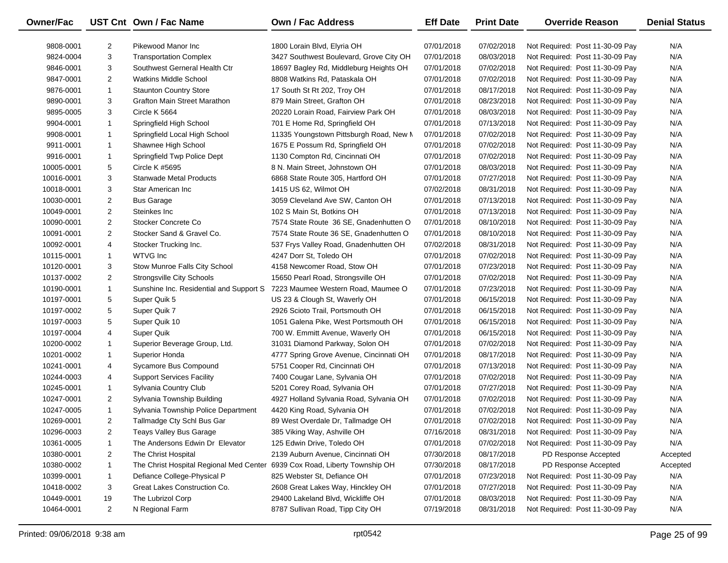| Owner/Fac | UST Cnt | Own / Fac Name | Own / Fac Address | Eff Date | Print Date | Override Reason | Denial Status |
|---|---|---|---|---|---|---|---|
| 9808-0001 | 2 | Pikewood Manor Inc | 1800 Lorain Blvd, Elyria OH | 07/01/2018 | 07/02/2018 | Not Required: Post 11-30-09 Pay | N/A |
| 9824-0004 | 3 | Transportation Complex | 3427 Southwest Boulevard, Grove City OH | 07/01/2018 | 08/03/2018 | Not Required: Post 11-30-09 Pay | N/A |
| 9846-0001 | 3 | Southwest Gerneral Health Ctr | 18697 Bagley Rd, Middleburg Heights OH | 07/01/2018 | 07/02/2018 | Not Required: Post 11-30-09 Pay | N/A |
| 9847-0001 | 2 | Watkins Middle School | 8808 Watkins Rd, Pataskala OH | 07/01/2018 | 07/02/2018 | Not Required: Post 11-30-09 Pay | N/A |
| 9876-0001 | 1 | Staunton Country Store | 17 South St Rt 202, Troy OH | 07/01/2018 | 08/17/2018 | Not Required: Post 11-30-09 Pay | N/A |
| 9890-0001 | 3 | Grafton Main Street Marathon | 879 Main Street, Grafton OH | 07/01/2018 | 08/23/2018 | Not Required: Post 11-30-09 Pay | N/A |
| 9895-0005 | 3 | Circle K 5664 | 20220 Lorain Road, Fairview Park OH | 07/01/2018 | 08/03/2018 | Not Required: Post 11-30-09 Pay | N/A |
| 9904-0001 | 1 | Springfield High School | 701 E Home Rd, Springfield OH | 07/01/2018 | 07/13/2018 | Not Required: Post 11-30-09 Pay | N/A |
| 9908-0001 | 1 | Springfield Local High School | 11335 Youngstown Pittsburgh Road, New M | 07/01/2018 | 07/02/2018 | Not Required: Post 11-30-09 Pay | N/A |
| 9911-0001 | 1 | Shawnee High School | 1675 E Possum Rd, Springfield OH | 07/01/2018 | 07/02/2018 | Not Required: Post 11-30-09 Pay | N/A |
| 9916-0001 | 1 | Springfield Twp Police Dept | 1130 Compton Rd, Cincinnati OH | 07/01/2018 | 07/02/2018 | Not Required: Post 11-30-09 Pay | N/A |
| 10005-0001 | 5 | Circle K #5695 | 8 N. Main Street, Johnstown OH | 07/01/2018 | 08/03/2018 | Not Required: Post 11-30-09 Pay | N/A |
| 10016-0001 | 3 | Stanwade Metal Products | 6868 State Route 305, Hartford OH | 07/01/2018 | 07/27/2018 | Not Required: Post 11-30-09 Pay | N/A |
| 10018-0001 | 3 | Star American Inc | 1415 US 62, Wilmot OH | 07/02/2018 | 08/31/2018 | Not Required: Post 11-30-09 Pay | N/A |
| 10030-0001 | 2 | Bus Garage | 3059 Cleveland Ave SW, Canton OH | 07/01/2018 | 07/13/2018 | Not Required: Post 11-30-09 Pay | N/A |
| 10049-0001 | 2 | Steinkes Inc | 102 S Main St, Botkins OH | 07/01/2018 | 07/13/2018 | Not Required: Post 11-30-09 Pay | N/A |
| 10090-0001 | 2 | Stocker Concrete Co | 7574 State Route 36 SE, Gnadenhutten O | 07/01/2018 | 08/10/2018 | Not Required: Post 11-30-09 Pay | N/A |
| 10091-0001 | 2 | Stocker Sand & Gravel Co. | 7574 State Route 36 SE, Gnadenhutten O | 07/01/2018 | 08/10/2018 | Not Required: Post 11-30-09 Pay | N/A |
| 10092-0001 | 4 | Stocker Trucking Inc. | 537 Frys Valley Road, Gnadenhutten OH | 07/02/2018 | 08/31/2018 | Not Required: Post 11-30-09 Pay | N/A |
| 10115-0001 | 1 | WTVG Inc | 4247 Dorr St, Toledo OH | 07/01/2018 | 07/02/2018 | Not Required: Post 11-30-09 Pay | N/A |
| 10120-0001 | 3 | Stow Munroe Falls City School | 4158 Newcomer Road, Stow OH | 07/01/2018 | 07/23/2018 | Not Required: Post 11-30-09 Pay | N/A |
| 10137-0002 | 2 | Strongsville City Schools | 15650 Pearl Road, Strongsville OH | 07/01/2018 | 07/02/2018 | Not Required: Post 11-30-09 Pay | N/A |
| 10190-0001 | 1 | Sunshine Inc. Residential and Support S | 7223 Maumee Western Road, Maumee O | 07/01/2018 | 07/23/2018 | Not Required: Post 11-30-09 Pay | N/A |
| 10197-0001 | 5 | Super Quik 5 | US 23 & Clough St, Waverly OH | 07/01/2018 | 06/15/2018 | Not Required: Post 11-30-09 Pay | N/A |
| 10197-0002 | 5 | Super Quik 7 | 2926 Scioto Trail, Portsmouth OH | 07/01/2018 | 06/15/2018 | Not Required: Post 11-30-09 Pay | N/A |
| 10197-0003 | 5 | Super Quik 10 | 1051 Galena Pike, West Portsmouth OH | 07/01/2018 | 06/15/2018 | Not Required: Post 11-30-09 Pay | N/A |
| 10197-0004 | 4 | Super Quik | 700 W. Emmitt Avenue, Waverly OH | 07/01/2018 | 06/15/2018 | Not Required: Post 11-30-09 Pay | N/A |
| 10200-0002 | 1 | Superior Beverage Group, Ltd. | 31031 Diamond Parkway, Solon OH | 07/01/2018 | 07/02/2018 | Not Required: Post 11-30-09 Pay | N/A |
| 10201-0002 | 1 | Superior Honda | 4777 Spring Grove Avenue, Cincinnati OH | 07/01/2018 | 08/17/2018 | Not Required: Post 11-30-09 Pay | N/A |
| 10241-0001 | 4 | Sycamore Bus Compound | 5751 Cooper Rd, Cincinnati OH | 07/01/2018 | 07/13/2018 | Not Required: Post 11-30-09 Pay | N/A |
| 10244-0003 | 4 | Support Services Facility | 7400 Cougar Lane, Sylvania OH | 07/01/2018 | 07/02/2018 | Not Required: Post 11-30-09 Pay | N/A |
| 10245-0001 | 1 | Sylvania Country Club | 5201 Corey Road, Sylvania OH | 07/01/2018 | 07/27/2018 | Not Required: Post 11-30-09 Pay | N/A |
| 10247-0001 | 2 | Sylvania Township Building | 4927 Holland Sylvania Road, Sylvania OH | 07/01/2018 | 07/02/2018 | Not Required: Post 11-30-09 Pay | N/A |
| 10247-0005 | 1 | Sylvania Township Police Department | 4420 King Road, Sylvania OH | 07/01/2018 | 07/02/2018 | Not Required: Post 11-30-09 Pay | N/A |
| 10269-0001 | 2 | Tallmadge Cty Schl Bus Gar | 89 West Overdale Dr, Tallmadge OH | 07/01/2018 | 07/02/2018 | Not Required: Post 11-30-09 Pay | N/A |
| 10296-0003 | 2 | Teays Valley Bus Garage | 385 Viking Way, Ashville OH | 07/16/2018 | 08/31/2018 | Not Required: Post 11-30-09 Pay | N/A |
| 10361-0005 | 1 | The Andersons Edwin Dr Elevator | 125 Edwin Drive, Toledo OH | 07/01/2018 | 07/02/2018 | Not Required: Post 11-30-09 Pay | N/A |
| 10380-0001 | 2 | The Christ Hospital | 2139 Auburn Avenue, Cincinnati OH | 07/30/2018 | 08/17/2018 | PD Response Accepted | Accepted |
| 10380-0002 | 1 | The Christ Hospital Regional Med Center | 6939 Cox Road, Liberty Township OH | 07/30/2018 | 08/17/2018 | PD Response Accepted | Accepted |
| 10399-0001 | 1 | Defiance College-Physical P | 825 Webster St, Defiance OH | 07/01/2018 | 07/23/2018 | Not Required: Post 11-30-09 Pay | N/A |
| 10418-0002 | 3 | Great Lakes Construction Co. | 2608 Great Lakes Way, Hinckley OH | 07/01/2018 | 07/27/2018 | Not Required: Post 11-30-09 Pay | N/A |
| 10449-0001 | 19 | The Lubrizol Corp | 29400 Lakeland Blvd, Wickliffe OH | 07/01/2018 | 08/03/2018 | Not Required: Post 11-30-09 Pay | N/A |
| 10464-0001 | 2 | N Regional Farm | 8787 Sullivan Road, Tipp City OH | 07/19/2018 | 08/31/2018 | Not Required: Post 11-30-09 Pay | N/A |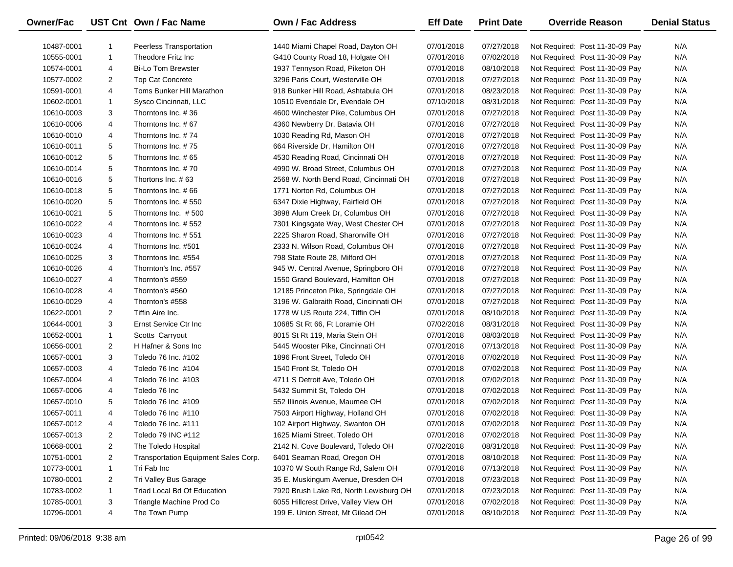| Owner/Fac | UST Cnt | Own / Fac Name | Own / Fac Address | Eff Date | Print Date | Override Reason | Denial Status |
|---|---|---|---|---|---|---|---|
| 10487-0001 | 1 | Peerless Transportation | 1440 Miami Chapel Road, Dayton OH | 07/01/2018 | 07/27/2018 | Not Required: Post 11-30-09 Pay | N/A |
| 10555-0001 | 1 | Theodore Fritz Inc | G410 County Road 18, Holgate OH | 07/01/2018 | 07/02/2018 | Not Required: Post 11-30-09 Pay | N/A |
| 10574-0001 | 4 | Bi-Lo Tom Brewster | 1937 Tennyson Road, Piketon OH | 07/01/2018 | 08/10/2018 | Not Required: Post 11-30-09 Pay | N/A |
| 10577-0002 | 2 | Top Cat Concrete | 3296 Paris Court, Westerville OH | 07/01/2018 | 07/27/2018 | Not Required: Post 11-30-09 Pay | N/A |
| 10591-0001 | 4 | Toms Bunker Hill Marathon | 918 Bunker Hill Road, Ashtabula OH | 07/01/2018 | 08/23/2018 | Not Required: Post 11-30-09 Pay | N/A |
| 10602-0001 | 1 | Sysco Cincinnati, LLC | 10510 Evendale Dr, Evendale OH | 07/10/2018 | 08/31/2018 | Not Required: Post 11-30-09 Pay | N/A |
| 10610-0003 | 3 | Thorntons Inc. # 36 | 4600 Winchester Pike, Columbus OH | 07/01/2018 | 07/27/2018 | Not Required: Post 11-30-09 Pay | N/A |
| 10610-0006 | 4 | Thorntons Inc. # 67 | 4360 Newberry Dr, Batavia OH | 07/01/2018 | 07/27/2018 | Not Required: Post 11-30-09 Pay | N/A |
| 10610-0010 | 4 | Thorntons Inc. # 74 | 1030 Reading Rd, Mason OH | 07/01/2018 | 07/27/2018 | Not Required: Post 11-30-09 Pay | N/A |
| 10610-0011 | 5 | Thorntons Inc. # 75 | 664 Riverside Dr, Hamilton OH | 07/01/2018 | 07/27/2018 | Not Required: Post 11-30-09 Pay | N/A |
| 10610-0012 | 5 | Thorntons Inc. # 65 | 4530 Reading Road, Cincinnati OH | 07/01/2018 | 07/27/2018 | Not Required: Post 11-30-09 Pay | N/A |
| 10610-0014 | 5 | Thorntons Inc. # 70 | 4990 W. Broad Street, Columbus OH | 07/01/2018 | 07/27/2018 | Not Required: Post 11-30-09 Pay | N/A |
| 10610-0016 | 5 | Thortons Inc. # 63 | 2568 W. North Bend Road, Cincinnati OH | 07/01/2018 | 07/27/2018 | Not Required: Post 11-30-09 Pay | N/A |
| 10610-0018 | 5 | Thorntons Inc. # 66 | 1771 Norton Rd, Columbus OH | 07/01/2018 | 07/27/2018 | Not Required: Post 11-30-09 Pay | N/A |
| 10610-0020 | 5 | Thorntons Inc. # 550 | 6347 Dixie Highway, Fairfield OH | 07/01/2018 | 07/27/2018 | Not Required: Post 11-30-09 Pay | N/A |
| 10610-0021 | 5 | Thorntons Inc. # 500 | 3898 Alum Creek Dr, Columbus OH | 07/01/2018 | 07/27/2018 | Not Required: Post 11-30-09 Pay | N/A |
| 10610-0022 | 4 | Thorntons Inc. # 552 | 7301 Kingsgate Way, West Chester OH | 07/01/2018 | 07/27/2018 | Not Required: Post 11-30-09 Pay | N/A |
| 10610-0023 | 4 | Thorntons Inc. # 551 | 2225 Sharon Road, Sharonville OH | 07/01/2018 | 07/27/2018 | Not Required: Post 11-30-09 Pay | N/A |
| 10610-0024 | 4 | Thorntons Inc. #501 | 2333 N. Wilson Road, Columbus OH | 07/01/2018 | 07/27/2018 | Not Required: Post 11-30-09 Pay | N/A |
| 10610-0025 | 3 | Thorntons Inc. #554 | 798 State Route 28, Milford OH | 07/01/2018 | 07/27/2018 | Not Required: Post 11-30-09 Pay | N/A |
| 10610-0026 | 4 | Thornton's Inc. #557 | 945 W. Central Avenue, Springboro OH | 07/01/2018 | 07/27/2018 | Not Required: Post 11-30-09 Pay | N/A |
| 10610-0027 | 4 | Thornton's #559 | 1550 Grand Boulevard, Hamilton OH | 07/01/2018 | 07/27/2018 | Not Required: Post 11-30-09 Pay | N/A |
| 10610-0028 | 4 | Thornton's #560 | 12185 Princeton Pike, Springdale OH | 07/01/2018 | 07/27/2018 | Not Required: Post 11-30-09 Pay | N/A |
| 10610-0029 | 4 | Thornton's #558 | 3196 W. Galbraith Road, Cincinnati OH | 07/01/2018 | 07/27/2018 | Not Required: Post 11-30-09 Pay | N/A |
| 10622-0001 | 2 | Tiffin Aire Inc. | 1778 W US Route 224, Tiffin OH | 07/01/2018 | 08/10/2018 | Not Required: Post 11-30-09 Pay | N/A |
| 10644-0001 | 3 | Ernst Service Ctr Inc | 10685 St Rt 66, Ft Loramie OH | 07/02/2018 | 08/31/2018 | Not Required: Post 11-30-09 Pay | N/A |
| 10652-0001 | 1 | Scotts Carryout | 8015 St Rt 119, Maria Stein OH | 07/01/2018 | 08/03/2018 | Not Required: Post 11-30-09 Pay | N/A |
| 10656-0001 | 2 | H Hafner & Sons Inc | 5445 Wooster Pike, Cincinnati OH | 07/01/2018 | 07/13/2018 | Not Required: Post 11-30-09 Pay | N/A |
| 10657-0001 | 3 | Toledo 76 Inc. #102 | 1896 Front Street, Toledo OH | 07/01/2018 | 07/02/2018 | Not Required: Post 11-30-09 Pay | N/A |
| 10657-0003 | 4 | Toledo 76 Inc #104 | 1540 Front St, Toledo OH | 07/01/2018 | 07/02/2018 | Not Required: Post 11-30-09 Pay | N/A |
| 10657-0004 | 4 | Toledo 76 Inc #103 | 4711 S Detroit Ave, Toledo OH | 07/01/2018 | 07/02/2018 | Not Required: Post 11-30-09 Pay | N/A |
| 10657-0006 | 4 | Toledo 76 Inc | 5432 Summit St, Toledo OH | 07/01/2018 | 07/02/2018 | Not Required: Post 11-30-09 Pay | N/A |
| 10657-0010 | 5 | Toledo 76 Inc #109 | 552 Illinois Avenue, Maumee OH | 07/01/2018 | 07/02/2018 | Not Required: Post 11-30-09 Pay | N/A |
| 10657-0011 | 4 | Toledo 76 Inc #110 | 7503 Airport Highway, Holland OH | 07/01/2018 | 07/02/2018 | Not Required: Post 11-30-09 Pay | N/A |
| 10657-0012 | 4 | Toledo 76 Inc. #111 | 102 Airport Highway, Swanton OH | 07/01/2018 | 07/02/2018 | Not Required: Post 11-30-09 Pay | N/A |
| 10657-0013 | 2 | Toledo 79 INC #112 | 1625 Miami Street, Toledo OH | 07/01/2018 | 07/02/2018 | Not Required: Post 11-30-09 Pay | N/A |
| 10668-0001 | 2 | The Toledo Hospital | 2142 N. Cove Boulevard, Toledo OH | 07/02/2018 | 08/31/2018 | Not Required: Post 11-30-09 Pay | N/A |
| 10751-0001 | 2 | Transportation Equipment Sales Corp. | 6401 Seaman Road, Oregon OH | 07/01/2018 | 08/10/2018 | Not Required: Post 11-30-09 Pay | N/A |
| 10773-0001 | 1 | Tri Fab Inc | 10370 W South Range Rd, Salem OH | 07/01/2018 | 07/13/2018 | Not Required: Post 11-30-09 Pay | N/A |
| 10780-0001 | 2 | Tri Valley Bus Garage | 35 E. Muskingum Avenue, Dresden OH | 07/01/2018 | 07/23/2018 | Not Required: Post 11-30-09 Pay | N/A |
| 10783-0002 | 1 | Triad Local Bd Of Education | 7920 Brush Lake Rd, North Lewisburg OH | 07/01/2018 | 07/23/2018 | Not Required: Post 11-30-09 Pay | N/A |
| 10785-0001 | 3 | Triangle Machine Prod Co | 6055 Hillcrest Drive, Valley View OH | 07/01/2018 | 07/02/2018 | Not Required: Post 11-30-09 Pay | N/A |
| 10796-0001 | 4 | The Town Pump | 199 E. Union Street, Mt Gilead OH | 07/01/2018 | 08/10/2018 | Not Required: Post 11-30-09 Pay | N/A |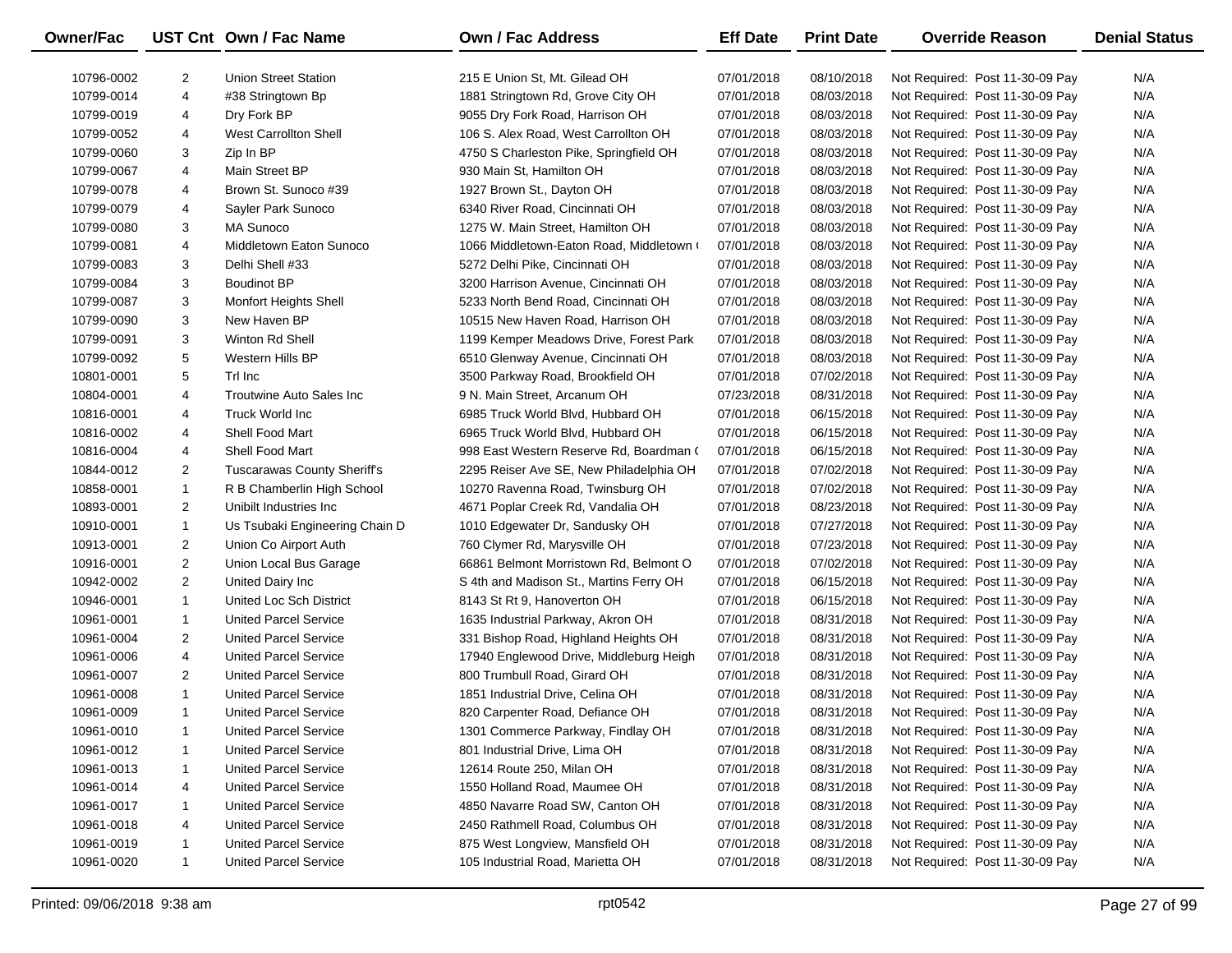| Owner/Fac | UST Cnt | Own / Fac Name | Own / Fac Address | Eff Date | Print Date | Override Reason | Denial Status |
|---|---|---|---|---|---|---|---|
| 10796-0002 | 2 | Union Street Station | 215 E Union St, Mt. Gilead OH | 07/01/2018 | 08/10/2018 | Not Required: Post 11-30-09 Pay | N/A |
| 10799-0014 | 4 | #38 Stringtown Bp | 1881 Stringtown Rd, Grove City OH | 07/01/2018 | 08/03/2018 | Not Required: Post 11-30-09 Pay | N/A |
| 10799-0019 | 4 | Dry Fork BP | 9055 Dry Fork Road, Harrison OH | 07/01/2018 | 08/03/2018 | Not Required: Post 11-30-09 Pay | N/A |
| 10799-0052 | 4 | West Carrollton Shell | 106 S. Alex Road, West Carrollton OH | 07/01/2018 | 08/03/2018 | Not Required: Post 11-30-09 Pay | N/A |
| 10799-0060 | 3 | Zip In BP | 4750 S Charleston Pike, Springfield OH | 07/01/2018 | 08/03/2018 | Not Required: Post 11-30-09 Pay | N/A |
| 10799-0067 | 4 | Main Street BP | 930 Main St, Hamilton OH | 07/01/2018 | 08/03/2018 | Not Required: Post 11-30-09 Pay | N/A |
| 10799-0078 | 4 | Brown St. Sunoco #39 | 1927 Brown St., Dayton OH | 07/01/2018 | 08/03/2018 | Not Required: Post 11-30-09 Pay | N/A |
| 10799-0079 | 4 | Sayler Park Sunoco | 6340 River Road, Cincinnati OH | 07/01/2018 | 08/03/2018 | Not Required: Post 11-30-09 Pay | N/A |
| 10799-0080 | 3 | MA Sunoco | 1275 W. Main Street, Hamilton OH | 07/01/2018 | 08/03/2018 | Not Required: Post 11-30-09 Pay | N/A |
| 10799-0081 | 4 | Middletown Eaton Sunoco | 1066 Middletown-Eaton Road, Middletown ( | 07/01/2018 | 08/03/2018 | Not Required: Post 11-30-09 Pay | N/A |
| 10799-0083 | 3 | Delhi Shell #33 | 5272 Delhi Pike, Cincinnati OH | 07/01/2018 | 08/03/2018 | Not Required: Post 11-30-09 Pay | N/A |
| 10799-0084 | 3 | Boudinot BP | 3200 Harrison Avenue, Cincinnati OH | 07/01/2018 | 08/03/2018 | Not Required: Post 11-30-09 Pay | N/A |
| 10799-0087 | 3 | Monfort Heights Shell | 5233 North Bend Road, Cincinnati OH | 07/01/2018 | 08/03/2018 | Not Required: Post 11-30-09 Pay | N/A |
| 10799-0090 | 3 | New Haven BP | 10515 New Haven Road, Harrison OH | 07/01/2018 | 08/03/2018 | Not Required: Post 11-30-09 Pay | N/A |
| 10799-0091 | 3 | Winton Rd Shell | 1199 Kemper Meadows Drive, Forest Park | 07/01/2018 | 08/03/2018 | Not Required: Post 11-30-09 Pay | N/A |
| 10799-0092 | 5 | Western Hills BP | 6510 Glenway Avenue, Cincinnati OH | 07/01/2018 | 08/03/2018 | Not Required: Post 11-30-09 Pay | N/A |
| 10801-0001 | 5 | Trl Inc | 3500 Parkway Road, Brookfield OH | 07/01/2018 | 07/02/2018 | Not Required: Post 11-30-09 Pay | N/A |
| 10804-0001 | 4 | Troutwine Auto Sales Inc | 9 N. Main Street, Arcanum OH | 07/23/2018 | 08/31/2018 | Not Required: Post 11-30-09 Pay | N/A |
| 10816-0001 | 4 | Truck World Inc | 6985 Truck World Blvd, Hubbard OH | 07/01/2018 | 06/15/2018 | Not Required: Post 11-30-09 Pay | N/A |
| 10816-0002 | 4 | Shell Food Mart | 6965 Truck World Blvd, Hubbard OH | 07/01/2018 | 06/15/2018 | Not Required: Post 11-30-09 Pay | N/A |
| 10816-0004 | 4 | Shell Food Mart | 998 East Western Reserve Rd, Boardman ( | 07/01/2018 | 06/15/2018 | Not Required: Post 11-30-09 Pay | N/A |
| 10844-0012 | 2 | Tuscarawas County Sheriff's | 2295 Reiser Ave SE, New Philadelphia OH | 07/01/2018 | 07/02/2018 | Not Required: Post 11-30-09 Pay | N/A |
| 10858-0001 | 1 | R B Chamberlin High School | 10270 Ravenna Road, Twinsburg OH | 07/01/2018 | 07/02/2018 | Not Required: Post 11-30-09 Pay | N/A |
| 10893-0001 | 2 | Unibilt Industries Inc | 4671 Poplar Creek Rd, Vandalia OH | 07/01/2018 | 08/23/2018 | Not Required: Post 11-30-09 Pay | N/A |
| 10910-0001 | 1 | Us Tsubaki Engineering Chain D | 1010 Edgewater Dr, Sandusky OH | 07/01/2018 | 07/27/2018 | Not Required: Post 11-30-09 Pay | N/A |
| 10913-0001 | 2 | Union Co Airport Auth | 760 Clymer Rd, Marysville OH | 07/01/2018 | 07/23/2018 | Not Required: Post 11-30-09 Pay | N/A |
| 10916-0001 | 2 | Union Local Bus Garage | 66861 Belmont Morristown Rd, Belmont O | 07/01/2018 | 07/02/2018 | Not Required: Post 11-30-09 Pay | N/A |
| 10942-0002 | 2 | United Dairy Inc | S 4th and Madison St., Martins Ferry OH | 07/01/2018 | 06/15/2018 | Not Required: Post 11-30-09 Pay | N/A |
| 10946-0001 | 1 | United Loc Sch District | 8143 St Rt 9, Hanoverton OH | 07/01/2018 | 06/15/2018 | Not Required: Post 11-30-09 Pay | N/A |
| 10961-0001 | 1 | United Parcel Service | 1635 Industrial Parkway, Akron OH | 07/01/2018 | 08/31/2018 | Not Required: Post 11-30-09 Pay | N/A |
| 10961-0004 | 2 | United Parcel Service | 331 Bishop Road, Highland Heights OH | 07/01/2018 | 08/31/2018 | Not Required: Post 11-30-09 Pay | N/A |
| 10961-0006 | 4 | United Parcel Service | 17940 Englewood Drive, Middleburg Heigh | 07/01/2018 | 08/31/2018 | Not Required: Post 11-30-09 Pay | N/A |
| 10961-0007 | 2 | United Parcel Service | 800 Trumbull Road, Girard OH | 07/01/2018 | 08/31/2018 | Not Required: Post 11-30-09 Pay | N/A |
| 10961-0008 | 1 | United Parcel Service | 1851 Industrial Drive, Celina OH | 07/01/2018 | 08/31/2018 | Not Required: Post 11-30-09 Pay | N/A |
| 10961-0009 | 1 | United Parcel Service | 820 Carpenter Road, Defiance OH | 07/01/2018 | 08/31/2018 | Not Required: Post 11-30-09 Pay | N/A |
| 10961-0010 | 1 | United Parcel Service | 1301 Commerce Parkway, Findlay OH | 07/01/2018 | 08/31/2018 | Not Required: Post 11-30-09 Pay | N/A |
| 10961-0012 | 1 | United Parcel Service | 801 Industrial Drive, Lima OH | 07/01/2018 | 08/31/2018 | Not Required: Post 11-30-09 Pay | N/A |
| 10961-0013 | 1 | United Parcel Service | 12614 Route 250, Milan OH | 07/01/2018 | 08/31/2018 | Not Required: Post 11-30-09 Pay | N/A |
| 10961-0014 | 4 | United Parcel Service | 1550 Holland Road, Maumee OH | 07/01/2018 | 08/31/2018 | Not Required: Post 11-30-09 Pay | N/A |
| 10961-0017 | 1 | United Parcel Service | 4850 Navarre Road SW, Canton OH | 07/01/2018 | 08/31/2018 | Not Required: Post 11-30-09 Pay | N/A |
| 10961-0018 | 4 | United Parcel Service | 2450 Rathmell Road, Columbus OH | 07/01/2018 | 08/31/2018 | Not Required: Post 11-30-09 Pay | N/A |
| 10961-0019 | 1 | United Parcel Service | 875 West Longview, Mansfield OH | 07/01/2018 | 08/31/2018 | Not Required: Post 11-30-09 Pay | N/A |
| 10961-0020 | 1 | United Parcel Service | 105 Industrial Road, Marietta OH | 07/01/2018 | 08/31/2018 | Not Required: Post 11-30-09 Pay | N/A |

Printed: 09/06/2018 9:38 am rpt0542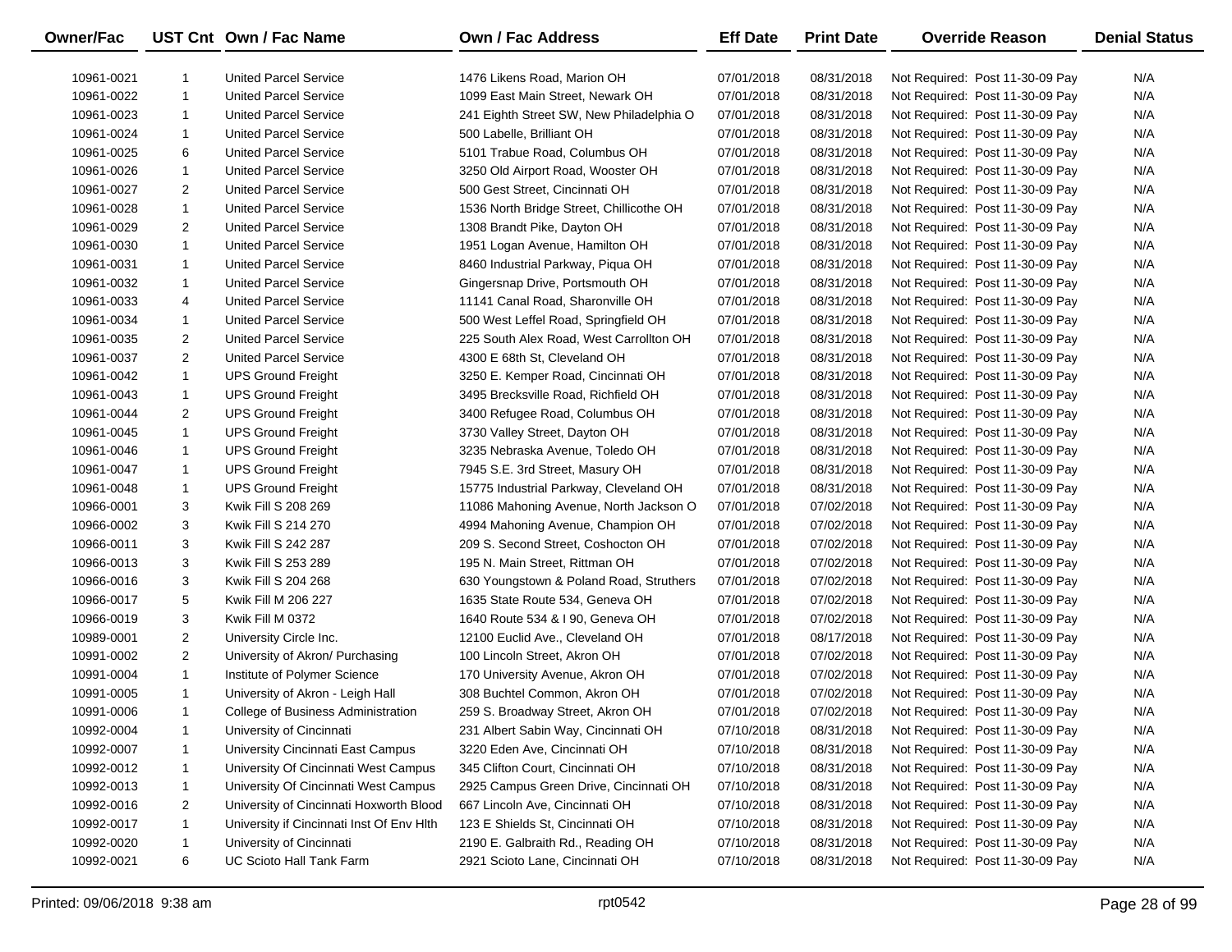| Owner/Fac | UST Cnt | Own / Fac Name | Own / Fac Address | Eff Date | Print Date | Override Reason | Denial Status |
|---|---|---|---|---|---|---|---|
| 10961-0021 | 1 | United Parcel Service | 1476 Likens Road, Marion OH | 07/01/2018 | 08/31/2018 | Not Required: Post 11-30-09 Pay | N/A |
| 10961-0022 | 1 | United Parcel Service | 1099 East Main Street, Newark OH | 07/01/2018 | 08/31/2018 | Not Required: Post 11-30-09 Pay | N/A |
| 10961-0023 | 1 | United Parcel Service | 241 Eighth Street SW, New Philadelphia O | 07/01/2018 | 08/31/2018 | Not Required: Post 11-30-09 Pay | N/A |
| 10961-0024 | 1 | United Parcel Service | 500 Labelle, Brilliant OH | 07/01/2018 | 08/31/2018 | Not Required: Post 11-30-09 Pay | N/A |
| 10961-0025 | 6 | United Parcel Service | 5101 Trabue Road, Columbus OH | 07/01/2018 | 08/31/2018 | Not Required: Post 11-30-09 Pay | N/A |
| 10961-0026 | 1 | United Parcel Service | 3250 Old Airport Road, Wooster OH | 07/01/2018 | 08/31/2018 | Not Required: Post 11-30-09 Pay | N/A |
| 10961-0027 | 2 | United Parcel Service | 500 Gest Street, Cincinnati OH | 07/01/2018 | 08/31/2018 | Not Required: Post 11-30-09 Pay | N/A |
| 10961-0028 | 1 | United Parcel Service | 1536 North Bridge Street, Chillicothe OH | 07/01/2018 | 08/31/2018 | Not Required: Post 11-30-09 Pay | N/A |
| 10961-0029 | 2 | United Parcel Service | 1308 Brandt Pike, Dayton OH | 07/01/2018 | 08/31/2018 | Not Required: Post 11-30-09 Pay | N/A |
| 10961-0030 | 1 | United Parcel Service | 1951 Logan Avenue, Hamilton OH | 07/01/2018 | 08/31/2018 | Not Required: Post 11-30-09 Pay | N/A |
| 10961-0031 | 1 | United Parcel Service | 8460 Industrial Parkway, Piqua OH | 07/01/2018 | 08/31/2018 | Not Required: Post 11-30-09 Pay | N/A |
| 10961-0032 | 1 | United Parcel Service | Gingersnap Drive, Portsmouth OH | 07/01/2018 | 08/31/2018 | Not Required: Post 11-30-09 Pay | N/A |
| 10961-0033 | 4 | United Parcel Service | 11141 Canal Road, Sharonville OH | 07/01/2018 | 08/31/2018 | Not Required: Post 11-30-09 Pay | N/A |
| 10961-0034 | 1 | United Parcel Service | 500 West Leffel Road, Springfield OH | 07/01/2018 | 08/31/2018 | Not Required: Post 11-30-09 Pay | N/A |
| 10961-0035 | 2 | United Parcel Service | 225 South Alex Road, West Carrollton OH | 07/01/2018 | 08/31/2018 | Not Required: Post 11-30-09 Pay | N/A |
| 10961-0037 | 2 | United Parcel Service | 4300 E 68th St, Cleveland OH | 07/01/2018 | 08/31/2018 | Not Required: Post 11-30-09 Pay | N/A |
| 10961-0042 | 1 | UPS Ground Freight | 3250 E. Kemper Road, Cincinnati OH | 07/01/2018 | 08/31/2018 | Not Required: Post 11-30-09 Pay | N/A |
| 10961-0043 | 1 | UPS Ground Freight | 3495 Brecksville Road, Richfield OH | 07/01/2018 | 08/31/2018 | Not Required: Post 11-30-09 Pay | N/A |
| 10961-0044 | 2 | UPS Ground Freight | 3400 Refugee Road, Columbus OH | 07/01/2018 | 08/31/2018 | Not Required: Post 11-30-09 Pay | N/A |
| 10961-0045 | 1 | UPS Ground Freight | 3730 Valley Street, Dayton OH | 07/01/2018 | 08/31/2018 | Not Required: Post 11-30-09 Pay | N/A |
| 10961-0046 | 1 | UPS Ground Freight | 3235 Nebraska Avenue, Toledo OH | 07/01/2018 | 08/31/2018 | Not Required: Post 11-30-09 Pay | N/A |
| 10961-0047 | 1 | UPS Ground Freight | 7945 S.E. 3rd Street, Masury OH | 07/01/2018 | 08/31/2018 | Not Required: Post 11-30-09 Pay | N/A |
| 10961-0048 | 1 | UPS Ground Freight | 15775 Industrial Parkway, Cleveland OH | 07/01/2018 | 08/31/2018 | Not Required: Post 11-30-09 Pay | N/A |
| 10966-0001 | 3 | Kwik Fill S 208 269 | 11086 Mahoning Avenue, North Jackson O | 07/01/2018 | 07/02/2018 | Not Required: Post 11-30-09 Pay | N/A |
| 10966-0002 | 3 | Kwik Fill S 214 270 | 4994 Mahoning Avenue, Champion OH | 07/01/2018 | 07/02/2018 | Not Required: Post 11-30-09 Pay | N/A |
| 10966-0011 | 3 | Kwik Fill S 242 287 | 209 S. Second Street, Coshocton OH | 07/01/2018 | 07/02/2018 | Not Required: Post 11-30-09 Pay | N/A |
| 10966-0013 | 3 | Kwik Fill S 253 289 | 195 N. Main Street, Rittman OH | 07/01/2018 | 07/02/2018 | Not Required: Post 11-30-09 Pay | N/A |
| 10966-0016 | 3 | Kwik Fill S 204 268 | 630 Youngstown & Poland Road, Struthers | 07/01/2018 | 07/02/2018 | Not Required: Post 11-30-09 Pay | N/A |
| 10966-0017 | 5 | Kwik Fill M 206 227 | 1635 State Route 534, Geneva OH | 07/01/2018 | 07/02/2018 | Not Required: Post 11-30-09 Pay | N/A |
| 10966-0019 | 3 | Kwik Fill M 0372 | 1640 Route 534 & I 90, Geneva OH | 07/01/2018 | 07/02/2018 | Not Required: Post 11-30-09 Pay | N/A |
| 10989-0001 | 2 | University Circle Inc. | 12100 Euclid Ave., Cleveland OH | 07/01/2018 | 08/17/2018 | Not Required: Post 11-30-09 Pay | N/A |
| 10991-0002 | 2 | University of Akron/ Purchasing | 100 Lincoln Street, Akron OH | 07/01/2018 | 07/02/2018 | Not Required: Post 11-30-09 Pay | N/A |
| 10991-0004 | 1 | Institute of Polymer Science | 170 University Avenue, Akron OH | 07/01/2018 | 07/02/2018 | Not Required: Post 11-30-09 Pay | N/A |
| 10991-0005 | 1 | University of Akron - Leigh Hall | 308 Buchtel Common, Akron OH | 07/01/2018 | 07/02/2018 | Not Required: Post 11-30-09 Pay | N/A |
| 10991-0006 | 1 | College of Business Administration | 259 S. Broadway Street, Akron OH | 07/01/2018 | 07/02/2018 | Not Required: Post 11-30-09 Pay | N/A |
| 10992-0004 | 1 | University of Cincinnati | 231 Albert Sabin Way, Cincinnati OH | 07/10/2018 | 08/31/2018 | Not Required: Post 11-30-09 Pay | N/A |
| 10992-0007 | 1 | University Cincinnati East Campus | 3220 Eden Ave, Cincinnati OH | 07/10/2018 | 08/31/2018 | Not Required: Post 11-30-09 Pay | N/A |
| 10992-0012 | 1 | University Of Cincinnati West Campus | 345 Clifton Court, Cincinnati OH | 07/10/2018 | 08/31/2018 | Not Required: Post 11-30-09 Pay | N/A |
| 10992-0013 | 1 | University Of Cincinnati West Campus | 2925 Campus Green Drive, Cincinnati OH | 07/10/2018 | 08/31/2018 | Not Required: Post 11-30-09 Pay | N/A |
| 10992-0016 | 2 | University of Cincinnati Hoxworth Blood | 667 Lincoln Ave, Cincinnati OH | 07/10/2018 | 08/31/2018 | Not Required: Post 11-30-09 Pay | N/A |
| 10992-0017 | 1 | University if Cincinnati Inst Of Env Hlth | 123 E Shields St, Cincinnati OH | 07/10/2018 | 08/31/2018 | Not Required: Post 11-30-09 Pay | N/A |
| 10992-0020 | 1 | University of Cincinnati | 2190 E. Galbraith Rd., Reading OH | 07/10/2018 | 08/31/2018 | Not Required: Post 11-30-09 Pay | N/A |
| 10992-0021 | 6 | UC Scioto Hall Tank Farm | 2921 Scioto Lane, Cincinnati OH | 07/10/2018 | 08/31/2018 | Not Required: Post 11-30-09 Pay | N/A |

Printed: 09/06/2018 9:38 am rpt0542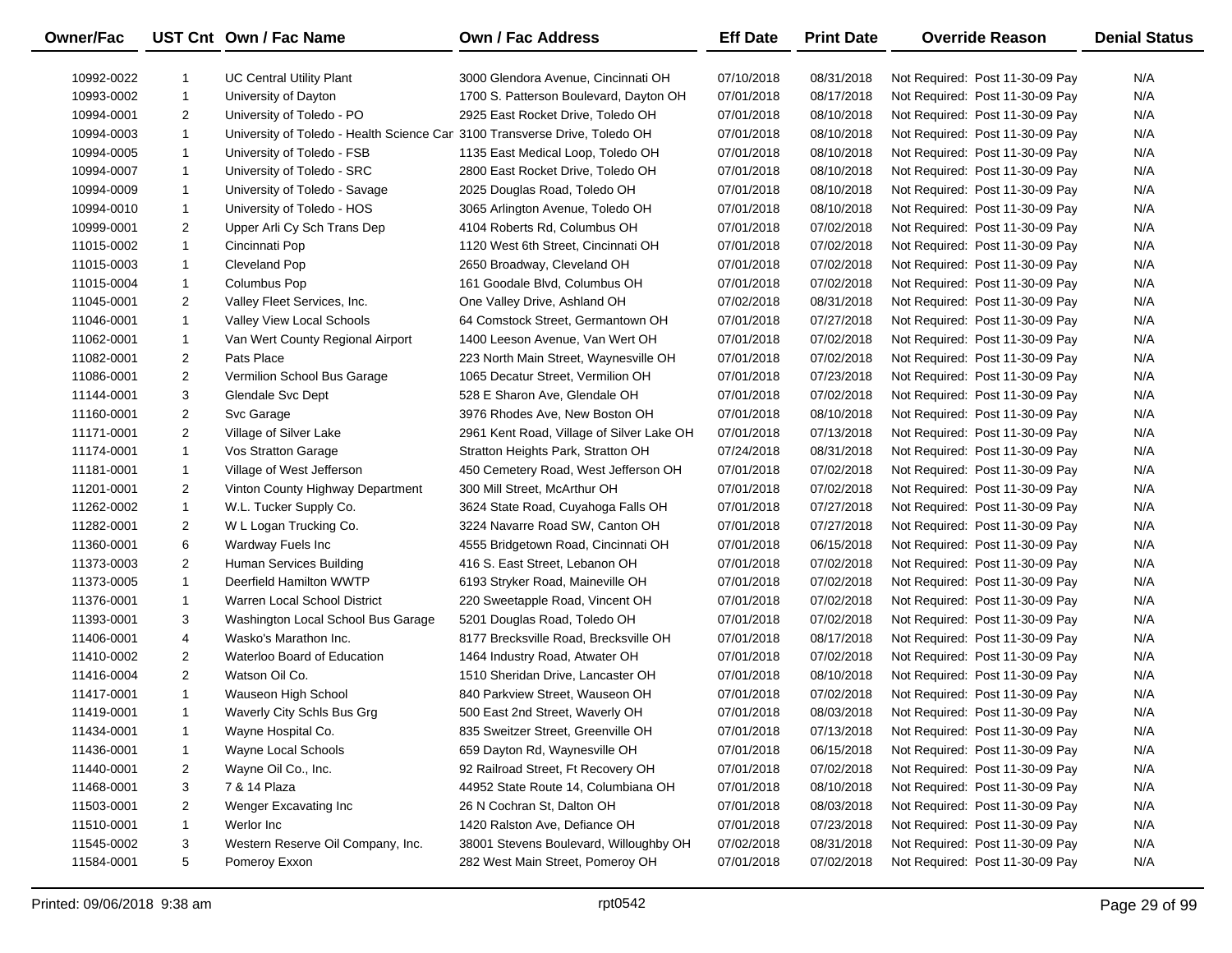| Owner/Fac | UST Cnt | Own / Fac Name | Own / Fac Address | Eff Date | Print Date | Override Reason | Denial Status |
|---|---|---|---|---|---|---|---|
| 10992-0022 | 1 | UC Central Utility Plant | 3000 Glendora Avenue, Cincinnati OH | 07/10/2018 | 08/31/2018 | Not Required: Post 11-30-09 Pay | N/A |
| 10993-0002 | 1 | University of Dayton | 1700 S. Patterson Boulevard, Dayton OH | 07/01/2018 | 08/17/2018 | Not Required: Post 11-30-09 Pay | N/A |
| 10994-0001 | 2 | University of Toledo - PO | 2925 East Rocket Drive, Toledo OH | 07/01/2018 | 08/10/2018 | Not Required: Post 11-30-09 Pay | N/A |
| 10994-0003 | 1 | University of Toledo - Health Science Car | 3100 Transverse Drive, Toledo OH | 07/01/2018 | 08/10/2018 | Not Required: Post 11-30-09 Pay | N/A |
| 10994-0005 | 1 | University of Toledo - FSB | 1135 East Medical Loop, Toledo OH | 07/01/2018 | 08/10/2018 | Not Required: Post 11-30-09 Pay | N/A |
| 10994-0007 | 1 | University of Toledo - SRC | 2800 East Rocket Drive, Toledo OH | 07/01/2018 | 08/10/2018 | Not Required: Post 11-30-09 Pay | N/A |
| 10994-0009 | 1 | University of Toledo - Savage | 2025 Douglas Road, Toledo OH | 07/01/2018 | 08/10/2018 | Not Required: Post 11-30-09 Pay | N/A |
| 10994-0010 | 1 | University of Toledo - HOS | 3065 Arlington Avenue, Toledo OH | 07/01/2018 | 08/10/2018 | Not Required: Post 11-30-09 Pay | N/A |
| 10999-0001 | 2 | Upper Arli Cy Sch Trans Dep | 4104 Roberts Rd, Columbus OH | 07/01/2018 | 07/02/2018 | Not Required: Post 11-30-09 Pay | N/A |
| 11015-0002 | 1 | Cincinnati Pop | 1120 West 6th Street, Cincinnati OH | 07/01/2018 | 07/02/2018 | Not Required: Post 11-30-09 Pay | N/A |
| 11015-0003 | 1 | Cleveland Pop | 2650 Broadway, Cleveland OH | 07/01/2018 | 07/02/2018 | Not Required: Post 11-30-09 Pay | N/A |
| 11015-0004 | 1 | Columbus Pop | 161 Goodale Blvd, Columbus OH | 07/01/2018 | 07/02/2018 | Not Required: Post 11-30-09 Pay | N/A |
| 11045-0001 | 2 | Valley Fleet Services, Inc. | One Valley Drive, Ashland OH | 07/02/2018 | 08/31/2018 | Not Required: Post 11-30-09 Pay | N/A |
| 11046-0001 | 1 | Valley View Local Schools | 64 Comstock Street, Germantown OH | 07/01/2018 | 07/27/2018 | Not Required: Post 11-30-09 Pay | N/A |
| 11062-0001 | 1 | Van Wert County Regional Airport | 1400 Leeson Avenue, Van Wert OH | 07/01/2018 | 07/02/2018 | Not Required: Post 11-30-09 Pay | N/A |
| 11082-0001 | 2 | Pats Place | 223 North Main Street, Waynesville OH | 07/01/2018 | 07/02/2018 | Not Required: Post 11-30-09 Pay | N/A |
| 11086-0001 | 2 | Vermilion School Bus Garage | 1065 Decatur Street, Vermilion OH | 07/01/2018 | 07/23/2018 | Not Required: Post 11-30-09 Pay | N/A |
| 11144-0001 | 3 | Glendale Svc Dept | 528 E Sharon Ave, Glendale OH | 07/01/2018 | 07/02/2018 | Not Required: Post 11-30-09 Pay | N/A |
| 11160-0001 | 2 | Svc Garage | 3976 Rhodes Ave, New Boston OH | 07/01/2018 | 08/10/2018 | Not Required: Post 11-30-09 Pay | N/A |
| 11171-0001 | 2 | Village of Silver Lake | 2961 Kent Road, Village of Silver Lake OH | 07/01/2018 | 07/13/2018 | Not Required: Post 11-30-09 Pay | N/A |
| 11174-0001 | 1 | Vos Stratton Garage | Stratton Heights Park, Stratton OH | 07/24/2018 | 08/31/2018 | Not Required: Post 11-30-09 Pay | N/A |
| 11181-0001 | 1 | Village of West Jefferson | 450 Cemetery Road, West Jefferson OH | 07/01/2018 | 07/02/2018 | Not Required: Post 11-30-09 Pay | N/A |
| 11201-0001 | 2 | Vinton County Highway Department | 300 Mill Street, McArthur OH | 07/01/2018 | 07/02/2018 | Not Required: Post 11-30-09 Pay | N/A |
| 11262-0002 | 1 | W.L. Tucker Supply Co. | 3624 State Road, Cuyahoga Falls OH | 07/01/2018 | 07/27/2018 | Not Required: Post 11-30-09 Pay | N/A |
| 11282-0001 | 2 | W L Logan Trucking Co. | 3224 Navarre Road SW, Canton OH | 07/01/2018 | 07/27/2018 | Not Required: Post 11-30-09 Pay | N/A |
| 11360-0001 | 6 | Wardway Fuels Inc | 4555 Bridgetown Road, Cincinnati OH | 07/01/2018 | 06/15/2018 | Not Required: Post 11-30-09 Pay | N/A |
| 11373-0003 | 2 | Human Services Building | 416 S. East Street, Lebanon OH | 07/01/2018 | 07/02/2018 | Not Required: Post 11-30-09 Pay | N/A |
| 11373-0005 | 1 | Deerfield Hamilton WWTP | 6193 Stryker Road, Maineville OH | 07/01/2018 | 07/02/2018 | Not Required: Post 11-30-09 Pay | N/A |
| 11376-0001 | 1 | Warren Local School District | 220 Sweetapple Road, Vincent OH | 07/01/2018 | 07/02/2018 | Not Required: Post 11-30-09 Pay | N/A |
| 11393-0001 | 3 | Washington Local School Bus Garage | 5201 Douglas Road, Toledo OH | 07/01/2018 | 07/02/2018 | Not Required: Post 11-30-09 Pay | N/A |
| 11406-0001 | 4 | Wasko's Marathon Inc. | 8177 Brecksville Road, Brecksville OH | 07/01/2018 | 08/17/2018 | Not Required: Post 11-30-09 Pay | N/A |
| 11410-0002 | 2 | Waterloo Board of Education | 1464 Industry Road, Atwater OH | 07/01/2018 | 07/02/2018 | Not Required: Post 11-30-09 Pay | N/A |
| 11416-0004 | 2 | Watson Oil Co. | 1510 Sheridan Drive, Lancaster OH | 07/01/2018 | 08/10/2018 | Not Required: Post 11-30-09 Pay | N/A |
| 11417-0001 | 1 | Wauseon High School | 840 Parkview Street, Wauseon OH | 07/01/2018 | 07/02/2018 | Not Required: Post 11-30-09 Pay | N/A |
| 11419-0001 | 1 | Waverly City Schls Bus Grg | 500 East 2nd Street, Waverly OH | 07/01/2018 | 08/03/2018 | Not Required: Post 11-30-09 Pay | N/A |
| 11434-0001 | 1 | Wayne Hospital Co. | 835 Sweitzer Street, Greenville OH | 07/01/2018 | 07/13/2018 | Not Required: Post 11-30-09 Pay | N/A |
| 11436-0001 | 1 | Wayne Local Schools | 659 Dayton Rd, Waynesville OH | 07/01/2018 | 06/15/2018 | Not Required: Post 11-30-09 Pay | N/A |
| 11440-0001 | 2 | Wayne Oil Co., Inc. | 92 Railroad Street, Ft Recovery OH | 07/01/2018 | 07/02/2018 | Not Required: Post 11-30-09 Pay | N/A |
| 11468-0001 | 3 | 7 & 14 Plaza | 44952 State Route 14, Columbiana OH | 07/01/2018 | 08/10/2018 | Not Required: Post 11-30-09 Pay | N/A |
| 11503-0001 | 2 | Wenger Excavating Inc | 26 N Cochran St, Dalton OH | 07/01/2018 | 08/03/2018 | Not Required: Post 11-30-09 Pay | N/A |
| 11510-0001 | 1 | Werlor Inc | 1420 Ralston Ave, Defiance OH | 07/01/2018 | 07/23/2018 | Not Required: Post 11-30-09 Pay | N/A |
| 11545-0002 | 3 | Western Reserve Oil Company, Inc. | 38001 Stevens Boulevard, Willoughby OH | 07/02/2018 | 08/31/2018 | Not Required: Post 11-30-09 Pay | N/A |
| 11584-0001 | 5 | Pomeroy Exxon | 282 West Main Street, Pomeroy OH | 07/01/2018 | 07/02/2018 | Not Required: Post 11-30-09 Pay | N/A |

Printed: 09/06/2018 9:38 am rpt0542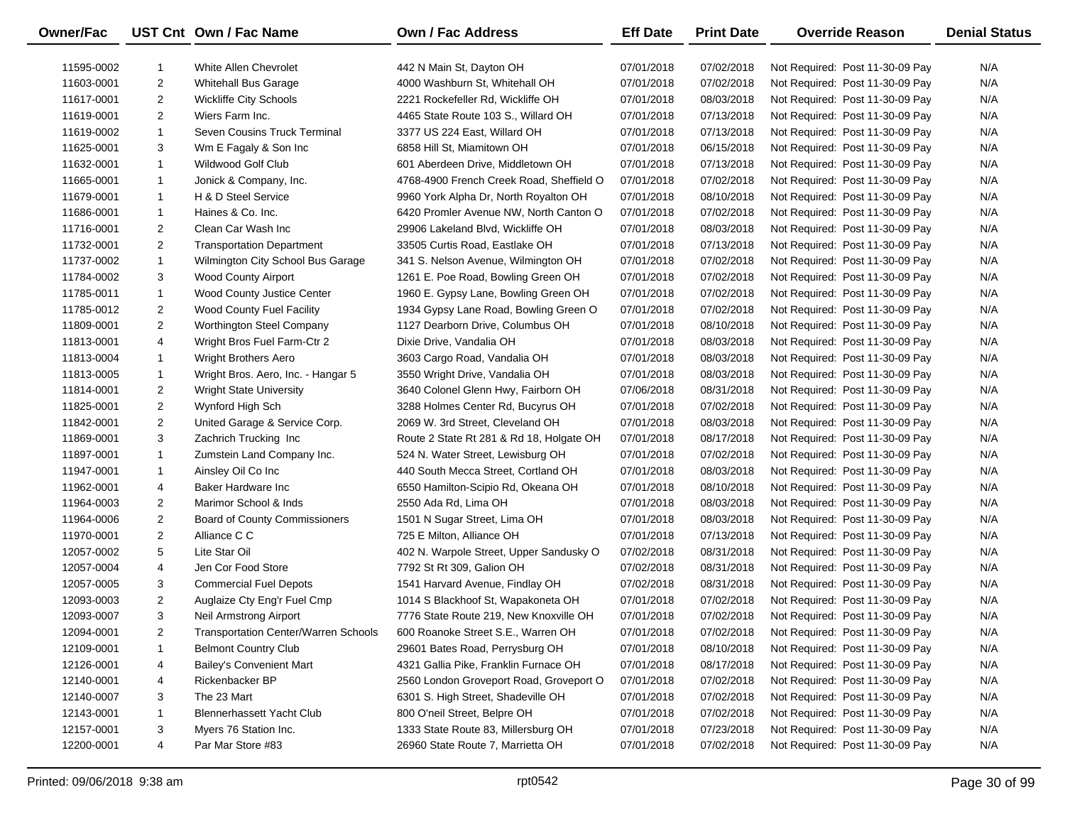| Owner/Fac | UST Cnt | Own / Fac Name | Own / Fac Address | Eff Date | Print Date | Override Reason | Denial Status |
|---|---|---|---|---|---|---|---|
| 11595-0002 | 1 | White Allen Chevrolet | 442 N Main St, Dayton OH | 07/01/2018 | 07/02/2018 | Not Required: Post 11-30-09 Pay | N/A |
| 11603-0001 | 2 | Whitehall Bus Garage | 4000 Washburn St, Whitehall OH | 07/01/2018 | 07/02/2018 | Not Required: Post 11-30-09 Pay | N/A |
| 11617-0001 | 2 | Wickliffe City Schools | 2221 Rockefeller Rd, Wickliffe OH | 07/01/2018 | 08/03/2018 | Not Required: Post 11-30-09 Pay | N/A |
| 11619-0001 | 2 | Wiers Farm Inc. | 4465 State Route 103 S., Willard OH | 07/01/2018 | 07/13/2018 | Not Required: Post 11-30-09 Pay | N/A |
| 11619-0002 | 1 | Seven Cousins Truck Terminal | 3377 US 224 East, Willard OH | 07/01/2018 | 07/13/2018 | Not Required: Post 11-30-09 Pay | N/A |
| 11625-0001 | 3 | Wm E Fagaly & Son Inc | 6858 Hill St, Miamitown OH | 07/01/2018 | 06/15/2018 | Not Required: Post 11-30-09 Pay | N/A |
| 11632-0001 | 1 | Wildwood Golf Club | 601 Aberdeen Drive, Middletown OH | 07/01/2018 | 07/13/2018 | Not Required: Post 11-30-09 Pay | N/A |
| 11665-0001 | 1 | Jonick & Company, Inc. | 4768-4900 French Creek Road, Sheffield O | 07/01/2018 | 07/02/2018 | Not Required: Post 11-30-09 Pay | N/A |
| 11679-0001 | 1 | H & D Steel Service | 9960 York Alpha Dr, North Royalton OH | 07/01/2018 | 08/10/2018 | Not Required: Post 11-30-09 Pay | N/A |
| 11686-0001 | 1 | Haines & Co. Inc. | 6420 Promler Avenue NW, North Canton O | 07/01/2018 | 07/02/2018 | Not Required: Post 11-30-09 Pay | N/A |
| 11716-0001 | 2 | Clean Car Wash Inc | 29906 Lakeland Blvd, Wickliffe OH | 07/01/2018 | 08/03/2018 | Not Required: Post 11-30-09 Pay | N/A |
| 11732-0001 | 2 | Transportation Department | 33505 Curtis Road, Eastlake OH | 07/01/2018 | 07/13/2018 | Not Required: Post 11-30-09 Pay | N/A |
| 11737-0002 | 1 | Wilmington City School Bus Garage | 341 S. Nelson Avenue, Wilmington OH | 07/01/2018 | 07/02/2018 | Not Required: Post 11-30-09 Pay | N/A |
| 11784-0002 | 3 | Wood County Airport | 1261 E. Poe Road, Bowling Green OH | 07/01/2018 | 07/02/2018 | Not Required: Post 11-30-09 Pay | N/A |
| 11785-0011 | 1 | Wood County Justice Center | 1960 E. Gypsy Lane, Bowling Green OH | 07/01/2018 | 07/02/2018 | Not Required: Post 11-30-09 Pay | N/A |
| 11785-0012 | 2 | Wood County Fuel Facility | 1934 Gypsy Lane Road, Bowling Green O | 07/01/2018 | 07/02/2018 | Not Required: Post 11-30-09 Pay | N/A |
| 11809-0001 | 2 | Worthington Steel Company | 1127 Dearborn Drive, Columbus OH | 07/01/2018 | 08/10/2018 | Not Required: Post 11-30-09 Pay | N/A |
| 11813-0001 | 4 | Wright Bros Fuel Farm-Ctr 2 | Dixie Drive, Vandalia OH | 07/01/2018 | 08/03/2018 | Not Required: Post 11-30-09 Pay | N/A |
| 11813-0004 | 1 | Wright Brothers Aero | 3603 Cargo Road, Vandalia OH | 07/01/2018 | 08/03/2018 | Not Required: Post 11-30-09 Pay | N/A |
| 11813-0005 | 1 | Wright Bros. Aero, Inc. - Hangar 5 | 3550 Wright Drive, Vandalia OH | 07/01/2018 | 08/03/2018 | Not Required: Post 11-30-09 Pay | N/A |
| 11814-0001 | 2 | Wright State University | 3640 Colonel Glenn Hwy, Fairborn OH | 07/06/2018 | 08/31/2018 | Not Required: Post 11-30-09 Pay | N/A |
| 11825-0001 | 2 | Wynford High Sch | 3288 Holmes Center Rd, Bucyrus OH | 07/01/2018 | 07/02/2018 | Not Required: Post 11-30-09 Pay | N/A |
| 11842-0001 | 2 | United Garage & Service Corp. | 2069 W. 3rd Street, Cleveland OH | 07/01/2018 | 08/03/2018 | Not Required: Post 11-30-09 Pay | N/A |
| 11869-0001 | 3 | Zachrich Trucking Inc | Route 2 State Rt 281 & Rd 18, Holgate OH | 07/01/2018 | 08/17/2018 | Not Required: Post 11-30-09 Pay | N/A |
| 11897-0001 | 1 | Zumstein Land Company Inc. | 524 N. Water Street, Lewisburg OH | 07/01/2018 | 07/02/2018 | Not Required: Post 11-30-09 Pay | N/A |
| 11947-0001 | 1 | Ainsley Oil Co Inc | 440 South Mecca Street, Cortland OH | 07/01/2018 | 08/03/2018 | Not Required: Post 11-30-09 Pay | N/A |
| 11962-0001 | 4 | Baker Hardware Inc | 6550 Hamilton-Scipio Rd, Okeana OH | 07/01/2018 | 08/10/2018 | Not Required: Post 11-30-09 Pay | N/A |
| 11964-0003 | 2 | Marimor School & Inds | 2550 Ada Rd, Lima OH | 07/01/2018 | 08/03/2018 | Not Required: Post 11-30-09 Pay | N/A |
| 11964-0006 | 2 | Board of County Commissioners | 1501 N Sugar Street, Lima OH | 07/01/2018 | 08/03/2018 | Not Required: Post 11-30-09 Pay | N/A |
| 11970-0001 | 2 | Alliance C C | 725 E Milton, Alliance OH | 07/01/2018 | 07/13/2018 | Not Required: Post 11-30-09 Pay | N/A |
| 12057-0002 | 5 | Lite Star Oil | 402 N. Warpole Street, Upper Sandusky O | 07/02/2018 | 08/31/2018 | Not Required: Post 11-30-09 Pay | N/A |
| 12057-0004 | 4 | Jen Cor Food Store | 7792 St Rt 309, Galion OH | 07/02/2018 | 08/31/2018 | Not Required: Post 11-30-09 Pay | N/A |
| 12057-0005 | 3 | Commercial Fuel Depots | 1541 Harvard Avenue, Findlay OH | 07/02/2018 | 08/31/2018 | Not Required: Post 11-30-09 Pay | N/A |
| 12093-0003 | 2 | Auglaize Cty Eng'r Fuel Cmp | 1014 S Blackhoof St, Wapakoneta OH | 07/01/2018 | 07/02/2018 | Not Required: Post 11-30-09 Pay | N/A |
| 12093-0007 | 3 | Neil Armstrong Airport | 7776 State Route 219, New Knoxville OH | 07/01/2018 | 07/02/2018 | Not Required: Post 11-30-09 Pay | N/A |
| 12094-0001 | 2 | Transportation Center/Warren Schools | 600 Roanoke Street S.E., Warren OH | 07/01/2018 | 07/02/2018 | Not Required: Post 11-30-09 Pay | N/A |
| 12109-0001 | 1 | Belmont Country Club | 29601 Bates Road, Perrysburg OH | 07/01/2018 | 08/10/2018 | Not Required: Post 11-30-09 Pay | N/A |
| 12126-0001 | 4 | Bailey's Convenient Mart | 4321 Gallia Pike, Franklin Furnace OH | 07/01/2018 | 08/17/2018 | Not Required: Post 11-30-09 Pay | N/A |
| 12140-0001 | 4 | Rickenbacker BP | 2560 London Groveport Road, Groveport O | 07/01/2018 | 07/02/2018 | Not Required: Post 11-30-09 Pay | N/A |
| 12140-0007 | 3 | The 23 Mart | 6301 S. High Street, Shadeville OH | 07/01/2018 | 07/02/2018 | Not Required: Post 11-30-09 Pay | N/A |
| 12143-0001 | 1 | Blennerhassett Yacht Club | 800 O'neil Street, Belpre OH | 07/01/2018 | 07/02/2018 | Not Required: Post 11-30-09 Pay | N/A |
| 12157-0001 | 3 | Myers 76 Station Inc. | 1333 State Route 83, Millersburg OH | 07/01/2018 | 07/23/2018 | Not Required: Post 11-30-09 Pay | N/A |
| 12200-0001 | 4 | Par Mar Store #83 | 26960 State Route 7, Marrietta OH | 07/01/2018 | 07/02/2018 | Not Required: Post 11-30-09 Pay | N/A |

Printed: 09/06/2018 9:38 am rpt0542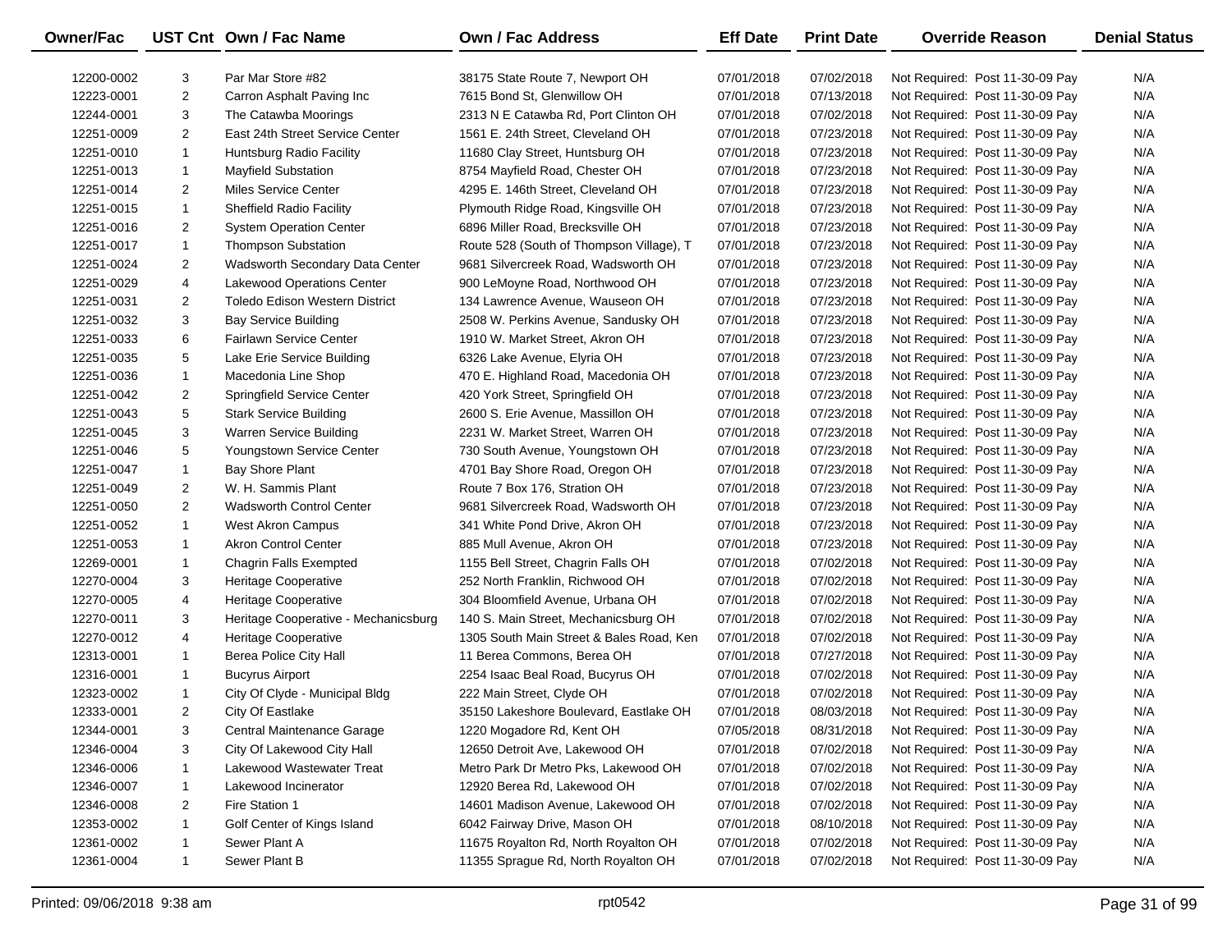| Owner/Fac | UST Cnt | Own / Fac Name | Own / Fac Address | Eff Date | Print Date | Override Reason | Denial Status |
|---|---|---|---|---|---|---|---|
| 12200-0002 | 3 | Par Mar Store #82 | 38175 State Route 7, Newport OH | 07/01/2018 | 07/02/2018 | Not Required: Post 11-30-09 Pay | N/A |
| 12223-0001 | 2 | Carron Asphalt Paving Inc | 7615 Bond St, Glenwillow OH | 07/01/2018 | 07/13/2018 | Not Required: Post 11-30-09 Pay | N/A |
| 12244-0001 | 3 | The Catawba Moorings | 2313 N E Catawba Rd, Port Clinton OH | 07/01/2018 | 07/02/2018 | Not Required: Post 11-30-09 Pay | N/A |
| 12251-0009 | 2 | East 24th Street Service Center | 1561 E. 24th Street, Cleveland OH | 07/01/2018 | 07/23/2018 | Not Required: Post 11-30-09 Pay | N/A |
| 12251-0010 | 1 | Huntsburg Radio Facility | 11680 Clay Street, Huntsburg OH | 07/01/2018 | 07/23/2018 | Not Required: Post 11-30-09 Pay | N/A |
| 12251-0013 | 1 | Mayfield Substation | 8754 Mayfield Road, Chester OH | 07/01/2018 | 07/23/2018 | Not Required: Post 11-30-09 Pay | N/A |
| 12251-0014 | 2 | Miles Service Center | 4295 E. 146th Street, Cleveland OH | 07/01/2018 | 07/23/2018 | Not Required: Post 11-30-09 Pay | N/A |
| 12251-0015 | 1 | Sheffield Radio Facility | Plymouth Ridge Road, Kingsville OH | 07/01/2018 | 07/23/2018 | Not Required: Post 11-30-09 Pay | N/A |
| 12251-0016 | 2 | System Operation Center | 6896 Miller Road, Brecksville OH | 07/01/2018 | 07/23/2018 | Not Required: Post 11-30-09 Pay | N/A |
| 12251-0017 | 1 | Thompson Substation | Route 528 (South of Thompson Village), T | 07/01/2018 | 07/23/2018 | Not Required: Post 11-30-09 Pay | N/A |
| 12251-0024 | 2 | Wadsworth Secondary Data Center | 9681 Silvercreek Road, Wadsworth OH | 07/01/2018 | 07/23/2018 | Not Required: Post 11-30-09 Pay | N/A |
| 12251-0029 | 4 | Lakewood Operations Center | 900 LeMoyne Road, Northwood OH | 07/01/2018 | 07/23/2018 | Not Required: Post 11-30-09 Pay | N/A |
| 12251-0031 | 2 | Toledo Edison Western District | 134 Lawrence Avenue, Wauseon OH | 07/01/2018 | 07/23/2018 | Not Required: Post 11-30-09 Pay | N/A |
| 12251-0032 | 3 | Bay Service Building | 2508 W. Perkins Avenue, Sandusky OH | 07/01/2018 | 07/23/2018 | Not Required: Post 11-30-09 Pay | N/A |
| 12251-0033 | 6 | Fairlawn Service Center | 1910 W. Market Street, Akron OH | 07/01/2018 | 07/23/2018 | Not Required: Post 11-30-09 Pay | N/A |
| 12251-0035 | 5 | Lake Erie Service Building | 6326 Lake Avenue, Elyria OH | 07/01/2018 | 07/23/2018 | Not Required: Post 11-30-09 Pay | N/A |
| 12251-0036 | 1 | Macedonia Line Shop | 470 E. Highland Road, Macedonia OH | 07/01/2018 | 07/23/2018 | Not Required: Post 11-30-09 Pay | N/A |
| 12251-0042 | 2 | Springfield Service Center | 420 York Street, Springfield OH | 07/01/2018 | 07/23/2018 | Not Required: Post 11-30-09 Pay | N/A |
| 12251-0043 | 5 | Stark Service Building | 2600 S. Erie Avenue, Massillon OH | 07/01/2018 | 07/23/2018 | Not Required: Post 11-30-09 Pay | N/A |
| 12251-0045 | 3 | Warren Service Building | 2231 W. Market Street, Warren OH | 07/01/2018 | 07/23/2018 | Not Required: Post 11-30-09 Pay | N/A |
| 12251-0046 | 5 | Youngstown Service Center | 730 South Avenue, Youngstown OH | 07/01/2018 | 07/23/2018 | Not Required: Post 11-30-09 Pay | N/A |
| 12251-0047 | 1 | Bay Shore Plant | 4701 Bay Shore Road, Oregon OH | 07/01/2018 | 07/23/2018 | Not Required: Post 11-30-09 Pay | N/A |
| 12251-0049 | 2 | W. H. Sammis Plant | Route 7 Box 176, Stration OH | 07/01/2018 | 07/23/2018 | Not Required: Post 11-30-09 Pay | N/A |
| 12251-0050 | 2 | Wadsworth Control Center | 9681 Silvercreek Road, Wadsworth OH | 07/01/2018 | 07/23/2018 | Not Required: Post 11-30-09 Pay | N/A |
| 12251-0052 | 1 | West Akron Campus | 341 White Pond Drive, Akron OH | 07/01/2018 | 07/23/2018 | Not Required: Post 11-30-09 Pay | N/A |
| 12251-0053 | 1 | Akron Control Center | 885 Mull Avenue, Akron OH | 07/01/2018 | 07/23/2018 | Not Required: Post 11-30-09 Pay | N/A |
| 12269-0001 | 1 | Chagrin Falls Exempted | 1155 Bell Street, Chagrin Falls OH | 07/01/2018 | 07/02/2018 | Not Required: Post 11-30-09 Pay | N/A |
| 12270-0004 | 3 | Heritage Cooperative | 252 North Franklin, Richwood OH | 07/01/2018 | 07/02/2018 | Not Required: Post 11-30-09 Pay | N/A |
| 12270-0005 | 4 | Heritage Cooperative | 304 Bloomfield Avenue, Urbana OH | 07/01/2018 | 07/02/2018 | Not Required: Post 11-30-09 Pay | N/A |
| 12270-0011 | 3 | Heritage Cooperative - Mechanicsburg | 140 S. Main Street, Mechanicsburg OH | 07/01/2018 | 07/02/2018 | Not Required: Post 11-30-09 Pay | N/A |
| 12270-0012 | 4 | Heritage Cooperative | 1305 South Main Street & Bales Road, Ken | 07/01/2018 | 07/02/2018 | Not Required: Post 11-30-09 Pay | N/A |
| 12313-0001 | 1 | Berea Police City Hall | 11 Berea Commons, Berea OH | 07/01/2018 | 07/27/2018 | Not Required: Post 11-30-09 Pay | N/A |
| 12316-0001 | 1 | Bucyrus Airport | 2254 Isaac Beal Road, Bucyrus OH | 07/01/2018 | 07/02/2018 | Not Required: Post 11-30-09 Pay | N/A |
| 12323-0002 | 1 | City Of Clyde - Municipal Bldg | 222 Main Street, Clyde OH | 07/01/2018 | 07/02/2018 | Not Required: Post 11-30-09 Pay | N/A |
| 12333-0001 | 2 | City Of Eastlake | 35150 Lakeshore Boulevard, Eastlake OH | 07/01/2018 | 08/03/2018 | Not Required: Post 11-30-09 Pay | N/A |
| 12344-0001 | 3 | Central Maintenance Garage | 1220 Mogadore Rd, Kent OH | 07/05/2018 | 08/31/2018 | Not Required: Post 11-30-09 Pay | N/A |
| 12346-0004 | 3 | City Of Lakewood City Hall | 12650 Detroit Ave, Lakewood OH | 07/01/2018 | 07/02/2018 | Not Required: Post 11-30-09 Pay | N/A |
| 12346-0006 | 1 | Lakewood Wastewater Treat | Metro Park Dr Metro Pks, Lakewood OH | 07/01/2018 | 07/02/2018 | Not Required: Post 11-30-09 Pay | N/A |
| 12346-0007 | 1 | Lakewood Incinerator | 12920 Berea Rd, Lakewood OH | 07/01/2018 | 07/02/2018 | Not Required: Post 11-30-09 Pay | N/A |
| 12346-0008 | 2 | Fire Station 1 | 14601 Madison Avenue, Lakewood OH | 07/01/2018 | 07/02/2018 | Not Required: Post 11-30-09 Pay | N/A |
| 12353-0002 | 1 | Golf Center of Kings Island | 6042 Fairway Drive, Mason OH | 07/01/2018 | 08/10/2018 | Not Required: Post 11-30-09 Pay | N/A |
| 12361-0002 | 1 | Sewer Plant A | 11675 Royalton Rd, North Royalton OH | 07/01/2018 | 07/02/2018 | Not Required: Post 11-30-09 Pay | N/A |
| 12361-0004 | 1 | Sewer Plant B | 11355 Sprague Rd, North Royalton OH | 07/01/2018 | 07/02/2018 | Not Required: Post 11-30-09 Pay | N/A |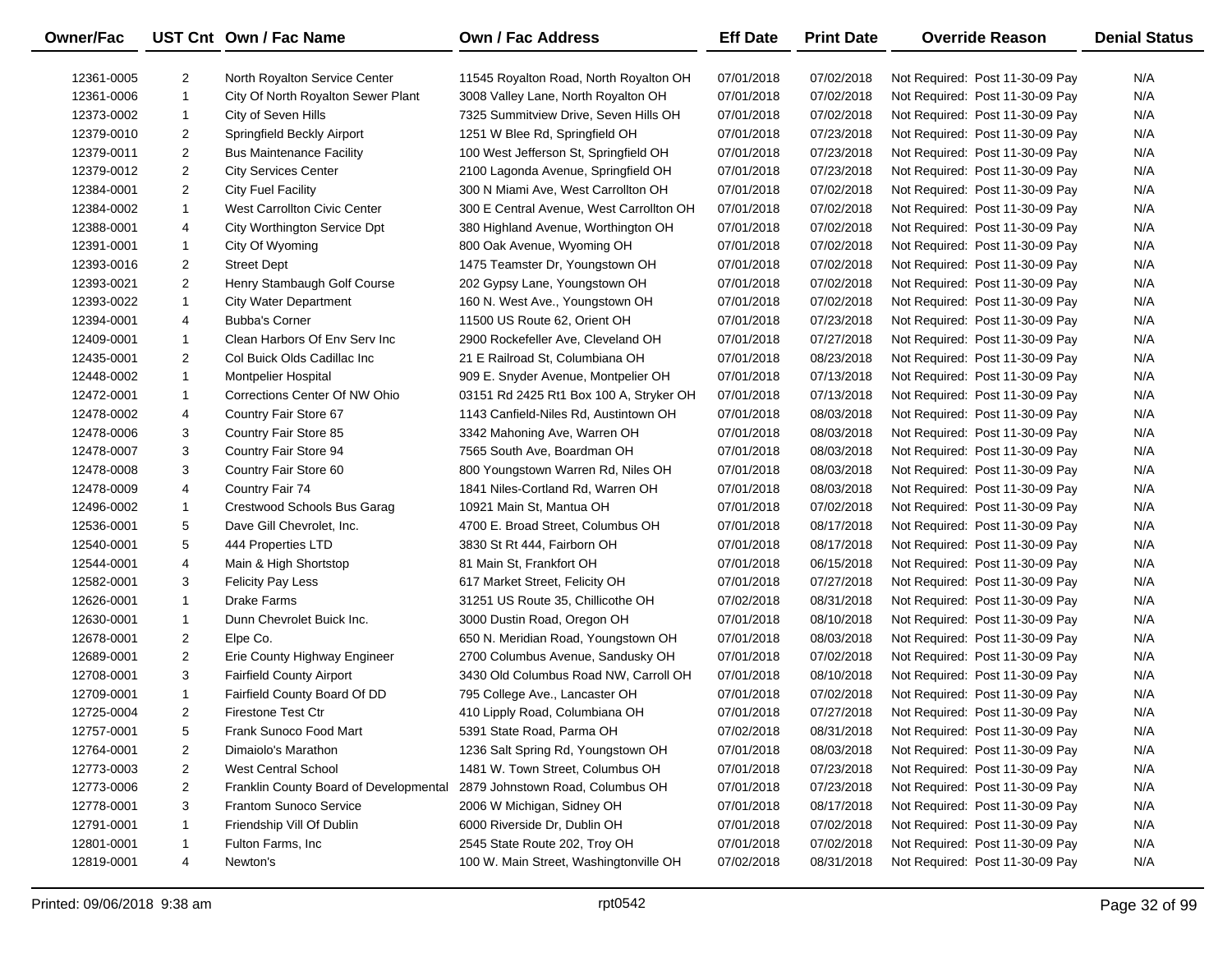| Owner/Fac | UST Cnt | Own / Fac Name | Own / Fac Address | Eff Date | Print Date | Override Reason | Denial Status |
|---|---|---|---|---|---|---|---|
| 12361-0005 | 2 | North Royalton Service Center | 11545 Royalton Road, North Royalton OH | 07/01/2018 | 07/02/2018 | Not Required: Post 11-30-09 Pay | N/A |
| 12361-0006 | 1 | City Of North Royalton Sewer Plant | 3008 Valley Lane, North Royalton OH | 07/01/2018 | 07/02/2018 | Not Required: Post 11-30-09 Pay | N/A |
| 12373-0002 | 1 | City of Seven Hills | 7325 Summitview Drive, Seven Hills OH | 07/01/2018 | 07/02/2018 | Not Required: Post 11-30-09 Pay | N/A |
| 12379-0010 | 2 | Springfield Beckly Airport | 1251 W Blee Rd, Springfield OH | 07/01/2018 | 07/23/2018 | Not Required: Post 11-30-09 Pay | N/A |
| 12379-0011 | 2 | Bus Maintenance Facility | 100 West Jefferson St, Springfield OH | 07/01/2018 | 07/23/2018 | Not Required: Post 11-30-09 Pay | N/A |
| 12379-0012 | 2 | City Services Center | 2100 Lagonda Avenue, Springfield OH | 07/01/2018 | 07/23/2018 | Not Required: Post 11-30-09 Pay | N/A |
| 12384-0001 | 2 | City Fuel Facility | 300 N Miami Ave, West Carrollton OH | 07/01/2018 | 07/02/2018 | Not Required: Post 11-30-09 Pay | N/A |
| 12384-0002 | 1 | West Carrollton Civic Center | 300 E Central Avenue, West Carrollton OH | 07/01/2018 | 07/02/2018 | Not Required: Post 11-30-09 Pay | N/A |
| 12388-0001 | 4 | City Worthington Service Dpt | 380 Highland Avenue, Worthington OH | 07/01/2018 | 07/02/2018 | Not Required: Post 11-30-09 Pay | N/A |
| 12391-0001 | 1 | City Of Wyoming | 800 Oak Avenue, Wyoming OH | 07/01/2018 | 07/02/2018 | Not Required: Post 11-30-09 Pay | N/A |
| 12393-0016 | 2 | Street Dept | 1475 Teamster Dr, Youngstown OH | 07/01/2018 | 07/02/2018 | Not Required: Post 11-30-09 Pay | N/A |
| 12393-0021 | 2 | Henry Stambaugh Golf Course | 202 Gypsy Lane, Youngstown OH | 07/01/2018 | 07/02/2018 | Not Required: Post 11-30-09 Pay | N/A |
| 12393-0022 | 1 | City Water Department | 160 N. West Ave., Youngstown OH | 07/01/2018 | 07/02/2018 | Not Required: Post 11-30-09 Pay | N/A |
| 12394-0001 | 4 | Bubba's Corner | 11500 US Route 62, Orient OH | 07/01/2018 | 07/23/2018 | Not Required: Post 11-30-09 Pay | N/A |
| 12409-0001 | 1 | Clean Harbors Of Env Serv Inc | 2900 Rockefeller Ave, Cleveland OH | 07/01/2018 | 07/27/2018 | Not Required: Post 11-30-09 Pay | N/A |
| 12435-0001 | 2 | Col Buick Olds Cadillac Inc | 21 E Railroad St, Columbiana OH | 07/01/2018 | 08/23/2018 | Not Required: Post 11-30-09 Pay | N/A |
| 12448-0002 | 1 | Montpelier Hospital | 909 E. Snyder Avenue, Montpelier OH | 07/01/2018 | 07/13/2018 | Not Required: Post 11-30-09 Pay | N/A |
| 12472-0001 | 1 | Corrections Center Of NW Ohio | 03151 Rd 2425 Rt1 Box 100 A, Stryker OH | 07/01/2018 | 07/13/2018 | Not Required: Post 11-30-09 Pay | N/A |
| 12478-0002 | 4 | Country Fair Store 67 | 1143 Canfield-Niles Rd, Austintown OH | 07/01/2018 | 08/03/2018 | Not Required: Post 11-30-09 Pay | N/A |
| 12478-0006 | 3 | Country Fair Store 85 | 3342 Mahoning Ave, Warren OH | 07/01/2018 | 08/03/2018 | Not Required: Post 11-30-09 Pay | N/A |
| 12478-0007 | 3 | Country Fair Store 94 | 7565 South Ave, Boardman OH | 07/01/2018 | 08/03/2018 | Not Required: Post 11-30-09 Pay | N/A |
| 12478-0008 | 3 | Country Fair Store 60 | 800 Youngstown Warren Rd, Niles OH | 07/01/2018 | 08/03/2018 | Not Required: Post 11-30-09 Pay | N/A |
| 12478-0009 | 4 | Country Fair 74 | 1841 Niles-Cortland Rd, Warren OH | 07/01/2018 | 08/03/2018 | Not Required: Post 11-30-09 Pay | N/A |
| 12496-0002 | 1 | Crestwood Schools Bus Garag | 10921 Main St, Mantua OH | 07/01/2018 | 07/02/2018 | Not Required: Post 11-30-09 Pay | N/A |
| 12536-0001 | 5 | Dave Gill Chevrolet, Inc. | 4700 E. Broad Street, Columbus OH | 07/01/2018 | 08/17/2018 | Not Required: Post 11-30-09 Pay | N/A |
| 12540-0001 | 5 | 444 Properties LTD | 3830 St Rt 444, Fairborn OH | 07/01/2018 | 08/17/2018 | Not Required: Post 11-30-09 Pay | N/A |
| 12544-0001 | 4 | Main & High Shortstop | 81 Main St, Frankfort OH | 07/01/2018 | 06/15/2018 | Not Required: Post 11-30-09 Pay | N/A |
| 12582-0001 | 3 | Felicity Pay Less | 617 Market Street, Felicity OH | 07/01/2018 | 07/27/2018 | Not Required: Post 11-30-09 Pay | N/A |
| 12626-0001 | 1 | Drake Farms | 31251 US Route 35, Chillicothe OH | 07/02/2018 | 08/31/2018 | Not Required: Post 11-30-09 Pay | N/A |
| 12630-0001 | 1 | Dunn Chevrolet Buick Inc. | 3000 Dustin Road, Oregon OH | 07/01/2018 | 08/10/2018 | Not Required: Post 11-30-09 Pay | N/A |
| 12678-0001 | 2 | Elpe Co. | 650 N. Meridian Road, Youngstown OH | 07/01/2018 | 08/03/2018 | Not Required: Post 11-30-09 Pay | N/A |
| 12689-0001 | 2 | Erie County Highway Engineer | 2700 Columbus Avenue, Sandusky OH | 07/01/2018 | 07/02/2018 | Not Required: Post 11-30-09 Pay | N/A |
| 12708-0001 | 3 | Fairfield County Airport | 3430 Old Columbus Road NW, Carroll OH | 07/01/2018 | 08/10/2018 | Not Required: Post 11-30-09 Pay | N/A |
| 12709-0001 | 1 | Fairfield County Board Of DD | 795 College Ave., Lancaster OH | 07/01/2018 | 07/02/2018 | Not Required: Post 11-30-09 Pay | N/A |
| 12725-0004 | 2 | Firestone Test Ctr | 410 Lipply Road, Columbiana OH | 07/01/2018 | 07/27/2018 | Not Required: Post 11-30-09 Pay | N/A |
| 12757-0001 | 5 | Frank Sunoco Food Mart | 5391 State Road, Parma OH | 07/02/2018 | 08/31/2018 | Not Required: Post 11-30-09 Pay | N/A |
| 12764-0001 | 2 | Dimaiolo's Marathon | 1236 Salt Spring Rd, Youngstown OH | 07/01/2018 | 08/03/2018 | Not Required: Post 11-30-09 Pay | N/A |
| 12773-0003 | 2 | West Central School | 1481 W. Town Street, Columbus OH | 07/01/2018 | 07/23/2018 | Not Required: Post 11-30-09 Pay | N/A |
| 12773-0006 | 2 | Franklin County Board of Developmental | 2879 Johnstown Road, Columbus OH | 07/01/2018 | 07/23/2018 | Not Required: Post 11-30-09 Pay | N/A |
| 12778-0001 | 3 | Frantom Sunoco Service | 2006 W Michigan, Sidney OH | 07/01/2018 | 08/17/2018 | Not Required: Post 11-30-09 Pay | N/A |
| 12791-0001 | 1 | Friendship Vill Of Dublin | 6000 Riverside Dr, Dublin OH | 07/01/2018 | 07/02/2018 | Not Required: Post 11-30-09 Pay | N/A |
| 12801-0001 | 1 | Fulton Farms, Inc | 2545 State Route 202, Troy OH | 07/01/2018 | 07/02/2018 | Not Required: Post 11-30-09 Pay | N/A |
| 12819-0001 | 4 | Newton's | 100 W. Main Street, Washingtonville OH | 07/02/2018 | 08/31/2018 | Not Required: Post 11-30-09 Pay | N/A |

Printed: 09/06/2018 9:38 am | rpt0542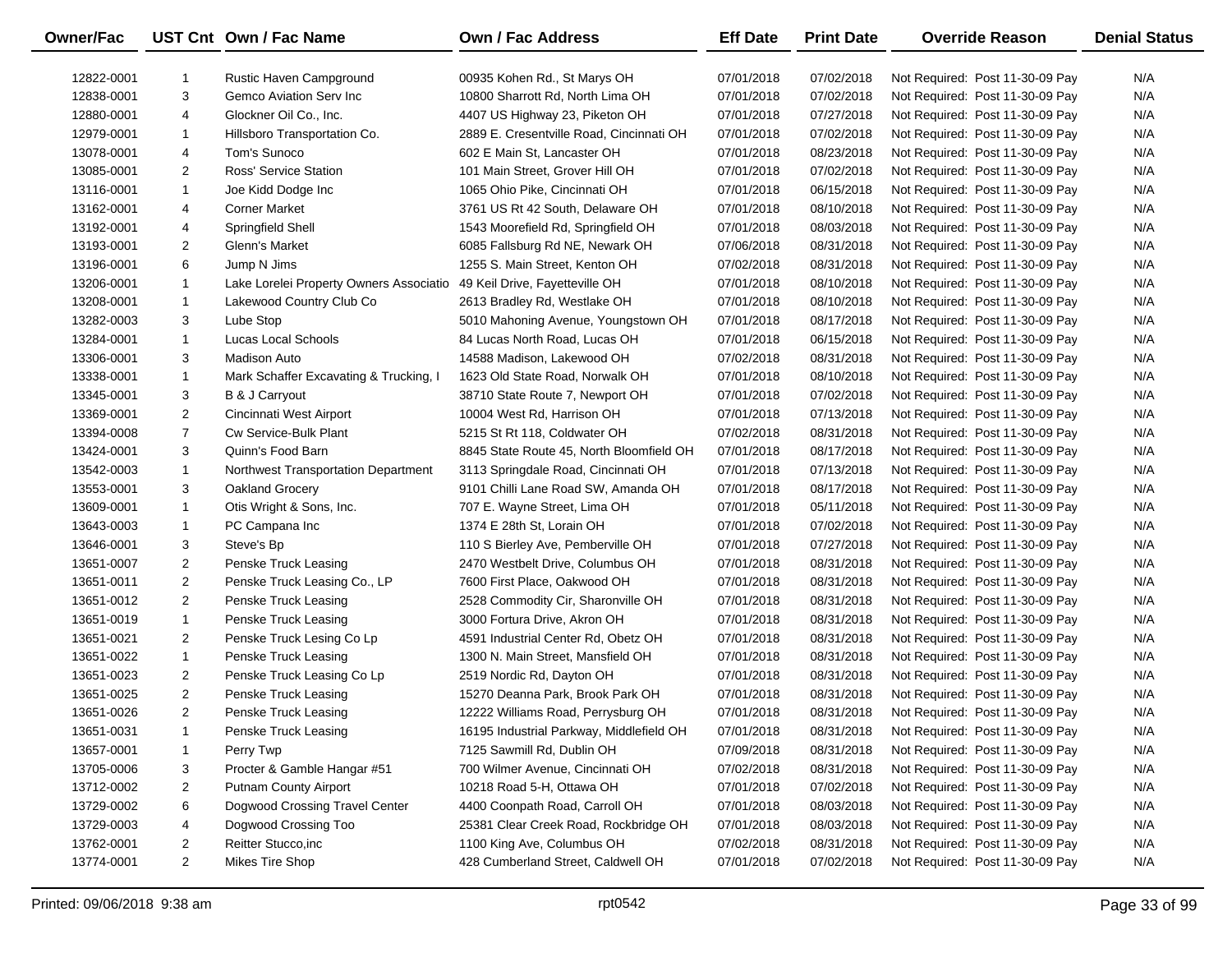| Owner/Fac | UST Cnt | Own / Fac Name | Own / Fac Address | Eff Date | Print Date | Override Reason | Denial Status |
|---|---|---|---|---|---|---|---|
| 12822-0001 | 1 | Rustic Haven Campground | 00935 Kohen Rd., St Marys OH | 07/01/2018 | 07/02/2018 | Not Required: Post 11-30-09 Pay | N/A |
| 12838-0001 | 3 | Gemco Aviation Serv Inc | 10800 Sharrott Rd, North Lima OH | 07/01/2018 | 07/02/2018 | Not Required: Post 11-30-09 Pay | N/A |
| 12880-0001 | 4 | Glockner Oil Co., Inc. | 4407 US Highway 23, Piketon OH | 07/01/2018 | 07/27/2018 | Not Required: Post 11-30-09 Pay | N/A |
| 12979-0001 | 1 | Hillsboro Transportation Co. | 2889 E. Cresentville Road, Cincinnati OH | 07/01/2018 | 07/02/2018 | Not Required: Post 11-30-09 Pay | N/A |
| 13078-0001 | 4 | Tom's Sunoco | 602 E Main St, Lancaster OH | 07/01/2018 | 08/23/2018 | Not Required: Post 11-30-09 Pay | N/A |
| 13085-0001 | 2 | Ross' Service Station | 101 Main Street, Grover Hill OH | 07/01/2018 | 07/02/2018 | Not Required: Post 11-30-09 Pay | N/A |
| 13116-0001 | 1 | Joe Kidd Dodge Inc | 1065 Ohio Pike, Cincinnati OH | 07/01/2018 | 06/15/2018 | Not Required: Post 11-30-09 Pay | N/A |
| 13162-0001 | 4 | Corner Market | 3761 US Rt 42 South, Delaware OH | 07/01/2018 | 08/10/2018 | Not Required: Post 11-30-09 Pay | N/A |
| 13192-0001 | 4 | Springfield Shell | 1543 Moorefield Rd, Springfield OH | 07/01/2018 | 08/03/2018 | Not Required: Post 11-30-09 Pay | N/A |
| 13193-0001 | 2 | Glenn's Market | 6085 Fallsburg Rd NE, Newark OH | 07/06/2018 | 08/31/2018 | Not Required: Post 11-30-09 Pay | N/A |
| 13196-0001 | 6 | Jump N Jims | 1255 S. Main Street, Kenton OH | 07/02/2018 | 08/31/2018 | Not Required: Post 11-30-09 Pay | N/A |
| 13206-0001 | 1 | Lake Lorelei Property Owners Associatio | 49 Keil Drive, Fayetteville OH | 07/01/2018 | 08/10/2018 | Not Required: Post 11-30-09 Pay | N/A |
| 13208-0001 | 1 | Lakewood Country Club Co | 2613 Bradley Rd, Westlake OH | 07/01/2018 | 08/10/2018 | Not Required: Post 11-30-09 Pay | N/A |
| 13282-0003 | 3 | Lube Stop | 5010 Mahoning Avenue, Youngstown OH | 07/01/2018 | 08/17/2018 | Not Required: Post 11-30-09 Pay | N/A |
| 13284-0001 | 1 | Lucas Local Schools | 84 Lucas North Road, Lucas OH | 07/01/2018 | 06/15/2018 | Not Required: Post 11-30-09 Pay | N/A |
| 13306-0001 | 3 | Madison Auto | 14588 Madison, Lakewood OH | 07/02/2018 | 08/31/2018 | Not Required: Post 11-30-09 Pay | N/A |
| 13338-0001 | 1 | Mark Schaffer Excavating & Trucking, I | 1623 Old State Road, Norwalk OH | 07/01/2018 | 08/10/2018 | Not Required: Post 11-30-09 Pay | N/A |
| 13345-0001 | 3 | B & J Carryout | 38710 State Route 7, Newport OH | 07/01/2018 | 07/02/2018 | Not Required: Post 11-30-09 Pay | N/A |
| 13369-0001 | 2 | Cincinnati West Airport | 10004 West Rd, Harrison OH | 07/01/2018 | 07/13/2018 | Not Required: Post 11-30-09 Pay | N/A |
| 13394-0008 | 7 | Cw Service-Bulk Plant | 5215 St Rt 118, Coldwater OH | 07/02/2018 | 08/31/2018 | Not Required: Post 11-30-09 Pay | N/A |
| 13424-0001 | 3 | Quinn's Food Barn | 8845 State Route 45, North Bloomfield OH | 07/01/2018 | 08/17/2018 | Not Required: Post 11-30-09 Pay | N/A |
| 13542-0003 | 1 | Northwest Transportation Department | 3113 Springdale Road, Cincinnati OH | 07/01/2018 | 07/13/2018 | Not Required: Post 11-30-09 Pay | N/A |
| 13553-0001 | 3 | Oakland Grocery | 9101 Chilli Lane Road SW, Amanda OH | 07/01/2018 | 08/17/2018 | Not Required: Post 11-30-09 Pay | N/A |
| 13609-0001 | 1 | Otis Wright & Sons, Inc. | 707 E. Wayne Street, Lima OH | 07/01/2018 | 05/11/2018 | Not Required: Post 11-30-09 Pay | N/A |
| 13643-0003 | 1 | PC Campana Inc | 1374 E 28th St, Lorain OH | 07/01/2018 | 07/02/2018 | Not Required: Post 11-30-09 Pay | N/A |
| 13646-0001 | 3 | Steve's Bp | 110 S Bierley Ave, Pemberville OH | 07/01/2018 | 07/27/2018 | Not Required: Post 11-30-09 Pay | N/A |
| 13651-0007 | 2 | Penske Truck Leasing | 2470 Westbelt Drive, Columbus OH | 07/01/2018 | 08/31/2018 | Not Required: Post 11-30-09 Pay | N/A |
| 13651-0011 | 2 | Penske Truck Leasing Co., LP | 7600 First Place, Oakwood OH | 07/01/2018 | 08/31/2018 | Not Required: Post 11-30-09 Pay | N/A |
| 13651-0012 | 2 | Penske Truck Leasing | 2528 Commodity Cir, Sharonville OH | 07/01/2018 | 08/31/2018 | Not Required: Post 11-30-09 Pay | N/A |
| 13651-0019 | 1 | Penske Truck Leasing | 3000 Fortura Drive, Akron OH | 07/01/2018 | 08/31/2018 | Not Required: Post 11-30-09 Pay | N/A |
| 13651-0021 | 2 | Penske Truck Lesing Co Lp | 4591 Industrial Center Rd, Obetz OH | 07/01/2018 | 08/31/2018 | Not Required: Post 11-30-09 Pay | N/A |
| 13651-0022 | 1 | Penske Truck Leasing | 1300 N. Main Street, Mansfield OH | 07/01/2018 | 08/31/2018 | Not Required: Post 11-30-09 Pay | N/A |
| 13651-0023 | 2 | Penske Truck Leasing Co Lp | 2519 Nordic Rd, Dayton OH | 07/01/2018 | 08/31/2018 | Not Required: Post 11-30-09 Pay | N/A |
| 13651-0025 | 2 | Penske Truck Leasing | 15270 Deanna Park, Brook Park OH | 07/01/2018 | 08/31/2018 | Not Required: Post 11-30-09 Pay | N/A |
| 13651-0026 | 2 | Penske Truck Leasing | 12222 Williams Road, Perrysburg OH | 07/01/2018 | 08/31/2018 | Not Required: Post 11-30-09 Pay | N/A |
| 13651-0031 | 1 | Penske Truck Leasing | 16195 Industrial Parkway, Middlefield OH | 07/01/2018 | 08/31/2018 | Not Required: Post 11-30-09 Pay | N/A |
| 13657-0001 | 1 | Perry Twp | 7125 Sawmill Rd, Dublin OH | 07/09/2018 | 08/31/2018 | Not Required: Post 11-30-09 Pay | N/A |
| 13705-0006 | 3 | Procter & Gamble Hangar #51 | 700 Wilmer Avenue, Cincinnati OH | 07/02/2018 | 08/31/2018 | Not Required: Post 11-30-09 Pay | N/A |
| 13712-0002 | 2 | Putnam County Airport | 10218 Road 5-H, Ottawa OH | 07/01/2018 | 07/02/2018 | Not Required: Post 11-30-09 Pay | N/A |
| 13729-0002 | 6 | Dogwood Crossing Travel Center | 4400 Coonpath Road, Carroll OH | 07/01/2018 | 08/03/2018 | Not Required: Post 11-30-09 Pay | N/A |
| 13729-0003 | 4 | Dogwood Crossing Too | 25381 Clear Creek Road, Rockbridge OH | 07/01/2018 | 08/03/2018 | Not Required: Post 11-30-09 Pay | N/A |
| 13762-0001 | 2 | Reitter Stucco,inc | 1100 King Ave, Columbus OH | 07/02/2018 | 08/31/2018 | Not Required: Post 11-30-09 Pay | N/A |
| 13774-0001 | 2 | Mikes Tire Shop | 428 Cumberland Street, Caldwell OH | 07/01/2018 | 07/02/2018 | Not Required: Post 11-30-09 Pay | N/A |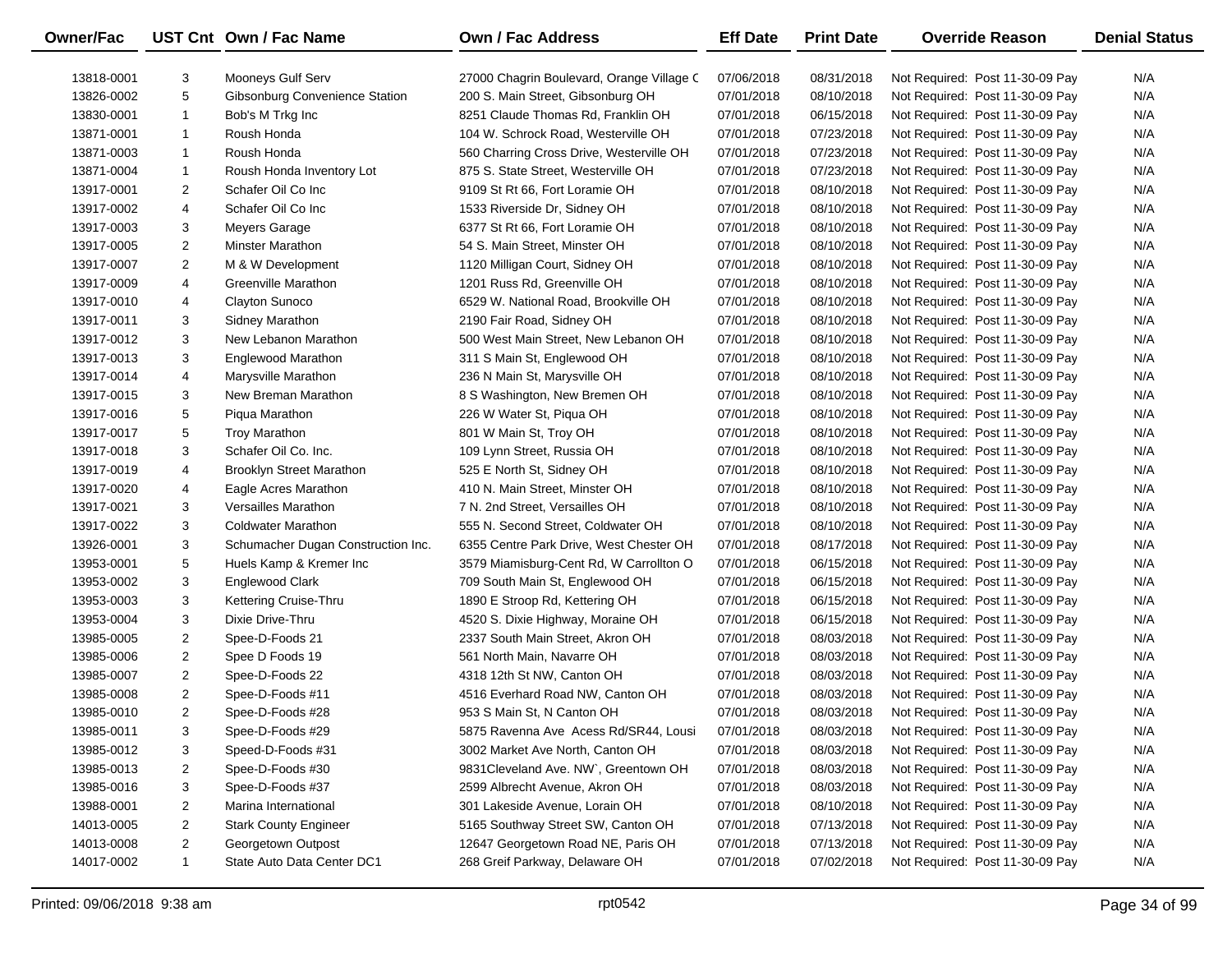| Owner/Fac | UST Cnt | Own / Fac Name | Own / Fac Address | Eff Date | Print Date | Override Reason | Denial Status |
|---|---|---|---|---|---|---|---|
| 13818-0001 | 3 | Mooneys Gulf Serv | 27000 Chagrin Boulevard, Orange Village C | 07/06/2018 | 08/31/2018 | Not Required: Post 11-30-09 Pay | N/A |
| 13826-0002 | 5 | Gibsonburg Convenience Station | 200 S. Main Street, Gibsonburg OH | 07/01/2018 | 08/10/2018 | Not Required: Post 11-30-09 Pay | N/A |
| 13830-0001 | 1 | Bob's M Trkg Inc | 8251 Claude Thomas Rd, Franklin OH | 07/01/2018 | 06/15/2018 | Not Required: Post 11-30-09 Pay | N/A |
| 13871-0001 | 1 | Roush Honda | 104 W. Schrock Road, Westerville OH | 07/01/2018 | 07/23/2018 | Not Required: Post 11-30-09 Pay | N/A |
| 13871-0003 | 1 | Roush Honda | 560 Charring Cross Drive, Westerville OH | 07/01/2018 | 07/23/2018 | Not Required: Post 11-30-09 Pay | N/A |
| 13871-0004 | 1 | Roush Honda Inventory Lot | 875 S. State Street, Westerville OH | 07/01/2018 | 07/23/2018 | Not Required: Post 11-30-09 Pay | N/A |
| 13917-0001 | 2 | Schafer Oil Co Inc | 9109 St Rt 66, Fort Loramie OH | 07/01/2018 | 08/10/2018 | Not Required: Post 11-30-09 Pay | N/A |
| 13917-0002 | 4 | Schafer Oil Co Inc | 1533 Riverside Dr, Sidney OH | 07/01/2018 | 08/10/2018 | Not Required: Post 11-30-09 Pay | N/A |
| 13917-0003 | 3 | Meyers Garage | 6377 St Rt 66, Fort Loramie OH | 07/01/2018 | 08/10/2018 | Not Required: Post 11-30-09 Pay | N/A |
| 13917-0005 | 2 | Minster Marathon | 54 S. Main Street, Minster OH | 07/01/2018 | 08/10/2018 | Not Required: Post 11-30-09 Pay | N/A |
| 13917-0007 | 2 | M & W Development | 1120 Milligan Court, Sidney OH | 07/01/2018 | 08/10/2018 | Not Required: Post 11-30-09 Pay | N/A |
| 13917-0009 | 4 | Greenville Marathon | 1201 Russ Rd, Greenville OH | 07/01/2018 | 08/10/2018 | Not Required: Post 11-30-09 Pay | N/A |
| 13917-0010 | 4 | Clayton Sunoco | 6529 W. National Road, Brookville OH | 07/01/2018 | 08/10/2018 | Not Required: Post 11-30-09 Pay | N/A |
| 13917-0011 | 3 | Sidney Marathon | 2190 Fair Road, Sidney OH | 07/01/2018 | 08/10/2018 | Not Required: Post 11-30-09 Pay | N/A |
| 13917-0012 | 3 | New Lebanon Marathon | 500 West Main Street, New Lebanon OH | 07/01/2018 | 08/10/2018 | Not Required: Post 11-30-09 Pay | N/A |
| 13917-0013 | 3 | Englewood Marathon | 311 S Main St, Englewood OH | 07/01/2018 | 08/10/2018 | Not Required: Post 11-30-09 Pay | N/A |
| 13917-0014 | 4 | Marysville Marathon | 236 N Main St, Marysville OH | 07/01/2018 | 08/10/2018 | Not Required: Post 11-30-09 Pay | N/A |
| 13917-0015 | 3 | New Breman Marathon | 8 S Washington, New Bremen OH | 07/01/2018 | 08/10/2018 | Not Required: Post 11-30-09 Pay | N/A |
| 13917-0016 | 5 | Piqua Marathon | 226 W Water St, Piqua OH | 07/01/2018 | 08/10/2018 | Not Required: Post 11-30-09 Pay | N/A |
| 13917-0017 | 5 | Troy Marathon | 801 W Main St, Troy OH | 07/01/2018 | 08/10/2018 | Not Required: Post 11-30-09 Pay | N/A |
| 13917-0018 | 3 | Schafer Oil Co. Inc. | 109 Lynn Street, Russia OH | 07/01/2018 | 08/10/2018 | Not Required: Post 11-30-09 Pay | N/A |
| 13917-0019 | 4 | Brooklyn Street Marathon | 525 E North St, Sidney OH | 07/01/2018 | 08/10/2018 | Not Required: Post 11-30-09 Pay | N/A |
| 13917-0020 | 4 | Eagle Acres Marathon | 410 N. Main Street, Minster OH | 07/01/2018 | 08/10/2018 | Not Required: Post 11-30-09 Pay | N/A |
| 13917-0021 | 3 | Versailles Marathon | 7 N. 2nd Street, Versailles OH | 07/01/2018 | 08/10/2018 | Not Required: Post 11-30-09 Pay | N/A |
| 13917-0022 | 3 | Coldwater Marathon | 555 N. Second Street, Coldwater OH | 07/01/2018 | 08/10/2018 | Not Required: Post 11-30-09 Pay | N/A |
| 13926-0001 | 3 | Schumacher Dugan Construction Inc. | 6355 Centre Park Drive, West Chester OH | 07/01/2018 | 08/17/2018 | Not Required: Post 11-30-09 Pay | N/A |
| 13953-0001 | 5 | Huels Kamp & Kremer Inc | 3579 Miamisburg-Cent Rd, W Carrollton O | 07/01/2018 | 06/15/2018 | Not Required: Post 11-30-09 Pay | N/A |
| 13953-0002 | 3 | Englewood Clark | 709 South Main St, Englewood OH | 07/01/2018 | 06/15/2018 | Not Required: Post 11-30-09 Pay | N/A |
| 13953-0003 | 3 | Kettering Cruise-Thru | 1890 E Stroop Rd, Kettering OH | 07/01/2018 | 06/15/2018 | Not Required: Post 11-30-09 Pay | N/A |
| 13953-0004 | 3 | Dixie Drive-Thru | 4520 S. Dixie Highway, Moraine OH | 07/01/2018 | 06/15/2018 | Not Required: Post 11-30-09 Pay | N/A |
| 13985-0005 | 2 | Spee-D-Foods 21 | 2337 South Main Street, Akron OH | 07/01/2018 | 08/03/2018 | Not Required: Post 11-30-09 Pay | N/A |
| 13985-0006 | 2 | Spee D Foods 19 | 561 North Main, Navarre OH | 07/01/2018 | 08/03/2018 | Not Required: Post 11-30-09 Pay | N/A |
| 13985-0007 | 2 | Spee-D-Foods 22 | 4318 12th St NW, Canton OH | 07/01/2018 | 08/03/2018 | Not Required: Post 11-30-09 Pay | N/A |
| 13985-0008 | 2 | Spee-D-Foods #11 | 4516 Everhard Road NW, Canton OH | 07/01/2018 | 08/03/2018 | Not Required: Post 11-30-09 Pay | N/A |
| 13985-0010 | 2 | Spee-D-Foods #28 | 953 S Main St, N Canton OH | 07/01/2018 | 08/03/2018 | Not Required: Post 11-30-09 Pay | N/A |
| 13985-0011 | 3 | Spee-D-Foods #29 | 5875 Ravenna Ave Acess Rd/SR44, Lousi | 07/01/2018 | 08/03/2018 | Not Required: Post 11-30-09 Pay | N/A |
| 13985-0012 | 3 | Speed-D-Foods #31 | 3002 Market Ave North, Canton OH | 07/01/2018 | 08/03/2018 | Not Required: Post 11-30-09 Pay | N/A |
| 13985-0013 | 2 | Spee-D-Foods #30 | 9831Cleveland Ave. NW`, Greentown OH | 07/01/2018 | 08/03/2018 | Not Required: Post 11-30-09 Pay | N/A |
| 13985-0016 | 3 | Spee-D-Foods #37 | 2599 Albrecht Avenue, Akron OH | 07/01/2018 | 08/03/2018 | Not Required: Post 11-30-09 Pay | N/A |
| 13988-0001 | 2 | Marina International | 301 Lakeside Avenue, Lorain OH | 07/01/2018 | 08/10/2018 | Not Required: Post 11-30-09 Pay | N/A |
| 14013-0005 | 2 | Stark County Engineer | 5165 Southway Street SW, Canton OH | 07/01/2018 | 07/13/2018 | Not Required: Post 11-30-09 Pay | N/A |
| 14013-0008 | 2 | Georgetown Outpost | 12647 Georgetown Road NE, Paris OH | 07/01/2018 | 07/13/2018 | Not Required: Post 11-30-09 Pay | N/A |
| 14017-0002 | 1 | State Auto Data Center DC1 | 268 Greif Parkway, Delaware OH | 07/01/2018 | 07/02/2018 | Not Required: Post 11-30-09 Pay | N/A |

Printed: 09/06/2018 9:38 am rpt0542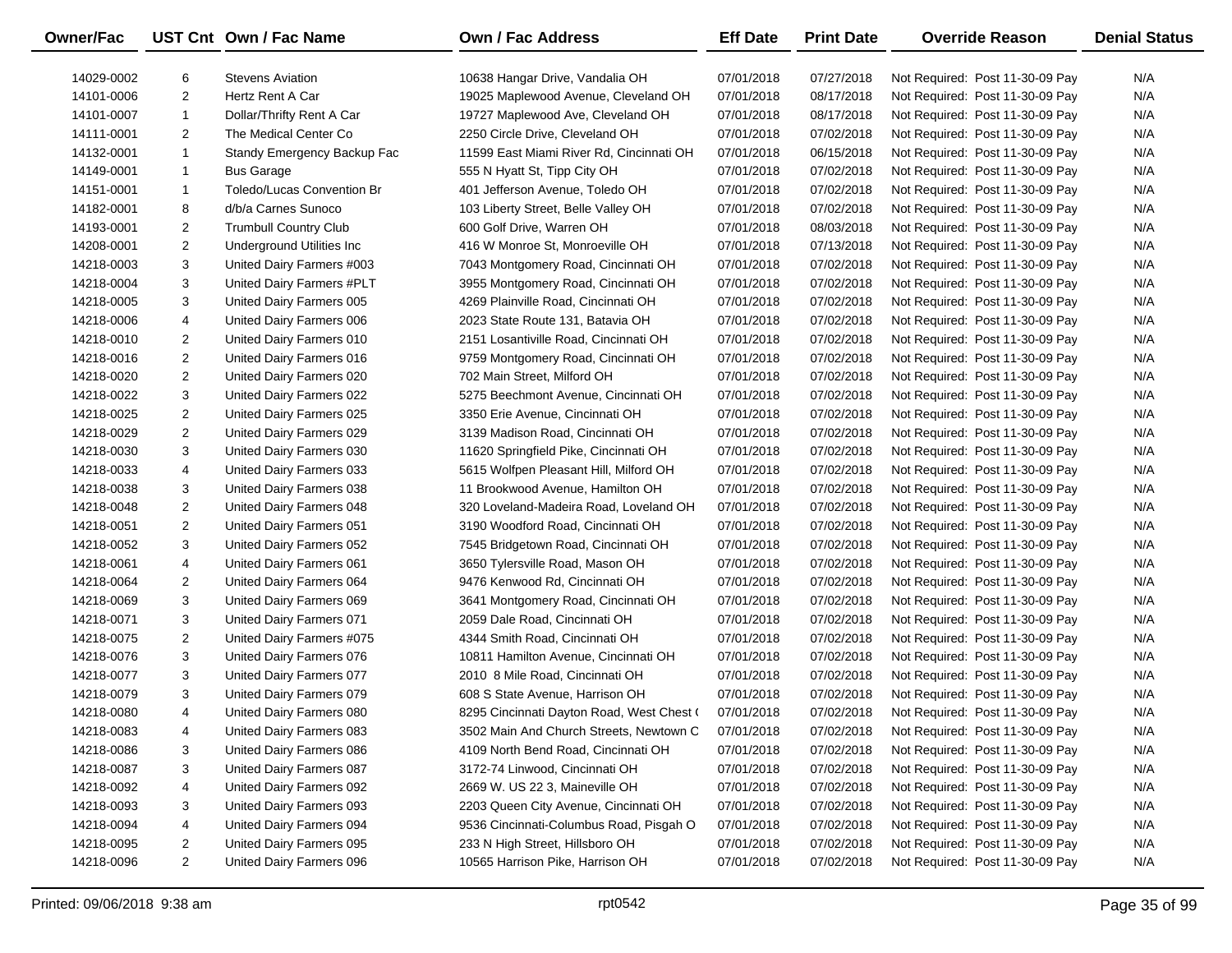| Owner/Fac | UST Cnt | Own / Fac Name | Own / Fac Address | Eff Date | Print Date | Override Reason | Denial Status |
|---|---|---|---|---|---|---|---|
| 14029-0002 | 6 | Stevens Aviation | 10638 Hangar Drive, Vandalia OH | 07/01/2018 | 07/27/2018 | Not Required: Post 11-30-09 Pay | N/A |
| 14101-0006 | 2 | Hertz Rent A Car | 19025 Maplewood Avenue, Cleveland OH | 07/01/2018 | 08/17/2018 | Not Required: Post 11-30-09 Pay | N/A |
| 14101-0007 | 1 | Dollar/Thrifty Rent A Car | 19727 Maplewood Ave, Cleveland OH | 07/01/2018 | 08/17/2018 | Not Required: Post 11-30-09 Pay | N/A |
| 14111-0001 | 2 | The Medical Center Co | 2250 Circle Drive, Cleveland OH | 07/01/2018 | 07/02/2018 | Not Required: Post 11-30-09 Pay | N/A |
| 14132-0001 | 1 | Standy Emergency Backup Fac | 11599 East Miami River Rd, Cincinnati OH | 07/01/2018 | 06/15/2018 | Not Required: Post 11-30-09 Pay | N/A |
| 14149-0001 | 1 | Bus Garage | 555 N Hyatt St, Tipp City OH | 07/01/2018 | 07/02/2018 | Not Required: Post 11-30-09 Pay | N/A |
| 14151-0001 | 1 | Toledo/Lucas Convention Br | 401 Jefferson Avenue, Toledo OH | 07/01/2018 | 07/02/2018 | Not Required: Post 11-30-09 Pay | N/A |
| 14182-0001 | 8 | d/b/a Carnes Sunoco | 103 Liberty Street, Belle Valley OH | 07/01/2018 | 07/02/2018 | Not Required: Post 11-30-09 Pay | N/A |
| 14193-0001 | 2 | Trumbull Country Club | 600 Golf Drive, Warren OH | 07/01/2018 | 08/03/2018 | Not Required: Post 11-30-09 Pay | N/A |
| 14208-0001 | 2 | Underground Utilities Inc | 416 W Monroe St, Monroeville OH | 07/01/2018 | 07/13/2018 | Not Required: Post 11-30-09 Pay | N/A |
| 14218-0003 | 3 | United Dairy Farmers #003 | 7043 Montgomery Road, Cincinnati OH | 07/01/2018 | 07/02/2018 | Not Required: Post 11-30-09 Pay | N/A |
| 14218-0004 | 3 | United Dairy Farmers #PLT | 3955 Montgomery Road, Cincinnati OH | 07/01/2018 | 07/02/2018 | Not Required: Post 11-30-09 Pay | N/A |
| 14218-0005 | 3 | United Dairy Farmers 005 | 4269 Plainville Road, Cincinnati OH | 07/01/2018 | 07/02/2018 | Not Required: Post 11-30-09 Pay | N/A |
| 14218-0006 | 4 | United Dairy Farmers 006 | 2023 State Route 131, Batavia OH | 07/01/2018 | 07/02/2018 | Not Required: Post 11-30-09 Pay | N/A |
| 14218-0010 | 2 | United Dairy Farmers 010 | 2151 Losantiville Road, Cincinnati OH | 07/01/2018 | 07/02/2018 | Not Required: Post 11-30-09 Pay | N/A |
| 14218-0016 | 2 | United Dairy Farmers 016 | 9759 Montgomery Road, Cincinnati OH | 07/01/2018 | 07/02/2018 | Not Required: Post 11-30-09 Pay | N/A |
| 14218-0020 | 2 | United Dairy Farmers 020 | 702 Main Street, Milford OH | 07/01/2018 | 07/02/2018 | Not Required: Post 11-30-09 Pay | N/A |
| 14218-0022 | 3 | United Dairy Farmers 022 | 5275 Beechmont Avenue, Cincinnati OH | 07/01/2018 | 07/02/2018 | Not Required: Post 11-30-09 Pay | N/A |
| 14218-0025 | 2 | United Dairy Farmers 025 | 3350 Erie Avenue, Cincinnati OH | 07/01/2018 | 07/02/2018 | Not Required: Post 11-30-09 Pay | N/A |
| 14218-0029 | 2 | United Dairy Farmers 029 | 3139 Madison Road, Cincinnati OH | 07/01/2018 | 07/02/2018 | Not Required: Post 11-30-09 Pay | N/A |
| 14218-0030 | 3 | United Dairy Farmers 030 | 11620 Springfield Pike, Cincinnati OH | 07/01/2018 | 07/02/2018 | Not Required: Post 11-30-09 Pay | N/A |
| 14218-0033 | 4 | United Dairy Farmers 033 | 5615 Wolfpen Pleasant Hill, Milford OH | 07/01/2018 | 07/02/2018 | Not Required: Post 11-30-09 Pay | N/A |
| 14218-0038 | 3 | United Dairy Farmers 038 | 11 Brookwood Avenue, Hamilton OH | 07/01/2018 | 07/02/2018 | Not Required: Post 11-30-09 Pay | N/A |
| 14218-0048 | 2 | United Dairy Farmers 048 | 320 Loveland-Madeira Road, Loveland OH | 07/01/2018 | 07/02/2018 | Not Required: Post 11-30-09 Pay | N/A |
| 14218-0051 | 2 | United Dairy Farmers 051 | 3190 Woodford Road, Cincinnati OH | 07/01/2018 | 07/02/2018 | Not Required: Post 11-30-09 Pay | N/A |
| 14218-0052 | 3 | United Dairy Farmers 052 | 7545 Bridgetown Road, Cincinnati OH | 07/01/2018 | 07/02/2018 | Not Required: Post 11-30-09 Pay | N/A |
| 14218-0061 | 4 | United Dairy Farmers 061 | 3650 Tylersville Road, Mason OH | 07/01/2018 | 07/02/2018 | Not Required: Post 11-30-09 Pay | N/A |
| 14218-0064 | 2 | United Dairy Farmers 064 | 9476 Kenwood Rd, Cincinnati OH | 07/01/2018 | 07/02/2018 | Not Required: Post 11-30-09 Pay | N/A |
| 14218-0069 | 3 | United Dairy Farmers 069 | 3641 Montgomery Road, Cincinnati OH | 07/01/2018 | 07/02/2018 | Not Required: Post 11-30-09 Pay | N/A |
| 14218-0071 | 3 | United Dairy Farmers 071 | 2059 Dale Road, Cincinnati OH | 07/01/2018 | 07/02/2018 | Not Required: Post 11-30-09 Pay | N/A |
| 14218-0075 | 2 | United Dairy Farmers #075 | 4344 Smith Road, Cincinnati OH | 07/01/2018 | 07/02/2018 | Not Required: Post 11-30-09 Pay | N/A |
| 14218-0076 | 3 | United Dairy Farmers 076 | 10811 Hamilton Avenue, Cincinnati OH | 07/01/2018 | 07/02/2018 | Not Required: Post 11-30-09 Pay | N/A |
| 14218-0077 | 3 | United Dairy Farmers 077 | 2010 8 Mile Road, Cincinnati OH | 07/01/2018 | 07/02/2018 | Not Required: Post 11-30-09 Pay | N/A |
| 14218-0079 | 3 | United Dairy Farmers 079 | 608 S State Avenue, Harrison OH | 07/01/2018 | 07/02/2018 | Not Required: Post 11-30-09 Pay | N/A |
| 14218-0080 | 4 | United Dairy Farmers 080 | 8295 Cincinnati Dayton Road, West Chest ( | 07/01/2018 | 07/02/2018 | Not Required: Post 11-30-09 Pay | N/A |
| 14218-0083 | 4 | United Dairy Farmers 083 | 3502 Main And Church Streets, Newtown C | 07/01/2018 | 07/02/2018 | Not Required: Post 11-30-09 Pay | N/A |
| 14218-0086 | 3 | United Dairy Farmers 086 | 4109 North Bend Road, Cincinnati OH | 07/01/2018 | 07/02/2018 | Not Required: Post 11-30-09 Pay | N/A |
| 14218-0087 | 3 | United Dairy Farmers 087 | 3172-74 Linwood, Cincinnati OH | 07/01/2018 | 07/02/2018 | Not Required: Post 11-30-09 Pay | N/A |
| 14218-0092 | 4 | United Dairy Farmers 092 | 2669 W. US 22 3, Maineville OH | 07/01/2018 | 07/02/2018 | Not Required: Post 11-30-09 Pay | N/A |
| 14218-0093 | 3 | United Dairy Farmers 093 | 2203 Queen City Avenue, Cincinnati OH | 07/01/2018 | 07/02/2018 | Not Required: Post 11-30-09 Pay | N/A |
| 14218-0094 | 4 | United Dairy Farmers 094 | 9536 Cincinnati-Columbus Road, Pisgah O | 07/01/2018 | 07/02/2018 | Not Required: Post 11-30-09 Pay | N/A |
| 14218-0095 | 2 | United Dairy Farmers 095 | 233 N High Street, Hillsboro OH | 07/01/2018 | 07/02/2018 | Not Required: Post 11-30-09 Pay | N/A |
| 14218-0096 | 2 | United Dairy Farmers 096 | 10565 Harrison Pike, Harrison OH | 07/01/2018 | 07/02/2018 | Not Required: Post 11-30-09 Pay | N/A |

Printed: 09/06/2018 9:38 am

rpt0542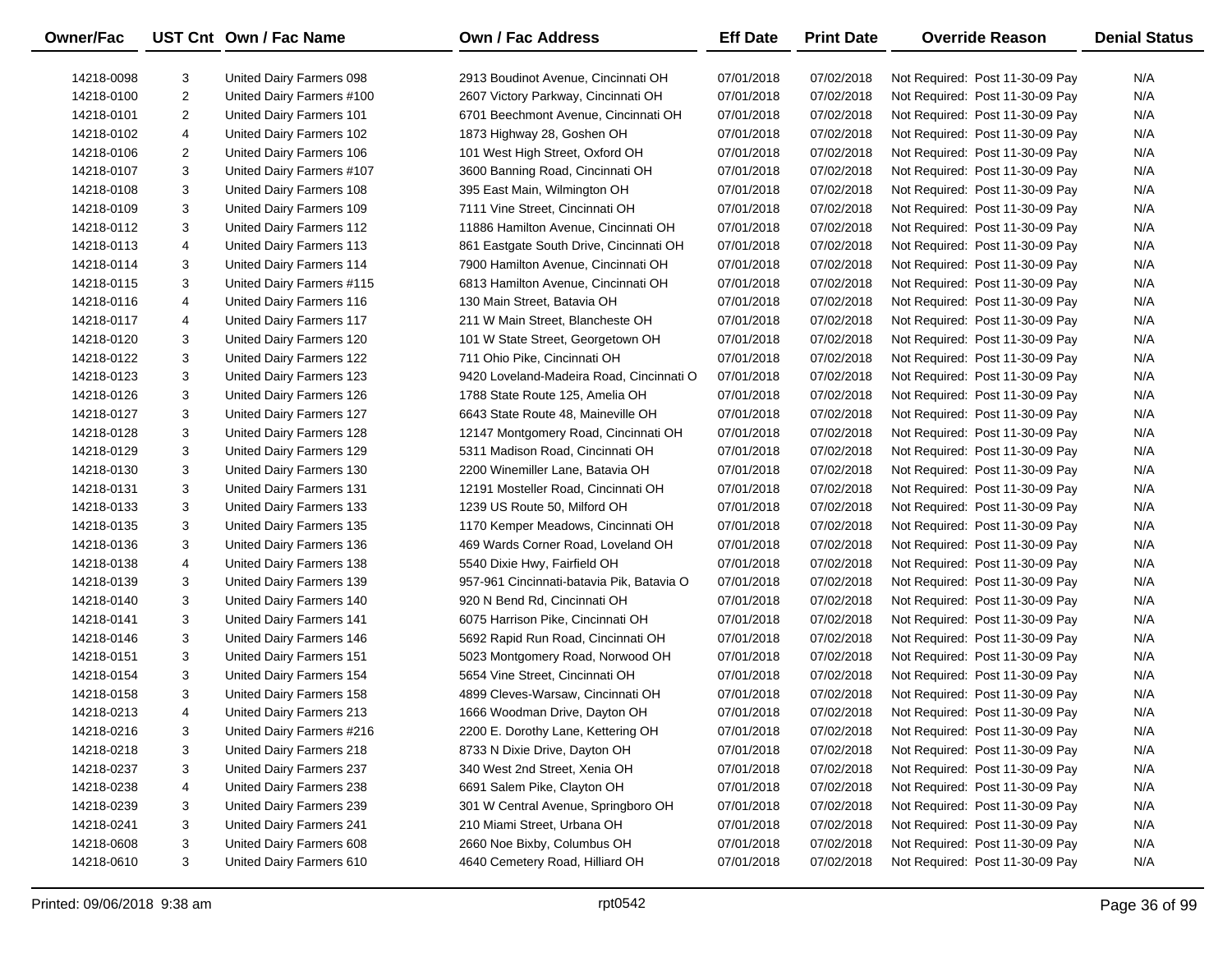| Owner/Fac | UST Cnt | Own / Fac Name | Own / Fac Address | Eff Date | Print Date | Override Reason | Denial Status |
|---|---|---|---|---|---|---|---|
| 14218-0098 | 3 | United Dairy Farmers 098 | 2913 Boudinot Avenue, Cincinnati OH | 07/01/2018 | 07/02/2018 | Not Required: Post 11-30-09 Pay | N/A |
| 14218-0100 | 2 | United Dairy Farmers #100 | 2607 Victory Parkway, Cincinnati OH | 07/01/2018 | 07/02/2018 | Not Required: Post 11-30-09 Pay | N/A |
| 14218-0101 | 2 | United Dairy Farmers 101 | 6701 Beechmont Avenue, Cincinnati OH | 07/01/2018 | 07/02/2018 | Not Required: Post 11-30-09 Pay | N/A |
| 14218-0102 | 4 | United Dairy Farmers 102 | 1873 Highway 28, Goshen OH | 07/01/2018 | 07/02/2018 | Not Required: Post 11-30-09 Pay | N/A |
| 14218-0106 | 2 | United Dairy Farmers 106 | 101 West High Street, Oxford OH | 07/01/2018 | 07/02/2018 | Not Required: Post 11-30-09 Pay | N/A |
| 14218-0107 | 3 | United Dairy Farmers #107 | 3600 Banning Road, Cincinnati OH | 07/01/2018 | 07/02/2018 | Not Required: Post 11-30-09 Pay | N/A |
| 14218-0108 | 3 | United Dairy Farmers 108 | 395 East Main, Wilmington OH | 07/01/2018 | 07/02/2018 | Not Required: Post 11-30-09 Pay | N/A |
| 14218-0109 | 3 | United Dairy Farmers 109 | 7111 Vine Street, Cincinnati OH | 07/01/2018 | 07/02/2018 | Not Required: Post 11-30-09 Pay | N/A |
| 14218-0112 | 3 | United Dairy Farmers 112 | 11886 Hamilton Avenue, Cincinnati OH | 07/01/2018 | 07/02/2018 | Not Required: Post 11-30-09 Pay | N/A |
| 14218-0113 | 4 | United Dairy Farmers 113 | 861 Eastgate South Drive, Cincinnati OH | 07/01/2018 | 07/02/2018 | Not Required: Post 11-30-09 Pay | N/A |
| 14218-0114 | 3 | United Dairy Farmers 114 | 7900 Hamilton Avenue, Cincinnati OH | 07/01/2018 | 07/02/2018 | Not Required: Post 11-30-09 Pay | N/A |
| 14218-0115 | 3 | United Dairy Farmers #115 | 6813 Hamilton Avenue, Cincinnati OH | 07/01/2018 | 07/02/2018 | Not Required: Post 11-30-09 Pay | N/A |
| 14218-0116 | 4 | United Dairy Farmers 116 | 130 Main Street, Batavia OH | 07/01/2018 | 07/02/2018 | Not Required: Post 11-30-09 Pay | N/A |
| 14218-0117 | 4 | United Dairy Farmers 117 | 211 W Main Street, Blancheste OH | 07/01/2018 | 07/02/2018 | Not Required: Post 11-30-09 Pay | N/A |
| 14218-0120 | 3 | United Dairy Farmers 120 | 101 W State Street, Georgetown OH | 07/01/2018 | 07/02/2018 | Not Required: Post 11-30-09 Pay | N/A |
| 14218-0122 | 3 | United Dairy Farmers 122 | 711 Ohio Pike, Cincinnati OH | 07/01/2018 | 07/02/2018 | Not Required: Post 11-30-09 Pay | N/A |
| 14218-0123 | 3 | United Dairy Farmers 123 | 9420 Loveland-Madeira Road, Cincinnati O | 07/01/2018 | 07/02/2018 | Not Required: Post 11-30-09 Pay | N/A |
| 14218-0126 | 3 | United Dairy Farmers 126 | 1788 State Route 125, Amelia OH | 07/01/2018 | 07/02/2018 | Not Required: Post 11-30-09 Pay | N/A |
| 14218-0127 | 3 | United Dairy Farmers 127 | 6643 State Route 48, Maineville OH | 07/01/2018 | 07/02/2018 | Not Required: Post 11-30-09 Pay | N/A |
| 14218-0128 | 3 | United Dairy Farmers 128 | 12147 Montgomery Road, Cincinnati OH | 07/01/2018 | 07/02/2018 | Not Required: Post 11-30-09 Pay | N/A |
| 14218-0129 | 3 | United Dairy Farmers 129 | 5311 Madison Road, Cincinnati OH | 07/01/2018 | 07/02/2018 | Not Required: Post 11-30-09 Pay | N/A |
| 14218-0130 | 3 | United Dairy Farmers 130 | 2200 Winemiller Lane, Batavia OH | 07/01/2018 | 07/02/2018 | Not Required: Post 11-30-09 Pay | N/A |
| 14218-0131 | 3 | United Dairy Farmers 131 | 12191 Mosteller Road, Cincinnati OH | 07/01/2018 | 07/02/2018 | Not Required: Post 11-30-09 Pay | N/A |
| 14218-0133 | 3 | United Dairy Farmers 133 | 1239 US Route 50, Milford OH | 07/01/2018 | 07/02/2018 | Not Required: Post 11-30-09 Pay | N/A |
| 14218-0135 | 3 | United Dairy Farmers 135 | 1170 Kemper Meadows, Cincinnati OH | 07/01/2018 | 07/02/2018 | Not Required: Post 11-30-09 Pay | N/A |
| 14218-0136 | 3 | United Dairy Farmers 136 | 469 Wards Corner Road, Loveland OH | 07/01/2018 | 07/02/2018 | Not Required: Post 11-30-09 Pay | N/A |
| 14218-0138 | 4 | United Dairy Farmers 138 | 5540 Dixie Hwy, Fairfield OH | 07/01/2018 | 07/02/2018 | Not Required: Post 11-30-09 Pay | N/A |
| 14218-0139 | 3 | United Dairy Farmers 139 | 957-961 Cincinnati-batavia Pik, Batavia O | 07/01/2018 | 07/02/2018 | Not Required: Post 11-30-09 Pay | N/A |
| 14218-0140 | 3 | United Dairy Farmers 140 | 920 N Bend Rd, Cincinnati OH | 07/01/2018 | 07/02/2018 | Not Required: Post 11-30-09 Pay | N/A |
| 14218-0141 | 3 | United Dairy Farmers 141 | 6075 Harrison Pike, Cincinnati OH | 07/01/2018 | 07/02/2018 | Not Required: Post 11-30-09 Pay | N/A |
| 14218-0146 | 3 | United Dairy Farmers 146 | 5692 Rapid Run Road, Cincinnati OH | 07/01/2018 | 07/02/2018 | Not Required: Post 11-30-09 Pay | N/A |
| 14218-0151 | 3 | United Dairy Farmers 151 | 5023 Montgomery Road, Norwood OH | 07/01/2018 | 07/02/2018 | Not Required: Post 11-30-09 Pay | N/A |
| 14218-0154 | 3 | United Dairy Farmers 154 | 5654 Vine Street, Cincinnati OH | 07/01/2018 | 07/02/2018 | Not Required: Post 11-30-09 Pay | N/A |
| 14218-0158 | 3 | United Dairy Farmers 158 | 4899 Cleves-Warsaw, Cincinnati OH | 07/01/2018 | 07/02/2018 | Not Required: Post 11-30-09 Pay | N/A |
| 14218-0213 | 4 | United Dairy Farmers 213 | 1666 Woodman Drive, Dayton OH | 07/01/2018 | 07/02/2018 | Not Required: Post 11-30-09 Pay | N/A |
| 14218-0216 | 3 | United Dairy Farmers #216 | 2200 E. Dorothy Lane, Kettering OH | 07/01/2018 | 07/02/2018 | Not Required: Post 11-30-09 Pay | N/A |
| 14218-0218 | 3 | United Dairy Farmers 218 | 8733 N Dixie Drive, Dayton OH | 07/01/2018 | 07/02/2018 | Not Required: Post 11-30-09 Pay | N/A |
| 14218-0237 | 3 | United Dairy Farmers 237 | 340 West 2nd Street, Xenia OH | 07/01/2018 | 07/02/2018 | Not Required: Post 11-30-09 Pay | N/A |
| 14218-0238 | 4 | United Dairy Farmers 238 | 6691 Salem Pike, Clayton OH | 07/01/2018 | 07/02/2018 | Not Required: Post 11-30-09 Pay | N/A |
| 14218-0239 | 3 | United Dairy Farmers 239 | 301 W Central Avenue, Springboro OH | 07/01/2018 | 07/02/2018 | Not Required: Post 11-30-09 Pay | N/A |
| 14218-0241 | 3 | United Dairy Farmers 241 | 210 Miami Street, Urbana OH | 07/01/2018 | 07/02/2018 | Not Required: Post 11-30-09 Pay | N/A |
| 14218-0608 | 3 | United Dairy Farmers 608 | 2660 Noe Bixby, Columbus OH | 07/01/2018 | 07/02/2018 | Not Required: Post 11-30-09 Pay | N/A |
| 14218-0610 | 3 | United Dairy Farmers 610 | 4640 Cemetery Road, Hilliard OH | 07/01/2018 | 07/02/2018 | Not Required: Post 11-30-09 Pay | N/A |

Printed: 09/06/2018 9:38 am rpt0542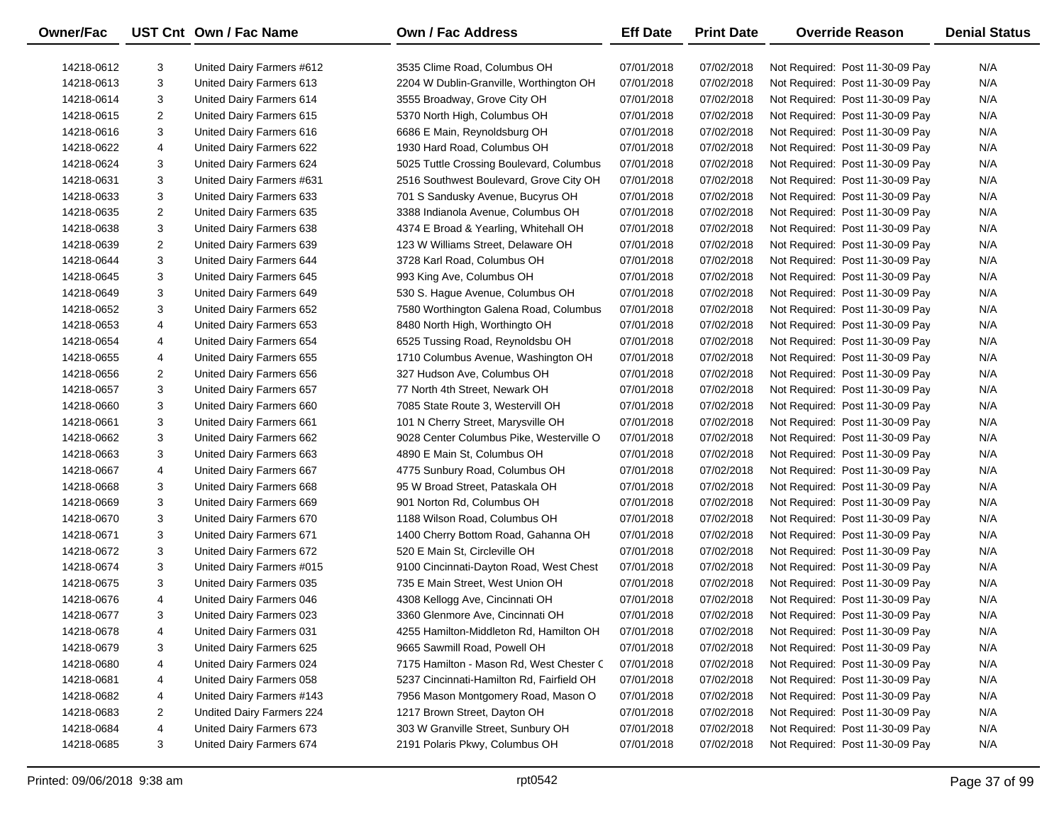| Owner/Fac | UST Cnt | Own / Fac Name | Own / Fac Address | Eff Date | Print Date | Override Reason | Denial Status |
|---|---|---|---|---|---|---|---|
| 14218-0612 | 3 | United Dairy Farmers #612 | 3535 Clime Road, Columbus OH | 07/01/2018 | 07/02/2018 | Not Required: Post 11-30-09 Pay | N/A |
| 14218-0613 | 3 | United Dairy Farmers 613 | 2204 W Dublin-Granville, Worthington OH | 07/01/2018 | 07/02/2018 | Not Required: Post 11-30-09 Pay | N/A |
| 14218-0614 | 3 | United Dairy Farmers 614 | 3555 Broadway, Grove City OH | 07/01/2018 | 07/02/2018 | Not Required: Post 11-30-09 Pay | N/A |
| 14218-0615 | 2 | United Dairy Farmers 615 | 5370 North High, Columbus OH | 07/01/2018 | 07/02/2018 | Not Required: Post 11-30-09 Pay | N/A |
| 14218-0616 | 3 | United Dairy Farmers 616 | 6686 E Main, Reynoldsburg OH | 07/01/2018 | 07/02/2018 | Not Required: Post 11-30-09 Pay | N/A |
| 14218-0622 | 4 | United Dairy Farmers 622 | 1930 Hard Road, Columbus OH | 07/01/2018 | 07/02/2018 | Not Required: Post 11-30-09 Pay | N/A |
| 14218-0624 | 3 | United Dairy Farmers 624 | 5025 Tuttle Crossing Boulevard, Columbus | 07/01/2018 | 07/02/2018 | Not Required: Post 11-30-09 Pay | N/A |
| 14218-0631 | 3 | United Dairy Farmers #631 | 2516 Southwest Boulevard, Grove City OH | 07/01/2018 | 07/02/2018 | Not Required: Post 11-30-09 Pay | N/A |
| 14218-0633 | 3 | United Dairy Farmers 633 | 701 S Sandusky Avenue, Bucyrus OH | 07/01/2018 | 07/02/2018 | Not Required: Post 11-30-09 Pay | N/A |
| 14218-0635 | 2 | United Dairy Farmers 635 | 3388 Indianola Avenue, Columbus OH | 07/01/2018 | 07/02/2018 | Not Required: Post 11-30-09 Pay | N/A |
| 14218-0638 | 3 | United Dairy Farmers 638 | 4374 E Broad & Yearling, Whitehall OH | 07/01/2018 | 07/02/2018 | Not Required: Post 11-30-09 Pay | N/A |
| 14218-0639 | 2 | United Dairy Farmers 639 | 123 W Williams Street, Delaware OH | 07/01/2018 | 07/02/2018 | Not Required: Post 11-30-09 Pay | N/A |
| 14218-0644 | 3 | United Dairy Farmers 644 | 3728 Karl Road, Columbus OH | 07/01/2018 | 07/02/2018 | Not Required: Post 11-30-09 Pay | N/A |
| 14218-0645 | 3 | United Dairy Farmers 645 | 993 King Ave, Columbus OH | 07/01/2018 | 07/02/2018 | Not Required: Post 11-30-09 Pay | N/A |
| 14218-0649 | 3 | United Dairy Farmers 649 | 530 S. Hague Avenue, Columbus OH | 07/01/2018 | 07/02/2018 | Not Required: Post 11-30-09 Pay | N/A |
| 14218-0652 | 3 | United Dairy Farmers 652 | 7580 Worthington Galena Road, Columbus | 07/01/2018 | 07/02/2018 | Not Required: Post 11-30-09 Pay | N/A |
| 14218-0653 | 4 | United Dairy Farmers 653 | 8480 North High, Worthingto OH | 07/01/2018 | 07/02/2018 | Not Required: Post 11-30-09 Pay | N/A |
| 14218-0654 | 4 | United Dairy Farmers 654 | 6525 Tussing Road, Reynoldsbu OH | 07/01/2018 | 07/02/2018 | Not Required: Post 11-30-09 Pay | N/A |
| 14218-0655 | 4 | United Dairy Farmers 655 | 1710 Columbus Avenue, Washington OH | 07/01/2018 | 07/02/2018 | Not Required: Post 11-30-09 Pay | N/A |
| 14218-0656 | 2 | United Dairy Farmers 656 | 327 Hudson Ave, Columbus OH | 07/01/2018 | 07/02/2018 | Not Required: Post 11-30-09 Pay | N/A |
| 14218-0657 | 3 | United Dairy Farmers 657 | 77 North 4th Street, Newark OH | 07/01/2018 | 07/02/2018 | Not Required: Post 11-30-09 Pay | N/A |
| 14218-0660 | 3 | United Dairy Farmers 660 | 7085 State Route 3, Westervill OH | 07/01/2018 | 07/02/2018 | Not Required: Post 11-30-09 Pay | N/A |
| 14218-0661 | 3 | United Dairy Farmers 661 | 101 N Cherry Street, Marysville OH | 07/01/2018 | 07/02/2018 | Not Required: Post 11-30-09 Pay | N/A |
| 14218-0662 | 3 | United Dairy Farmers 662 | 9028 Center Columbus Pike, Westerville O | 07/01/2018 | 07/02/2018 | Not Required: Post 11-30-09 Pay | N/A |
| 14218-0663 | 3 | United Dairy Farmers 663 | 4890 E Main St, Columbus OH | 07/01/2018 | 07/02/2018 | Not Required: Post 11-30-09 Pay | N/A |
| 14218-0667 | 4 | United Dairy Farmers 667 | 4775 Sunbury Road, Columbus OH | 07/01/2018 | 07/02/2018 | Not Required: Post 11-30-09 Pay | N/A |
| 14218-0668 | 3 | United Dairy Farmers 668 | 95 W Broad Street, Pataskala OH | 07/01/2018 | 07/02/2018 | Not Required: Post 11-30-09 Pay | N/A |
| 14218-0669 | 3 | United Dairy Farmers 669 | 901 Norton Rd, Columbus OH | 07/01/2018 | 07/02/2018 | Not Required: Post 11-30-09 Pay | N/A |
| 14218-0670 | 3 | United Dairy Farmers 670 | 1188 Wilson Road, Columbus OH | 07/01/2018 | 07/02/2018 | Not Required: Post 11-30-09 Pay | N/A |
| 14218-0671 | 3 | United Dairy Farmers 671 | 1400 Cherry Bottom Road, Gahanna OH | 07/01/2018 | 07/02/2018 | Not Required: Post 11-30-09 Pay | N/A |
| 14218-0672 | 3 | United Dairy Farmers 672 | 520 E Main St, Circleville OH | 07/01/2018 | 07/02/2018 | Not Required: Post 11-30-09 Pay | N/A |
| 14218-0674 | 3 | United Dairy Farmers #015 | 9100 Cincinnati-Dayton Road, West Chest | 07/01/2018 | 07/02/2018 | Not Required: Post 11-30-09 Pay | N/A |
| 14218-0675 | 3 | United Dairy Farmers 035 | 735 E Main Street, West Union OH | 07/01/2018 | 07/02/2018 | Not Required: Post 11-30-09 Pay | N/A |
| 14218-0676 | 4 | United Dairy Farmers 046 | 4308 Kellogg Ave, Cincinnati OH | 07/01/2018 | 07/02/2018 | Not Required: Post 11-30-09 Pay | N/A |
| 14218-0677 | 3 | United Dairy Farmers 023 | 3360 Glenmore Ave, Cincinnati OH | 07/01/2018 | 07/02/2018 | Not Required: Post 11-30-09 Pay | N/A |
| 14218-0678 | 4 | United Dairy Farmers 031 | 4255 Hamilton-Middleton Rd, Hamilton OH | 07/01/2018 | 07/02/2018 | Not Required: Post 11-30-09 Pay | N/A |
| 14218-0679 | 3 | United Dairy Farmers 625 | 9665 Sawmill Road, Powell OH | 07/01/2018 | 07/02/2018 | Not Required: Post 11-30-09 Pay | N/A |
| 14218-0680 | 4 | United Dairy Farmers 024 | 7175 Hamilton - Mason Rd, West Chester C | 07/01/2018 | 07/02/2018 | Not Required: Post 11-30-09 Pay | N/A |
| 14218-0681 | 4 | United Dairy Farmers 058 | 5237 Cincinnati-Hamilton Rd, Fairfield OH | 07/01/2018 | 07/02/2018 | Not Required: Post 11-30-09 Pay | N/A |
| 14218-0682 | 4 | United Dairy Farmers #143 | 7956 Mason Montgomery Road, Mason O | 07/01/2018 | 07/02/2018 | Not Required: Post 11-30-09 Pay | N/A |
| 14218-0683 | 2 | Undited Dairy Farmers 224 | 1217 Brown Street, Dayton OH | 07/01/2018 | 07/02/2018 | Not Required: Post 11-30-09 Pay | N/A |
| 14218-0684 | 4 | United Dairy Farmers 673 | 303 W Granville Street, Sunbury OH | 07/01/2018 | 07/02/2018 | Not Required: Post 11-30-09 Pay | N/A |
| 14218-0685 | 3 | United Dairy Farmers 674 | 2191 Polaris Pkwy, Columbus OH | 07/01/2018 | 07/02/2018 | Not Required: Post 11-30-09 Pay | N/A |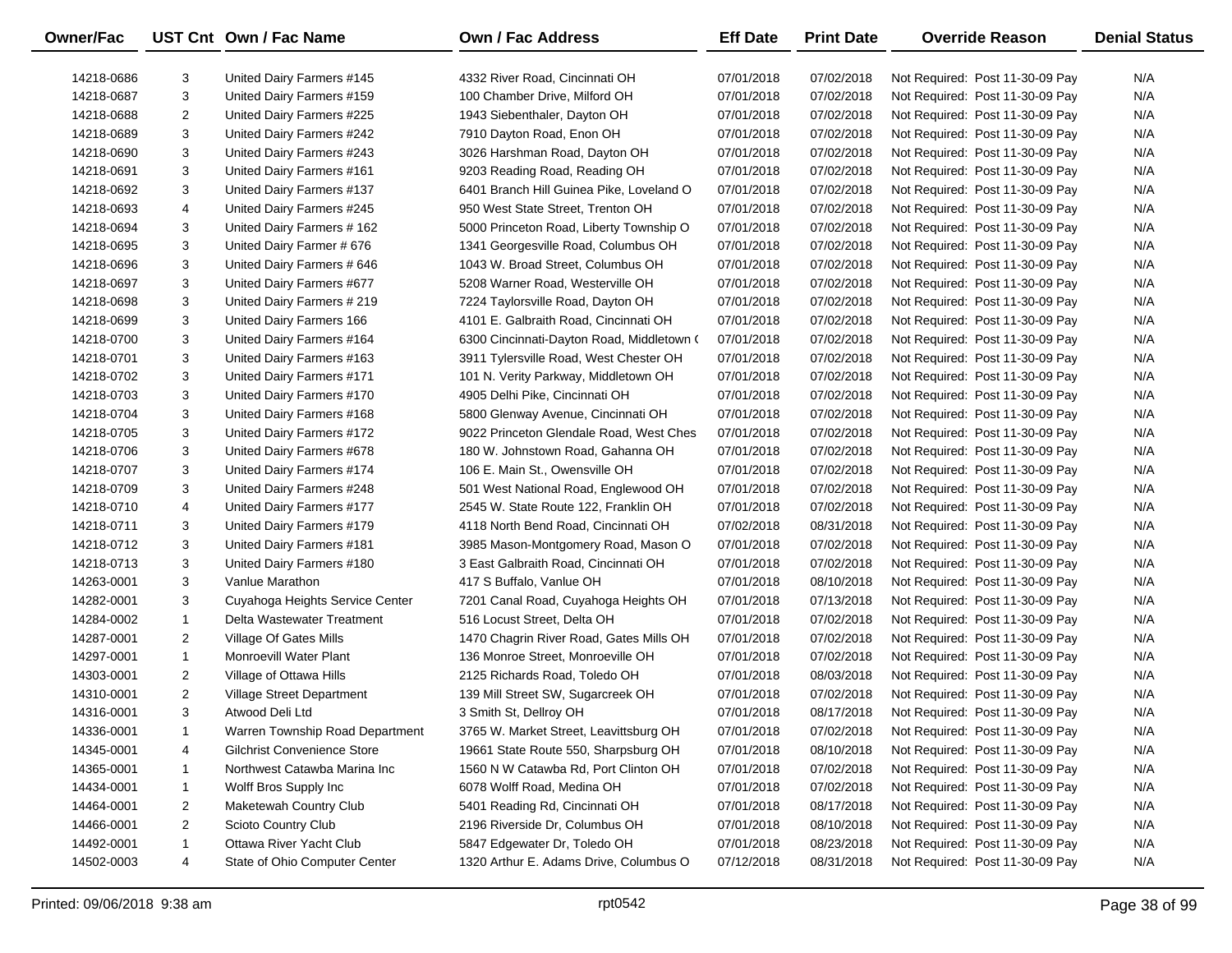| Owner/Fac | UST Cnt | Own / Fac Name | Own / Fac Address | Eff Date | Print Date | Override Reason | Denial Status |
|---|---|---|---|---|---|---|---|
| 14218-0686 | 3 | United Dairy Farmers #145 | 4332 River Road, Cincinnati OH | 07/01/2018 | 07/02/2018 | Not Required: Post 11-30-09 Pay | N/A |
| 14218-0687 | 3 | United Dairy Farmers #159 | 100 Chamber Drive, Milford OH | 07/01/2018 | 07/02/2018 | Not Required: Post 11-30-09 Pay | N/A |
| 14218-0688 | 2 | United Dairy Farmers #225 | 1943 Siebenthaler, Dayton OH | 07/01/2018 | 07/02/2018 | Not Required: Post 11-30-09 Pay | N/A |
| 14218-0689 | 3 | United Dairy Farmers #242 | 7910 Dayton Road, Enon OH | 07/01/2018 | 07/02/2018 | Not Required: Post 11-30-09 Pay | N/A |
| 14218-0690 | 3 | United Dairy Farmers #243 | 3026 Harshman Road, Dayton OH | 07/01/2018 | 07/02/2018 | Not Required: Post 11-30-09 Pay | N/A |
| 14218-0691 | 3 | United Dairy Farmers #161 | 9203 Reading Road, Reading OH | 07/01/2018 | 07/02/2018 | Not Required: Post 11-30-09 Pay | N/A |
| 14218-0692 | 3 | United Dairy Farmers #137 | 6401 Branch Hill Guinea Pike, Loveland O | 07/01/2018 | 07/02/2018 | Not Required: Post 11-30-09 Pay | N/A |
| 14218-0693 | 4 | United Dairy Farmers #245 | 950 West State Street, Trenton OH | 07/01/2018 | 07/02/2018 | Not Required: Post 11-30-09 Pay | N/A |
| 14218-0694 | 3 | United Dairy Farmers # 162 | 5000 Princeton Road, Liberty Township O | 07/01/2018 | 07/02/2018 | Not Required: Post 11-30-09 Pay | N/A |
| 14218-0695 | 3 | United Dairy Farmer # 676 | 1341 Georgesville Road, Columbus OH | 07/01/2018 | 07/02/2018 | Not Required: Post 11-30-09 Pay | N/A |
| 14218-0696 | 3 | United Dairy Farmers # 646 | 1043 W. Broad Street, Columbus OH | 07/01/2018 | 07/02/2018 | Not Required: Post 11-30-09 Pay | N/A |
| 14218-0697 | 3 | United Dairy Farmers #677 | 5208 Warner Road, Westerville OH | 07/01/2018 | 07/02/2018 | Not Required: Post 11-30-09 Pay | N/A |
| 14218-0698 | 3 | United Dairy Farmers # 219 | 7224 Taylorsville Road, Dayton OH | 07/01/2018 | 07/02/2018 | Not Required: Post 11-30-09 Pay | N/A |
| 14218-0699 | 3 | United Dairy Farmers 166 | 4101 E. Galbraith Road, Cincinnati OH | 07/01/2018 | 07/02/2018 | Not Required: Post 11-30-09 Pay | N/A |
| 14218-0700 | 3 | United Dairy Farmers #164 | 6300 Cincinnati-Dayton Road, Middletown ( | 07/01/2018 | 07/02/2018 | Not Required: Post 11-30-09 Pay | N/A |
| 14218-0701 | 3 | United Dairy Farmers #163 | 3911 Tylersville Road, West Chester OH | 07/01/2018 | 07/02/2018 | Not Required: Post 11-30-09 Pay | N/A |
| 14218-0702 | 3 | United Dairy Farmers #171 | 101 N. Verity Parkway, Middletown OH | 07/01/2018 | 07/02/2018 | Not Required: Post 11-30-09 Pay | N/A |
| 14218-0703 | 3 | United Dairy Farmers #170 | 4905 Delhi Pike, Cincinnati OH | 07/01/2018 | 07/02/2018 | Not Required: Post 11-30-09 Pay | N/A |
| 14218-0704 | 3 | United Dairy Farmers #168 | 5800 Glenway Avenue, Cincinnati OH | 07/01/2018 | 07/02/2018 | Not Required: Post 11-30-09 Pay | N/A |
| 14218-0705 | 3 | United Dairy Farmers #172 | 9022 Princeton Glendale Road, West Ches | 07/01/2018 | 07/02/2018 | Not Required: Post 11-30-09 Pay | N/A |
| 14218-0706 | 3 | United Dairy Farmers #678 | 180 W. Johnstown Road, Gahanna OH | 07/01/2018 | 07/02/2018 | Not Required: Post 11-30-09 Pay | N/A |
| 14218-0707 | 3 | United Dairy Farmers #174 | 106 E. Main St., Owensville OH | 07/01/2018 | 07/02/2018 | Not Required: Post 11-30-09 Pay | N/A |
| 14218-0709 | 3 | United Dairy Farmers #248 | 501 West National Road, Englewood OH | 07/01/2018 | 07/02/2018 | Not Required: Post 11-30-09 Pay | N/A |
| 14218-0710 | 4 | United Dairy Farmers #177 | 2545 W. State Route 122, Franklin OH | 07/01/2018 | 07/02/2018 | Not Required: Post 11-30-09 Pay | N/A |
| 14218-0711 | 3 | United Dairy Farmers #179 | 4118 North Bend Road, Cincinnati OH | 07/02/2018 | 08/31/2018 | Not Required: Post 11-30-09 Pay | N/A |
| 14218-0712 | 3 | United Dairy Farmers #181 | 3985 Mason-Montgomery Road, Mason O | 07/01/2018 | 07/02/2018 | Not Required: Post 11-30-09 Pay | N/A |
| 14218-0713 | 3 | United Dairy Farmers #180 | 3 East Galbraith Road, Cincinnati OH | 07/01/2018 | 07/02/2018 | Not Required: Post 11-30-09 Pay | N/A |
| 14263-0001 | 3 | Vanlue Marathon | 417 S Buffalo, Vanlue OH | 07/01/2018 | 08/10/2018 | Not Required: Post 11-30-09 Pay | N/A |
| 14282-0001 | 3 | Cuyahoga Heights Service Center | 7201 Canal Road, Cuyahoga Heights OH | 07/01/2018 | 07/13/2018 | Not Required: Post 11-30-09 Pay | N/A |
| 14284-0002 | 1 | Delta Wastewater Treatment | 516 Locust Street, Delta OH | 07/01/2018 | 07/02/2018 | Not Required: Post 11-30-09 Pay | N/A |
| 14287-0001 | 2 | Village Of Gates Mills | 1470 Chagrin River Road, Gates Mills OH | 07/01/2018 | 07/02/2018 | Not Required: Post 11-30-09 Pay | N/A |
| 14297-0001 | 1 | Monroevill Water Plant | 136 Monroe Street, Monroeville OH | 07/01/2018 | 07/02/2018 | Not Required: Post 11-30-09 Pay | N/A |
| 14303-0001 | 2 | Village of Ottawa Hills | 2125 Richards Road, Toledo OH | 07/01/2018 | 08/03/2018 | Not Required: Post 11-30-09 Pay | N/A |
| 14310-0001 | 2 | Village Street Department | 139 Mill Street SW, Sugarcreek OH | 07/01/2018 | 07/02/2018 | Not Required: Post 11-30-09 Pay | N/A |
| 14316-0001 | 3 | Atwood Deli Ltd | 3 Smith St, Dellroy OH | 07/01/2018 | 08/17/2018 | Not Required: Post 11-30-09 Pay | N/A |
| 14336-0001 | 1 | Warren Township Road Department | 3765 W. Market Street, Leavittsburg OH | 07/01/2018 | 07/02/2018 | Not Required: Post 11-30-09 Pay | N/A |
| 14345-0001 | 4 | Gilchrist Convenience Store | 19661 State Route 550, Sharpsburg OH | 07/01/2018 | 08/10/2018 | Not Required: Post 11-30-09 Pay | N/A |
| 14365-0001 | 1 | Northwest Catawba Marina Inc | 1560 N W Catawba Rd, Port Clinton OH | 07/01/2018 | 07/02/2018 | Not Required: Post 11-30-09 Pay | N/A |
| 14434-0001 | 1 | Wolff Bros Supply Inc | 6078 Wolff Road, Medina OH | 07/01/2018 | 07/02/2018 | Not Required: Post 11-30-09 Pay | N/A |
| 14464-0001 | 2 | Maketewah Country Club | 5401 Reading Rd, Cincinnati OH | 07/01/2018 | 08/17/2018 | Not Required: Post 11-30-09 Pay | N/A |
| 14466-0001 | 2 | Scioto Country Club | 2196 Riverside Dr, Columbus OH | 07/01/2018 | 08/10/2018 | Not Required: Post 11-30-09 Pay | N/A |
| 14492-0001 | 1 | Ottawa River Yacht Club | 5847 Edgewater Dr, Toledo OH | 07/01/2018 | 08/23/2018 | Not Required: Post 11-30-09 Pay | N/A |
| 14502-0003 | 4 | State of Ohio Computer Center | 1320 Arthur E. Adams Drive, Columbus O | 07/12/2018 | 08/31/2018 | Not Required: Post 11-30-09 Pay | N/A |

Printed: 09/06/2018 9:38 am rpt0542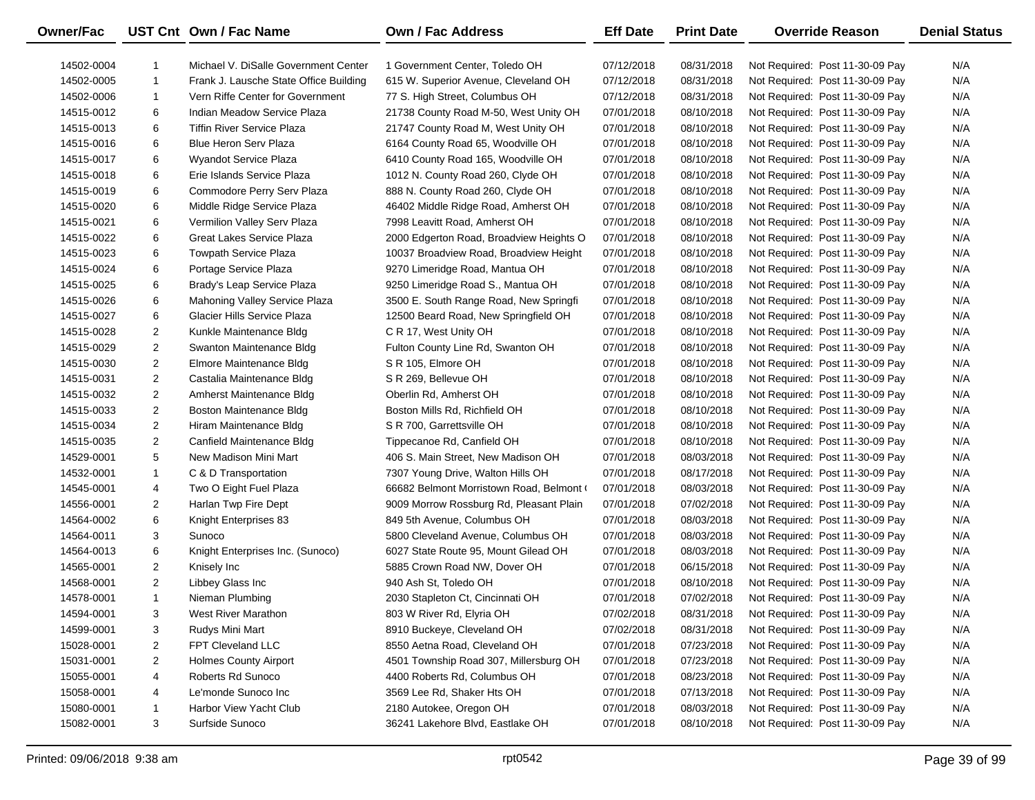| Owner/Fac | UST Cnt | Own / Fac Name | Own / Fac Address | Eff Date | Print Date | Override Reason | Denial Status |
|---|---|---|---|---|---|---|---|
| 14502-0004 | 1 | Michael V. DiSalle Government Center | 1 Government Center, Toledo OH | 07/12/2018 | 08/31/2018 | Not Required: Post 11-30-09 Pay | N/A |
| 14502-0005 | 1 | Frank J. Lausche State Office Building | 615 W. Superior Avenue, Cleveland OH | 07/12/2018 | 08/31/2018 | Not Required: Post 11-30-09 Pay | N/A |
| 14502-0006 | 1 | Vern Riffe Center for Government | 77 S. High Street, Columbus OH | 07/12/2018 | 08/31/2018 | Not Required: Post 11-30-09 Pay | N/A |
| 14515-0012 | 6 | Indian Meadow Service Plaza | 21738 County Road M-50, West Unity OH | 07/01/2018 | 08/10/2018 | Not Required: Post 11-30-09 Pay | N/A |
| 14515-0013 | 6 | Tiffin River Service Plaza | 21747 County Road M, West Unity OH | 07/01/2018 | 08/10/2018 | Not Required: Post 11-30-09 Pay | N/A |
| 14515-0016 | 6 | Blue Heron Serv Plaza | 6164 County Road 65, Woodville OH | 07/01/2018 | 08/10/2018 | Not Required: Post 11-30-09 Pay | N/A |
| 14515-0017 | 6 | Wyandot Service Plaza | 6410 County Road 165, Woodville OH | 07/01/2018 | 08/10/2018 | Not Required: Post 11-30-09 Pay | N/A |
| 14515-0018 | 6 | Erie Islands Service Plaza | 1012 N. County Road 260, Clyde OH | 07/01/2018 | 08/10/2018 | Not Required: Post 11-30-09 Pay | N/A |
| 14515-0019 | 6 | Commodore Perry Serv Plaza | 888 N. County Road 260, Clyde OH | 07/01/2018 | 08/10/2018 | Not Required: Post 11-30-09 Pay | N/A |
| 14515-0020 | 6 | Middle Ridge Service Plaza | 46402 Middle Ridge Road, Amherst OH | 07/01/2018 | 08/10/2018 | Not Required: Post 11-30-09 Pay | N/A |
| 14515-0021 | 6 | Vermilion Valley Serv Plaza | 7998 Leavitt Road, Amherst OH | 07/01/2018 | 08/10/2018 | Not Required: Post 11-30-09 Pay | N/A |
| 14515-0022 | 6 | Great Lakes Service Plaza | 2000 Edgerton Road, Broadview Heights O | 07/01/2018 | 08/10/2018 | Not Required: Post 11-30-09 Pay | N/A |
| 14515-0023 | 6 | Towpath Service Plaza | 10037 Broadview Road, Broadview Height | 07/01/2018 | 08/10/2018 | Not Required: Post 11-30-09 Pay | N/A |
| 14515-0024 | 6 | Portage Service Plaza | 9270 Limeridge Road, Mantua OH | 07/01/2018 | 08/10/2018 | Not Required: Post 11-30-09 Pay | N/A |
| 14515-0025 | 6 | Brady's Leap Service Plaza | 9250 Limeridge Road S., Mantua OH | 07/01/2018 | 08/10/2018 | Not Required: Post 11-30-09 Pay | N/A |
| 14515-0026 | 6 | Mahoning Valley Service Plaza | 3500 E. South Range Road, New Springfi | 07/01/2018 | 08/10/2018 | Not Required: Post 11-30-09 Pay | N/A |
| 14515-0027 | 6 | Glacier Hills Service Plaza | 12500 Beard Road, New Springfield OH | 07/01/2018 | 08/10/2018 | Not Required: Post 11-30-09 Pay | N/A |
| 14515-0028 | 2 | Kunkle Maintenance Bldg | C R 17, West Unity OH | 07/01/2018 | 08/10/2018 | Not Required: Post 11-30-09 Pay | N/A |
| 14515-0029 | 2 | Swanton Maintenance Bldg | Fulton County Line Rd, Swanton OH | 07/01/2018 | 08/10/2018 | Not Required: Post 11-30-09 Pay | N/A |
| 14515-0030 | 2 | Elmore Maintenance Bldg | S R 105, Elmore OH | 07/01/2018 | 08/10/2018 | Not Required: Post 11-30-09 Pay | N/A |
| 14515-0031 | 2 | Castalia Maintenance Bldg | S R 269, Bellevue OH | 07/01/2018 | 08/10/2018 | Not Required: Post 11-30-09 Pay | N/A |
| 14515-0032 | 2 | Amherst Maintenance Bldg | Oberlin Rd, Amherst OH | 07/01/2018 | 08/10/2018 | Not Required: Post 11-30-09 Pay | N/A |
| 14515-0033 | 2 | Boston Maintenance Bldg | Boston Mills Rd, Richfield OH | 07/01/2018 | 08/10/2018 | Not Required: Post 11-30-09 Pay | N/A |
| 14515-0034 | 2 | Hiram Maintenance Bldg | S R 700, Garrettsville OH | 07/01/2018 | 08/10/2018 | Not Required: Post 11-30-09 Pay | N/A |
| 14515-0035 | 2 | Canfield Maintenance Bldg | Tippecanoe Rd, Canfield OH | 07/01/2018 | 08/10/2018 | Not Required: Post 11-30-09 Pay | N/A |
| 14529-0001 | 5 | New Madison Mini Mart | 406 S. Main Street, New Madison OH | 07/01/2018 | 08/03/2018 | Not Required: Post 11-30-09 Pay | N/A |
| 14532-0001 | 1 | C & D Transportation | 7307 Young Drive, Walton Hills OH | 07/01/2018 | 08/17/2018 | Not Required: Post 11-30-09 Pay | N/A |
| 14545-0001 | 4 | Two O Eight Fuel Plaza | 66682 Belmont Morristown Road, Belmont ( | 07/01/2018 | 08/03/2018 | Not Required: Post 11-30-09 Pay | N/A |
| 14556-0001 | 2 | Harlan Twp Fire Dept | 9009 Morrow Rossburg Rd, Pleasant Plain | 07/01/2018 | 07/02/2018 | Not Required: Post 11-30-09 Pay | N/A |
| 14564-0002 | 6 | Knight Enterprises 83 | 849 5th Avenue, Columbus OH | 07/01/2018 | 08/03/2018 | Not Required: Post 11-30-09 Pay | N/A |
| 14564-0011 | 3 | Sunoco | 5800 Cleveland Avenue, Columbus OH | 07/01/2018 | 08/03/2018 | Not Required: Post 11-30-09 Pay | N/A |
| 14564-0013 | 6 | Knight Enterprises Inc. (Sunoco) | 6027 State Route 95, Mount Gilead OH | 07/01/2018 | 08/03/2018 | Not Required: Post 11-30-09 Pay | N/A |
| 14565-0001 | 2 | Knisely Inc | 5885 Crown Road NW, Dover OH | 07/01/2018 | 06/15/2018 | Not Required: Post 11-30-09 Pay | N/A |
| 14568-0001 | 2 | Libbey Glass Inc | 940 Ash St, Toledo OH | 07/01/2018 | 08/10/2018 | Not Required: Post 11-30-09 Pay | N/A |
| 14578-0001 | 1 | Nieman Plumbing | 2030 Stapleton Ct, Cincinnati OH | 07/01/2018 | 07/02/2018 | Not Required: Post 11-30-09 Pay | N/A |
| 14594-0001 | 3 | West River Marathon | 803 W River Rd, Elyria OH | 07/02/2018 | 08/31/2018 | Not Required: Post 11-30-09 Pay | N/A |
| 14599-0001 | 3 | Rudys Mini Mart | 8910 Buckeye, Cleveland OH | 07/02/2018 | 08/31/2018 | Not Required: Post 11-30-09 Pay | N/A |
| 15028-0001 | 2 | FPT Cleveland LLC | 8550 Aetna Road, Cleveland OH | 07/01/2018 | 07/23/2018 | Not Required: Post 11-30-09 Pay | N/A |
| 15031-0001 | 2 | Holmes County Airport | 4501 Township Road 307, Millersburg OH | 07/01/2018 | 07/23/2018 | Not Required: Post 11-30-09 Pay | N/A |
| 15055-0001 | 4 | Roberts Rd Sunoco | 4400 Roberts Rd, Columbus OH | 07/01/2018 | 08/23/2018 | Not Required: Post 11-30-09 Pay | N/A |
| 15058-0001 | 4 | Le'monde Sunoco Inc | 3569 Lee Rd, Shaker Hts OH | 07/01/2018 | 07/13/2018 | Not Required: Post 11-30-09 Pay | N/A |
| 15080-0001 | 1 | Harbor View Yacht Club | 2180 Autokee, Oregon OH | 07/01/2018 | 08/03/2018 | Not Required: Post 11-30-09 Pay | N/A |
| 15082-0001 | 3 | Surfside Sunoco | 36241 Lakehore Blvd, Eastlake OH | 07/01/2018 | 08/10/2018 | Not Required: Post 11-30-09 Pay | N/A |

Printed: 09/06/2018 9:38 am rpt0542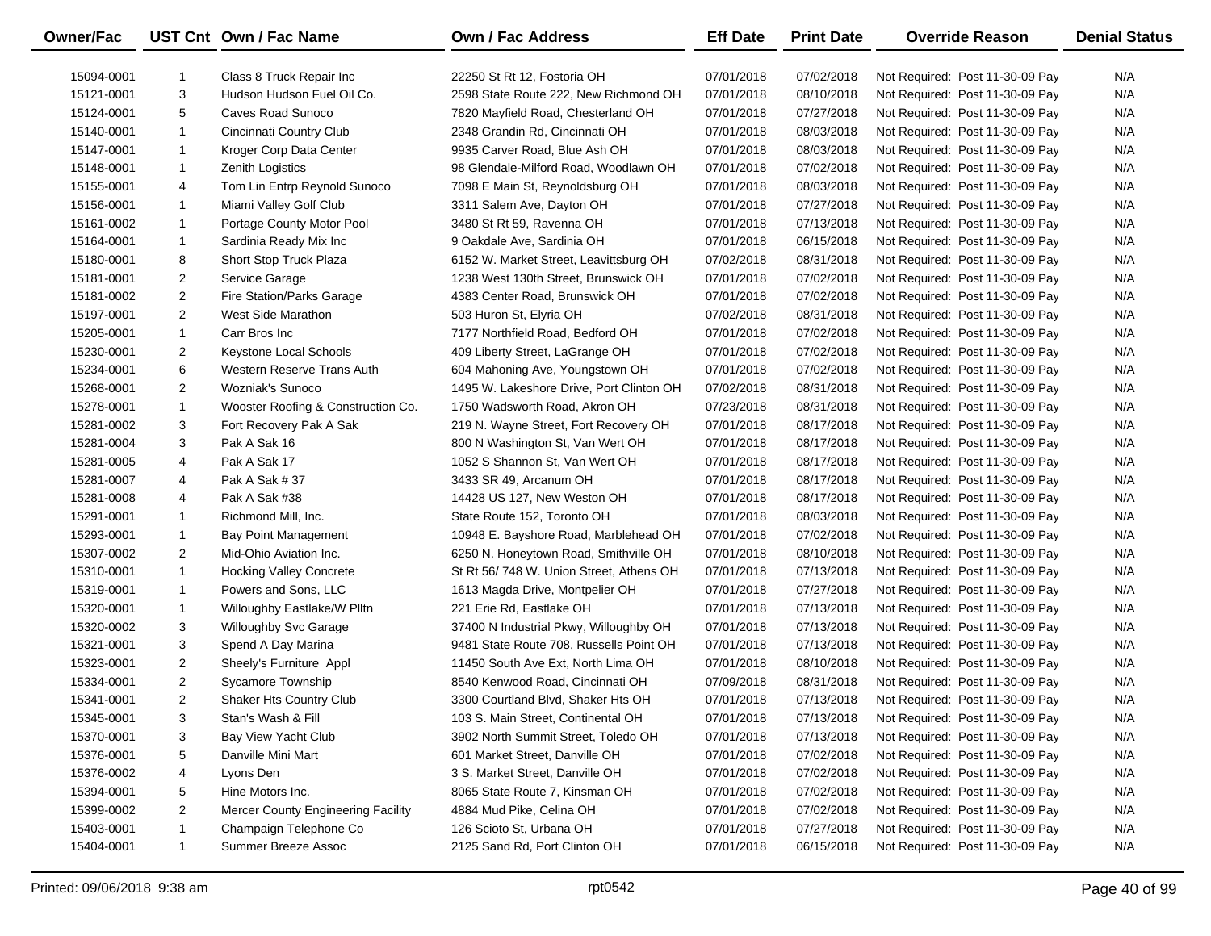| Owner/Fac | UST Cnt | Own / Fac Name | Own / Fac Address | Eff Date | Print Date | Override Reason | Denial Status |
|---|---|---|---|---|---|---|---|
| 15094-0001 | 1 | Class 8 Truck Repair Inc | 22250 St Rt 12, Fostoria OH | 07/01/2018 | 07/02/2018 | Not Required: Post 11-30-09 Pay | N/A |
| 15121-0001 | 3 | Hudson Hudson Fuel Oil Co. | 2598 State Route 222, New Richmond OH | 07/01/2018 | 08/10/2018 | Not Required: Post 11-30-09 Pay | N/A |
| 15124-0001 | 5 | Caves Road Sunoco | 7820 Mayfield Road, Chesterland OH | 07/01/2018 | 07/27/2018 | Not Required: Post 11-30-09 Pay | N/A |
| 15140-0001 | 1 | Cincinnati Country Club | 2348 Grandin Rd, Cincinnati OH | 07/01/2018 | 08/03/2018 | Not Required: Post 11-30-09 Pay | N/A |
| 15147-0001 | 1 | Kroger Corp Data Center | 9935 Carver Road, Blue Ash OH | 07/01/2018 | 08/03/2018 | Not Required: Post 11-30-09 Pay | N/A |
| 15148-0001 | 1 | Zenith Logistics | 98 Glendale-Milford Road, Woodlawn OH | 07/01/2018 | 07/02/2018 | Not Required: Post 11-30-09 Pay | N/A |
| 15155-0001 | 4 | Tom Lin Entrp Reynold Sunoco | 7098 E Main St, Reynoldsburg OH | 07/01/2018 | 08/03/2018 | Not Required: Post 11-30-09 Pay | N/A |
| 15156-0001 | 1 | Miami Valley Golf Club | 3311 Salem Ave, Dayton OH | 07/01/2018 | 07/27/2018 | Not Required: Post 11-30-09 Pay | N/A |
| 15161-0002 | 1 | Portage County Motor Pool | 3480 St Rt 59, Ravenna OH | 07/01/2018 | 07/13/2018 | Not Required: Post 11-30-09 Pay | N/A |
| 15164-0001 | 1 | Sardinia Ready Mix Inc | 9 Oakdale Ave, Sardinia OH | 07/01/2018 | 06/15/2018 | Not Required: Post 11-30-09 Pay | N/A |
| 15180-0001 | 8 | Short Stop Truck Plaza | 6152 W. Market Street, Leavittsburg OH | 07/02/2018 | 08/31/2018 | Not Required: Post 11-30-09 Pay | N/A |
| 15181-0001 | 2 | Service Garage | 1238 West 130th Street, Brunswick OH | 07/01/2018 | 07/02/2018 | Not Required: Post 11-30-09 Pay | N/A |
| 15181-0002 | 2 | Fire Station/Parks Garage | 4383 Center Road, Brunswick OH | 07/01/2018 | 07/02/2018 | Not Required: Post 11-30-09 Pay | N/A |
| 15197-0001 | 2 | West Side Marathon | 503 Huron St, Elyria OH | 07/02/2018 | 08/31/2018 | Not Required: Post 11-30-09 Pay | N/A |
| 15205-0001 | 1 | Carr Bros Inc | 7177 Northfield Road, Bedford OH | 07/01/2018 | 07/02/2018 | Not Required: Post 11-30-09 Pay | N/A |
| 15230-0001 | 2 | Keystone Local Schools | 409 Liberty Street, LaGrange OH | 07/01/2018 | 07/02/2018 | Not Required: Post 11-30-09 Pay | N/A |
| 15234-0001 | 6 | Western Reserve Trans Auth | 604 Mahoning Ave, Youngstown OH | 07/01/2018 | 07/02/2018 | Not Required: Post 11-30-09 Pay | N/A |
| 15268-0001 | 2 | Wozniak's Sunoco | 1495 W. Lakeshore Drive, Port Clinton OH | 07/02/2018 | 08/31/2018 | Not Required: Post 11-30-09 Pay | N/A |
| 15278-0001 | 1 | Wooster Roofing & Construction Co. | 1750 Wadsworth Road, Akron OH | 07/23/2018 | 08/31/2018 | Not Required: Post 11-30-09 Pay | N/A |
| 15281-0002 | 3 | Fort Recovery Pak A Sak | 219 N. Wayne Street, Fort Recovery OH | 07/01/2018 | 08/17/2018 | Not Required: Post 11-30-09 Pay | N/A |
| 15281-0004 | 3 | Pak A Sak 16 | 800 N Washington St, Van Wert OH | 07/01/2018 | 08/17/2018 | Not Required: Post 11-30-09 Pay | N/A |
| 15281-0005 | 4 | Pak A Sak 17 | 1052 S Shannon St, Van Wert OH | 07/01/2018 | 08/17/2018 | Not Required: Post 11-30-09 Pay | N/A |
| 15281-0007 | 4 | Pak A Sak # 37 | 3433 SR 49, Arcanum OH | 07/01/2018 | 08/17/2018 | Not Required: Post 11-30-09 Pay | N/A |
| 15281-0008 | 4 | Pak A Sak #38 | 14428 US 127, New Weston OH | 07/01/2018 | 08/17/2018 | Not Required: Post 11-30-09 Pay | N/A |
| 15291-0001 | 1 | Richmond Mill, Inc. | State Route 152, Toronto OH | 07/01/2018 | 08/03/2018 | Not Required: Post 11-30-09 Pay | N/A |
| 15293-0001 | 1 | Bay Point Management | 10948 E. Bayshore Road, Marblehead OH | 07/01/2018 | 07/02/2018 | Not Required: Post 11-30-09 Pay | N/A |
| 15307-0002 | 2 | Mid-Ohio Aviation Inc. | 6250 N. Honeytown Road, Smithville OH | 07/01/2018 | 08/10/2018 | Not Required: Post 11-30-09 Pay | N/A |
| 15310-0001 | 1 | Hocking Valley Concrete | St Rt 56/ 748 W. Union Street, Athens OH | 07/01/2018 | 07/13/2018 | Not Required: Post 11-30-09 Pay | N/A |
| 15319-0001 | 1 | Powers and Sons, LLC | 1613 Magda Drive, Montpelier OH | 07/01/2018 | 07/27/2018 | Not Required: Post 11-30-09 Pay | N/A |
| 15320-0001 | 1 | Willoughby Eastlake/W Plltn | 221 Erie Rd, Eastlake OH | 07/01/2018 | 07/13/2018 | Not Required: Post 11-30-09 Pay | N/A |
| 15320-0002 | 3 | Willoughby Svc Garage | 37400 N Industrial Pkwy, Willoughby OH | 07/01/2018 | 07/13/2018 | Not Required: Post 11-30-09 Pay | N/A |
| 15321-0001 | 3 | Spend A Day Marina | 9481 State Route 708, Russells Point OH | 07/01/2018 | 07/13/2018 | Not Required: Post 11-30-09 Pay | N/A |
| 15323-0001 | 2 | Sheely's Furniture Appl | 11450 South Ave Ext, North Lima OH | 07/01/2018 | 08/10/2018 | Not Required: Post 11-30-09 Pay | N/A |
| 15334-0001 | 2 | Sycamore Township | 8540 Kenwood Road, Cincinnati OH | 07/09/2018 | 08/31/2018 | Not Required: Post 11-30-09 Pay | N/A |
| 15341-0001 | 2 | Shaker Hts Country Club | 3300 Courtland Blvd, Shaker Hts OH | 07/01/2018 | 07/13/2018 | Not Required: Post 11-30-09 Pay | N/A |
| 15345-0001 | 3 | Stan's Wash & Fill | 103 S. Main Street, Continental OH | 07/01/2018 | 07/13/2018 | Not Required: Post 11-30-09 Pay | N/A |
| 15370-0001 | 3 | Bay View Yacht Club | 3902 North Summit Street, Toledo OH | 07/01/2018 | 07/13/2018 | Not Required: Post 11-30-09 Pay | N/A |
| 15376-0001 | 5 | Danville Mini Mart | 601 Market Street, Danville OH | 07/01/2018 | 07/02/2018 | Not Required: Post 11-30-09 Pay | N/A |
| 15376-0002 | 4 | Lyons Den | 3 S. Market Street, Danville OH | 07/01/2018 | 07/02/2018 | Not Required: Post 11-30-09 Pay | N/A |
| 15394-0001 | 5 | Hine Motors Inc. | 8065 State Route 7, Kinsman OH | 07/01/2018 | 07/02/2018 | Not Required: Post 11-30-09 Pay | N/A |
| 15399-0002 | 2 | Mercer County Engineering Facility | 4884 Mud Pike, Celina OH | 07/01/2018 | 07/02/2018 | Not Required: Post 11-30-09 Pay | N/A |
| 15403-0001 | 1 | Champaign Telephone Co | 126 Scioto St, Urbana OH | 07/01/2018 | 07/27/2018 | Not Required: Post 11-30-09 Pay | N/A |
| 15404-0001 | 1 | Summer Breeze Assoc | 2125 Sand Rd, Port Clinton OH | 07/01/2018 | 06/15/2018 | Not Required: Post 11-30-09 Pay | N/A |

Printed: 09/06/2018 9:38 am rpt0542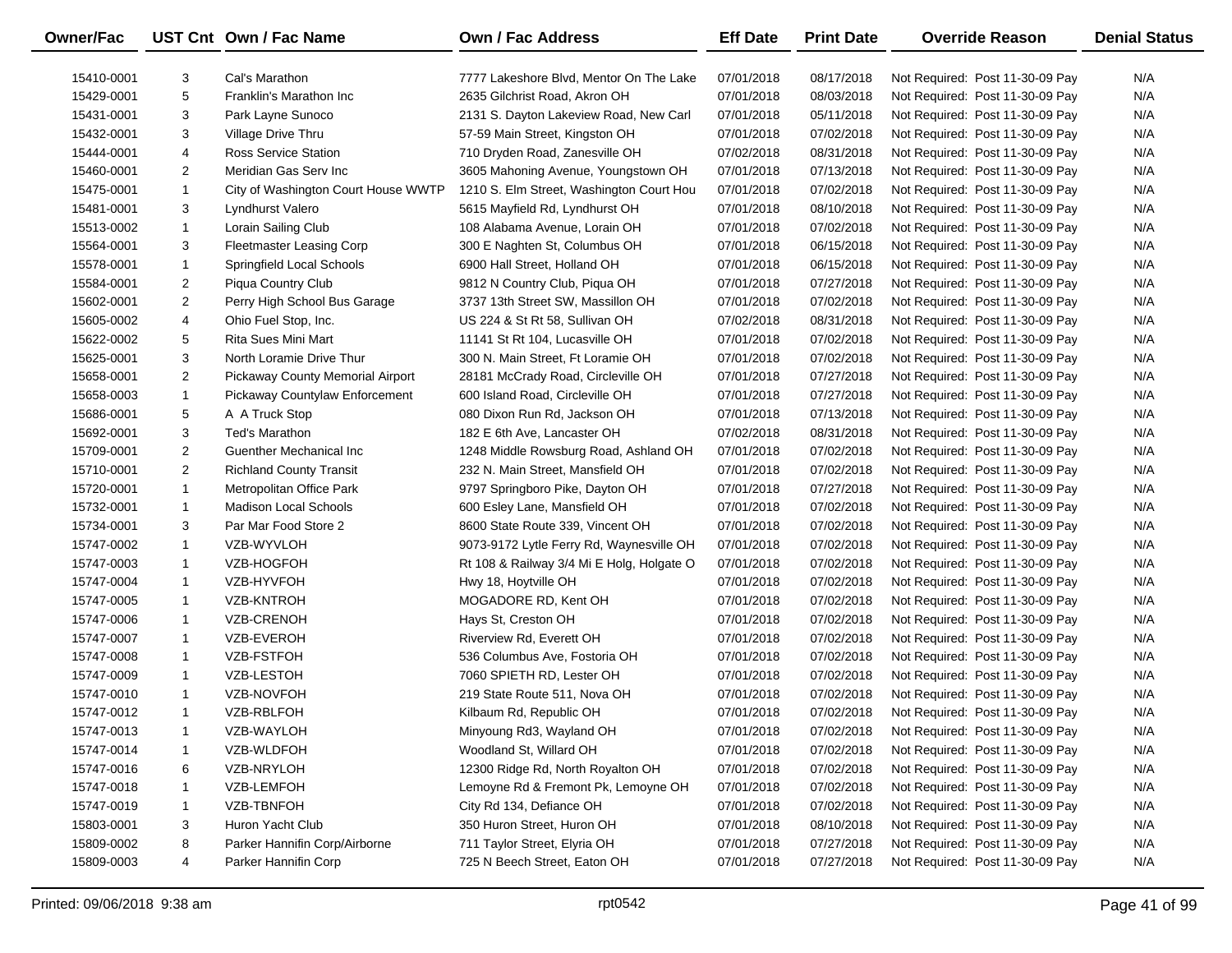| Owner/Fac | UST Cnt | Own / Fac Name | Own / Fac Address | Eff Date | Print Date | Override Reason | Denial Status |
|---|---|---|---|---|---|---|---|
| 15410-0001 | 3 | Cal's Marathon | 7777 Lakeshore Blvd, Mentor On The Lake | 07/01/2018 | 08/17/2018 | Not Required: Post 11-30-09 Pay | N/A |
| 15429-0001 | 5 | Franklin's Marathon Inc | 2635 Gilchrist Road, Akron OH | 07/01/2018 | 08/03/2018 | Not Required: Post 11-30-09 Pay | N/A |
| 15431-0001 | 3 | Park Layne Sunoco | 2131 S. Dayton Lakeview Road, New Carl | 07/01/2018 | 05/11/2018 | Not Required: Post 11-30-09 Pay | N/A |
| 15432-0001 | 3 | Village Drive Thru | 57-59 Main Street, Kingston OH | 07/01/2018 | 07/02/2018 | Not Required: Post 11-30-09 Pay | N/A |
| 15444-0001 | 4 | Ross Service Station | 710 Dryden Road, Zanesville OH | 07/02/2018 | 08/31/2018 | Not Required: Post 11-30-09 Pay | N/A |
| 15460-0001 | 2 | Meridian Gas Serv Inc | 3605 Mahoning Avenue, Youngstown OH | 07/01/2018 | 07/13/2018 | Not Required: Post 11-30-09 Pay | N/A |
| 15475-0001 | 1 | City of Washington Court House WWTP | 1210 S. Elm Street, Washington Court Hou | 07/01/2018 | 07/02/2018 | Not Required: Post 11-30-09 Pay | N/A |
| 15481-0001 | 3 | Lyndhurst Valero | 5615 Mayfield Rd, Lyndhurst OH | 07/01/2018 | 08/10/2018 | Not Required: Post 11-30-09 Pay | N/A |
| 15513-0002 | 1 | Lorain Sailing Club | 108 Alabama Avenue, Lorain OH | 07/01/2018 | 07/02/2018 | Not Required: Post 11-30-09 Pay | N/A |
| 15564-0001 | 3 | Fleetmaster Leasing Corp | 300 E Naghten St, Columbus OH | 07/01/2018 | 06/15/2018 | Not Required: Post 11-30-09 Pay | N/A |
| 15578-0001 | 1 | Springfield Local Schools | 6900 Hall Street, Holland OH | 07/01/2018 | 06/15/2018 | Not Required: Post 11-30-09 Pay | N/A |
| 15584-0001 | 2 | Piqua Country Club | 9812 N Country Club, Piqua OH | 07/01/2018 | 07/27/2018 | Not Required: Post 11-30-09 Pay | N/A |
| 15602-0001 | 2 | Perry High School Bus Garage | 3737 13th Street SW, Massillon OH | 07/01/2018 | 07/02/2018 | Not Required: Post 11-30-09 Pay | N/A |
| 15605-0002 | 4 | Ohio Fuel Stop, Inc. | US 224 & St Rt 58, Sullivan OH | 07/02/2018 | 08/31/2018 | Not Required: Post 11-30-09 Pay | N/A |
| 15622-0002 | 5 | Rita Sues Mini Mart | 11141 St Rt 104, Lucasville OH | 07/01/2018 | 07/02/2018 | Not Required: Post 11-30-09 Pay | N/A |
| 15625-0001 | 3 | North Loramie Drive Thur | 300 N. Main Street, Ft Loramie OH | 07/01/2018 | 07/02/2018 | Not Required: Post 11-30-09 Pay | N/A |
| 15658-0001 | 2 | Pickaway County Memorial Airport | 28181 McCrady Road, Circleville OH | 07/01/2018 | 07/27/2018 | Not Required: Post 11-30-09 Pay | N/A |
| 15658-0003 | 1 | Pickaway Countylaw Enforcement | 600 Island Road, Circleville OH | 07/01/2018 | 07/27/2018 | Not Required: Post 11-30-09 Pay | N/A |
| 15686-0001 | 5 | A A Truck Stop | 080 Dixon Run Rd, Jackson OH | 07/01/2018 | 07/13/2018 | Not Required: Post 11-30-09 Pay | N/A |
| 15692-0001 | 3 | Ted's Marathon | 182 E 6th Ave, Lancaster OH | 07/02/2018 | 08/31/2018 | Not Required: Post 11-30-09 Pay | N/A |
| 15709-0001 | 2 | Guenther Mechanical Inc | 1248 Middle Rowsburg Road, Ashland OH | 07/01/2018 | 07/02/2018 | Not Required: Post 11-30-09 Pay | N/A |
| 15710-0001 | 2 | Richland County Transit | 232 N. Main Street, Mansfield OH | 07/01/2018 | 07/02/2018 | Not Required: Post 11-30-09 Pay | N/A |
| 15720-0001 | 1 | Metropolitan Office Park | 9797 Springboro Pike, Dayton OH | 07/01/2018 | 07/27/2018 | Not Required: Post 11-30-09 Pay | N/A |
| 15732-0001 | 1 | Madison Local Schools | 600 Esley Lane, Mansfield OH | 07/01/2018 | 07/02/2018 | Not Required: Post 11-30-09 Pay | N/A |
| 15734-0001 | 3 | Par Mar Food Store 2 | 8600 State Route 339, Vincent OH | 07/01/2018 | 07/02/2018 | Not Required: Post 11-30-09 Pay | N/A |
| 15747-0002 | 1 | VZB-WYVLOH | 9073-9172 Lytle Ferry Rd, Waynesville OH | 07/01/2018 | 07/02/2018 | Not Required: Post 11-30-09 Pay | N/A |
| 15747-0003 | 1 | VZB-HOGFOH | Rt 108 & Railway 3/4 Mi E Holg, Holgate O | 07/01/2018 | 07/02/2018 | Not Required: Post 11-30-09 Pay | N/A |
| 15747-0004 | 1 | VZB-HYVFOH | Hwy 18, Hoytville OH | 07/01/2018 | 07/02/2018 | Not Required: Post 11-30-09 Pay | N/A |
| 15747-0005 | 1 | VZB-KNTROH | MOGADORE RD, Kent OH | 07/01/2018 | 07/02/2018 | Not Required: Post 11-30-09 Pay | N/A |
| 15747-0006 | 1 | VZB-CRENOH | Hays St, Creston OH | 07/01/2018 | 07/02/2018 | Not Required: Post 11-30-09 Pay | N/A |
| 15747-0007 | 1 | VZB-EVEROH | Riverview Rd, Everett OH | 07/01/2018 | 07/02/2018 | Not Required: Post 11-30-09 Pay | N/A |
| 15747-0008 | 1 | VZB-FSTFOH | 536 Columbus Ave, Fostoria OH | 07/01/2018 | 07/02/2018 | Not Required: Post 11-30-09 Pay | N/A |
| 15747-0009 | 1 | VZB-LESTOH | 7060 SPIETH RD, Lester OH | 07/01/2018 | 07/02/2018 | Not Required: Post 11-30-09 Pay | N/A |
| 15747-0010 | 1 | VZB-NOVFOH | 219 State Route 511, Nova OH | 07/01/2018 | 07/02/2018 | Not Required: Post 11-30-09 Pay | N/A |
| 15747-0012 | 1 | VZB-RBLFOH | Kilbaum Rd, Republic OH | 07/01/2018 | 07/02/2018 | Not Required: Post 11-30-09 Pay | N/A |
| 15747-0013 | 1 | VZB-WAYLOH | Minyoung Rd3, Wayland OH | 07/01/2018 | 07/02/2018 | Not Required: Post 11-30-09 Pay | N/A |
| 15747-0014 | 1 | VZB-WLDFOH | Woodland St, Willard OH | 07/01/2018 | 07/02/2018 | Not Required: Post 11-30-09 Pay | N/A |
| 15747-0016 | 6 | VZB-NRYLOH | 12300 Ridge Rd, North Royalton OH | 07/01/2018 | 07/02/2018 | Not Required: Post 11-30-09 Pay | N/A |
| 15747-0018 | 1 | VZB-LEMFOH | Lemoyne Rd & Fremont Pk, Lemoyne OH | 07/01/2018 | 07/02/2018 | Not Required: Post 11-30-09 Pay | N/A |
| 15747-0019 | 1 | VZB-TBNFOH | City Rd 134, Defiance OH | 07/01/2018 | 07/02/2018 | Not Required: Post 11-30-09 Pay | N/A |
| 15803-0001 | 3 | Huron Yacht Club | 350 Huron Street, Huron OH | 07/01/2018 | 08/10/2018 | Not Required: Post 11-30-09 Pay | N/A |
| 15809-0002 | 8 | Parker Hannifin Corp/Airborne | 711 Taylor Street, Elyria OH | 07/01/2018 | 07/27/2018 | Not Required: Post 11-30-09 Pay | N/A |
| 15809-0003 | 4 | Parker Hannifin Corp | 725 N Beech Street, Eaton OH | 07/01/2018 | 07/27/2018 | Not Required: Post 11-30-09 Pay | N/A |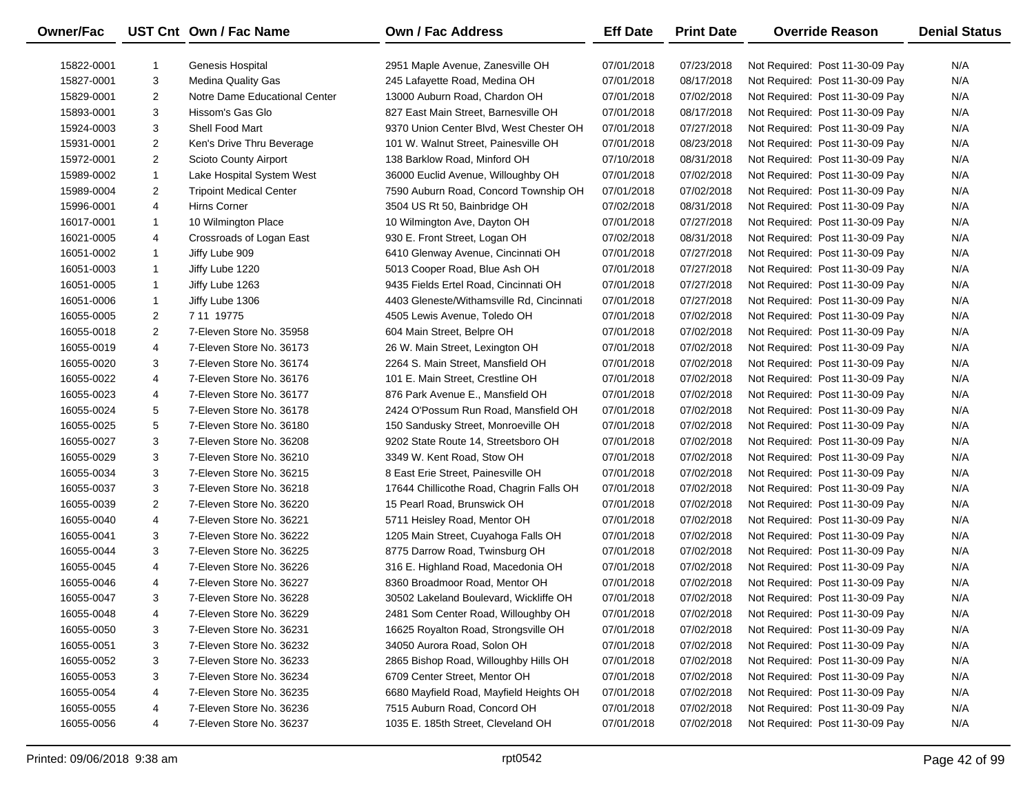| Owner/Fac | UST Cnt | Own / Fac Name | Own / Fac Address | Eff Date | Print Date | Override Reason | Denial Status |
|---|---|---|---|---|---|---|---|
| 15822-0001 | 1 | Genesis Hospital | 2951 Maple Avenue, Zanesville OH | 07/01/2018 | 07/23/2018 | Not Required: Post 11-30-09 Pay | N/A |
| 15827-0001 | 3 | Medina Quality Gas | 245 Lafayette Road, Medina OH | 07/01/2018 | 08/17/2018 | Not Required: Post 11-30-09 Pay | N/A |
| 15829-0001 | 2 | Notre Dame Educational Center | 13000 Auburn Road, Chardon OH | 07/01/2018 | 07/02/2018 | Not Required: Post 11-30-09 Pay | N/A |
| 15893-0001 | 3 | Hissom's Gas Glo | 827 East Main Street, Barnesville OH | 07/01/2018 | 08/17/2018 | Not Required: Post 11-30-09 Pay | N/A |
| 15924-0003 | 3 | Shell Food Mart | 9370 Union Center Blvd, West Chester OH | 07/01/2018 | 07/27/2018 | Not Required: Post 11-30-09 Pay | N/A |
| 15931-0001 | 2 | Ken's Drive Thru Beverage | 101 W. Walnut Street, Painesville OH | 07/01/2018 | 08/23/2018 | Not Required: Post 11-30-09 Pay | N/A |
| 15972-0001 | 2 | Scioto County Airport | 138 Barklow Road, Minford OH | 07/10/2018 | 08/31/2018 | Not Required: Post 11-30-09 Pay | N/A |
| 15989-0002 | 1 | Lake Hospital System West | 36000 Euclid Avenue, Willoughby OH | 07/01/2018 | 07/02/2018 | Not Required: Post 11-30-09 Pay | N/A |
| 15989-0004 | 2 | Tripoint Medical Center | 7590 Auburn Road, Concord Township OH | 07/01/2018 | 07/02/2018 | Not Required: Post 11-30-09 Pay | N/A |
| 15996-0001 | 4 | Hirns Corner | 3504 US Rt 50, Bainbridge OH | 07/02/2018 | 08/31/2018 | Not Required: Post 11-30-09 Pay | N/A |
| 16017-0001 | 1 | 10 Wilmington Place | 10 Wilmington Ave, Dayton OH | 07/01/2018 | 07/27/2018 | Not Required: Post 11-30-09 Pay | N/A |
| 16021-0005 | 4 | Crossroads of Logan East | 930 E. Front Street, Logan OH | 07/02/2018 | 08/31/2018 | Not Required: Post 11-30-09 Pay | N/A |
| 16051-0002 | 1 | Jiffy Lube 909 | 6410 Glenway Avenue, Cincinnati OH | 07/01/2018 | 07/27/2018 | Not Required: Post 11-30-09 Pay | N/A |
| 16051-0003 | 1 | Jiffy Lube 1220 | 5013 Cooper Road, Blue Ash OH | 07/01/2018 | 07/27/2018 | Not Required: Post 11-30-09 Pay | N/A |
| 16051-0005 | 1 | Jiffy Lube 1263 | 9435 Fields Ertel Road, Cincinnati OH | 07/01/2018 | 07/27/2018 | Not Required: Post 11-30-09 Pay | N/A |
| 16051-0006 | 1 | Jiffy Lube 1306 | 4403 Gleneste/Withamsville Rd, Cincinnati | 07/01/2018 | 07/27/2018 | Not Required: Post 11-30-09 Pay | N/A |
| 16055-0005 | 2 | 7 11 19775 | 4505 Lewis Avenue, Toledo OH | 07/01/2018 | 07/02/2018 | Not Required: Post 11-30-09 Pay | N/A |
| 16055-0018 | 2 | 7-Eleven Store No. 35958 | 604 Main Street, Belpre OH | 07/01/2018 | 07/02/2018 | Not Required: Post 11-30-09 Pay | N/A |
| 16055-0019 | 4 | 7-Eleven Store No. 36173 | 26 W. Main Street, Lexington OH | 07/01/2018 | 07/02/2018 | Not Required: Post 11-30-09 Pay | N/A |
| 16055-0020 | 3 | 7-Eleven Store No. 36174 | 2264 S. Main Street, Mansfield OH | 07/01/2018 | 07/02/2018 | Not Required: Post 11-30-09 Pay | N/A |
| 16055-0022 | 4 | 7-Eleven Store No. 36176 | 101 E. Main Street, Crestline OH | 07/01/2018 | 07/02/2018 | Not Required: Post 11-30-09 Pay | N/A |
| 16055-0023 | 4 | 7-Eleven Store No. 36177 | 876 Park Avenue E., Mansfield OH | 07/01/2018 | 07/02/2018 | Not Required: Post 11-30-09 Pay | N/A |
| 16055-0024 | 5 | 7-Eleven Store No. 36178 | 2424 O'Possum Run Road, Mansfield OH | 07/01/2018 | 07/02/2018 | Not Required: Post 11-30-09 Pay | N/A |
| 16055-0025 | 5 | 7-Eleven Store No. 36180 | 150 Sandusky Street, Monroeville OH | 07/01/2018 | 07/02/2018 | Not Required: Post 11-30-09 Pay | N/A |
| 16055-0027 | 3 | 7-Eleven Store No. 36208 | 9202 State Route 14, Streetsboro OH | 07/01/2018 | 07/02/2018 | Not Required: Post 11-30-09 Pay | N/A |
| 16055-0029 | 3 | 7-Eleven Store No. 36210 | 3349 W. Kent Road, Stow OH | 07/01/2018 | 07/02/2018 | Not Required: Post 11-30-09 Pay | N/A |
| 16055-0034 | 3 | 7-Eleven Store No. 36215 | 8 East Erie Street, Painesville OH | 07/01/2018 | 07/02/2018 | Not Required: Post 11-30-09 Pay | N/A |
| 16055-0037 | 3 | 7-Eleven Store No. 36218 | 17644 Chillicothe Road, Chagrin Falls OH | 07/01/2018 | 07/02/2018 | Not Required: Post 11-30-09 Pay | N/A |
| 16055-0039 | 2 | 7-Eleven Store No. 36220 | 15 Pearl Road, Brunswick OH | 07/01/2018 | 07/02/2018 | Not Required: Post 11-30-09 Pay | N/A |
| 16055-0040 | 4 | 7-Eleven Store No. 36221 | 5711 Heisley Road, Mentor OH | 07/01/2018 | 07/02/2018 | Not Required: Post 11-30-09 Pay | N/A |
| 16055-0041 | 3 | 7-Eleven Store No. 36222 | 1205 Main Street, Cuyahoga Falls OH | 07/01/2018 | 07/02/2018 | Not Required: Post 11-30-09 Pay | N/A |
| 16055-0044 | 3 | 7-Eleven Store No. 36225 | 8775 Darrow Road, Twinsburg OH | 07/01/2018 | 07/02/2018 | Not Required: Post 11-30-09 Pay | N/A |
| 16055-0045 | 4 | 7-Eleven Store No. 36226 | 316 E. Highland Road, Macedonia OH | 07/01/2018 | 07/02/2018 | Not Required: Post 11-30-09 Pay | N/A |
| 16055-0046 | 4 | 7-Eleven Store No. 36227 | 8360 Broadmoor Road, Mentor OH | 07/01/2018 | 07/02/2018 | Not Required: Post 11-30-09 Pay | N/A |
| 16055-0047 | 3 | 7-Eleven Store No. 36228 | 30502 Lakeland Boulevard, Wickliffe OH | 07/01/2018 | 07/02/2018 | Not Required: Post 11-30-09 Pay | N/A |
| 16055-0048 | 4 | 7-Eleven Store No. 36229 | 2481 Som Center Road, Willoughby OH | 07/01/2018 | 07/02/2018 | Not Required: Post 11-30-09 Pay | N/A |
| 16055-0050 | 3 | 7-Eleven Store No. 36231 | 16625 Royalton Road, Strongsville OH | 07/01/2018 | 07/02/2018 | Not Required: Post 11-30-09 Pay | N/A |
| 16055-0051 | 3 | 7-Eleven Store No. 36232 | 34050 Aurora Road, Solon OH | 07/01/2018 | 07/02/2018 | Not Required: Post 11-30-09 Pay | N/A |
| 16055-0052 | 3 | 7-Eleven Store No. 36233 | 2865 Bishop Road, Willoughby Hills OH | 07/01/2018 | 07/02/2018 | Not Required: Post 11-30-09 Pay | N/A |
| 16055-0053 | 3 | 7-Eleven Store No. 36234 | 6709 Center Street, Mentor OH | 07/01/2018 | 07/02/2018 | Not Required: Post 11-30-09 Pay | N/A |
| 16055-0054 | 4 | 7-Eleven Store No. 36235 | 6680 Mayfield Road, Mayfield Heights OH | 07/01/2018 | 07/02/2018 | Not Required: Post 11-30-09 Pay | N/A |
| 16055-0055 | 4 | 7-Eleven Store No. 36236 | 7515 Auburn Road, Concord OH | 07/01/2018 | 07/02/2018 | Not Required: Post 11-30-09 Pay | N/A |
| 16055-0056 | 4 | 7-Eleven Store No. 36237 | 1035 E. 185th Street, Cleveland OH | 07/01/2018 | 07/02/2018 | Not Required: Post 11-30-09 Pay | N/A |

Printed: 09/06/2018 9:38 am rpt0542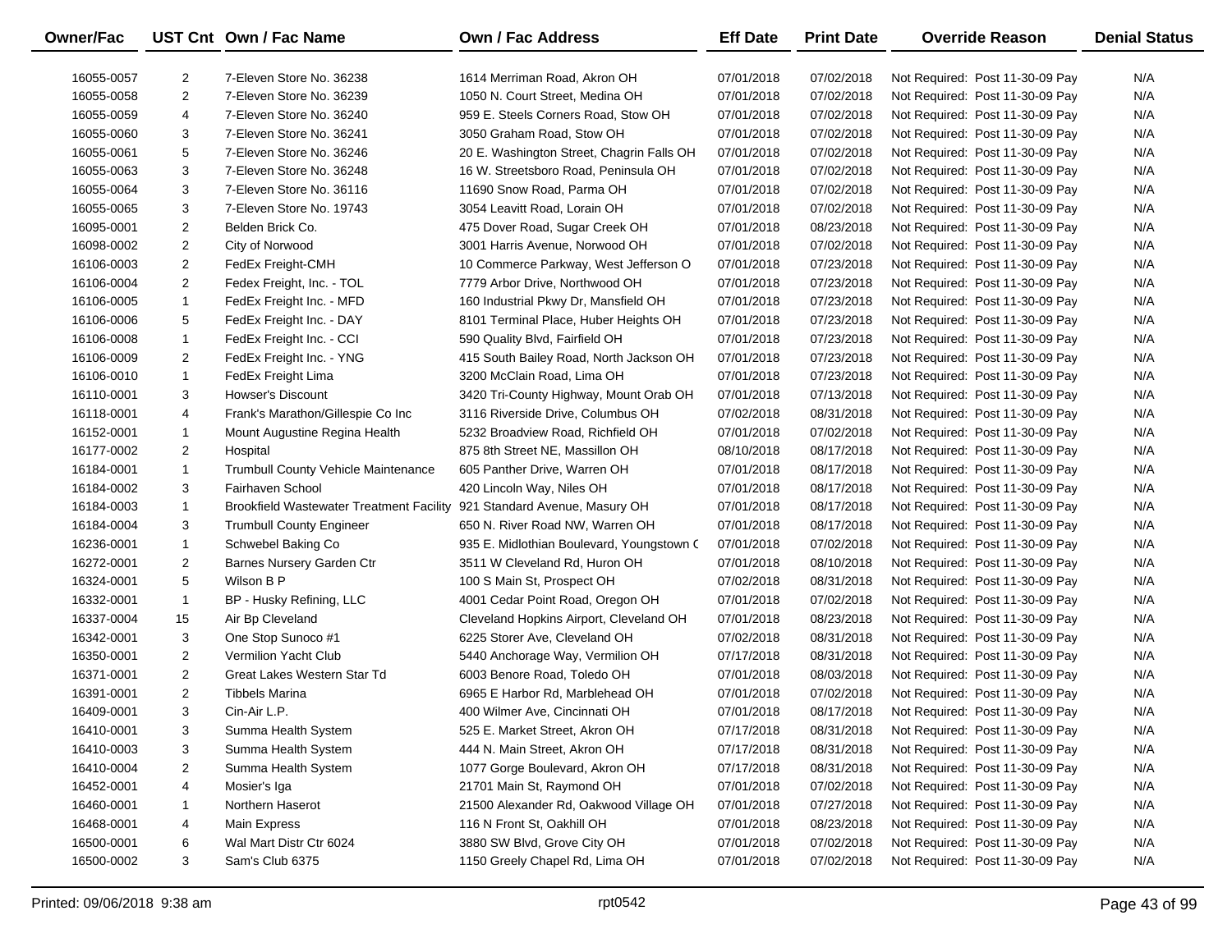| Owner/Fac | UST Cnt | Own / Fac Name | Own / Fac Address | Eff Date | Print Date | Override Reason | Denial Status |
|---|---|---|---|---|---|---|---|
| 16055-0057 | 2 | 7-Eleven Store No. 36238 | 1614 Merriman Road, Akron OH | 07/01/2018 | 07/02/2018 | Not Required: Post 11-30-09 Pay | N/A |
| 16055-0058 | 2 | 7-Eleven Store No. 36239 | 1050 N. Court Street, Medina OH | 07/01/2018 | 07/02/2018 | Not Required: Post 11-30-09 Pay | N/A |
| 16055-0059 | 4 | 7-Eleven Store No. 36240 | 959 E. Steels Corners Road, Stow OH | 07/01/2018 | 07/02/2018 | Not Required: Post 11-30-09 Pay | N/A |
| 16055-0060 | 3 | 7-Eleven Store No. 36241 | 3050 Graham Road, Stow OH | 07/01/2018 | 07/02/2018 | Not Required: Post 11-30-09 Pay | N/A |
| 16055-0061 | 5 | 7-Eleven Store No. 36246 | 20 E. Washington Street, Chagrin Falls OH | 07/01/2018 | 07/02/2018 | Not Required: Post 11-30-09 Pay | N/A |
| 16055-0063 | 3 | 7-Eleven Store No. 36248 | 16 W. Streetsboro Road, Peninsula OH | 07/01/2018 | 07/02/2018 | Not Required: Post 11-30-09 Pay | N/A |
| 16055-0064 | 3 | 7-Eleven Store No. 36116 | 11690 Snow Road, Parma OH | 07/01/2018 | 07/02/2018 | Not Required: Post 11-30-09 Pay | N/A |
| 16055-0065 | 3 | 7-Eleven Store No. 19743 | 3054 Leavitt Road, Lorain OH | 07/01/2018 | 07/02/2018 | Not Required: Post 11-30-09 Pay | N/A |
| 16095-0001 | 2 | Belden Brick Co. | 475 Dover Road, Sugar Creek OH | 07/01/2018 | 08/23/2018 | Not Required: Post 11-30-09 Pay | N/A |
| 16098-0002 | 2 | City of Norwood | 3001 Harris Avenue, Norwood OH | 07/01/2018 | 07/02/2018 | Not Required: Post 11-30-09 Pay | N/A |
| 16106-0003 | 2 | FedEx Freight-CMH | 10 Commerce Parkway, West Jefferson O | 07/01/2018 | 07/23/2018 | Not Required: Post 11-30-09 Pay | N/A |
| 16106-0004 | 2 | Fedex Freight, Inc. - TOL | 7779 Arbor Drive, Northwood OH | 07/01/2018 | 07/23/2018 | Not Required: Post 11-30-09 Pay | N/A |
| 16106-0005 | 1 | FedEx Freight Inc. - MFD | 160 Industrial Pkwy Dr, Mansfield OH | 07/01/2018 | 07/23/2018 | Not Required: Post 11-30-09 Pay | N/A |
| 16106-0006 | 5 | FedEx Freight Inc. - DAY | 8101 Terminal Place, Huber Heights OH | 07/01/2018 | 07/23/2018 | Not Required: Post 11-30-09 Pay | N/A |
| 16106-0008 | 1 | FedEx Freight Inc. - CCI | 590 Quality Blvd, Fairfield OH | 07/01/2018 | 07/23/2018 | Not Required: Post 11-30-09 Pay | N/A |
| 16106-0009 | 2 | FedEx Freight Inc. - YNG | 415 South Bailey Road, North Jackson OH | 07/01/2018 | 07/23/2018 | Not Required: Post 11-30-09 Pay | N/A |
| 16106-0010 | 1 | FedEx Freight Lima | 3200 McClain Road, Lima OH | 07/01/2018 | 07/23/2018 | Not Required: Post 11-30-09 Pay | N/A |
| 16110-0001 | 3 | Howser's Discount | 3420 Tri-County Highway, Mount Orab OH | 07/01/2018 | 07/13/2018 | Not Required: Post 11-30-09 Pay | N/A |
| 16118-0001 | 4 | Frank's Marathon/Gillespie Co Inc | 3116 Riverside Drive, Columbus OH | 07/02/2018 | 08/31/2018 | Not Required: Post 11-30-09 Pay | N/A |
| 16152-0001 | 1 | Mount Augustine Regina Health | 5232 Broadview Road, Richfield OH | 07/01/2018 | 07/02/2018 | Not Required: Post 11-30-09 Pay | N/A |
| 16177-0002 | 2 | Hospital | 875 8th Street NE, Massillon OH | 08/10/2018 | 08/17/2018 | Not Required: Post 11-30-09 Pay | N/A |
| 16184-0001 | 1 | Trumbull County Vehicle Maintenance | 605 Panther Drive, Warren OH | 07/01/2018 | 08/17/2018 | Not Required: Post 11-30-09 Pay | N/A |
| 16184-0002 | 3 | Fairhaven School | 420 Lincoln Way, Niles OH | 07/01/2018 | 08/17/2018 | Not Required: Post 11-30-09 Pay | N/A |
| 16184-0003 | 1 | Brookfield Wastewater Treatment Facility | 921 Standard Avenue, Masury OH | 07/01/2018 | 08/17/2018 | Not Required: Post 11-30-09 Pay | N/A |
| 16184-0004 | 3 | Trumbull County Engineer | 650 N. River Road NW, Warren OH | 07/01/2018 | 08/17/2018 | Not Required: Post 11-30-09 Pay | N/A |
| 16236-0001 | 1 | Schwebel Baking Co | 935 E. Midlothian Boulevard, Youngstown ( | 07/01/2018 | 07/02/2018 | Not Required: Post 11-30-09 Pay | N/A |
| 16272-0001 | 2 | Barnes Nursery Garden Ctr | 3511 W Cleveland Rd, Huron OH | 07/01/2018 | 08/10/2018 | Not Required: Post 11-30-09 Pay | N/A |
| 16324-0001 | 5 | Wilson B P | 100 S Main St, Prospect OH | 07/02/2018 | 08/31/2018 | Not Required: Post 11-30-09 Pay | N/A |
| 16332-0001 | 1 | BP - Husky Refining, LLC | 4001 Cedar Point Road, Oregon OH | 07/01/2018 | 07/02/2018 | Not Required: Post 11-30-09 Pay | N/A |
| 16337-0004 | 15 | Air Bp Cleveland | Cleveland Hopkins Airport, Cleveland OH | 07/01/2018 | 08/23/2018 | Not Required: Post 11-30-09 Pay | N/A |
| 16342-0001 | 3 | One Stop Sunoco #1 | 6225 Storer Ave, Cleveland OH | 07/02/2018 | 08/31/2018 | Not Required: Post 11-30-09 Pay | N/A |
| 16350-0001 | 2 | Vermilion Yacht Club | 5440 Anchorage Way, Vermilion OH | 07/17/2018 | 08/31/2018 | Not Required: Post 11-30-09 Pay | N/A |
| 16371-0001 | 2 | Great Lakes Western Star Td | 6003 Benore Road, Toledo OH | 07/01/2018 | 08/03/2018 | Not Required: Post 11-30-09 Pay | N/A |
| 16391-0001 | 2 | Tibbels Marina | 6965 E Harbor Rd, Marblehead OH | 07/01/2018 | 07/02/2018 | Not Required: Post 11-30-09 Pay | N/A |
| 16409-0001 | 3 | Cin-Air L.P. | 400 Wilmer Ave, Cincinnati OH | 07/01/2018 | 08/17/2018 | Not Required: Post 11-30-09 Pay | N/A |
| 16410-0001 | 3 | Summa Health System | 525 E. Market Street, Akron OH | 07/17/2018 | 08/31/2018 | Not Required: Post 11-30-09 Pay | N/A |
| 16410-0003 | 3 | Summa Health System | 444 N. Main Street, Akron OH | 07/17/2018 | 08/31/2018 | Not Required: Post 11-30-09 Pay | N/A |
| 16410-0004 | 2 | Summa Health System | 1077 Gorge Boulevard, Akron OH | 07/17/2018 | 08/31/2018 | Not Required: Post 11-30-09 Pay | N/A |
| 16452-0001 | 4 | Mosier's Iga | 21701 Main St, Raymond OH | 07/01/2018 | 07/02/2018 | Not Required: Post 11-30-09 Pay | N/A |
| 16460-0001 | 1 | Northern Haserot | 21500 Alexander Rd, Oakwood Village OH | 07/01/2018 | 07/27/2018 | Not Required: Post 11-30-09 Pay | N/A |
| 16468-0001 | 4 | Main Express | 116 N Front St, Oakhill OH | 07/01/2018 | 08/23/2018 | Not Required: Post 11-30-09 Pay | N/A |
| 16500-0001 | 6 | Wal Mart Distr Ctr 6024 | 3880 SW Blvd, Grove City OH | 07/01/2018 | 07/02/2018 | Not Required: Post 11-30-09 Pay | N/A |
| 16500-0002 | 3 | Sam's Club 6375 | 1150 Greely Chapel Rd, Lima OH | 07/01/2018 | 07/02/2018 | Not Required: Post 11-30-09 Pay | N/A |

Printed: 09/06/2018 9:38 am rpt0542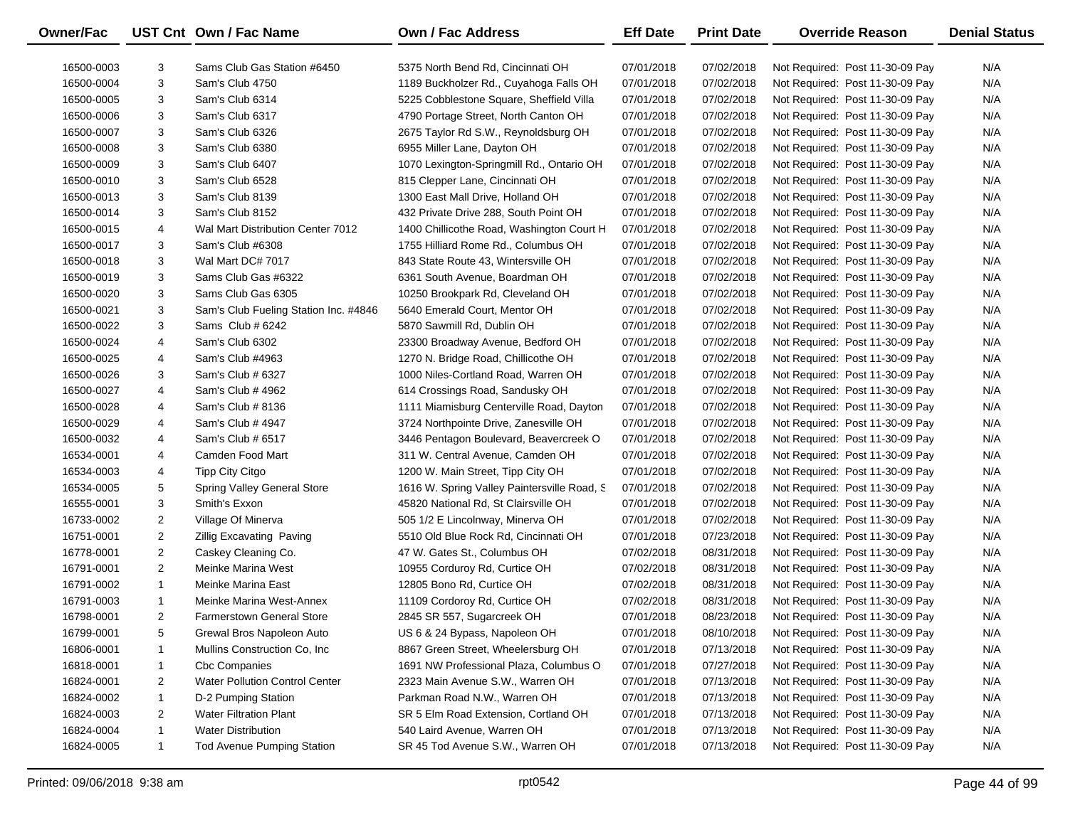| Owner/Fac | UST Cnt | Own / Fac Name | Own / Fac Address | Eff Date | Print Date | Override Reason | Denial Status |
|---|---|---|---|---|---|---|---|
| 16500-0003 | 3 | Sams Club Gas Station #6450 | 5375 North Bend Rd, Cincinnati OH | 07/01/2018 | 07/02/2018 | Not Required: Post 11-30-09 Pay | N/A |
| 16500-0004 | 3 | Sam's Club 4750 | 1189 Buckholzer Rd., Cuyahoga Falls OH | 07/01/2018 | 07/02/2018 | Not Required: Post 11-30-09 Pay | N/A |
| 16500-0005 | 3 | Sam's Club 6314 | 5225 Cobblestone Square, Sheffield Villa | 07/01/2018 | 07/02/2018 | Not Required: Post 11-30-09 Pay | N/A |
| 16500-0006 | 3 | Sam's Club 6317 | 4790 Portage Street, North Canton OH | 07/01/2018 | 07/02/2018 | Not Required: Post 11-30-09 Pay | N/A |
| 16500-0007 | 3 | Sam's Club 6326 | 2675 Taylor Rd S.W., Reynoldsburg OH | 07/01/2018 | 07/02/2018 | Not Required: Post 11-30-09 Pay | N/A |
| 16500-0008 | 3 | Sam's Club 6380 | 6955 Miller Lane, Dayton OH | 07/01/2018 | 07/02/2018 | Not Required: Post 11-30-09 Pay | N/A |
| 16500-0009 | 3 | Sam's Club 6407 | 1070 Lexington-Springmill Rd., Ontario OH | 07/01/2018 | 07/02/2018 | Not Required: Post 11-30-09 Pay | N/A |
| 16500-0010 | 3 | Sam's Club 6528 | 815 Clepper Lane, Cincinnati OH | 07/01/2018 | 07/02/2018 | Not Required: Post 11-30-09 Pay | N/A |
| 16500-0013 | 3 | Sam's Club 8139 | 1300 East Mall Drive, Holland OH | 07/01/2018 | 07/02/2018 | Not Required: Post 11-30-09 Pay | N/A |
| 16500-0014 | 3 | Sam's Club 8152 | 432 Private Drive 288, South Point OH | 07/01/2018 | 07/02/2018 | Not Required: Post 11-30-09 Pay | N/A |
| 16500-0015 | 4 | Wal Mart Distribution Center 7012 | 1400 Chillicothe Road, Washington Court H | 07/01/2018 | 07/02/2018 | Not Required: Post 11-30-09 Pay | N/A |
| 16500-0017 | 3 | Sam's Club #6308 | 1755 Hilliard Rome Rd., Columbus OH | 07/01/2018 | 07/02/2018 | Not Required: Post 11-30-09 Pay | N/A |
| 16500-0018 | 3 | Wal Mart DC# 7017 | 843 State Route 43, Wintersville OH | 07/01/2018 | 07/02/2018 | Not Required: Post 11-30-09 Pay | N/A |
| 16500-0019 | 3 | Sams Club Gas #6322 | 6361 South Avenue, Boardman OH | 07/01/2018 | 07/02/2018 | Not Required: Post 11-30-09 Pay | N/A |
| 16500-0020 | 3 | Sams Club Gas 6305 | 10250 Brookpark Rd, Cleveland OH | 07/01/2018 | 07/02/2018 | Not Required: Post 11-30-09 Pay | N/A |
| 16500-0021 | 3 | Sam's Club Fueling Station Inc. #4846 | 5640 Emerald Court, Mentor OH | 07/01/2018 | 07/02/2018 | Not Required: Post 11-30-09 Pay | N/A |
| 16500-0022 | 3 | Sams Club # 6242 | 5870 Sawmill Rd, Dublin OH | 07/01/2018 | 07/02/2018 | Not Required: Post 11-30-09 Pay | N/A |
| 16500-0024 | 4 | Sam's Club 6302 | 23300 Broadway Avenue, Bedford OH | 07/01/2018 | 07/02/2018 | Not Required: Post 11-30-09 Pay | N/A |
| 16500-0025 | 4 | Sam's Club #4963 | 1270 N. Bridge Road, Chillicothe OH | 07/01/2018 | 07/02/2018 | Not Required: Post 11-30-09 Pay | N/A |
| 16500-0026 | 3 | Sam's Club # 6327 | 1000 Niles-Cortland Road, Warren OH | 07/01/2018 | 07/02/2018 | Not Required: Post 11-30-09 Pay | N/A |
| 16500-0027 | 4 | Sam's Club # 4962 | 614 Crossings Road, Sandusky OH | 07/01/2018 | 07/02/2018 | Not Required: Post 11-30-09 Pay | N/A |
| 16500-0028 | 4 | Sam's Club # 8136 | 1111 Miamisburg Centerville Road, Dayton | 07/01/2018 | 07/02/2018 | Not Required: Post 11-30-09 Pay | N/A |
| 16500-0029 | 4 | Sam's Club # 4947 | 3724 Northpointe Drive, Zanesville OH | 07/01/2018 | 07/02/2018 | Not Required: Post 11-30-09 Pay | N/A |
| 16500-0032 | 4 | Sam's Club # 6517 | 3446 Pentagon Boulevard, Beavercreek O | 07/01/2018 | 07/02/2018 | Not Required: Post 11-30-09 Pay | N/A |
| 16534-0001 | 4 | Camden Food Mart | 311 W. Central Avenue, Camden OH | 07/01/2018 | 07/02/2018 | Not Required: Post 11-30-09 Pay | N/A |
| 16534-0003 | 4 | Tipp City Citgo | 1200 W. Main Street, Tipp City OH | 07/01/2018 | 07/02/2018 | Not Required: Post 11-30-09 Pay | N/A |
| 16534-0005 | 5 | Spring Valley General Store | 1616 W. Spring Valley Paintersville Road, S | 07/01/2018 | 07/02/2018 | Not Required: Post 11-30-09 Pay | N/A |
| 16555-0001 | 3 | Smith's Exxon | 45820 National Rd, St Clairsville OH | 07/01/2018 | 07/02/2018 | Not Required: Post 11-30-09 Pay | N/A |
| 16733-0002 | 2 | Village Of Minerva | 505 1/2 E Lincolnway, Minerva OH | 07/01/2018 | 07/02/2018 | Not Required: Post 11-30-09 Pay | N/A |
| 16751-0001 | 2 | Zillig Excavating Paving | 5510 Old Blue Rock Rd, Cincinnati OH | 07/01/2018 | 07/23/2018 | Not Required: Post 11-30-09 Pay | N/A |
| 16778-0001 | 2 | Caskey Cleaning Co. | 47 W. Gates St., Columbus OH | 07/02/2018 | 08/31/2018 | Not Required: Post 11-30-09 Pay | N/A |
| 16791-0001 | 2 | Meinke Marina West | 10955 Corduroy Rd, Curtice OH | 07/02/2018 | 08/31/2018 | Not Required: Post 11-30-09 Pay | N/A |
| 16791-0002 | 1 | Meinke Marina East | 12805 Bono Rd, Curtice OH | 07/02/2018 | 08/31/2018 | Not Required: Post 11-30-09 Pay | N/A |
| 16791-0003 | 1 | Meinke Marina West-Annex | 11109 Cordoroy Rd, Curtice OH | 07/02/2018 | 08/31/2018 | Not Required: Post 11-30-09 Pay | N/A |
| 16798-0001 | 2 | Farmerstown General Store | 2845 SR 557, Sugarcreek OH | 07/01/2018 | 08/23/2018 | Not Required: Post 11-30-09 Pay | N/A |
| 16799-0001 | 5 | Grewal Bros Napoleon Auto | US 6 & 24 Bypass, Napoleon OH | 07/01/2018 | 08/10/2018 | Not Required: Post 11-30-09 Pay | N/A |
| 16806-0001 | 1 | Mullins Construction Co, Inc | 8867 Green Street, Wheelersburg OH | 07/01/2018 | 07/13/2018 | Not Required: Post 11-30-09 Pay | N/A |
| 16818-0001 | 1 | Cbc Companies | 1691 NW Professional Plaza, Columbus O | 07/01/2018 | 07/27/2018 | Not Required: Post 11-30-09 Pay | N/A |
| 16824-0001 | 2 | Water Pollution Control Center | 2323 Main Avenue S.W., Warren OH | 07/01/2018 | 07/13/2018 | Not Required: Post 11-30-09 Pay | N/A |
| 16824-0002 | 1 | D-2 Pumping Station | Parkman Road N.W., Warren OH | 07/01/2018 | 07/13/2018 | Not Required: Post 11-30-09 Pay | N/A |
| 16824-0003 | 2 | Water Filtration Plant | SR 5 Elm Road Extension, Cortland OH | 07/01/2018 | 07/13/2018 | Not Required: Post 11-30-09 Pay | N/A |
| 16824-0004 | 1 | Water Distribution | 540 Laird Avenue, Warren OH | 07/01/2018 | 07/13/2018 | Not Required: Post 11-30-09 Pay | N/A |
| 16824-0005 | 1 | Tod Avenue Pumping Station | SR 45 Tod Avenue S.W., Warren OH | 07/01/2018 | 07/13/2018 | Not Required: Post 11-30-09 Pay | N/A |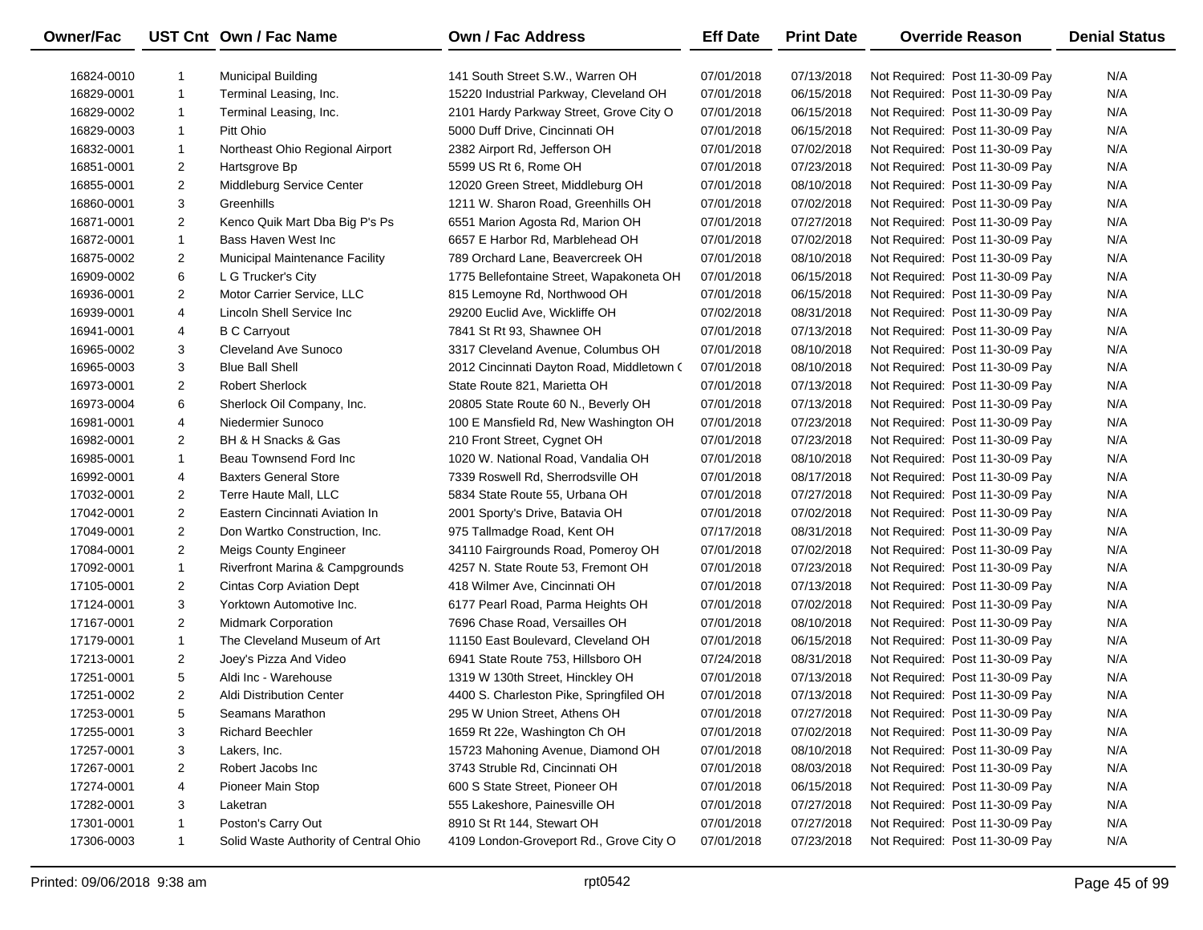| Owner/Fac | UST Cnt | Own / Fac Name | Own / Fac Address | Eff Date | Print Date | Override Reason | Denial Status |
|---|---|---|---|---|---|---|---|
| 16824-0010 | 1 | Municipal Building | 141 South Street S.W., Warren OH | 07/01/2018 | 07/13/2018 | Not Required: Post 11-30-09 Pay | N/A |
| 16829-0001 | 1 | Terminal Leasing, Inc. | 15220 Industrial Parkway, Cleveland OH | 07/01/2018 | 06/15/2018 | Not Required: Post 11-30-09 Pay | N/A |
| 16829-0002 | 1 | Terminal Leasing, Inc. | 2101 Hardy Parkway Street, Grove City O | 07/01/2018 | 06/15/2018 | Not Required: Post 11-30-09 Pay | N/A |
| 16829-0003 | 1 | Pitt Ohio | 5000 Duff Drive, Cincinnati OH | 07/01/2018 | 06/15/2018 | Not Required: Post 11-30-09 Pay | N/A |
| 16832-0001 | 1 | Northeast Ohio Regional Airport | 2382 Airport Rd, Jefferson OH | 07/01/2018 | 07/02/2018 | Not Required: Post 11-30-09 Pay | N/A |
| 16851-0001 | 2 | Hartsgrove Bp | 5599 US Rt 6, Rome OH | 07/01/2018 | 07/23/2018 | Not Required: Post 11-30-09 Pay | N/A |
| 16855-0001 | 2 | Middleburg Service Center | 12020 Green Street, Middleburg OH | 07/01/2018 | 08/10/2018 | Not Required: Post 11-30-09 Pay | N/A |
| 16860-0001 | 3 | Greenhills | 1211 W. Sharon Road, Greenhills OH | 07/01/2018 | 07/02/2018 | Not Required: Post 11-30-09 Pay | N/A |
| 16871-0001 | 2 | Kenco Quik Mart Dba Big P's Ps | 6551 Marion Agosta Rd, Marion OH | 07/01/2018 | 07/27/2018 | Not Required: Post 11-30-09 Pay | N/A |
| 16872-0001 | 1 | Bass Haven West Inc | 6657 E Harbor Rd, Marblehead OH | 07/01/2018 | 07/02/2018 | Not Required: Post 11-30-09 Pay | N/A |
| 16875-0002 | 2 | Municipal Maintenance Facility | 789 Orchard Lane, Beavercreek OH | 07/01/2018 | 08/10/2018 | Not Required: Post 11-30-09 Pay | N/A |
| 16909-0002 | 6 | L G Trucker's City | 1775 Bellefontaine Street, Wapakoneta OH | 07/01/2018 | 06/15/2018 | Not Required: Post 11-30-09 Pay | N/A |
| 16936-0001 | 2 | Motor Carrier Service, LLC | 815 Lemoyne Rd, Northwood OH | 07/01/2018 | 06/15/2018 | Not Required: Post 11-30-09 Pay | N/A |
| 16939-0001 | 4 | Lincoln Shell Service Inc | 29200 Euclid Ave, Wickliffe OH | 07/02/2018 | 08/31/2018 | Not Required: Post 11-30-09 Pay | N/A |
| 16941-0001 | 4 | B C Carryout | 7841 St Rt 93, Shawnee OH | 07/01/2018 | 07/13/2018 | Not Required: Post 11-30-09 Pay | N/A |
| 16965-0002 | 3 | Cleveland Ave Sunoco | 3317 Cleveland Avenue, Columbus OH | 07/01/2018 | 08/10/2018 | Not Required: Post 11-30-09 Pay | N/A |
| 16965-0003 | 3 | Blue Ball Shell | 2012 Cincinnati Dayton Road, Middletown ( | 07/01/2018 | 08/10/2018 | Not Required: Post 11-30-09 Pay | N/A |
| 16973-0001 | 2 | Robert Sherlock | State Route 821, Marietta OH | 07/01/2018 | 07/13/2018 | Not Required: Post 11-30-09 Pay | N/A |
| 16973-0004 | 6 | Sherlock Oil Company, Inc. | 20805 State Route 60 N., Beverly OH | 07/01/2018 | 07/13/2018 | Not Required: Post 11-30-09 Pay | N/A |
| 16981-0001 | 4 | Niedermier Sunoco | 100 E Mansfield Rd, New Washington OH | 07/01/2018 | 07/23/2018 | Not Required: Post 11-30-09 Pay | N/A |
| 16982-0001 | 2 | BH & H Snacks & Gas | 210 Front Street, Cygnet OH | 07/01/2018 | 07/23/2018 | Not Required: Post 11-30-09 Pay | N/A |
| 16985-0001 | 1 | Beau Townsend Ford Inc | 1020 W. National Road, Vandalia OH | 07/01/2018 | 08/10/2018 | Not Required: Post 11-30-09 Pay | N/A |
| 16992-0001 | 4 | Baxters General Store | 7339 Roswell Rd, Sherrodsville OH | 07/01/2018 | 08/17/2018 | Not Required: Post 11-30-09 Pay | N/A |
| 17032-0001 | 2 | Terre Haute Mall, LLC | 5834 State Route 55, Urbana OH | 07/01/2018 | 07/27/2018 | Not Required: Post 11-30-09 Pay | N/A |
| 17042-0001 | 2 | Eastern Cincinnati Aviation In | 2001 Sporty's Drive, Batavia OH | 07/01/2018 | 07/02/2018 | Not Required: Post 11-30-09 Pay | N/A |
| 17049-0001 | 2 | Don Wartko Construction, Inc. | 975 Tallmadge Road, Kent OH | 07/17/2018 | 08/31/2018 | Not Required: Post 11-30-09 Pay | N/A |
| 17084-0001 | 2 | Meigs County Engineer | 34110 Fairgrounds Road, Pomeroy OH | 07/01/2018 | 07/02/2018 | Not Required: Post 11-30-09 Pay | N/A |
| 17092-0001 | 1 | Riverfront Marina & Campgrounds | 4257 N. State Route 53, Fremont OH | 07/01/2018 | 07/23/2018 | Not Required: Post 11-30-09 Pay | N/A |
| 17105-0001 | 2 | Cintas Corp Aviation Dept | 418 Wilmer Ave, Cincinnati OH | 07/01/2018 | 07/13/2018 | Not Required: Post 11-30-09 Pay | N/A |
| 17124-0001 | 3 | Yorktown Automotive Inc. | 6177 Pearl Road, Parma Heights OH | 07/01/2018 | 07/02/2018 | Not Required: Post 11-30-09 Pay | N/A |
| 17167-0001 | 2 | Midmark Corporation | 7696 Chase Road, Versailles OH | 07/01/2018 | 08/10/2018 | Not Required: Post 11-30-09 Pay | N/A |
| 17179-0001 | 1 | The Cleveland Museum of Art | 11150 East Boulevard, Cleveland OH | 07/01/2018 | 06/15/2018 | Not Required: Post 11-30-09 Pay | N/A |
| 17213-0001 | 2 | Joey's Pizza And Video | 6941 State Route 753, Hillsboro OH | 07/24/2018 | 08/31/2018 | Not Required: Post 11-30-09 Pay | N/A |
| 17251-0001 | 5 | Aldi Inc - Warehouse | 1319 W 130th Street, Hinckley OH | 07/01/2018 | 07/13/2018 | Not Required: Post 11-30-09 Pay | N/A |
| 17251-0002 | 2 | Aldi Distribution Center | 4400 S. Charleston Pike, Springfiled OH | 07/01/2018 | 07/13/2018 | Not Required: Post 11-30-09 Pay | N/A |
| 17253-0001 | 5 | Seamans Marathon | 295 W Union Street, Athens OH | 07/01/2018 | 07/27/2018 | Not Required: Post 11-30-09 Pay | N/A |
| 17255-0001 | 3 | Richard Beechler | 1659 Rt 22e, Washington Ch OH | 07/01/2018 | 07/02/2018 | Not Required: Post 11-30-09 Pay | N/A |
| 17257-0001 | 3 | Lakers, Inc. | 15723 Mahoning Avenue, Diamond OH | 07/01/2018 | 08/10/2018 | Not Required: Post 11-30-09 Pay | N/A |
| 17267-0001 | 2 | Robert Jacobs Inc | 3743 Struble Rd, Cincinnati OH | 07/01/2018 | 08/03/2018 | Not Required: Post 11-30-09 Pay | N/A |
| 17274-0001 | 4 | Pioneer Main Stop | 600 S State Street, Pioneer OH | 07/01/2018 | 06/15/2018 | Not Required: Post 11-30-09 Pay | N/A |
| 17282-0001 | 3 | Laketran | 555 Lakeshore, Painesville OH | 07/01/2018 | 07/27/2018 | Not Required: Post 11-30-09 Pay | N/A |
| 17301-0001 | 1 | Poston's Carry Out | 8910 St Rt 144, Stewart OH | 07/01/2018 | 07/27/2018 | Not Required: Post 11-30-09 Pay | N/A |
| 17306-0003 | 1 | Solid Waste Authority of Central Ohio | 4109 London-Groveport Rd., Grove City O | 07/01/2018 | 07/23/2018 | Not Required: Post 11-30-09 Pay | N/A |

Printed: 09/06/2018 9:38 am rpt0542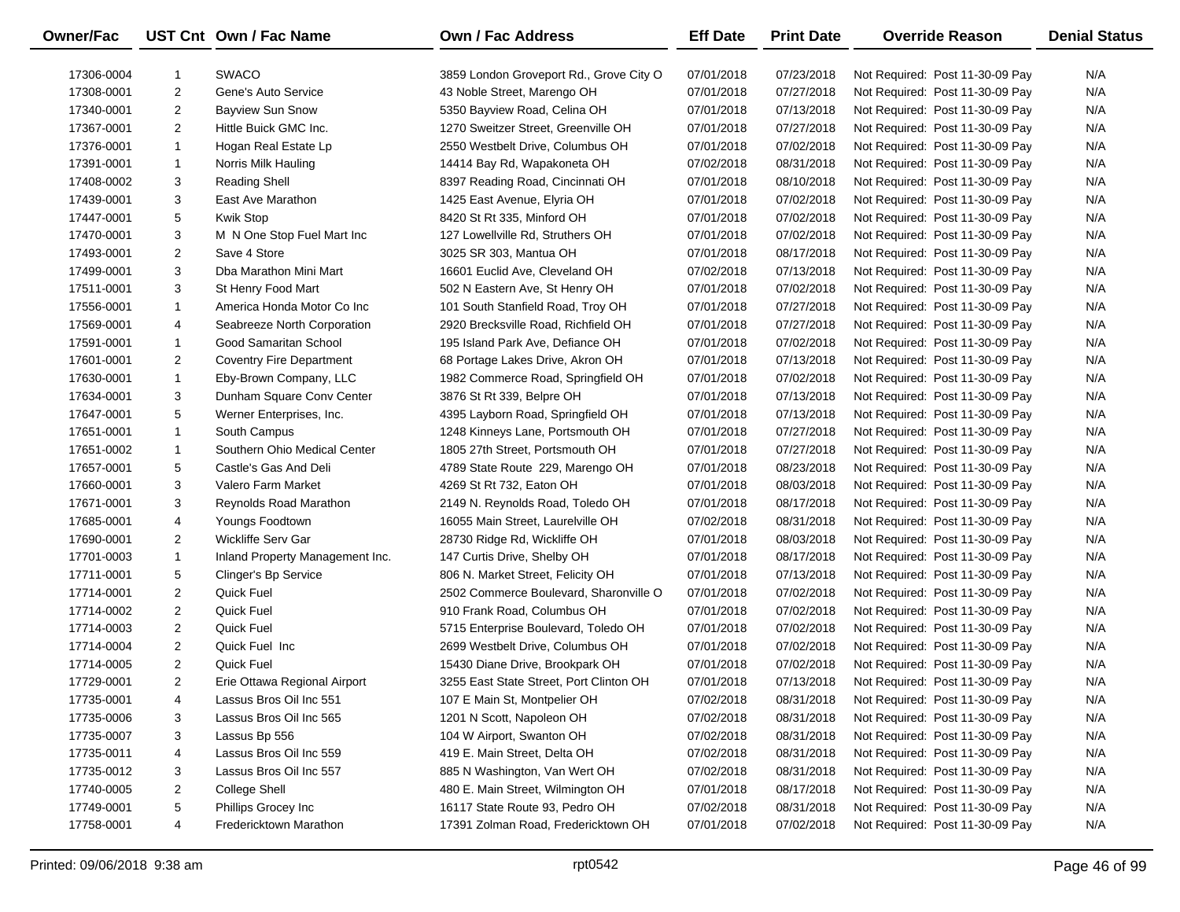| Owner/Fac | UST Cnt | Own / Fac Name | Own / Fac Address | Eff Date | Print Date | Override Reason | Denial Status |
|---|---|---|---|---|---|---|---|
| 17306-0004 | 1 | SWACO | 3859 London Groveport Rd., Grove City O | 07/01/2018 | 07/23/2018 | Not Required: Post 11-30-09 Pay | N/A |
| 17308-0001 | 2 | Gene's Auto Service | 43 Noble Street, Marengo OH | 07/01/2018 | 07/27/2018 | Not Required: Post 11-30-09 Pay | N/A |
| 17340-0001 | 2 | Bayview Sun Snow | 5350 Bayview Road, Celina OH | 07/01/2018 | 07/13/2018 | Not Required: Post 11-30-09 Pay | N/A |
| 17367-0001 | 2 | Hittle Buick GMC Inc. | 1270 Sweitzer Street, Greenville OH | 07/01/2018 | 07/27/2018 | Not Required: Post 11-30-09 Pay | N/A |
| 17376-0001 | 1 | Hogan Real Estate Lp | 2550 Westbelt Drive, Columbus OH | 07/01/2018 | 07/02/2018 | Not Required: Post 11-30-09 Pay | N/A |
| 17391-0001 | 1 | Norris Milk Hauling | 14414 Bay Rd, Wapakoneta OH | 07/02/2018 | 08/31/2018 | Not Required: Post 11-30-09 Pay | N/A |
| 17408-0002 | 3 | Reading Shell | 8397 Reading Road, Cincinnati OH | 07/01/2018 | 08/10/2018 | Not Required: Post 11-30-09 Pay | N/A |
| 17439-0001 | 3 | East Ave Marathon | 1425 East Avenue, Elyria OH | 07/01/2018 | 07/02/2018 | Not Required: Post 11-30-09 Pay | N/A |
| 17447-0001 | 5 | Kwik Stop | 8420 St Rt 335, Minford OH | 07/01/2018 | 07/02/2018 | Not Required: Post 11-30-09 Pay | N/A |
| 17470-0001 | 3 | M N One Stop Fuel Mart Inc | 127 Lowellville Rd, Struthers OH | 07/01/2018 | 07/02/2018 | Not Required: Post 11-30-09 Pay | N/A |
| 17493-0001 | 2 | Save 4 Store | 3025 SR 303, Mantua OH | 07/01/2018 | 08/17/2018 | Not Required: Post 11-30-09 Pay | N/A |
| 17499-0001 | 3 | Dba Marathon Mini Mart | 16601 Euclid Ave, Cleveland OH | 07/02/2018 | 07/13/2018 | Not Required: Post 11-30-09 Pay | N/A |
| 17511-0001 | 3 | St Henry Food Mart | 502 N Eastern Ave, St Henry OH | 07/01/2018 | 07/02/2018 | Not Required: Post 11-30-09 Pay | N/A |
| 17556-0001 | 1 | America Honda Motor Co Inc | 101 South Stanfield Road, Troy OH | 07/01/2018 | 07/27/2018 | Not Required: Post 11-30-09 Pay | N/A |
| 17569-0001 | 4 | Seabreeze North Corporation | 2920 Brecksville Road, Richfield OH | 07/01/2018 | 07/27/2018 | Not Required: Post 11-30-09 Pay | N/A |
| 17591-0001 | 1 | Good Samaritan School | 195 Island Park Ave, Defiance OH | 07/01/2018 | 07/02/2018 | Not Required: Post 11-30-09 Pay | N/A |
| 17601-0001 | 2 | Coventry Fire Department | 68 Portage Lakes Drive, Akron OH | 07/01/2018 | 07/13/2018 | Not Required: Post 11-30-09 Pay | N/A |
| 17630-0001 | 1 | Eby-Brown Company, LLC | 1982 Commerce Road, Springfield OH | 07/01/2018 | 07/02/2018 | Not Required: Post 11-30-09 Pay | N/A |
| 17634-0001 | 3 | Dunham Square Conv Center | 3876 St Rt 339, Belpre OH | 07/01/2018 | 07/13/2018 | Not Required: Post 11-30-09 Pay | N/A |
| 17647-0001 | 5 | Werner Enterprises, Inc. | 4395 Layborn Road, Springfield OH | 07/01/2018 | 07/13/2018 | Not Required: Post 11-30-09 Pay | N/A |
| 17651-0001 | 1 | South Campus | 1248 Kinneys Lane, Portsmouth OH | 07/01/2018 | 07/27/2018 | Not Required: Post 11-30-09 Pay | N/A |
| 17651-0002 | 1 | Southern Ohio Medical Center | 1805 27th Street, Portsmouth OH | 07/01/2018 | 07/27/2018 | Not Required: Post 11-30-09 Pay | N/A |
| 17657-0001 | 5 | Castle's Gas And Deli | 4789 State Route 229, Marengo OH | 07/01/2018 | 08/23/2018 | Not Required: Post 11-30-09 Pay | N/A |
| 17660-0001 | 3 | Valero Farm Market | 4269 St Rt 732, Eaton OH | 07/01/2018 | 08/03/2018 | Not Required: Post 11-30-09 Pay | N/A |
| 17671-0001 | 3 | Reynolds Road Marathon | 2149 N. Reynolds Road, Toledo OH | 07/01/2018 | 08/17/2018 | Not Required: Post 11-30-09 Pay | N/A |
| 17685-0001 | 4 | Youngs Foodtown | 16055 Main Street, Laurelville OH | 07/02/2018 | 08/31/2018 | Not Required: Post 11-30-09 Pay | N/A |
| 17690-0001 | 2 | Wickliffe Serv Gar | 28730 Ridge Rd, Wickliffe OH | 07/01/2018 | 08/03/2018 | Not Required: Post 11-30-09 Pay | N/A |
| 17701-0003 | 1 | Inland Property Management Inc. | 147 Curtis Drive, Shelby OH | 07/01/2018 | 08/17/2018 | Not Required: Post 11-30-09 Pay | N/A |
| 17711-0001 | 5 | Clinger's Bp Service | 806 N. Market Street, Felicity OH | 07/01/2018 | 07/13/2018 | Not Required: Post 11-30-09 Pay | N/A |
| 17714-0001 | 2 | Quick Fuel | 2502 Commerce Boulevard, Sharonville O | 07/01/2018 | 07/02/2018 | Not Required: Post 11-30-09 Pay | N/A |
| 17714-0002 | 2 | Quick Fuel | 910 Frank Road, Columbus OH | 07/01/2018 | 07/02/2018 | Not Required: Post 11-30-09 Pay | N/A |
| 17714-0003 | 2 | Quick Fuel | 5715 Enterprise Boulevard, Toledo OH | 07/01/2018 | 07/02/2018 | Not Required: Post 11-30-09 Pay | N/A |
| 17714-0004 | 2 | Quick Fuel Inc | 2699 Westbelt Drive, Columbus OH | 07/01/2018 | 07/02/2018 | Not Required: Post 11-30-09 Pay | N/A |
| 17714-0005 | 2 | Quick Fuel | 15430 Diane Drive, Brookpark OH | 07/01/2018 | 07/02/2018 | Not Required: Post 11-30-09 Pay | N/A |
| 17729-0001 | 2 | Erie Ottawa Regional Airport | 3255 East State Street, Port Clinton OH | 07/01/2018 | 07/13/2018 | Not Required: Post 11-30-09 Pay | N/A |
| 17735-0001 | 4 | Lassus Bros Oil Inc 551 | 107 E Main St, Montpelier OH | 07/02/2018 | 08/31/2018 | Not Required: Post 11-30-09 Pay | N/A |
| 17735-0006 | 3 | Lassus Bros Oil Inc 565 | 1201 N Scott, Napoleon OH | 07/02/2018 | 08/31/2018 | Not Required: Post 11-30-09 Pay | N/A |
| 17735-0007 | 3 | Lassus Bp 556 | 104 W Airport, Swanton OH | 07/02/2018 | 08/31/2018 | Not Required: Post 11-30-09 Pay | N/A |
| 17735-0011 | 4 | Lassus Bros Oil Inc 559 | 419 E. Main Street, Delta OH | 07/02/2018 | 08/31/2018 | Not Required: Post 11-30-09 Pay | N/A |
| 17735-0012 | 3 | Lassus Bros Oil Inc 557 | 885 N Washington, Van Wert OH | 07/02/2018 | 08/31/2018 | Not Required: Post 11-30-09 Pay | N/A |
| 17740-0005 | 2 | College Shell | 480 E. Main Street, Wilmington OH | 07/01/2018 | 08/17/2018 | Not Required: Post 11-30-09 Pay | N/A |
| 17749-0001 | 5 | Phillips Grocey Inc | 16117 State Route 93, Pedro OH | 07/02/2018 | 08/31/2018 | Not Required: Post 11-30-09 Pay | N/A |
| 17758-0001 | 4 | Fredericktown Marathon | 17391 Zolman Road, Fredericktown OH | 07/01/2018 | 07/02/2018 | Not Required: Post 11-30-09 Pay | N/A |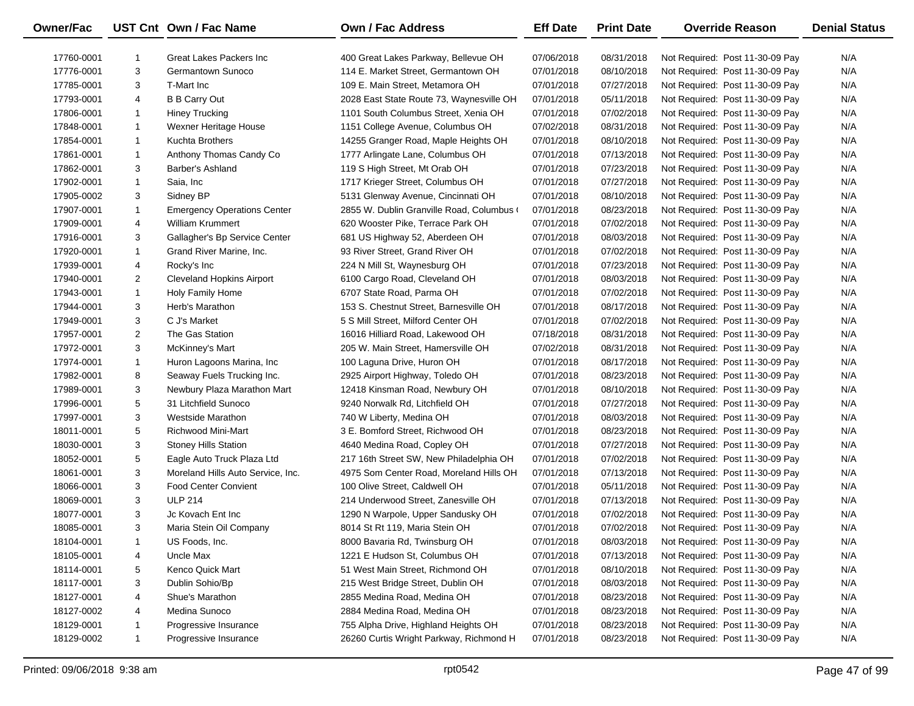| Owner/Fac | UST Cnt | Own / Fac Name | Own / Fac Address | Eff Date | Print Date | Override Reason | Denial Status |
|---|---|---|---|---|---|---|---|
| 17760-0001 | 1 | Great Lakes Packers Inc | 400 Great Lakes Parkway, Bellevue OH | 07/06/2018 | 08/31/2018 | Not Required: Post 11-30-09 Pay | N/A |
| 17776-0001 | 3 | Germantown Sunoco | 114 E. Market Street, Germantown OH | 07/01/2018 | 08/10/2018 | Not Required: Post 11-30-09 Pay | N/A |
| 17785-0001 | 3 | T-Mart Inc | 109 E. Main Street, Metamora OH | 07/01/2018 | 07/27/2018 | Not Required: Post 11-30-09 Pay | N/A |
| 17793-0001 | 4 | B B Carry Out | 2028 East State Route 73, Waynesville OH | 07/01/2018 | 05/11/2018 | Not Required: Post 11-30-09 Pay | N/A |
| 17806-0001 | 1 | Hiney Trucking | 1101 South Columbus Street, Xenia OH | 07/01/2018 | 07/02/2018 | Not Required: Post 11-30-09 Pay | N/A |
| 17848-0001 | 1 | Wexner Heritage House | 1151 College Avenue, Columbus OH | 07/02/2018 | 08/31/2018 | Not Required: Post 11-30-09 Pay | N/A |
| 17854-0001 | 1 | Kuchta Brothers | 14255 Granger Road, Maple Heights OH | 07/01/2018 | 08/10/2018 | Not Required: Post 11-30-09 Pay | N/A |
| 17861-0001 | 1 | Anthony Thomas Candy Co | 1777 Arlingate Lane, Columbus OH | 07/01/2018 | 07/13/2018 | Not Required: Post 11-30-09 Pay | N/A |
| 17862-0001 | 3 | Barber's Ashland | 119 S High Street, Mt Orab OH | 07/01/2018 | 07/23/2018 | Not Required: Post 11-30-09 Pay | N/A |
| 17902-0001 | 1 | Saia, Inc | 1717 Krieger Street, Columbus OH | 07/01/2018 | 07/27/2018 | Not Required: Post 11-30-09 Pay | N/A |
| 17905-0002 | 3 | Sidney BP | 5131 Glenway Avenue, Cincinnati OH | 07/01/2018 | 08/10/2018 | Not Required: Post 11-30-09 Pay | N/A |
| 17907-0001 | 1 | Emergency Operations Center | 2855 W. Dublin Granville Road, Columbus ( | 07/01/2018 | 08/23/2018 | Not Required: Post 11-30-09 Pay | N/A |
| 17909-0001 | 4 | William Krummert | 620 Wooster Pike, Terrace Park OH | 07/01/2018 | 07/02/2018 | Not Required: Post 11-30-09 Pay | N/A |
| 17916-0001 | 3 | Gallagher's Bp Service Center | 681 US Highway 52, Aberdeen OH | 07/01/2018 | 08/03/2018 | Not Required: Post 11-30-09 Pay | N/A |
| 17920-0001 | 1 | Grand River Marine, Inc. | 93 River Street, Grand River OH | 07/01/2018 | 07/02/2018 | Not Required: Post 11-30-09 Pay | N/A |
| 17939-0001 | 4 | Rocky's Inc | 224 N Mill St, Waynesburg OH | 07/01/2018 | 07/23/2018 | Not Required: Post 11-30-09 Pay | N/A |
| 17940-0001 | 2 | Cleveland Hopkins Airport | 6100 Cargo Road, Cleveland OH | 07/01/2018 | 08/03/2018 | Not Required: Post 11-30-09 Pay | N/A |
| 17943-0001 | 1 | Holy Family Home | 6707 State Road, Parma OH | 07/01/2018 | 07/02/2018 | Not Required: Post 11-30-09 Pay | N/A |
| 17944-0001 | 3 | Herb's Marathon | 153 S. Chestnut Street, Barnesville OH | 07/01/2018 | 08/17/2018 | Not Required: Post 11-30-09 Pay | N/A |
| 17949-0001 | 3 | C J's Market | 5 S Mill Street, Milford Center OH | 07/01/2018 | 07/02/2018 | Not Required: Post 11-30-09 Pay | N/A |
| 17957-0001 | 2 | The Gas Station | 16016 Hilliard Road, Lakewood OH | 07/18/2018 | 08/31/2018 | Not Required: Post 11-30-09 Pay | N/A |
| 17972-0001 | 3 | McKinney's Mart | 205 W. Main Street, Hamersville OH | 07/02/2018 | 08/31/2018 | Not Required: Post 11-30-09 Pay | N/A |
| 17974-0001 | 1 | Huron Lagoons Marina, Inc | 100 Laguna Drive, Huron OH | 07/01/2018 | 08/17/2018 | Not Required: Post 11-30-09 Pay | N/A |
| 17982-0001 | 8 | Seaway Fuels Trucking Inc. | 2925 Airport Highway, Toledo OH | 07/01/2018 | 08/23/2018 | Not Required: Post 11-30-09 Pay | N/A |
| 17989-0001 | 3 | Newbury Plaza Marathon Mart | 12418 Kinsman Road, Newbury OH | 07/01/2018 | 08/10/2018 | Not Required: Post 11-30-09 Pay | N/A |
| 17996-0001 | 5 | 31 Litchfield Sunoco | 9240 Norwalk Rd, Litchfield OH | 07/01/2018 | 07/27/2018 | Not Required: Post 11-30-09 Pay | N/A |
| 17997-0001 | 3 | Westside Marathon | 740 W Liberty, Medina OH | 07/01/2018 | 08/03/2018 | Not Required: Post 11-30-09 Pay | N/A |
| 18011-0001 | 5 | Richwood Mini-Mart | 3 E. Bomford Street, Richwood OH | 07/01/2018 | 08/23/2018 | Not Required: Post 11-30-09 Pay | N/A |
| 18030-0001 | 3 | Stoney Hills Station | 4640 Medina Road, Copley OH | 07/01/2018 | 07/27/2018 | Not Required: Post 11-30-09 Pay | N/A |
| 18052-0001 | 5 | Eagle Auto Truck Plaza Ltd | 217 16th Street SW, New Philadelphia OH | 07/01/2018 | 07/02/2018 | Not Required: Post 11-30-09 Pay | N/A |
| 18061-0001 | 3 | Moreland Hills Auto Service, Inc. | 4975 Som Center Road, Moreland Hills OH | 07/01/2018 | 07/13/2018 | Not Required: Post 11-30-09 Pay | N/A |
| 18066-0001 | 3 | Food Center Convient | 100 Olive Street, Caldwell OH | 07/01/2018 | 05/11/2018 | Not Required: Post 11-30-09 Pay | N/A |
| 18069-0001 | 3 | ULP 214 | 214 Underwood Street, Zanesville OH | 07/01/2018 | 07/13/2018 | Not Required: Post 11-30-09 Pay | N/A |
| 18077-0001 | 3 | Jc Kovach Ent Inc | 1290 N Warpole, Upper Sandusky OH | 07/01/2018 | 07/02/2018 | Not Required: Post 11-30-09 Pay | N/A |
| 18085-0001 | 3 | Maria Stein Oil Company | 8014 St Rt 119, Maria Stein OH | 07/01/2018 | 07/02/2018 | Not Required: Post 11-30-09 Pay | N/A |
| 18104-0001 | 1 | US Foods, Inc. | 8000 Bavaria Rd, Twinsburg OH | 07/01/2018 | 08/03/2018 | Not Required: Post 11-30-09 Pay | N/A |
| 18105-0001 | 4 | Uncle Max | 1221 E Hudson St, Columbus OH | 07/01/2018 | 07/13/2018 | Not Required: Post 11-30-09 Pay | N/A |
| 18114-0001 | 5 | Kenco Quick Mart | 51 West Main Street, Richmond OH | 07/01/2018 | 08/10/2018 | Not Required: Post 11-30-09 Pay | N/A |
| 18117-0001 | 3 | Dublin Sohio/Bp | 215 West Bridge Street, Dublin OH | 07/01/2018 | 08/03/2018 | Not Required: Post 11-30-09 Pay | N/A |
| 18127-0001 | 4 | Shue's Marathon | 2855 Medina Road, Medina OH | 07/01/2018 | 08/23/2018 | Not Required: Post 11-30-09 Pay | N/A |
| 18127-0002 | 4 | Medina Sunoco | 2884 Medina Road, Medina OH | 07/01/2018 | 08/23/2018 | Not Required: Post 11-30-09 Pay | N/A |
| 18129-0001 | 1 | Progressive Insurance | 755 Alpha Drive, Highland Heights OH | 07/01/2018 | 08/23/2018 | Not Required: Post 11-30-09 Pay | N/A |
| 18129-0002 | 1 | Progressive Insurance | 26260 Curtis Wright Parkway, Richmond H | 07/01/2018 | 08/23/2018 | Not Required: Post 11-30-09 Pay | N/A |

Printed: 09/06/2018 9:38 am rpt0542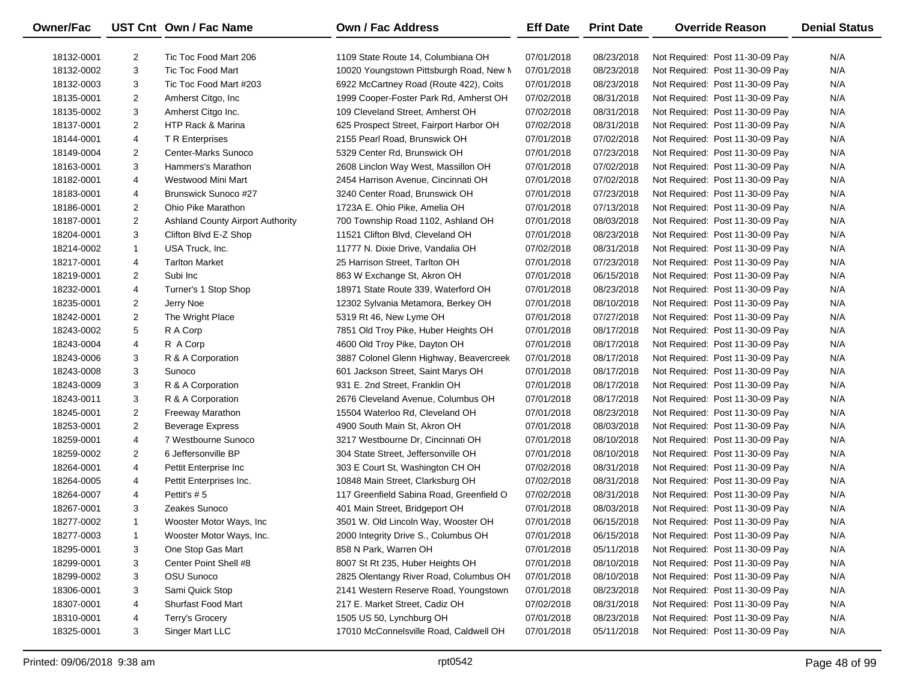| Owner/Fac | UST Cnt | Own / Fac Name | Own / Fac Address | Eff Date | Print Date | Override Reason | Denial Status |
|---|---|---|---|---|---|---|---|
| 18132-0001 | 2 | Tic Toc Food Mart 206 | 1109 State Route 14, Columbiana OH | 07/01/2018 | 08/23/2018 | Not Required: Post 11-30-09 Pay | N/A |
| 18132-0002 | 3 | Tic Toc Food Mart | 10020 Youngstown Pittsburgh Road, New M | 07/01/2018 | 08/23/2018 | Not Required: Post 11-30-09 Pay | N/A |
| 18132-0003 | 3 | Tic Toc Food Mart #203 | 6922 McCartney Road (Route 422), Coits | 07/01/2018 | 08/23/2018 | Not Required: Post 11-30-09 Pay | N/A |
| 18135-0001 | 2 | Amherst Citgo, Inc | 1999 Cooper-Foster Park Rd, Amherst OH | 07/02/2018 | 08/31/2018 | Not Required: Post 11-30-09 Pay | N/A |
| 18135-0002 | 3 | Amherst Citgo Inc. | 109 Cleveland Street, Amherst OH | 07/02/2018 | 08/31/2018 | Not Required: Post 11-30-09 Pay | N/A |
| 18137-0001 | 2 | HTP Rack & Marina | 625 Prospect Street, Fairport Harbor OH | 07/02/2018 | 08/31/2018 | Not Required: Post 11-30-09 Pay | N/A |
| 18144-0001 | 4 | T R Enterprises | 2155 Pearl Road, Brunswick OH | 07/01/2018 | 07/02/2018 | Not Required: Post 11-30-09 Pay | N/A |
| 18149-0004 | 2 | Center-Marks Sunoco | 5329 Center Rd, Brunswick OH | 07/01/2018 | 07/23/2018 | Not Required: Post 11-30-09 Pay | N/A |
| 18163-0001 | 3 | Hammers's Marathon | 2608 Linclon Way West, Massillon OH | 07/01/2018 | 07/02/2018 | Not Required: Post 11-30-09 Pay | N/A |
| 18182-0001 | 4 | Westwood Mini Mart | 2454 Harrison Avenue, Cincinnati OH | 07/01/2018 | 07/02/2018 | Not Required: Post 11-30-09 Pay | N/A |
| 18183-0001 | 4 | Brunswick Sunoco #27 | 3240 Center Road, Brunswick OH | 07/01/2018 | 07/23/2018 | Not Required: Post 11-30-09 Pay | N/A |
| 18186-0001 | 2 | Ohio Pike Marathon | 1723A E. Ohio Pike, Amelia OH | 07/01/2018 | 07/13/2018 | Not Required: Post 11-30-09 Pay | N/A |
| 18187-0001 | 2 | Ashland County Airport Authority | 700 Township Road 1102, Ashland OH | 07/01/2018 | 08/03/2018 | Not Required: Post 11-30-09 Pay | N/A |
| 18204-0001 | 3 | Clifton Blvd E-Z Shop | 11521 Clifton Blvd, Cleveland OH | 07/01/2018 | 08/23/2018 | Not Required: Post 11-30-09 Pay | N/A |
| 18214-0002 | 1 | USA Truck, Inc. | 11777 N. Dixie Drive, Vandalia OH | 07/02/2018 | 08/31/2018 | Not Required: Post 11-30-09 Pay | N/A |
| 18217-0001 | 4 | Tarlton Market | 25 Harrison Street, Tarlton OH | 07/01/2018 | 07/23/2018 | Not Required: Post 11-30-09 Pay | N/A |
| 18219-0001 | 2 | Subi Inc | 863 W Exchange St, Akron OH | 07/01/2018 | 06/15/2018 | Not Required: Post 11-30-09 Pay | N/A |
| 18232-0001 | 4 | Turner's 1 Stop Shop | 18971 State Route 339, Waterford OH | 07/01/2018 | 08/23/2018 | Not Required: Post 11-30-09 Pay | N/A |
| 18235-0001 | 2 | Jerry Noe | 12302 Sylvania Metamora, Berkey OH | 07/01/2018 | 08/10/2018 | Not Required: Post 11-30-09 Pay | N/A |
| 18242-0001 | 2 | The Wright Place | 5319 Rt 46, New Lyme OH | 07/01/2018 | 07/27/2018 | Not Required: Post 11-30-09 Pay | N/A |
| 18243-0002 | 5 | R A Corp | 7851 Old Troy Pike, Huber Heights OH | 07/01/2018 | 08/17/2018 | Not Required: Post 11-30-09 Pay | N/A |
| 18243-0004 | 4 | R A Corp | 4600 Old Troy Pike, Dayton OH | 07/01/2018 | 08/17/2018 | Not Required: Post 11-30-09 Pay | N/A |
| 18243-0006 | 3 | R & A Corporation | 3887 Colonel Glenn Highway, Beavercreek | 07/01/2018 | 08/17/2018 | Not Required: Post 11-30-09 Pay | N/A |
| 18243-0008 | 3 | Sunoco | 601 Jackson Street, Saint Marys OH | 07/01/2018 | 08/17/2018 | Not Required: Post 11-30-09 Pay | N/A |
| 18243-0009 | 3 | R & A Corporation | 931 E. 2nd Street, Franklin OH | 07/01/2018 | 08/17/2018 | Not Required: Post 11-30-09 Pay | N/A |
| 18243-0011 | 3 | R & A Corporation | 2676 Cleveland Avenue, Columbus OH | 07/01/2018 | 08/17/2018 | Not Required: Post 11-30-09 Pay | N/A |
| 18245-0001 | 2 | Freeway Marathon | 15504 Waterloo Rd, Cleveland OH | 07/01/2018 | 08/23/2018 | Not Required: Post 11-30-09 Pay | N/A |
| 18253-0001 | 2 | Beverage Express | 4900 South Main St, Akron OH | 07/01/2018 | 08/03/2018 | Not Required: Post 11-30-09 Pay | N/A |
| 18259-0001 | 4 | 7 Westbourne Sunoco | 3217 Westbourne Dr, Cincinnati OH | 07/01/2018 | 08/10/2018 | Not Required: Post 11-30-09 Pay | N/A |
| 18259-0002 | 2 | 6 Jeffersonville BP | 304 State Street, Jeffersonville OH | 07/01/2018 | 08/10/2018 | Not Required: Post 11-30-09 Pay | N/A |
| 18264-0001 | 4 | Pettit Enterprise Inc | 303 E Court St, Washington CH OH | 07/02/2018 | 08/31/2018 | Not Required: Post 11-30-09 Pay | N/A |
| 18264-0005 | 4 | Pettit Enterprises Inc. | 10848 Main Street, Clarksburg OH | 07/02/2018 | 08/31/2018 | Not Required: Post 11-30-09 Pay | N/A |
| 18264-0007 | 4 | Pettit's # 5 | 117 Greenfield Sabina Road, Greenfield O | 07/02/2018 | 08/31/2018 | Not Required: Post 11-30-09 Pay | N/A |
| 18267-0001 | 3 | Zeakes Sunoco | 401 Main Street, Bridgeport OH | 07/01/2018 | 08/03/2018 | Not Required: Post 11-30-09 Pay | N/A |
| 18277-0002 | 1 | Wooster Motor Ways, Inc | 3501 W. Old Lincoln Way, Wooster OH | 07/01/2018 | 06/15/2018 | Not Required: Post 11-30-09 Pay | N/A |
| 18277-0003 | 1 | Wooster Motor Ways, Inc. | 2000 Integrity Drive S., Columbus OH | 07/01/2018 | 06/15/2018 | Not Required: Post 11-30-09 Pay | N/A |
| 18295-0001 | 3 | One Stop Gas Mart | 858 N Park, Warren OH | 07/01/2018 | 05/11/2018 | Not Required: Post 11-30-09 Pay | N/A |
| 18299-0001 | 3 | Center Point Shell #8 | 8007 St Rt 235, Huber Heights OH | 07/01/2018 | 08/10/2018 | Not Required: Post 11-30-09 Pay | N/A |
| 18299-0002 | 3 | OSU Sunoco | 2825 Olentangy River Road, Columbus OH | 07/01/2018 | 08/10/2018 | Not Required: Post 11-30-09 Pay | N/A |
| 18306-0001 | 3 | Sami Quick Stop | 2141 Western Reserve Road, Youngstown | 07/01/2018 | 08/23/2018 | Not Required: Post 11-30-09 Pay | N/A |
| 18307-0001 | 4 | Shurfast Food Mart | 217 E. Market Street, Cadiz OH | 07/02/2018 | 08/31/2018 | Not Required: Post 11-30-09 Pay | N/A |
| 18310-0001 | 4 | Terry's Grocery | 1505 US 50, Lynchburg OH | 07/01/2018 | 08/23/2018 | Not Required: Post 11-30-09 Pay | N/A |
| 18325-0001 | 3 | Singer Mart LLC | 17010 McConnelsville Road, Caldwell OH | 07/01/2018 | 05/11/2018 | Not Required: Post 11-30-09 Pay | N/A |

Printed: 09/06/2018 9:38 am

rpt0542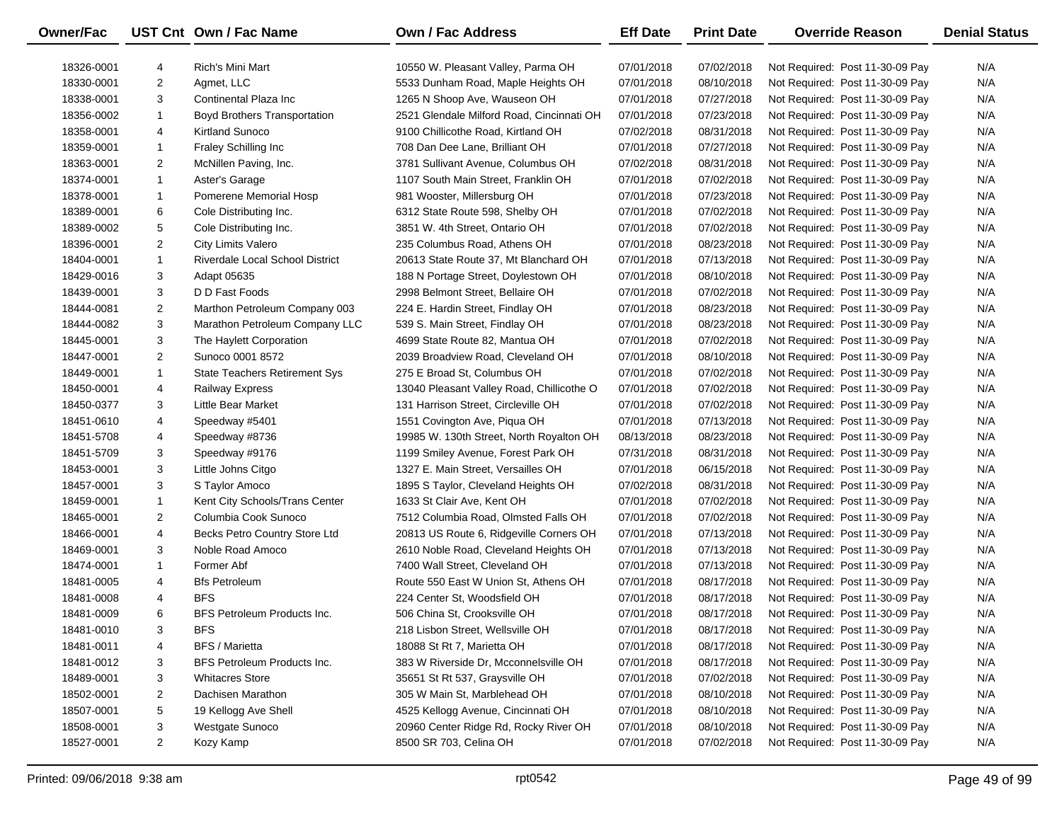| Owner/Fac | UST Cnt | Own / Fac Name | Own / Fac Address | Eff Date | Print Date | Override Reason | Denial Status |
|---|---|---|---|---|---|---|---|
| 18326-0001 | 4 | Rich's Mini Mart | 10550 W. Pleasant Valley, Parma OH | 07/01/2018 | 07/02/2018 | Not Required: Post 11-30-09 Pay | N/A |
| 18330-0001 | 2 | Agmet, LLC | 5533 Dunham Road, Maple Heights OH | 07/01/2018 | 08/10/2018 | Not Required: Post 11-30-09 Pay | N/A |
| 18338-0001 | 3 | Continental Plaza Inc | 1265 N Shoop Ave, Wauseon OH | 07/01/2018 | 07/27/2018 | Not Required: Post 11-30-09 Pay | N/A |
| 18356-0002 | 1 | Boyd Brothers Transportation | 2521 Glendale Milford Road, Cincinnati OH | 07/01/2018 | 07/23/2018 | Not Required: Post 11-30-09 Pay | N/A |
| 18358-0001 | 4 | Kirtland Sunoco | 9100 Chillicothe Road, Kirtland OH | 07/02/2018 | 08/31/2018 | Not Required: Post 11-30-09 Pay | N/A |
| 18359-0001 | 1 | Fraley Schilling Inc | 708 Dan Dee Lane, Brilliant OH | 07/01/2018 | 07/27/2018 | Not Required: Post 11-30-09 Pay | N/A |
| 18363-0001 | 2 | McNillen Paving, Inc. | 3781 Sullivant Avenue, Columbus OH | 07/02/2018 | 08/31/2018 | Not Required: Post 11-30-09 Pay | N/A |
| 18374-0001 | 1 | Aster's Garage | 1107 South Main Street, Franklin OH | 07/01/2018 | 07/02/2018 | Not Required: Post 11-30-09 Pay | N/A |
| 18378-0001 | 1 | Pomerene Memorial Hosp | 981 Wooster, Millersburg OH | 07/01/2018 | 07/23/2018 | Not Required: Post 11-30-09 Pay | N/A |
| 18389-0001 | 6 | Cole Distributing Inc. | 6312 State Route 598, Shelby OH | 07/01/2018 | 07/02/2018 | Not Required: Post 11-30-09 Pay | N/A |
| 18389-0002 | 5 | Cole Distributing Inc. | 3851 W. 4th Street, Ontario OH | 07/01/2018 | 07/02/2018 | Not Required: Post 11-30-09 Pay | N/A |
| 18396-0001 | 2 | City Limits Valero | 235 Columbus Road, Athens OH | 07/01/2018 | 08/23/2018 | Not Required: Post 11-30-09 Pay | N/A |
| 18404-0001 | 1 | Riverdale Local School District | 20613 State Route 37, Mt Blanchard OH | 07/01/2018 | 07/13/2018 | Not Required: Post 11-30-09 Pay | N/A |
| 18429-0016 | 3 | Adapt 05635 | 188 N Portage Street, Doylestown OH | 07/01/2018 | 08/10/2018 | Not Required: Post 11-30-09 Pay | N/A |
| 18439-0001 | 3 | D D Fast Foods | 2998 Belmont Street, Bellaire OH | 07/01/2018 | 07/02/2018 | Not Required: Post 11-30-09 Pay | N/A |
| 18444-0081 | 2 | Marthon Petroleum Company 003 | 224 E. Hardin Street, Findlay OH | 07/01/2018 | 08/23/2018 | Not Required: Post 11-30-09 Pay | N/A |
| 18444-0082 | 3 | Marathon Petroleum Company LLC | 539 S. Main Street, Findlay OH | 07/01/2018 | 08/23/2018 | Not Required: Post 11-30-09 Pay | N/A |
| 18445-0001 | 3 | The Haylett Corporation | 4699 State Route 82, Mantua OH | 07/01/2018 | 07/02/2018 | Not Required: Post 11-30-09 Pay | N/A |
| 18447-0001 | 2 | Sunoco 0001 8572 | 2039 Broadview Road, Cleveland OH | 07/01/2018 | 08/10/2018 | Not Required: Post 11-30-09 Pay | N/A |
| 18449-0001 | 1 | State Teachers Retirement Sys | 275 E Broad St, Columbus OH | 07/01/2018 | 07/02/2018 | Not Required: Post 11-30-09 Pay | N/A |
| 18450-0001 | 4 | Railway Express | 13040 Pleasant Valley Road, Chillicothe O | 07/01/2018 | 07/02/2018 | Not Required: Post 11-30-09 Pay | N/A |
| 18450-0377 | 3 | Little Bear Market | 131 Harrison Street, Circleville OH | 07/01/2018 | 07/02/2018 | Not Required: Post 11-30-09 Pay | N/A |
| 18451-0610 | 4 | Speedway #5401 | 1551 Covington Ave, Piqua OH | 07/01/2018 | 07/13/2018 | Not Required: Post 11-30-09 Pay | N/A |
| 18451-5708 | 4 | Speedway #8736 | 19985 W. 130th Street, North Royalton OH | 08/13/2018 | 08/23/2018 | Not Required: Post 11-30-09 Pay | N/A |
| 18451-5709 | 3 | Speedway #9176 | 1199 Smiley Avenue, Forest Park OH | 07/31/2018 | 08/31/2018 | Not Required: Post 11-30-09 Pay | N/A |
| 18453-0001 | 3 | Little Johns Citgo | 1327 E. Main Street, Versailles OH | 07/01/2018 | 06/15/2018 | Not Required: Post 11-30-09 Pay | N/A |
| 18457-0001 | 3 | S Taylor Amoco | 1895 S Taylor, Cleveland Heights OH | 07/02/2018 | 08/31/2018 | Not Required: Post 11-30-09 Pay | N/A |
| 18459-0001 | 1 | Kent City Schools/Trans Center | 1633 St Clair Ave, Kent OH | 07/01/2018 | 07/02/2018 | Not Required: Post 11-30-09 Pay | N/A |
| 18465-0001 | 2 | Columbia Cook Sunoco | 7512 Columbia Road, Olmsted Falls OH | 07/01/2018 | 07/02/2018 | Not Required: Post 11-30-09 Pay | N/A |
| 18466-0001 | 4 | Becks Petro Country Store Ltd | 20813 US Route 6, Ridgeville Corners OH | 07/01/2018 | 07/13/2018 | Not Required: Post 11-30-09 Pay | N/A |
| 18469-0001 | 3 | Noble Road Amoco | 2610 Noble Road, Cleveland Heights OH | 07/01/2018 | 07/13/2018 | Not Required: Post 11-30-09 Pay | N/A |
| 18474-0001 | 1 | Former Abf | 7400 Wall Street, Cleveland OH | 07/01/2018 | 07/13/2018 | Not Required: Post 11-30-09 Pay | N/A |
| 18481-0005 | 4 | Bfs Petroleum | Route 550 East W Union St, Athens OH | 07/01/2018 | 08/17/2018 | Not Required: Post 11-30-09 Pay | N/A |
| 18481-0008 | 4 | BFS | 224 Center St, Woodsfield OH | 07/01/2018 | 08/17/2018 | Not Required: Post 11-30-09 Pay | N/A |
| 18481-0009 | 6 | BFS Petroleum Products Inc. | 506 China St, Crooksville OH | 07/01/2018 | 08/17/2018 | Not Required: Post 11-30-09 Pay | N/A |
| 18481-0010 | 3 | BFS | 218 Lisbon Street, Wellsville OH | 07/01/2018 | 08/17/2018 | Not Required: Post 11-30-09 Pay | N/A |
| 18481-0011 | 4 | BFS / Marietta | 18088 St Rt 7, Marietta OH | 07/01/2018 | 08/17/2018 | Not Required: Post 11-30-09 Pay | N/A |
| 18481-0012 | 3 | BFS Petroleum Products Inc. | 383 W Riverside Dr, Mcconnelsville OH | 07/01/2018 | 08/17/2018 | Not Required: Post 11-30-09 Pay | N/A |
| 18489-0001 | 3 | Whitacres Store | 35651 St Rt 537, Graysville OH | 07/01/2018 | 07/02/2018 | Not Required: Post 11-30-09 Pay | N/A |
| 18502-0001 | 2 | Dachisen Marathon | 305 W Main St, Marblehead OH | 07/01/2018 | 08/10/2018 | Not Required: Post 11-30-09 Pay | N/A |
| 18507-0001 | 5 | 19 Kellogg Ave Shell | 4525 Kellogg Avenue, Cincinnati OH | 07/01/2018 | 08/10/2018 | Not Required: Post 11-30-09 Pay | N/A |
| 18508-0001 | 3 | Westgate Sunoco | 20960 Center Ridge Rd, Rocky River OH | 07/01/2018 | 08/10/2018 | Not Required: Post 11-30-09 Pay | N/A |
| 18527-0001 | 2 | Kozy Kamp | 8500 SR 703, Celina OH | 07/01/2018 | 07/02/2018 | Not Required: Post 11-30-09 Pay | N/A |

Printed: 09/06/2018 9:38 am rpt0542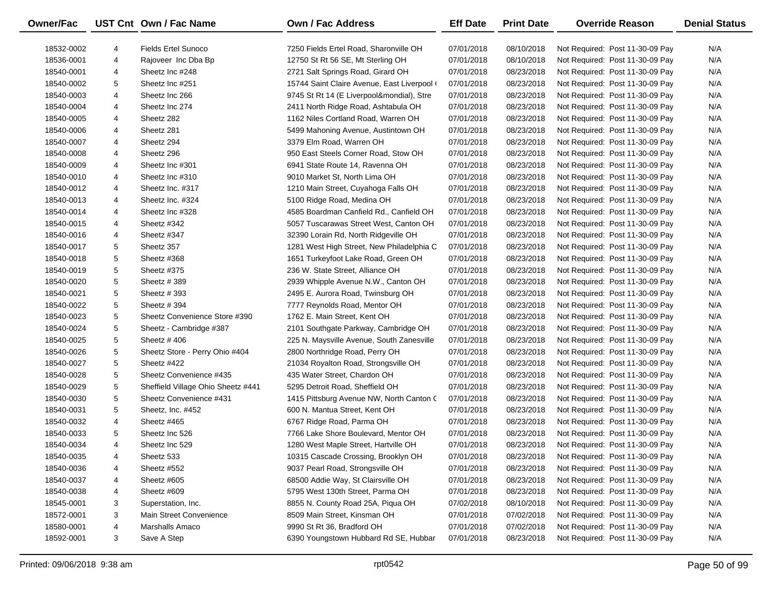| Owner/Fac | UST Cnt | Own / Fac Name | Own / Fac Address | Eff Date | Print Date | Override Reason | Denial Status |
|---|---|---|---|---|---|---|---|
| 18532-0002 | 4 | Fields Ertel Sunoco | 7250 Fields Ertel Road, Sharonville OH | 07/01/2018 | 08/10/2018 | Not Required: Post 11-30-09 Pay | N/A |
| 18536-0001 | 4 | Rajoveer Inc Dba Bp | 12750 St Rt 56 SE, Mt Sterling OH | 07/01/2018 | 08/10/2018 | Not Required: Post 11-30-09 Pay | N/A |
| 18540-0001 | 4 | Sheetz Inc #248 | 2721 Salt Springs Road, Girard OH | 07/01/2018 | 08/23/2018 | Not Required: Post 11-30-09 Pay | N/A |
| 18540-0002 | 5 | Sheetz Inc #251 | 15744 Saint Claire Avenue, East Liverpool ( | 07/01/2018 | 08/23/2018 | Not Required: Post 11-30-09 Pay | N/A |
| 18540-0003 | 4 | Sheetz Inc 266 | 9745 St Rt 14 (E Liverpool&mondial), Stre | 07/01/2018 | 08/23/2018 | Not Required: Post 11-30-09 Pay | N/A |
| 18540-0004 | 4 | Sheetz Inc 274 | 2411 North Ridge Road, Ashtabula OH | 07/01/2018 | 08/23/2018 | Not Required: Post 11-30-09 Pay | N/A |
| 18540-0005 | 4 | Sheetz 282 | 1162 Niles Cortland Road, Warren OH | 07/01/2018 | 08/23/2018 | Not Required: Post 11-30-09 Pay | N/A |
| 18540-0006 | 4 | Sheetz 281 | 5499 Mahoning Avenue, Austintown OH | 07/01/2018 | 08/23/2018 | Not Required: Post 11-30-09 Pay | N/A |
| 18540-0007 | 4 | Sheetz 294 | 3379 Elm Road, Warren OH | 07/01/2018 | 08/23/2018 | Not Required: Post 11-30-09 Pay | N/A |
| 18540-0008 | 4 | Sheetz 296 | 950 East Steels Corner Road, Stow OH | 07/01/2018 | 08/23/2018 | Not Required: Post 11-30-09 Pay | N/A |
| 18540-0009 | 4 | Sheetz Inc #301 | 6941 State Route 14, Ravenna OH | 07/01/2018 | 08/23/2018 | Not Required: Post 11-30-09 Pay | N/A |
| 18540-0010 | 4 | Sheetz Inc #310 | 9010 Market St, North Lima OH | 07/01/2018 | 08/23/2018 | Not Required: Post 11-30-09 Pay | N/A |
| 18540-0012 | 4 | Sheetz Inc. #317 | 1210 Main Street, Cuyahoga Falls OH | 07/01/2018 | 08/23/2018 | Not Required: Post 11-30-09 Pay | N/A |
| 18540-0013 | 4 | Sheetz Inc. #324 | 5100 Ridge Road, Medina OH | 07/01/2018 | 08/23/2018 | Not Required: Post 11-30-09 Pay | N/A |
| 18540-0014 | 4 | Sheetz Inc #328 | 4585 Boardman Canfield Rd., Canfield OH | 07/01/2018 | 08/23/2018 | Not Required: Post 11-30-09 Pay | N/A |
| 18540-0015 | 4 | Sheetz #342 | 5057 Tuscarawas Street West, Canton OH | 07/01/2018 | 08/23/2018 | Not Required: Post 11-30-09 Pay | N/A |
| 18540-0016 | 4 | Sheetz #347 | 32390 Lorain Rd, North Ridgeville OH | 07/01/2018 | 08/23/2018 | Not Required: Post 11-30-09 Pay | N/A |
| 18540-0017 | 5 | Sheetz 357 | 1281 West High Street, New Philadelphia C | 07/01/2018 | 08/23/2018 | Not Required: Post 11-30-09 Pay | N/A |
| 18540-0018 | 5 | Sheetz #368 | 1651 Turkeyfoot Lake Road, Green OH | 07/01/2018 | 08/23/2018 | Not Required: Post 11-30-09 Pay | N/A |
| 18540-0019 | 5 | Sheetz #375 | 236 W. State Street, Alliance OH | 07/01/2018 | 08/23/2018 | Not Required: Post 11-30-09 Pay | N/A |
| 18540-0020 | 5 | Sheetz # 389 | 2939 Whipple Avenue N.W., Canton OH | 07/01/2018 | 08/23/2018 | Not Required: Post 11-30-09 Pay | N/A |
| 18540-0021 | 5 | Sheetz # 393 | 2495 E. Aurora Road, Twinsburg OH | 07/01/2018 | 08/23/2018 | Not Required: Post 11-30-09 Pay | N/A |
| 18540-0022 | 5 | Sheetz # 394 | 7777 Reynolds Road, Mentor OH | 07/01/2018 | 08/23/2018 | Not Required: Post 11-30-09 Pay | N/A |
| 18540-0023 | 5 | Sheetz Convenience Store #390 | 1762 E. Main Street, Kent OH | 07/01/2018 | 08/23/2018 | Not Required: Post 11-30-09 Pay | N/A |
| 18540-0024 | 5 | Sheetz - Cambridge #387 | 2101 Southgate Parkway, Cambridge OH | 07/01/2018 | 08/23/2018 | Not Required: Post 11-30-09 Pay | N/A |
| 18540-0025 | 5 | Sheetz # 406 | 225 N. Maysville Avenue, South Zanesville | 07/01/2018 | 08/23/2018 | Not Required: Post 11-30-09 Pay | N/A |
| 18540-0026 | 5 | Sheetz Store - Perry Ohio #404 | 2800 Northridge Road, Perry OH | 07/01/2018 | 08/23/2018 | Not Required: Post 11-30-09 Pay | N/A |
| 18540-0027 | 5 | Sheetz #422 | 21034 Royalton Road, Strongsville OH | 07/01/2018 | 08/23/2018 | Not Required: Post 11-30-09 Pay | N/A |
| 18540-0028 | 5 | Sheetz Convenience #435 | 435 Water Street, Chardon OH | 07/01/2018 | 08/23/2018 | Not Required: Post 11-30-09 Pay | N/A |
| 18540-0029 | 5 | Sheffield Village Ohio Sheetz #441 | 5295 Detroit Road, Sheffield OH | 07/01/2018 | 08/23/2018 | Not Required: Post 11-30-09 Pay | N/A |
| 18540-0030 | 5 | Sheetz Convenience #431 | 1415 Pittsburg Avenue NW, North Canton C | 07/01/2018 | 08/23/2018 | Not Required: Post 11-30-09 Pay | N/A |
| 18540-0031 | 5 | Sheetz, Inc. #452 | 600 N. Mantua Street, Kent OH | 07/01/2018 | 08/23/2018 | Not Required: Post 11-30-09 Pay | N/A |
| 18540-0032 | 4 | Sheetz #465 | 6767 Ridge Road, Parma OH | 07/01/2018 | 08/23/2018 | Not Required: Post 11-30-09 Pay | N/A |
| 18540-0033 | 5 | Sheetz Inc 526 | 7766 Lake Shore Boulevard, Mentor OH | 07/01/2018 | 08/23/2018 | Not Required: Post 11-30-09 Pay | N/A |
| 18540-0034 | 4 | Sheetz Inc 529 | 1280 West Maple Street, Hartville OH | 07/01/2018 | 08/23/2018 | Not Required: Post 11-30-09 Pay | N/A |
| 18540-0035 | 4 | Sheetz 533 | 10315 Cascade Crossing, Brooklyn OH | 07/01/2018 | 08/23/2018 | Not Required: Post 11-30-09 Pay | N/A |
| 18540-0036 | 4 | Sheetz #552 | 9037 Pearl Road, Strongsville OH | 07/01/2018 | 08/23/2018 | Not Required: Post 11-30-09 Pay | N/A |
| 18540-0037 | 4 | Sheetz #605 | 68500 Addie Way, St Clairsville OH | 07/01/2018 | 08/23/2018 | Not Required: Post 11-30-09 Pay | N/A |
| 18540-0038 | 4 | Sheetz #609 | 5795 West 130th Street, Parma OH | 07/01/2018 | 08/23/2018 | Not Required: Post 11-30-09 Pay | N/A |
| 18545-0001 | 3 | Superstation, Inc. | 8855 N. County Road 25A, Piqua OH | 07/02/2018 | 08/10/2018 | Not Required: Post 11-30-09 Pay | N/A |
| 18572-0001 | 3 | Main Street Convenience | 8509 Main Street, Kinsman OH | 07/01/2018 | 07/02/2018 | Not Required: Post 11-30-09 Pay | N/A |
| 18580-0001 | 4 | Marshalls Amaco | 9990 St Rt 36, Bradford OH | 07/01/2018 | 07/02/2018 | Not Required: Post 11-30-09 Pay | N/A |
| 18592-0001 | 3 | Save A Step | 6390 Youngstown Hubbard Rd SE, Hubbar | 07/01/2018 | 08/23/2018 | Not Required: Post 11-30-09 Pay | N/A |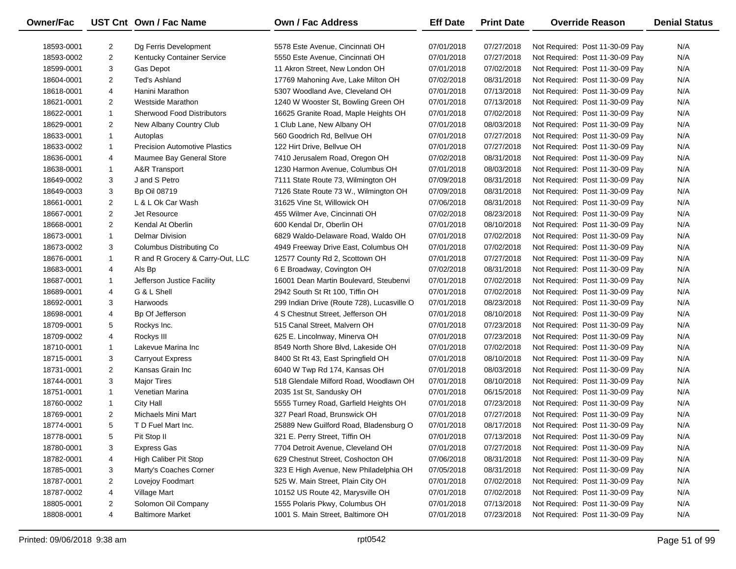| Owner/Fac | UST Cnt | Own / Fac Name | Own / Fac Address | Eff Date | Print Date | Override Reason | Denial Status |
|---|---|---|---|---|---|---|---|
| 18593-0001 | 2 | Dg Ferris Development | 5578 Este Avenue, Cincinnati OH | 07/01/2018 | 07/27/2018 | Not Required: Post 11-30-09 Pay | N/A |
| 18593-0002 | 2 | Kentucky Container Service | 5550 Este Avenue, Cincinnati OH | 07/01/2018 | 07/27/2018 | Not Required: Post 11-30-09 Pay | N/A |
| 18599-0001 | 3 | Gas Depot | 11 Akron Street, New London OH | 07/01/2018 | 07/02/2018 | Not Required: Post 11-30-09 Pay | N/A |
| 18604-0001 | 2 | Ted's Ashland | 17769 Mahoning Ave, Lake Milton OH | 07/02/2018 | 08/31/2018 | Not Required: Post 11-30-09 Pay | N/A |
| 18618-0001 | 4 | Hanini Marathon | 5307 Woodland Ave, Cleveland OH | 07/01/2018 | 07/13/2018 | Not Required: Post 11-30-09 Pay | N/A |
| 18621-0001 | 2 | Westside Marathon | 1240 W Wooster St, Bowling Green OH | 07/01/2018 | 07/13/2018 | Not Required: Post 11-30-09 Pay | N/A |
| 18622-0001 | 1 | Sherwood Food Distributors | 16625 Granite Road, Maple Heights OH | 07/01/2018 | 07/02/2018 | Not Required: Post 11-30-09 Pay | N/A |
| 18629-0001 | 2 | New Albany Country Club | 1 Club Lane, New Albany OH | 07/01/2018 | 08/03/2018 | Not Required: Post 11-30-09 Pay | N/A |
| 18633-0001 | 1 | Autoplas | 560 Goodrich Rd, Bellvue OH | 07/01/2018 | 07/27/2018 | Not Required: Post 11-30-09 Pay | N/A |
| 18633-0002 | 1 | Precision Automotive Plastics | 122 Hirt Drive, Bellvue OH | 07/01/2018 | 07/27/2018 | Not Required: Post 11-30-09 Pay | N/A |
| 18636-0001 | 4 | Maumee Bay General Store | 7410 Jerusalem Road, Oregon OH | 07/02/2018 | 08/31/2018 | Not Required: Post 11-30-09 Pay | N/A |
| 18638-0001 | 1 | A&R Transport | 1230 Harmon Avenue, Columbus OH | 07/01/2018 | 08/03/2018 | Not Required: Post 11-30-09 Pay | N/A |
| 18649-0002 | 3 | J and S Petro | 7111 State Route 73, Wilmington OH | 07/09/2018 | 08/31/2018 | Not Required: Post 11-30-09 Pay | N/A |
| 18649-0003 | 3 | Bp Oil 08719 | 7126 State Route 73 W., Wilmington OH | 07/09/2018 | 08/31/2018 | Not Required: Post 11-30-09 Pay | N/A |
| 18661-0001 | 2 | L & L Ok Car Wash | 31625 Vine St, Willowick OH | 07/06/2018 | 08/31/2018 | Not Required: Post 11-30-09 Pay | N/A |
| 18667-0001 | 2 | Jet Resource | 455 Wilmer Ave, Cincinnati OH | 07/02/2018 | 08/23/2018 | Not Required: Post 11-30-09 Pay | N/A |
| 18668-0001 | 2 | Kendal At Oberlin | 600 Kendal Dr, Oberlin OH | 07/01/2018 | 08/10/2018 | Not Required: Post 11-30-09 Pay | N/A |
| 18673-0001 | 1 | Delmar Division | 6829 Waldo-Delaware Road, Waldo OH | 07/01/2018 | 07/02/2018 | Not Required: Post 11-30-09 Pay | N/A |
| 18673-0002 | 3 | Columbus Distributing Co | 4949 Freeway Drive East, Columbus OH | 07/01/2018 | 07/02/2018 | Not Required: Post 11-30-09 Pay | N/A |
| 18676-0001 | 1 | R and R Grocery & Carry-Out, LLC | 12577 County Rd 2, Scottown OH | 07/01/2018 | 07/27/2018 | Not Required: Post 11-30-09 Pay | N/A |
| 18683-0001 | 4 | Als Bp | 6 E Broadway, Covington OH | 07/02/2018 | 08/31/2018 | Not Required: Post 11-30-09 Pay | N/A |
| 18687-0001 | 1 | Jefferson Justice Facility | 16001 Dean Martin Boulevard, Steubenvi | 07/01/2018 | 07/02/2018 | Not Required: Post 11-30-09 Pay | N/A |
| 18689-0001 | 4 | G & L Shell | 2942 South St Rt 100, Tiffin OH | 07/01/2018 | 07/02/2018 | Not Required: Post 11-30-09 Pay | N/A |
| 18692-0001 | 3 | Harwoods | 299 Indian Drive (Route 728), Lucasville O | 07/01/2018 | 08/23/2018 | Not Required: Post 11-30-09 Pay | N/A |
| 18698-0001 | 4 | Bp Of Jefferson | 4 S Chestnut Street, Jefferson OH | 07/01/2018 | 08/10/2018 | Not Required: Post 11-30-09 Pay | N/A |
| 18709-0001 | 5 | Rockys Inc. | 515 Canal Street, Malvern OH | 07/01/2018 | 07/23/2018 | Not Required: Post 11-30-09 Pay | N/A |
| 18709-0002 | 4 | Rockys III | 625 E. Lincolnway, Minerva OH | 07/01/2018 | 07/23/2018 | Not Required: Post 11-30-09 Pay | N/A |
| 18710-0001 | 1 | Lakevue Marina Inc | 8549 North Shore Blvd, Lakeside OH | 07/01/2018 | 07/02/2018 | Not Required: Post 11-30-09 Pay | N/A |
| 18715-0001 | 3 | Carryout Express | 8400 St Rt 43, East Springfield OH | 07/01/2018 | 08/10/2018 | Not Required: Post 11-30-09 Pay | N/A |
| 18731-0001 | 2 | Kansas Grain Inc | 6040 W Twp Rd 174, Kansas OH | 07/01/2018 | 08/03/2018 | Not Required: Post 11-30-09 Pay | N/A |
| 18744-0001 | 3 | Major Tires | 518 Glendale Milford Road, Woodlawn OH | 07/01/2018 | 08/10/2018 | Not Required: Post 11-30-09 Pay | N/A |
| 18751-0001 | 1 | Venetian Marina | 2035 1st St, Sandusky OH | 07/01/2018 | 06/15/2018 | Not Required: Post 11-30-09 Pay | N/A |
| 18760-0002 | 1 | City Hall | 5555 Turney Road, Garfield Heights OH | 07/01/2018 | 07/23/2018 | Not Required: Post 11-30-09 Pay | N/A |
| 18769-0001 | 2 | Michaels Mini Mart | 327 Pearl Road, Brunswick OH | 07/01/2018 | 07/27/2018 | Not Required: Post 11-30-09 Pay | N/A |
| 18774-0001 | 5 | T D Fuel Mart Inc. | 25889 New Guilford Road, Bladensburg O | 07/01/2018 | 08/17/2018 | Not Required: Post 11-30-09 Pay | N/A |
| 18778-0001 | 5 | Pit Stop II | 321 E. Perry Street, Tiffin OH | 07/01/2018 | 07/13/2018 | Not Required: Post 11-30-09 Pay | N/A |
| 18780-0001 | 3 | Express Gas | 7704 Detroit Avenue, Cleveland OH | 07/01/2018 | 07/27/2018 | Not Required: Post 11-30-09 Pay | N/A |
| 18782-0001 | 4 | High Caliber Pit Stop | 629 Chestnut Street, Coshocton OH | 07/06/2018 | 08/31/2018 | Not Required: Post 11-30-09 Pay | N/A |
| 18785-0001 | 3 | Marty's Coaches Corner | 323 E High Avenue, New Philadelphia OH | 07/05/2018 | 08/31/2018 | Not Required: Post 11-30-09 Pay | N/A |
| 18787-0001 | 2 | Lovejoy Foodmart | 525 W. Main Street, Plain City OH | 07/01/2018 | 07/02/2018 | Not Required: Post 11-30-09 Pay | N/A |
| 18787-0002 | 4 | Village Mart | 10152 US Route 42, Marysville OH | 07/01/2018 | 07/02/2018 | Not Required: Post 11-30-09 Pay | N/A |
| 18805-0001 | 2 | Solomon Oil Company | 1555 Polaris Pkwy, Columbus OH | 07/01/2018 | 07/13/2018 | Not Required: Post 11-30-09 Pay | N/A |
| 18808-0001 | 4 | Baltimore Market | 1001 S. Main Street, Baltimore OH | 07/01/2018 | 07/23/2018 | Not Required: Post 11-30-09 Pay | N/A |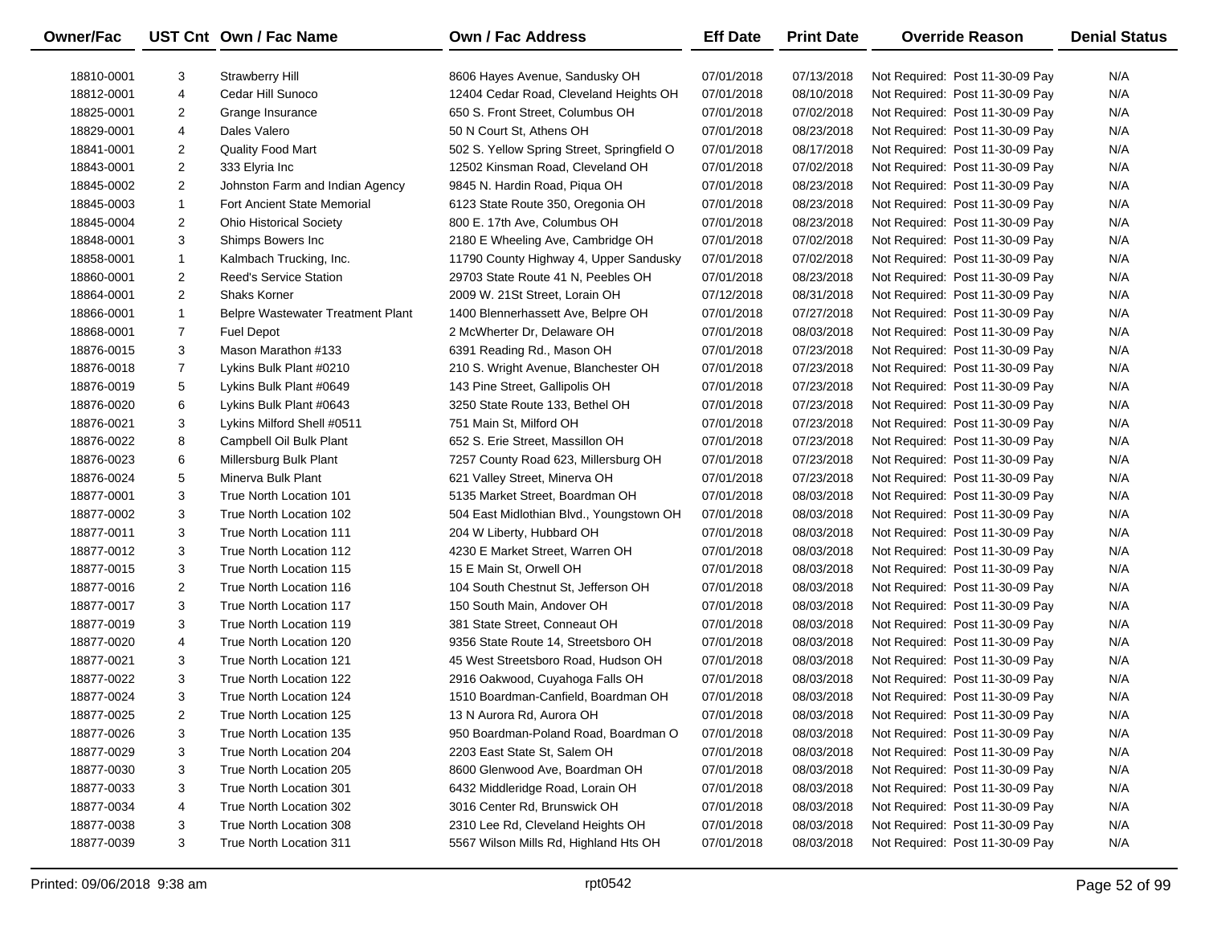| Owner/Fac | UST Cnt | Own / Fac Name | Own / Fac Address | Eff Date | Print Date | Override Reason | Denial Status |
|---|---|---|---|---|---|---|---|
| 18810-0001 | 3 | Strawberry Hill | 8606 Hayes Avenue, Sandusky OH | 07/01/2018 | 07/13/2018 | Not Required: Post 11-30-09 Pay | N/A |
| 18812-0001 | 4 | Cedar Hill Sunoco | 12404 Cedar Road, Cleveland Heights OH | 07/01/2018 | 08/10/2018 | Not Required: Post 11-30-09 Pay | N/A |
| 18825-0001 | 2 | Grange Insurance | 650 S. Front Street, Columbus OH | 07/01/2018 | 07/02/2018 | Not Required: Post 11-30-09 Pay | N/A |
| 18829-0001 | 4 | Dales Valero | 50 N Court St, Athens OH | 07/01/2018 | 08/23/2018 | Not Required: Post 11-30-09 Pay | N/A |
| 18841-0001 | 2 | Quality Food Mart | 502 S. Yellow Spring Street, Springfield O | 07/01/2018 | 08/17/2018 | Not Required: Post 11-30-09 Pay | N/A |
| 18843-0001 | 2 | 333 Elyria Inc | 12502 Kinsman Road, Cleveland OH | 07/01/2018 | 07/02/2018 | Not Required: Post 11-30-09 Pay | N/A |
| 18845-0002 | 2 | Johnston Farm and Indian Agency | 9845 N. Hardin Road, Piqua OH | 07/01/2018 | 08/23/2018 | Not Required: Post 11-30-09 Pay | N/A |
| 18845-0003 | 1 | Fort Ancient State Memorial | 6123 State Route 350, Oregonia OH | 07/01/2018 | 08/23/2018 | Not Required: Post 11-30-09 Pay | N/A |
| 18845-0004 | 2 | Ohio Historical Society | 800 E. 17th Ave, Columbus OH | 07/01/2018 | 08/23/2018 | Not Required: Post 11-30-09 Pay | N/A |
| 18848-0001 | 3 | Shimps Bowers Inc | 2180 E Wheeling Ave, Cambridge OH | 07/01/2018 | 07/02/2018 | Not Required: Post 11-30-09 Pay | N/A |
| 18858-0001 | 1 | Kalmbach Trucking, Inc. | 11790 County Highway 4, Upper Sandusky | 07/01/2018 | 07/02/2018 | Not Required: Post 11-30-09 Pay | N/A |
| 18860-0001 | 2 | Reed's Service Station | 29703 State Route 41 N, Peebles OH | 07/01/2018 | 08/23/2018 | Not Required: Post 11-30-09 Pay | N/A |
| 18864-0001 | 2 | Shaks Korner | 2009 W. 21St Street, Lorain OH | 07/12/2018 | 08/31/2018 | Not Required: Post 11-30-09 Pay | N/A |
| 18866-0001 | 1 | Belpre Wastewater Treatment Plant | 1400 Blennerhassett Ave, Belpre OH | 07/01/2018 | 07/27/2018 | Not Required: Post 11-30-09 Pay | N/A |
| 18868-0001 | 7 | Fuel Depot | 2 McWherter Dr, Delaware OH | 07/01/2018 | 08/03/2018 | Not Required: Post 11-30-09 Pay | N/A |
| 18876-0015 | 3 | Mason Marathon #133 | 6391 Reading Rd., Mason OH | 07/01/2018 | 07/23/2018 | Not Required: Post 11-30-09 Pay | N/A |
| 18876-0018 | 7 | Lykins Bulk Plant #0210 | 210 S. Wright Avenue, Blanchester OH | 07/01/2018 | 07/23/2018 | Not Required: Post 11-30-09 Pay | N/A |
| 18876-0019 | 5 | Lykins Bulk Plant #0649 | 143 Pine Street, Gallipolis OH | 07/01/2018 | 07/23/2018 | Not Required: Post 11-30-09 Pay | N/A |
| 18876-0020 | 6 | Lykins Bulk Plant #0643 | 3250 State Route 133, Bethel OH | 07/01/2018 | 07/23/2018 | Not Required: Post 11-30-09 Pay | N/A |
| 18876-0021 | 3 | Lykins Milford Shell #0511 | 751 Main St, Milford OH | 07/01/2018 | 07/23/2018 | Not Required: Post 11-30-09 Pay | N/A |
| 18876-0022 | 8 | Campbell Oil Bulk Plant | 652 S. Erie Street, Massillon OH | 07/01/2018 | 07/23/2018 | Not Required: Post 11-30-09 Pay | N/A |
| 18876-0023 | 6 | Millersburg Bulk Plant | 7257 County Road 623, Millersburg OH | 07/01/2018 | 07/23/2018 | Not Required: Post 11-30-09 Pay | N/A |
| 18876-0024 | 5 | Minerva Bulk Plant | 621 Valley Street, Minerva OH | 07/01/2018 | 07/23/2018 | Not Required: Post 11-30-09 Pay | N/A |
| 18877-0001 | 3 | True North Location 101 | 5135 Market Street, Boardman OH | 07/01/2018 | 08/03/2018 | Not Required: Post 11-30-09 Pay | N/A |
| 18877-0002 | 3 | True North Location 102 | 504 East Midlothian Blvd., Youngstown OH | 07/01/2018 | 08/03/2018 | Not Required: Post 11-30-09 Pay | N/A |
| 18877-0011 | 3 | True North Location 111 | 204 W Liberty, Hubbard OH | 07/01/2018 | 08/03/2018 | Not Required: Post 11-30-09 Pay | N/A |
| 18877-0012 | 3 | True North Location 112 | 4230 E Market Street, Warren OH | 07/01/2018 | 08/03/2018 | Not Required: Post 11-30-09 Pay | N/A |
| 18877-0015 | 3 | True North Location 115 | 15 E Main St, Orwell OH | 07/01/2018 | 08/03/2018 | Not Required: Post 11-30-09 Pay | N/A |
| 18877-0016 | 2 | True North Location 116 | 104 South Chestnut St, Jefferson OH | 07/01/2018 | 08/03/2018 | Not Required: Post 11-30-09 Pay | N/A |
| 18877-0017 | 3 | True North Location 117 | 150 South Main, Andover OH | 07/01/2018 | 08/03/2018 | Not Required: Post 11-30-09 Pay | N/A |
| 18877-0019 | 3 | True North Location 119 | 381 State Street, Conneaut OH | 07/01/2018 | 08/03/2018 | Not Required: Post 11-30-09 Pay | N/A |
| 18877-0020 | 4 | True North Location 120 | 9356 State Route 14, Streetsboro OH | 07/01/2018 | 08/03/2018 | Not Required: Post 11-30-09 Pay | N/A |
| 18877-0021 | 3 | True North Location 121 | 45 West Streetsboro Road, Hudson OH | 07/01/2018 | 08/03/2018 | Not Required: Post 11-30-09 Pay | N/A |
| 18877-0022 | 3 | True North Location 122 | 2916 Oakwood, Cuyahoga Falls OH | 07/01/2018 | 08/03/2018 | Not Required: Post 11-30-09 Pay | N/A |
| 18877-0024 | 3 | True North Location 124 | 1510 Boardman-Canfield, Boardman OH | 07/01/2018 | 08/03/2018 | Not Required: Post 11-30-09 Pay | N/A |
| 18877-0025 | 2 | True North Location 125 | 13 N Aurora Rd, Aurora OH | 07/01/2018 | 08/03/2018 | Not Required: Post 11-30-09 Pay | N/A |
| 18877-0026 | 3 | True North Location 135 | 950 Boardman-Poland Road, Boardman O | 07/01/2018 | 08/03/2018 | Not Required: Post 11-30-09 Pay | N/A |
| 18877-0029 | 3 | True North Location 204 | 2203 East State St, Salem OH | 07/01/2018 | 08/03/2018 | Not Required: Post 11-30-09 Pay | N/A |
| 18877-0030 | 3 | True North Location 205 | 8600 Glenwood Ave, Boardman OH | 07/01/2018 | 08/03/2018 | Not Required: Post 11-30-09 Pay | N/A |
| 18877-0033 | 3 | True North Location 301 | 6432 Middleridge Road, Lorain OH | 07/01/2018 | 08/03/2018 | Not Required: Post 11-30-09 Pay | N/A |
| 18877-0034 | 4 | True North Location 302 | 3016 Center Rd, Brunswick OH | 07/01/2018 | 08/03/2018 | Not Required: Post 11-30-09 Pay | N/A |
| 18877-0038 | 3 | True North Location 308 | 2310 Lee Rd, Cleveland Heights OH | 07/01/2018 | 08/03/2018 | Not Required: Post 11-30-09 Pay | N/A |
| 18877-0039 | 3 | True North Location 311 | 5567 Wilson Mills Rd, Highland Hts OH | 07/01/2018 | 08/03/2018 | Not Required: Post 11-30-09 Pay | N/A |

Printed: 09/06/2018 9:38 am rpt0542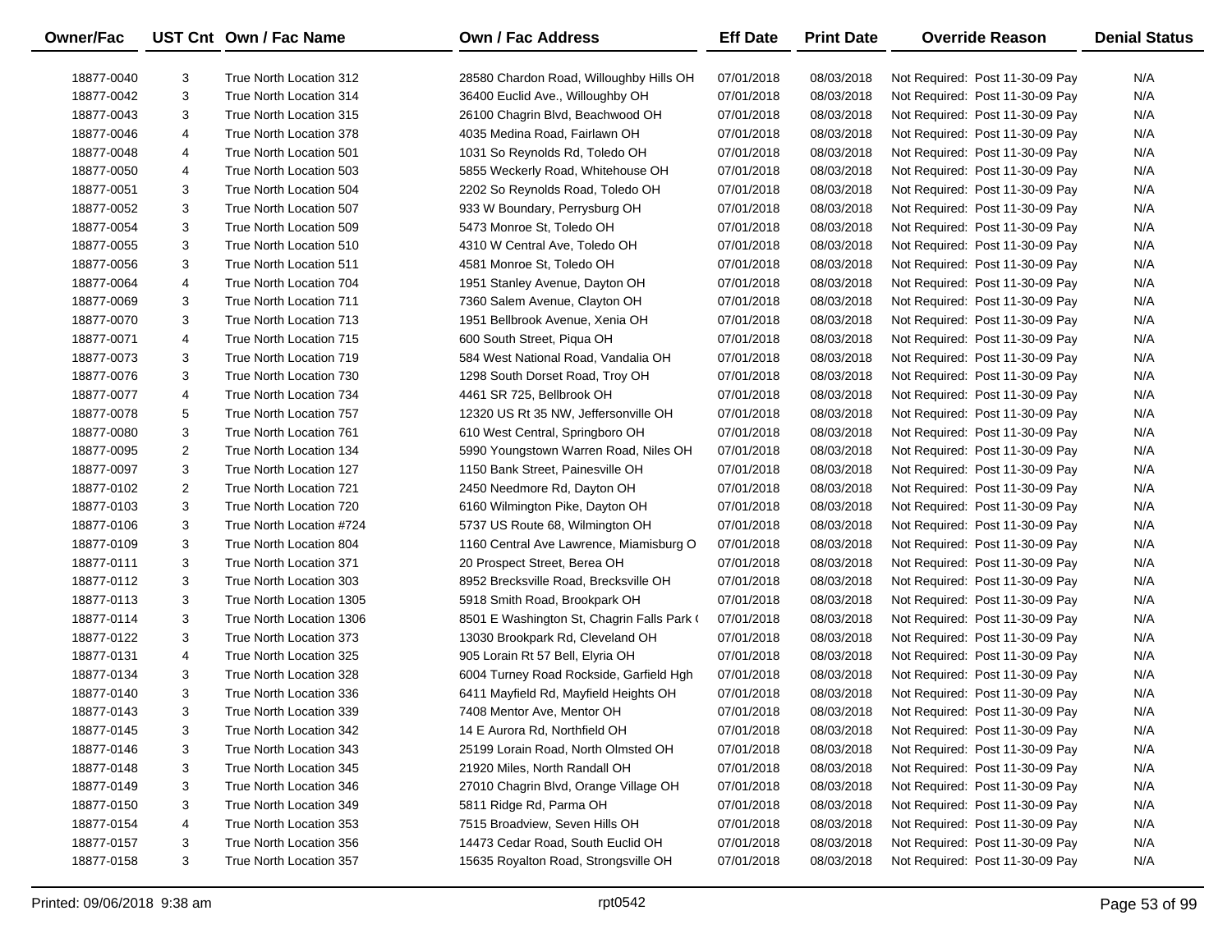| Owner/Fac | UST Cnt | Own / Fac Name | Own / Fac Address | Eff Date | Print Date | Override Reason | Denial Status |
|---|---|---|---|---|---|---|---|
| 18877-0040 | 3 | True North Location 312 | 28580 Chardon Road, Willoughby Hills OH | 07/01/2018 | 08/03/2018 | Not Required: Post 11-30-09 Pay | N/A |
| 18877-0042 | 3 | True North Location 314 | 36400 Euclid Ave., Willoughby OH | 07/01/2018 | 08/03/2018 | Not Required: Post 11-30-09 Pay | N/A |
| 18877-0043 | 3 | True North Location 315 | 26100 Chagrin Blvd, Beachwood OH | 07/01/2018 | 08/03/2018 | Not Required: Post 11-30-09 Pay | N/A |
| 18877-0046 | 4 | True North Location 378 | 4035 Medina Road, Fairlawn OH | 07/01/2018 | 08/03/2018 | Not Required: Post 11-30-09 Pay | N/A |
| 18877-0048 | 4 | True North Location 501 | 1031 So Reynolds Rd, Toledo OH | 07/01/2018 | 08/03/2018 | Not Required: Post 11-30-09 Pay | N/A |
| 18877-0050 | 4 | True North Location 503 | 5855 Weckerly Road, Whitehouse OH | 07/01/2018 | 08/03/2018 | Not Required: Post 11-30-09 Pay | N/A |
| 18877-0051 | 3 | True North Location 504 | 2202 So Reynolds Road, Toledo OH | 07/01/2018 | 08/03/2018 | Not Required: Post 11-30-09 Pay | N/A |
| 18877-0052 | 3 | True North Location 507 | 933 W Boundary, Perrysburg OH | 07/01/2018 | 08/03/2018 | Not Required: Post 11-30-09 Pay | N/A |
| 18877-0054 | 3 | True North Location 509 | 5473 Monroe St, Toledo OH | 07/01/2018 | 08/03/2018 | Not Required: Post 11-30-09 Pay | N/A |
| 18877-0055 | 3 | True North Location 510 | 4310 W Central Ave, Toledo OH | 07/01/2018 | 08/03/2018 | Not Required: Post 11-30-09 Pay | N/A |
| 18877-0056 | 3 | True North Location 511 | 4581 Monroe St, Toledo OH | 07/01/2018 | 08/03/2018 | Not Required: Post 11-30-09 Pay | N/A |
| 18877-0064 | 4 | True North Location 704 | 1951 Stanley Avenue, Dayton OH | 07/01/2018 | 08/03/2018 | Not Required: Post 11-30-09 Pay | N/A |
| 18877-0069 | 3 | True North Location 711 | 7360 Salem Avenue, Clayton OH | 07/01/2018 | 08/03/2018 | Not Required: Post 11-30-09 Pay | N/A |
| 18877-0070 | 3 | True North Location 713 | 1951 Bellbrook Avenue, Xenia OH | 07/01/2018 | 08/03/2018 | Not Required: Post 11-30-09 Pay | N/A |
| 18877-0071 | 4 | True North Location 715 | 600 South Street, Piqua OH | 07/01/2018 | 08/03/2018 | Not Required: Post 11-30-09 Pay | N/A |
| 18877-0073 | 3 | True North Location 719 | 584 West National Road, Vandalia OH | 07/01/2018 | 08/03/2018 | Not Required: Post 11-30-09 Pay | N/A |
| 18877-0076 | 3 | True North Location 730 | 1298 South Dorset Road, Troy OH | 07/01/2018 | 08/03/2018 | Not Required: Post 11-30-09 Pay | N/A |
| 18877-0077 | 4 | True North Location 734 | 4461 SR 725, Bellbrook OH | 07/01/2018 | 08/03/2018 | Not Required: Post 11-30-09 Pay | N/A |
| 18877-0078 | 5 | True North Location 757 | 12320 US Rt 35 NW, Jeffersonville OH | 07/01/2018 | 08/03/2018 | Not Required: Post 11-30-09 Pay | N/A |
| 18877-0080 | 3 | True North Location 761 | 610 West Central, Springboro OH | 07/01/2018 | 08/03/2018 | Not Required: Post 11-30-09 Pay | N/A |
| 18877-0095 | 2 | True North Location 134 | 5990 Youngstown Warren Road, Niles OH | 07/01/2018 | 08/03/2018 | Not Required: Post 11-30-09 Pay | N/A |
| 18877-0097 | 3 | True North Location 127 | 1150 Bank Street, Painesville OH | 07/01/2018 | 08/03/2018 | Not Required: Post 11-30-09 Pay | N/A |
| 18877-0102 | 2 | True North Location 721 | 2450 Needmore Rd, Dayton OH | 07/01/2018 | 08/03/2018 | Not Required: Post 11-30-09 Pay | N/A |
| 18877-0103 | 3 | True North Location 720 | 6160 Wilmington Pike, Dayton OH | 07/01/2018 | 08/03/2018 | Not Required: Post 11-30-09 Pay | N/A |
| 18877-0106 | 3 | True North Location #724 | 5737 US Route 68, Wilmington OH | 07/01/2018 | 08/03/2018 | Not Required: Post 11-30-09 Pay | N/A |
| 18877-0109 | 3 | True North Location 804 | 1160 Central Ave Lawrence, Miamisburg O | 07/01/2018 | 08/03/2018 | Not Required: Post 11-30-09 Pay | N/A |
| 18877-0111 | 3 | True North Location 371 | 20 Prospect Street, Berea OH | 07/01/2018 | 08/03/2018 | Not Required: Post 11-30-09 Pay | N/A |
| 18877-0112 | 3 | True North Location 303 | 8952 Brecksville Road, Brecksville OH | 07/01/2018 | 08/03/2018 | Not Required: Post 11-30-09 Pay | N/A |
| 18877-0113 | 3 | True North Location 1305 | 5918 Smith Road, Brookpark OH | 07/01/2018 | 08/03/2018 | Not Required: Post 11-30-09 Pay | N/A |
| 18877-0114 | 3 | True North Location 1306 | 8501 E Washington St, Chagrin Falls Park ( | 07/01/2018 | 08/03/2018 | Not Required: Post 11-30-09 Pay | N/A |
| 18877-0122 | 3 | True North Location 373 | 13030 Brookpark Rd, Cleveland OH | 07/01/2018 | 08/03/2018 | Not Required: Post 11-30-09 Pay | N/A |
| 18877-0131 | 4 | True North Location 325 | 905 Lorain Rt 57 Bell, Elyria OH | 07/01/2018 | 08/03/2018 | Not Required: Post 11-30-09 Pay | N/A |
| 18877-0134 | 3 | True North Location 328 | 6004 Turney Road Rockside, Garfield Hgh | 07/01/2018 | 08/03/2018 | Not Required: Post 11-30-09 Pay | N/A |
| 18877-0140 | 3 | True North Location 336 | 6411 Mayfield Rd, Mayfield Heights OH | 07/01/2018 | 08/03/2018 | Not Required: Post 11-30-09 Pay | N/A |
| 18877-0143 | 3 | True North Location 339 | 7408 Mentor Ave, Mentor OH | 07/01/2018 | 08/03/2018 | Not Required: Post 11-30-09 Pay | N/A |
| 18877-0145 | 3 | True North Location 342 | 14 E Aurora Rd, Northfield OH | 07/01/2018 | 08/03/2018 | Not Required: Post 11-30-09 Pay | N/A |
| 18877-0146 | 3 | True North Location 343 | 25199 Lorain Road, North Olmsted OH | 07/01/2018 | 08/03/2018 | Not Required: Post 11-30-09 Pay | N/A |
| 18877-0148 | 3 | True North Location 345 | 21920 Miles, North Randall OH | 07/01/2018 | 08/03/2018 | Not Required: Post 11-30-09 Pay | N/A |
| 18877-0149 | 3 | True North Location 346 | 27010 Chagrin Blvd, Orange Village OH | 07/01/2018 | 08/03/2018 | Not Required: Post 11-30-09 Pay | N/A |
| 18877-0150 | 3 | True North Location 349 | 5811 Ridge Rd, Parma OH | 07/01/2018 | 08/03/2018 | Not Required: Post 11-30-09 Pay | N/A |
| 18877-0154 | 4 | True North Location 353 | 7515 Broadview, Seven Hills OH | 07/01/2018 | 08/03/2018 | Not Required: Post 11-30-09 Pay | N/A |
| 18877-0157 | 3 | True North Location 356 | 14473 Cedar Road, South Euclid OH | 07/01/2018 | 08/03/2018 | Not Required: Post 11-30-09 Pay | N/A |
| 18877-0158 | 3 | True North Location 357 | 15635 Royalton Road, Strongsville OH | 07/01/2018 | 08/03/2018 | Not Required: Post 11-30-09 Pay | N/A |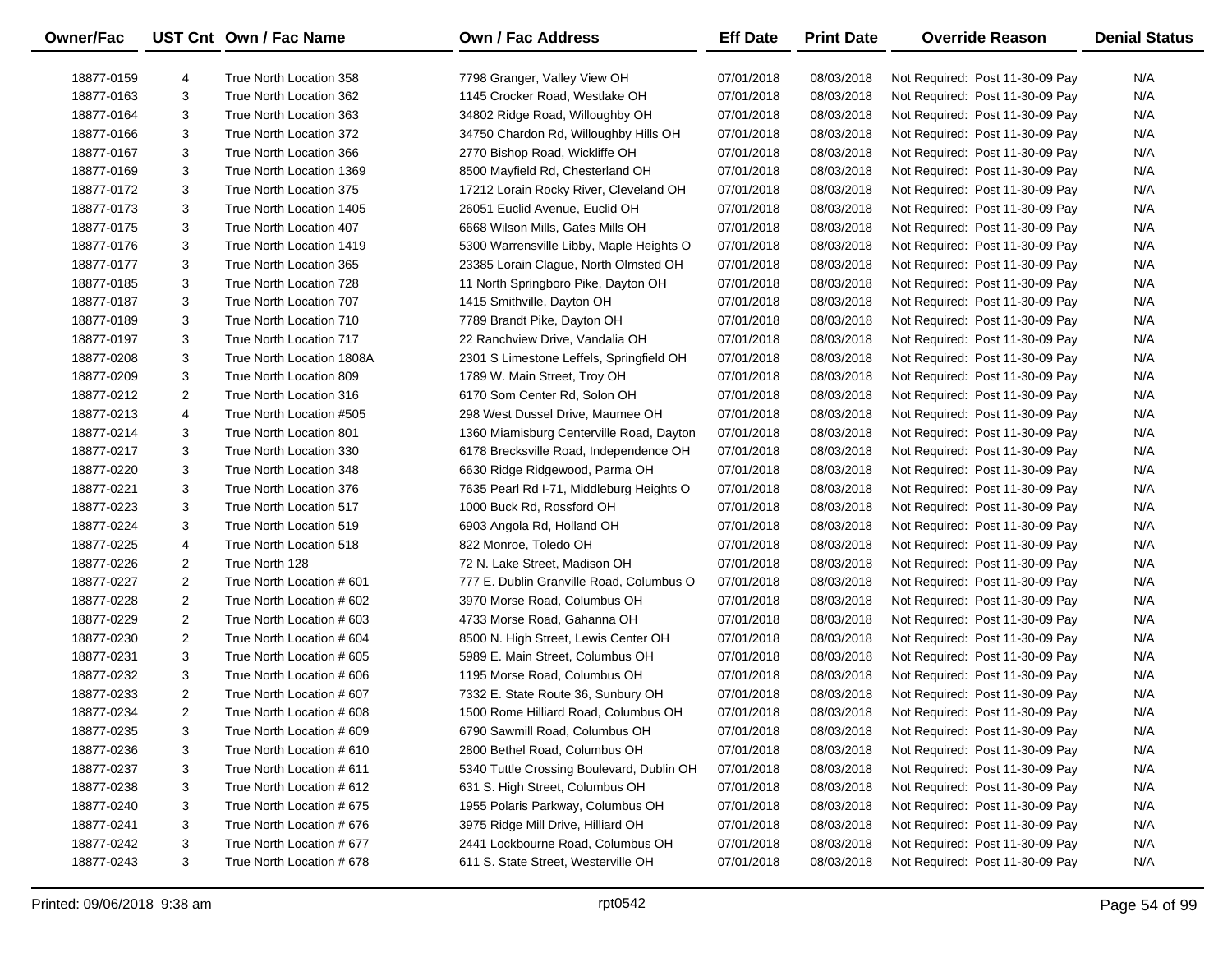| Owner/Fac | UST Cnt | Own / Fac Name | Own / Fac Address | Eff Date | Print Date | Override Reason | Denial Status |
|---|---|---|---|---|---|---|---|
| 18877-0159 | 4 | True North Location 358 | 7798 Granger, Valley View OH | 07/01/2018 | 08/03/2018 | Not Required: Post 11-30-09 Pay | N/A |
| 18877-0163 | 3 | True North Location 362 | 1145 Crocker Road, Westlake OH | 07/01/2018 | 08/03/2018 | Not Required: Post 11-30-09 Pay | N/A |
| 18877-0164 | 3 | True North Location 363 | 34802 Ridge Road, Willoughby OH | 07/01/2018 | 08/03/2018 | Not Required: Post 11-30-09 Pay | N/A |
| 18877-0166 | 3 | True North Location 372 | 34750 Chardon Rd, Willoughby Hills OH | 07/01/2018 | 08/03/2018 | Not Required: Post 11-30-09 Pay | N/A |
| 18877-0167 | 3 | True North Location 366 | 2770 Bishop Road, Wickliffe OH | 07/01/2018 | 08/03/2018 | Not Required: Post 11-30-09 Pay | N/A |
| 18877-0169 | 3 | True North Location 1369 | 8500 Mayfield Rd, Chesterland OH | 07/01/2018 | 08/03/2018 | Not Required: Post 11-30-09 Pay | N/A |
| 18877-0172 | 3 | True North Location 375 | 17212 Lorain Rocky River, Cleveland OH | 07/01/2018 | 08/03/2018 | Not Required: Post 11-30-09 Pay | N/A |
| 18877-0173 | 3 | True North Location 1405 | 26051 Euclid Avenue, Euclid OH | 07/01/2018 | 08/03/2018 | Not Required: Post 11-30-09 Pay | N/A |
| 18877-0175 | 3 | True North Location 407 | 6668 Wilson Mills, Gates Mills OH | 07/01/2018 | 08/03/2018 | Not Required: Post 11-30-09 Pay | N/A |
| 18877-0176 | 3 | True North Location 1419 | 5300 Warrensville Libby, Maple Heights O | 07/01/2018 | 08/03/2018 | Not Required: Post 11-30-09 Pay | N/A |
| 18877-0177 | 3 | True North Location 365 | 23385 Lorain Clague, North Olmsted OH | 07/01/2018 | 08/03/2018 | Not Required: Post 11-30-09 Pay | N/A |
| 18877-0185 | 3 | True North Location 728 | 11 North Springboro Pike, Dayton OH | 07/01/2018 | 08/03/2018 | Not Required: Post 11-30-09 Pay | N/A |
| 18877-0187 | 3 | True North Location 707 | 1415 Smithville, Dayton OH | 07/01/2018 | 08/03/2018 | Not Required: Post 11-30-09 Pay | N/A |
| 18877-0189 | 3 | True North Location 710 | 7789 Brandt Pike, Dayton OH | 07/01/2018 | 08/03/2018 | Not Required: Post 11-30-09 Pay | N/A |
| 18877-0197 | 3 | True North Location 717 | 22 Ranchview Drive, Vandalia OH | 07/01/2018 | 08/03/2018 | Not Required: Post 11-30-09 Pay | N/A |
| 18877-0208 | 3 | True North Location 1808A | 2301 S Limestone Leffels, Springfield OH | 07/01/2018 | 08/03/2018 | Not Required: Post 11-30-09 Pay | N/A |
| 18877-0209 | 3 | True North Location 809 | 1789 W. Main Street, Troy OH | 07/01/2018 | 08/03/2018 | Not Required: Post 11-30-09 Pay | N/A |
| 18877-0212 | 2 | True North Location 316 | 6170 Som Center Rd, Solon OH | 07/01/2018 | 08/03/2018 | Not Required: Post 11-30-09 Pay | N/A |
| 18877-0213 | 4 | True North Location #505 | 298 West Dussel Drive, Maumee OH | 07/01/2018 | 08/03/2018 | Not Required: Post 11-30-09 Pay | N/A |
| 18877-0214 | 3 | True North Location 801 | 1360 Miamisburg Centerville Road, Dayton | 07/01/2018 | 08/03/2018 | Not Required: Post 11-30-09 Pay | N/A |
| 18877-0217 | 3 | True North Location 330 | 6178 Brecksville Road, Independence OH | 07/01/2018 | 08/03/2018 | Not Required: Post 11-30-09 Pay | N/A |
| 18877-0220 | 3 | True North Location 348 | 6630 Ridge Ridgewood, Parma OH | 07/01/2018 | 08/03/2018 | Not Required: Post 11-30-09 Pay | N/A |
| 18877-0221 | 3 | True North Location 376 | 7635 Pearl Rd I-71, Middleburg Heights O | 07/01/2018 | 08/03/2018 | Not Required: Post 11-30-09 Pay | N/A |
| 18877-0223 | 3 | True North Location 517 | 1000 Buck Rd, Rossford OH | 07/01/2018 | 08/03/2018 | Not Required: Post 11-30-09 Pay | N/A |
| 18877-0224 | 3 | True North Location 519 | 6903 Angola Rd, Holland OH | 07/01/2018 | 08/03/2018 | Not Required: Post 11-30-09 Pay | N/A |
| 18877-0225 | 4 | True North Location 518 | 822 Monroe, Toledo OH | 07/01/2018 | 08/03/2018 | Not Required: Post 11-30-09 Pay | N/A |
| 18877-0226 | 2 | True North 128 | 72 N. Lake Street, Madison OH | 07/01/2018 | 08/03/2018 | Not Required: Post 11-30-09 Pay | N/A |
| 18877-0227 | 2 | True North Location # 601 | 777 E. Dublin Granville Road, Columbus O | 07/01/2018 | 08/03/2018 | Not Required: Post 11-30-09 Pay | N/A |
| 18877-0228 | 2 | True North Location # 602 | 3970 Morse Road, Columbus OH | 07/01/2018 | 08/03/2018 | Not Required: Post 11-30-09 Pay | N/A |
| 18877-0229 | 2 | True North Location # 603 | 4733 Morse Road, Gahanna OH | 07/01/2018 | 08/03/2018 | Not Required: Post 11-30-09 Pay | N/A |
| 18877-0230 | 2 | True North Location # 604 | 8500 N. High Street, Lewis Center OH | 07/01/2018 | 08/03/2018 | Not Required: Post 11-30-09 Pay | N/A |
| 18877-0231 | 3 | True North Location # 605 | 5989 E. Main Street, Columbus OH | 07/01/2018 | 08/03/2018 | Not Required: Post 11-30-09 Pay | N/A |
| 18877-0232 | 3 | True North Location # 606 | 1195 Morse Road, Columbus OH | 07/01/2018 | 08/03/2018 | Not Required: Post 11-30-09 Pay | N/A |
| 18877-0233 | 2 | True North Location # 607 | 7332 E. State Route 36, Sunbury OH | 07/01/2018 | 08/03/2018 | Not Required: Post 11-30-09 Pay | N/A |
| 18877-0234 | 2 | True North Location # 608 | 1500 Rome Hilliard Road, Columbus OH | 07/01/2018 | 08/03/2018 | Not Required: Post 11-30-09 Pay | N/A |
| 18877-0235 | 3 | True North Location # 609 | 6790 Sawmill Road, Columbus OH | 07/01/2018 | 08/03/2018 | Not Required: Post 11-30-09 Pay | N/A |
| 18877-0236 | 3 | True North Location # 610 | 2800 Bethel Road, Columbus OH | 07/01/2018 | 08/03/2018 | Not Required: Post 11-30-09 Pay | N/A |
| 18877-0237 | 3 | True North Location # 611 | 5340 Tuttle Crossing Boulevard, Dublin OH | 07/01/2018 | 08/03/2018 | Not Required: Post 11-30-09 Pay | N/A |
| 18877-0238 | 3 | True North Location # 612 | 631 S. High Street, Columbus OH | 07/01/2018 | 08/03/2018 | Not Required: Post 11-30-09 Pay | N/A |
| 18877-0240 | 3 | True North Location # 675 | 1955 Polaris Parkway, Columbus OH | 07/01/2018 | 08/03/2018 | Not Required: Post 11-30-09 Pay | N/A |
| 18877-0241 | 3 | True North Location # 676 | 3975 Ridge Mill Drive, Hilliard OH | 07/01/2018 | 08/03/2018 | Not Required: Post 11-30-09 Pay | N/A |
| 18877-0242 | 3 | True North Location # 677 | 2441 Lockbourne Road, Columbus OH | 07/01/2018 | 08/03/2018 | Not Required: Post 11-30-09 Pay | N/A |
| 18877-0243 | 3 | True North Location # 678 | 611 S. State Street, Westerville OH | 07/01/2018 | 08/03/2018 | Not Required: Post 11-30-09 Pay | N/A |

Printed: 09/06/2018 9:38 am rpt0542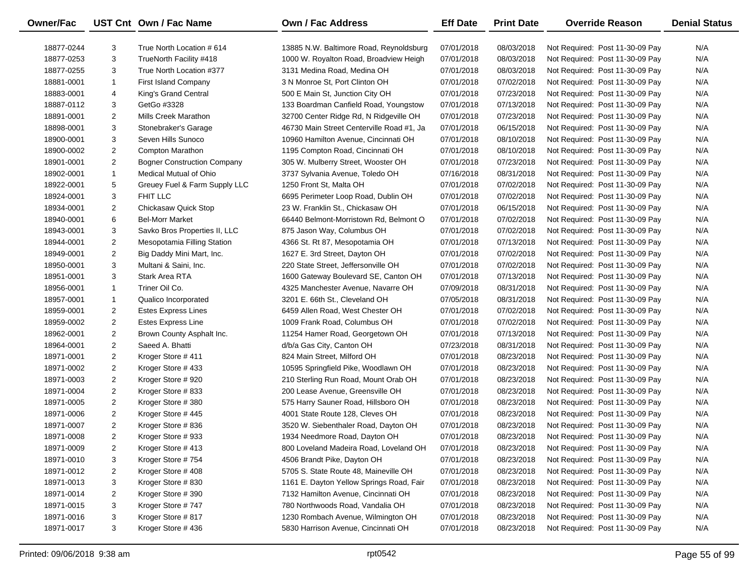| Owner/Fac | UST Cnt | Own / Fac Name | Own / Fac Address | Eff Date | Print Date | Override Reason | Denial Status |
|---|---|---|---|---|---|---|---|
| 18877-0244 | 3 | True North Location # 614 | 13885 N.W. Baltimore Road, Reynoldsburg | 07/01/2018 | 08/03/2018 | Not Required: Post 11-30-09 Pay | N/A |
| 18877-0253 | 3 | TrueNorth Facility #418 | 1000 W. Royalton Road, Broadview Heigh | 07/01/2018 | 08/03/2018 | Not Required: Post 11-30-09 Pay | N/A |
| 18877-0255 | 3 | True North Location #377 | 3131 Medina Road, Medina OH | 07/01/2018 | 08/03/2018 | Not Required: Post 11-30-09 Pay | N/A |
| 18881-0001 | 1 | First Island Company | 3 N Monroe St, Port Clinton OH | 07/01/2018 | 07/02/2018 | Not Required: Post 11-30-09 Pay | N/A |
| 18883-0001 | 4 | King's Grand Central | 500 E Main St, Junction City OH | 07/01/2018 | 07/23/2018 | Not Required: Post 11-30-09 Pay | N/A |
| 18887-0112 | 3 | GetGo #3328 | 133 Boardman Canfield Road, Youngstow | 07/01/2018 | 07/13/2018 | Not Required: Post 11-30-09 Pay | N/A |
| 18891-0001 | 2 | Mills Creek Marathon | 32700 Center Ridge Rd, N Ridgeville OH | 07/01/2018 | 07/23/2018 | Not Required: Post 11-30-09 Pay | N/A |
| 18898-0001 | 3 | Stonebraker's Garage | 46730 Main Street Centerville Road #1, Ja | 07/01/2018 | 06/15/2018 | Not Required: Post 11-30-09 Pay | N/A |
| 18900-0001 | 3 | Seven Hills Sunoco | 10960 Hamilton Avenue, Cincinnati OH | 07/01/2018 | 08/10/2018 | Not Required: Post 11-30-09 Pay | N/A |
| 18900-0002 | 2 | Compton Marathon | 1195 Compton Road, Cincinnati OH | 07/01/2018 | 08/10/2018 | Not Required: Post 11-30-09 Pay | N/A |
| 18901-0001 | 2 | Bogner Construction Company | 305 W. Mulberry Street, Wooster OH | 07/01/2018 | 07/23/2018 | Not Required: Post 11-30-09 Pay | N/A |
| 18902-0001 | 1 | Medical Mutual of Ohio | 3737 Sylvania Avenue, Toledo OH | 07/16/2018 | 08/31/2018 | Not Required: Post 11-30-09 Pay | N/A |
| 18922-0001 | 5 | Greuey Fuel & Farm Supply LLC | 1250 Front St, Malta OH | 07/01/2018 | 07/02/2018 | Not Required: Post 11-30-09 Pay | N/A |
| 18924-0001 | 3 | FHIT LLC | 6695 Perimeter Loop Road, Dublin OH | 07/01/2018 | 07/02/2018 | Not Required: Post 11-30-09 Pay | N/A |
| 18934-0001 | 2 | Chickasaw Quick Stop | 23 W. Franklin St., Chickasaw OH | 07/01/2018 | 06/15/2018 | Not Required: Post 11-30-09 Pay | N/A |
| 18940-0001 | 6 | Bel-Morr Market | 66440 Belmont-Morristown Rd, Belmont O | 07/01/2018 | 07/02/2018 | Not Required: Post 11-30-09 Pay | N/A |
| 18943-0001 | 3 | Savko Bros Properties II, LLC | 875 Jason Way, Columbus OH | 07/01/2018 | 07/02/2018 | Not Required: Post 11-30-09 Pay | N/A |
| 18944-0001 | 2 | Mesopotamia Filling Station | 4366 St. Rt 87, Mesopotamia OH | 07/01/2018 | 07/13/2018 | Not Required: Post 11-30-09 Pay | N/A |
| 18949-0001 | 2 | Big Daddy Mini Mart, Inc. | 1627 E. 3rd Street, Dayton OH | 07/01/2018 | 07/02/2018 | Not Required: Post 11-30-09 Pay | N/A |
| 18950-0001 | 3 | Multani & Saini, Inc. | 220 State Street, Jeffersonville OH | 07/01/2018 | 07/02/2018 | Not Required: Post 11-30-09 Pay | N/A |
| 18951-0001 | 3 | Stark Area RTA | 1600 Gateway Boulevard SE, Canton OH | 07/01/2018 | 07/13/2018 | Not Required: Post 11-30-09 Pay | N/A |
| 18956-0001 | 1 | Triner Oil Co. | 4325 Manchester Avenue, Navarre OH | 07/09/2018 | 08/31/2018 | Not Required: Post 11-30-09 Pay | N/A |
| 18957-0001 | 1 | Qualico Incorporated | 3201 E. 66th St., Cleveland OH | 07/05/2018 | 08/31/2018 | Not Required: Post 11-30-09 Pay | N/A |
| 18959-0001 | 2 | Estes Express Lines | 6459 Allen Road, West Chester OH | 07/01/2018 | 07/02/2018 | Not Required: Post 11-30-09 Pay | N/A |
| 18959-0002 | 2 | Estes Express Line | 1009 Frank Road, Columbus OH | 07/01/2018 | 07/02/2018 | Not Required: Post 11-30-09 Pay | N/A |
| 18962-0001 | 2 | Brown County Asphalt Inc. | 11254 Hamer Road, Georgetown OH | 07/01/2018 | 07/13/2018 | Not Required: Post 11-30-09 Pay | N/A |
| 18964-0001 | 2 | Saeed A. Bhatti | d/b/a Gas City, Canton OH | 07/23/2018 | 08/31/2018 | Not Required: Post 11-30-09 Pay | N/A |
| 18971-0001 | 2 | Kroger Store # 411 | 824 Main Street, Milford OH | 07/01/2018 | 08/23/2018 | Not Required: Post 11-30-09 Pay | N/A |
| 18971-0002 | 2 | Kroger Store # 433 | 10595 Springfield Pike, Woodlawn OH | 07/01/2018 | 08/23/2018 | Not Required: Post 11-30-09 Pay | N/A |
| 18971-0003 | 2 | Kroger Store # 920 | 210 Sterling Run Road, Mount Orab OH | 07/01/2018 | 08/23/2018 | Not Required: Post 11-30-09 Pay | N/A |
| 18971-0004 | 2 | Kroger Store # 833 | 200 Lease Avenue, Greensville OH | 07/01/2018 | 08/23/2018 | Not Required: Post 11-30-09 Pay | N/A |
| 18971-0005 | 2 | Kroger Store # 380 | 575 Harry Sauner Road, Hillsboro OH | 07/01/2018 | 08/23/2018 | Not Required: Post 11-30-09 Pay | N/A |
| 18971-0006 | 2 | Kroger Store # 445 | 4001 State Route 128, Cleves OH | 07/01/2018 | 08/23/2018 | Not Required: Post 11-30-09 Pay | N/A |
| 18971-0007 | 2 | Kroger Store # 836 | 3520 W. Siebenthaler Road, Dayton OH | 07/01/2018 | 08/23/2018 | Not Required: Post 11-30-09 Pay | N/A |
| 18971-0008 | 2 | Kroger Store # 933 | 1934 Needmore Road, Dayton OH | 07/01/2018 | 08/23/2018 | Not Required: Post 11-30-09 Pay | N/A |
| 18971-0009 | 2 | Kroger Store # 413 | 800 Loveland Madeira Road, Loveland OH | 07/01/2018 | 08/23/2018 | Not Required: Post 11-30-09 Pay | N/A |
| 18971-0010 | 3 | Kroger Store # 754 | 4506 Brandt Pike, Dayton OH | 07/01/2018 | 08/23/2018 | Not Required: Post 11-30-09 Pay | N/A |
| 18971-0012 | 2 | Kroger Store # 408 | 5705 S. State Route 48, Maineville OH | 07/01/2018 | 08/23/2018 | Not Required: Post 11-30-09 Pay | N/A |
| 18971-0013 | 3 | Kroger Store # 830 | 1161 E. Dayton Yellow Springs Road, Fair | 07/01/2018 | 08/23/2018 | Not Required: Post 11-30-09 Pay | N/A |
| 18971-0014 | 2 | Kroger Store # 390 | 7132 Hamilton Avenue, Cincinnati OH | 07/01/2018 | 08/23/2018 | Not Required: Post 11-30-09 Pay | N/A |
| 18971-0015 | 3 | Kroger Store # 747 | 780 Northwoods Road, Vandalia OH | 07/01/2018 | 08/23/2018 | Not Required: Post 11-30-09 Pay | N/A |
| 18971-0016 | 3 | Kroger Store # 817 | 1230 Rombach Avenue, Wilmington OH | 07/01/2018 | 08/23/2018 | Not Required: Post 11-30-09 Pay | N/A |
| 18971-0017 | 3 | Kroger Store # 436 | 5830 Harrison Avenue, Cincinnati OH | 07/01/2018 | 08/23/2018 | Not Required: Post 11-30-09 Pay | N/A |

Printed: 09/06/2018 9:38 am    rpt0542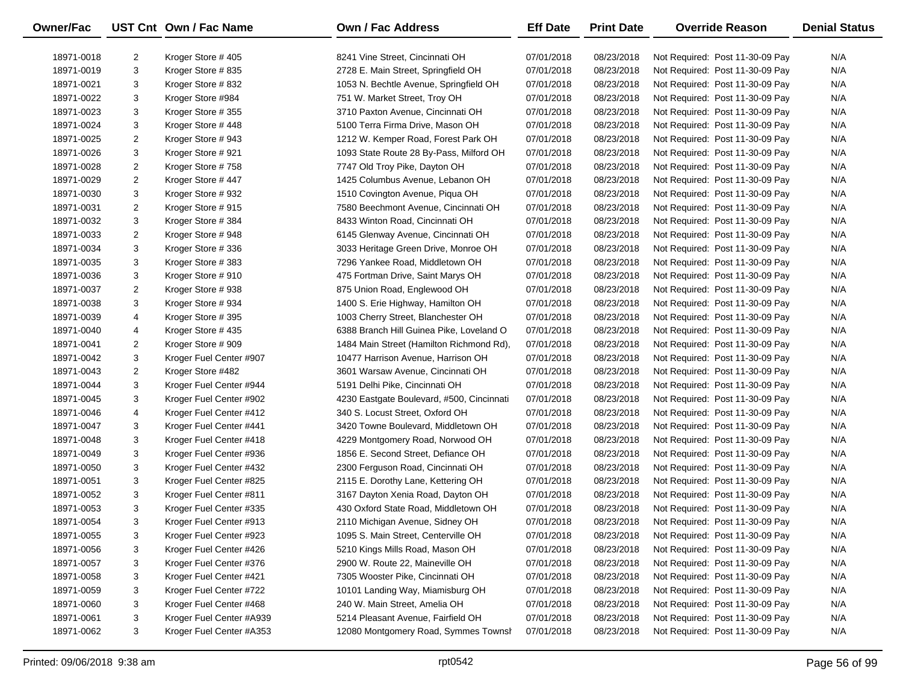| Owner/Fac | UST Cnt | Own / Fac Name | Own / Fac Address | Eff Date | Print Date | Override Reason | Denial Status |
|---|---|---|---|---|---|---|---|
| 18971-0018 | 2 | Kroger Store # 405 | 8241 Vine Street, Cincinnati OH | 07/01/2018 | 08/23/2018 | Not Required: Post 11-30-09 Pay | N/A |
| 18971-0019 | 3 | Kroger Store # 835 | 2728 E. Main Street, Springfield OH | 07/01/2018 | 08/23/2018 | Not Required: Post 11-30-09 Pay | N/A |
| 18971-0021 | 3 | Kroger Store # 832 | 1053 N. Bechtle Avenue, Springfield OH | 07/01/2018 | 08/23/2018 | Not Required: Post 11-30-09 Pay | N/A |
| 18971-0022 | 3 | Kroger Store #984 | 751 W. Market Street, Troy OH | 07/01/2018 | 08/23/2018 | Not Required: Post 11-30-09 Pay | N/A |
| 18971-0023 | 3 | Kroger Store # 355 | 3710 Paxton Avenue, Cincinnati OH | 07/01/2018 | 08/23/2018 | Not Required: Post 11-30-09 Pay | N/A |
| 18971-0024 | 3 | Kroger Store # 448 | 5100 Terra Firma Drive, Mason OH | 07/01/2018 | 08/23/2018 | Not Required: Post 11-30-09 Pay | N/A |
| 18971-0025 | 2 | Kroger Store # 943 | 1212 W. Kemper Road, Forest Park OH | 07/01/2018 | 08/23/2018 | Not Required: Post 11-30-09 Pay | N/A |
| 18971-0026 | 3 | Kroger Store # 921 | 1093 State Route 28 By-Pass, Milford OH | 07/01/2018 | 08/23/2018 | Not Required: Post 11-30-09 Pay | N/A |
| 18971-0028 | 2 | Kroger Store # 758 | 7747 Old Troy Pike, Dayton OH | 07/01/2018 | 08/23/2018 | Not Required: Post 11-30-09 Pay | N/A |
| 18971-0029 | 2 | Kroger Store # 447 | 1425 Columbus Avenue, Lebanon OH | 07/01/2018 | 08/23/2018 | Not Required: Post 11-30-09 Pay | N/A |
| 18971-0030 | 3 | Kroger Store # 932 | 1510 Covington Avenue, Piqua OH | 07/01/2018 | 08/23/2018 | Not Required: Post 11-30-09 Pay | N/A |
| 18971-0031 | 2 | Kroger Store # 915 | 7580 Beechmont Avenue, Cincinnati OH | 07/01/2018 | 08/23/2018 | Not Required: Post 11-30-09 Pay | N/A |
| 18971-0032 | 3 | Kroger Store # 384 | 8433 Winton Road, Cincinnati OH | 07/01/2018 | 08/23/2018 | Not Required: Post 11-30-09 Pay | N/A |
| 18971-0033 | 2 | Kroger Store # 948 | 6145 Glenway Avenue, Cincinnati OH | 07/01/2018 | 08/23/2018 | Not Required: Post 11-30-09 Pay | N/A |
| 18971-0034 | 3 | Kroger Store # 336 | 3033 Heritage Green Drive, Monroe OH | 07/01/2018 | 08/23/2018 | Not Required: Post 11-30-09 Pay | N/A |
| 18971-0035 | 3 | Kroger Store # 383 | 7296 Yankee Road, Middletown OH | 07/01/2018 | 08/23/2018 | Not Required: Post 11-30-09 Pay | N/A |
| 18971-0036 | 3 | Kroger Store # 910 | 475 Fortman Drive, Saint Marys OH | 07/01/2018 | 08/23/2018 | Not Required: Post 11-30-09 Pay | N/A |
| 18971-0037 | 2 | Kroger Store # 938 | 875 Union Road, Englewood OH | 07/01/2018 | 08/23/2018 | Not Required: Post 11-30-09 Pay | N/A |
| 18971-0038 | 3 | Kroger Store # 934 | 1400 S. Erie Highway, Hamilton OH | 07/01/2018 | 08/23/2018 | Not Required: Post 11-30-09 Pay | N/A |
| 18971-0039 | 4 | Kroger Store # 395 | 1003 Cherry Street, Blanchester OH | 07/01/2018 | 08/23/2018 | Not Required: Post 11-30-09 Pay | N/A |
| 18971-0040 | 4 | Kroger Store # 435 | 6388 Branch Hill Guinea Pike, Loveland O | 07/01/2018 | 08/23/2018 | Not Required: Post 11-30-09 Pay | N/A |
| 18971-0041 | 2 | Kroger Store # 909 | 1484 Main Street (Hamilton Richmond Rd), | 07/01/2018 | 08/23/2018 | Not Required: Post 11-30-09 Pay | N/A |
| 18971-0042 | 3 | Kroger Fuel Center #907 | 10477 Harrison Avenue, Harrison OH | 07/01/2018 | 08/23/2018 | Not Required: Post 11-30-09 Pay | N/A |
| 18971-0043 | 2 | Kroger Store #482 | 3601 Warsaw Avenue, Cincinnati OH | 07/01/2018 | 08/23/2018 | Not Required: Post 11-30-09 Pay | N/A |
| 18971-0044 | 3 | Kroger Fuel Center #944 | 5191 Delhi Pike, Cincinnati OH | 07/01/2018 | 08/23/2018 | Not Required: Post 11-30-09 Pay | N/A |
| 18971-0045 | 3 | Kroger Fuel Center #902 | 4230 Eastgate Boulevard, #500, Cincinnati | 07/01/2018 | 08/23/2018 | Not Required: Post 11-30-09 Pay | N/A |
| 18971-0046 | 4 | Kroger Fuel Center #412 | 340 S. Locust Street, Oxford OH | 07/01/2018 | 08/23/2018 | Not Required: Post 11-30-09 Pay | N/A |
| 18971-0047 | 3 | Kroger Fuel Center #441 | 3420 Towne Boulevard, Middletown OH | 07/01/2018 | 08/23/2018 | Not Required: Post 11-30-09 Pay | N/A |
| 18971-0048 | 3 | Kroger Fuel Center #418 | 4229 Montgomery Road, Norwood OH | 07/01/2018 | 08/23/2018 | Not Required: Post 11-30-09 Pay | N/A |
| 18971-0049 | 3 | Kroger Fuel Center #936 | 1856 E. Second Street, Defiance OH | 07/01/2018 | 08/23/2018 | Not Required: Post 11-30-09 Pay | N/A |
| 18971-0050 | 3 | Kroger Fuel Center #432 | 2300 Ferguson Road, Cincinnati OH | 07/01/2018 | 08/23/2018 | Not Required: Post 11-30-09 Pay | N/A |
| 18971-0051 | 3 | Kroger Fuel Center #825 | 2115 E. Dorothy Lane, Kettering OH | 07/01/2018 | 08/23/2018 | Not Required: Post 11-30-09 Pay | N/A |
| 18971-0052 | 3 | Kroger Fuel Center #811 | 3167 Dayton Xenia Road, Dayton OH | 07/01/2018 | 08/23/2018 | Not Required: Post 11-30-09 Pay | N/A |
| 18971-0053 | 3 | Kroger Fuel Center #335 | 430 Oxford State Road, Middletown OH | 07/01/2018 | 08/23/2018 | Not Required: Post 11-30-09 Pay | N/A |
| 18971-0054 | 3 | Kroger Fuel Center #913 | 2110 Michigan Avenue, Sidney OH | 07/01/2018 | 08/23/2018 | Not Required: Post 11-30-09 Pay | N/A |
| 18971-0055 | 3 | Kroger Fuel Center #923 | 1095 S. Main Street, Centerville OH | 07/01/2018 | 08/23/2018 | Not Required: Post 11-30-09 Pay | N/A |
| 18971-0056 | 3 | Kroger Fuel Center #426 | 5210 Kings Mills Road, Mason OH | 07/01/2018 | 08/23/2018 | Not Required: Post 11-30-09 Pay | N/A |
| 18971-0057 | 3 | Kroger Fuel Center #376 | 2900 W. Route 22, Maineville OH | 07/01/2018 | 08/23/2018 | Not Required: Post 11-30-09 Pay | N/A |
| 18971-0058 | 3 | Kroger Fuel Center #421 | 7305 Wooster Pike, Cincinnati OH | 07/01/2018 | 08/23/2018 | Not Required: Post 11-30-09 Pay | N/A |
| 18971-0059 | 3 | Kroger Fuel Center #722 | 10101 Landing Way, Miamisburg OH | 07/01/2018 | 08/23/2018 | Not Required: Post 11-30-09 Pay | N/A |
| 18971-0060 | 3 | Kroger Fuel Center #468 | 240 W. Main Street, Amelia OH | 07/01/2018 | 08/23/2018 | Not Required: Post 11-30-09 Pay | N/A |
| 18971-0061 | 3 | Kroger Fuel Center #A939 | 5214 Pleasant Avenue, Fairfield OH | 07/01/2018 | 08/23/2018 | Not Required: Post 11-30-09 Pay | N/A |
| 18971-0062 | 3 | Kroger Fuel Center #A353 | 12080 Montgomery Road, Symmes Townsh | 07/01/2018 | 08/23/2018 | Not Required: Post 11-30-09 Pay | N/A |

Printed: 09/06/2018 9:38 am rpt0542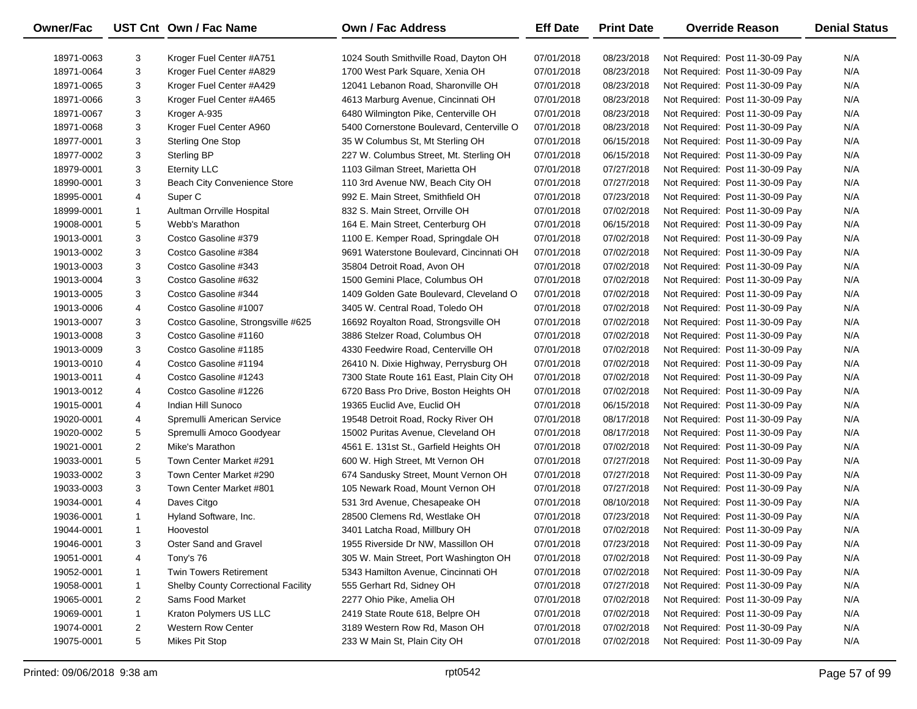| Owner/Fac | UST Cnt | Own / Fac Name | Own / Fac Address | Eff Date | Print Date | Override Reason | Denial Status |
|---|---|---|---|---|---|---|---|
| 18971-0063 | 3 | Kroger Fuel Center #A751 | 1024 South Smithville Road, Dayton OH | 07/01/2018 | 08/23/2018 | Not Required: Post 11-30-09 Pay | N/A |
| 18971-0064 | 3 | Kroger Fuel Center #A829 | 1700 West Park Square, Xenia OH | 07/01/2018 | 08/23/2018 | Not Required: Post 11-30-09 Pay | N/A |
| 18971-0065 | 3 | Kroger Fuel Center #A429 | 12041 Lebanon Road, Sharonville OH | 07/01/2018 | 08/23/2018 | Not Required: Post 11-30-09 Pay | N/A |
| 18971-0066 | 3 | Kroger Fuel Center #A465 | 4613 Marburg Avenue, Cincinnati OH | 07/01/2018 | 08/23/2018 | Not Required: Post 11-30-09 Pay | N/A |
| 18971-0067 | 3 | Kroger A-935 | 6480 Wilmington Pike, Centerville OH | 07/01/2018 | 08/23/2018 | Not Required: Post 11-30-09 Pay | N/A |
| 18971-0068 | 3 | Kroger Fuel Center A960 | 5400 Cornerstone Boulevard, Centerville O | 07/01/2018 | 08/23/2018 | Not Required: Post 11-30-09 Pay | N/A |
| 18977-0001 | 3 | Sterling One Stop | 35 W Columbus St, Mt Sterling OH | 07/01/2018 | 06/15/2018 | Not Required: Post 11-30-09 Pay | N/A |
| 18977-0002 | 3 | Sterling BP | 227 W. Columbus Street, Mt. Sterling OH | 07/01/2018 | 06/15/2018 | Not Required: Post 11-30-09 Pay | N/A |
| 18979-0001 | 3 | Eternity LLC | 1103 Gilman Street, Marietta OH | 07/01/2018 | 07/27/2018 | Not Required: Post 11-30-09 Pay | N/A |
| 18990-0001 | 3 | Beach City Convenience Store | 110 3rd Avenue NW, Beach City OH | 07/01/2018 | 07/27/2018 | Not Required: Post 11-30-09 Pay | N/A |
| 18995-0001 | 4 | Super C | 992 E. Main Street, Smithfield OH | 07/01/2018 | 07/23/2018 | Not Required: Post 11-30-09 Pay | N/A |
| 18999-0001 | 1 | Aultman Orrville Hospital | 832 S. Main Street, Orrville OH | 07/01/2018 | 07/02/2018 | Not Required: Post 11-30-09 Pay | N/A |
| 19008-0001 | 5 | Webb's Marathon | 164 E. Main Street, Centerburg OH | 07/01/2018 | 06/15/2018 | Not Required: Post 11-30-09 Pay | N/A |
| 19013-0001 | 3 | Costco Gasoline #379 | 1100 E. Kemper Road, Springdale OH | 07/01/2018 | 07/02/2018 | Not Required: Post 11-30-09 Pay | N/A |
| 19013-0002 | 3 | Costco Gasoline #384 | 9691 Waterstone Boulevard, Cincinnati OH | 07/01/2018 | 07/02/2018 | Not Required: Post 11-30-09 Pay | N/A |
| 19013-0003 | 3 | Costco Gasoline #343 | 35804 Detroit Road, Avon OH | 07/01/2018 | 07/02/2018 | Not Required: Post 11-30-09 Pay | N/A |
| 19013-0004 | 3 | Costco Gasoline #632 | 1500 Gemini Place, Columbus OH | 07/01/2018 | 07/02/2018 | Not Required: Post 11-30-09 Pay | N/A |
| 19013-0005 | 3 | Costco Gasoline #344 | 1409 Golden Gate Boulevard, Cleveland O | 07/01/2018 | 07/02/2018 | Not Required: Post 11-30-09 Pay | N/A |
| 19013-0006 | 4 | Costco Gasoline #1007 | 3405 W. Central Road, Toledo OH | 07/01/2018 | 07/02/2018 | Not Required: Post 11-30-09 Pay | N/A |
| 19013-0007 | 3 | Costco Gasoline, Strongsville #625 | 16692 Royalton Road, Strongsville OH | 07/01/2018 | 07/02/2018 | Not Required: Post 11-30-09 Pay | N/A |
| 19013-0008 | 3 | Costco Gasoline #1160 | 3886 Stelzer Road, Columbus OH | 07/01/2018 | 07/02/2018 | Not Required: Post 11-30-09 Pay | N/A |
| 19013-0009 | 3 | Costco Gasoline #1185 | 4330 Feedwire Road, Centerville OH | 07/01/2018 | 07/02/2018 | Not Required: Post 11-30-09 Pay | N/A |
| 19013-0010 | 4 | Costco Gasoline #1194 | 26410 N. Dixie Highway, Perrysburg OH | 07/01/2018 | 07/02/2018 | Not Required: Post 11-30-09 Pay | N/A |
| 19013-0011 | 4 | Costco Gasoline #1243 | 7300 State Route 161 East, Plain City OH | 07/01/2018 | 07/02/2018 | Not Required: Post 11-30-09 Pay | N/A |
| 19013-0012 | 4 | Costco Gasoline #1226 | 6720 Bass Pro Drive, Boston Heights OH | 07/01/2018 | 07/02/2018 | Not Required: Post 11-30-09 Pay | N/A |
| 19015-0001 | 4 | Indian Hill Sunoco | 19365 Euclid Ave, Euclid OH | 07/01/2018 | 06/15/2018 | Not Required: Post 11-30-09 Pay | N/A |
| 19020-0001 | 4 | Spremulli American Service | 19548 Detroit Road, Rocky River OH | 07/01/2018 | 08/17/2018 | Not Required: Post 11-30-09 Pay | N/A |
| 19020-0002 | 5 | Spremulli Amoco Goodyear | 15002 Puritas Avenue, Cleveland OH | 07/01/2018 | 08/17/2018 | Not Required: Post 11-30-09 Pay | N/A |
| 19021-0001 | 2 | Mike's Marathon | 4561 E. 131st St., Garfield Heights OH | 07/01/2018 | 07/02/2018 | Not Required: Post 11-30-09 Pay | N/A |
| 19033-0001 | 5 | Town Center Market #291 | 600 W. High Street, Mt Vernon OH | 07/01/2018 | 07/27/2018 | Not Required: Post 11-30-09 Pay | N/A |
| 19033-0002 | 3 | Town Center Market #290 | 674 Sandusky Street, Mount Vernon OH | 07/01/2018 | 07/27/2018 | Not Required: Post 11-30-09 Pay | N/A |
| 19033-0003 | 3 | Town Center Market #801 | 105 Newark Road, Mount Vernon OH | 07/01/2018 | 07/27/2018 | Not Required: Post 11-30-09 Pay | N/A |
| 19034-0001 | 4 | Daves Citgo | 531 3rd Avenue, Chesapeake OH | 07/01/2018 | 08/10/2018 | Not Required: Post 11-30-09 Pay | N/A |
| 19036-0001 | 1 | Hyland Software, Inc. | 28500 Clemens Rd, Westlake OH | 07/01/2018 | 07/23/2018 | Not Required: Post 11-30-09 Pay | N/A |
| 19044-0001 | 1 | Hoovestol | 3401 Latcha Road, Millbury OH | 07/01/2018 | 07/02/2018 | Not Required: Post 11-30-09 Pay | N/A |
| 19046-0001 | 3 | Oster Sand and Gravel | 1955 Riverside Dr NW, Massillon OH | 07/01/2018 | 07/23/2018 | Not Required: Post 11-30-09 Pay | N/A |
| 19051-0001 | 4 | Tony's 76 | 305 W. Main Street, Port Washington OH | 07/01/2018 | 07/02/2018 | Not Required: Post 11-30-09 Pay | N/A |
| 19052-0001 | 1 | Twin Towers Retirement | 5343 Hamilton Avenue, Cincinnati OH | 07/01/2018 | 07/02/2018 | Not Required: Post 11-30-09 Pay | N/A |
| 19058-0001 | 1 | Shelby County Correctional Facility | 555 Gerhart Rd, Sidney OH | 07/01/2018 | 07/27/2018 | Not Required: Post 11-30-09 Pay | N/A |
| 19065-0001 | 2 | Sams Food Market | 2277 Ohio Pike, Amelia OH | 07/01/2018 | 07/02/2018 | Not Required: Post 11-30-09 Pay | N/A |
| 19069-0001 | 1 | Kraton Polymers US LLC | 2419 State Route 618, Belpre OH | 07/01/2018 | 07/02/2018 | Not Required: Post 11-30-09 Pay | N/A |
| 19074-0001 | 2 | Western Row Center | 3189 Western Row Rd, Mason OH | 07/01/2018 | 07/02/2018 | Not Required: Post 11-30-09 Pay | N/A |
| 19075-0001 | 5 | Mikes Pit Stop | 233 W Main St, Plain City OH | 07/01/2018 | 07/02/2018 | Not Required: Post 11-30-09 Pay | N/A |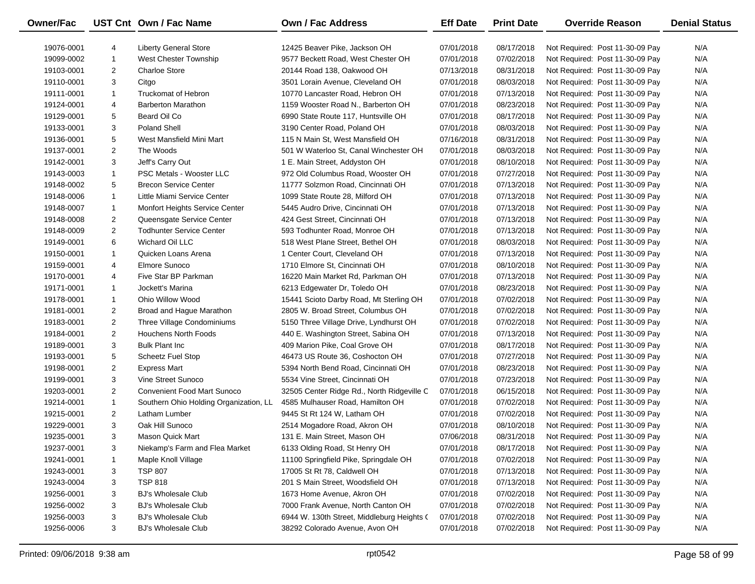| Owner/Fac | UST Cnt | Own / Fac Name | Own / Fac Address | Eff Date | Print Date | Override Reason | Denial Status |
|---|---|---|---|---|---|---|---|
| 19076-0001 | 4 | Liberty General Store | 12425 Beaver Pike, Jackson OH | 07/01/2018 | 08/17/2018 | Not Required: Post 11-30-09 Pay | N/A |
| 19099-0002 | 1 | West Chester Township | 9577 Beckett Road, West Chester OH | 07/01/2018 | 07/02/2018 | Not Required: Post 11-30-09 Pay | N/A |
| 19103-0001 | 2 | Charloe Store | 20144 Road 138, Oakwood OH | 07/13/2018 | 08/31/2018 | Not Required: Post 11-30-09 Pay | N/A |
| 19110-0001 | 3 | Citgo | 3501 Lorain Avenue, Cleveland OH | 07/01/2018 | 08/03/2018 | Not Required: Post 11-30-09 Pay | N/A |
| 19111-0001 | 1 | Truckomat of Hebron | 10770 Lancaster Road, Hebron OH | 07/01/2018 | 07/13/2018 | Not Required: Post 11-30-09 Pay | N/A |
| 19124-0001 | 4 | Barberton Marathon | 1159 Wooster Road N., Barberton OH | 07/01/2018 | 08/23/2018 | Not Required: Post 11-30-09 Pay | N/A |
| 19129-0001 | 5 | Beard Oil Co | 6990 State Route 117, Huntsville OH | 07/01/2018 | 08/17/2018 | Not Required: Post 11-30-09 Pay | N/A |
| 19133-0001 | 3 | Poland Shell | 3190 Center Road, Poland OH | 07/01/2018 | 08/03/2018 | Not Required: Post 11-30-09 Pay | N/A |
| 19136-0001 | 5 | West Mansfield Mini Mart | 115 N Main St, West Mansfield OH | 07/16/2018 | 08/31/2018 | Not Required: Post 11-30-09 Pay | N/A |
| 19137-0001 | 2 | The Woods | 501 W Waterloo St, Canal Winchester OH | 07/01/2018 | 08/03/2018 | Not Required: Post 11-30-09 Pay | N/A |
| 19142-0001 | 3 | Jeff's Carry Out | 1 E. Main Street, Addyston OH | 07/01/2018 | 08/10/2018 | Not Required: Post 11-30-09 Pay | N/A |
| 19143-0003 | 1 | PSC Metals - Wooster LLC | 972 Old Columbus Road, Wooster OH | 07/01/2018 | 07/27/2018 | Not Required: Post 11-30-09 Pay | N/A |
| 19148-0002 | 5 | Brecon Service Center | 11777 Solzmon Road, Cincinnati OH | 07/01/2018 | 07/13/2018 | Not Required: Post 11-30-09 Pay | N/A |
| 19148-0006 | 1 | Little Miami Service Center | 1099 State Route 28, Milford OH | 07/01/2018 | 07/13/2018 | Not Required: Post 11-30-09 Pay | N/A |
| 19148-0007 | 1 | Monfort Heights Service Center | 5445 Audro Drive, Cincinnati OH | 07/01/2018 | 07/13/2018 | Not Required: Post 11-30-09 Pay | N/A |
| 19148-0008 | 2 | Queensgate Service Center | 424 Gest Street, Cincinnati OH | 07/01/2018 | 07/13/2018 | Not Required: Post 11-30-09 Pay | N/A |
| 19148-0009 | 2 | Todhunter Service Center | 593 Todhunter Road, Monroe OH | 07/01/2018 | 07/13/2018 | Not Required: Post 11-30-09 Pay | N/A |
| 19149-0001 | 6 | Wichard Oil LLC | 518 West Plane Street, Bethel OH | 07/01/2018 | 08/03/2018 | Not Required: Post 11-30-09 Pay | N/A |
| 19150-0001 | 1 | Quicken Loans Arena | 1 Center Court, Cleveland OH | 07/01/2018 | 07/13/2018 | Not Required: Post 11-30-09 Pay | N/A |
| 19159-0001 | 4 | Elmore Sunoco | 1710 Elmore St, Cincinnati OH | 07/01/2018 | 08/10/2018 | Not Required: Post 11-30-09 Pay | N/A |
| 19170-0001 | 4 | Five Star BP Parkman | 16220 Main Market Rd, Parkman OH | 07/01/2018 | 07/13/2018 | Not Required: Post 11-30-09 Pay | N/A |
| 19171-0001 | 1 | Jockett's Marina | 6213 Edgewater Dr, Toledo OH | 07/01/2018 | 08/23/2018 | Not Required: Post 11-30-09 Pay | N/A |
| 19178-0001 | 1 | Ohio Willow Wood | 15441 Scioto Darby Road, Mt Sterling OH | 07/01/2018 | 07/02/2018 | Not Required: Post 11-30-09 Pay | N/A |
| 19181-0001 | 2 | Broad and Hague Marathon | 2805 W. Broad Street, Columbus OH | 07/01/2018 | 07/02/2018 | Not Required: Post 11-30-09 Pay | N/A |
| 19183-0001 | 2 | Three Village Condominiums | 5150 Three Village Drive, Lyndhurst OH | 07/01/2018 | 07/02/2018 | Not Required: Post 11-30-09 Pay | N/A |
| 19184-0001 | 2 | Houchens North Foods | 440 E. Washington Street, Sabina OH | 07/01/2018 | 07/13/2018 | Not Required: Post 11-30-09 Pay | N/A |
| 19189-0001 | 3 | Bulk Plant Inc | 409 Marion Pike, Coal Grove OH | 07/01/2018 | 08/17/2018 | Not Required: Post 11-30-09 Pay | N/A |
| 19193-0001 | 5 | Scheetz Fuel Stop | 46473 US Route 36, Coshocton OH | 07/01/2018 | 07/27/2018 | Not Required: Post 11-30-09 Pay | N/A |
| 19198-0001 | 2 | Express Mart | 5394 North Bend Road, Cincinnati OH | 07/01/2018 | 08/23/2018 | Not Required: Post 11-30-09 Pay | N/A |
| 19199-0001 | 3 | Vine Street Sunoco | 5534 Vine Street, Cincinnati OH | 07/01/2018 | 07/23/2018 | Not Required: Post 11-30-09 Pay | N/A |
| 19203-0001 | 2 | Convenient Food Mart Sunoco | 32505 Center Ridge Rd., North Ridgeville C | 07/01/2018 | 06/15/2018 | Not Required: Post 11-30-09 Pay | N/A |
| 19214-0001 | 1 | Southern Ohio Holding Organization, LL | 4585 Mulhauser Road, Hamilton OH | 07/01/2018 | 07/02/2018 | Not Required: Post 11-30-09 Pay | N/A |
| 19215-0001 | 2 | Latham Lumber | 9445 St Rt 124 W, Latham OH | 07/01/2018 | 07/02/2018 | Not Required: Post 11-30-09 Pay | N/A |
| 19229-0001 | 3 | Oak Hill Sunoco | 2514 Mogadore Road, Akron OH | 07/01/2018 | 08/10/2018 | Not Required: Post 11-30-09 Pay | N/A |
| 19235-0001 | 3 | Mason Quick Mart | 131 E. Main Street, Mason OH | 07/06/2018 | 08/31/2018 | Not Required: Post 11-30-09 Pay | N/A |
| 19237-0001 | 3 | Niekamp's Farm and Flea Market | 6133 Olding Road, St Henry OH | 07/01/2018 | 08/17/2018 | Not Required: Post 11-30-09 Pay | N/A |
| 19241-0001 | 1 | Maple Knoll Village | 11100 Springfield Pike, Springdale OH | 07/01/2018 | 07/02/2018 | Not Required: Post 11-30-09 Pay | N/A |
| 19243-0001 | 3 | TSP 807 | 17005 St Rt 78, Caldwell OH | 07/01/2018 | 07/13/2018 | Not Required: Post 11-30-09 Pay | N/A |
| 19243-0004 | 3 | TSP 818 | 201 S Main Street, Woodsfield OH | 07/01/2018 | 07/13/2018 | Not Required: Post 11-30-09 Pay | N/A |
| 19256-0001 | 3 | BJ's Wholesale Club | 1673 Home Avenue, Akron OH | 07/01/2018 | 07/02/2018 | Not Required: Post 11-30-09 Pay | N/A |
| 19256-0002 | 3 | BJ's Wholesale Club | 7000 Frank Avenue, North Canton OH | 07/01/2018 | 07/02/2018 | Not Required: Post 11-30-09 Pay | N/A |
| 19256-0003 | 3 | BJ's Wholesale Club | 6944 W. 130th Street, Middleburg Heights ( | 07/01/2018 | 07/02/2018 | Not Required: Post 11-30-09 Pay | N/A |
| 19256-0006 | 3 | BJ's Wholesale Club | 38292 Colorado Avenue, Avon OH | 07/01/2018 | 07/02/2018 | Not Required: Post 11-30-09 Pay | N/A |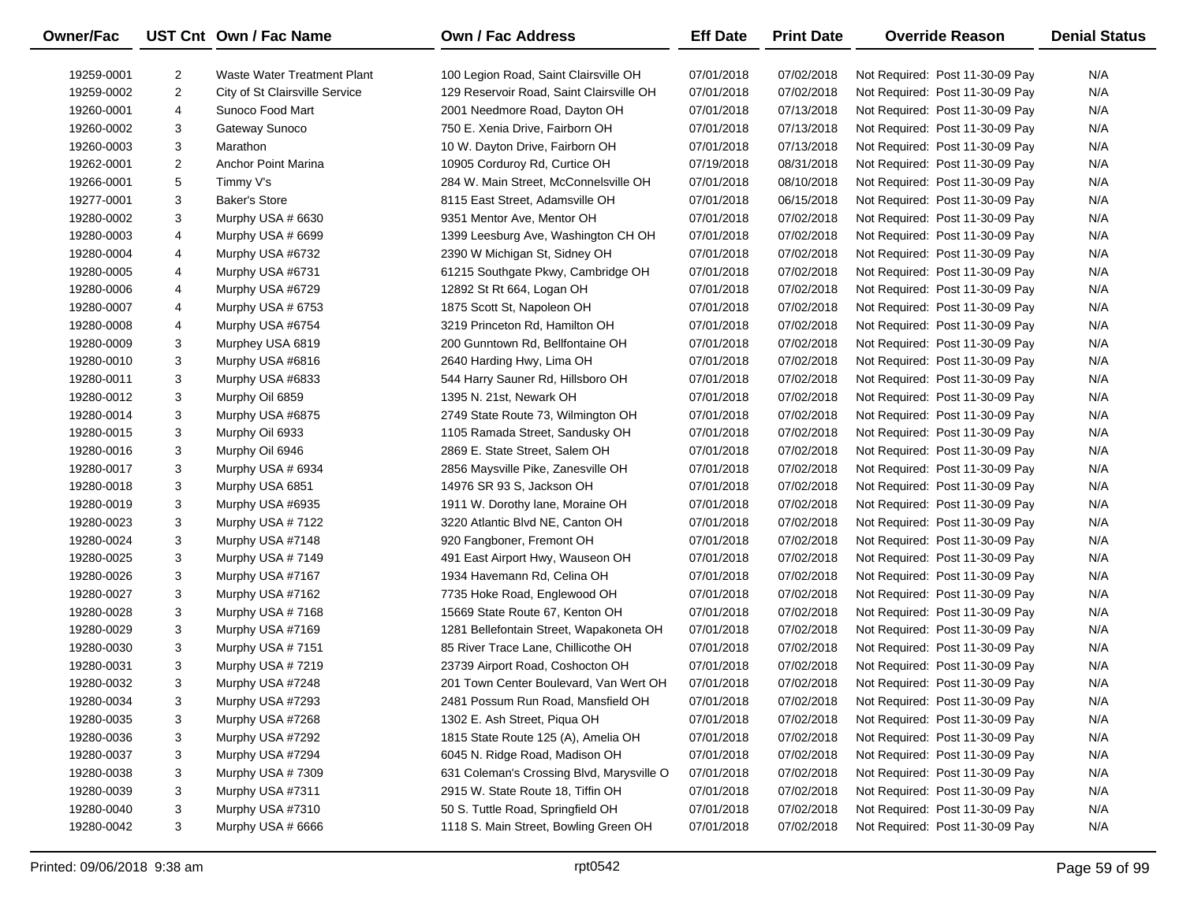| Owner/Fac | UST Cnt | Own / Fac Name | Own / Fac Address | Eff Date | Print Date | Override Reason | Denial Status |
|---|---|---|---|---|---|---|---|
| 19259-0001 | 2 | Waste Water Treatment Plant | 100 Legion Road, Saint Clairsville OH | 07/01/2018 | 07/02/2018 | Not Required: Post 11-30-09 Pay | N/A |
| 19259-0002 | 2 | City of St Clairsville Service | 129 Reservoir Road, Saint Clairsville OH | 07/01/2018 | 07/02/2018 | Not Required: Post 11-30-09 Pay | N/A |
| 19260-0001 | 4 | Sunoco Food Mart | 2001 Needmore Road, Dayton OH | 07/01/2018 | 07/13/2018 | Not Required: Post 11-30-09 Pay | N/A |
| 19260-0002 | 3 | Gateway Sunoco | 750 E. Xenia Drive, Fairborn OH | 07/01/2018 | 07/13/2018 | Not Required: Post 11-30-09 Pay | N/A |
| 19260-0003 | 3 | Marathon | 10 W. Dayton Drive, Fairborn OH | 07/01/2018 | 07/13/2018 | Not Required: Post 11-30-09 Pay | N/A |
| 19262-0001 | 2 | Anchor Point Marina | 10905 Corduroy Rd, Curtice OH | 07/19/2018 | 08/31/2018 | Not Required: Post 11-30-09 Pay | N/A |
| 19266-0001 | 5 | Timmy V's | 284 W. Main Street, McConnelsville OH | 07/01/2018 | 08/10/2018 | Not Required: Post 11-30-09 Pay | N/A |
| 19277-0001 | 3 | Baker's Store | 8115 East Street, Adamsville OH | 07/01/2018 | 06/15/2018 | Not Required: Post 11-30-09 Pay | N/A |
| 19280-0002 | 3 | Murphy USA # 6630 | 9351 Mentor Ave, Mentor OH | 07/01/2018 | 07/02/2018 | Not Required: Post 11-30-09 Pay | N/A |
| 19280-0003 | 4 | Murphy USA # 6699 | 1399 Leesburg Ave, Washington CH OH | 07/01/2018 | 07/02/2018 | Not Required: Post 11-30-09 Pay | N/A |
| 19280-0004 | 4 | Murphy USA #6732 | 2390 W Michigan St, Sidney OH | 07/01/2018 | 07/02/2018 | Not Required: Post 11-30-09 Pay | N/A |
| 19280-0005 | 4 | Murphy USA #6731 | 61215 Southgate Pkwy, Cambridge OH | 07/01/2018 | 07/02/2018 | Not Required: Post 11-30-09 Pay | N/A |
| 19280-0006 | 4 | Murphy USA #6729 | 12892 St Rt 664, Logan OH | 07/01/2018 | 07/02/2018 | Not Required: Post 11-30-09 Pay | N/A |
| 19280-0007 | 4 | Murphy USA # 6753 | 1875 Scott St, Napoleon OH | 07/01/2018 | 07/02/2018 | Not Required: Post 11-30-09 Pay | N/A |
| 19280-0008 | 4 | Murphy USA #6754 | 3219 Princeton Rd, Hamilton OH | 07/01/2018 | 07/02/2018 | Not Required: Post 11-30-09 Pay | N/A |
| 19280-0009 | 3 | Murphey USA 6819 | 200 Gunntown Rd, Bellfontaine OH | 07/01/2018 | 07/02/2018 | Not Required: Post 11-30-09 Pay | N/A |
| 19280-0010 | 3 | Murphy USA #6816 | 2640 Harding Hwy, Lima OH | 07/01/2018 | 07/02/2018 | Not Required: Post 11-30-09 Pay | N/A |
| 19280-0011 | 3 | Murphy USA #6833 | 544 Harry Sauner Rd, Hillsboro OH | 07/01/2018 | 07/02/2018 | Not Required: Post 11-30-09 Pay | N/A |
| 19280-0012 | 3 | Murphy Oil 6859 | 1395 N. 21st, Newark OH | 07/01/2018 | 07/02/2018 | Not Required: Post 11-30-09 Pay | N/A |
| 19280-0014 | 3 | Murphy USA #6875 | 2749 State Route 73, Wilmington OH | 07/01/2018 | 07/02/2018 | Not Required: Post 11-30-09 Pay | N/A |
| 19280-0015 | 3 | Murphy Oil 6933 | 1105 Ramada Street, Sandusky OH | 07/01/2018 | 07/02/2018 | Not Required: Post 11-30-09 Pay | N/A |
| 19280-0016 | 3 | Murphy Oil 6946 | 2869 E. State Street, Salem OH | 07/01/2018 | 07/02/2018 | Not Required: Post 11-30-09 Pay | N/A |
| 19280-0017 | 3 | Murphy USA # 6934 | 2856 Maysville Pike, Zanesville OH | 07/01/2018 | 07/02/2018 | Not Required: Post 11-30-09 Pay | N/A |
| 19280-0018 | 3 | Murphy USA 6851 | 14976 SR 93 S, Jackson OH | 07/01/2018 | 07/02/2018 | Not Required: Post 11-30-09 Pay | N/A |
| 19280-0019 | 3 | Murphy USA #6935 | 1911 W. Dorothy lane, Moraine OH | 07/01/2018 | 07/02/2018 | Not Required: Post 11-30-09 Pay | N/A |
| 19280-0023 | 3 | Murphy USA # 7122 | 3220 Atlantic Blvd NE, Canton OH | 07/01/2018 | 07/02/2018 | Not Required: Post 11-30-09 Pay | N/A |
| 19280-0024 | 3 | Murphy USA #7148 | 920 Fangboner, Fremont OH | 07/01/2018 | 07/02/2018 | Not Required: Post 11-30-09 Pay | N/A |
| 19280-0025 | 3 | Murphy USA # 7149 | 491 East Airport Hwy, Wauseon OH | 07/01/2018 | 07/02/2018 | Not Required: Post 11-30-09 Pay | N/A |
| 19280-0026 | 3 | Murphy USA #7167 | 1934 Havemann Rd, Celina OH | 07/01/2018 | 07/02/2018 | Not Required: Post 11-30-09 Pay | N/A |
| 19280-0027 | 3 | Murphy USA #7162 | 7735 Hoke Road, Englewood OH | 07/01/2018 | 07/02/2018 | Not Required: Post 11-30-09 Pay | N/A |
| 19280-0028 | 3 | Murphy USA # 7168 | 15669 State Route 67, Kenton OH | 07/01/2018 | 07/02/2018 | Not Required: Post 11-30-09 Pay | N/A |
| 19280-0029 | 3 | Murphy USA #7169 | 1281 Bellefontain Street, Wapakoneta OH | 07/01/2018 | 07/02/2018 | Not Required: Post 11-30-09 Pay | N/A |
| 19280-0030 | 3 | Murphy USA # 7151 | 85 River Trace Lane, Chillicothe OH | 07/01/2018 | 07/02/2018 | Not Required: Post 11-30-09 Pay | N/A |
| 19280-0031 | 3 | Murphy USA # 7219 | 23739 Airport Road, Coshocton OH | 07/01/2018 | 07/02/2018 | Not Required: Post 11-30-09 Pay | N/A |
| 19280-0032 | 3 | Murphy USA #7248 | 201 Town Center Boulevard, Van Wert OH | 07/01/2018 | 07/02/2018 | Not Required: Post 11-30-09 Pay | N/A |
| 19280-0034 | 3 | Murphy USA #7293 | 2481 Possum Run Road, Mansfield OH | 07/01/2018 | 07/02/2018 | Not Required: Post 11-30-09 Pay | N/A |
| 19280-0035 | 3 | Murphy USA #7268 | 1302 E. Ash Street, Piqua OH | 07/01/2018 | 07/02/2018 | Not Required: Post 11-30-09 Pay | N/A |
| 19280-0036 | 3 | Murphy USA #7292 | 1815 State Route 125 (A), Amelia OH | 07/01/2018 | 07/02/2018 | Not Required: Post 11-30-09 Pay | N/A |
| 19280-0037 | 3 | Murphy USA #7294 | 6045 N. Ridge Road, Madison OH | 07/01/2018 | 07/02/2018 | Not Required: Post 11-30-09 Pay | N/A |
| 19280-0038 | 3 | Murphy USA # 7309 | 631 Coleman's Crossing Blvd, Marysville O | 07/01/2018 | 07/02/2018 | Not Required: Post 11-30-09 Pay | N/A |
| 19280-0039 | 3 | Murphy USA #7311 | 2915 W. State Route 18, Tiffin OH | 07/01/2018 | 07/02/2018 | Not Required: Post 11-30-09 Pay | N/A |
| 19280-0040 | 3 | Murphy USA #7310 | 50 S. Tuttle Road, Springfield OH | 07/01/2018 | 07/02/2018 | Not Required: Post 11-30-09 Pay | N/A |
| 19280-0042 | 3 | Murphy USA # 6666 | 1118 S. Main Street, Bowling Green OH | 07/01/2018 | 07/02/2018 | Not Required: Post 11-30-09 Pay | N/A |

Printed: 09/06/2018 9:38 am rpt0542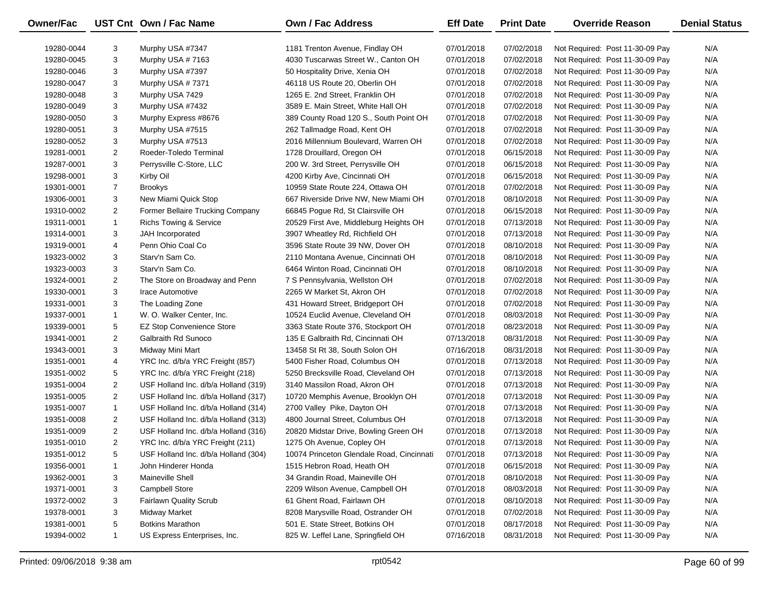| Owner/Fac | UST Cnt | Own / Fac Name | Own / Fac Address | Eff Date | Print Date | Override Reason | Denial Status |
|---|---|---|---|---|---|---|---|
| 19280-0044 | 3 | Murphy USA #7347 | 1181 Trenton Avenue, Findlay OH | 07/01/2018 | 07/02/2018 | Not Required: Post 11-30-09 Pay | N/A |
| 19280-0045 | 3 | Murphy USA # 7163 | 4030 Tuscarwas Street W., Canton OH | 07/01/2018 | 07/02/2018 | Not Required: Post 11-30-09 Pay | N/A |
| 19280-0046 | 3 | Murphy USA #7397 | 50 Hospitality Drive, Xenia OH | 07/01/2018 | 07/02/2018 | Not Required: Post 11-30-09 Pay | N/A |
| 19280-0047 | 3 | Murphy USA # 7371 | 46118 US Route 20, Oberlin OH | 07/01/2018 | 07/02/2018 | Not Required: Post 11-30-09 Pay | N/A |
| 19280-0048 | 3 | Murphy USA 7429 | 1265 E. 2nd Street, Franklin OH | 07/01/2018 | 07/02/2018 | Not Required: Post 11-30-09 Pay | N/A |
| 19280-0049 | 3 | Murphy USA #7432 | 3589 E. Main Street, White Hall OH | 07/01/2018 | 07/02/2018 | Not Required: Post 11-30-09 Pay | N/A |
| 19280-0050 | 3 | Murphy Express #8676 | 389 County Road 120 S., South Point OH | 07/01/2018 | 07/02/2018 | Not Required: Post 11-30-09 Pay | N/A |
| 19280-0051 | 3 | Murphy USA #7515 | 262 Tallmadge Road, Kent OH | 07/01/2018 | 07/02/2018 | Not Required: Post 11-30-09 Pay | N/A |
| 19280-0052 | 3 | Murphy USA #7513 | 2016 Millennium Boulevard, Warren OH | 07/01/2018 | 07/02/2018 | Not Required: Post 11-30-09 Pay | N/A |
| 19281-0001 | 2 | Roeder-Toledo Terminal | 1728 Drouillard, Oregon OH | 07/01/2018 | 06/15/2018 | Not Required: Post 11-30-09 Pay | N/A |
| 19287-0001 | 3 | Perrysville C-Store, LLC | 200 W. 3rd Street, Perrysville OH | 07/01/2018 | 06/15/2018 | Not Required: Post 11-30-09 Pay | N/A |
| 19298-0001 | 3 | Kirby Oil | 4200 Kirby Ave, Cincinnati OH | 07/01/2018 | 06/15/2018 | Not Required: Post 11-30-09 Pay | N/A |
| 19301-0001 | 7 | Brookys | 10959 State Route 224, Ottawa OH | 07/01/2018 | 07/02/2018 | Not Required: Post 11-30-09 Pay | N/A |
| 19306-0001 | 3 | New Miami Quick Stop | 667 Riverside Drive NW, New Miami OH | 07/01/2018 | 08/10/2018 | Not Required: Post 11-30-09 Pay | N/A |
| 19310-0002 | 2 | Former Bellaire Trucking Company | 66845 Pogue Rd, St Clairsville OH | 07/01/2018 | 06/15/2018 | Not Required: Post 11-30-09 Pay | N/A |
| 19311-0001 | 1 | Richs Towing & Service | 20529 First Ave, Middleburg Heights OH | 07/01/2018 | 07/13/2018 | Not Required: Post 11-30-09 Pay | N/A |
| 19314-0001 | 3 | JAH Incorporated | 3907 Wheatley Rd, Richfield OH | 07/01/2018 | 07/13/2018 | Not Required: Post 11-30-09 Pay | N/A |
| 19319-0001 | 4 | Penn Ohio Coal Co | 3596 State Route 39 NW, Dover OH | 07/01/2018 | 08/10/2018 | Not Required: Post 11-30-09 Pay | N/A |
| 19323-0002 | 3 | Starv'n Sam Co. | 2110 Montana Avenue, Cincinnati OH | 07/01/2018 | 08/10/2018 | Not Required: Post 11-30-09 Pay | N/A |
| 19323-0003 | 3 | Starv'n Sam Co. | 6464 Winton Road, Cincinnati OH | 07/01/2018 | 08/10/2018 | Not Required: Post 11-30-09 Pay | N/A |
| 19324-0001 | 2 | The Store on Broadway and Penn | 7 S Pennsylvania, Wellston OH | 07/01/2018 | 07/02/2018 | Not Required: Post 11-30-09 Pay | N/A |
| 19330-0001 | 3 | Irace Automotive | 2265 W Market St, Akron OH | 07/01/2018 | 07/02/2018 | Not Required: Post 11-30-09 Pay | N/A |
| 19331-0001 | 3 | The Loading Zone | 431 Howard Street, Bridgeport OH | 07/01/2018 | 07/02/2018 | Not Required: Post 11-30-09 Pay | N/A |
| 19337-0001 | 1 | W. O. Walker Center, Inc. | 10524 Euclid Avenue, Cleveland OH | 07/01/2018 | 08/03/2018 | Not Required: Post 11-30-09 Pay | N/A |
| 19339-0001 | 5 | EZ Stop Convenience Store | 3363 State Route 376, Stockport OH | 07/01/2018 | 08/23/2018 | Not Required: Post 11-30-09 Pay | N/A |
| 19341-0001 | 2 | Galbraith Rd Sunoco | 135 E Galbraith Rd, Cincinnati OH | 07/13/2018 | 08/31/2018 | Not Required: Post 11-30-09 Pay | N/A |
| 19343-0001 | 3 | Midway Mini Mart | 13458 St Rt 38, South Solon OH | 07/16/2018 | 08/31/2018 | Not Required: Post 11-30-09 Pay | N/A |
| 19351-0001 | 4 | YRC Inc. d/b/a YRC Freight (857) | 5400 Fisher Road, Columbus OH | 07/01/2018 | 07/13/2018 | Not Required: Post 11-30-09 Pay | N/A |
| 19351-0002 | 5 | YRC Inc. d/b/a YRC Freight (218) | 5250 Brecksville Road, Cleveland OH | 07/01/2018 | 07/13/2018 | Not Required: Post 11-30-09 Pay | N/A |
| 19351-0004 | 2 | USF Holland Inc. d/b/a Holland (319) | 3140 Massilon Road, Akron OH | 07/01/2018 | 07/13/2018 | Not Required: Post 11-30-09 Pay | N/A |
| 19351-0005 | 2 | USF Holland Inc. d/b/a Holland (317) | 10720 Memphis Avenue, Brooklyn OH | 07/01/2018 | 07/13/2018 | Not Required: Post 11-30-09 Pay | N/A |
| 19351-0007 | 1 | USF Holland Inc. d/b/a Holland (314) | 2700 Valley Pike, Dayton OH | 07/01/2018 | 07/13/2018 | Not Required: Post 11-30-09 Pay | N/A |
| 19351-0008 | 2 | USF Holland Inc. d/b/a Holland (313) | 4800 Journal Street, Columbus OH | 07/01/2018 | 07/13/2018 | Not Required: Post 11-30-09 Pay | N/A |
| 19351-0009 | 2 | USF Holland Inc. d/b/a Holland (316) | 20820 Midstar Drive, Bowling Green OH | 07/01/2018 | 07/13/2018 | Not Required: Post 11-30-09 Pay | N/A |
| 19351-0010 | 2 | YRC Inc. d/b/a YRC Freight (211) | 1275 Oh Avenue, Copley OH | 07/01/2018 | 07/13/2018 | Not Required: Post 11-30-09 Pay | N/A |
| 19351-0012 | 5 | USF Holland Inc. d/b/a Holland (304) | 10074 Princeton Glendale Road, Cincinnati | 07/01/2018 | 07/13/2018 | Not Required: Post 11-30-09 Pay | N/A |
| 19356-0001 | 1 | John Hinderer Honda | 1515 Hebron Road, Heath OH | 07/01/2018 | 06/15/2018 | Not Required: Post 11-30-09 Pay | N/A |
| 19362-0001 | 3 | Maineville Shell | 34 Grandin Road, Maineville OH | 07/01/2018 | 08/10/2018 | Not Required: Post 11-30-09 Pay | N/A |
| 19371-0001 | 3 | Campbell Store | 2209 Wilson Avenue, Campbell OH | 07/01/2018 | 08/03/2018 | Not Required: Post 11-30-09 Pay | N/A |
| 19372-0002 | 3 | Fairlawn Quality Scrub | 61 Ghent Road, Fairlawn OH | 07/01/2018 | 08/10/2018 | Not Required: Post 11-30-09 Pay | N/A |
| 19378-0001 | 3 | Midway Market | 8208 Marysville Road, Ostrander OH | 07/01/2018 | 07/02/2018 | Not Required: Post 11-30-09 Pay | N/A |
| 19381-0001 | 5 | Botkins Marathon | 501 E. State Street, Botkins OH | 07/01/2018 | 08/17/2018 | Not Required: Post 11-30-09 Pay | N/A |
| 19394-0002 | 1 | US Express Enterprises, Inc. | 825 W. Leffel Lane, Springfield OH | 07/16/2018 | 08/31/2018 | Not Required: Post 11-30-09 Pay | N/A |

Printed: 09/06/2018 9:38 am rpt0542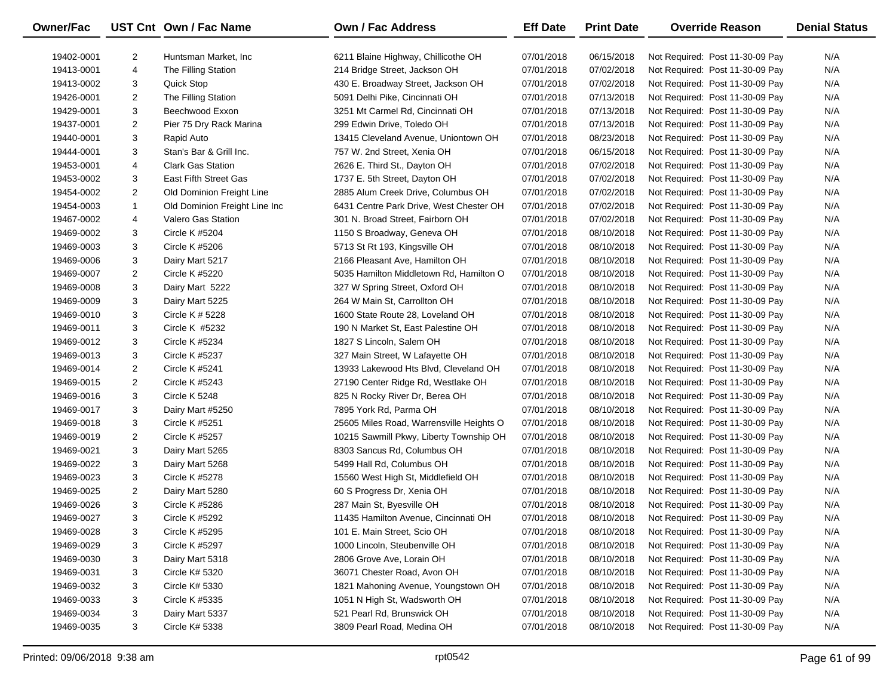| Owner/Fac | UST Cnt | Own / Fac Name | Own / Fac Address | Eff Date | Print Date | Override Reason | Denial Status |
|---|---|---|---|---|---|---|---|
| 19402-0001 | 2 | Huntsman Market, Inc | 6211 Blaine Highway, Chillicothe OH | 07/01/2018 | 06/15/2018 | Not Required: Post 11-30-09 Pay | N/A |
| 19413-0001 | 4 | The Filling Station | 214 Bridge Street, Jackson OH | 07/01/2018 | 07/02/2018 | Not Required: Post 11-30-09 Pay | N/A |
| 19413-0002 | 3 | Quick Stop | 430 E. Broadway Street, Jackson OH | 07/01/2018 | 07/02/2018 | Not Required: Post 11-30-09 Pay | N/A |
| 19426-0001 | 2 | The Filling Station | 5091 Delhi Pike, Cincinnati OH | 07/01/2018 | 07/13/2018 | Not Required: Post 11-30-09 Pay | N/A |
| 19429-0001 | 3 | Beechwood Exxon | 3251 Mt Carmel Rd, Cincinnati OH | 07/01/2018 | 07/13/2018 | Not Required: Post 11-30-09 Pay | N/A |
| 19437-0001 | 2 | Pier 75 Dry Rack Marina | 299 Edwin Drive, Toledo OH | 07/01/2018 | 07/13/2018 | Not Required: Post 11-30-09 Pay | N/A |
| 19440-0001 | 3 | Rapid Auto | 13415 Cleveland Avenue, Uniontown OH | 07/01/2018 | 08/23/2018 | Not Required: Post 11-30-09 Pay | N/A |
| 19444-0001 | 3 | Stan's Bar & Grill Inc. | 757 W. 2nd Street, Xenia OH | 07/01/2018 | 06/15/2018 | Not Required: Post 11-30-09 Pay | N/A |
| 19453-0001 | 4 | Clark Gas Station | 2626 E. Third St., Dayton OH | 07/01/2018 | 07/02/2018 | Not Required: Post 11-30-09 Pay | N/A |
| 19453-0002 | 3 | East Fifth Street Gas | 1737 E. 5th Street, Dayton OH | 07/01/2018 | 07/02/2018 | Not Required: Post 11-30-09 Pay | N/A |
| 19454-0002 | 2 | Old Dominion Freight Line | 2885 Alum Creek Drive, Columbus OH | 07/01/2018 | 07/02/2018 | Not Required: Post 11-30-09 Pay | N/A |
| 19454-0003 | 1 | Old Dominion Freight Line Inc | 6431 Centre Park Drive, West Chester OH | 07/01/2018 | 07/02/2018 | Not Required: Post 11-30-09 Pay | N/A |
| 19467-0002 | 4 | Valero Gas Station | 301 N. Broad Street, Fairborn OH | 07/01/2018 | 07/02/2018 | Not Required: Post 11-30-09 Pay | N/A |
| 19469-0002 | 3 | Circle K #5204 | 1150 S Broadway, Geneva OH | 07/01/2018 | 08/10/2018 | Not Required: Post 11-30-09 Pay | N/A |
| 19469-0003 | 3 | Circle K #5206 | 5713 St Rt 193, Kingsville OH | 07/01/2018 | 08/10/2018 | Not Required: Post 11-30-09 Pay | N/A |
| 19469-0006 | 3 | Dairy Mart 5217 | 2166 Pleasant Ave, Hamilton OH | 07/01/2018 | 08/10/2018 | Not Required: Post 11-30-09 Pay | N/A |
| 19469-0007 | 2 | Circle K #5220 | 5035 Hamilton Middletown Rd, Hamilton O | 07/01/2018 | 08/10/2018 | Not Required: Post 11-30-09 Pay | N/A |
| 19469-0008 | 3 | Dairy Mart 5222 | 327 W Spring Street, Oxford OH | 07/01/2018 | 08/10/2018 | Not Required: Post 11-30-09 Pay | N/A |
| 19469-0009 | 3 | Dairy Mart 5225 | 264 W Main St, Carrollton OH | 07/01/2018 | 08/10/2018 | Not Required: Post 11-30-09 Pay | N/A |
| 19469-0010 | 3 | Circle K # 5228 | 1600 State Route 28, Loveland OH | 07/01/2018 | 08/10/2018 | Not Required: Post 11-30-09 Pay | N/A |
| 19469-0011 | 3 | Circle K #5232 | 190 N Market St, East Palestine OH | 07/01/2018 | 08/10/2018 | Not Required: Post 11-30-09 Pay | N/A |
| 19469-0012 | 3 | Circle K #5234 | 1827 S Lincoln, Salem OH | 07/01/2018 | 08/10/2018 | Not Required: Post 11-30-09 Pay | N/A |
| 19469-0013 | 3 | Circle K #5237 | 327 Main Street, W Lafayette OH | 07/01/2018 | 08/10/2018 | Not Required: Post 11-30-09 Pay | N/A |
| 19469-0014 | 2 | Circle K #5241 | 13933 Lakewood Hts Blvd, Cleveland OH | 07/01/2018 | 08/10/2018 | Not Required: Post 11-30-09 Pay | N/A |
| 19469-0015 | 2 | Circle K #5243 | 27190 Center Ridge Rd, Westlake OH | 07/01/2018 | 08/10/2018 | Not Required: Post 11-30-09 Pay | N/A |
| 19469-0016 | 3 | Circle K 5248 | 825 N Rocky River Dr, Berea OH | 07/01/2018 | 08/10/2018 | Not Required: Post 11-30-09 Pay | N/A |
| 19469-0017 | 3 | Dairy Mart #5250 | 7895 York Rd, Parma OH | 07/01/2018 | 08/10/2018 | Not Required: Post 11-30-09 Pay | N/A |
| 19469-0018 | 3 | Circle K #5251 | 25605 Miles Road, Warrensville Heights O | 07/01/2018 | 08/10/2018 | Not Required: Post 11-30-09 Pay | N/A |
| 19469-0019 | 2 | Circle K #5257 | 10215 Sawmill Pkwy, Liberty Township OH | 07/01/2018 | 08/10/2018 | Not Required: Post 11-30-09 Pay | N/A |
| 19469-0021 | 3 | Dairy Mart 5265 | 8303 Sancus Rd, Columbus OH | 07/01/2018 | 08/10/2018 | Not Required: Post 11-30-09 Pay | N/A |
| 19469-0022 | 3 | Dairy Mart 5268 | 5499 Hall Rd, Columbus OH | 07/01/2018 | 08/10/2018 | Not Required: Post 11-30-09 Pay | N/A |
| 19469-0023 | 3 | Circle K #5278 | 15560 West High St, Middlefield OH | 07/01/2018 | 08/10/2018 | Not Required: Post 11-30-09 Pay | N/A |
| 19469-0025 | 2 | Dairy Mart 5280 | 60 S Progress Dr, Xenia OH | 07/01/2018 | 08/10/2018 | Not Required: Post 11-30-09 Pay | N/A |
| 19469-0026 | 3 | Circle K #5286 | 287 Main St, Byesville OH | 07/01/2018 | 08/10/2018 | Not Required: Post 11-30-09 Pay | N/A |
| 19469-0027 | 3 | Circle K #5292 | 11435 Hamilton Avenue, Cincinnati OH | 07/01/2018 | 08/10/2018 | Not Required: Post 11-30-09 Pay | N/A |
| 19469-0028 | 3 | Circle K #5295 | 101 E. Main Street, Scio OH | 07/01/2018 | 08/10/2018 | Not Required: Post 11-30-09 Pay | N/A |
| 19469-0029 | 3 | Circle K #5297 | 1000 Lincoln, Steubenville OH | 07/01/2018 | 08/10/2018 | Not Required: Post 11-30-09 Pay | N/A |
| 19469-0030 | 3 | Dairy Mart 5318 | 2806 Grove Ave, Lorain OH | 07/01/2018 | 08/10/2018 | Not Required: Post 11-30-09 Pay | N/A |
| 19469-0031 | 3 | Circle K# 5320 | 36071 Chester Road, Avon OH | 07/01/2018 | 08/10/2018 | Not Required: Post 11-30-09 Pay | N/A |
| 19469-0032 | 3 | Circle K# 5330 | 1821 Mahoning Avenue, Youngstown OH | 07/01/2018 | 08/10/2018 | Not Required: Post 11-30-09 Pay | N/A |
| 19469-0033 | 3 | Circle K #5335 | 1051 N High St, Wadsworth OH | 07/01/2018 | 08/10/2018 | Not Required: Post 11-30-09 Pay | N/A |
| 19469-0034 | 3 | Dairy Mart 5337 | 521 Pearl Rd, Brunswick OH | 07/01/2018 | 08/10/2018 | Not Required: Post 11-30-09 Pay | N/A |
| 19469-0035 | 3 | Circle K# 5338 | 3809 Pearl Road, Medina OH | 07/01/2018 | 08/10/2018 | Not Required: Post 11-30-09 Pay | N/A |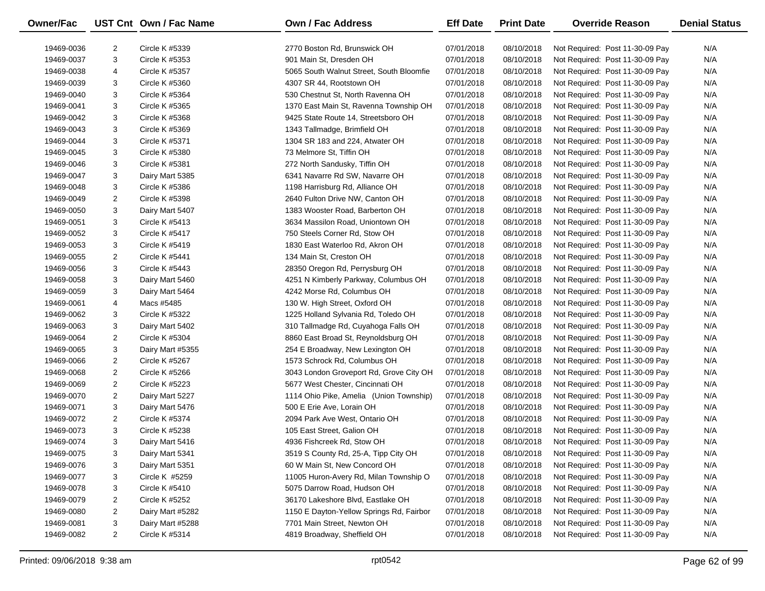| Owner/Fac | UST Cnt | Own / Fac Name | Own / Fac Address | Eff Date | Print Date | Override Reason | Denial Status |
|---|---|---|---|---|---|---|---|
| 19469-0036 | 2 | Circle K #5339 | 2770 Boston Rd, Brunswick OH | 07/01/2018 | 08/10/2018 | Not Required: Post 11-30-09 Pay | N/A |
| 19469-0037 | 3 | Circle K #5353 | 901 Main St, Dresden OH | 07/01/2018 | 08/10/2018 | Not Required: Post 11-30-09 Pay | N/A |
| 19469-0038 | 4 | Circle K #5357 | 5065 South Walnut Street, South Bloomfie | 07/01/2018 | 08/10/2018 | Not Required: Post 11-30-09 Pay | N/A |
| 19469-0039 | 3 | Circle K #5360 | 4307 SR 44, Rootstown OH | 07/01/2018 | 08/10/2018 | Not Required: Post 11-30-09 Pay | N/A |
| 19469-0040 | 3 | Circle K #5364 | 530 Chestnut St, North Ravenna OH | 07/01/2018 | 08/10/2018 | Not Required: Post 11-30-09 Pay | N/A |
| 19469-0041 | 3 | Circle K #5365 | 1370 East Main St, Ravenna Township OH | 07/01/2018 | 08/10/2018 | Not Required: Post 11-30-09 Pay | N/A |
| 19469-0042 | 3 | Circle K #5368 | 9425 State Route 14, Streetsboro OH | 07/01/2018 | 08/10/2018 | Not Required: Post 11-30-09 Pay | N/A |
| 19469-0043 | 3 | Circle K #5369 | 1343 Tallmadge, Brimfield OH | 07/01/2018 | 08/10/2018 | Not Required: Post 11-30-09 Pay | N/A |
| 19469-0044 | 3 | Circle K #5371 | 1304 SR 183 and 224, Atwater OH | 07/01/2018 | 08/10/2018 | Not Required: Post 11-30-09 Pay | N/A |
| 19469-0045 | 3 | Circle K #5380 | 73 Melmore St, Tiffin OH | 07/01/2018 | 08/10/2018 | Not Required: Post 11-30-09 Pay | N/A |
| 19469-0046 | 3 | Circle K #5381 | 272 North Sandusky, Tiffin OH | 07/01/2018 | 08/10/2018 | Not Required: Post 11-30-09 Pay | N/A |
| 19469-0047 | 3 | Dairy Mart 5385 | 6341 Navarre Rd SW, Navarre OH | 07/01/2018 | 08/10/2018 | Not Required: Post 11-30-09 Pay | N/A |
| 19469-0048 | 3 | Circle K #5386 | 1198 Harrisburg Rd, Alliance OH | 07/01/2018 | 08/10/2018 | Not Required: Post 11-30-09 Pay | N/A |
| 19469-0049 | 2 | Circle K #5398 | 2640 Fulton Drive NW, Canton OH | 07/01/2018 | 08/10/2018 | Not Required: Post 11-30-09 Pay | N/A |
| 19469-0050 | 3 | Dairy Mart 5407 | 1383 Wooster Road, Barberton OH | 07/01/2018 | 08/10/2018 | Not Required: Post 11-30-09 Pay | N/A |
| 19469-0051 | 3 | Circle K #5413 | 3634 Massilon Road, Uniontown OH | 07/01/2018 | 08/10/2018 | Not Required: Post 11-30-09 Pay | N/A |
| 19469-0052 | 3 | Circle K #5417 | 750 Steels Corner Rd, Stow OH | 07/01/2018 | 08/10/2018 | Not Required: Post 11-30-09 Pay | N/A |
| 19469-0053 | 3 | Circle K #5419 | 1830 East Waterloo Rd, Akron OH | 07/01/2018 | 08/10/2018 | Not Required: Post 11-30-09 Pay | N/A |
| 19469-0055 | 2 | Circle K #5441 | 134 Main St, Creston OH | 07/01/2018 | 08/10/2018 | Not Required: Post 11-30-09 Pay | N/A |
| 19469-0056 | 3 | Circle K #5443 | 28350 Oregon Rd, Perrysburg OH | 07/01/2018 | 08/10/2018 | Not Required: Post 11-30-09 Pay | N/A |
| 19469-0058 | 3 | Dairy Mart 5460 | 4251 N Kimberly Parkway, Columbus OH | 07/01/2018 | 08/10/2018 | Not Required: Post 11-30-09 Pay | N/A |
| 19469-0059 | 3 | Dairy Mart 5464 | 4242 Morse Rd, Columbus OH | 07/01/2018 | 08/10/2018 | Not Required: Post 11-30-09 Pay | N/A |
| 19469-0061 | 4 | Macs #5485 | 130 W. High Street, Oxford OH | 07/01/2018 | 08/10/2018 | Not Required: Post 11-30-09 Pay | N/A |
| 19469-0062 | 3 | Circle K #5322 | 1225 Holland Sylvania Rd, Toledo OH | 07/01/2018 | 08/10/2018 | Not Required: Post 11-30-09 Pay | N/A |
| 19469-0063 | 3 | Dairy Mart 5402 | 310 Tallmadge Rd, Cuyahoga Falls OH | 07/01/2018 | 08/10/2018 | Not Required: Post 11-30-09 Pay | N/A |
| 19469-0064 | 2 | Circle K #5304 | 8860 East Broad St, Reynoldsburg OH | 07/01/2018 | 08/10/2018 | Not Required: Post 11-30-09 Pay | N/A |
| 19469-0065 | 3 | Dairy Mart #5355 | 254 E Broadway, New Lexington OH | 07/01/2018 | 08/10/2018 | Not Required: Post 11-30-09 Pay | N/A |
| 19469-0066 | 2 | Circle K #5267 | 1573 Schrock Rd, Columbus OH | 07/01/2018 | 08/10/2018 | Not Required: Post 11-30-09 Pay | N/A |
| 19469-0068 | 2 | Circle K #5266 | 3043 London Groveport Rd, Grove City OH | 07/01/2018 | 08/10/2018 | Not Required: Post 11-30-09 Pay | N/A |
| 19469-0069 | 2 | Circle K #5223 | 5677 West Chester, Cincinnati OH | 07/01/2018 | 08/10/2018 | Not Required: Post 11-30-09 Pay | N/A |
| 19469-0070 | 2 | Dairy Mart 5227 | 1114 Ohio Pike, Amelia (Union Township) | 07/01/2018 | 08/10/2018 | Not Required: Post 11-30-09 Pay | N/A |
| 19469-0071 | 3 | Dairy Mart 5476 | 500 E Erie Ave, Lorain OH | 07/01/2018 | 08/10/2018 | Not Required: Post 11-30-09 Pay | N/A |
| 19469-0072 | 2 | Circle K #5374 | 2094 Park Ave West, Ontario OH | 07/01/2018 | 08/10/2018 | Not Required: Post 11-30-09 Pay | N/A |
| 19469-0073 | 3 | Circle K #5238 | 105 East Street, Galion OH | 07/01/2018 | 08/10/2018 | Not Required: Post 11-30-09 Pay | N/A |
| 19469-0074 | 3 | Dairy Mart 5416 | 4936 Fishcreek Rd, Stow OH | 07/01/2018 | 08/10/2018 | Not Required: Post 11-30-09 Pay | N/A |
| 19469-0075 | 3 | Dairy Mart 5341 | 3519 S County Rd, 25-A, Tipp City OH | 07/01/2018 | 08/10/2018 | Not Required: Post 11-30-09 Pay | N/A |
| 19469-0076 | 3 | Dairy Mart 5351 | 60 W Main St, New Concord OH | 07/01/2018 | 08/10/2018 | Not Required: Post 11-30-09 Pay | N/A |
| 19469-0077 | 3 | Circle K #5259 | 11005 Huron-Avery Rd, Milan Township O | 07/01/2018 | 08/10/2018 | Not Required: Post 11-30-09 Pay | N/A |
| 19469-0078 | 3 | Circle K #5410 | 5075 Darrow Road, Hudson OH | 07/01/2018 | 08/10/2018 | Not Required: Post 11-30-09 Pay | N/A |
| 19469-0079 | 2 | Circle K #5252 | 36170 Lakeshore Blvd, Eastlake OH | 07/01/2018 | 08/10/2018 | Not Required: Post 11-30-09 Pay | N/A |
| 19469-0080 | 2 | Dairy Mart #5282 | 1150 E Dayton-Yellow Springs Rd, Fairbor | 07/01/2018 | 08/10/2018 | Not Required: Post 11-30-09 Pay | N/A |
| 19469-0081 | 3 | Dairy Mart #5288 | 7701 Main Street, Newton OH | 07/01/2018 | 08/10/2018 | Not Required: Post 11-30-09 Pay | N/A |
| 19469-0082 | 2 | Circle K #5314 | 4819 Broadway, Sheffield OH | 07/01/2018 | 08/10/2018 | Not Required: Post 11-30-09 Pay | N/A |

Printed: 09/06/2018 9:38 am rpt0542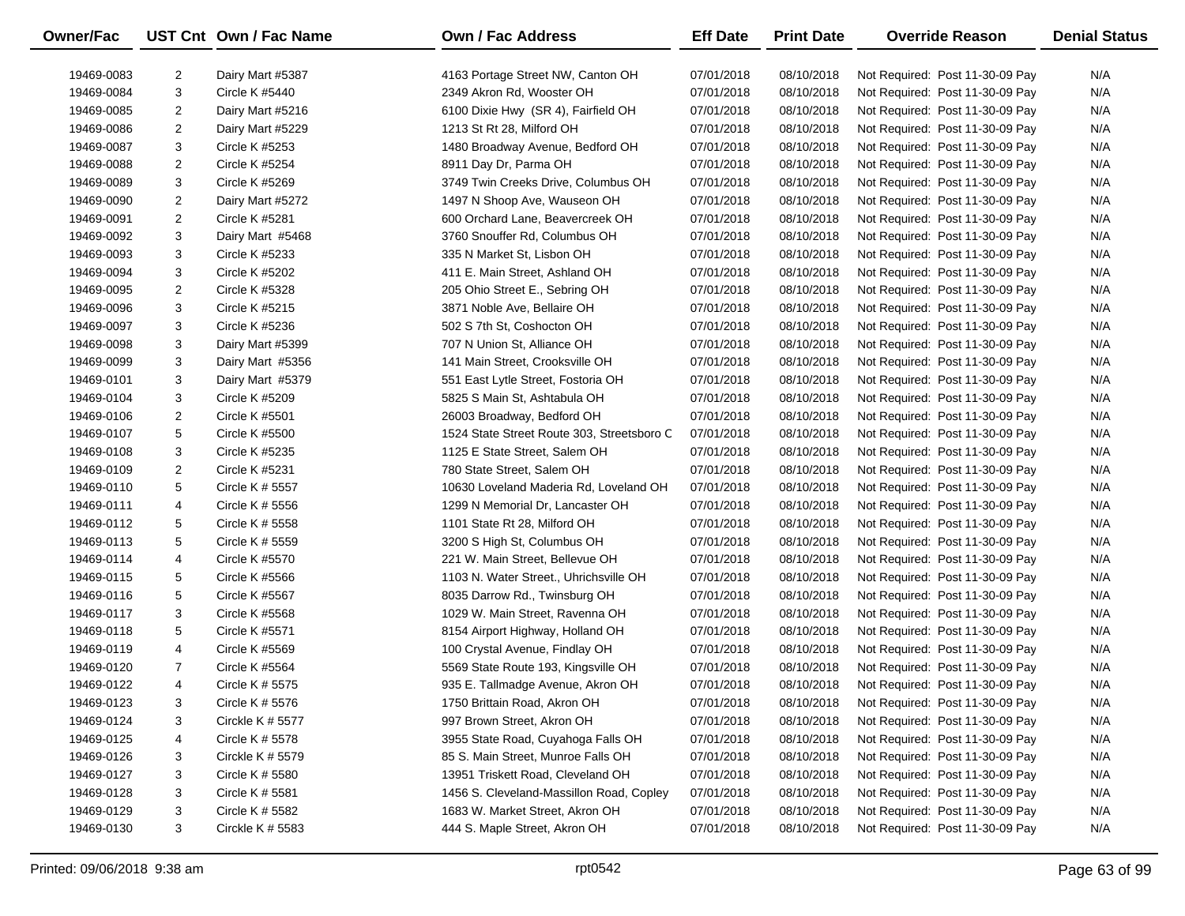| Owner/Fac | UST Cnt | Own / Fac Name | Own / Fac Address | Eff Date | Print Date | Override Reason | Denial Status |
|---|---|---|---|---|---|---|---|
| 19469-0083 | 2 | Dairy Mart #5387 | 4163 Portage Street NW, Canton OH | 07/01/2018 | 08/10/2018 | Not Required: Post 11-30-09 Pay | N/A |
| 19469-0084 | 3 | Circle K #5440 | 2349 Akron Rd, Wooster OH | 07/01/2018 | 08/10/2018 | Not Required: Post 11-30-09 Pay | N/A |
| 19469-0085 | 2 | Dairy Mart #5216 | 6100 Dixie Hwy (SR 4), Fairfield OH | 07/01/2018 | 08/10/2018 | Not Required: Post 11-30-09 Pay | N/A |
| 19469-0086 | 2 | Dairy Mart #5229 | 1213 St Rt 28, Milford OH | 07/01/2018 | 08/10/2018 | Not Required: Post 11-30-09 Pay | N/A |
| 19469-0087 | 3 | Circle K #5253 | 1480 Broadway Avenue, Bedford OH | 07/01/2018 | 08/10/2018 | Not Required: Post 11-30-09 Pay | N/A |
| 19469-0088 | 2 | Circle K #5254 | 8911 Day Dr, Parma OH | 07/01/2018 | 08/10/2018 | Not Required: Post 11-30-09 Pay | N/A |
| 19469-0089 | 3 | Circle K #5269 | 3749 Twin Creeks Drive, Columbus OH | 07/01/2018 | 08/10/2018 | Not Required: Post 11-30-09 Pay | N/A |
| 19469-0090 | 2 | Dairy Mart #5272 | 1497 N Shoop Ave, Wauseon OH | 07/01/2018 | 08/10/2018 | Not Required: Post 11-30-09 Pay | N/A |
| 19469-0091 | 2 | Circle K #5281 | 600 Orchard Lane, Beavercreek OH | 07/01/2018 | 08/10/2018 | Not Required: Post 11-30-09 Pay | N/A |
| 19469-0092 | 3 | Dairy Mart #5468 | 3760 Snouffer Rd, Columbus OH | 07/01/2018 | 08/10/2018 | Not Required: Post 11-30-09 Pay | N/A |
| 19469-0093 | 3 | Circle K #5233 | 335 N Market St, Lisbon OH | 07/01/2018 | 08/10/2018 | Not Required: Post 11-30-09 Pay | N/A |
| 19469-0094 | 3 | Circle K #5202 | 411 E. Main Street, Ashland OH | 07/01/2018 | 08/10/2018 | Not Required: Post 11-30-09 Pay | N/A |
| 19469-0095 | 2 | Circle K #5328 | 205 Ohio Street E., Sebring OH | 07/01/2018 | 08/10/2018 | Not Required: Post 11-30-09 Pay | N/A |
| 19469-0096 | 3 | Circle K #5215 | 3871 Noble Ave, Bellaire OH | 07/01/2018 | 08/10/2018 | Not Required: Post 11-30-09 Pay | N/A |
| 19469-0097 | 3 | Circle K #5236 | 502 S 7th St, Coshocton OH | 07/01/2018 | 08/10/2018 | Not Required: Post 11-30-09 Pay | N/A |
| 19469-0098 | 3 | Dairy Mart #5399 | 707 N Union St, Alliance OH | 07/01/2018 | 08/10/2018 | Not Required: Post 11-30-09 Pay | N/A |
| 19469-0099 | 3 | Dairy Mart #5356 | 141 Main Street, Crooksville OH | 07/01/2018 | 08/10/2018 | Not Required: Post 11-30-09 Pay | N/A |
| 19469-0101 | 3 | Dairy Mart #5379 | 551 East Lytle Street, Fostoria OH | 07/01/2018 | 08/10/2018 | Not Required: Post 11-30-09 Pay | N/A |
| 19469-0104 | 3 | Circle K #5209 | 5825 S Main St, Ashtabula OH | 07/01/2018 | 08/10/2018 | Not Required: Post 11-30-09 Pay | N/A |
| 19469-0106 | 2 | Circle K #5501 | 26003 Broadway, Bedford OH | 07/01/2018 | 08/10/2018 | Not Required: Post 11-30-09 Pay | N/A |
| 19469-0107 | 5 | Circle K #5500 | 1524 State Street Route 303, Streetsboro C | 07/01/2018 | 08/10/2018 | Not Required: Post 11-30-09 Pay | N/A |
| 19469-0108 | 3 | Circle K #5235 | 1125 E State Street, Salem OH | 07/01/2018 | 08/10/2018 | Not Required: Post 11-30-09 Pay | N/A |
| 19469-0109 | 2 | Circle K #5231 | 780 State Street, Salem OH | 07/01/2018 | 08/10/2018 | Not Required: Post 11-30-09 Pay | N/A |
| 19469-0110 | 5 | Circle K # 5557 | 10630 Loveland Maderia Rd, Loveland OH | 07/01/2018 | 08/10/2018 | Not Required: Post 11-30-09 Pay | N/A |
| 19469-0111 | 4 | Circle K # 5556 | 1299 N Memorial Dr, Lancaster OH | 07/01/2018 | 08/10/2018 | Not Required: Post 11-30-09 Pay | N/A |
| 19469-0112 | 5 | Circle K # 5558 | 1101 State Rt 28, Milford OH | 07/01/2018 | 08/10/2018 | Not Required: Post 11-30-09 Pay | N/A |
| 19469-0113 | 5 | Circle K # 5559 | 3200 S High St, Columbus OH | 07/01/2018 | 08/10/2018 | Not Required: Post 11-30-09 Pay | N/A |
| 19469-0114 | 4 | Circle K #5570 | 221 W. Main Street, Bellevue OH | 07/01/2018 | 08/10/2018 | Not Required: Post 11-30-09 Pay | N/A |
| 19469-0115 | 5 | Circle K #5566 | 1103 N. Water Street., Uhrichsville OH | 07/01/2018 | 08/10/2018 | Not Required: Post 11-30-09 Pay | N/A |
| 19469-0116 | 5 | Circle K #5567 | 8035 Darrow Rd., Twinsburg OH | 07/01/2018 | 08/10/2018 | Not Required: Post 11-30-09 Pay | N/A |
| 19469-0117 | 3 | Circle K #5568 | 1029 W. Main Street, Ravenna OH | 07/01/2018 | 08/10/2018 | Not Required: Post 11-30-09 Pay | N/A |
| 19469-0118 | 5 | Circle K #5571 | 8154 Airport Highway, Holland OH | 07/01/2018 | 08/10/2018 | Not Required: Post 11-30-09 Pay | N/A |
| 19469-0119 | 4 | Circle K #5569 | 100 Crystal Avenue, Findlay OH | 07/01/2018 | 08/10/2018 | Not Required: Post 11-30-09 Pay | N/A |
| 19469-0120 | 7 | Circle K #5564 | 5569 State Route 193, Kingsville OH | 07/01/2018 | 08/10/2018 | Not Required: Post 11-30-09 Pay | N/A |
| 19469-0122 | 4 | Circle K # 5575 | 935 E. Tallmadge Avenue, Akron OH | 07/01/2018 | 08/10/2018 | Not Required: Post 11-30-09 Pay | N/A |
| 19469-0123 | 3 | Circle K # 5576 | 1750 Brittain Road, Akron OH | 07/01/2018 | 08/10/2018 | Not Required: Post 11-30-09 Pay | N/A |
| 19469-0124 | 3 | Circkle K # 5577 | 997 Brown Street, Akron OH | 07/01/2018 | 08/10/2018 | Not Required: Post 11-30-09 Pay | N/A |
| 19469-0125 | 4 | Circle K # 5578 | 3955 State Road, Cuyahoga Falls OH | 07/01/2018 | 08/10/2018 | Not Required: Post 11-30-09 Pay | N/A |
| 19469-0126 | 3 | Circkle K # 5579 | 85 S. Main Street, Munroe Falls OH | 07/01/2018 | 08/10/2018 | Not Required: Post 11-30-09 Pay | N/A |
| 19469-0127 | 3 | Circle K # 5580 | 13951 Triskett Road, Cleveland OH | 07/01/2018 | 08/10/2018 | Not Required: Post 11-30-09 Pay | N/A |
| 19469-0128 | 3 | Circle K # 5581 | 1456 S. Cleveland-Massillon Road, Copley | 07/01/2018 | 08/10/2018 | Not Required: Post 11-30-09 Pay | N/A |
| 19469-0129 | 3 | Circle K # 5582 | 1683 W. Market Street, Akron OH | 07/01/2018 | 08/10/2018 | Not Required: Post 11-30-09 Pay | N/A |
| 19469-0130 | 3 | Circkle K # 5583 | 444 S. Maple Street, Akron OH | 07/01/2018 | 08/10/2018 | Not Required: Post 11-30-09 Pay | N/A |

Printed: 09/06/2018 9:38 am rpt0542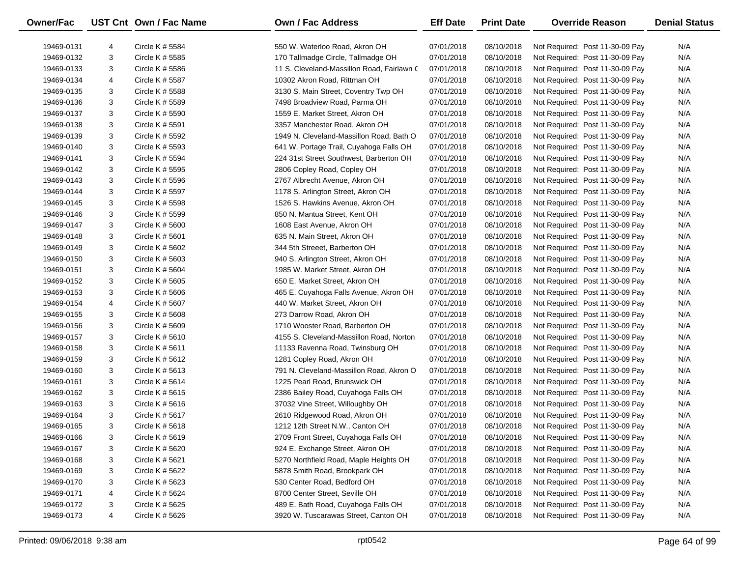| Owner/Fac | UST Cnt | Own / Fac Name | Own / Fac Address | Eff Date | Print Date | Override Reason | Denial Status |
|---|---|---|---|---|---|---|---|
| 19469-0131 | 4 | Circle K # 5584 | 550 W. Waterloo Road, Akron OH | 07/01/2018 | 08/10/2018 | Not Required: Post 11-30-09 Pay | N/A |
| 19469-0132 | 3 | Circle K # 5585 | 170 Tallmadge Circle, Tallmadge OH | 07/01/2018 | 08/10/2018 | Not Required: Post 11-30-09 Pay | N/A |
| 19469-0133 | 3 | Circle K # 5586 | 11 S. Cleveland-Massillon Road, Fairlawn C | 07/01/2018 | 08/10/2018 | Not Required: Post 11-30-09 Pay | N/A |
| 19469-0134 | 4 | Circle K # 5587 | 10302 Akron Road, Rittman OH | 07/01/2018 | 08/10/2018 | Not Required: Post 11-30-09 Pay | N/A |
| 19469-0135 | 3 | Circle K # 5588 | 3130 S. Main Street, Coventry Twp OH | 07/01/2018 | 08/10/2018 | Not Required: Post 11-30-09 Pay | N/A |
| 19469-0136 | 3 | Circle K # 5589 | 7498 Broadview Road, Parma OH | 07/01/2018 | 08/10/2018 | Not Required: Post 11-30-09 Pay | N/A |
| 19469-0137 | 3 | Circle K # 5590 | 1559 E. Market Street, Akron OH | 07/01/2018 | 08/10/2018 | Not Required: Post 11-30-09 Pay | N/A |
| 19469-0138 | 3 | Circle K # 5591 | 3357 Manchester Road, Akron OH | 07/01/2018 | 08/10/2018 | Not Required: Post 11-30-09 Pay | N/A |
| 19469-0139 | 3 | Circle K # 5592 | 1949 N. Cleveland-Massillon Road, Bath O | 07/01/2018 | 08/10/2018 | Not Required: Post 11-30-09 Pay | N/A |
| 19469-0140 | 3 | Circle K # 5593 | 641 W. Portage Trail, Cuyahoga Falls OH | 07/01/2018 | 08/10/2018 | Not Required: Post 11-30-09 Pay | N/A |
| 19469-0141 | 3 | Circle K # 5594 | 224 31st Street Southwest, Barberton OH | 07/01/2018 | 08/10/2018 | Not Required: Post 11-30-09 Pay | N/A |
| 19469-0142 | 3 | Circle K # 5595 | 2806 Copley Road, Copley OH | 07/01/2018 | 08/10/2018 | Not Required: Post 11-30-09 Pay | N/A |
| 19469-0143 | 3 | Circle K # 5596 | 2767 Albrecht Avenue, Akron OH | 07/01/2018 | 08/10/2018 | Not Required: Post 11-30-09 Pay | N/A |
| 19469-0144 | 3 | Circle K # 5597 | 1178 S. Arlington Street, Akron OH | 07/01/2018 | 08/10/2018 | Not Required: Post 11-30-09 Pay | N/A |
| 19469-0145 | 3 | Circle K # 5598 | 1526 S. Hawkins Avenue, Akron OH | 07/01/2018 | 08/10/2018 | Not Required: Post 11-30-09 Pay | N/A |
| 19469-0146 | 3 | Circle K # 5599 | 850 N. Mantua Street, Kent OH | 07/01/2018 | 08/10/2018 | Not Required: Post 11-30-09 Pay | N/A |
| 19469-0147 | 3 | Circle K # 5600 | 1608 East Avenue, Akron OH | 07/01/2018 | 08/10/2018 | Not Required: Post 11-30-09 Pay | N/A |
| 19469-0148 | 3 | Circle K # 5601 | 635 N. Main Street, Akron OH | 07/01/2018 | 08/10/2018 | Not Required: Post 11-30-09 Pay | N/A |
| 19469-0149 | 3 | Circle K # 5602 | 344 5th Streeet, Barberton OH | 07/01/2018 | 08/10/2018 | Not Required: Post 11-30-09 Pay | N/A |
| 19469-0150 | 3 | Circle K # 5603 | 940 S. Arlington Street, Akron OH | 07/01/2018 | 08/10/2018 | Not Required: Post 11-30-09 Pay | N/A |
| 19469-0151 | 3 | Circle K # 5604 | 1985 W. Market Street, Akron OH | 07/01/2018 | 08/10/2018 | Not Required: Post 11-30-09 Pay | N/A |
| 19469-0152 | 3 | Circle K # 5605 | 650 E. Market Street, Akron OH | 07/01/2018 | 08/10/2018 | Not Required: Post 11-30-09 Pay | N/A |
| 19469-0153 | 3 | Circle K # 5606 | 465 E. Cuyahoga Falls Avenue, Akron OH | 07/01/2018 | 08/10/2018 | Not Required: Post 11-30-09 Pay | N/A |
| 19469-0154 | 4 | Circle K # 5607 | 440 W. Market Street, Akron OH | 07/01/2018 | 08/10/2018 | Not Required: Post 11-30-09 Pay | N/A |
| 19469-0155 | 3 | Circle K # 5608 | 273 Darrow Road, Akron OH | 07/01/2018 | 08/10/2018 | Not Required: Post 11-30-09 Pay | N/A |
| 19469-0156 | 3 | Circle K # 5609 | 1710 Wooster Road, Barberton OH | 07/01/2018 | 08/10/2018 | Not Required: Post 11-30-09 Pay | N/A |
| 19469-0157 | 3 | Circle K # 5610 | 4155 S. Cleveland-Massillon Road, Norton | 07/01/2018 | 08/10/2018 | Not Required: Post 11-30-09 Pay | N/A |
| 19469-0158 | 3 | Circle K # 5611 | 11133 Ravenna Road, Twinsburg OH | 07/01/2018 | 08/10/2018 | Not Required: Post 11-30-09 Pay | N/A |
| 19469-0159 | 3 | Circle K # 5612 | 1281 Copley Road, Akron OH | 07/01/2018 | 08/10/2018 | Not Required: Post 11-30-09 Pay | N/A |
| 19469-0160 | 3 | Circle K # 5613 | 791 N. Cleveland-Massillon Road, Akron O | 07/01/2018 | 08/10/2018 | Not Required: Post 11-30-09 Pay | N/A |
| 19469-0161 | 3 | Circle K # 5614 | 1225 Pearl Road, Brunswick OH | 07/01/2018 | 08/10/2018 | Not Required: Post 11-30-09 Pay | N/A |
| 19469-0162 | 3 | Circle K # 5615 | 2386 Bailey Road, Cuyahoga Falls OH | 07/01/2018 | 08/10/2018 | Not Required: Post 11-30-09 Pay | N/A |
| 19469-0163 | 3 | Circle K # 5616 | 37032 Vine Street, Willoughby OH | 07/01/2018 | 08/10/2018 | Not Required: Post 11-30-09 Pay | N/A |
| 19469-0164 | 3 | Circle K # 5617 | 2610 Ridgewood Road, Akron OH | 07/01/2018 | 08/10/2018 | Not Required: Post 11-30-09 Pay | N/A |
| 19469-0165 | 3 | Circle K # 5618 | 1212 12th Street N.W., Canton OH | 07/01/2018 | 08/10/2018 | Not Required: Post 11-30-09 Pay | N/A |
| 19469-0166 | 3 | Circle K # 5619 | 2709 Front Street, Cuyahoga Falls OH | 07/01/2018 | 08/10/2018 | Not Required: Post 11-30-09 Pay | N/A |
| 19469-0167 | 3 | Circle K # 5620 | 924 E. Exchange Street, Akron OH | 07/01/2018 | 08/10/2018 | Not Required: Post 11-30-09 Pay | N/A |
| 19469-0168 | 3 | Circle K # 5621 | 5270 Northfield Road, Maple Heights OH | 07/01/2018 | 08/10/2018 | Not Required: Post 11-30-09 Pay | N/A |
| 19469-0169 | 3 | Circle K # 5622 | 5878 Smith Road, Brookpark OH | 07/01/2018 | 08/10/2018 | Not Required: Post 11-30-09 Pay | N/A |
| 19469-0170 | 3 | Circle K # 5623 | 530 Center Road, Bedford OH | 07/01/2018 | 08/10/2018 | Not Required: Post 11-30-09 Pay | N/A |
| 19469-0171 | 4 | Circle K # 5624 | 8700 Center Street, Seville OH | 07/01/2018 | 08/10/2018 | Not Required: Post 11-30-09 Pay | N/A |
| 19469-0172 | 3 | Circle K # 5625 | 489 E. Bath Road, Cuyahoga Falls OH | 07/01/2018 | 08/10/2018 | Not Required: Post 11-30-09 Pay | N/A |
| 19469-0173 | 4 | Circle K # 5626 | 3920 W. Tuscarawas Street, Canton OH | 07/01/2018 | 08/10/2018 | Not Required: Post 11-30-09 Pay | N/A |

Printed: 09/06/2018 9:38 am rpt0542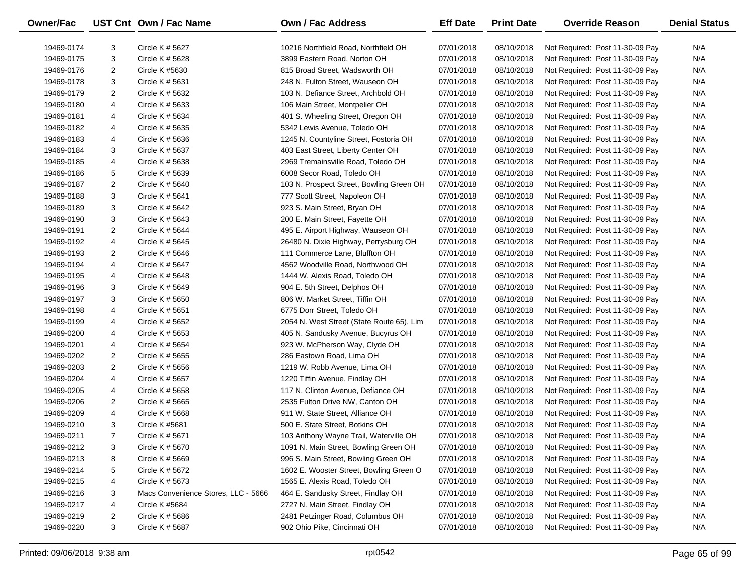| Owner/Fac | UST Cnt | Own / Fac Name | Own / Fac Address | Eff Date | Print Date | Override Reason | Denial Status |
|---|---|---|---|---|---|---|---|
| 19469-0174 | 3 | Circle K # 5627 | 10216 Northfield Road, Northfield OH | 07/01/2018 | 08/10/2018 | Not Required: Post 11-30-09 Pay | N/A |
| 19469-0175 | 3 | Circle K # 5628 | 3899 Eastern Road, Norton OH | 07/01/2018 | 08/10/2018 | Not Required: Post 11-30-09 Pay | N/A |
| 19469-0176 | 2 | Circle K #5630 | 815 Broad Street, Wadsworth OH | 07/01/2018 | 08/10/2018 | Not Required: Post 11-30-09 Pay | N/A |
| 19469-0178 | 3 | Circle K # 5631 | 248 N. Fulton Street, Wauseon OH | 07/01/2018 | 08/10/2018 | Not Required: Post 11-30-09 Pay | N/A |
| 19469-0179 | 2 | Circle K # 5632 | 103 N. Defiance Street, Archbold OH | 07/01/2018 | 08/10/2018 | Not Required: Post 11-30-09 Pay | N/A |
| 19469-0180 | 4 | Circle K # 5633 | 106 Main Street, Montpelier OH | 07/01/2018 | 08/10/2018 | Not Required: Post 11-30-09 Pay | N/A |
| 19469-0181 | 4 | Circle K # 5634 | 401 S. Wheeling Street, Oregon OH | 07/01/2018 | 08/10/2018 | Not Required: Post 11-30-09 Pay | N/A |
| 19469-0182 | 4 | Circle K # 5635 | 5342 Lewis Avenue, Toledo OH | 07/01/2018 | 08/10/2018 | Not Required: Post 11-30-09 Pay | N/A |
| 19469-0183 | 4 | Circle K # 5636 | 1245 N. Countyline Street, Fostoria OH | 07/01/2018 | 08/10/2018 | Not Required: Post 11-30-09 Pay | N/A |
| 19469-0184 | 3 | Circle K # 5637 | 403 East Street, Liberty Center OH | 07/01/2018 | 08/10/2018 | Not Required: Post 11-30-09 Pay | N/A |
| 19469-0185 | 4 | Circle K # 5638 | 2969 Tremainsville Road, Toledo OH | 07/01/2018 | 08/10/2018 | Not Required: Post 11-30-09 Pay | N/A |
| 19469-0186 | 5 | Circle K # 5639 | 6008 Secor Road, Toledo OH | 07/01/2018 | 08/10/2018 | Not Required: Post 11-30-09 Pay | N/A |
| 19469-0187 | 2 | Circle K # 5640 | 103 N. Prospect Street, Bowling Green OH | 07/01/2018 | 08/10/2018 | Not Required: Post 11-30-09 Pay | N/A |
| 19469-0188 | 3 | Circle K # 5641 | 777 Scott Street, Napoleon OH | 07/01/2018 | 08/10/2018 | Not Required: Post 11-30-09 Pay | N/A |
| 19469-0189 | 3 | Circle K # 5642 | 923 S. Main Street, Bryan OH | 07/01/2018 | 08/10/2018 | Not Required: Post 11-30-09 Pay | N/A |
| 19469-0190 | 3 | Circle K # 5643 | 200 E. Main Street, Fayette OH | 07/01/2018 | 08/10/2018 | Not Required: Post 11-30-09 Pay | N/A |
| 19469-0191 | 2 | Circle K # 5644 | 495 E. Airport Highway, Wauseon OH | 07/01/2018 | 08/10/2018 | Not Required: Post 11-30-09 Pay | N/A |
| 19469-0192 | 4 | Circle K # 5645 | 26480 N. Dixie Highway, Perrysburg OH | 07/01/2018 | 08/10/2018 | Not Required: Post 11-30-09 Pay | N/A |
| 19469-0193 | 2 | Circle K # 5646 | 111 Commerce Lane, Bluffton OH | 07/01/2018 | 08/10/2018 | Not Required: Post 11-30-09 Pay | N/A |
| 19469-0194 | 4 | Circle K # 5647 | 4562 Woodville Road, Northwood OH | 07/01/2018 | 08/10/2018 | Not Required: Post 11-30-09 Pay | N/A |
| 19469-0195 | 4 | Circle K # 5648 | 1444 W. Alexis Road, Toledo OH | 07/01/2018 | 08/10/2018 | Not Required: Post 11-30-09 Pay | N/A |
| 19469-0196 | 3 | Circle K # 5649 | 904 E. 5th Street, Delphos OH | 07/01/2018 | 08/10/2018 | Not Required: Post 11-30-09 Pay | N/A |
| 19469-0197 | 3 | Circle K # 5650 | 806 W. Market Street, Tiffin OH | 07/01/2018 | 08/10/2018 | Not Required: Post 11-30-09 Pay | N/A |
| 19469-0198 | 4 | Circle K # 5651 | 6775 Dorr Street, Toledo OH | 07/01/2018 | 08/10/2018 | Not Required: Post 11-30-09 Pay | N/A |
| 19469-0199 | 4 | Circle K # 5652 | 2054 N. West Street (State Route 65), Lim | 07/01/2018 | 08/10/2018 | Not Required: Post 11-30-09 Pay | N/A |
| 19469-0200 | 4 | Circle K # 5653 | 405 N. Sandusky Avenue, Bucyrus OH | 07/01/2018 | 08/10/2018 | Not Required: Post 11-30-09 Pay | N/A |
| 19469-0201 | 4 | Circle K # 5654 | 923 W. McPherson Way, Clyde OH | 07/01/2018 | 08/10/2018 | Not Required: Post 11-30-09 Pay | N/A |
| 19469-0202 | 2 | Circle K # 5655 | 286 Eastown Road, Lima OH | 07/01/2018 | 08/10/2018 | Not Required: Post 11-30-09 Pay | N/A |
| 19469-0203 | 2 | Circle K # 5656 | 1219 W. Robb Avenue, Lima OH | 07/01/2018 | 08/10/2018 | Not Required: Post 11-30-09 Pay | N/A |
| 19469-0204 | 4 | Circle K # 5657 | 1220 Tiffin Avenue, Findlay OH | 07/01/2018 | 08/10/2018 | Not Required: Post 11-30-09 Pay | N/A |
| 19469-0205 | 4 | Circle K # 5658 | 117 N. Clinton Avenue, Defiance OH | 07/01/2018 | 08/10/2018 | Not Required: Post 11-30-09 Pay | N/A |
| 19469-0206 | 2 | Circle K # 5665 | 2535 Fulton Drive NW, Canton OH | 07/01/2018 | 08/10/2018 | Not Required: Post 11-30-09 Pay | N/A |
| 19469-0209 | 4 | Circle K # 5668 | 911 W. State Street, Alliance OH | 07/01/2018 | 08/10/2018 | Not Required: Post 11-30-09 Pay | N/A |
| 19469-0210 | 3 | Circle K #5681 | 500 E. State Street, Botkins OH | 07/01/2018 | 08/10/2018 | Not Required: Post 11-30-09 Pay | N/A |
| 19469-0211 | 7 | Circle K # 5671 | 103 Anthony Wayne Trail, Waterville OH | 07/01/2018 | 08/10/2018 | Not Required: Post 11-30-09 Pay | N/A |
| 19469-0212 | 3 | Circle K # 5670 | 1091 N. Main Street, Bowling Green OH | 07/01/2018 | 08/10/2018 | Not Required: Post 11-30-09 Pay | N/A |
| 19469-0213 | 8 | Circle K # 5669 | 996 S. Main Street, Bowling Green OH | 07/01/2018 | 08/10/2018 | Not Required: Post 11-30-09 Pay | N/A |
| 19469-0214 | 5 | Circle K # 5672 | 1602 E. Wooster Street, Bowling Green O | 07/01/2018 | 08/10/2018 | Not Required: Post 11-30-09 Pay | N/A |
| 19469-0215 | 4 | Circle K # 5673 | 1565 E. Alexis Road, Toledo OH | 07/01/2018 | 08/10/2018 | Not Required: Post 11-30-09 Pay | N/A |
| 19469-0216 | 3 | Macs Convenience Stores, LLC - 5666 | 464 E. Sandusky Street, Findlay OH | 07/01/2018 | 08/10/2018 | Not Required: Post 11-30-09 Pay | N/A |
| 19469-0217 | 4 | Circle K #5684 | 2727 N. Main Street, Findlay OH | 07/01/2018 | 08/10/2018 | Not Required: Post 11-30-09 Pay | N/A |
| 19469-0219 | 2 | Circle K # 5686 | 2481 Petzinger Road, Columbus OH | 07/01/2018 | 08/10/2018 | Not Required: Post 11-30-09 Pay | N/A |
| 19469-0220 | 3 | Circle K # 5687 | 902 Ohio Pike, Cincinnati OH | 07/01/2018 | 08/10/2018 | Not Required: Post 11-30-09 Pay | N/A |

Printed: 09/06/2018 9:38 am rpt0542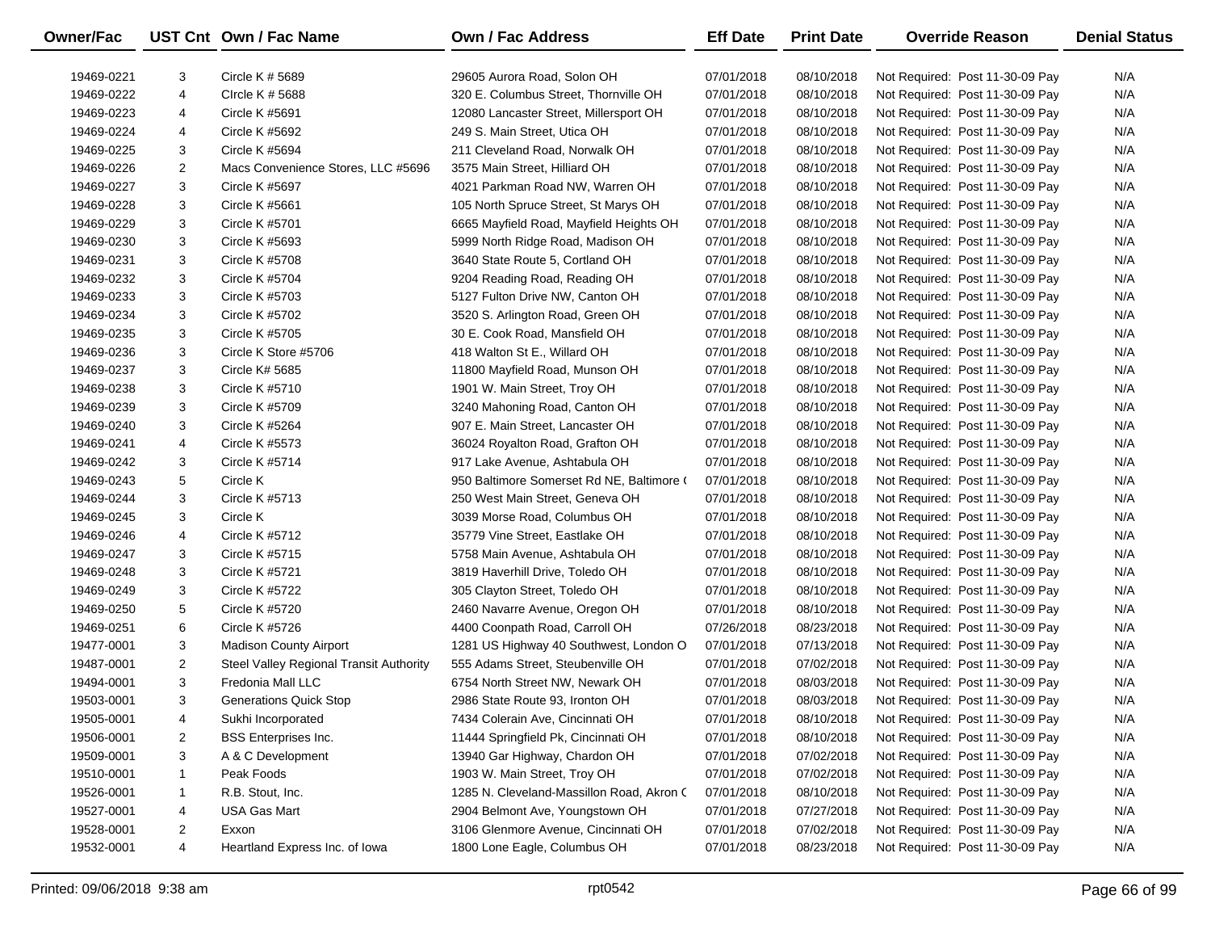| Owner/Fac | UST Cnt | Own / Fac Name | Own / Fac Address | Eff Date | Print Date | Override Reason | Denial Status |
|---|---|---|---|---|---|---|---|
| 19469-0221 | 3 | Circle K # 5689 | 29605 Aurora Road, Solon OH | 07/01/2018 | 08/10/2018 | Not Required: Post 11-30-09 Pay | N/A |
| 19469-0222 | 4 | CIrcle K # 5688 | 320 E. Columbus Street, Thornville OH | 07/01/2018 | 08/10/2018 | Not Required: Post 11-30-09 Pay | N/A |
| 19469-0223 | 4 | Circle K #5691 | 12080 Lancaster Street, Millersport OH | 07/01/2018 | 08/10/2018 | Not Required: Post 11-30-09 Pay | N/A |
| 19469-0224 | 4 | Circle K #5692 | 249 S. Main Street, Utica OH | 07/01/2018 | 08/10/2018 | Not Required: Post 11-30-09 Pay | N/A |
| 19469-0225 | 3 | Circle K #5694 | 211 Cleveland Road, Norwalk OH | 07/01/2018 | 08/10/2018 | Not Required: Post 11-30-09 Pay | N/A |
| 19469-0226 | 2 | Macs Convenience Stores, LLC #5696 | 3575 Main Street, Hilliard OH | 07/01/2018 | 08/10/2018 | Not Required: Post 11-30-09 Pay | N/A |
| 19469-0227 | 3 | Circle K #5697 | 4021 Parkman Road NW, Warren OH | 07/01/2018 | 08/10/2018 | Not Required: Post 11-30-09 Pay | N/A |
| 19469-0228 | 3 | Circle K #5661 | 105 North Spruce Street, St Marys OH | 07/01/2018 | 08/10/2018 | Not Required: Post 11-30-09 Pay | N/A |
| 19469-0229 | 3 | Circle K #5701 | 6665 Mayfield Road, Mayfield Heights OH | 07/01/2018 | 08/10/2018 | Not Required: Post 11-30-09 Pay | N/A |
| 19469-0230 | 3 | Circle K #5693 | 5999 North Ridge Road, Madison OH | 07/01/2018 | 08/10/2018 | Not Required: Post 11-30-09 Pay | N/A |
| 19469-0231 | 3 | Circle K #5708 | 3640 State Route 5, Cortland OH | 07/01/2018 | 08/10/2018 | Not Required: Post 11-30-09 Pay | N/A |
| 19469-0232 | 3 | Circle K #5704 | 9204 Reading Road, Reading OH | 07/01/2018 | 08/10/2018 | Not Required: Post 11-30-09 Pay | N/A |
| 19469-0233 | 3 | Circle K #5703 | 5127 Fulton Drive NW, Canton OH | 07/01/2018 | 08/10/2018 | Not Required: Post 11-30-09 Pay | N/A |
| 19469-0234 | 3 | Circle K #5702 | 3520 S. Arlington Road, Green OH | 07/01/2018 | 08/10/2018 | Not Required: Post 11-30-09 Pay | N/A |
| 19469-0235 | 3 | Circle K #5705 | 30 E. Cook Road, Mansfield OH | 07/01/2018 | 08/10/2018 | Not Required: Post 11-30-09 Pay | N/A |
| 19469-0236 | 3 | Circle K Store #5706 | 418 Walton St E., Willard OH | 07/01/2018 | 08/10/2018 | Not Required: Post 11-30-09 Pay | N/A |
| 19469-0237 | 3 | Circle K# 5685 | 11800 Mayfield Road, Munson OH | 07/01/2018 | 08/10/2018 | Not Required: Post 11-30-09 Pay | N/A |
| 19469-0238 | 3 | Circle K #5710 | 1901 W. Main Street, Troy OH | 07/01/2018 | 08/10/2018 | Not Required: Post 11-30-09 Pay | N/A |
| 19469-0239 | 3 | Circle K #5709 | 3240 Mahoning Road, Canton OH | 07/01/2018 | 08/10/2018 | Not Required: Post 11-30-09 Pay | N/A |
| 19469-0240 | 3 | Circle K #5264 | 907 E. Main Street, Lancaster OH | 07/01/2018 | 08/10/2018 | Not Required: Post 11-30-09 Pay | N/A |
| 19469-0241 | 4 | Circle K #5573 | 36024 Royalton Road, Grafton OH | 07/01/2018 | 08/10/2018 | Not Required: Post 11-30-09 Pay | N/A |
| 19469-0242 | 3 | Circle K #5714 | 917 Lake Avenue, Ashtabula OH | 07/01/2018 | 08/10/2018 | Not Required: Post 11-30-09 Pay | N/A |
| 19469-0243 | 5 | Circle K | 950 Baltimore Somerset Rd NE, Baltimore ( | 07/01/2018 | 08/10/2018 | Not Required: Post 11-30-09 Pay | N/A |
| 19469-0244 | 3 | Circle K #5713 | 250 West Main Street, Geneva OH | 07/01/2018 | 08/10/2018 | Not Required: Post 11-30-09 Pay | N/A |
| 19469-0245 | 3 | Circle K | 3039 Morse Road, Columbus OH | 07/01/2018 | 08/10/2018 | Not Required: Post 11-30-09 Pay | N/A |
| 19469-0246 | 4 | Circle K #5712 | 35779 Vine Street, Eastlake OH | 07/01/2018 | 08/10/2018 | Not Required: Post 11-30-09 Pay | N/A |
| 19469-0247 | 3 | Circle K #5715 | 5758 Main Avenue, Ashtabula OH | 07/01/2018 | 08/10/2018 | Not Required: Post 11-30-09 Pay | N/A |
| 19469-0248 | 3 | Circle K #5721 | 3819 Haverhill Drive, Toledo OH | 07/01/2018 | 08/10/2018 | Not Required: Post 11-30-09 Pay | N/A |
| 19469-0249 | 3 | Circle K #5722 | 305 Clayton Street, Toledo OH | 07/01/2018 | 08/10/2018 | Not Required: Post 11-30-09 Pay | N/A |
| 19469-0250 | 5 | Circle K #5720 | 2460 Navarre Avenue, Oregon OH | 07/01/2018 | 08/10/2018 | Not Required: Post 11-30-09 Pay | N/A |
| 19469-0251 | 6 | Circle K #5726 | 4400 Coonpath Road, Carroll OH | 07/26/2018 | 08/23/2018 | Not Required: Post 11-30-09 Pay | N/A |
| 19477-0001 | 3 | Madison County Airport | 1281 US Highway 40 Southwest, London O | 07/01/2018 | 07/13/2018 | Not Required: Post 11-30-09 Pay | N/A |
| 19487-0001 | 2 | Steel Valley Regional Transit Authority | 555 Adams Street, Steubenville OH | 07/01/2018 | 07/02/2018 | Not Required: Post 11-30-09 Pay | N/A |
| 19494-0001 | 3 | Fredonia Mall LLC | 6754 North Street NW, Newark OH | 07/01/2018 | 08/03/2018 | Not Required: Post 11-30-09 Pay | N/A |
| 19503-0001 | 3 | Generations Quick Stop | 2986 State Route 93, Ironton OH | 07/01/2018 | 08/03/2018 | Not Required: Post 11-30-09 Pay | N/A |
| 19505-0001 | 4 | Sukhi Incorporated | 7434 Colerain Ave, Cincinnati OH | 07/01/2018 | 08/10/2018 | Not Required: Post 11-30-09 Pay | N/A |
| 19506-0001 | 2 | BSS Enterprises Inc. | 11444 Springfield Pk, Cincinnati OH | 07/01/2018 | 08/10/2018 | Not Required: Post 11-30-09 Pay | N/A |
| 19509-0001 | 3 | A & C Development | 13940 Gar Highway, Chardon OH | 07/01/2018 | 07/02/2018 | Not Required: Post 11-30-09 Pay | N/A |
| 19510-0001 | 1 | Peak Foods | 1903 W. Main Street, Troy OH | 07/01/2018 | 07/02/2018 | Not Required: Post 11-30-09 Pay | N/A |
| 19526-0001 | 1 | R.B. Stout, Inc. | 1285 N. Cleveland-Massillon Road, Akron ( | 07/01/2018 | 08/10/2018 | Not Required: Post 11-30-09 Pay | N/A |
| 19527-0001 | 4 | USA Gas Mart | 2904 Belmont Ave, Youngstown OH | 07/01/2018 | 07/27/2018 | Not Required: Post 11-30-09 Pay | N/A |
| 19528-0001 | 2 | Exxon | 3106 Glenmore Avenue, Cincinnati OH | 07/01/2018 | 07/02/2018 | Not Required: Post 11-30-09 Pay | N/A |
| 19532-0001 | 4 | Heartland Express Inc. of Iowa | 1800 Lone Eagle, Columbus OH | 07/01/2018 | 08/23/2018 | Not Required: Post 11-30-09 Pay | N/A |

Printed: 09/06/2018 9:38 am rpt0542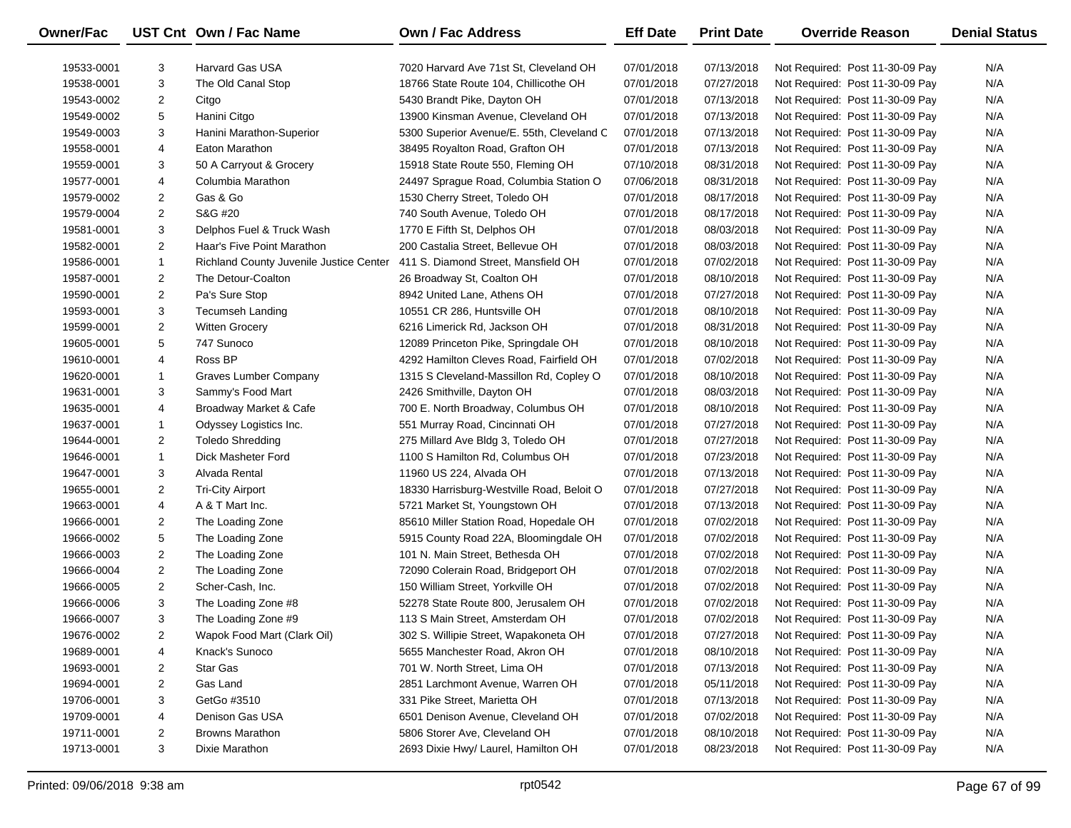| Owner/Fac | UST Cnt | Own / Fac Name | Own / Fac Address | Eff Date | Print Date | Override Reason | Denial Status |
|---|---|---|---|---|---|---|---|
| 19533-0001 | 3 | Harvard Gas USA | 7020 Harvard Ave 71st St, Cleveland OH | 07/01/2018 | 07/13/2018 | Not Required: Post 11-30-09 Pay | N/A |
| 19538-0001 | 3 | The Old Canal Stop | 18766 State Route 104, Chillicothe OH | 07/01/2018 | 07/27/2018 | Not Required: Post 11-30-09 Pay | N/A |
| 19543-0002 | 2 | Citgo | 5430 Brandt Pike, Dayton OH | 07/01/2018 | 07/13/2018 | Not Required: Post 11-30-09 Pay | N/A |
| 19549-0002 | 5 | Hanini Citgo | 13900 Kinsman Avenue, Cleveland OH | 07/01/2018 | 07/13/2018 | Not Required: Post 11-30-09 Pay | N/A |
| 19549-0003 | 3 | Hanini Marathon-Superior | 5300 Superior Avenue/E. 55th, Cleveland C | 07/01/2018 | 07/13/2018 | Not Required: Post 11-30-09 Pay | N/A |
| 19558-0001 | 4 | Eaton Marathon | 38495 Royalton Road, Grafton OH | 07/01/2018 | 07/13/2018 | Not Required: Post 11-30-09 Pay | N/A |
| 19559-0001 | 3 | 50 A Carryout & Grocery | 15918 State Route 550, Fleming OH | 07/10/2018 | 08/31/2018 | Not Required: Post 11-30-09 Pay | N/A |
| 19577-0001 | 4 | Columbia Marathon | 24497 Sprague Road, Columbia Station O | 07/06/2018 | 08/31/2018 | Not Required: Post 11-30-09 Pay | N/A |
| 19579-0002 | 2 | Gas & Go | 1530 Cherry Street, Toledo OH | 07/01/2018 | 08/17/2018 | Not Required: Post 11-30-09 Pay | N/A |
| 19579-0004 | 2 | S&G #20 | 740 South Avenue, Toledo OH | 07/01/2018 | 08/17/2018 | Not Required: Post 11-30-09 Pay | N/A |
| 19581-0001 | 3 | Delphos Fuel & Truck Wash | 1770 E Fifth St, Delphos OH | 07/01/2018 | 08/03/2018 | Not Required: Post 11-30-09 Pay | N/A |
| 19582-0001 | 2 | Haar's Five Point Marathon | 200 Castalia Street, Bellevue OH | 07/01/2018 | 08/03/2018 | Not Required: Post 11-30-09 Pay | N/A |
| 19586-0001 | 1 | Richland County Juvenile Justice Center | 411 S. Diamond Street, Mansfield OH | 07/01/2018 | 07/02/2018 | Not Required: Post 11-30-09 Pay | N/A |
| 19587-0001 | 2 | The Detour-Coalton | 26 Broadway St, Coalton OH | 07/01/2018 | 08/10/2018 | Not Required: Post 11-30-09 Pay | N/A |
| 19590-0001 | 2 | Pa's Sure Stop | 8942 United Lane, Athens OH | 07/01/2018 | 07/27/2018 | Not Required: Post 11-30-09 Pay | N/A |
| 19593-0001 | 3 | Tecumseh Landing | 10551 CR 286, Huntsville OH | 07/01/2018 | 08/10/2018 | Not Required: Post 11-30-09 Pay | N/A |
| 19599-0001 | 2 | Witten Grocery | 6216 Limerick Rd, Jackson OH | 07/01/2018 | 08/31/2018 | Not Required: Post 11-30-09 Pay | N/A |
| 19605-0001 | 5 | 747 Sunoco | 12089 Princeton Pike, Springdale OH | 07/01/2018 | 08/10/2018 | Not Required: Post 11-30-09 Pay | N/A |
| 19610-0001 | 4 | Ross BP | 4292 Hamilton Cleves Road, Fairfield OH | 07/01/2018 | 07/02/2018 | Not Required: Post 11-30-09 Pay | N/A |
| 19620-0001 | 1 | Graves Lumber Company | 1315 S Cleveland-Massillon Rd, Copley O | 07/01/2018 | 08/10/2018 | Not Required: Post 11-30-09 Pay | N/A |
| 19631-0001 | 3 | Sammy's Food Mart | 2426 Smithville, Dayton OH | 07/01/2018 | 08/03/2018 | Not Required: Post 11-30-09 Pay | N/A |
| 19635-0001 | 4 | Broadway Market & Cafe | 700 E. North Broadway, Columbus OH | 07/01/2018 | 08/10/2018 | Not Required: Post 11-30-09 Pay | N/A |
| 19637-0001 | 1 | Odyssey Logistics Inc. | 551 Murray Road, Cincinnati OH | 07/01/2018 | 07/27/2018 | Not Required: Post 11-30-09 Pay | N/A |
| 19644-0001 | 2 | Toledo Shredding | 275 Millard Ave Bldg 3, Toledo OH | 07/01/2018 | 07/27/2018 | Not Required: Post 11-30-09 Pay | N/A |
| 19646-0001 | 1 | Dick Masheter Ford | 1100 S Hamilton Rd, Columbus OH | 07/01/2018 | 07/23/2018 | Not Required: Post 11-30-09 Pay | N/A |
| 19647-0001 | 3 | Alvada Rental | 11960 US 224, Alvada OH | 07/01/2018 | 07/13/2018 | Not Required: Post 11-30-09 Pay | N/A |
| 19655-0001 | 2 | Tri-City Airport | 18330 Harrisburg-Westville Road, Beloit O | 07/01/2018 | 07/27/2018 | Not Required: Post 11-30-09 Pay | N/A |
| 19663-0001 | 4 | A & T Mart Inc. | 5721 Market St, Youngstown OH | 07/01/2018 | 07/13/2018 | Not Required: Post 11-30-09 Pay | N/A |
| 19666-0001 | 2 | The Loading Zone | 85610 Miller Station Road, Hopedale OH | 07/01/2018 | 07/02/2018 | Not Required: Post 11-30-09 Pay | N/A |
| 19666-0002 | 5 | The Loading Zone | 5915 County Road 22A, Bloomingdale OH | 07/01/2018 | 07/02/2018 | Not Required: Post 11-30-09 Pay | N/A |
| 19666-0003 | 2 | The Loading Zone | 101 N. Main Street, Bethesda OH | 07/01/2018 | 07/02/2018 | Not Required: Post 11-30-09 Pay | N/A |
| 19666-0004 | 2 | The Loading Zone | 72090 Colerain Road, Bridgeport OH | 07/01/2018 | 07/02/2018 | Not Required: Post 11-30-09 Pay | N/A |
| 19666-0005 | 2 | Scher-Cash, Inc. | 150 William Street, Yorkville OH | 07/01/2018 | 07/02/2018 | Not Required: Post 11-30-09 Pay | N/A |
| 19666-0006 | 3 | The Loading Zone #8 | 52278 State Route 800, Jerusalem OH | 07/01/2018 | 07/02/2018 | Not Required: Post 11-30-09 Pay | N/A |
| 19666-0007 | 3 | The Loading Zone #9 | 113 S Main Street, Amsterdam OH | 07/01/2018 | 07/02/2018 | Not Required: Post 11-30-09 Pay | N/A |
| 19676-0002 | 2 | Wapok Food Mart (Clark Oil) | 302 S. Willipie Street, Wapakoneta OH | 07/01/2018 | 07/27/2018 | Not Required: Post 11-30-09 Pay | N/A |
| 19689-0001 | 4 | Knack's Sunoco | 5655 Manchester Road, Akron OH | 07/01/2018 | 08/10/2018 | Not Required: Post 11-30-09 Pay | N/A |
| 19693-0001 | 2 | Star Gas | 701 W. North Street, Lima OH | 07/01/2018 | 07/13/2018 | Not Required: Post 11-30-09 Pay | N/A |
| 19694-0001 | 2 | Gas Land | 2851 Larchmont Avenue, Warren OH | 07/01/2018 | 05/11/2018 | Not Required: Post 11-30-09 Pay | N/A |
| 19706-0001 | 3 | GetGo #3510 | 331 Pike Street, Marietta OH | 07/01/2018 | 07/13/2018 | Not Required: Post 11-30-09 Pay | N/A |
| 19709-0001 | 4 | Denison Gas USA | 6501 Denison Avenue, Cleveland OH | 07/01/2018 | 07/02/2018 | Not Required: Post 11-30-09 Pay | N/A |
| 19711-0001 | 2 | Browns Marathon | 5806 Storer Ave, Cleveland OH | 07/01/2018 | 08/10/2018 | Not Required: Post 11-30-09 Pay | N/A |
| 19713-0001 | 3 | Dixie Marathon | 2693 Dixie Hwy/ Laurel, Hamilton OH | 07/01/2018 | 08/23/2018 | Not Required: Post 11-30-09 Pay | N/A |

Printed: 09/06/2018 9:38 am    rpt0542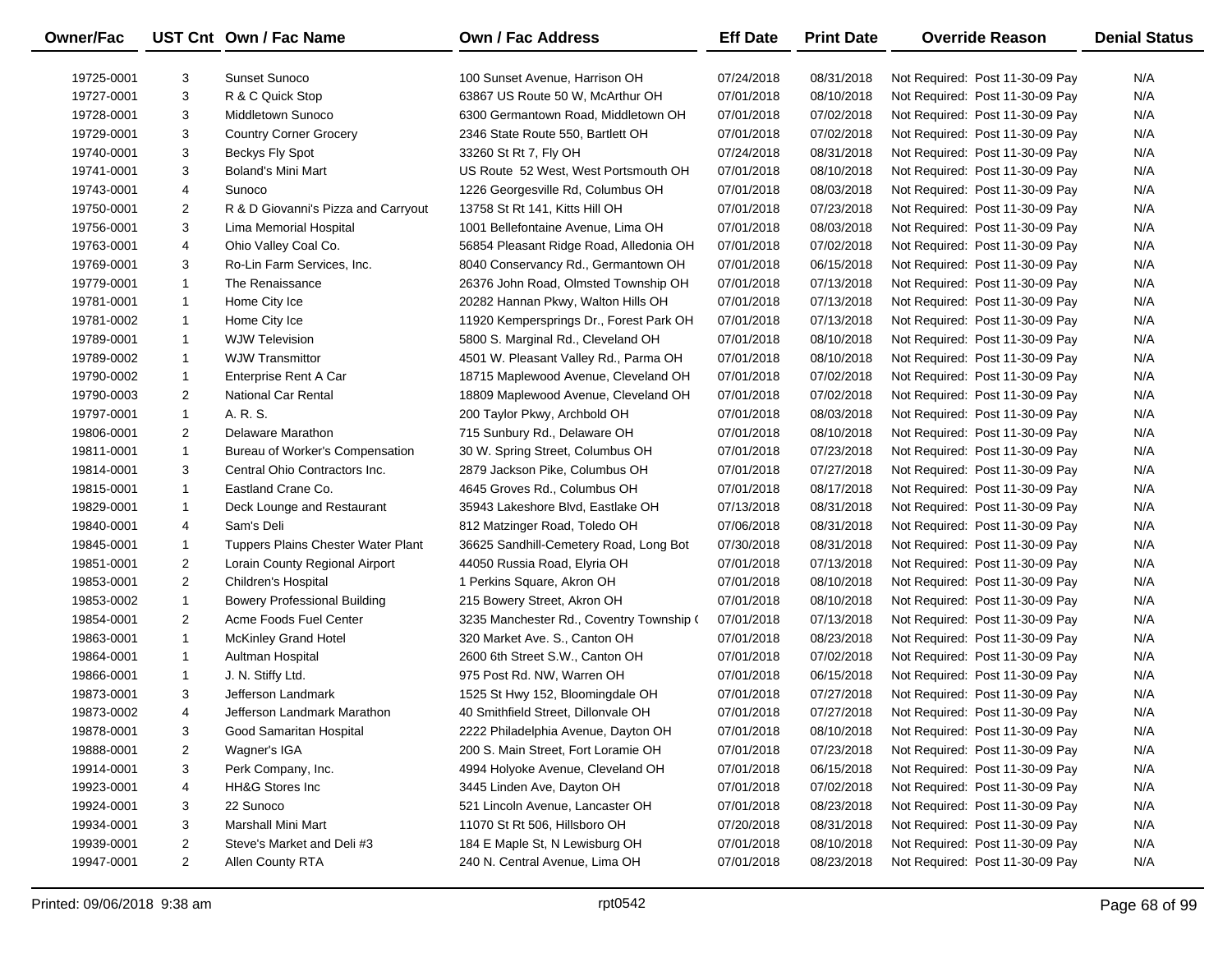| Owner/Fac | UST Cnt | Own / Fac Name | Own / Fac Address | Eff Date | Print Date | Override Reason | Denial Status |
|---|---|---|---|---|---|---|---|
| 19725-0001 | 3 | Sunset Sunoco | 100 Sunset Avenue, Harrison OH | 07/24/2018 | 08/31/2018 | Not Required: Post 11-30-09 Pay | N/A |
| 19727-0001 | 3 | R & C Quick Stop | 63867 US Route 50 W, McArthur OH | 07/01/2018 | 08/10/2018 | Not Required: Post 11-30-09 Pay | N/A |
| 19728-0001 | 3 | Middletown Sunoco | 6300 Germantown Road, Middletown OH | 07/01/2018 | 07/02/2018 | Not Required: Post 11-30-09 Pay | N/A |
| 19729-0001 | 3 | Country Corner Grocery | 2346 State Route 550, Bartlett OH | 07/01/2018 | 07/02/2018 | Not Required: Post 11-30-09 Pay | N/A |
| 19740-0001 | 3 | Beckys Fly Spot | 33260 St Rt 7, Fly OH | 07/24/2018 | 08/31/2018 | Not Required: Post 11-30-09 Pay | N/A |
| 19741-0001 | 3 | Boland's Mini Mart | US Route 52 West, West Portsmouth OH | 07/01/2018 | 08/10/2018 | Not Required: Post 11-30-09 Pay | N/A |
| 19743-0001 | 4 | Sunoco | 1226 Georgesville Rd, Columbus OH | 07/01/2018 | 08/03/2018 | Not Required: Post 11-30-09 Pay | N/A |
| 19750-0001 | 2 | R & D Giovanni's Pizza and Carryout | 13758 St Rt 141, Kitts Hill OH | 07/01/2018 | 07/23/2018 | Not Required: Post 11-30-09 Pay | N/A |
| 19756-0001 | 3 | Lima Memorial Hospital | 1001 Bellefontaine Avenue, Lima OH | 07/01/2018 | 08/03/2018 | Not Required: Post 11-30-09 Pay | N/A |
| 19763-0001 | 4 | Ohio Valley Coal Co. | 56854 Pleasant Ridge Road, Alledonia OH | 07/01/2018 | 07/02/2018 | Not Required: Post 11-30-09 Pay | N/A |
| 19769-0001 | 3 | Ro-Lin Farm Services, Inc. | 8040 Conservancy Rd., Germantown OH | 07/01/2018 | 06/15/2018 | Not Required: Post 11-30-09 Pay | N/A |
| 19779-0001 | 1 | The Renaissance | 26376 John Road, Olmsted Township OH | 07/01/2018 | 07/13/2018 | Not Required: Post 11-30-09 Pay | N/A |
| 19781-0001 | 1 | Home City Ice | 20282 Hannan Pkwy, Walton Hills OH | 07/01/2018 | 07/13/2018 | Not Required: Post 11-30-09 Pay | N/A |
| 19781-0002 | 1 | Home City Ice | 11920 Kempersprings Dr., Forest Park OH | 07/01/2018 | 07/13/2018 | Not Required: Post 11-30-09 Pay | N/A |
| 19789-0001 | 1 | WJW Television | 5800 S. Marginal Rd., Cleveland OH | 07/01/2018 | 08/10/2018 | Not Required: Post 11-30-09 Pay | N/A |
| 19789-0002 | 1 | WJW Transmittor | 4501 W. Pleasant Valley Rd., Parma OH | 07/01/2018 | 08/10/2018 | Not Required: Post 11-30-09 Pay | N/A |
| 19790-0002 | 1 | Enterprise Rent A Car | 18715 Maplewood Avenue, Cleveland OH | 07/01/2018 | 07/02/2018 | Not Required: Post 11-30-09 Pay | N/A |
| 19790-0003 | 2 | National Car Rental | 18809 Maplewood Avenue, Cleveland OH | 07/01/2018 | 07/02/2018 | Not Required: Post 11-30-09 Pay | N/A |
| 19797-0001 | 1 | A. R. S. | 200 Taylor Pkwy, Archbold OH | 07/01/2018 | 08/03/2018 | Not Required: Post 11-30-09 Pay | N/A |
| 19806-0001 | 2 | Delaware Marathon | 715 Sunbury Rd., Delaware OH | 07/01/2018 | 08/10/2018 | Not Required: Post 11-30-09 Pay | N/A |
| 19811-0001 | 1 | Bureau of Worker's Compensation | 30 W. Spring Street, Columbus OH | 07/01/2018 | 07/23/2018 | Not Required: Post 11-30-09 Pay | N/A |
| 19814-0001 | 3 | Central Ohio Contractors Inc. | 2879 Jackson Pike, Columbus OH | 07/01/2018 | 07/27/2018 | Not Required: Post 11-30-09 Pay | N/A |
| 19815-0001 | 1 | Eastland Crane Co. | 4645 Groves Rd., Columbus OH | 07/01/2018 | 08/17/2018 | Not Required: Post 11-30-09 Pay | N/A |
| 19829-0001 | 1 | Deck Lounge and Restaurant | 35943 Lakeshore Blvd, Eastlake OH | 07/13/2018 | 08/31/2018 | Not Required: Post 11-30-09 Pay | N/A |
| 19840-0001 | 4 | Sam's Deli | 812 Matzinger Road, Toledo OH | 07/06/2018 | 08/31/2018 | Not Required: Post 11-30-09 Pay | N/A |
| 19845-0001 | 1 | Tuppers Plains Chester Water Plant | 36625 Sandhill-Cemetery Road, Long Bot | 07/30/2018 | 08/31/2018 | Not Required: Post 11-30-09 Pay | N/A |
| 19851-0001 | 2 | Lorain County Regional Airport | 44050 Russia Road, Elyria OH | 07/01/2018 | 07/13/2018 | Not Required: Post 11-30-09 Pay | N/A |
| 19853-0001 | 2 | Children's Hospital | 1 Perkins Square, Akron OH | 07/01/2018 | 08/10/2018 | Not Required: Post 11-30-09 Pay | N/A |
| 19853-0002 | 1 | Bowery Professional Building | 215 Bowery Street, Akron OH | 07/01/2018 | 08/10/2018 | Not Required: Post 11-30-09 Pay | N/A |
| 19854-0001 | 2 | Acme Foods Fuel Center | 3235 Manchester Rd., Coventry Township ( | 07/01/2018 | 07/13/2018 | Not Required: Post 11-30-09 Pay | N/A |
| 19863-0001 | 1 | McKinley Grand Hotel | 320 Market Ave. S., Canton OH | 07/01/2018 | 08/23/2018 | Not Required: Post 11-30-09 Pay | N/A |
| 19864-0001 | 1 | Aultman Hospital | 2600 6th Street S.W., Canton OH | 07/01/2018 | 07/02/2018 | Not Required: Post 11-30-09 Pay | N/A |
| 19866-0001 | 1 | J. N. Stiffy Ltd. | 975 Post Rd. NW, Warren OH | 07/01/2018 | 06/15/2018 | Not Required: Post 11-30-09 Pay | N/A |
| 19873-0001 | 3 | Jefferson Landmark | 1525 St Hwy 152, Bloomingdale OH | 07/01/2018 | 07/27/2018 | Not Required: Post 11-30-09 Pay | N/A |
| 19873-0002 | 4 | Jefferson Landmark Marathon | 40 Smithfield Street, Dillonvale OH | 07/01/2018 | 07/27/2018 | Not Required: Post 11-30-09 Pay | N/A |
| 19878-0001 | 3 | Good Samaritan Hospital | 2222 Philadelphia Avenue, Dayton OH | 07/01/2018 | 08/10/2018 | Not Required: Post 11-30-09 Pay | N/A |
| 19888-0001 | 2 | Wagner's IGA | 200 S. Main Street, Fort Loramie OH | 07/01/2018 | 07/23/2018 | Not Required: Post 11-30-09 Pay | N/A |
| 19914-0001 | 3 | Perk Company, Inc. | 4994 Holyoke Avenue, Cleveland OH | 07/01/2018 | 06/15/2018 | Not Required: Post 11-30-09 Pay | N/A |
| 19923-0001 | 4 | HH&G Stores Inc | 3445 Linden Ave, Dayton OH | 07/01/2018 | 07/02/2018 | Not Required: Post 11-30-09 Pay | N/A |
| 19924-0001 | 3 | 22 Sunoco | 521 Lincoln Avenue, Lancaster OH | 07/01/2018 | 08/23/2018 | Not Required: Post 11-30-09 Pay | N/A |
| 19934-0001 | 3 | Marshall Mini Mart | 11070 St Rt 506, Hillsboro OH | 07/20/2018 | 08/31/2018 | Not Required: Post 11-30-09 Pay | N/A |
| 19939-0001 | 2 | Steve's Market and Deli #3 | 184 E Maple St, N Lewisburg OH | 07/01/2018 | 08/10/2018 | Not Required: Post 11-30-09 Pay | N/A |
| 19947-0001 | 2 | Allen County RTA | 240 N. Central Avenue, Lima OH | 07/01/2018 | 08/23/2018 | Not Required: Post 11-30-09 Pay | N/A |

Printed: 09/06/2018 9:38 am rpt0542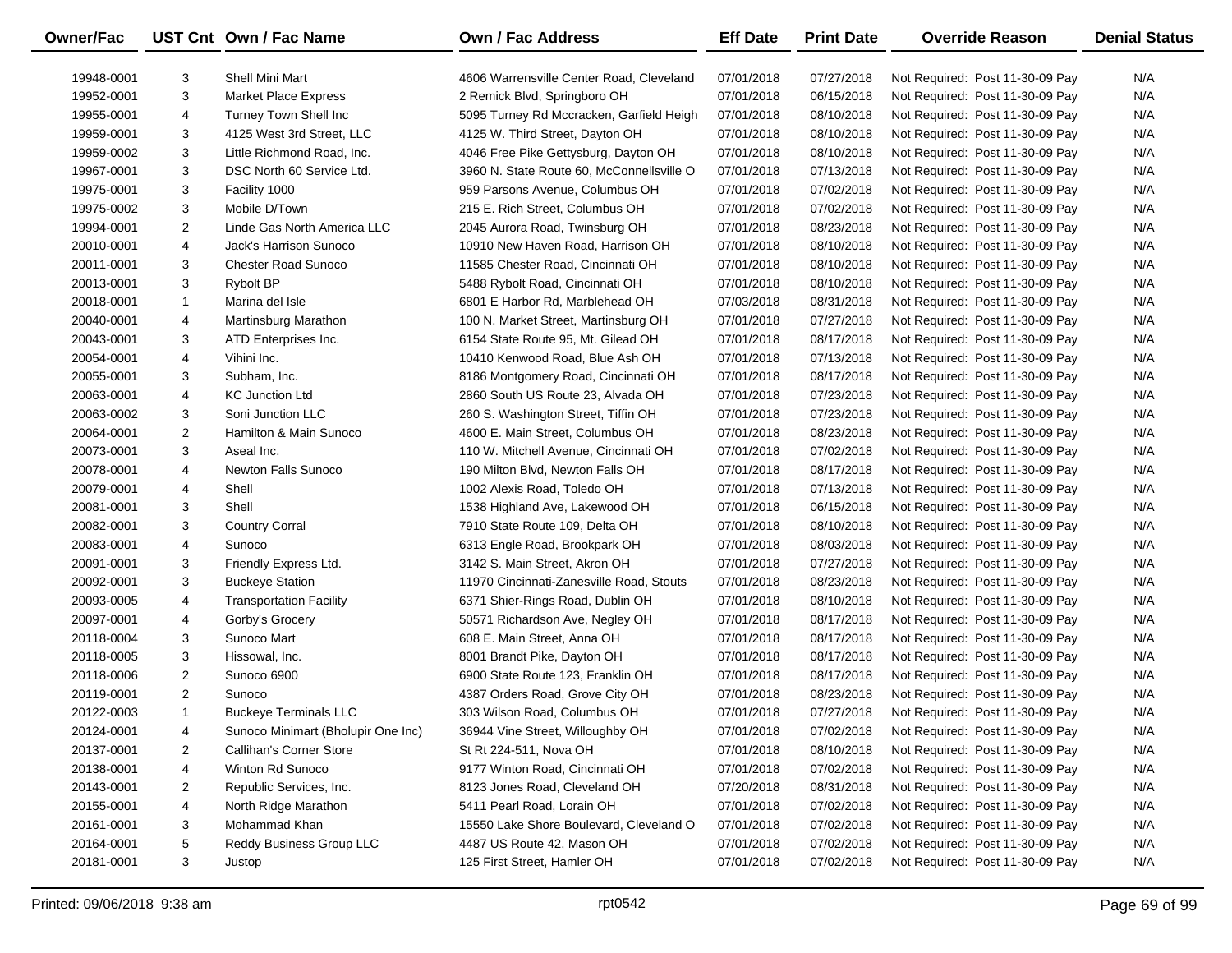| Owner/Fac | UST Cnt | Own / Fac Name | Own / Fac Address | Eff Date | Print Date | Override Reason | Denial Status |
|---|---|---|---|---|---|---|---|
| 19948-0001 | 3 | Shell Mini Mart | 4606 Warrensville Center Road, Cleveland | 07/01/2018 | 07/27/2018 | Not Required: Post 11-30-09 Pay | N/A |
| 19952-0001 | 3 | Market Place Express | 2 Remick Blvd, Springboro OH | 07/01/2018 | 06/15/2018 | Not Required: Post 11-30-09 Pay | N/A |
| 19955-0001 | 4 | Turney Town Shell Inc | 5095 Turney Rd Mccracken, Garfield Heigh | 07/01/2018 | 08/10/2018 | Not Required: Post 11-30-09 Pay | N/A |
| 19959-0001 | 3 | 4125 West 3rd Street, LLC | 4125 W. Third Street, Dayton OH | 07/01/2018 | 08/10/2018 | Not Required: Post 11-30-09 Pay | N/A |
| 19959-0002 | 3 | Little Richmond Road, Inc. | 4046 Free Pike Gettysburg, Dayton OH | 07/01/2018 | 08/10/2018 | Not Required: Post 11-30-09 Pay | N/A |
| 19967-0001 | 3 | DSC North 60 Service Ltd. | 3960 N. State Route 60, McConnellsville O | 07/01/2018 | 07/13/2018 | Not Required: Post 11-30-09 Pay | N/A |
| 19975-0001 | 3 | Facility 1000 | 959 Parsons Avenue, Columbus OH | 07/01/2018 | 07/02/2018 | Not Required: Post 11-30-09 Pay | N/A |
| 19975-0002 | 3 | Mobile D/Town | 215 E. Rich Street, Columbus OH | 07/01/2018 | 07/02/2018 | Not Required: Post 11-30-09 Pay | N/A |
| 19994-0001 | 2 | Linde Gas North America LLC | 2045 Aurora Road, Twinsburg OH | 07/01/2018 | 08/23/2018 | Not Required: Post 11-30-09 Pay | N/A |
| 20010-0001 | 4 | Jack's Harrison Sunoco | 10910 New Haven Road, Harrison OH | 07/01/2018 | 08/10/2018 | Not Required: Post 11-30-09 Pay | N/A |
| 20011-0001 | 3 | Chester Road Sunoco | 11585 Chester Road, Cincinnati OH | 07/01/2018 | 08/10/2018 | Not Required: Post 11-30-09 Pay | N/A |
| 20013-0001 | 3 | Rybolt BP | 5488 Rybolt Road, Cincinnati OH | 07/01/2018 | 08/10/2018 | Not Required: Post 11-30-09 Pay | N/A |
| 20018-0001 | 1 | Marina del Isle | 6801 E Harbor Rd, Marblehead OH | 07/03/2018 | 08/31/2018 | Not Required: Post 11-30-09 Pay | N/A |
| 20040-0001 | 4 | Martinsburg Marathon | 100 N. Market Street, Martinsburg OH | 07/01/2018 | 07/27/2018 | Not Required: Post 11-30-09 Pay | N/A |
| 20043-0001 | 3 | ATD Enterprises Inc. | 6154 State Route 95, Mt. Gilead OH | 07/01/2018 | 08/17/2018 | Not Required: Post 11-30-09 Pay | N/A |
| 20054-0001 | 4 | Vihini Inc. | 10410 Kenwood Road, Blue Ash OH | 07/01/2018 | 07/13/2018 | Not Required: Post 11-30-09 Pay | N/A |
| 20055-0001 | 3 | Subham, Inc. | 8186 Montgomery Road, Cincinnati OH | 07/01/2018 | 08/17/2018 | Not Required: Post 11-30-09 Pay | N/A |
| 20063-0001 | 4 | KC Junction Ltd | 2860 South US Route 23, Alvada OH | 07/01/2018 | 07/23/2018 | Not Required: Post 11-30-09 Pay | N/A |
| 20063-0002 | 3 | Soni Junction LLC | 260 S. Washington Street, Tiffin OH | 07/01/2018 | 07/23/2018 | Not Required: Post 11-30-09 Pay | N/A |
| 20064-0001 | 2 | Hamilton & Main Sunoco | 4600 E. Main Street, Columbus OH | 07/01/2018 | 08/23/2018 | Not Required: Post 11-30-09 Pay | N/A |
| 20073-0001 | 3 | Aseal Inc. | 110 W. Mitchell Avenue, Cincinnati OH | 07/01/2018 | 07/02/2018 | Not Required: Post 11-30-09 Pay | N/A |
| 20078-0001 | 4 | Newton Falls Sunoco | 190 Milton Blvd, Newton Falls OH | 07/01/2018 | 08/17/2018 | Not Required: Post 11-30-09 Pay | N/A |
| 20079-0001 | 4 | Shell | 1002 Alexis Road, Toledo OH | 07/01/2018 | 07/13/2018 | Not Required: Post 11-30-09 Pay | N/A |
| 20081-0001 | 3 | Shell | 1538 Highland Ave, Lakewood OH | 07/01/2018 | 06/15/2018 | Not Required: Post 11-30-09 Pay | N/A |
| 20082-0001 | 3 | Country Corral | 7910 State Route 109, Delta OH | 07/01/2018 | 08/10/2018 | Not Required: Post 11-30-09 Pay | N/A |
| 20083-0001 | 4 | Sunoco | 6313 Engle Road, Brookpark OH | 07/01/2018 | 08/03/2018 | Not Required: Post 11-30-09 Pay | N/A |
| 20091-0001 | 3 | Friendly Express Ltd. | 3142 S. Main Street, Akron OH | 07/01/2018 | 07/27/2018 | Not Required: Post 11-30-09 Pay | N/A |
| 20092-0001 | 3 | Buckeye Station | 11970 Cincinnati-Zanesville Road, Stouts | 07/01/2018 | 08/23/2018 | Not Required: Post 11-30-09 Pay | N/A |
| 20093-0005 | 4 | Transportation Facility | 6371 Shier-Rings Road, Dublin OH | 07/01/2018 | 08/10/2018 | Not Required: Post 11-30-09 Pay | N/A |
| 20097-0001 | 4 | Gorby's Grocery | 50571 Richardson Ave, Negley OH | 07/01/2018 | 08/17/2018 | Not Required: Post 11-30-09 Pay | N/A |
| 20118-0004 | 3 | Sunoco Mart | 608 E. Main Street, Anna OH | 07/01/2018 | 08/17/2018 | Not Required: Post 11-30-09 Pay | N/A |
| 20118-0005 | 3 | Hissowal, Inc. | 8001 Brandt Pike, Dayton OH | 07/01/2018 | 08/17/2018 | Not Required: Post 11-30-09 Pay | N/A |
| 20118-0006 | 2 | Sunoco 6900 | 6900 State Route 123, Franklin OH | 07/01/2018 | 08/17/2018 | Not Required: Post 11-30-09 Pay | N/A |
| 20119-0001 | 2 | Sunoco | 4387 Orders Road, Grove City OH | 07/01/2018 | 08/23/2018 | Not Required: Post 11-30-09 Pay | N/A |
| 20122-0003 | 1 | Buckeye Terminals LLC | 303 Wilson Road, Columbus OH | 07/01/2018 | 07/27/2018 | Not Required: Post 11-30-09 Pay | N/A |
| 20124-0001 | 4 | Sunoco Minimart (Bholupir One Inc) | 36944 Vine Street, Willoughby OH | 07/01/2018 | 07/02/2018 | Not Required: Post 11-30-09 Pay | N/A |
| 20137-0001 | 2 | Callihan's Corner Store | St Rt 224-511, Nova OH | 07/01/2018 | 08/10/2018 | Not Required: Post 11-30-09 Pay | N/A |
| 20138-0001 | 4 | Winton Rd Sunoco | 9177 Winton Road, Cincinnati OH | 07/01/2018 | 07/02/2018 | Not Required: Post 11-30-09 Pay | N/A |
| 20143-0001 | 2 | Republic Services, Inc. | 8123 Jones Road, Cleveland OH | 07/20/2018 | 08/31/2018 | Not Required: Post 11-30-09 Pay | N/A |
| 20155-0001 | 4 | North Ridge Marathon | 5411 Pearl Road, Lorain OH | 07/01/2018 | 07/02/2018 | Not Required: Post 11-30-09 Pay | N/A |
| 20161-0001 | 3 | Mohammad Khan | 15550 Lake Shore Boulevard, Cleveland O | 07/01/2018 | 07/02/2018 | Not Required: Post 11-30-09 Pay | N/A |
| 20164-0001 | 5 | Reddy Business Group LLC | 4487 US Route 42, Mason OH | 07/01/2018 | 07/02/2018 | Not Required: Post 11-30-09 Pay | N/A |
| 20181-0001 | 3 | Justop | 125 First Street, Hamler OH | 07/01/2018 | 07/02/2018 | Not Required: Post 11-30-09 Pay | N/A |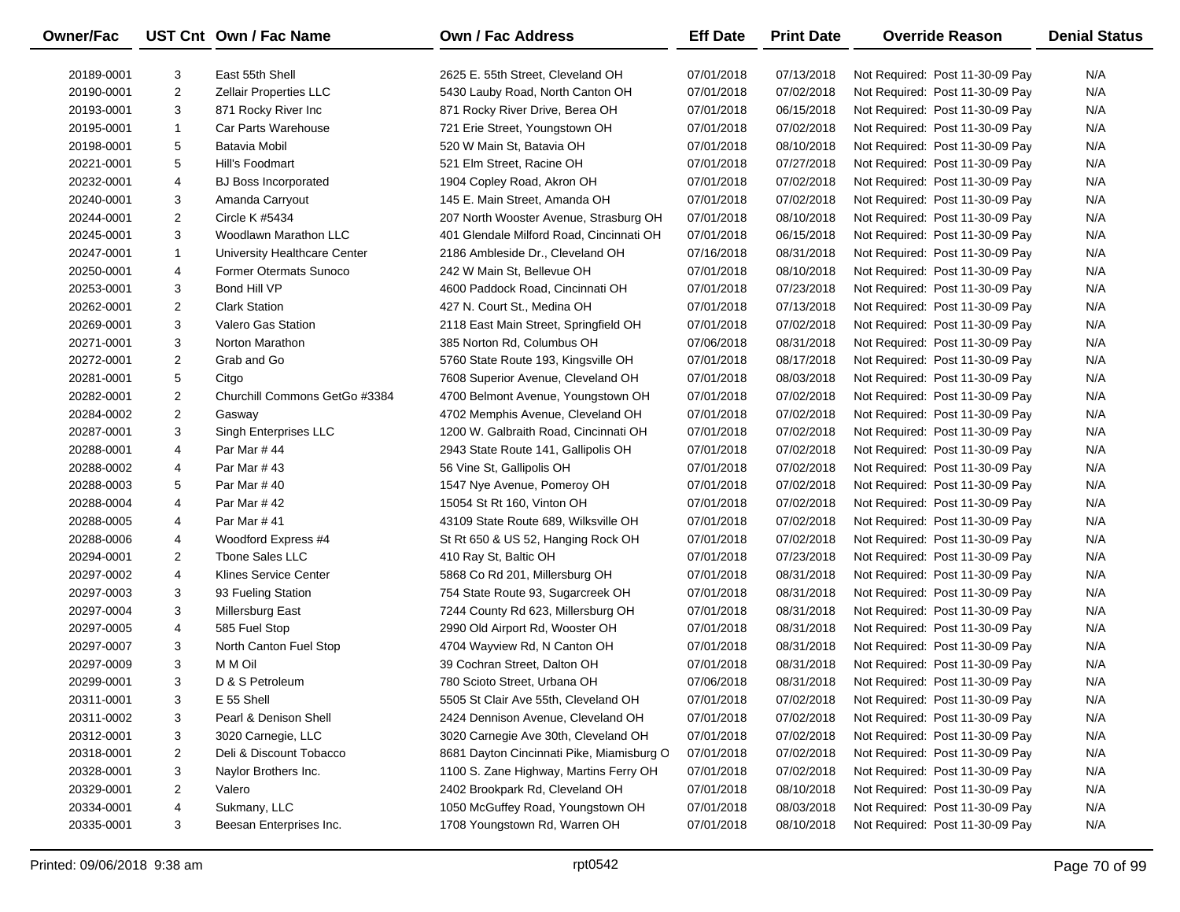| Owner/Fac | UST Cnt | Own / Fac Name | Own / Fac Address | Eff Date | Print Date | Override Reason | Denial Status |
|---|---|---|---|---|---|---|---|
| 20189-0001 | 3 | East 55th Shell | 2625 E. 55th Street, Cleveland OH | 07/01/2018 | 07/13/2018 | Not Required: Post 11-30-09 Pay | N/A |
| 20190-0001 | 2 | Zellair Properties LLC | 5430 Lauby Road, North Canton OH | 07/01/2018 | 07/02/2018 | Not Required: Post 11-30-09 Pay | N/A |
| 20193-0001 | 3 | 871 Rocky River Inc | 871 Rocky River Drive, Berea OH | 07/01/2018 | 06/15/2018 | Not Required: Post 11-30-09 Pay | N/A |
| 20195-0001 | 1 | Car Parts Warehouse | 721 Erie Street, Youngstown OH | 07/01/2018 | 07/02/2018 | Not Required: Post 11-30-09 Pay | N/A |
| 20198-0001 | 5 | Batavia Mobil | 520 W Main St, Batavia OH | 07/01/2018 | 08/10/2018 | Not Required: Post 11-30-09 Pay | N/A |
| 20221-0001 | 5 | Hill's Foodmart | 521 Elm Street, Racine OH | 07/01/2018 | 07/27/2018 | Not Required: Post 11-30-09 Pay | N/A |
| 20232-0001 | 4 | BJ Boss Incorporated | 1904 Copley Road, Akron OH | 07/01/2018 | 07/02/2018 | Not Required: Post 11-30-09 Pay | N/A |
| 20240-0001 | 3 | Amanda Carryout | 145 E. Main Street, Amanda OH | 07/01/2018 | 07/02/2018 | Not Required: Post 11-30-09 Pay | N/A |
| 20244-0001 | 2 | Circle K #5434 | 207 North Wooster Avenue, Strasburg OH | 07/01/2018 | 08/10/2018 | Not Required: Post 11-30-09 Pay | N/A |
| 20245-0001 | 3 | Woodlawn Marathon LLC | 401 Glendale Milford Road, Cincinnati OH | 07/01/2018 | 06/15/2018 | Not Required: Post 11-30-09 Pay | N/A |
| 20247-0001 | 1 | University Healthcare Center | 2186 Ambleside Dr., Cleveland OH | 07/16/2018 | 08/31/2018 | Not Required: Post 11-30-09 Pay | N/A |
| 20250-0001 | 4 | Former Otermats Sunoco | 242 W Main St, Bellevue OH | 07/01/2018 | 08/10/2018 | Not Required: Post 11-30-09 Pay | N/A |
| 20253-0001 | 3 | Bond Hill VP | 4600 Paddock Road, Cincinnati OH | 07/01/2018 | 07/23/2018 | Not Required: Post 11-30-09 Pay | N/A |
| 20262-0001 | 2 | Clark Station | 427 N. Court St., Medina OH | 07/01/2018 | 07/13/2018 | Not Required: Post 11-30-09 Pay | N/A |
| 20269-0001 | 3 | Valero Gas Station | 2118 East Main Street, Springfield OH | 07/01/2018 | 07/02/2018 | Not Required: Post 11-30-09 Pay | N/A |
| 20271-0001 | 3 | Norton Marathon | 385 Norton Rd, Columbus OH | 07/06/2018 | 08/31/2018 | Not Required: Post 11-30-09 Pay | N/A |
| 20272-0001 | 2 | Grab and Go | 5760 State Route 193, Kingsville OH | 07/01/2018 | 08/17/2018 | Not Required: Post 11-30-09 Pay | N/A |
| 20281-0001 | 5 | Citgo | 7608 Superior Avenue, Cleveland OH | 07/01/2018 | 08/03/2018 | Not Required: Post 11-30-09 Pay | N/A |
| 20282-0001 | 2 | Churchill Commons GetGo #3384 | 4700 Belmont Avenue, Youngstown OH | 07/01/2018 | 07/02/2018 | Not Required: Post 11-30-09 Pay | N/A |
| 20284-0002 | 2 | Gasway | 4702 Memphis Avenue, Cleveland OH | 07/01/2018 | 07/02/2018 | Not Required: Post 11-30-09 Pay | N/A |
| 20287-0001 | 3 | Singh Enterprises LLC | 1200 W. Galbraith Road, Cincinnati OH | 07/01/2018 | 07/02/2018 | Not Required: Post 11-30-09 Pay | N/A |
| 20288-0001 | 4 | Par Mar # 44 | 2943 State Route 141, Gallipolis OH | 07/01/2018 | 07/02/2018 | Not Required: Post 11-30-09 Pay | N/A |
| 20288-0002 | 4 | Par Mar # 43 | 56 Vine St, Gallipolis OH | 07/01/2018 | 07/02/2018 | Not Required: Post 11-30-09 Pay | N/A |
| 20288-0003 | 5 | Par Mar # 40 | 1547 Nye Avenue, Pomeroy OH | 07/01/2018 | 07/02/2018 | Not Required: Post 11-30-09 Pay | N/A |
| 20288-0004 | 4 | Par Mar # 42 | 15054 St Rt 160, Vinton OH | 07/01/2018 | 07/02/2018 | Not Required: Post 11-30-09 Pay | N/A |
| 20288-0005 | 4 | Par Mar # 41 | 43109 State Route 689, Wilksville OH | 07/01/2018 | 07/02/2018 | Not Required: Post 11-30-09 Pay | N/A |
| 20288-0006 | 4 | Woodford Express #4 | St Rt 650 & US 52, Hanging Rock OH | 07/01/2018 | 07/02/2018 | Not Required: Post 11-30-09 Pay | N/A |
| 20294-0001 | 2 | Tbone Sales LLC | 410 Ray St, Baltic OH | 07/01/2018 | 07/23/2018 | Not Required: Post 11-30-09 Pay | N/A |
| 20297-0002 | 4 | Klines Service Center | 5868 Co Rd 201, Millersburg OH | 07/01/2018 | 08/31/2018 | Not Required: Post 11-30-09 Pay | N/A |
| 20297-0003 | 3 | 93 Fueling Station | 754 State Route 93, Sugarcreek OH | 07/01/2018 | 08/31/2018 | Not Required: Post 11-30-09 Pay | N/A |
| 20297-0004 | 3 | Millersburg East | 7244 County Rd 623, Millersburg OH | 07/01/2018 | 08/31/2018 | Not Required: Post 11-30-09 Pay | N/A |
| 20297-0005 | 4 | 585 Fuel Stop | 2990 Old Airport Rd, Wooster OH | 07/01/2018 | 08/31/2018 | Not Required: Post 11-30-09 Pay | N/A |
| 20297-0007 | 3 | North Canton Fuel Stop | 4704 Wayview Rd, N Canton OH | 07/01/2018 | 08/31/2018 | Not Required: Post 11-30-09 Pay | N/A |
| 20297-0009 | 3 | M M Oil | 39 Cochran Street, Dalton OH | 07/01/2018 | 08/31/2018 | Not Required: Post 11-30-09 Pay | N/A |
| 20299-0001 | 3 | D & S Petroleum | 780 Scioto Street, Urbana OH | 07/06/2018 | 08/31/2018 | Not Required: Post 11-30-09 Pay | N/A |
| 20311-0001 | 3 | E 55 Shell | 5505 St Clair Ave 55th, Cleveland OH | 07/01/2018 | 07/02/2018 | Not Required: Post 11-30-09 Pay | N/A |
| 20311-0002 | 3 | Pearl & Denison Shell | 2424 Dennison Avenue, Cleveland OH | 07/01/2018 | 07/02/2018 | Not Required: Post 11-30-09 Pay | N/A |
| 20312-0001 | 3 | 3020 Carnegie, LLC | 3020 Carnegie Ave 30th, Cleveland OH | 07/01/2018 | 07/02/2018 | Not Required: Post 11-30-09 Pay | N/A |
| 20318-0001 | 2 | Deli & Discount Tobacco | 8681 Dayton Cincinnati Pike, Miamisburg O | 07/01/2018 | 07/02/2018 | Not Required: Post 11-30-09 Pay | N/A |
| 20328-0001 | 3 | Naylor Brothers Inc. | 1100 S. Zane Highway, Martins Ferry OH | 07/01/2018 | 07/02/2018 | Not Required: Post 11-30-09 Pay | N/A |
| 20329-0001 | 2 | Valero | 2402 Brookpark Rd, Cleveland OH | 07/01/2018 | 08/10/2018 | Not Required: Post 11-30-09 Pay | N/A |
| 20334-0001 | 4 | Sukmany, LLC | 1050 McGuffey Road, Youngstown OH | 07/01/2018 | 08/03/2018 | Not Required: Post 11-30-09 Pay | N/A |
| 20335-0001 | 3 | Beesan Enterprises Inc. | 1708 Youngstown Rd, Warren OH | 07/01/2018 | 08/10/2018 | Not Required: Post 11-30-09 Pay | N/A |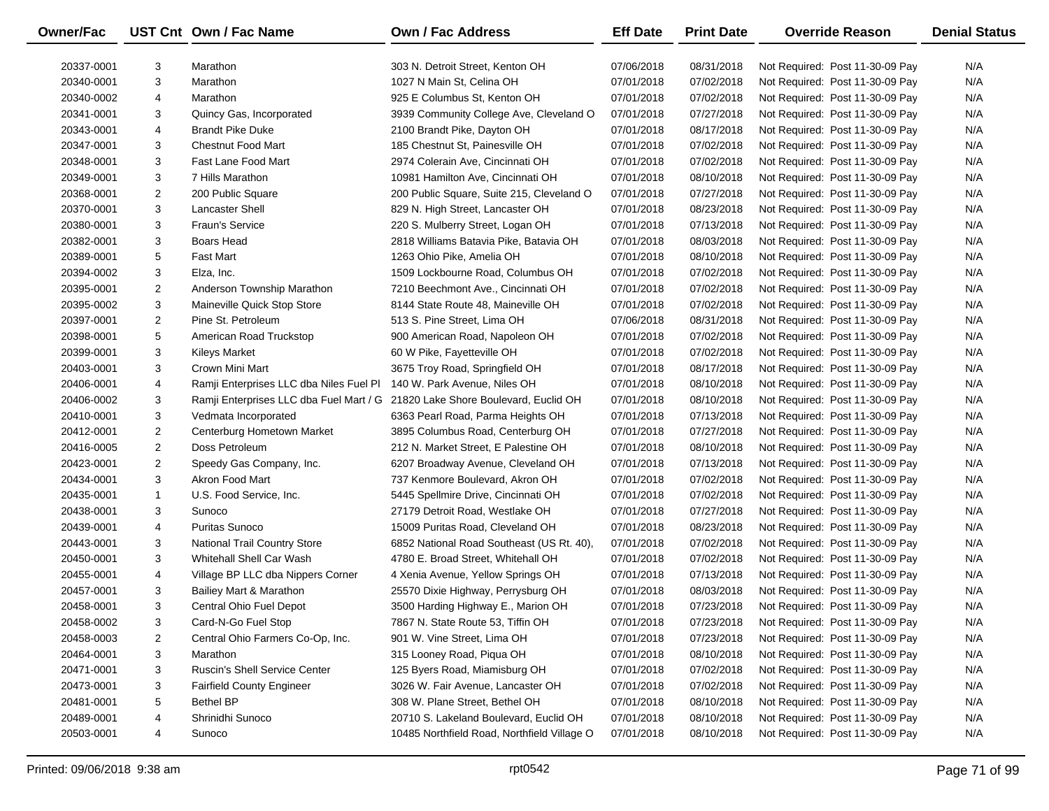| Owner/Fac | UST Cnt | Own / Fac Name | Own / Fac Address | Eff Date | Print Date | Override Reason | Denial Status |
|---|---|---|---|---|---|---|---|
| 20337-0001 | 3 | Marathon | 303 N. Detroit Street, Kenton OH | 07/06/2018 | 08/31/2018 | Not Required: Post 11-30-09 Pay | N/A |
| 20340-0001 | 3 | Marathon | 1027 N Main St, Celina OH | 07/01/2018 | 07/02/2018 | Not Required: Post 11-30-09 Pay | N/A |
| 20340-0002 | 4 | Marathon | 925 E Columbus St, Kenton OH | 07/01/2018 | 07/02/2018 | Not Required: Post 11-30-09 Pay | N/A |
| 20341-0001 | 3 | Quincy Gas, Incorporated | 3939 Community College Ave, Cleveland O | 07/01/2018 | 07/27/2018 | Not Required: Post 11-30-09 Pay | N/A |
| 20343-0001 | 4 | Brandt Pike Duke | 2100 Brandt Pike, Dayton OH | 07/01/2018 | 08/17/2018 | Not Required: Post 11-30-09 Pay | N/A |
| 20347-0001 | 3 | Chestnut Food Mart | 185 Chestnut St, Painesville OH | 07/01/2018 | 07/02/2018 | Not Required: Post 11-30-09 Pay | N/A |
| 20348-0001 | 3 | Fast Lane Food Mart | 2974 Colerain Ave, Cincinnati OH | 07/01/2018 | 07/02/2018 | Not Required: Post 11-30-09 Pay | N/A |
| 20349-0001 | 3 | 7 Hills Marathon | 10981 Hamilton Ave, Cincinnati OH | 07/01/2018 | 08/10/2018 | Not Required: Post 11-30-09 Pay | N/A |
| 20368-0001 | 2 | 200 Public Square | 200 Public Square, Suite 215, Cleveland O | 07/01/2018 | 07/27/2018 | Not Required: Post 11-30-09 Pay | N/A |
| 20370-0001 | 3 | Lancaster Shell | 829 N. High Street, Lancaster OH | 07/01/2018 | 08/23/2018 | Not Required: Post 11-30-09 Pay | N/A |
| 20380-0001 | 3 | Fraun's Service | 220 S. Mulberry Street, Logan OH | 07/01/2018 | 07/13/2018 | Not Required: Post 11-30-09 Pay | N/A |
| 20382-0001 | 3 | Boars Head | 2818 Williams Batavia Pike, Batavia OH | 07/01/2018 | 08/03/2018 | Not Required: Post 11-30-09 Pay | N/A |
| 20389-0001 | 5 | Fast Mart | 1263 Ohio Pike, Amelia OH | 07/01/2018 | 08/10/2018 | Not Required: Post 11-30-09 Pay | N/A |
| 20394-0002 | 3 | Elza, Inc. | 1509 Lockbourne Road, Columbus OH | 07/01/2018 | 07/02/2018 | Not Required: Post 11-30-09 Pay | N/A |
| 20395-0001 | 2 | Anderson Township Marathon | 7210 Beechmont Ave., Cincinnati OH | 07/01/2018 | 07/02/2018 | Not Required: Post 11-30-09 Pay | N/A |
| 20395-0002 | 3 | Maineville Quick Stop Store | 8144 State Route 48, Maineville OH | 07/01/2018 | 07/02/2018 | Not Required: Post 11-30-09 Pay | N/A |
| 20397-0001 | 2 | Pine St. Petroleum | 513 S. Pine Street, Lima OH | 07/06/2018 | 08/31/2018 | Not Required: Post 11-30-09 Pay | N/A |
| 20398-0001 | 5 | American Road Truckstop | 900 American Road, Napoleon OH | 07/01/2018 | 07/02/2018 | Not Required: Post 11-30-09 Pay | N/A |
| 20399-0001 | 3 | Kileys Market | 60 W Pike, Fayetteville OH | 07/01/2018 | 07/02/2018 | Not Required: Post 11-30-09 Pay | N/A |
| 20403-0001 | 3 | Crown Mini Mart | 3675 Troy Road, Springfield OH | 07/01/2018 | 08/17/2018 | Not Required: Post 11-30-09 Pay | N/A |
| 20406-0001 | 4 | Ramji Enterprises LLC dba Niles Fuel Pl | 140 W. Park Avenue, Niles OH | 07/01/2018 | 08/10/2018 | Not Required: Post 11-30-09 Pay | N/A |
| 20406-0002 | 3 | Ramji Enterprises LLC dba Fuel Mart / G | 21820 Lake Shore Boulevard, Euclid OH | 07/01/2018 | 08/10/2018 | Not Required: Post 11-30-09 Pay | N/A |
| 20410-0001 | 3 | Vedmata Incorporated | 6363 Pearl Road, Parma Heights OH | 07/01/2018 | 07/13/2018 | Not Required: Post 11-30-09 Pay | N/A |
| 20412-0001 | 2 | Centerburg Hometown Market | 3895 Columbus Road, Centerburg OH | 07/01/2018 | 07/27/2018 | Not Required: Post 11-30-09 Pay | N/A |
| 20416-0005 | 2 | Doss Petroleum | 212 N. Market Street, E Palestine OH | 07/01/2018 | 08/10/2018 | Not Required: Post 11-30-09 Pay | N/A |
| 20423-0001 | 2 | Speedy Gas Company, Inc. | 6207 Broadway Avenue, Cleveland OH | 07/01/2018 | 07/13/2018 | Not Required: Post 11-30-09 Pay | N/A |
| 20434-0001 | 3 | Akron Food Mart | 737 Kenmore Boulevard, Akron OH | 07/01/2018 | 07/02/2018 | Not Required: Post 11-30-09 Pay | N/A |
| 20435-0001 | 1 | U.S. Food Service, Inc. | 5445 Spellmire Drive, Cincinnati OH | 07/01/2018 | 07/02/2018 | Not Required: Post 11-30-09 Pay | N/A |
| 20438-0001 | 3 | Sunoco | 27179 Detroit Road, Westlake OH | 07/01/2018 | 07/27/2018 | Not Required: Post 11-30-09 Pay | N/A |
| 20439-0001 | 4 | Puritas Sunoco | 15009 Puritas Road, Cleveland OH | 07/01/2018 | 08/23/2018 | Not Required: Post 11-30-09 Pay | N/A |
| 20443-0001 | 3 | National Trail Country Store | 6852 National Road Southeast (US Rt. 40), | 07/01/2018 | 07/02/2018 | Not Required: Post 11-30-09 Pay | N/A |
| 20450-0001 | 3 | Whitehall Shell Car Wash | 4780 E. Broad Street, Whitehall OH | 07/01/2018 | 07/02/2018 | Not Required: Post 11-30-09 Pay | N/A |
| 20455-0001 | 4 | Village BP LLC dba Nippers Corner | 4 Xenia Avenue, Yellow Springs OH | 07/01/2018 | 07/13/2018 | Not Required: Post 11-30-09 Pay | N/A |
| 20457-0001 | 3 | Bailiey Mart & Marathon | 25570 Dixie Highway, Perrysburg OH | 07/01/2018 | 08/03/2018 | Not Required: Post 11-30-09 Pay | N/A |
| 20458-0001 | 3 | Central Ohio Fuel Depot | 3500 Harding Highway E., Marion OH | 07/01/2018 | 07/23/2018 | Not Required: Post 11-30-09 Pay | N/A |
| 20458-0002 | 3 | Card-N-Go Fuel Stop | 7867 N. State Route 53, Tiffin OH | 07/01/2018 | 07/23/2018 | Not Required: Post 11-30-09 Pay | N/A |
| 20458-0003 | 2 | Central Ohio Farmers Co-Op, Inc. | 901 W. Vine Street, Lima OH | 07/01/2018 | 07/23/2018 | Not Required: Post 11-30-09 Pay | N/A |
| 20464-0001 | 3 | Marathon | 315 Looney Road, Piqua OH | 07/01/2018 | 08/10/2018 | Not Required: Post 11-30-09 Pay | N/A |
| 20471-0001 | 3 | Ruscin's Shell Service Center | 125 Byers Road, Miamisburg OH | 07/01/2018 | 07/02/2018 | Not Required: Post 11-30-09 Pay | N/A |
| 20473-0001 | 3 | Fairfield County Engineer | 3026 W. Fair Avenue, Lancaster OH | 07/01/2018 | 07/02/2018 | Not Required: Post 11-30-09 Pay | N/A |
| 20481-0001 | 5 | Bethel BP | 308 W. Plane Street, Bethel OH | 07/01/2018 | 08/10/2018 | Not Required: Post 11-30-09 Pay | N/A |
| 20489-0001 | 4 | Shrinidhi Sunoco | 20710 S. Lakeland Boulevard, Euclid OH | 07/01/2018 | 08/10/2018 | Not Required: Post 11-30-09 Pay | N/A |
| 20503-0001 | 4 | Sunoco | 10485 Northfield Road, Northfield Village O | 07/01/2018 | 08/10/2018 | Not Required: Post 11-30-09 Pay | N/A |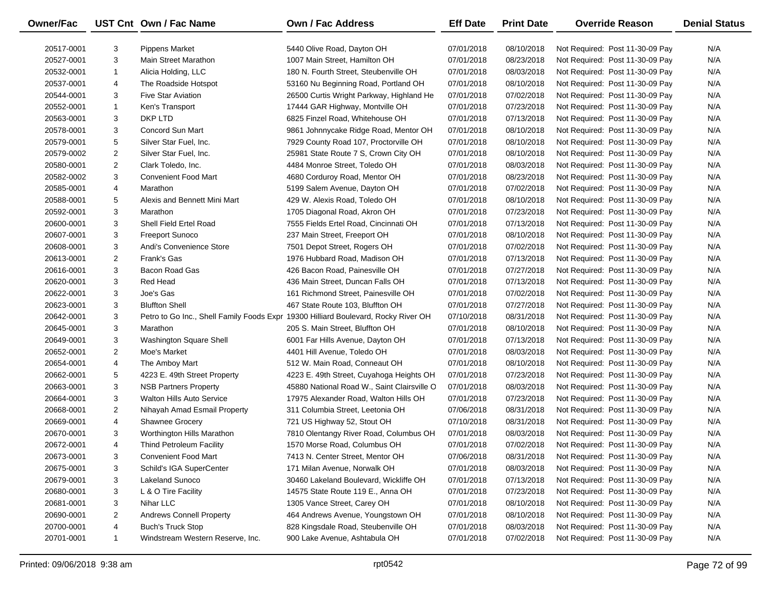| Owner/Fac | UST Cnt | Own / Fac Name | Own / Fac Address | Eff Date | Print Date | Override Reason | Denial Status |
|---|---|---|---|---|---|---|---|
| 20517-0001 | 3 | Pippens Market | 5440 Olive Road, Dayton OH | 07/01/2018 | 08/10/2018 | Not Required: Post 11-30-09 Pay | N/A |
| 20527-0001 | 3 | Main Street Marathon | 1007 Main Street, Hamilton OH | 07/01/2018 | 08/23/2018 | Not Required: Post 11-30-09 Pay | N/A |
| 20532-0001 | 1 | Alicia Holding, LLC | 180 N. Fourth Street, Steubenville OH | 07/01/2018 | 08/03/2018 | Not Required: Post 11-30-09 Pay | N/A |
| 20537-0001 | 4 | The Roadside Hotspot | 53160 Nu Beginning Road, Portland OH | 07/01/2018 | 08/10/2018 | Not Required: Post 11-30-09 Pay | N/A |
| 20544-0001 | 3 | Five Star Aviation | 26500 Curtis Wright Parkway, Highland He | 07/01/2018 | 07/02/2018 | Not Required: Post 11-30-09 Pay | N/A |
| 20552-0001 | 1 | Ken's Transport | 17444 GAR Highway, Montville OH | 07/01/2018 | 07/23/2018 | Not Required: Post 11-30-09 Pay | N/A |
| 20563-0001 | 3 | DKP LTD | 6825 Finzel Road, Whitehouse OH | 07/01/2018 | 07/13/2018 | Not Required: Post 11-30-09 Pay | N/A |
| 20578-0001 | 3 | Concord Sun Mart | 9861 Johnnycake Ridge Road, Mentor OH | 07/01/2018 | 08/10/2018 | Not Required: Post 11-30-09 Pay | N/A |
| 20579-0001 | 5 | Silver Star Fuel, Inc. | 7929 County Road 107, Proctorville OH | 07/01/2018 | 08/10/2018 | Not Required: Post 11-30-09 Pay | N/A |
| 20579-0002 | 2 | Silver Star Fuel, Inc. | 25981 State Route 7 S, Crown City OH | 07/01/2018 | 08/10/2018 | Not Required: Post 11-30-09 Pay | N/A |
| 20580-0001 | 2 | Clark Toledo, Inc. | 4484 Monroe Street, Toledo OH | 07/01/2018 | 08/03/2018 | Not Required: Post 11-30-09 Pay | N/A |
| 20582-0002 | 3 | Convenient Food Mart | 4680 Corduroy Road, Mentor OH | 07/01/2018 | 08/23/2018 | Not Required: Post 11-30-09 Pay | N/A |
| 20585-0001 | 4 | Marathon | 5199 Salem Avenue, Dayton OH | 07/01/2018 | 07/02/2018 | Not Required: Post 11-30-09 Pay | N/A |
| 20588-0001 | 5 | Alexis and Bennett Mini Mart | 429 W. Alexis Road, Toledo OH | 07/01/2018 | 08/10/2018 | Not Required: Post 11-30-09 Pay | N/A |
| 20592-0001 | 3 | Marathon | 1705 Diagonal Road, Akron OH | 07/01/2018 | 07/23/2018 | Not Required: Post 11-30-09 Pay | N/A |
| 20600-0001 | 3 | Shell Field Ertel Road | 7555 Fields Ertel Road, Cincinnati OH | 07/01/2018 | 07/13/2018 | Not Required: Post 11-30-09 Pay | N/A |
| 20607-0001 | 3 | Freeport Sunoco | 237 Main Street, Freeport OH | 07/01/2018 | 08/10/2018 | Not Required: Post 11-30-09 Pay | N/A |
| 20608-0001 | 3 | Andi's Convenience Store | 7501 Depot Street, Rogers OH | 07/01/2018 | 07/02/2018 | Not Required: Post 11-30-09 Pay | N/A |
| 20613-0001 | 2 | Frank's Gas | 1976 Hubbard Road, Madison OH | 07/01/2018 | 07/13/2018 | Not Required: Post 11-30-09 Pay | N/A |
| 20616-0001 | 3 | Bacon Road Gas | 426 Bacon Road, Painesville OH | 07/01/2018 | 07/27/2018 | Not Required: Post 11-30-09 Pay | N/A |
| 20620-0001 | 3 | Red Head | 436 Main Street, Duncan Falls OH | 07/01/2018 | 07/13/2018 | Not Required: Post 11-30-09 Pay | N/A |
| 20622-0001 | 3 | Joe's Gas | 161 Richmond Street, Painesville OH | 07/01/2018 | 07/02/2018 | Not Required: Post 11-30-09 Pay | N/A |
| 20623-0001 | 3 | Bluffton Shell | 467 State Route 103, Bluffton OH | 07/01/2018 | 07/27/2018 | Not Required: Post 11-30-09 Pay | N/A |
| 20642-0001 | 3 | Petro to Go Inc., Shell Family Foods Expr | 19300 Hilliard Boulevard, Rocky River OH | 07/10/2018 | 08/31/2018 | Not Required: Post 11-30-09 Pay | N/A |
| 20645-0001 | 3 | Marathon | 205 S. Main Street, Bluffton OH | 07/01/2018 | 08/10/2018 | Not Required: Post 11-30-09 Pay | N/A |
| 20649-0001 | 3 | Washington Square Shell | 6001 Far Hills Avenue, Dayton OH | 07/01/2018 | 07/13/2018 | Not Required: Post 11-30-09 Pay | N/A |
| 20652-0001 | 2 | Moe's Market | 4401 Hill Avenue, Toledo OH | 07/01/2018 | 08/03/2018 | Not Required: Post 11-30-09 Pay | N/A |
| 20654-0001 | 4 | The Amboy Mart | 512 W. Main Road, Conneaut OH | 07/01/2018 | 08/10/2018 | Not Required: Post 11-30-09 Pay | N/A |
| 20662-0001 | 5 | 4223 E. 49th Street Property | 4223 E. 49th Street, Cuyahoga Heights OH | 07/01/2018 | 07/23/2018 | Not Required: Post 11-30-09 Pay | N/A |
| 20663-0001 | 3 | NSB Partners Property | 45880 National Road W., Saint Clairsville O | 07/01/2018 | 08/03/2018 | Not Required: Post 11-30-09 Pay | N/A |
| 20664-0001 | 3 | Walton Hills Auto Service | 17975 Alexander Road, Walton Hills OH | 07/01/2018 | 07/23/2018 | Not Required: Post 11-30-09 Pay | N/A |
| 20668-0001 | 2 | Nihayah Amad Esmail Property | 311 Columbia Street, Leetonia OH | 07/06/2018 | 08/31/2018 | Not Required: Post 11-30-09 Pay | N/A |
| 20669-0001 | 4 | Shawnee Grocery | 721 US Highway 52, Stout OH | 07/10/2018 | 08/31/2018 | Not Required: Post 11-30-09 Pay | N/A |
| 20670-0001 | 3 | Worthington Hills Marathon | 7810 Olentangy River Road, Columbus OH | 07/01/2018 | 08/03/2018 | Not Required: Post 11-30-09 Pay | N/A |
| 20672-0001 | 4 | Thind Petroleum Facility | 1570 Morse Road, Columbus OH | 07/01/2018 | 07/02/2018 | Not Required: Post 11-30-09 Pay | N/A |
| 20673-0001 | 3 | Convenient Food Mart | 7413 N. Center Street, Mentor OH | 07/06/2018 | 08/31/2018 | Not Required: Post 11-30-09 Pay | N/A |
| 20675-0001 | 3 | Schild's IGA SuperCenter | 171 Milan Avenue, Norwalk OH | 07/01/2018 | 08/03/2018 | Not Required: Post 11-30-09 Pay | N/A |
| 20679-0001 | 3 | Lakeland Sunoco | 30460 Lakeland Boulevard, Wickliffe OH | 07/01/2018 | 07/13/2018 | Not Required: Post 11-30-09 Pay | N/A |
| 20680-0001 | 3 | L & O Tire Facility | 14575 State Route 119 E., Anna OH | 07/01/2018 | 07/23/2018 | Not Required: Post 11-30-09 Pay | N/A |
| 20681-0001 | 3 | Nihar LLC | 1305 Vance Street, Carey OH | 07/01/2018 | 08/10/2018 | Not Required: Post 11-30-09 Pay | N/A |
| 20690-0001 | 2 | Andrews Connell Property | 464 Andrews Avenue, Youngstown OH | 07/01/2018 | 08/10/2018 | Not Required: Post 11-30-09 Pay | N/A |
| 20700-0001 | 4 | Buch's Truck Stop | 828 Kingsdale Road, Steubenville OH | 07/01/2018 | 08/03/2018 | Not Required: Post 11-30-09 Pay | N/A |
| 20701-0001 | 1 | Windstream Western Reserve, Inc. | 900 Lake Avenue, Ashtabula OH | 07/01/2018 | 07/02/2018 | Not Required: Post 11-30-09 Pay | N/A |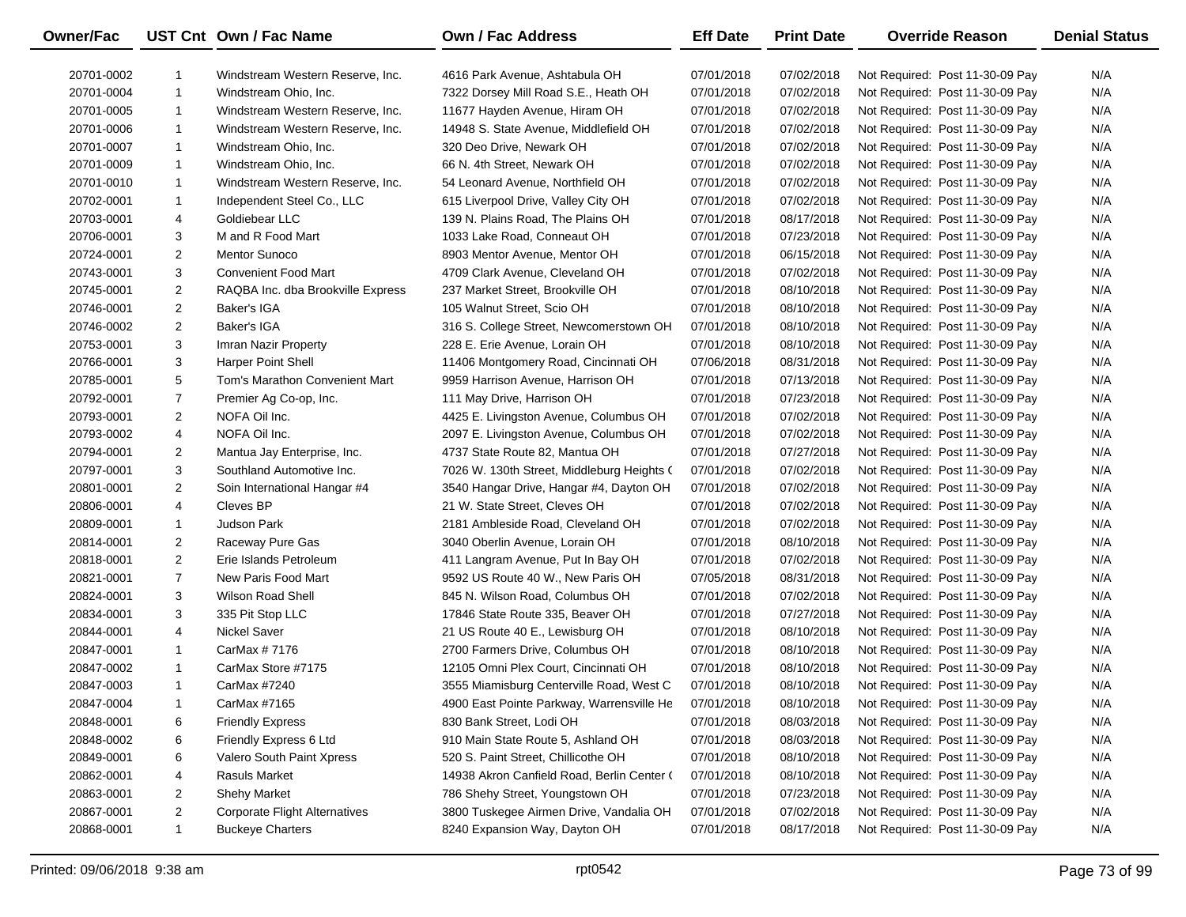| Owner/Fac | UST Cnt | Own / Fac Name | Own / Fac Address | Eff Date | Print Date | Override Reason | Denial Status |
|---|---|---|---|---|---|---|---|
| 20701-0002 | 1 | Windstream Western Reserve, Inc. | 4616 Park Avenue, Ashtabula OH | 07/01/2018 | 07/02/2018 | Not Required: Post 11-30-09 Pay | N/A |
| 20701-0004 | 1 | Windstream Ohio, Inc. | 7322 Dorsey Mill Road S.E., Heath OH | 07/01/2018 | 07/02/2018 | Not Required: Post 11-30-09 Pay | N/A |
| 20701-0005 | 1 | Windstream Western Reserve, Inc. | 11677 Hayden Avenue, Hiram OH | 07/01/2018 | 07/02/2018 | Not Required: Post 11-30-09 Pay | N/A |
| 20701-0006 | 1 | Windstream Western Reserve, Inc. | 14948 S. State Avenue, Middlefield OH | 07/01/2018 | 07/02/2018 | Not Required: Post 11-30-09 Pay | N/A |
| 20701-0007 | 1 | Windstream Ohio, Inc. | 320 Deo Drive, Newark OH | 07/01/2018 | 07/02/2018 | Not Required: Post 11-30-09 Pay | N/A |
| 20701-0009 | 1 | Windstream Ohio, Inc. | 66 N. 4th Street, Newark OH | 07/01/2018 | 07/02/2018 | Not Required: Post 11-30-09 Pay | N/A |
| 20701-0010 | 1 | Windstream Western Reserve, Inc. | 54 Leonard Avenue, Northfield OH | 07/01/2018 | 07/02/2018 | Not Required: Post 11-30-09 Pay | N/A |
| 20702-0001 | 1 | Independent Steel Co., LLC | 615 Liverpool Drive, Valley City OH | 07/01/2018 | 07/02/2018 | Not Required: Post 11-30-09 Pay | N/A |
| 20703-0001 | 4 | Goldiebear LLC | 139 N. Plains Road, The Plains OH | 07/01/2018 | 08/17/2018 | Not Required: Post 11-30-09 Pay | N/A |
| 20706-0001 | 3 | M and R Food Mart | 1033 Lake Road, Conneaut OH | 07/01/2018 | 07/23/2018 | Not Required: Post 11-30-09 Pay | N/A |
| 20724-0001 | 2 | Mentor Sunoco | 8903 Mentor Avenue, Mentor OH | 07/01/2018 | 06/15/2018 | Not Required: Post 11-30-09 Pay | N/A |
| 20743-0001 | 3 | Convenient Food Mart | 4709 Clark Avenue, Cleveland OH | 07/01/2018 | 07/02/2018 | Not Required: Post 11-30-09 Pay | N/A |
| 20745-0001 | 2 | RAQBA Inc. dba Brookville Express | 237 Market Street, Brookville OH | 07/01/2018 | 08/10/2018 | Not Required: Post 11-30-09 Pay | N/A |
| 20746-0001 | 2 | Baker's IGA | 105 Walnut Street, Scio OH | 07/01/2018 | 08/10/2018 | Not Required: Post 11-30-09 Pay | N/A |
| 20746-0002 | 2 | Baker's IGA | 316 S. College Street, Newcomerstown OH | 07/01/2018 | 08/10/2018 | Not Required: Post 11-30-09 Pay | N/A |
| 20753-0001 | 3 | Imran Nazir Property | 228 E. Erie Avenue, Lorain OH | 07/01/2018 | 08/10/2018 | Not Required: Post 11-30-09 Pay | N/A |
| 20766-0001 | 3 | Harper Point Shell | 11406 Montgomery Road, Cincinnati OH | 07/06/2018 | 08/31/2018 | Not Required: Post 11-30-09 Pay | N/A |
| 20785-0001 | 5 | Tom's Marathon Convenient Mart | 9959 Harrison Avenue, Harrison OH | 07/01/2018 | 07/13/2018 | Not Required: Post 11-30-09 Pay | N/A |
| 20792-0001 | 7 | Premier Ag Co-op, Inc. | 111 May Drive, Harrison OH | 07/01/2018 | 07/23/2018 | Not Required: Post 11-30-09 Pay | N/A |
| 20793-0001 | 2 | NOFA Oil Inc. | 4425 E. Livingston Avenue, Columbus OH | 07/01/2018 | 07/02/2018 | Not Required: Post 11-30-09 Pay | N/A |
| 20793-0002 | 4 | NOFA Oil Inc. | 2097 E. Livingston Avenue, Columbus OH | 07/01/2018 | 07/02/2018 | Not Required: Post 11-30-09 Pay | N/A |
| 20794-0001 | 2 | Mantua Jay Enterprise, Inc. | 4737 State Route 82, Mantua OH | 07/01/2018 | 07/27/2018 | Not Required: Post 11-30-09 Pay | N/A |
| 20797-0001 | 3 | Southland Automotive Inc. | 7026 W. 130th Street, Middleburg Heights ( | 07/01/2018 | 07/02/2018 | Not Required: Post 11-30-09 Pay | N/A |
| 20801-0001 | 2 | Soin International Hangar #4 | 3540 Hangar Drive, Hangar #4, Dayton OH | 07/01/2018 | 07/02/2018 | Not Required: Post 11-30-09 Pay | N/A |
| 20806-0001 | 4 | Cleves BP | 21 W. State Street, Cleves OH | 07/01/2018 | 07/02/2018 | Not Required: Post 11-30-09 Pay | N/A |
| 20809-0001 | 1 | Judson Park | 2181 Ambleside Road, Cleveland OH | 07/01/2018 | 07/02/2018 | Not Required: Post 11-30-09 Pay | N/A |
| 20814-0001 | 2 | Raceway Pure Gas | 3040 Oberlin Avenue, Lorain OH | 07/01/2018 | 08/10/2018 | Not Required: Post 11-30-09 Pay | N/A |
| 20818-0001 | 2 | Erie Islands Petroleum | 411 Langram Avenue, Put In Bay OH | 07/01/2018 | 07/02/2018 | Not Required: Post 11-30-09 Pay | N/A |
| 20821-0001 | 7 | New Paris Food Mart | 9592 US Route 40 W., New Paris OH | 07/05/2018 | 08/31/2018 | Not Required: Post 11-30-09 Pay | N/A |
| 20824-0001 | 3 | Wilson Road Shell | 845 N. Wilson Road, Columbus OH | 07/01/2018 | 07/02/2018 | Not Required: Post 11-30-09 Pay | N/A |
| 20834-0001 | 3 | 335 Pit Stop LLC | 17846 State Route 335, Beaver OH | 07/01/2018 | 07/27/2018 | Not Required: Post 11-30-09 Pay | N/A |
| 20844-0001 | 4 | Nickel Saver | 21 US Route 40 E., Lewisburg OH | 07/01/2018 | 08/10/2018 | Not Required: Post 11-30-09 Pay | N/A |
| 20847-0001 | 1 | CarMax # 7176 | 2700 Farmers Drive, Columbus OH | 07/01/2018 | 08/10/2018 | Not Required: Post 11-30-09 Pay | N/A |
| 20847-0002 | 1 | CarMax Store #7175 | 12105 Omni Plex Court, Cincinnati OH | 07/01/2018 | 08/10/2018 | Not Required: Post 11-30-09 Pay | N/A |
| 20847-0003 | 1 | CarMax #7240 | 3555 Miamisburg Centerville Road, West C | 07/01/2018 | 08/10/2018 | Not Required: Post 11-30-09 Pay | N/A |
| 20847-0004 | 1 | CarMax #7165 | 4900 East Pointe Parkway, Warrensville He | 07/01/2018 | 08/10/2018 | Not Required: Post 11-30-09 Pay | N/A |
| 20848-0001 | 6 | Friendly Express | 830 Bank Street, Lodi OH | 07/01/2018 | 08/03/2018 | Not Required: Post 11-30-09 Pay | N/A |
| 20848-0002 | 6 | Friendly Express 6 Ltd | 910 Main State Route 5, Ashland OH | 07/01/2018 | 08/03/2018 | Not Required: Post 11-30-09 Pay | N/A |
| 20849-0001 | 6 | Valero South Paint Xpress | 520 S. Paint Street, Chillicothe OH | 07/01/2018 | 08/10/2018 | Not Required: Post 11-30-09 Pay | N/A |
| 20862-0001 | 4 | Rasuls Market | 14938 Akron Canfield Road, Berlin Center ( | 07/01/2018 | 08/10/2018 | Not Required: Post 11-30-09 Pay | N/A |
| 20863-0001 | 2 | Shehy Market | 786 Shehy Street, Youngstown OH | 07/01/2018 | 07/23/2018 | Not Required: Post 11-30-09 Pay | N/A |
| 20867-0001 | 2 | Corporate Flight Alternatives | 3800 Tuskegee Airmen Drive, Vandalia OH | 07/01/2018 | 07/02/2018 | Not Required: Post 11-30-09 Pay | N/A |
| 20868-0001 | 1 | Buckeye Charters | 8240 Expansion Way, Dayton OH | 07/01/2018 | 08/17/2018 | Not Required: Post 11-30-09 Pay | N/A |

Printed: 09/06/2018 9:38 am | rpt0542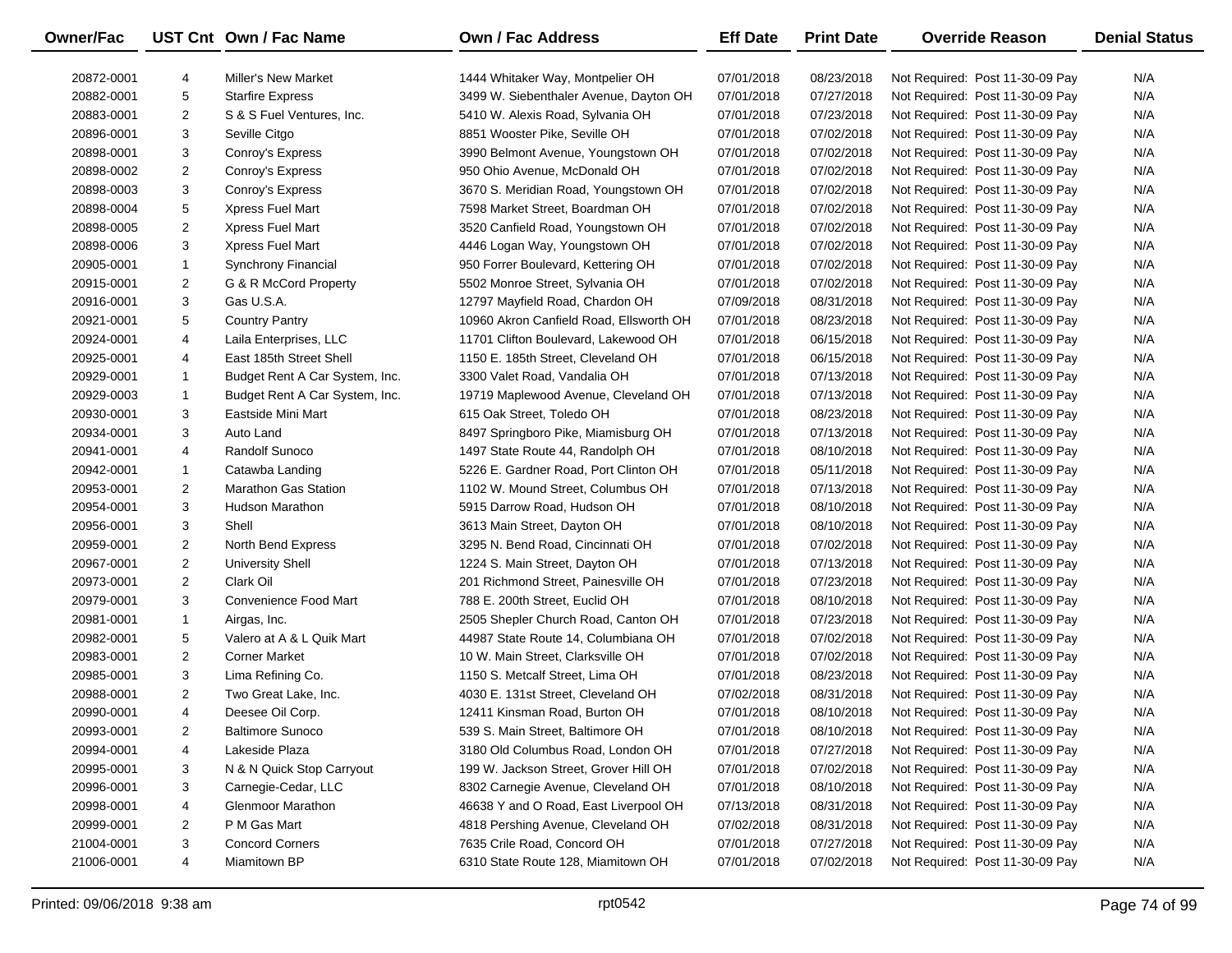| Owner/Fac | UST Cnt | Own / Fac Name | Own / Fac Address | Eff Date | Print Date | Override Reason | Denial Status |
|---|---|---|---|---|---|---|---|
| 20872-0001 | 4 | Miller's New Market | 1444 Whitaker Way, Montpelier OH | 07/01/2018 | 08/23/2018 | Not Required: Post 11-30-09 Pay | N/A |
| 20882-0001 | 5 | Starfire Express | 3499 W. Siebenthaler Avenue, Dayton OH | 07/01/2018 | 07/27/2018 | Not Required: Post 11-30-09 Pay | N/A |
| 20883-0001 | 2 | S & S Fuel Ventures, Inc. | 5410 W. Alexis Road, Sylvania OH | 07/01/2018 | 07/23/2018 | Not Required: Post 11-30-09 Pay | N/A |
| 20896-0001 | 3 | Seville Citgo | 8851 Wooster Pike, Seville OH | 07/01/2018 | 07/02/2018 | Not Required: Post 11-30-09 Pay | N/A |
| 20898-0001 | 3 | Conroy's Express | 3990 Belmont Avenue, Youngstown OH | 07/01/2018 | 07/02/2018 | Not Required: Post 11-30-09 Pay | N/A |
| 20898-0002 | 2 | Conroy's Express | 950 Ohio Avenue, McDonald OH | 07/01/2018 | 07/02/2018 | Not Required: Post 11-30-09 Pay | N/A |
| 20898-0003 | 3 | Conroy's Express | 3670 S. Meridian Road, Youngstown OH | 07/01/2018 | 07/02/2018 | Not Required: Post 11-30-09 Pay | N/A |
| 20898-0004 | 5 | Xpress Fuel Mart | 7598 Market Street, Boardman OH | 07/01/2018 | 07/02/2018 | Not Required: Post 11-30-09 Pay | N/A |
| 20898-0005 | 2 | Xpress Fuel Mart | 3520 Canfield Road, Youngstown OH | 07/01/2018 | 07/02/2018 | Not Required: Post 11-30-09 Pay | N/A |
| 20898-0006 | 3 | Xpress Fuel Mart | 4446 Logan Way, Youngstown OH | 07/01/2018 | 07/02/2018 | Not Required: Post 11-30-09 Pay | N/A |
| 20905-0001 | 1 | Synchrony Financial | 950 Forrer Boulevard, Kettering OH | 07/01/2018 | 07/02/2018 | Not Required: Post 11-30-09 Pay | N/A |
| 20915-0001 | 2 | G & R McCord Property | 5502 Monroe Street, Sylvania OH | 07/01/2018 | 07/02/2018 | Not Required: Post 11-30-09 Pay | N/A |
| 20916-0001 | 3 | Gas U.S.A. | 12797 Mayfield Road, Chardon OH | 07/09/2018 | 08/31/2018 | Not Required: Post 11-30-09 Pay | N/A |
| 20921-0001 | 5 | Country Pantry | 10960 Akron Canfield Road, Ellsworth OH | 07/01/2018 | 08/23/2018 | Not Required: Post 11-30-09 Pay | N/A |
| 20924-0001 | 4 | Laila Enterprises, LLC | 11701 Clifton Boulevard, Lakewood OH | 07/01/2018 | 06/15/2018 | Not Required: Post 11-30-09 Pay | N/A |
| 20925-0001 | 4 | East 185th Street Shell | 1150 E. 185th Street, Cleveland OH | 07/01/2018 | 06/15/2018 | Not Required: Post 11-30-09 Pay | N/A |
| 20929-0001 | 1 | Budget Rent A Car System, Inc. | 3300 Valet Road, Vandalia OH | 07/01/2018 | 07/13/2018 | Not Required: Post 11-30-09 Pay | N/A |
| 20929-0003 | 1 | Budget Rent A Car System, Inc. | 19719 Maplewood Avenue, Cleveland OH | 07/01/2018 | 07/13/2018 | Not Required: Post 11-30-09 Pay | N/A |
| 20930-0001 | 3 | Eastside Mini Mart | 615 Oak Street, Toledo OH | 07/01/2018 | 08/23/2018 | Not Required: Post 11-30-09 Pay | N/A |
| 20934-0001 | 3 | Auto Land | 8497 Springboro Pike, Miamisburg OH | 07/01/2018 | 07/13/2018 | Not Required: Post 11-30-09 Pay | N/A |
| 20941-0001 | 4 | Randolf Sunoco | 1497 State Route 44, Randolph OH | 07/01/2018 | 08/10/2018 | Not Required: Post 11-30-09 Pay | N/A |
| 20942-0001 | 1 | Catawba Landing | 5226 E. Gardner Road, Port Clinton OH | 07/01/2018 | 05/11/2018 | Not Required: Post 11-30-09 Pay | N/A |
| 20953-0001 | 2 | Marathon Gas Station | 1102 W. Mound Street, Columbus OH | 07/01/2018 | 07/13/2018 | Not Required: Post 11-30-09 Pay | N/A |
| 20954-0001 | 3 | Hudson Marathon | 5915 Darrow Road, Hudson OH | 07/01/2018 | 08/10/2018 | Not Required: Post 11-30-09 Pay | N/A |
| 20956-0001 | 3 | Shell | 3613 Main Street, Dayton OH | 07/01/2018 | 08/10/2018 | Not Required: Post 11-30-09 Pay | N/A |
| 20959-0001 | 2 | North Bend Express | 3295 N. Bend Road, Cincinnati OH | 07/01/2018 | 07/02/2018 | Not Required: Post 11-30-09 Pay | N/A |
| 20967-0001 | 2 | University Shell | 1224 S. Main Street, Dayton OH | 07/01/2018 | 07/13/2018 | Not Required: Post 11-30-09 Pay | N/A |
| 20973-0001 | 2 | Clark Oil | 201 Richmond Street, Painesville OH | 07/01/2018 | 07/23/2018 | Not Required: Post 11-30-09 Pay | N/A |
| 20979-0001 | 3 | Convenience Food Mart | 788 E. 200th Street, Euclid OH | 07/01/2018 | 08/10/2018 | Not Required: Post 11-30-09 Pay | N/A |
| 20981-0001 | 1 | Airgas, Inc. | 2505 Shepler Church Road, Canton OH | 07/01/2018 | 07/23/2018 | Not Required: Post 11-30-09 Pay | N/A |
| 20982-0001 | 5 | Valero at A & L Quik Mart | 44987 State Route 14, Columbiana OH | 07/01/2018 | 07/02/2018 | Not Required: Post 11-30-09 Pay | N/A |
| 20983-0001 | 2 | Corner Market | 10 W. Main Street, Clarksville OH | 07/01/2018 | 07/02/2018 | Not Required: Post 11-30-09 Pay | N/A |
| 20985-0001 | 3 | Lima Refining Co. | 1150 S. Metcalf Street, Lima OH | 07/01/2018 | 08/23/2018 | Not Required: Post 11-30-09 Pay | N/A |
| 20988-0001 | 2 | Two Great Lake, Inc. | 4030 E. 131st Street, Cleveland OH | 07/02/2018 | 08/31/2018 | Not Required: Post 11-30-09 Pay | N/A |
| 20990-0001 | 4 | Deesee Oil Corp. | 12411 Kinsman Road, Burton OH | 07/01/2018 | 08/10/2018 | Not Required: Post 11-30-09 Pay | N/A |
| 20993-0001 | 2 | Baltimore Sunoco | 539 S. Main Street, Baltimore OH | 07/01/2018 | 08/10/2018 | Not Required: Post 11-30-09 Pay | N/A |
| 20994-0001 | 4 | Lakeside Plaza | 3180 Old Columbus Road, London OH | 07/01/2018 | 07/27/2018 | Not Required: Post 11-30-09 Pay | N/A |
| 20995-0001 | 3 | N & N Quick Stop Carryout | 199 W. Jackson Street, Grover Hill OH | 07/01/2018 | 07/02/2018 | Not Required: Post 11-30-09 Pay | N/A |
| 20996-0001 | 3 | Carnegie-Cedar, LLC | 8302 Carnegie Avenue, Cleveland OH | 07/01/2018 | 08/10/2018 | Not Required: Post 11-30-09 Pay | N/A |
| 20998-0001 | 4 | Glenmoor Marathon | 46638 Y and O Road, East Liverpool OH | 07/13/2018 | 08/31/2018 | Not Required: Post 11-30-09 Pay | N/A |
| 20999-0001 | 2 | P M Gas Mart | 4818 Pershing Avenue, Cleveland OH | 07/02/2018 | 08/31/2018 | Not Required: Post 11-30-09 Pay | N/A |
| 21004-0001 | 3 | Concord Corners | 7635 Crile Road, Concord OH | 07/01/2018 | 07/27/2018 | Not Required: Post 11-30-09 Pay | N/A |
| 21006-0001 | 4 | Miamitown BP | 6310 State Route 128, Miamitown OH | 07/01/2018 | 07/02/2018 | Not Required: Post 11-30-09 Pay | N/A |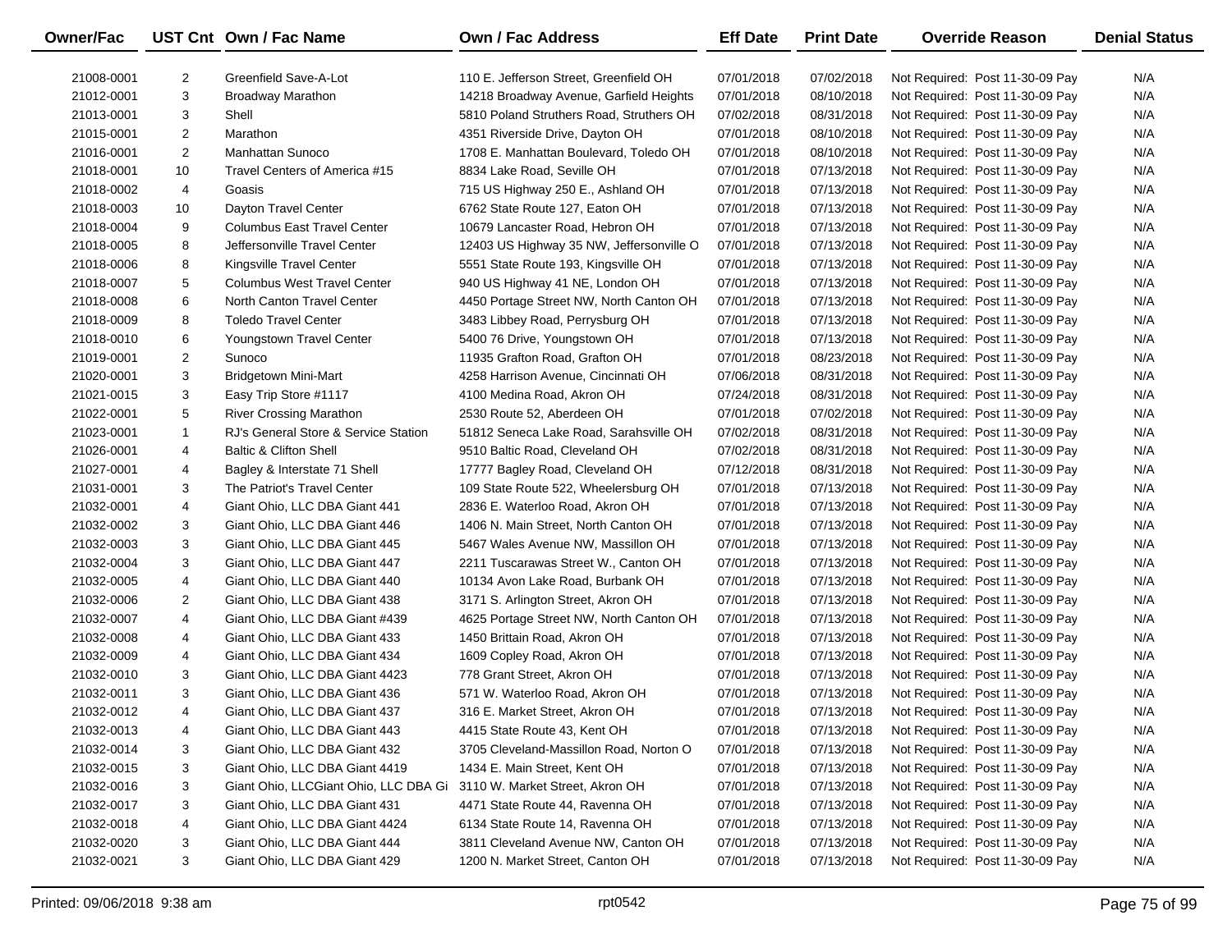| Owner/Fac | UST Cnt | Own / Fac Name | Own / Fac Address | Eff Date | Print Date | Override Reason | Denial Status |
|---|---|---|---|---|---|---|---|
| 21008-0001 | 2 | Greenfield Save-A-Lot | 110 E. Jefferson Street, Greenfield OH | 07/01/2018 | 07/02/2018 | Not Required: Post 11-30-09 Pay | N/A |
| 21012-0001 | 3 | Broadway Marathon | 14218 Broadway Avenue, Garfield Heights | 07/01/2018 | 08/10/2018 | Not Required: Post 11-30-09 Pay | N/A |
| 21013-0001 | 3 | Shell | 5810 Poland Struthers Road, Struthers OH | 07/02/2018 | 08/31/2018 | Not Required: Post 11-30-09 Pay | N/A |
| 21015-0001 | 2 | Marathon | 4351 Riverside Drive, Dayton OH | 07/01/2018 | 08/10/2018 | Not Required: Post 11-30-09 Pay | N/A |
| 21016-0001 | 2 | Manhattan Sunoco | 1708 E. Manhattan Boulevard, Toledo OH | 07/01/2018 | 08/10/2018 | Not Required: Post 11-30-09 Pay | N/A |
| 21018-0001 | 10 | Travel Centers of America #15 | 8834 Lake Road, Seville OH | 07/01/2018 | 07/13/2018 | Not Required: Post 11-30-09 Pay | N/A |
| 21018-0002 | 4 | Goasis | 715 US Highway 250 E., Ashland OH | 07/01/2018 | 07/13/2018 | Not Required: Post 11-30-09 Pay | N/A |
| 21018-0003 | 10 | Dayton Travel Center | 6762 State Route 127, Eaton OH | 07/01/2018 | 07/13/2018 | Not Required: Post 11-30-09 Pay | N/A |
| 21018-0004 | 9 | Columbus East Travel Center | 10679 Lancaster Road, Hebron OH | 07/01/2018 | 07/13/2018 | Not Required: Post 11-30-09 Pay | N/A |
| 21018-0005 | 8 | Jeffersonville Travel Center | 12403 US Highway 35 NW, Jeffersonville O | 07/01/2018 | 07/13/2018 | Not Required: Post 11-30-09 Pay | N/A |
| 21018-0006 | 8 | Kingsville Travel Center | 5551 State Route 193, Kingsville OH | 07/01/2018 | 07/13/2018 | Not Required: Post 11-30-09 Pay | N/A |
| 21018-0007 | 5 | Columbus West Travel Center | 940 US Highway 41 NE, London OH | 07/01/2018 | 07/13/2018 | Not Required: Post 11-30-09 Pay | N/A |
| 21018-0008 | 6 | North Canton Travel Center | 4450 Portage Street NW, North Canton OH | 07/01/2018 | 07/13/2018 | Not Required: Post 11-30-09 Pay | N/A |
| 21018-0009 | 8 | Toledo Travel Center | 3483 Libbey Road, Perrysburg OH | 07/01/2018 | 07/13/2018 | Not Required: Post 11-30-09 Pay | N/A |
| 21018-0010 | 6 | Youngstown Travel Center | 5400 76 Drive, Youngstown OH | 07/01/2018 | 07/13/2018 | Not Required: Post 11-30-09 Pay | N/A |
| 21019-0001 | 2 | Sunoco | 11935 Grafton Road, Grafton OH | 07/01/2018 | 08/23/2018 | Not Required: Post 11-30-09 Pay | N/A |
| 21020-0001 | 3 | Bridgetown Mini-Mart | 4258 Harrison Avenue, Cincinnati OH | 07/06/2018 | 08/31/2018 | Not Required: Post 11-30-09 Pay | N/A |
| 21021-0015 | 3 | Easy Trip Store #1117 | 4100 Medina Road, Akron OH | 07/24/2018 | 08/31/2018 | Not Required: Post 11-30-09 Pay | N/A |
| 21022-0001 | 5 | River Crossing Marathon | 2530 Route 52, Aberdeen OH | 07/01/2018 | 07/02/2018 | Not Required: Post 11-30-09 Pay | N/A |
| 21023-0001 | 1 | RJ's General Store & Service Station | 51812 Seneca Lake Road, Sarahsville OH | 07/02/2018 | 08/31/2018 | Not Required: Post 11-30-09 Pay | N/A |
| 21026-0001 | 4 | Baltic & Clifton Shell | 9510 Baltic Road, Cleveland OH | 07/02/2018 | 08/31/2018 | Not Required: Post 11-30-09 Pay | N/A |
| 21027-0001 | 4 | Bagley & Interstate 71 Shell | 17777 Bagley Road, Cleveland OH | 07/12/2018 | 08/31/2018 | Not Required: Post 11-30-09 Pay | N/A |
| 21031-0001 | 3 | The Patriot's Travel Center | 109 State Route 522, Wheelersburg OH | 07/01/2018 | 07/13/2018 | Not Required: Post 11-30-09 Pay | N/A |
| 21032-0001 | 4 | Giant Ohio, LLC DBA Giant 441 | 2836 E. Waterloo Road, Akron OH | 07/01/2018 | 07/13/2018 | Not Required: Post 11-30-09 Pay | N/A |
| 21032-0002 | 3 | Giant Ohio, LLC DBA Giant 446 | 1406 N. Main Street, North Canton OH | 07/01/2018 | 07/13/2018 | Not Required: Post 11-30-09 Pay | N/A |
| 21032-0003 | 3 | Giant Ohio, LLC DBA Giant 445 | 5467 Wales Avenue NW, Massillon OH | 07/01/2018 | 07/13/2018 | Not Required: Post 11-30-09 Pay | N/A |
| 21032-0004 | 3 | Giant Ohio, LLC DBA Giant 447 | 2211 Tuscarawas Street W., Canton OH | 07/01/2018 | 07/13/2018 | Not Required: Post 11-30-09 Pay | N/A |
| 21032-0005 | 4 | Giant Ohio, LLC DBA Giant 440 | 10134 Avon Lake Road, Burbank OH | 07/01/2018 | 07/13/2018 | Not Required: Post 11-30-09 Pay | N/A |
| 21032-0006 | 2 | Giant Ohio, LLC DBA Giant 438 | 3171 S. Arlington Street, Akron OH | 07/01/2018 | 07/13/2018 | Not Required: Post 11-30-09 Pay | N/A |
| 21032-0007 | 4 | Giant Ohio, LLC DBA Giant #439 | 4625 Portage Street NW, North Canton OH | 07/01/2018 | 07/13/2018 | Not Required: Post 11-30-09 Pay | N/A |
| 21032-0008 | 4 | Giant Ohio, LLC DBA Giant 433 | 1450 Brittain Road, Akron OH | 07/01/2018 | 07/13/2018 | Not Required: Post 11-30-09 Pay | N/A |
| 21032-0009 | 4 | Giant Ohio, LLC DBA Giant 434 | 1609 Copley Road, Akron OH | 07/01/2018 | 07/13/2018 | Not Required: Post 11-30-09 Pay | N/A |
| 21032-0010 | 3 | Giant Ohio, LLC DBA Giant 4423 | 778 Grant Street, Akron OH | 07/01/2018 | 07/13/2018 | Not Required: Post 11-30-09 Pay | N/A |
| 21032-0011 | 3 | Giant Ohio, LLC DBA Giant 436 | 571 W. Waterloo Road, Akron OH | 07/01/2018 | 07/13/2018 | Not Required: Post 11-30-09 Pay | N/A |
| 21032-0012 | 4 | Giant Ohio, LLC DBA Giant 437 | 316 E. Market Street, Akron OH | 07/01/2018 | 07/13/2018 | Not Required: Post 11-30-09 Pay | N/A |
| 21032-0013 | 4 | Giant Ohio, LLC DBA Giant 443 | 4415 State Route 43, Kent OH | 07/01/2018 | 07/13/2018 | Not Required: Post 11-30-09 Pay | N/A |
| 21032-0014 | 3 | Giant Ohio, LLC DBA Giant 432 | 3705 Cleveland-Massillon Road, Norton O | 07/01/2018 | 07/13/2018 | Not Required: Post 11-30-09 Pay | N/A |
| 21032-0015 | 3 | Giant Ohio, LLC DBA Giant 4419 | 1434 E. Main Street, Kent OH | 07/01/2018 | 07/13/2018 | Not Required: Post 11-30-09 Pay | N/A |
| 21032-0016 | 3 | Giant Ohio, LLCGiant Ohio, LLC DBA Gi | 3110 W. Market Street, Akron OH | 07/01/2018 | 07/13/2018 | Not Required: Post 11-30-09 Pay | N/A |
| 21032-0017 | 3 | Giant Ohio, LLC DBA Giant 431 | 4471 State Route 44, Ravenna OH | 07/01/2018 | 07/13/2018 | Not Required: Post 11-30-09 Pay | N/A |
| 21032-0018 | 4 | Giant Ohio, LLC DBA Giant 4424 | 6134 State Route 14, Ravenna OH | 07/01/2018 | 07/13/2018 | Not Required: Post 11-30-09 Pay | N/A |
| 21032-0020 | 3 | Giant Ohio, LLC DBA Giant 444 | 3811 Cleveland Avenue NW, Canton OH | 07/01/2018 | 07/13/2018 | Not Required: Post 11-30-09 Pay | N/A |
| 21032-0021 | 3 | Giant Ohio, LLC DBA Giant 429 | 1200 N. Market Street, Canton OH | 07/01/2018 | 07/13/2018 | Not Required: Post 11-30-09 Pay | N/A |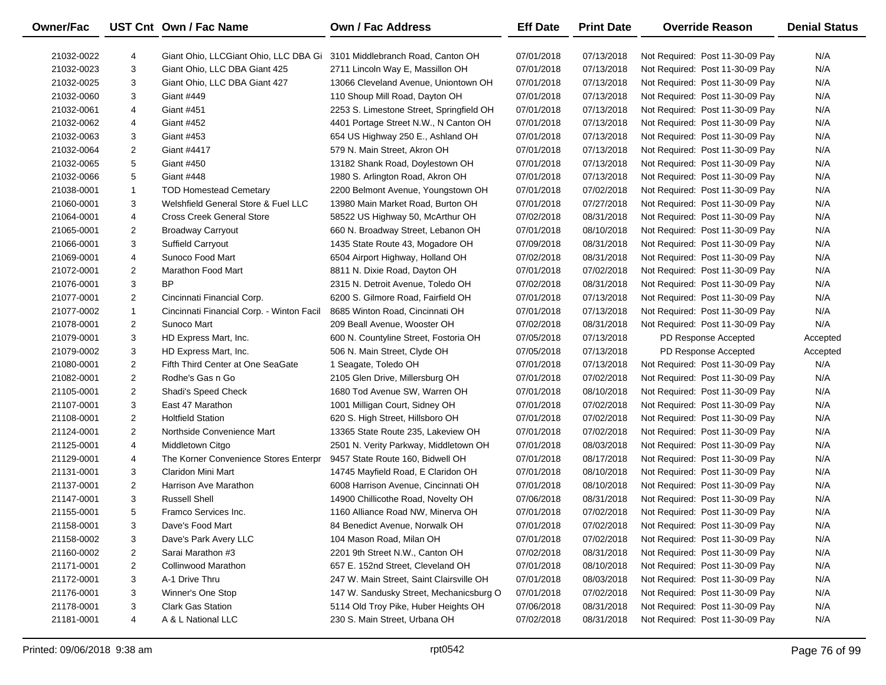| Owner/Fac | UST Cnt | Own / Fac Name | Own / Fac Address | Eff Date | Print Date | Override Reason | Denial Status |
|---|---|---|---|---|---|---|---|
| 21032-0022 | 4 | Giant Ohio, LLCGiant Ohio, LLC DBA Gi | 3101 Middlebranch Road, Canton OH | 07/01/2018 | 07/13/2018 | Not Required: Post 11-30-09 Pay | N/A |
| 21032-0023 | 3 | Giant Ohio, LLC DBA Giant 425 | 2711 Lincoln Way E, Massillon OH | 07/01/2018 | 07/13/2018 | Not Required: Post 11-30-09 Pay | N/A |
| 21032-0025 | 3 | Giant Ohio, LLC DBA Giant 427 | 13066 Cleveland Avenue, Uniontown OH | 07/01/2018 | 07/13/2018 | Not Required: Post 11-30-09 Pay | N/A |
| 21032-0060 | 3 | Giant #449 | 110 Shoup Mill Road, Dayton OH | 07/01/2018 | 07/13/2018 | Not Required: Post 11-30-09 Pay | N/A |
| 21032-0061 | 4 | Giant #451 | 2253 S. Limestone Street, Springfield OH | 07/01/2018 | 07/13/2018 | Not Required: Post 11-30-09 Pay | N/A |
| 21032-0062 | 4 | Giant #452 | 4401 Portage Street N.W., N Canton OH | 07/01/2018 | 07/13/2018 | Not Required: Post 11-30-09 Pay | N/A |
| 21032-0063 | 3 | Giant #453 | 654 US Highway 250 E., Ashland OH | 07/01/2018 | 07/13/2018 | Not Required: Post 11-30-09 Pay | N/A |
| 21032-0064 | 2 | Giant #4417 | 579 N. Main Street, Akron OH | 07/01/2018 | 07/13/2018 | Not Required: Post 11-30-09 Pay | N/A |
| 21032-0065 | 5 | Giant #450 | 13182 Shank Road, Doylestown OH | 07/01/2018 | 07/13/2018 | Not Required: Post 11-30-09 Pay | N/A |
| 21032-0066 | 5 | Giant #448 | 1980 S. Arlington Road, Akron OH | 07/01/2018 | 07/13/2018 | Not Required: Post 11-30-09 Pay | N/A |
| 21038-0001 | 1 | TOD Homestead Cemetary | 2200 Belmont Avenue, Youngstown OH | 07/01/2018 | 07/02/2018 | Not Required: Post 11-30-09 Pay | N/A |
| 21060-0001 | 3 | Welshfield General Store & Fuel LLC | 13980 Main Market Road, Burton OH | 07/01/2018 | 07/27/2018 | Not Required: Post 11-30-09 Pay | N/A |
| 21064-0001 | 4 | Cross Creek General Store | 58522 US Highway 50, McArthur OH | 07/02/2018 | 08/31/2018 | Not Required: Post 11-30-09 Pay | N/A |
| 21065-0001 | 2 | Broadway Carryout | 660 N. Broadway Street, Lebanon OH | 07/01/2018 | 08/10/2018 | Not Required: Post 11-30-09 Pay | N/A |
| 21066-0001 | 3 | Suffield Carryout | 1435 State Route 43, Mogadore OH | 07/09/2018 | 08/31/2018 | Not Required: Post 11-30-09 Pay | N/A |
| 21069-0001 | 4 | Sunoco Food Mart | 6504 Airport Highway, Holland OH | 07/02/2018 | 08/31/2018 | Not Required: Post 11-30-09 Pay | N/A |
| 21072-0001 | 2 | Marathon Food Mart | 8811 N. Dixie Road, Dayton OH | 07/01/2018 | 07/02/2018 | Not Required: Post 11-30-09 Pay | N/A |
| 21076-0001 | 3 | BP | 2315 N. Detroit Avenue, Toledo OH | 07/02/2018 | 08/31/2018 | Not Required: Post 11-30-09 Pay | N/A |
| 21077-0001 | 2 | Cincinnati Financial Corp. | 6200 S. Gilmore Road, Fairfield OH | 07/01/2018 | 07/13/2018 | Not Required: Post 11-30-09 Pay | N/A |
| 21077-0002 | 1 | Cincinnati Financial Corp. - Winton Facil | 8685 Winton Road, Cincinnati OH | 07/01/2018 | 07/13/2018 | Not Required: Post 11-30-09 Pay | N/A |
| 21078-0001 | 2 | Sunoco Mart | 209 Beall Avenue, Wooster OH | 07/02/2018 | 08/31/2018 | Not Required: Post 11-30-09 Pay | N/A |
| 21079-0001 | 3 | HD Express Mart, Inc. | 600 N. Countyline Street, Fostoria OH | 07/05/2018 | 07/13/2018 | PD Response Accepted | Accepted |
| 21079-0002 | 3 | HD Express Mart, Inc. | 506 N. Main Street, Clyde OH | 07/05/2018 | 07/13/2018 | PD Response Accepted | Accepted |
| 21080-0001 | 2 | Fifth Third Center at One SeaGate | 1 Seagate, Toledo OH | 07/01/2018 | 07/13/2018 | Not Required: Post 11-30-09 Pay | N/A |
| 21082-0001 | 2 | Rodhe's Gas n Go | 2105 Glen Drive, Millersburg OH | 07/01/2018 | 07/02/2018 | Not Required: Post 11-30-09 Pay | N/A |
| 21105-0001 | 2 | Shadi's Speed Check | 1680 Tod Avenue SW, Warren OH | 07/01/2018 | 08/10/2018 | Not Required: Post 11-30-09 Pay | N/A |
| 21107-0001 | 3 | East 47 Marathon | 1001 Milligan Court, Sidney OH | 07/01/2018 | 07/02/2018 | Not Required: Post 11-30-09 Pay | N/A |
| 21108-0001 | 2 | Holtfield Station | 620 S. High Street, Hillsboro OH | 07/01/2018 | 07/02/2018 | Not Required: Post 11-30-09 Pay | N/A |
| 21124-0001 | 2 | Northside Convenience Mart | 13365 State Route 235, Lakeview OH | 07/01/2018 | 07/02/2018 | Not Required: Post 11-30-09 Pay | N/A |
| 21125-0001 | 4 | Middletown Citgo | 2501 N. Verity Parkway, Middletown OH | 07/01/2018 | 08/03/2018 | Not Required: Post 11-30-09 Pay | N/A |
| 21129-0001 | 4 | The Korner Convenience Stores Enterpr | 9457 State Route 160, Bidwell OH | 07/01/2018 | 08/17/2018 | Not Required: Post 11-30-09 Pay | N/A |
| 21131-0001 | 3 | Claridon Mini Mart | 14745 Mayfield Road, E Claridon OH | 07/01/2018 | 08/10/2018 | Not Required: Post 11-30-09 Pay | N/A |
| 21137-0001 | 2 | Harrison Ave Marathon | 6008 Harrison Avenue, Cincinnati OH | 07/01/2018 | 08/10/2018 | Not Required: Post 11-30-09 Pay | N/A |
| 21147-0001 | 3 | Russell Shell | 14900 Chillicothe Road, Novelty OH | 07/06/2018 | 08/31/2018 | Not Required: Post 11-30-09 Pay | N/A |
| 21155-0001 | 5 | Framco Services Inc. | 1160 Alliance Road NW, Minerva OH | 07/01/2018 | 07/02/2018 | Not Required: Post 11-30-09 Pay | N/A |
| 21158-0001 | 3 | Dave's Food Mart | 84 Benedict Avenue, Norwalk OH | 07/01/2018 | 07/02/2018 | Not Required: Post 11-30-09 Pay | N/A |
| 21158-0002 | 3 | Dave's Park Avery LLC | 104 Mason Road, Milan OH | 07/01/2018 | 07/02/2018 | Not Required: Post 11-30-09 Pay | N/A |
| 21160-0002 | 2 | Sarai Marathon #3 | 2201 9th Street N.W., Canton OH | 07/02/2018 | 08/31/2018 | Not Required: Post 11-30-09 Pay | N/A |
| 21171-0001 | 2 | Collinwood Marathon | 657 E. 152nd Street, Cleveland OH | 07/01/2018 | 08/10/2018 | Not Required: Post 11-30-09 Pay | N/A |
| 21172-0001 | 3 | A-1 Drive Thru | 247 W. Main Street, Saint Clairsville OH | 07/01/2018 | 08/03/2018 | Not Required: Post 11-30-09 Pay | N/A |
| 21176-0001 | 3 | Winner's One Stop | 147 W. Sandusky Street, Mechanicsburg O | 07/01/2018 | 07/02/2018 | Not Required: Post 11-30-09 Pay | N/A |
| 21178-0001 | 3 | Clark Gas Station | 5114 Old Troy Pike, Huber Heights OH | 07/06/2018 | 08/31/2018 | Not Required: Post 11-30-09 Pay | N/A |
| 21181-0001 | 4 | A & L National LLC | 230 S. Main Street, Urbana OH | 07/02/2018 | 08/31/2018 | Not Required: Post 11-30-09 Pay | N/A |

Printed: 09/06/2018 9:38 am rpt0542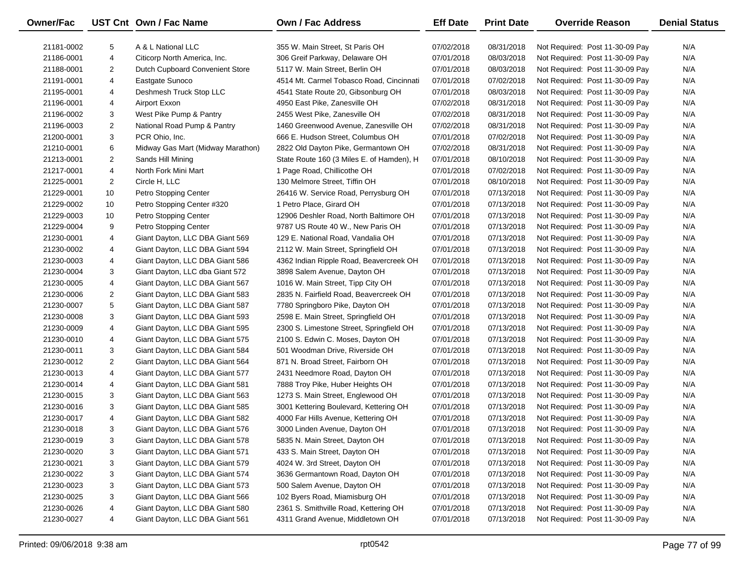| Owner/Fac | UST Cnt | Own / Fac Name | Own / Fac Address | Eff Date | Print Date | Override Reason | Denial Status |
|---|---|---|---|---|---|---|---|
| 21181-0002 | 5 | A & L National LLC | 355 W. Main Street, St Paris OH | 07/02/2018 | 08/31/2018 | Not Required: Post 11-30-09 Pay | N/A |
| 21186-0001 | 4 | Citicorp North America, Inc. | 306 Greif Parkway, Delaware OH | 07/01/2018 | 08/03/2018 | Not Required: Post 11-30-09 Pay | N/A |
| 21188-0001 | 2 | Dutch Cupboard Convenient Store | 5117 W. Main Street, Berlin OH | 07/01/2018 | 08/03/2018 | Not Required: Post 11-30-09 Pay | N/A |
| 21191-0001 | 4 | Eastgate Sunoco | 4514 Mt. Carmel Tobasco Road, Cincinnati | 07/01/2018 | 07/02/2018 | Not Required: Post 11-30-09 Pay | N/A |
| 21195-0001 | 4 | Deshmesh Truck Stop LLC | 4541 State Route 20, Gibsonburg OH | 07/01/2018 | 08/03/2018 | Not Required: Post 11-30-09 Pay | N/A |
| 21196-0001 | 4 | Airport Exxon | 4950 East Pike, Zanesville OH | 07/02/2018 | 08/31/2018 | Not Required: Post 11-30-09 Pay | N/A |
| 21196-0002 | 3 | West Pike Pump & Pantry | 2455 West Pike, Zanesville OH | 07/02/2018 | 08/31/2018 | Not Required: Post 11-30-09 Pay | N/A |
| 21196-0003 | 2 | National Road Pump & Pantry | 1460 Greenwood Avenue, Zanesville OH | 07/02/2018 | 08/31/2018 | Not Required: Post 11-30-09 Pay | N/A |
| 21200-0001 | 3 | PCR Ohio, Inc. | 666 E. Hudson Street, Columbus OH | 07/01/2018 | 07/02/2018 | Not Required: Post 11-30-09 Pay | N/A |
| 21210-0001 | 6 | Midway Gas Mart (Midway Marathon) | 2822 Old Dayton Pike, Germantown OH | 07/02/2018 | 08/31/2018 | Not Required: Post 11-30-09 Pay | N/A |
| 21213-0001 | 2 | Sands Hill Mining | State Route 160 (3 Miles E. of Hamden), H | 07/01/2018 | 08/10/2018 | Not Required: Post 11-30-09 Pay | N/A |
| 21217-0001 | 4 | North Fork Mini Mart | 1 Page Road, Chillicothe OH | 07/01/2018 | 07/02/2018 | Not Required: Post 11-30-09 Pay | N/A |
| 21225-0001 | 2 | Circle H, LLC | 130 Melmore Street, Tiffin OH | 07/01/2018 | 08/10/2018 | Not Required: Post 11-30-09 Pay | N/A |
| 21229-0001 | 10 | Petro Stopping Center | 26416 W. Service Road, Perrysburg OH | 07/01/2018 | 07/13/2018 | Not Required: Post 11-30-09 Pay | N/A |
| 21229-0002 | 10 | Petro Stopping Center #320 | 1 Petro Place, Girard OH | 07/01/2018 | 07/13/2018 | Not Required: Post 11-30-09 Pay | N/A |
| 21229-0003 | 10 | Petro Stopping Center | 12906 Deshler Road, North Baltimore OH | 07/01/2018 | 07/13/2018 | Not Required: Post 11-30-09 Pay | N/A |
| 21229-0004 | 9 | Petro Stopping Center | 9787 US Route 40 W., New Paris OH | 07/01/2018 | 07/13/2018 | Not Required: Post 11-30-09 Pay | N/A |
| 21230-0001 | 4 | Giant Dayton, LLC DBA Giant 569 | 129 E. National Road, Vandalia OH | 07/01/2018 | 07/13/2018 | Not Required: Post 11-30-09 Pay | N/A |
| 21230-0002 | 4 | Giant Dayton, LLC DBA Giant 594 | 2112 W. Main Street, Springfield OH | 07/01/2018 | 07/13/2018 | Not Required: Post 11-30-09 Pay | N/A |
| 21230-0003 | 4 | Giant Dayton, LLC DBA Giant 586 | 4362 Indian Ripple Road, Beavercreek OH | 07/01/2018 | 07/13/2018 | Not Required: Post 11-30-09 Pay | N/A |
| 21230-0004 | 3 | Giant Dayton, LLC dba Giant 572 | 3898 Salem Avenue, Dayton OH | 07/01/2018 | 07/13/2018 | Not Required: Post 11-30-09 Pay | N/A |
| 21230-0005 | 4 | Giant Dayton, LLC DBA Giant 567 | 1016 W. Main Street, Tipp City OH | 07/01/2018 | 07/13/2018 | Not Required: Post 11-30-09 Pay | N/A |
| 21230-0006 | 2 | Giant Dayton, LLC DBA Giant 583 | 2835 N. Fairfield Road, Beavercreek OH | 07/01/2018 | 07/13/2018 | Not Required: Post 11-30-09 Pay | N/A |
| 21230-0007 | 5 | Giant Dayton, LLC DBA Giant 587 | 7780 Springboro Pike, Dayton OH | 07/01/2018 | 07/13/2018 | Not Required: Post 11-30-09 Pay | N/A |
| 21230-0008 | 3 | Giant Dayton, LLC DBA Giant 593 | 2598 E. Main Street, Springfield OH | 07/01/2018 | 07/13/2018 | Not Required: Post 11-30-09 Pay | N/A |
| 21230-0009 | 4 | Giant Dayton, LLC DBA Giant 595 | 2300 S. Limestone Street, Springfield OH | 07/01/2018 | 07/13/2018 | Not Required: Post 11-30-09 Pay | N/A |
| 21230-0010 | 4 | Giant Dayton, LLC DBA Giant 575 | 2100 S. Edwin C. Moses, Dayton OH | 07/01/2018 | 07/13/2018 | Not Required: Post 11-30-09 Pay | N/A |
| 21230-0011 | 3 | Giant Dayton, LLC DBA Giant 584 | 501 Woodman Drive, Riverside OH | 07/01/2018 | 07/13/2018 | Not Required: Post 11-30-09 Pay | N/A |
| 21230-0012 | 2 | Giant Dayton, LLC DBA Giant 564 | 871 N. Broad Street, Fairborn OH | 07/01/2018 | 07/13/2018 | Not Required: Post 11-30-09 Pay | N/A |
| 21230-0013 | 4 | Giant Dayton, LLC DBA Giant 577 | 2431 Needmore Road, Dayton OH | 07/01/2018 | 07/13/2018 | Not Required: Post 11-30-09 Pay | N/A |
| 21230-0014 | 4 | Giant Dayton, LLC DBA Giant 581 | 7888 Troy Pike, Huber Heights OH | 07/01/2018 | 07/13/2018 | Not Required: Post 11-30-09 Pay | N/A |
| 21230-0015 | 3 | Giant Dayton, LLC DBA Giant 563 | 1273 S. Main Street, Englewood OH | 07/01/2018 | 07/13/2018 | Not Required: Post 11-30-09 Pay | N/A |
| 21230-0016 | 3 | Giant Dayton, LLC DBA Giant 585 | 3001 Kettering Boulevard, Kettering OH | 07/01/2018 | 07/13/2018 | Not Required: Post 11-30-09 Pay | N/A |
| 21230-0017 | 4 | Giant Dayton, LLC DBA Giant 582 | 4000 Far Hills Avenue, Kettering OH | 07/01/2018 | 07/13/2018 | Not Required: Post 11-30-09 Pay | N/A |
| 21230-0018 | 3 | Giant Dayton, LLC DBA Giant 576 | 3000 Linden Avenue, Dayton OH | 07/01/2018 | 07/13/2018 | Not Required: Post 11-30-09 Pay | N/A |
| 21230-0019 | 3 | Giant Dayton, LLC DBA Giant 578 | 5835 N. Main Street, Dayton OH | 07/01/2018 | 07/13/2018 | Not Required: Post 11-30-09 Pay | N/A |
| 21230-0020 | 3 | Giant Dayton, LLC DBA Giant 571 | 433 S. Main Street, Dayton OH | 07/01/2018 | 07/13/2018 | Not Required: Post 11-30-09 Pay | N/A |
| 21230-0021 | 3 | Giant Dayton, LLC DBA Giant 579 | 4024 W. 3rd Street, Dayton OH | 07/01/2018 | 07/13/2018 | Not Required: Post 11-30-09 Pay | N/A |
| 21230-0022 | 3 | Giant Dayton, LLC DBA Giant 574 | 3636 Germantown Road, Dayton OH | 07/01/2018 | 07/13/2018 | Not Required: Post 11-30-09 Pay | N/A |
| 21230-0023 | 3 | Giant Dayton, LLC DBA Giant 573 | 500 Salem Avenue, Dayton OH | 07/01/2018 | 07/13/2018 | Not Required: Post 11-30-09 Pay | N/A |
| 21230-0025 | 3 | Giant Dayton, LLC DBA Giant 566 | 102 Byers Road, Miamisburg OH | 07/01/2018 | 07/13/2018 | Not Required: Post 11-30-09 Pay | N/A |
| 21230-0026 | 4 | Giant Dayton, LLC DBA Giant 580 | 2361 S. Smithville Road, Kettering OH | 07/01/2018 | 07/13/2018 | Not Required: Post 11-30-09 Pay | N/A |
| 21230-0027 | 4 | Giant Dayton, LLC DBA Giant 561 | 4311 Grand Avenue, Middletown OH | 07/01/2018 | 07/13/2018 | Not Required: Post 11-30-09 Pay | N/A |

Printed: 09/06/2018 9:38 am    rpt0542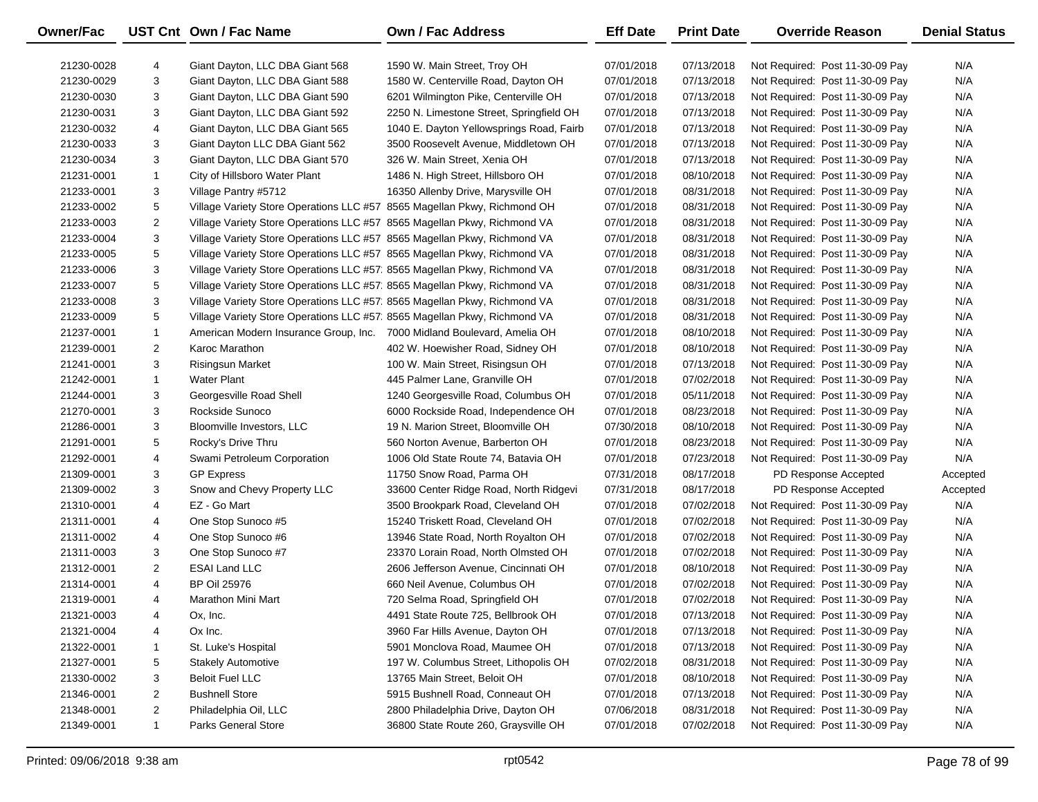| Owner/Fac | UST Cnt | Own / Fac Name | Own / Fac Address | Eff Date | Print Date | Override Reason | Denial Status |
|---|---|---|---|---|---|---|---|
| 21230-0028 | 4 | Giant Dayton, LLC DBA Giant 568 | 1590 W. Main Street, Troy OH | 07/01/2018 | 07/13/2018 | Not Required: Post 11-30-09 Pay | N/A |
| 21230-0029 | 3 | Giant Dayton, LLC DBA Giant 588 | 1580 W. Centerville Road, Dayton OH | 07/01/2018 | 07/13/2018 | Not Required: Post 11-30-09 Pay | N/A |
| 21230-0030 | 3 | Giant Dayton, LLC DBA Giant 590 | 6201 Wilmington Pike, Centerville OH | 07/01/2018 | 07/13/2018 | Not Required: Post 11-30-09 Pay | N/A |
| 21230-0031 | 3 | Giant Dayton, LLC DBA Giant 592 | 2250 N. Limestone Street, Springfield OH | 07/01/2018 | 07/13/2018 | Not Required: Post 11-30-09 Pay | N/A |
| 21230-0032 | 4 | Giant Dayton, LLC DBA Giant 565 | 1040 E. Dayton Yellowsprings Road, Fairb | 07/01/2018 | 07/13/2018 | Not Required: Post 11-30-09 Pay | N/A |
| 21230-0033 | 3 | Giant Dayton LLC DBA Giant 562 | 3500 Roosevelt Avenue, Middletown OH | 07/01/2018 | 07/13/2018 | Not Required: Post 11-30-09 Pay | N/A |
| 21230-0034 | 3 | Giant Dayton, LLC DBA Giant 570 | 326 W. Main Street, Xenia OH | 07/01/2018 | 07/13/2018 | Not Required: Post 11-30-09 Pay | N/A |
| 21231-0001 | 1 | City of Hillsboro Water Plant | 1486 N. High Street, Hillsboro OH | 07/01/2018 | 08/10/2018 | Not Required: Post 11-30-09 Pay | N/A |
| 21233-0001 | 3 | Village Pantry #5712 | 16350 Allenby Drive, Marysville OH | 07/01/2018 | 08/31/2018 | Not Required: Post 11-30-09 Pay | N/A |
| 21233-0002 | 5 | Village Variety Store Operations LLC #57 | 8565 Magellan Pkwy, Richmond OH | 07/01/2018 | 08/31/2018 | Not Required: Post 11-30-09 Pay | N/A |
| 21233-0003 | 2 | Village Variety Store Operations LLC #57 | 8565 Magellan Pkwy, Richmond VA | 07/01/2018 | 08/31/2018 | Not Required: Post 11-30-09 Pay | N/A |
| 21233-0004 | 3 | Village Variety Store Operations LLC #57 | 8565 Magellan Pkwy, Richmond VA | 07/01/2018 | 08/31/2018 | Not Required: Post 11-30-09 Pay | N/A |
| 21233-0005 | 5 | Village Variety Store Operations LLC #57 | 8565 Magellan Pkwy, Richmond VA | 07/01/2018 | 08/31/2018 | Not Required: Post 11-30-09 Pay | N/A |
| 21233-0006 | 3 | Village Variety Store Operations LLC #57 | 8565 Magellan Pkwy, Richmond VA | 07/01/2018 | 08/31/2018 | Not Required: Post 11-30-09 Pay | N/A |
| 21233-0007 | 5 | Village Variety Store Operations LLC #57 | 8565 Magellan Pkwy, Richmond VA | 07/01/2018 | 08/31/2018 | Not Required: Post 11-30-09 Pay | N/A |
| 21233-0008 | 3 | Village Variety Store Operations LLC #57 | 8565 Magellan Pkwy, Richmond VA | 07/01/2018 | 08/31/2018 | Not Required: Post 11-30-09 Pay | N/A |
| 21233-0009 | 5 | Village Variety Store Operations LLC #57 | 8565 Magellan Pkwy, Richmond VA | 07/01/2018 | 08/31/2018 | Not Required: Post 11-30-09 Pay | N/A |
| 21237-0001 | 1 | American Modern Insurance Group, Inc. | 7000 Midland Boulevard, Amelia OH | 07/01/2018 | 08/10/2018 | Not Required: Post 11-30-09 Pay | N/A |
| 21239-0001 | 2 | Karoc Marathon | 402 W. Hoewisher Road, Sidney OH | 07/01/2018 | 08/10/2018 | Not Required: Post 11-30-09 Pay | N/A |
| 21241-0001 | 3 | Risingsun Market | 100 W. Main Street, Risingsun OH | 07/01/2018 | 07/13/2018 | Not Required: Post 11-30-09 Pay | N/A |
| 21242-0001 | 1 | Water Plant | 445 Palmer Lane, Granville OH | 07/01/2018 | 07/02/2018 | Not Required: Post 11-30-09 Pay | N/A |
| 21244-0001 | 3 | Georgesville Road Shell | 1240 Georgesville Road, Columbus OH | 07/01/2018 | 05/11/2018 | Not Required: Post 11-30-09 Pay | N/A |
| 21270-0001 | 3 | Rockside Sunoco | 6000 Rockside Road, Independence OH | 07/01/2018 | 08/23/2018 | Not Required: Post 11-30-09 Pay | N/A |
| 21286-0001 | 3 | Bloomville Investors, LLC | 19 N. Marion Street, Bloomville OH | 07/30/2018 | 08/10/2018 | Not Required: Post 11-30-09 Pay | N/A |
| 21291-0001 | 5 | Rocky's Drive Thru | 560 Norton Avenue, Barberton OH | 07/01/2018 | 08/23/2018 | Not Required: Post 11-30-09 Pay | N/A |
| 21292-0001 | 4 | Swami Petroleum Corporation | 1006 Old State Route 74, Batavia OH | 07/01/2018 | 07/23/2018 | Not Required: Post 11-30-09 Pay | N/A |
| 21309-0001 | 3 | GP Express | 11750 Snow Road, Parma OH | 07/31/2018 | 08/17/2018 | PD Response Accepted | Accepted |
| 21309-0002 | 3 | Snow and Chevy Property LLC | 33600 Center Ridge Road, North Ridgevi | 07/31/2018 | 08/17/2018 | PD Response Accepted | Accepted |
| 21310-0001 | 4 | EZ - Go Mart | 3500 Brookpark Road, Cleveland OH | 07/01/2018 | 07/02/2018 | Not Required: Post 11-30-09 Pay | N/A |
| 21311-0001 | 4 | One Stop Sunoco #5 | 15240 Triskett Road, Cleveland OH | 07/01/2018 | 07/02/2018 | Not Required: Post 11-30-09 Pay | N/A |
| 21311-0002 | 4 | One Stop Sunoco #6 | 13946 State Road, North Royalton OH | 07/01/2018 | 07/02/2018 | Not Required: Post 11-30-09 Pay | N/A |
| 21311-0003 | 3 | One Stop Sunoco #7 | 23370 Lorain Road, North Olmsted OH | 07/01/2018 | 07/02/2018 | Not Required: Post 11-30-09 Pay | N/A |
| 21312-0001 | 2 | ESAI Land LLC | 2606 Jefferson Avenue, Cincinnati OH | 07/01/2018 | 08/10/2018 | Not Required: Post 11-30-09 Pay | N/A |
| 21314-0001 | 4 | BP Oil 25976 | 660 Neil Avenue, Columbus OH | 07/01/2018 | 07/02/2018 | Not Required: Post 11-30-09 Pay | N/A |
| 21319-0001 | 4 | Marathon Mini Mart | 720 Selma Road, Springfield OH | 07/01/2018 | 07/02/2018 | Not Required: Post 11-30-09 Pay | N/A |
| 21321-0003 | 4 | Ox, Inc. | 4491 State Route 725, Bellbrook OH | 07/01/2018 | 07/13/2018 | Not Required: Post 11-30-09 Pay | N/A |
| 21321-0004 | 4 | Ox Inc. | 3960 Far Hills Avenue, Dayton OH | 07/01/2018 | 07/13/2018 | Not Required: Post 11-30-09 Pay | N/A |
| 21322-0001 | 1 | St. Luke's Hospital | 5901 Monclova Road, Maumee OH | 07/01/2018 | 07/13/2018 | Not Required: Post 11-30-09 Pay | N/A |
| 21327-0001 | 5 | Stakely Automotive | 197 W. Columbus Street, Lithopolis OH | 07/02/2018 | 08/31/2018 | Not Required: Post 11-30-09 Pay | N/A |
| 21330-0002 | 3 | Beloit Fuel LLC | 13765 Main Street, Beloit OH | 07/01/2018 | 08/10/2018 | Not Required: Post 11-30-09 Pay | N/A |
| 21346-0001 | 2 | Bushnell Store | 5915 Bushnell Road, Conneaut OH | 07/01/2018 | 07/13/2018 | Not Required: Post 11-30-09 Pay | N/A |
| 21348-0001 | 2 | Philadelphia Oil, LLC | 2800 Philadelphia Drive, Dayton OH | 07/06/2018 | 08/31/2018 | Not Required: Post 11-30-09 Pay | N/A |
| 21349-0001 | 1 | Parks General Store | 36800 State Route 260, Graysville OH | 07/01/2018 | 07/02/2018 | Not Required: Post 11-30-09 Pay | N/A |

Printed: 09/06/2018 9:38 am rpt0542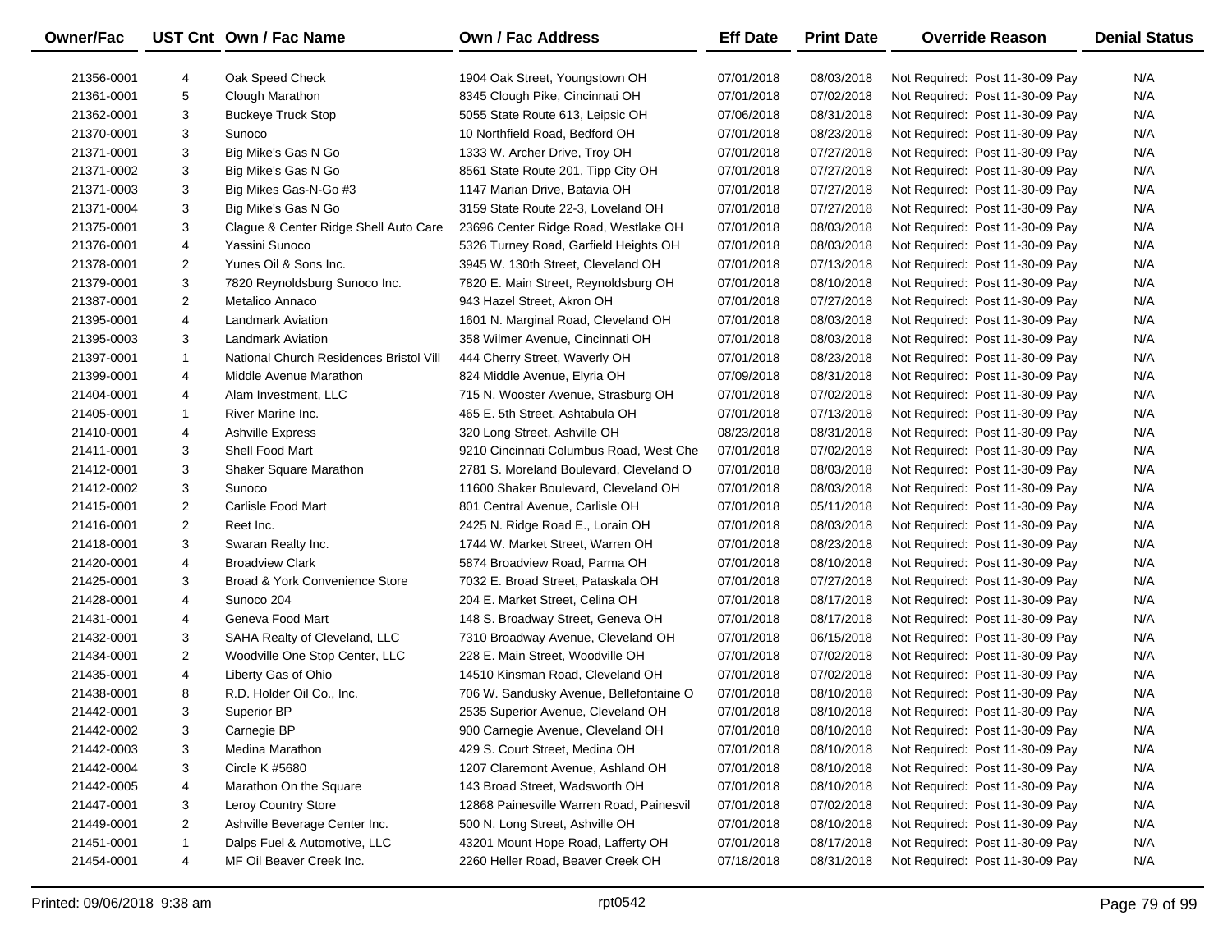| Owner/Fac | UST Cnt | Own / Fac Name | Own / Fac Address | Eff Date | Print Date | Override Reason | Denial Status |
|---|---|---|---|---|---|---|---|
| 21356-0001 | 4 | Oak Speed Check | 1904 Oak Street, Youngstown OH | 07/01/2018 | 08/03/2018 | Not Required: Post 11-30-09 Pay | N/A |
| 21361-0001 | 5 | Clough Marathon | 8345 Clough Pike, Cincinnati OH | 07/01/2018 | 07/02/2018 | Not Required: Post 11-30-09 Pay | N/A |
| 21362-0001 | 3 | Buckeye Truck Stop | 5055 State Route 613, Leipsic OH | 07/06/2018 | 08/31/2018 | Not Required: Post 11-30-09 Pay | N/A |
| 21370-0001 | 3 | Sunoco | 10 Northfield Road, Bedford OH | 07/01/2018 | 08/23/2018 | Not Required: Post 11-30-09 Pay | N/A |
| 21371-0001 | 3 | Big Mike's Gas N Go | 1333 W. Archer Drive, Troy OH | 07/01/2018 | 07/27/2018 | Not Required: Post 11-30-09 Pay | N/A |
| 21371-0002 | 3 | Big Mike's Gas N Go | 8561 State Route 201, Tipp City OH | 07/01/2018 | 07/27/2018 | Not Required: Post 11-30-09 Pay | N/A |
| 21371-0003 | 3 | Big Mikes Gas-N-Go #3 | 1147 Marian Drive, Batavia OH | 07/01/2018 | 07/27/2018 | Not Required: Post 11-30-09 Pay | N/A |
| 21371-0004 | 3 | Big Mike's Gas N Go | 3159 State Route 22-3, Loveland OH | 07/01/2018 | 07/27/2018 | Not Required: Post 11-30-09 Pay | N/A |
| 21375-0001 | 3 | Clague & Center Ridge Shell Auto Care | 23696 Center Ridge Road, Westlake OH | 07/01/2018 | 08/03/2018 | Not Required: Post 11-30-09 Pay | N/A |
| 21376-0001 | 4 | Yassini Sunoco | 5326 Turney Road, Garfield Heights OH | 07/01/2018 | 08/03/2018 | Not Required: Post 11-30-09 Pay | N/A |
| 21378-0001 | 2 | Yunes Oil & Sons Inc. | 3945 W. 130th Street, Cleveland OH | 07/01/2018 | 07/13/2018 | Not Required: Post 11-30-09 Pay | N/A |
| 21379-0001 | 3 | 7820 Reynoldsburg Sunoco Inc. | 7820 E. Main Street, Reynoldsburg OH | 07/01/2018 | 08/10/2018 | Not Required: Post 11-30-09 Pay | N/A |
| 21387-0001 | 2 | Metalico Annaco | 943 Hazel Street, Akron OH | 07/01/2018 | 07/27/2018 | Not Required: Post 11-30-09 Pay | N/A |
| 21395-0001 | 4 | Landmark Aviation | 1601 N. Marginal Road, Cleveland OH | 07/01/2018 | 08/03/2018 | Not Required: Post 11-30-09 Pay | N/A |
| 21395-0003 | 3 | Landmark Aviation | 358 Wilmer Avenue, Cincinnati OH | 07/01/2018 | 08/03/2018 | Not Required: Post 11-30-09 Pay | N/A |
| 21397-0001 | 1 | National Church Residences Bristol Vill | 444 Cherry Street, Waverly OH | 07/01/2018 | 08/23/2018 | Not Required: Post 11-30-09 Pay | N/A |
| 21399-0001 | 4 | Middle Avenue Marathon | 824 Middle Avenue, Elyria OH | 07/09/2018 | 08/31/2018 | Not Required: Post 11-30-09 Pay | N/A |
| 21404-0001 | 4 | Alam Investment, LLC | 715 N. Wooster Avenue, Strasburg OH | 07/01/2018 | 07/02/2018 | Not Required: Post 11-30-09 Pay | N/A |
| 21405-0001 | 1 | River Marine Inc. | 465 E. 5th Street, Ashtabula OH | 07/01/2018 | 07/13/2018 | Not Required: Post 11-30-09 Pay | N/A |
| 21410-0001 | 4 | Ashville Express | 320 Long Street, Ashville OH | 08/23/2018 | 08/31/2018 | Not Required: Post 11-30-09 Pay | N/A |
| 21411-0001 | 3 | Shell Food Mart | 9210 Cincinnati Columbus Road, West Che | 07/01/2018 | 07/02/2018 | Not Required: Post 11-30-09 Pay | N/A |
| 21412-0001 | 3 | Shaker Square Marathon | 2781 S. Moreland Boulevard, Cleveland O | 07/01/2018 | 08/03/2018 | Not Required: Post 11-30-09 Pay | N/A |
| 21412-0002 | 3 | Sunoco | 11600 Shaker Boulevard, Cleveland OH | 07/01/2018 | 08/03/2018 | Not Required: Post 11-30-09 Pay | N/A |
| 21415-0001 | 2 | Carlisle Food Mart | 801 Central Avenue, Carlisle OH | 07/01/2018 | 05/11/2018 | Not Required: Post 11-30-09 Pay | N/A |
| 21416-0001 | 2 | Reet Inc. | 2425 N. Ridge Road E., Lorain OH | 07/01/2018 | 08/03/2018 | Not Required: Post 11-30-09 Pay | N/A |
| 21418-0001 | 3 | Swaran Realty Inc. | 1744 W. Market Street, Warren OH | 07/01/2018 | 08/23/2018 | Not Required: Post 11-30-09 Pay | N/A |
| 21420-0001 | 4 | Broadview Clark | 5874 Broadview Road, Parma OH | 07/01/2018 | 08/10/2018 | Not Required: Post 11-30-09 Pay | N/A |
| 21425-0001 | 3 | Broad & York Convenience Store | 7032 E. Broad Street, Pataskala OH | 07/01/2018 | 07/27/2018 | Not Required: Post 11-30-09 Pay | N/A |
| 21428-0001 | 4 | Sunoco 204 | 204 E. Market Street, Celina OH | 07/01/2018 | 08/17/2018 | Not Required: Post 11-30-09 Pay | N/A |
| 21431-0001 | 4 | Geneva Food Mart | 148 S. Broadway Street, Geneva OH | 07/01/2018 | 08/17/2018 | Not Required: Post 11-30-09 Pay | N/A |
| 21432-0001 | 3 | SAHA Realty of Cleveland, LLC | 7310 Broadway Avenue, Cleveland OH | 07/01/2018 | 06/15/2018 | Not Required: Post 11-30-09 Pay | N/A |
| 21434-0001 | 2 | Woodville One Stop Center, LLC | 228 E. Main Street, Woodville OH | 07/01/2018 | 07/02/2018 | Not Required: Post 11-30-09 Pay | N/A |
| 21435-0001 | 4 | Liberty Gas of Ohio | 14510 Kinsman Road, Cleveland OH | 07/01/2018 | 07/02/2018 | Not Required: Post 11-30-09 Pay | N/A |
| 21438-0001 | 8 | R.D. Holder Oil Co., Inc. | 706 W. Sandusky Avenue, Bellefontaine O | 07/01/2018 | 08/10/2018 | Not Required: Post 11-30-09 Pay | N/A |
| 21442-0001 | 3 | Superior BP | 2535 Superior Avenue, Cleveland OH | 07/01/2018 | 08/10/2018 | Not Required: Post 11-30-09 Pay | N/A |
| 21442-0002 | 3 | Carnegie BP | 900 Carnegie Avenue, Cleveland OH | 07/01/2018 | 08/10/2018 | Not Required: Post 11-30-09 Pay | N/A |
| 21442-0003 | 3 | Medina Marathon | 429 S. Court Street, Medina OH | 07/01/2018 | 08/10/2018 | Not Required: Post 11-30-09 Pay | N/A |
| 21442-0004 | 3 | Circle K #5680 | 1207 Claremont Avenue, Ashland OH | 07/01/2018 | 08/10/2018 | Not Required: Post 11-30-09 Pay | N/A |
| 21442-0005 | 4 | Marathon On the Square | 143 Broad Street, Wadsworth OH | 07/01/2018 | 08/10/2018 | Not Required: Post 11-30-09 Pay | N/A |
| 21447-0001 | 3 | Leroy Country Store | 12868 Painesville Warren Road, Painesvil | 07/01/2018 | 07/02/2018 | Not Required: Post 11-30-09 Pay | N/A |
| 21449-0001 | 2 | Ashville Beverage Center Inc. | 500 N. Long Street, Ashville OH | 07/01/2018 | 08/10/2018 | Not Required: Post 11-30-09 Pay | N/A |
| 21451-0001 | 1 | Dalps Fuel & Automotive, LLC | 43201 Mount Hope Road, Lafferty OH | 07/01/2018 | 08/17/2018 | Not Required: Post 11-30-09 Pay | N/A |
| 21454-0001 | 4 | MF Oil Beaver Creek Inc. | 2260 Heller Road, Beaver Creek OH | 07/18/2018 | 08/31/2018 | Not Required: Post 11-30-09 Pay | N/A |

Printed: 09/06/2018 9:38 am | rpt0542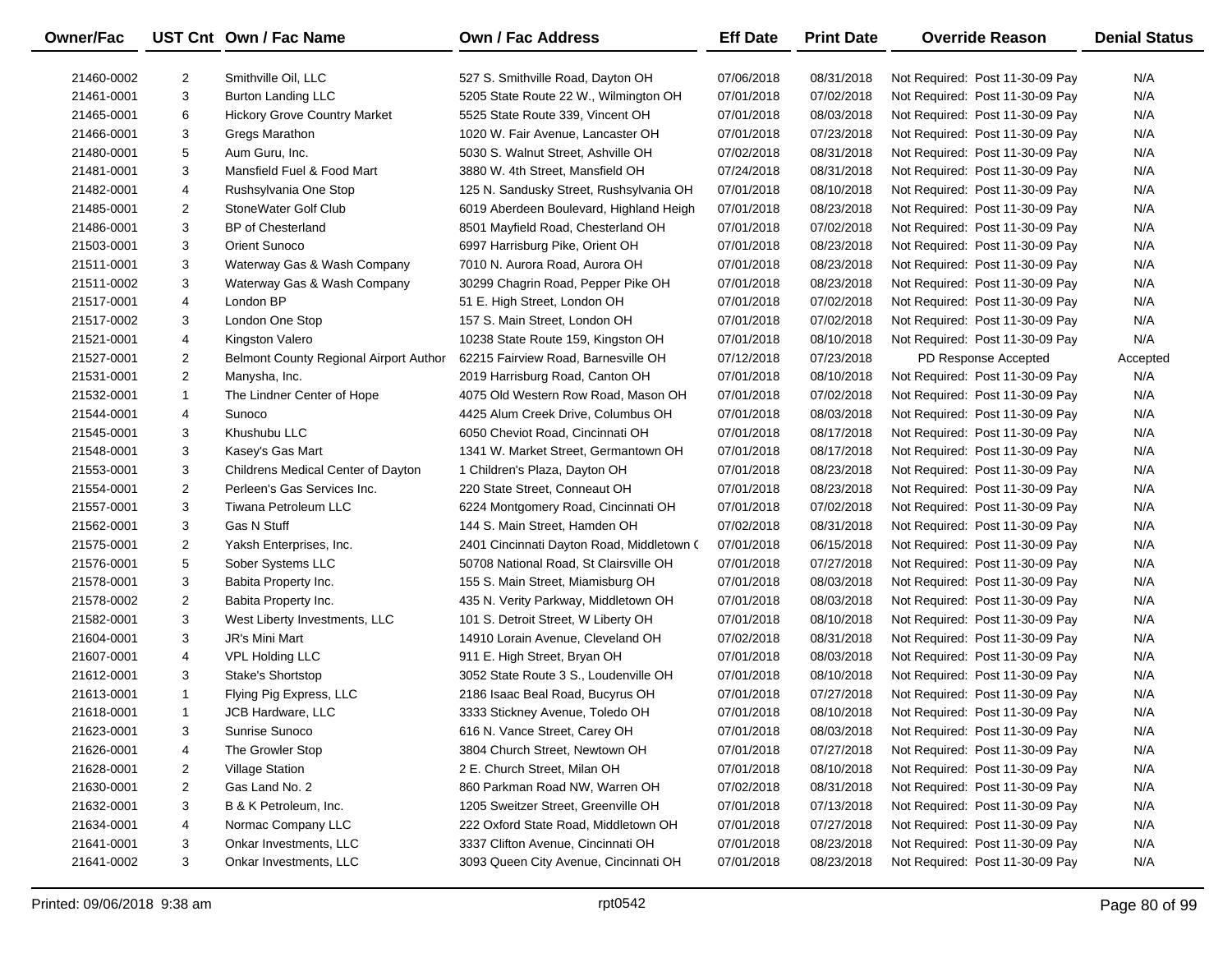| Owner/Fac | UST Cnt | Own / Fac Name | Own / Fac Address | Eff Date | Print Date | Override Reason | Denial Status |
|---|---|---|---|---|---|---|---|
| 21460-0002 | 2 | Smithville Oil, LLC | 527 S. Smithville Road, Dayton OH | 07/06/2018 | 08/31/2018 | Not Required: Post 11-30-09 Pay | N/A |
| 21461-0001 | 3 | Burton Landing LLC | 5205 State Route 22 W., Wilmington OH | 07/01/2018 | 07/02/2018 | Not Required: Post 11-30-09 Pay | N/A |
| 21465-0001 | 6 | Hickory Grove Country Market | 5525 State Route 339, Vincent OH | 07/01/2018 | 08/03/2018 | Not Required: Post 11-30-09 Pay | N/A |
| 21466-0001 | 3 | Gregs Marathon | 1020 W. Fair Avenue, Lancaster OH | 07/01/2018 | 07/23/2018 | Not Required: Post 11-30-09 Pay | N/A |
| 21480-0001 | 5 | Aum Guru, Inc. | 5030 S. Walnut Street, Ashville OH | 07/02/2018 | 08/31/2018 | Not Required: Post 11-30-09 Pay | N/A |
| 21481-0001 | 3 | Mansfield Fuel & Food Mart | 3880 W. 4th Street, Mansfield OH | 07/24/2018 | 08/31/2018 | Not Required: Post 11-30-09 Pay | N/A |
| 21482-0001 | 4 | Rushsylvania One Stop | 125 N. Sandusky Street, Rushsylvania OH | 07/01/2018 | 08/10/2018 | Not Required: Post 11-30-09 Pay | N/A |
| 21485-0001 | 2 | StoneWater Golf Club | 6019 Aberdeen Boulevard, Highland Heigh | 07/01/2018 | 08/23/2018 | Not Required: Post 11-30-09 Pay | N/A |
| 21486-0001 | 3 | BP of Chesterland | 8501 Mayfield Road, Chesterland OH | 07/01/2018 | 07/02/2018 | Not Required: Post 11-30-09 Pay | N/A |
| 21503-0001 | 3 | Orient Sunoco | 6997 Harrisburg Pike, Orient OH | 07/01/2018 | 08/23/2018 | Not Required: Post 11-30-09 Pay | N/A |
| 21511-0001 | 3 | Waterway Gas & Wash Company | 7010 N. Aurora Road, Aurora OH | 07/01/2018 | 08/23/2018 | Not Required: Post 11-30-09 Pay | N/A |
| 21511-0002 | 3 | Waterway Gas & Wash Company | 30299 Chagrin Road, Pepper Pike OH | 07/01/2018 | 08/23/2018 | Not Required: Post 11-30-09 Pay | N/A |
| 21517-0001 | 4 | London BP | 51 E. High Street, London OH | 07/01/2018 | 07/02/2018 | Not Required: Post 11-30-09 Pay | N/A |
| 21517-0002 | 3 | London One Stop | 157 S. Main Street, London OH | 07/01/2018 | 07/02/2018 | Not Required: Post 11-30-09 Pay | N/A |
| 21521-0001 | 4 | Kingston Valero | 10238 State Route 159, Kingston OH | 07/01/2018 | 08/10/2018 | Not Required: Post 11-30-09 Pay | N/A |
| 21527-0001 | 2 | Belmont County Regional Airport Author | 62215 Fairview Road, Barnesville OH | 07/12/2018 | 07/23/2018 | PD Response Accepted | Accepted |
| 21531-0001 | 2 | Manysha, Inc. | 2019 Harrisburg Road, Canton OH | 07/01/2018 | 08/10/2018 | Not Required: Post 11-30-09 Pay | N/A |
| 21532-0001 | 1 | The Lindner Center of Hope | 4075 Old Western Row Road, Mason OH | 07/01/2018 | 07/02/2018 | Not Required: Post 11-30-09 Pay | N/A |
| 21544-0001 | 4 | Sunoco | 4425 Alum Creek Drive, Columbus OH | 07/01/2018 | 08/03/2018 | Not Required: Post 11-30-09 Pay | N/A |
| 21545-0001 | 3 | Khushubu LLC | 6050 Cheviot Road, Cincinnati OH | 07/01/2018 | 08/17/2018 | Not Required: Post 11-30-09 Pay | N/A |
| 21548-0001 | 3 | Kasey's Gas Mart | 1341 W. Market Street, Germantown OH | 07/01/2018 | 08/17/2018 | Not Required: Post 11-30-09 Pay | N/A |
| 21553-0001 | 3 | Childrens Medical Center of Dayton | 1 Children's Plaza, Dayton OH | 07/01/2018 | 08/23/2018 | Not Required: Post 11-30-09 Pay | N/A |
| 21554-0001 | 2 | Perleen's Gas Services Inc. | 220 State Street, Conneaut OH | 07/01/2018 | 08/23/2018 | Not Required: Post 11-30-09 Pay | N/A |
| 21557-0001 | 3 | Tiwana Petroleum LLC | 6224 Montgomery Road, Cincinnati OH | 07/01/2018 | 07/02/2018 | Not Required: Post 11-30-09 Pay | N/A |
| 21562-0001 | 3 | Gas N Stuff | 144 S. Main Street, Hamden OH | 07/02/2018 | 08/31/2018 | Not Required: Post 11-30-09 Pay | N/A |
| 21575-0001 | 2 | Yaksh Enterprises, Inc. | 2401 Cincinnati Dayton Road, Middletown ( | 07/01/2018 | 06/15/2018 | Not Required: Post 11-30-09 Pay | N/A |
| 21576-0001 | 5 | Sober Systems LLC | 50708 National Road, St Clairsville OH | 07/01/2018 | 07/27/2018 | Not Required: Post 11-30-09 Pay | N/A |
| 21578-0001 | 3 | Babita Property Inc. | 155 S. Main Street, Miamisburg OH | 07/01/2018 | 08/03/2018 | Not Required: Post 11-30-09 Pay | N/A |
| 21578-0002 | 2 | Babita Property Inc. | 435 N. Verity Parkway, Middletown OH | 07/01/2018 | 08/03/2018 | Not Required: Post 11-30-09 Pay | N/A |
| 21582-0001 | 3 | West Liberty Investments, LLC | 101 S. Detroit Street, W Liberty OH | 07/01/2018 | 08/10/2018 | Not Required: Post 11-30-09 Pay | N/A |
| 21604-0001 | 3 | JR's Mini Mart | 14910 Lorain Avenue, Cleveland OH | 07/02/2018 | 08/31/2018 | Not Required: Post 11-30-09 Pay | N/A |
| 21607-0001 | 4 | VPL Holding LLC | 911 E. High Street, Bryan OH | 07/01/2018 | 08/03/2018 | Not Required: Post 11-30-09 Pay | N/A |
| 21612-0001 | 3 | Stake's Shortstop | 3052 State Route 3 S., Loudenville OH | 07/01/2018 | 08/10/2018 | Not Required: Post 11-30-09 Pay | N/A |
| 21613-0001 | 1 | Flying Pig Express, LLC | 2186 Isaac Beal Road, Bucyrus OH | 07/01/2018 | 07/27/2018 | Not Required: Post 11-30-09 Pay | N/A |
| 21618-0001 | 1 | JCB Hardware, LLC | 3333 Stickney Avenue, Toledo OH | 07/01/2018 | 08/10/2018 | Not Required: Post 11-30-09 Pay | N/A |
| 21623-0001 | 3 | Sunrise Sunoco | 616 N. Vance Street, Carey OH | 07/01/2018 | 08/03/2018 | Not Required: Post 11-30-09 Pay | N/A |
| 21626-0001 | 4 | The Growler Stop | 3804 Church Street, Newtown OH | 07/01/2018 | 07/27/2018 | Not Required: Post 11-30-09 Pay | N/A |
| 21628-0001 | 2 | Village Station | 2 E. Church Street, Milan OH | 07/01/2018 | 08/10/2018 | Not Required: Post 11-30-09 Pay | N/A |
| 21630-0001 | 2 | Gas Land No. 2 | 860 Parkman Road NW, Warren OH | 07/02/2018 | 08/31/2018 | Not Required: Post 11-30-09 Pay | N/A |
| 21632-0001 | 3 | B & K Petroleum, Inc. | 1205 Sweitzer Street, Greenville OH | 07/01/2018 | 07/13/2018 | Not Required: Post 11-30-09 Pay | N/A |
| 21634-0001 | 4 | Normac Company LLC | 222 Oxford State Road, Middletown OH | 07/01/2018 | 07/27/2018 | Not Required: Post 11-30-09 Pay | N/A |
| 21641-0001 | 3 | Onkar Investments, LLC | 3337 Clifton Avenue, Cincinnati OH | 07/01/2018 | 08/23/2018 | Not Required: Post 11-30-09 Pay | N/A |
| 21641-0002 | 3 | Onkar Investments, LLC | 3093 Queen City Avenue, Cincinnati OH | 07/01/2018 | 08/23/2018 | Not Required: Post 11-30-09 Pay | N/A |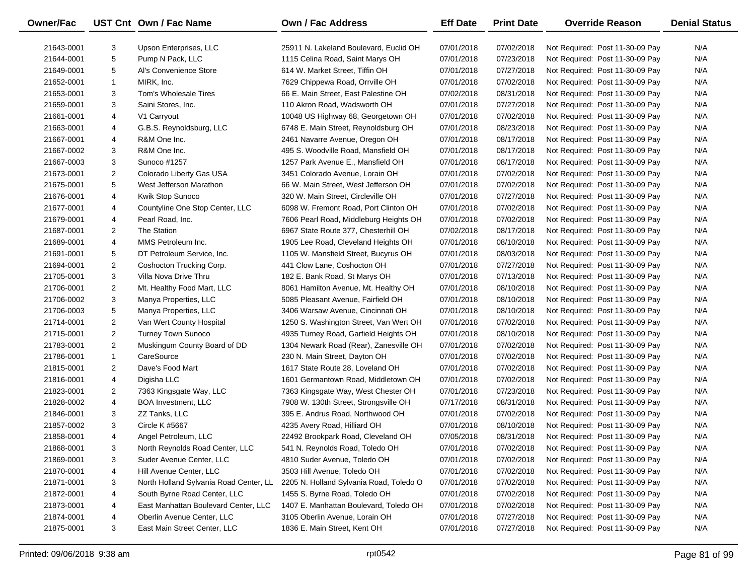| Owner/Fac | UST Cnt | Own / Fac Name | Own / Fac Address | Eff Date | Print Date | Override Reason | Denial Status |
|---|---|---|---|---|---|---|---|
| 21643-0001 | 3 | Upson Enterprises, LLC | 25911 N. Lakeland Boulevard, Euclid OH | 07/01/2018 | 07/02/2018 | Not Required: Post 11-30-09 Pay | N/A |
| 21644-0001 | 5 | Pump N Pack, LLC | 1115 Celina Road, Saint Marys OH | 07/01/2018 | 07/23/2018 | Not Required: Post 11-30-09 Pay | N/A |
| 21649-0001 | 5 | Al's Convenience Store | 614 W. Market Street, Tiffin OH | 07/01/2018 | 07/27/2018 | Not Required: Post 11-30-09 Pay | N/A |
| 21652-0001 | 1 | MIRK, Inc. | 7629 Chippewa Road, Orrville OH | 07/01/2018 | 07/02/2018 | Not Required: Post 11-30-09 Pay | N/A |
| 21653-0001 | 3 | Tom's Wholesale Tires | 66 E. Main Street, East Palestine OH | 07/02/2018 | 08/31/2018 | Not Required: Post 11-30-09 Pay | N/A |
| 21659-0001 | 3 | Saini Stores, Inc. | 110 Akron Road, Wadsworth OH | 07/01/2018 | 07/27/2018 | Not Required: Post 11-30-09 Pay | N/A |
| 21661-0001 | 4 | V1 Carryout | 10048 US Highway 68, Georgetown OH | 07/01/2018 | 07/02/2018 | Not Required: Post 11-30-09 Pay | N/A |
| 21663-0001 | 4 | G.B.S. Reynoldsburg, LLC | 6748 E. Main Street, Reynoldsburg OH | 07/01/2018 | 08/23/2018 | Not Required: Post 11-30-09 Pay | N/A |
| 21667-0001 | 4 | R&M One Inc. | 2461 Navarre Avenue, Oregon OH | 07/01/2018 | 08/17/2018 | Not Required: Post 11-30-09 Pay | N/A |
| 21667-0002 | 3 | R&M One Inc. | 495 S. Woodville Road, Mansfield OH | 07/01/2018 | 08/17/2018 | Not Required: Post 11-30-09 Pay | N/A |
| 21667-0003 | 3 | Sunoco #1257 | 1257 Park Avenue E., Mansfield OH | 07/01/2018 | 08/17/2018 | Not Required: Post 11-30-09 Pay | N/A |
| 21673-0001 | 2 | Colorado Liberty Gas USA | 3451 Colorado Avenue, Lorain OH | 07/01/2018 | 07/02/2018 | Not Required: Post 11-30-09 Pay | N/A |
| 21675-0001 | 5 | West Jefferson Marathon | 66 W. Main Street, West Jefferson OH | 07/01/2018 | 07/02/2018 | Not Required: Post 11-30-09 Pay | N/A |
| 21676-0001 | 4 | Kwik Stop Sunoco | 320 W. Main Street, Circleville OH | 07/01/2018 | 07/27/2018 | Not Required: Post 11-30-09 Pay | N/A |
| 21677-0001 | 4 | Countyline One Stop Center, LLC | 6098 W. Fremont Road, Port Clinton OH | 07/01/2018 | 07/02/2018 | Not Required: Post 11-30-09 Pay | N/A |
| 21679-0001 | 4 | Pearl Road, Inc. | 7606 Pearl Road, Middleburg Heights OH | 07/01/2018 | 07/02/2018 | Not Required: Post 11-30-09 Pay | N/A |
| 21687-0001 | 2 | The Station | 6967 State Route 377, Chesterhill OH | 07/02/2018 | 08/17/2018 | Not Required: Post 11-30-09 Pay | N/A |
| 21689-0001 | 4 | MMS Petroleum Inc. | 1905 Lee Road, Cleveland Heights OH | 07/01/2018 | 08/10/2018 | Not Required: Post 11-30-09 Pay | N/A |
| 21691-0001 | 5 | DT Petroleum Service, Inc. | 1105 W. Mansfield Street, Bucyrus OH | 07/01/2018 | 08/03/2018 | Not Required: Post 11-30-09 Pay | N/A |
| 21694-0001 | 2 | Coshocton Trucking Corp. | 441 Clow Lane, Coshocton OH | 07/01/2018 | 07/27/2018 | Not Required: Post 11-30-09 Pay | N/A |
| 21705-0001 | 3 | Villa Nova Drive Thru | 182 E. Bank Road, St Marys OH | 07/01/2018 | 07/13/2018 | Not Required: Post 11-30-09 Pay | N/A |
| 21706-0001 | 2 | Mt. Healthy Food Mart, LLC | 8061 Hamilton Avenue, Mt. Healthy OH | 07/01/2018 | 08/10/2018 | Not Required: Post 11-30-09 Pay | N/A |
| 21706-0002 | 3 | Manya Properties, LLC | 5085 Pleasant Avenue, Fairfield OH | 07/01/2018 | 08/10/2018 | Not Required: Post 11-30-09 Pay | N/A |
| 21706-0003 | 5 | Manya Properties, LLC | 3406 Warsaw Avenue, Cincinnati OH | 07/01/2018 | 08/10/2018 | Not Required: Post 11-30-09 Pay | N/A |
| 21714-0001 | 2 | Van Wert County Hospital | 1250 S. Washington Street, Van Wert OH | 07/01/2018 | 07/02/2018 | Not Required: Post 11-30-09 Pay | N/A |
| 21715-0001 | 2 | Turney Town Sunoco | 4935 Turney Road, Garfield Heights OH | 07/01/2018 | 08/10/2018 | Not Required: Post 11-30-09 Pay | N/A |
| 21783-0001 | 2 | Muskingum County Board of DD | 1304 Newark Road (Rear), Zanesville OH | 07/01/2018 | 07/02/2018 | Not Required: Post 11-30-09 Pay | N/A |
| 21786-0001 | 1 | CareSource | 230 N. Main Street, Dayton OH | 07/01/2018 | 07/02/2018 | Not Required: Post 11-30-09 Pay | N/A |
| 21815-0001 | 2 | Dave's Food Mart | 1617 State Route 28, Loveland OH | 07/01/2018 | 07/02/2018 | Not Required: Post 11-30-09 Pay | N/A |
| 21816-0001 | 4 | Digisha LLC | 1601 Germantown Road, Middletown OH | 07/01/2018 | 07/02/2018 | Not Required: Post 11-30-09 Pay | N/A |
| 21823-0001 | 2 | 7363 Kingsgate Way, LLC | 7363 Kingsgate Way, West Chester OH | 07/01/2018 | 07/23/2018 | Not Required: Post 11-30-09 Pay | N/A |
| 21828-0002 | 4 | BOA Investment, LLC | 7908 W. 130th Street, Strongsville OH | 07/17/2018 | 08/31/2018 | Not Required: Post 11-30-09 Pay | N/A |
| 21846-0001 | 3 | ZZ Tanks, LLC | 395 E. Andrus Road, Northwood OH | 07/01/2018 | 07/02/2018 | Not Required: Post 11-30-09 Pay | N/A |
| 21857-0002 | 3 | Circle K #5667 | 4235 Avery Road, Hilliard OH | 07/01/2018 | 08/10/2018 | Not Required: Post 11-30-09 Pay | N/A |
| 21858-0001 | 4 | Angel Petroleum, LLC | 22492 Brookpark Road, Cleveland OH | 07/05/2018 | 08/31/2018 | Not Required: Post 11-30-09 Pay | N/A |
| 21868-0001 | 3 | North Reynolds Road Center, LLC | 541 N. Reynolds Road, Toledo OH | 07/01/2018 | 07/02/2018 | Not Required: Post 11-30-09 Pay | N/A |
| 21869-0001 | 3 | Suder Avenue Center, LLC | 4810 Suder Avenue, Toledo OH | 07/01/2018 | 07/02/2018 | Not Required: Post 11-30-09 Pay | N/A |
| 21870-0001 | 4 | Hill Avenue Center, LLC | 3503 Hill Avenue, Toledo OH | 07/01/2018 | 07/02/2018 | Not Required: Post 11-30-09 Pay | N/A |
| 21871-0001 | 3 | North Holland Sylvania Road Center, LL | 2205 N. Holland Sylvania Road, Toledo O | 07/01/2018 | 07/02/2018 | Not Required: Post 11-30-09 Pay | N/A |
| 21872-0001 | 4 | South Byrne Road Center, LLC | 1455 S. Byrne Road, Toledo OH | 07/01/2018 | 07/02/2018 | Not Required: Post 11-30-09 Pay | N/A |
| 21873-0001 | 4 | East Manhattan Boulevard Center, LLC | 1407 E. Manhattan Boulevard, Toledo OH | 07/01/2018 | 07/02/2018 | Not Required: Post 11-30-09 Pay | N/A |
| 21874-0001 | 4 | Oberlin Avenue Center, LLC | 3105 Oberlin Avenue, Lorain OH | 07/01/2018 | 07/27/2018 | Not Required: Post 11-30-09 Pay | N/A |
| 21875-0001 | 3 | East Main Street Center, LLC | 1836 E. Main Street, Kent OH | 07/01/2018 | 07/27/2018 | Not Required: Post 11-30-09 Pay | N/A |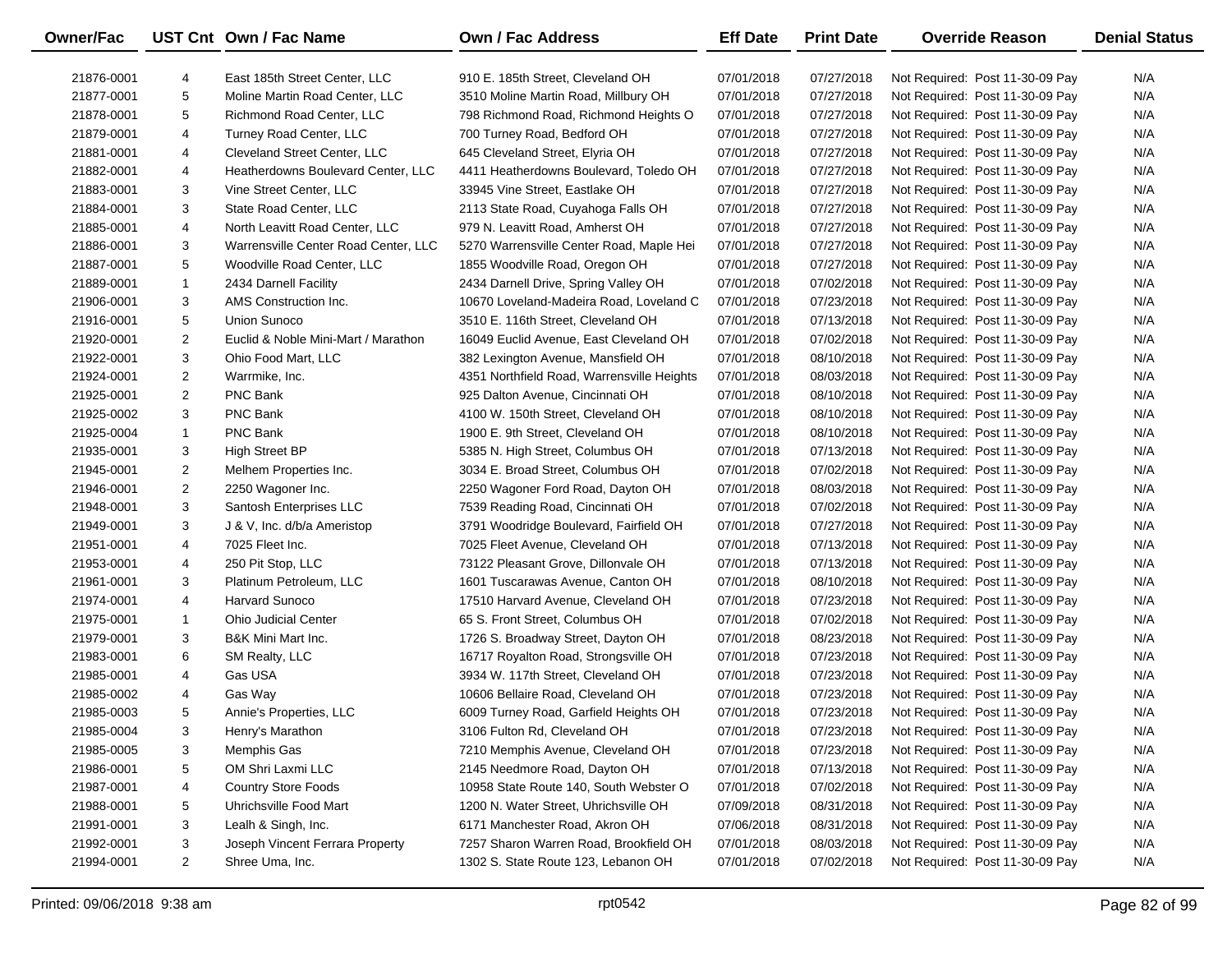| Owner/Fac | UST Cnt | Own / Fac Name | Own / Fac Address | Eff Date | Print Date | Override Reason | Denial Status |
|---|---|---|---|---|---|---|---|
| 21876-0001 | 4 | East 185th Street Center, LLC | 910 E. 185th Street, Cleveland OH | 07/01/2018 | 07/27/2018 | Not Required: Post 11-30-09 Pay | N/A |
| 21877-0001 | 5 | Moline Martin Road Center, LLC | 3510 Moline Martin Road, Millbury OH | 07/01/2018 | 07/27/2018 | Not Required: Post 11-30-09 Pay | N/A |
| 21878-0001 | 5 | Richmond Road Center, LLC | 798 Richmond Road, Richmond Heights O | 07/01/2018 | 07/27/2018 | Not Required: Post 11-30-09 Pay | N/A |
| 21879-0001 | 4 | Turney Road Center, LLC | 700 Turney Road, Bedford OH | 07/01/2018 | 07/27/2018 | Not Required: Post 11-30-09 Pay | N/A |
| 21881-0001 | 4 | Cleveland Street Center, LLC | 645 Cleveland Street, Elyria OH | 07/01/2018 | 07/27/2018 | Not Required: Post 11-30-09 Pay | N/A |
| 21882-0001 | 4 | Heatherdowns Boulevard Center, LLC | 4411 Heatherdowns Boulevard, Toledo OH | 07/01/2018 | 07/27/2018 | Not Required: Post 11-30-09 Pay | N/A |
| 21883-0001 | 3 | Vine Street Center, LLC | 33945 Vine Street, Eastlake OH | 07/01/2018 | 07/27/2018 | Not Required: Post 11-30-09 Pay | N/A |
| 21884-0001 | 3 | State Road Center, LLC | 2113 State Road, Cuyahoga Falls OH | 07/01/2018 | 07/27/2018 | Not Required: Post 11-30-09 Pay | N/A |
| 21885-0001 | 4 | North Leavitt Road Center, LLC | 979 N. Leavitt Road, Amherst OH | 07/01/2018 | 07/27/2018 | Not Required: Post 11-30-09 Pay | N/A |
| 21886-0001 | 3 | Warrensville Center Road Center, LLC | 5270 Warrensville Center Road, Maple Hei | 07/01/2018 | 07/27/2018 | Not Required: Post 11-30-09 Pay | N/A |
| 21887-0001 | 5 | Woodville Road Center, LLC | 1855 Woodville Road, Oregon OH | 07/01/2018 | 07/27/2018 | Not Required: Post 11-30-09 Pay | N/A |
| 21889-0001 | 1 | 2434 Darnell Facility | 2434 Darnell Drive, Spring Valley OH | 07/01/2018 | 07/02/2018 | Not Required: Post 11-30-09 Pay | N/A |
| 21906-0001 | 3 | AMS Construction Inc. | 10670 Loveland-Madeira Road, Loveland C | 07/01/2018 | 07/23/2018 | Not Required: Post 11-30-09 Pay | N/A |
| 21916-0001 | 5 | Union Sunoco | 3510 E. 116th Street, Cleveland OH | 07/01/2018 | 07/13/2018 | Not Required: Post 11-30-09 Pay | N/A |
| 21920-0001 | 2 | Euclid & Noble Mini-Mart / Marathon | 16049 Euclid Avenue, East Cleveland OH | 07/01/2018 | 07/02/2018 | Not Required: Post 11-30-09 Pay | N/A |
| 21922-0001 | 3 | Ohio Food Mart, LLC | 382 Lexington Avenue, Mansfield OH | 07/01/2018 | 08/10/2018 | Not Required: Post 11-30-09 Pay | N/A |
| 21924-0001 | 2 | Warrmike, Inc. | 4351 Northfield Road, Warrensville Heights | 07/01/2018 | 08/03/2018 | Not Required: Post 11-30-09 Pay | N/A |
| 21925-0001 | 2 | PNC Bank | 925 Dalton Avenue, Cincinnati OH | 07/01/2018 | 08/10/2018 | Not Required: Post 11-30-09 Pay | N/A |
| 21925-0002 | 3 | PNC Bank | 4100 W. 150th Street, Cleveland OH | 07/01/2018 | 08/10/2018 | Not Required: Post 11-30-09 Pay | N/A |
| 21925-0004 | 1 | PNC Bank | 1900 E. 9th Street, Cleveland OH | 07/01/2018 | 08/10/2018 | Not Required: Post 11-30-09 Pay | N/A |
| 21935-0001 | 3 | High Street BP | 5385 N. High Street, Columbus OH | 07/01/2018 | 07/13/2018 | Not Required: Post 11-30-09 Pay | N/A |
| 21945-0001 | 2 | Melhem Properties Inc. | 3034 E. Broad Street, Columbus OH | 07/01/2018 | 07/02/2018 | Not Required: Post 11-30-09 Pay | N/A |
| 21946-0001 | 2 | 2250 Wagoner Inc. | 2250 Wagoner Ford Road, Dayton OH | 07/01/2018 | 08/03/2018 | Not Required: Post 11-30-09 Pay | N/A |
| 21948-0001 | 3 | Santosh Enterprises LLC | 7539 Reading Road, Cincinnati OH | 07/01/2018 | 07/02/2018 | Not Required: Post 11-30-09 Pay | N/A |
| 21949-0001 | 3 | J & V, Inc. d/b/a Ameristop | 3791 Woodridge Boulevard, Fairfield OH | 07/01/2018 | 07/27/2018 | Not Required: Post 11-30-09 Pay | N/A |
| 21951-0001 | 4 | 7025 Fleet Inc. | 7025 Fleet Avenue, Cleveland OH | 07/01/2018 | 07/13/2018 | Not Required: Post 11-30-09 Pay | N/A |
| 21953-0001 | 4 | 250 Pit Stop, LLC | 73122 Pleasant Grove, Dillonvale OH | 07/01/2018 | 07/13/2018 | Not Required: Post 11-30-09 Pay | N/A |
| 21961-0001 | 3 | Platinum Petroleum, LLC | 1601 Tuscarawas Avenue, Canton OH | 07/01/2018 | 08/10/2018 | Not Required: Post 11-30-09 Pay | N/A |
| 21974-0001 | 4 | Harvard Sunoco | 17510 Harvard Avenue, Cleveland OH | 07/01/2018 | 07/23/2018 | Not Required: Post 11-30-09 Pay | N/A |
| 21975-0001 | 1 | Ohio Judicial Center | 65 S. Front Street, Columbus OH | 07/01/2018 | 07/02/2018 | Not Required: Post 11-30-09 Pay | N/A |
| 21979-0001 | 3 | B&K Mini Mart Inc. | 1726 S. Broadway Street, Dayton OH | 07/01/2018 | 08/23/2018 | Not Required: Post 11-30-09 Pay | N/A |
| 21983-0001 | 6 | SM Realty, LLC | 16717 Royalton Road, Strongsville OH | 07/01/2018 | 07/23/2018 | Not Required: Post 11-30-09 Pay | N/A |
| 21985-0001 | 4 | Gas USA | 3934 W. 117th Street, Cleveland OH | 07/01/2018 | 07/23/2018 | Not Required: Post 11-30-09 Pay | N/A |
| 21985-0002 | 4 | Gas Way | 10606 Bellaire Road, Cleveland OH | 07/01/2018 | 07/23/2018 | Not Required: Post 11-30-09 Pay | N/A |
| 21985-0003 | 5 | Annie's Properties, LLC | 6009 Turney Road, Garfield Heights OH | 07/01/2018 | 07/23/2018 | Not Required: Post 11-30-09 Pay | N/A |
| 21985-0004 | 3 | Henry's Marathon | 3106 Fulton Rd, Cleveland OH | 07/01/2018 | 07/23/2018 | Not Required: Post 11-30-09 Pay | N/A |
| 21985-0005 | 3 | Memphis Gas | 7210 Memphis Avenue, Cleveland OH | 07/01/2018 | 07/23/2018 | Not Required: Post 11-30-09 Pay | N/A |
| 21986-0001 | 5 | OM Shri Laxmi LLC | 2145 Needmore Road, Dayton OH | 07/01/2018 | 07/13/2018 | Not Required: Post 11-30-09 Pay | N/A |
| 21987-0001 | 4 | Country Store Foods | 10958 State Route 140, South Webster O | 07/01/2018 | 07/02/2018 | Not Required: Post 11-30-09 Pay | N/A |
| 21988-0001 | 5 | Uhrichsville Food Mart | 1200 N. Water Street, Uhrichsville OH | 07/09/2018 | 08/31/2018 | Not Required: Post 11-30-09 Pay | N/A |
| 21991-0001 | 3 | Lealh & Singh, Inc. | 6171 Manchester Road, Akron OH | 07/06/2018 | 08/31/2018 | Not Required: Post 11-30-09 Pay | N/A |
| 21992-0001 | 3 | Joseph Vincent Ferrara Property | 7257 Sharon Warren Road, Brookfield OH | 07/01/2018 | 08/03/2018 | Not Required: Post 11-30-09 Pay | N/A |
| 21994-0001 | 2 | Shree Uma, Inc. | 1302 S. State Route 123, Lebanon OH | 07/01/2018 | 07/02/2018 | Not Required: Post 11-30-09 Pay | N/A |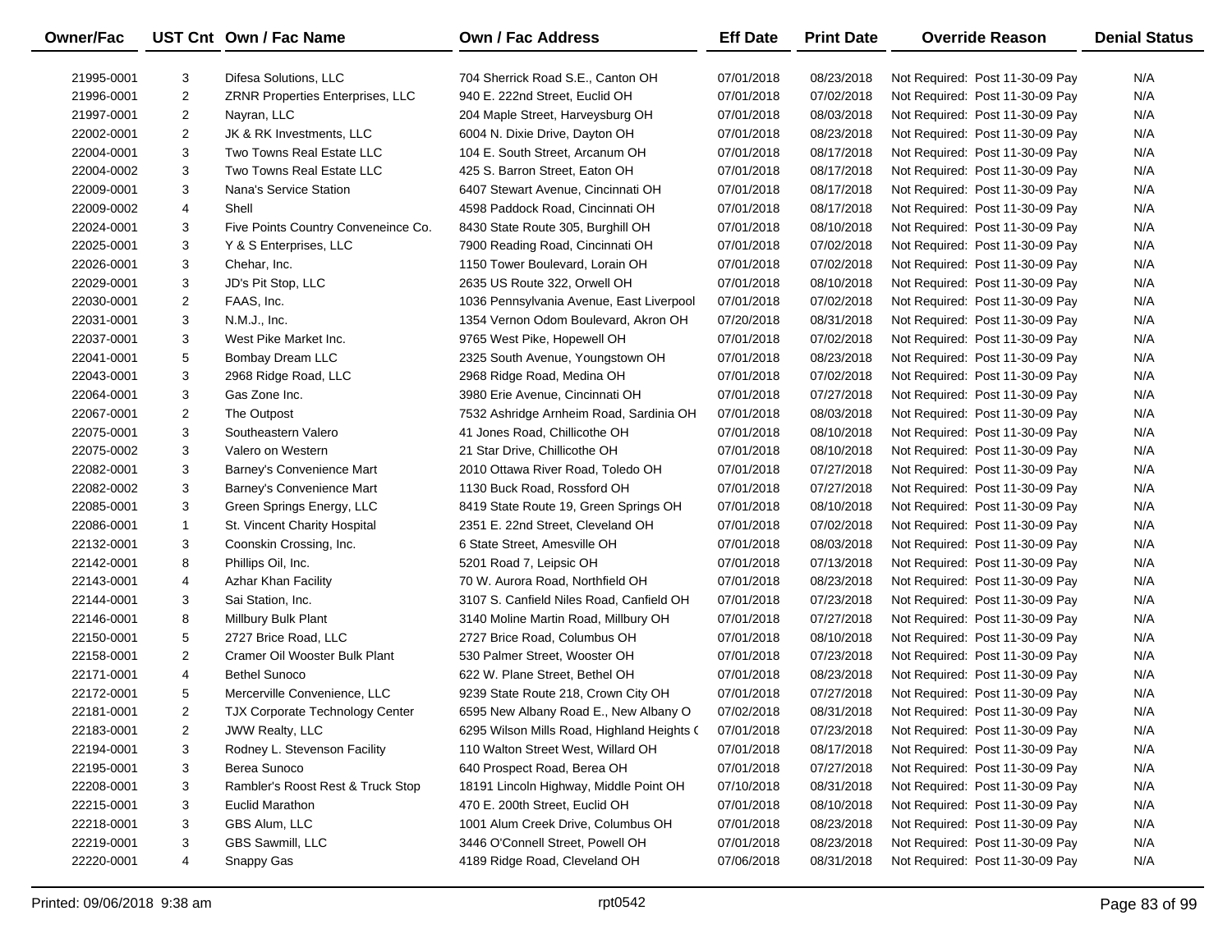| Owner/Fac | UST Cnt | Own / Fac Name | Own / Fac Address | Eff Date | Print Date | Override Reason | Denial Status |
|---|---|---|---|---|---|---|---|
| 21995-0001 | 3 | Difesa Solutions, LLC | 704 Sherrick Road S.E., Canton OH | 07/01/2018 | 08/23/2018 | Not Required: Post 11-30-09 Pay | N/A |
| 21996-0001 | 2 | ZRNR Properties Enterprises, LLC | 940 E. 222nd Street, Euclid OH | 07/01/2018 | 07/02/2018 | Not Required: Post 11-30-09 Pay | N/A |
| 21997-0001 | 2 | Nayran, LLC | 204 Maple Street, Harveysburg OH | 07/01/2018 | 08/03/2018 | Not Required: Post 11-30-09 Pay | N/A |
| 22002-0001 | 2 | JK & RK Investments, LLC | 6004 N. Dixie Drive, Dayton OH | 07/01/2018 | 08/23/2018 | Not Required: Post 11-30-09 Pay | N/A |
| 22004-0001 | 3 | Two Towns Real Estate LLC | 104 E. South Street, Arcanum OH | 07/01/2018 | 08/17/2018 | Not Required: Post 11-30-09 Pay | N/A |
| 22004-0002 | 3 | Two Towns Real Estate LLC | 425 S. Barron Street, Eaton OH | 07/01/2018 | 08/17/2018 | Not Required: Post 11-30-09 Pay | N/A |
| 22009-0001 | 3 | Nana's Service Station | 6407 Stewart Avenue, Cincinnati OH | 07/01/2018 | 08/17/2018 | Not Required: Post 11-30-09 Pay | N/A |
| 22009-0002 | 4 | Shell | 4598 Paddock Road, Cincinnati OH | 07/01/2018 | 08/17/2018 | Not Required: Post 11-30-09 Pay | N/A |
| 22024-0001 | 3 | Five Points Country Conveneince Co. | 8430 State Route 305, Burghill OH | 07/01/2018 | 08/10/2018 | Not Required: Post 11-30-09 Pay | N/A |
| 22025-0001 | 3 | Y & S Enterprises, LLC | 7900 Reading Road, Cincinnati OH | 07/01/2018 | 07/02/2018 | Not Required: Post 11-30-09 Pay | N/A |
| 22026-0001 | 3 | Chehar, Inc. | 1150 Tower Boulevard, Lorain OH | 07/01/2018 | 07/02/2018 | Not Required: Post 11-30-09 Pay | N/A |
| 22029-0001 | 3 | JD's Pit Stop, LLC | 2635 US Route 322, Orwell OH | 07/01/2018 | 08/10/2018 | Not Required: Post 11-30-09 Pay | N/A |
| 22030-0001 | 2 | FAAS, Inc. | 1036 Pennsylvania Avenue, East Liverpool | 07/01/2018 | 07/02/2018 | Not Required: Post 11-30-09 Pay | N/A |
| 22031-0001 | 3 | N.M.J., Inc. | 1354 Vernon Odom Boulevard, Akron OH | 07/20/2018 | 08/31/2018 | Not Required: Post 11-30-09 Pay | N/A |
| 22037-0001 | 3 | West Pike Market Inc. | 9765 West Pike, Hopewell OH | 07/01/2018 | 07/02/2018 | Not Required: Post 11-30-09 Pay | N/A |
| 22041-0001 | 5 | Bombay Dream LLC | 2325 South Avenue, Youngstown OH | 07/01/2018 | 08/23/2018 | Not Required: Post 11-30-09 Pay | N/A |
| 22043-0001 | 3 | 2968 Ridge Road, LLC | 2968 Ridge Road, Medina OH | 07/01/2018 | 07/02/2018 | Not Required: Post 11-30-09 Pay | N/A |
| 22064-0001 | 3 | Gas Zone Inc. | 3980 Erie Avenue, Cincinnati OH | 07/01/2018 | 07/27/2018 | Not Required: Post 11-30-09 Pay | N/A |
| 22067-0001 | 2 | The Outpost | 7532 Ashridge Arnheim Road, Sardinia OH | 07/01/2018 | 08/03/2018 | Not Required: Post 11-30-09 Pay | N/A |
| 22075-0001 | 3 | Southeastern Valero | 41 Jones Road, Chillicothe OH | 07/01/2018 | 08/10/2018 | Not Required: Post 11-30-09 Pay | N/A |
| 22075-0002 | 3 | Valero on Western | 21 Star Drive, Chillicothe OH | 07/01/2018 | 08/10/2018 | Not Required: Post 11-30-09 Pay | N/A |
| 22082-0001 | 3 | Barney's Convenience Mart | 2010 Ottawa River Road, Toledo OH | 07/01/2018 | 07/27/2018 | Not Required: Post 11-30-09 Pay | N/A |
| 22082-0002 | 3 | Barney's Convenience Mart | 1130 Buck Road, Rossford OH | 07/01/2018 | 07/27/2018 | Not Required: Post 11-30-09 Pay | N/A |
| 22085-0001 | 3 | Green Springs Energy, LLC | 8419 State Route 19, Green Springs OH | 07/01/2018 | 08/10/2018 | Not Required: Post 11-30-09 Pay | N/A |
| 22086-0001 | 1 | St. Vincent Charity Hospital | 2351 E. 22nd Street, Cleveland OH | 07/01/2018 | 07/02/2018 | Not Required: Post 11-30-09 Pay | N/A |
| 22132-0001 | 3 | Coonskin Crossing, Inc. | 6 State Street, Amesville OH | 07/01/2018 | 08/03/2018 | Not Required: Post 11-30-09 Pay | N/A |
| 22142-0001 | 8 | Phillips Oil, Inc. | 5201 Road 7, Leipsic OH | 07/01/2018 | 07/13/2018 | Not Required: Post 11-30-09 Pay | N/A |
| 22143-0001 | 4 | Azhar Khan Facility | 70 W. Aurora Road, Northfield OH | 07/01/2018 | 08/23/2018 | Not Required: Post 11-30-09 Pay | N/A |
| 22144-0001 | 3 | Sai Station, Inc. | 3107 S. Canfield Niles Road, Canfield OH | 07/01/2018 | 07/23/2018 | Not Required: Post 11-30-09 Pay | N/A |
| 22146-0001 | 8 | Millbury Bulk Plant | 3140 Moline Martin Road, Millbury OH | 07/01/2018 | 07/27/2018 | Not Required: Post 11-30-09 Pay | N/A |
| 22150-0001 | 5 | 2727 Brice Road, LLC | 2727 Brice Road, Columbus OH | 07/01/2018 | 08/10/2018 | Not Required: Post 11-30-09 Pay | N/A |
| 22158-0001 | 2 | Cramer Oil Wooster Bulk Plant | 530 Palmer Street, Wooster OH | 07/01/2018 | 07/23/2018 | Not Required: Post 11-30-09 Pay | N/A |
| 22171-0001 | 4 | Bethel Sunoco | 622 W. Plane Street, Bethel OH | 07/01/2018 | 08/23/2018 | Not Required: Post 11-30-09 Pay | N/A |
| 22172-0001 | 5 | Mercerville Convenience, LLC | 9239 State Route 218, Crown City OH | 07/01/2018 | 07/27/2018 | Not Required: Post 11-30-09 Pay | N/A |
| 22181-0001 | 2 | TJX Corporate Technology Center | 6595 New Albany Road E., New Albany O | 07/02/2018 | 08/31/2018 | Not Required: Post 11-30-09 Pay | N/A |
| 22183-0001 | 2 | JWW Realty, LLC | 6295 Wilson Mills Road, Highland Heights ( | 07/01/2018 | 07/23/2018 | Not Required: Post 11-30-09 Pay | N/A |
| 22194-0001 | 3 | Rodney L. Stevenson Facility | 110 Walton Street West, Willard OH | 07/01/2018 | 08/17/2018 | Not Required: Post 11-30-09 Pay | N/A |
| 22195-0001 | 3 | Berea Sunoco | 640 Prospect Road, Berea OH | 07/01/2018 | 07/27/2018 | Not Required: Post 11-30-09 Pay | N/A |
| 22208-0001 | 3 | Rambler's Roost Rest & Truck Stop | 18191 Lincoln Highway, Middle Point OH | 07/10/2018 | 08/31/2018 | Not Required: Post 11-30-09 Pay | N/A |
| 22215-0001 | 3 | Euclid Marathon | 470 E. 200th Street, Euclid OH | 07/01/2018 | 08/10/2018 | Not Required: Post 11-30-09 Pay | N/A |
| 22218-0001 | 3 | GBS Alum, LLC | 1001 Alum Creek Drive, Columbus OH | 07/01/2018 | 08/23/2018 | Not Required: Post 11-30-09 Pay | N/A |
| 22219-0001 | 3 | GBS Sawmill, LLC | 3446 O'Connell Street, Powell OH | 07/01/2018 | 08/23/2018 | Not Required: Post 11-30-09 Pay | N/A |
| 22220-0001 | 4 | Snappy Gas | 4189 Ridge Road, Cleveland OH | 07/06/2018 | 08/31/2018 | Not Required: Post 11-30-09 Pay | N/A |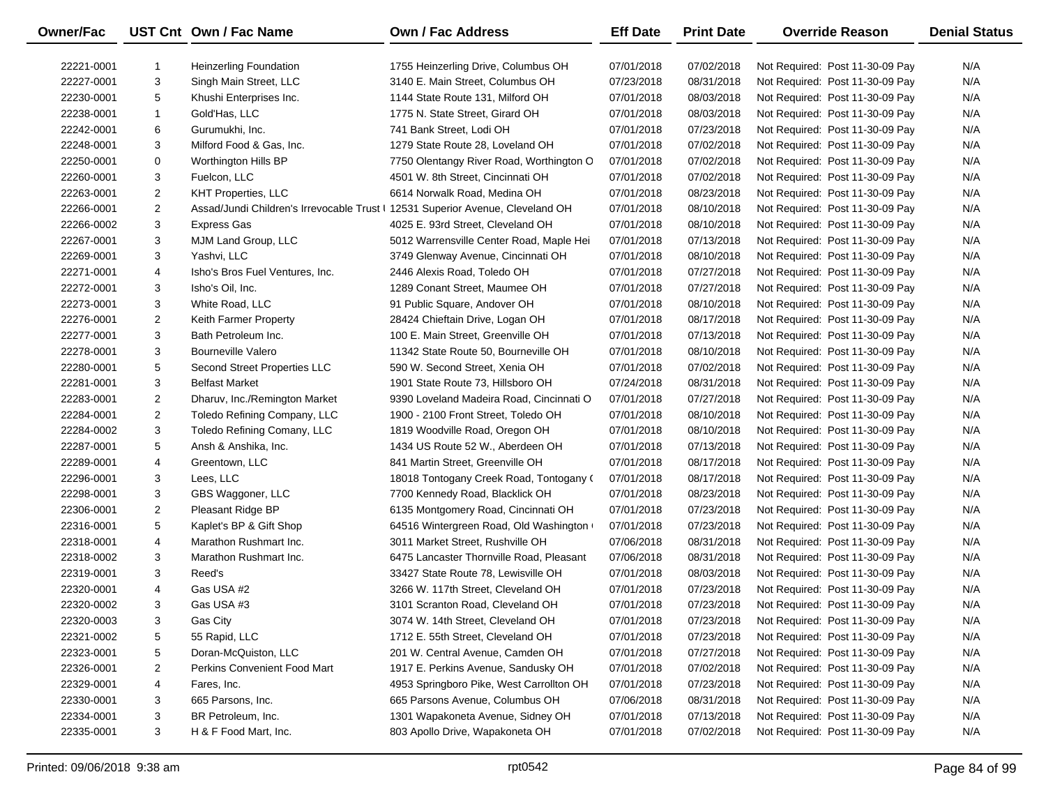| Owner/Fac | UST Cnt | Own / Fac Name | Own / Fac Address | Eff Date | Print Date | Override Reason | Denial Status |
|---|---|---|---|---|---|---|---|
| 22221-0001 | 1 | Heinzerling Foundation | 1755 Heinzerling Drive, Columbus OH | 07/01/2018 | 07/02/2018 | Not Required: Post 11-30-09 Pay | N/A |
| 22227-0001 | 3 | Singh Main Street, LLC | 3140 E. Main Street, Columbus OH | 07/23/2018 | 08/31/2018 | Not Required: Post 11-30-09 Pay | N/A |
| 22230-0001 | 5 | Khushi Enterprises Inc. | 1144 State Route 131, Milford OH | 07/01/2018 | 08/03/2018 | Not Required: Post 11-30-09 Pay | N/A |
| 22238-0001 | 1 | Gold'Has, LLC | 1775 N. State Street, Girard OH | 07/01/2018 | 08/03/2018 | Not Required: Post 11-30-09 Pay | N/A |
| 22242-0001 | 6 | Gurumukhi, Inc. | 741 Bank Street, Lodi OH | 07/01/2018 | 07/23/2018 | Not Required: Post 11-30-09 Pay | N/A |
| 22248-0001 | 3 | Milford Food & Gas, Inc. | 1279 State Route 28, Loveland OH | 07/01/2018 | 07/02/2018 | Not Required: Post 11-30-09 Pay | N/A |
| 22250-0001 | 0 | Worthington Hills BP | 7750 Olentangy River Road, Worthington O | 07/01/2018 | 07/02/2018 | Not Required: Post 11-30-09 Pay | N/A |
| 22260-0001 | 3 | Fuelcon, LLC | 4501 W. 8th Street, Cincinnati OH | 07/01/2018 | 07/02/2018 | Not Required: Post 11-30-09 Pay | N/A |
| 22263-0001 | 2 | KHT Properties, LLC | 6614 Norwalk Road, Medina OH | 07/01/2018 | 08/23/2018 | Not Required: Post 11-30-09 Pay | N/A |
| 22266-0001 | 2 | Assad/Jundi Children's Irrevocable Trust I | 12531 Superior Avenue, Cleveland OH | 07/01/2018 | 08/10/2018 | Not Required: Post 11-30-09 Pay | N/A |
| 22266-0002 | 3 | Express Gas | 4025 E. 93rd Street, Cleveland OH | 07/01/2018 | 08/10/2018 | Not Required: Post 11-30-09 Pay | N/A |
| 22267-0001 | 3 | MJM Land Group, LLC | 5012 Warrensville Center Road, Maple Hei | 07/01/2018 | 07/13/2018 | Not Required: Post 11-30-09 Pay | N/A |
| 22269-0001 | 3 | Yashvi, LLC | 3749 Glenway Avenue, Cincinnati OH | 07/01/2018 | 08/10/2018 | Not Required: Post 11-30-09 Pay | N/A |
| 22271-0001 | 4 | Isho's Bros Fuel Ventures, Inc. | 2446 Alexis Road, Toledo OH | 07/01/2018 | 07/27/2018 | Not Required: Post 11-30-09 Pay | N/A |
| 22272-0001 | 3 | Isho's Oil, Inc. | 1289 Conant Street, Maumee OH | 07/01/2018 | 07/27/2018 | Not Required: Post 11-30-09 Pay | N/A |
| 22273-0001 | 3 | White Road, LLC | 91 Public Square, Andover OH | 07/01/2018 | 08/10/2018 | Not Required: Post 11-30-09 Pay | N/A |
| 22276-0001 | 2 | Keith Farmer Property | 28424 Chieftain Drive, Logan OH | 07/01/2018 | 08/17/2018 | Not Required: Post 11-30-09 Pay | N/A |
| 22277-0001 | 3 | Bath Petroleum Inc. | 100 E. Main Street, Greenville OH | 07/01/2018 | 07/13/2018 | Not Required: Post 11-30-09 Pay | N/A |
| 22278-0001 | 3 | Bourneville Valero | 11342 State Route 50, Bourneville OH | 07/01/2018 | 08/10/2018 | Not Required: Post 11-30-09 Pay | N/A |
| 22280-0001 | 5 | Second Street Properties LLC | 590 W. Second Street, Xenia OH | 07/01/2018 | 07/02/2018 | Not Required: Post 11-30-09 Pay | N/A |
| 22281-0001 | 3 | Belfast Market | 1901 State Route 73, Hillsboro OH | 07/24/2018 | 08/31/2018 | Not Required: Post 11-30-09 Pay | N/A |
| 22283-0001 | 2 | Dharuv, Inc./Remington Market | 9390 Loveland Madeira Road, Cincinnati O | 07/01/2018 | 07/27/2018 | Not Required: Post 11-30-09 Pay | N/A |
| 22284-0001 | 2 | Toledo Refining Company, LLC | 1900 - 2100 Front Street, Toledo OH | 07/01/2018 | 08/10/2018 | Not Required: Post 11-30-09 Pay | N/A |
| 22284-0002 | 3 | Toledo Refining Comany, LLC | 1819 Woodville Road, Oregon OH | 07/01/2018 | 08/10/2018 | Not Required: Post 11-30-09 Pay | N/A |
| 22287-0001 | 5 | Ansh & Anshika, Inc. | 1434 US Route 52 W., Aberdeen OH | 07/01/2018 | 07/13/2018 | Not Required: Post 11-30-09 Pay | N/A |
| 22289-0001 | 4 | Greentown, LLC | 841 Martin Street, Greenville OH | 07/01/2018 | 08/17/2018 | Not Required: Post 11-30-09 Pay | N/A |
| 22296-0001 | 3 | Lees, LLC | 18018 Tontogany Creek Road, Tontogany ( | 07/01/2018 | 08/17/2018 | Not Required: Post 11-30-09 Pay | N/A |
| 22298-0001 | 3 | GBS Waggoner, LLC | 7700 Kennedy Road, Blacklick OH | 07/01/2018 | 08/23/2018 | Not Required: Post 11-30-09 Pay | N/A |
| 22306-0001 | 2 | Pleasant Ridge BP | 6135 Montgomery Road, Cincinnati OH | 07/01/2018 | 07/23/2018 | Not Required: Post 11-30-09 Pay | N/A |
| 22316-0001 | 5 | Kaplet's BP & Gift Shop | 64516 Wintergreen Road, Old Washington ( | 07/01/2018 | 07/23/2018 | Not Required: Post 11-30-09 Pay | N/A |
| 22318-0001 | 4 | Marathon Rushmart Inc. | 3011 Market Street, Rushville OH | 07/06/2018 | 08/31/2018 | Not Required: Post 11-30-09 Pay | N/A |
| 22318-0002 | 3 | Marathon Rushmart Inc. | 6475 Lancaster Thornville Road, Pleasant | 07/06/2018 | 08/31/2018 | Not Required: Post 11-30-09 Pay | N/A |
| 22319-0001 | 3 | Reed's | 33427 State Route 78, Lewisville OH | 07/01/2018 | 08/03/2018 | Not Required: Post 11-30-09 Pay | N/A |
| 22320-0001 | 4 | Gas USA #2 | 3266 W. 117th Street, Cleveland OH | 07/01/2018 | 07/23/2018 | Not Required: Post 11-30-09 Pay | N/A |
| 22320-0002 | 3 | Gas USA #3 | 3101 Scranton Road, Cleveland OH | 07/01/2018 | 07/23/2018 | Not Required: Post 11-30-09 Pay | N/A |
| 22320-0003 | 3 | Gas City | 3074 W. 14th Street, Cleveland OH | 07/01/2018 | 07/23/2018 | Not Required: Post 11-30-09 Pay | N/A |
| 22321-0002 | 5 | 55 Rapid, LLC | 1712 E. 55th Street, Cleveland OH | 07/01/2018 | 07/23/2018 | Not Required: Post 11-30-09 Pay | N/A |
| 22323-0001 | 5 | Doran-McQuiston, LLC | 201 W. Central Avenue, Camden OH | 07/01/2018 | 07/27/2018 | Not Required: Post 11-30-09 Pay | N/A |
| 22326-0001 | 2 | Perkins Convenient Food Mart | 1917 E. Perkins Avenue, Sandusky OH | 07/01/2018 | 07/02/2018 | Not Required: Post 11-30-09 Pay | N/A |
| 22329-0001 | 4 | Fares, Inc. | 4953 Springboro Pike, West Carrollton OH | 07/01/2018 | 07/23/2018 | Not Required: Post 11-30-09 Pay | N/A |
| 22330-0001 | 3 | 665 Parsons, Inc. | 665 Parsons Avenue, Columbus OH | 07/06/2018 | 08/31/2018 | Not Required: Post 11-30-09 Pay | N/A |
| 22334-0001 | 3 | BR Petroleum, Inc. | 1301 Wapakoneta Avenue, Sidney OH | 07/01/2018 | 07/13/2018 | Not Required: Post 11-30-09 Pay | N/A |
| 22335-0001 | 3 | H & F Food Mart, Inc. | 803 Apollo Drive, Wapakoneta OH | 07/01/2018 | 07/02/2018 | Not Required: Post 11-30-09 Pay | N/A |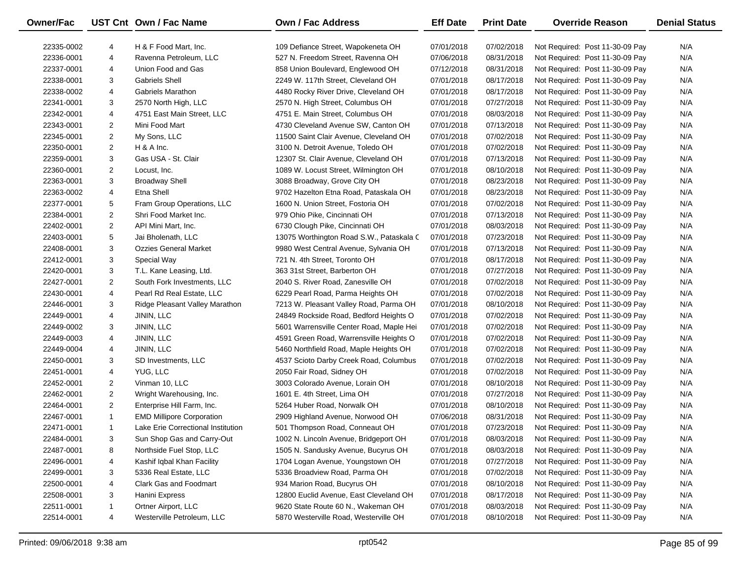| Owner/Fac | UST Cnt | Own / Fac Name | Own / Fac Address | Eff Date | Print Date | Override Reason | Denial Status |
|---|---|---|---|---|---|---|---|
| 22335-0002 | 4 | H & F Food Mart, Inc. | 109 Defiance Street, Wapokeneta OH | 07/01/2018 | 07/02/2018 | Not Required: Post 11-30-09 Pay | N/A |
| 22336-0001 | 4 | Ravenna Petroleum, LLC | 527 N. Freedom Street, Ravenna OH | 07/06/2018 | 08/31/2018 | Not Required: Post 11-30-09 Pay | N/A |
| 22337-0001 | 4 | Union Food and Gas | 858 Union Boulevard, Englewood OH | 07/12/2018 | 08/31/2018 | Not Required: Post 11-30-09 Pay | N/A |
| 22338-0001 | 3 | Gabriels Shell | 2249 W. 117th Street, Cleveland OH | 07/01/2018 | 08/17/2018 | Not Required: Post 11-30-09 Pay | N/A |
| 22338-0002 | 4 | Gabriels Marathon | 4480 Rocky River Drive, Cleveland OH | 07/01/2018 | 08/17/2018 | Not Required: Post 11-30-09 Pay | N/A |
| 22341-0001 | 3 | 2570 North High, LLC | 2570 N. High Street, Columbus OH | 07/01/2018 | 07/27/2018 | Not Required: Post 11-30-09 Pay | N/A |
| 22342-0001 | 4 | 4751 East Main Street, LLC | 4751 E. Main Street, Columbus OH | 07/01/2018 | 08/03/2018 | Not Required: Post 11-30-09 Pay | N/A |
| 22343-0001 | 2 | Mini Food Mart | 4730 Cleveland Avenue SW, Canton OH | 07/01/2018 | 07/13/2018 | Not Required: Post 11-30-09 Pay | N/A |
| 22345-0001 | 2 | My Sons, LLC | 11500 Saint Clair Avenue, Cleveland OH | 07/01/2018 | 07/02/2018 | Not Required: Post 11-30-09 Pay | N/A |
| 22350-0001 | 2 | H & A Inc. | 3100 N. Detroit Avenue, Toledo OH | 07/01/2018 | 07/02/2018 | Not Required: Post 11-30-09 Pay | N/A |
| 22359-0001 | 3 | Gas USA - St. Clair | 12307 St. Clair Avenue, Cleveland OH | 07/01/2018 | 07/13/2018 | Not Required: Post 11-30-09 Pay | N/A |
| 22360-0001 | 2 | Locust, Inc. | 1089 W. Locust Street, Wilmington OH | 07/01/2018 | 08/10/2018 | Not Required: Post 11-30-09 Pay | N/A |
| 22363-0001 | 3 | Broadway Shell | 3088 Broadway, Grove City OH | 07/01/2018 | 08/23/2018 | Not Required: Post 11-30-09 Pay | N/A |
| 22363-0002 | 4 | Etna Shell | 9702 Hazelton Etna Road, Pataskala OH | 07/01/2018 | 08/23/2018 | Not Required: Post 11-30-09 Pay | N/A |
| 22377-0001 | 5 | Fram Group Operations, LLC | 1600 N. Union Street, Fostoria OH | 07/01/2018 | 07/02/2018 | Not Required: Post 11-30-09 Pay | N/A |
| 22384-0001 | 2 | Shri Food Market Inc. | 979 Ohio Pike, Cincinnati OH | 07/01/2018 | 07/13/2018 | Not Required: Post 11-30-09 Pay | N/A |
| 22402-0001 | 2 | API Mini Mart, Inc. | 6730 Clough Pike, Cincinnati OH | 07/01/2018 | 08/03/2018 | Not Required: Post 11-30-09 Pay | N/A |
| 22403-0001 | 5 | Jai Bholenath, LLC | 13075 Worthington Road S.W., Pataskala C | 07/01/2018 | 07/23/2018 | Not Required: Post 11-30-09 Pay | N/A |
| 22408-0001 | 3 | Ozzies General Market | 9980 West Central Avenue, Sylvania OH | 07/01/2018 | 07/13/2018 | Not Required: Post 11-30-09 Pay | N/A |
| 22412-0001 | 3 | Special Way | 721 N. 4th Street, Toronto OH | 07/01/2018 | 08/17/2018 | Not Required: Post 11-30-09 Pay | N/A |
| 22420-0001 | 3 | T.L. Kane Leasing, Ltd. | 363 31st Street, Barberton OH | 07/01/2018 | 07/27/2018 | Not Required: Post 11-30-09 Pay | N/A |
| 22427-0001 | 2 | South Fork Investments, LLC | 2040 S. River Road, Zanesville OH | 07/01/2018 | 07/02/2018 | Not Required: Post 11-30-09 Pay | N/A |
| 22430-0001 | 4 | Pearl Rd Real Estate, LLC | 6229 Pearl Road, Parma Heights OH | 07/01/2018 | 07/02/2018 | Not Required: Post 11-30-09 Pay | N/A |
| 22446-0001 | 3 | Ridge Pleasant Valley Marathon | 7213 W. Pleasant Valley Road, Parma OH | 07/01/2018 | 08/10/2018 | Not Required: Post 11-30-09 Pay | N/A |
| 22449-0001 | 4 | JININ, LLC | 24849 Rockside Road, Bedford Heights O | 07/01/2018 | 07/02/2018 | Not Required: Post 11-30-09 Pay | N/A |
| 22449-0002 | 3 | JININ, LLC | 5601 Warrensville Center Road, Maple Hei | 07/01/2018 | 07/02/2018 | Not Required: Post 11-30-09 Pay | N/A |
| 22449-0003 | 4 | JININ, LLC | 4591 Green Road, Warrensville Heights O | 07/01/2018 | 07/02/2018 | Not Required: Post 11-30-09 Pay | N/A |
| 22449-0004 | 4 | JININ, LLC | 5460 Northfield Road, Maple Heights OH | 07/01/2018 | 07/02/2018 | Not Required: Post 11-30-09 Pay | N/A |
| 22450-0001 | 3 | SD Investments, LLC | 4537 Scioto Darby Creek Road, Columbus | 07/01/2018 | 07/02/2018 | Not Required: Post 11-30-09 Pay | N/A |
| 22451-0001 | 4 | YUG, LLC | 2050 Fair Road, Sidney OH | 07/01/2018 | 07/02/2018 | Not Required: Post 11-30-09 Pay | N/A |
| 22452-0001 | 2 | Vinman 10, LLC | 3003 Colorado Avenue, Lorain OH | 07/01/2018 | 08/10/2018 | Not Required: Post 11-30-09 Pay | N/A |
| 22462-0001 | 2 | Wright Warehousing, Inc. | 1601 E. 4th Street, Lima OH | 07/01/2018 | 07/27/2018 | Not Required: Post 11-30-09 Pay | N/A |
| 22464-0001 | 2 | Enterprise Hill Farm, Inc. | 5264 Huber Road, Norwalk OH | 07/01/2018 | 08/10/2018 | Not Required: Post 11-30-09 Pay | N/A |
| 22467-0001 | 1 | EMD Millipore Corporation | 2909 Highland Avenue, Norwood OH | 07/06/2018 | 08/31/2018 | Not Required: Post 11-30-09 Pay | N/A |
| 22471-0001 | 1 | Lake Erie Correctional Institution | 501 Thompson Road, Conneaut OH | 07/01/2018 | 07/23/2018 | Not Required: Post 11-30-09 Pay | N/A |
| 22484-0001 | 3 | Sun Shop Gas and Carry-Out | 1002 N. Lincoln Avenue, Bridgeport OH | 07/01/2018 | 08/03/2018 | Not Required: Post 11-30-09 Pay | N/A |
| 22487-0001 | 8 | Northside Fuel Stop, LLC | 1505 N. Sandusky Avenue, Bucyrus OH | 07/01/2018 | 08/03/2018 | Not Required: Post 11-30-09 Pay | N/A |
| 22496-0001 | 4 | Kashif Iqbal Khan Facility | 1704 Logan Avenue, Youngstown OH | 07/01/2018 | 07/27/2018 | Not Required: Post 11-30-09 Pay | N/A |
| 22499-0001 | 3 | 5336 Real Estate, LLC | 5336 Broadview Road, Parma OH | 07/01/2018 | 07/02/2018 | Not Required: Post 11-30-09 Pay | N/A |
| 22500-0001 | 4 | Clark Gas and Foodmart | 934 Marion Road, Bucyrus OH | 07/01/2018 | 08/10/2018 | Not Required: Post 11-30-09 Pay | N/A |
| 22508-0001 | 3 | Hanini Express | 12800 Euclid Avenue, East Cleveland OH | 07/01/2018 | 08/17/2018 | Not Required: Post 11-30-09 Pay | N/A |
| 22511-0001 | 1 | Ortner Airport, LLC | 9620 State Route 60 N., Wakeman OH | 07/01/2018 | 08/03/2018 | Not Required: Post 11-30-09 Pay | N/A |
| 22514-0001 | 4 | Westerville Petroleum, LLC | 5870 Westerville Road, Westerville OH | 07/01/2018 | 08/10/2018 | Not Required: Post 11-30-09 Pay | N/A |

Printed: 09/06/2018 9:38 am rpt0542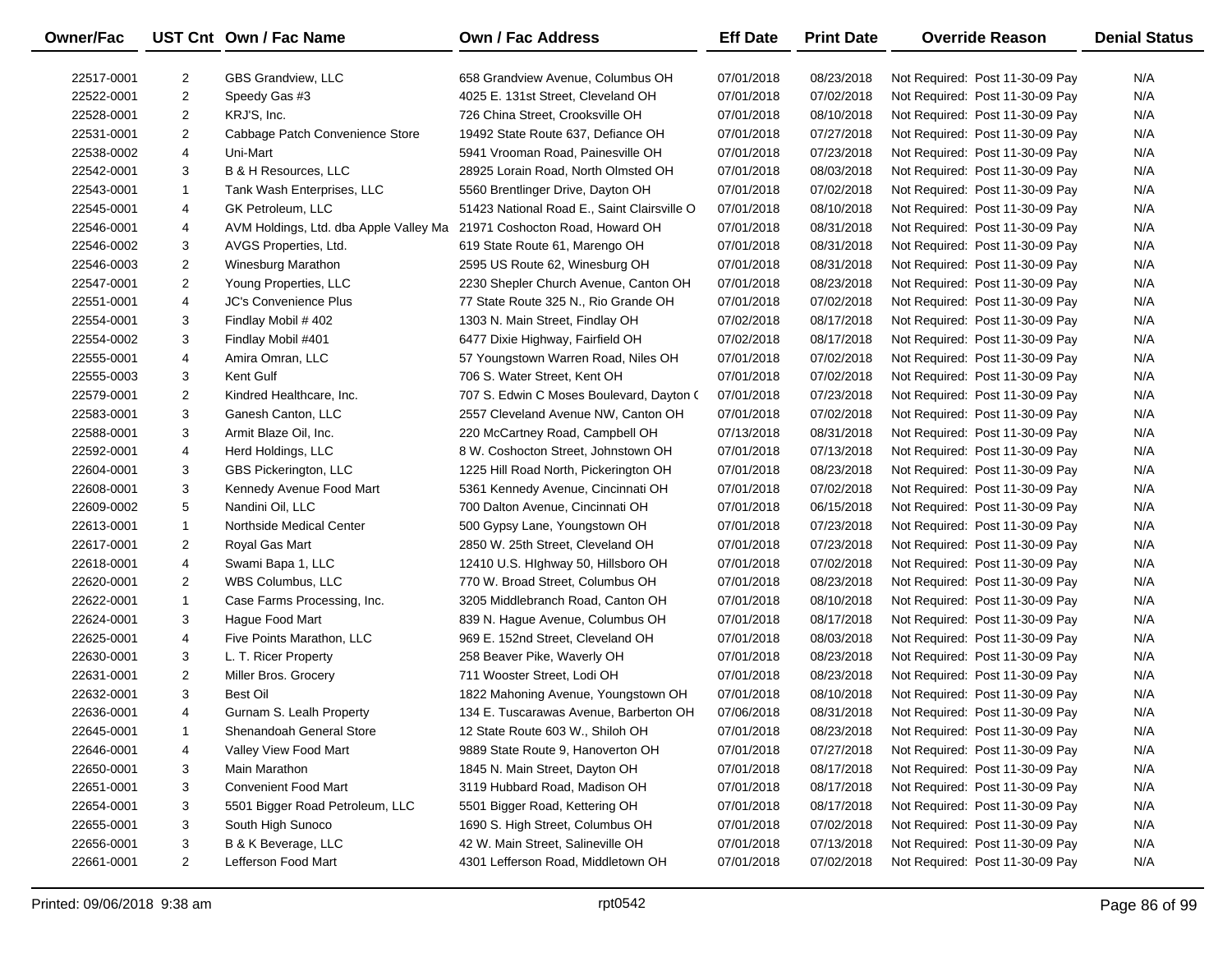| Owner/Fac | UST Cnt | Own / Fac Name | Own / Fac Address | Eff Date | Print Date | Override Reason | Denial Status |
|---|---|---|---|---|---|---|---|
| 22517-0001 | 2 | GBS Grandview, LLC | 658 Grandview Avenue, Columbus OH | 07/01/2018 | 08/23/2018 | Not Required: Post 11-30-09 Pay | N/A |
| 22522-0001 | 2 | Speedy Gas #3 | 4025 E. 131st Street, Cleveland OH | 07/01/2018 | 07/02/2018 | Not Required: Post 11-30-09 Pay | N/A |
| 22528-0001 | 2 | KRJ'S, Inc. | 726 China Street, Crooksville OH | 07/01/2018 | 08/10/2018 | Not Required: Post 11-30-09 Pay | N/A |
| 22531-0001 | 2 | Cabbage Patch Convenience Store | 19492 State Route 637, Defiance OH | 07/01/2018 | 07/27/2018 | Not Required: Post 11-30-09 Pay | N/A |
| 22538-0002 | 4 | Uni-Mart | 5941 Vrooman Road, Painesville OH | 07/01/2018 | 07/23/2018 | Not Required: Post 11-30-09 Pay | N/A |
| 22542-0001 | 3 | B & H Resources, LLC | 28925 Lorain Road, North Olmsted OH | 07/01/2018 | 08/03/2018 | Not Required: Post 11-30-09 Pay | N/A |
| 22543-0001 | 1 | Tank Wash Enterprises, LLC | 5560 Brentlinger Drive, Dayton OH | 07/01/2018 | 07/02/2018 | Not Required: Post 11-30-09 Pay | N/A |
| 22545-0001 | 4 | GK Petroleum, LLC | 51423 National Road E., Saint Clairsville O | 07/01/2018 | 08/10/2018 | Not Required: Post 11-30-09 Pay | N/A |
| 22546-0001 | 4 | AVM Holdings, Ltd. dba Apple Valley Ma | 21971 Coshocton Road, Howard OH | 07/01/2018 | 08/31/2018 | Not Required: Post 11-30-09 Pay | N/A |
| 22546-0002 | 3 | AVGS Properties, Ltd. | 619 State Route 61, Marengo OH | 07/01/2018 | 08/31/2018 | Not Required: Post 11-30-09 Pay | N/A |
| 22546-0003 | 2 | Winesburg Marathon | 2595 US Route 62, Winesburg OH | 07/01/2018 | 08/31/2018 | Not Required: Post 11-30-09 Pay | N/A |
| 22547-0001 | 2 | Young Properties, LLC | 2230 Shepler Church Avenue, Canton OH | 07/01/2018 | 08/23/2018 | Not Required: Post 11-30-09 Pay | N/A |
| 22551-0001 | 4 | JC's Convenience Plus | 77 State Route 325 N., Rio Grande OH | 07/01/2018 | 07/02/2018 | Not Required: Post 11-30-09 Pay | N/A |
| 22554-0001 | 3 | Findlay Mobil # 402 | 1303 N. Main Street, Findlay OH | 07/02/2018 | 08/17/2018 | Not Required: Post 11-30-09 Pay | N/A |
| 22554-0002 | 3 | Findlay Mobil #401 | 6477 Dixie Highway, Fairfield OH | 07/02/2018 | 08/17/2018 | Not Required: Post 11-30-09 Pay | N/A |
| 22555-0001 | 4 | Amira Omran, LLC | 57 Youngstown Warren Road, Niles OH | 07/01/2018 | 07/02/2018 | Not Required: Post 11-30-09 Pay | N/A |
| 22555-0003 | 3 | Kent Gulf | 706 S. Water Street, Kent OH | 07/01/2018 | 07/02/2018 | Not Required: Post 11-30-09 Pay | N/A |
| 22579-0001 | 2 | Kindred Healthcare, Inc. | 707 S. Edwin C Moses Boulevard, Dayton ( | 07/01/2018 | 07/23/2018 | Not Required: Post 11-30-09 Pay | N/A |
| 22583-0001 | 3 | Ganesh Canton, LLC | 2557 Cleveland Avenue NW, Canton OH | 07/01/2018 | 07/02/2018 | Not Required: Post 11-30-09 Pay | N/A |
| 22588-0001 | 3 | Armit Blaze Oil, Inc. | 220 McCartney Road, Campbell OH | 07/13/2018 | 08/31/2018 | Not Required: Post 11-30-09 Pay | N/A |
| 22592-0001 | 4 | Herd Holdings, LLC | 8 W. Coshocton Street, Johnstown OH | 07/01/2018 | 07/13/2018 | Not Required: Post 11-30-09 Pay | N/A |
| 22604-0001 | 3 | GBS Pickerington, LLC | 1225 Hill Road North, Pickerington OH | 07/01/2018 | 08/23/2018 | Not Required: Post 11-30-09 Pay | N/A |
| 22608-0001 | 3 | Kennedy Avenue Food Mart | 5361 Kennedy Avenue, Cincinnati OH | 07/01/2018 | 07/02/2018 | Not Required: Post 11-30-09 Pay | N/A |
| 22609-0002 | 5 | Nandini Oil, LLC | 700 Dalton Avenue, Cincinnati OH | 07/01/2018 | 06/15/2018 | Not Required: Post 11-30-09 Pay | N/A |
| 22613-0001 | 1 | Northside Medical Center | 500 Gypsy Lane, Youngstown OH | 07/01/2018 | 07/23/2018 | Not Required: Post 11-30-09 Pay | N/A |
| 22617-0001 | 2 | Royal Gas Mart | 2850 W. 25th Street, Cleveland OH | 07/01/2018 | 07/23/2018 | Not Required: Post 11-30-09 Pay | N/A |
| 22618-0001 | 4 | Swami Bapa 1, LLC | 12410 U.S. HIghway 50, Hillsboro OH | 07/01/2018 | 07/02/2018 | Not Required: Post 11-30-09 Pay | N/A |
| 22620-0001 | 2 | WBS Columbus, LLC | 770 W. Broad Street, Columbus OH | 07/01/2018 | 08/23/2018 | Not Required: Post 11-30-09 Pay | N/A |
| 22622-0001 | 1 | Case Farms Processing, Inc. | 3205 Middlebranch Road, Canton OH | 07/01/2018 | 08/10/2018 | Not Required: Post 11-30-09 Pay | N/A |
| 22624-0001 | 3 | Hague Food Mart | 839 N. Hague Avenue, Columbus OH | 07/01/2018 | 08/17/2018 | Not Required: Post 11-30-09 Pay | N/A |
| 22625-0001 | 4 | Five Points Marathon, LLC | 969 E. 152nd Street, Cleveland OH | 07/01/2018 | 08/03/2018 | Not Required: Post 11-30-09 Pay | N/A |
| 22630-0001 | 3 | L. T. Ricer Property | 258 Beaver Pike, Waverly OH | 07/01/2018 | 08/23/2018 | Not Required: Post 11-30-09 Pay | N/A |
| 22631-0001 | 2 | Miller Bros. Grocery | 711 Wooster Street, Lodi OH | 07/01/2018 | 08/23/2018 | Not Required: Post 11-30-09 Pay | N/A |
| 22632-0001 | 3 | Best Oil | 1822 Mahoning Avenue, Youngstown OH | 07/01/2018 | 08/10/2018 | Not Required: Post 11-30-09 Pay | N/A |
| 22636-0001 | 4 | Gurnam S. Lealh Property | 134 E. Tuscarawas Avenue, Barberton OH | 07/06/2018 | 08/31/2018 | Not Required: Post 11-30-09 Pay | N/A |
| 22645-0001 | 1 | Shenandoah General Store | 12 State Route 603 W., Shiloh OH | 07/01/2018 | 08/23/2018 | Not Required: Post 11-30-09 Pay | N/A |
| 22646-0001 | 4 | Valley View Food Mart | 9889 State Route 9, Hanoverton OH | 07/01/2018 | 07/27/2018 | Not Required: Post 11-30-09 Pay | N/A |
| 22650-0001 | 3 | Main Marathon | 1845 N. Main Street, Dayton OH | 07/01/2018 | 08/17/2018 | Not Required: Post 11-30-09 Pay | N/A |
| 22651-0001 | 3 | Convenient Food Mart | 3119 Hubbard Road, Madison OH | 07/01/2018 | 08/17/2018 | Not Required: Post 11-30-09 Pay | N/A |
| 22654-0001 | 3 | 5501 Bigger Road Petroleum, LLC | 5501 Bigger Road, Kettering OH | 07/01/2018 | 08/17/2018 | Not Required: Post 11-30-09 Pay | N/A |
| 22655-0001 | 3 | South High Sunoco | 1690 S. High Street, Columbus OH | 07/01/2018 | 07/02/2018 | Not Required: Post 11-30-09 Pay | N/A |
| 22656-0001 | 3 | B & K Beverage, LLC | 42 W. Main Street, Salineville OH | 07/01/2018 | 07/13/2018 | Not Required: Post 11-30-09 Pay | N/A |
| 22661-0001 | 2 | Lefferson Food Mart | 4301 Lefferson Road, Middletown OH | 07/01/2018 | 07/02/2018 | Not Required: Post 11-30-09 Pay | N/A |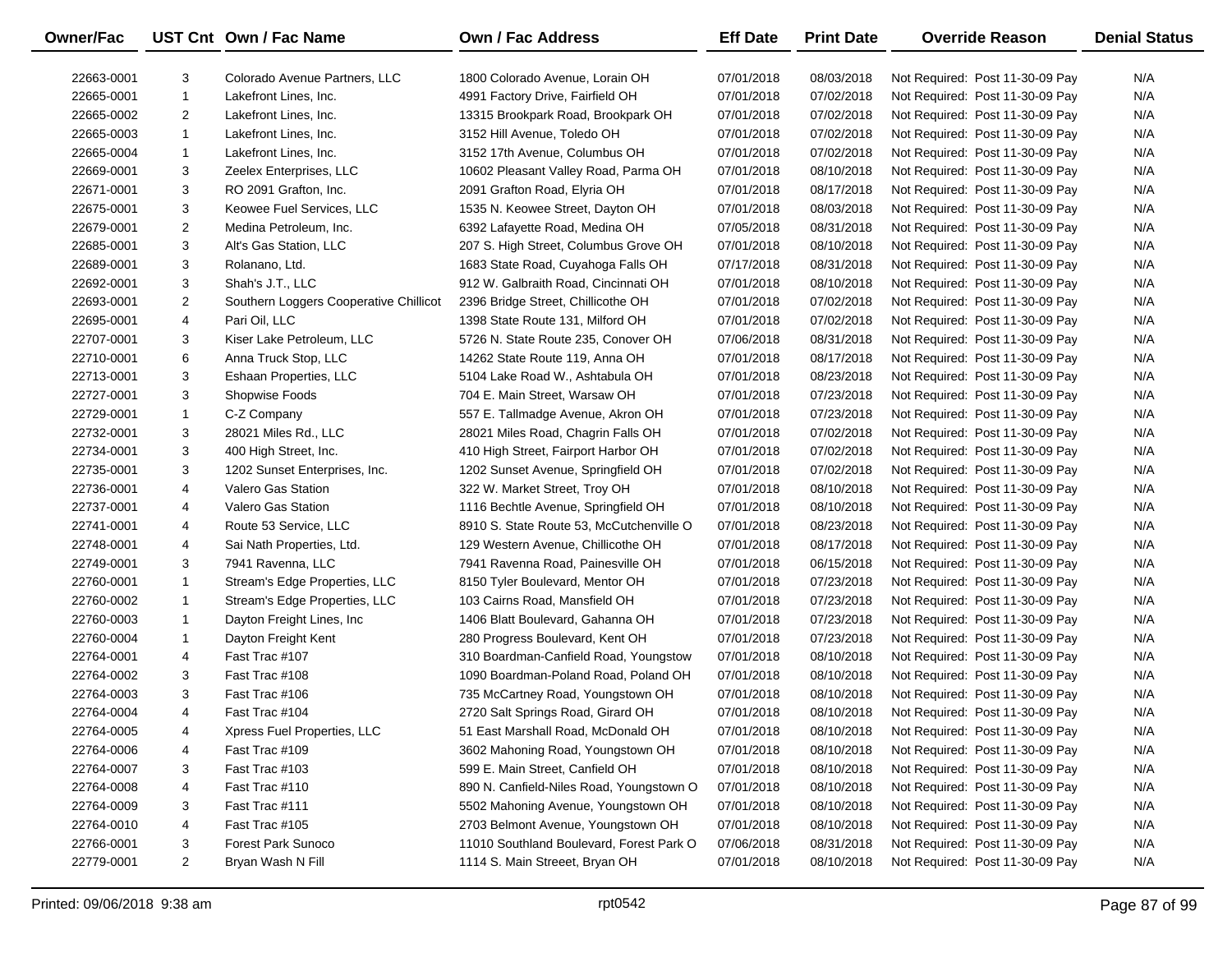| Owner/Fac | UST Cnt | Own / Fac Name | Own / Fac Address | Eff Date | Print Date | Override Reason | Denial Status |
|---|---|---|---|---|---|---|---|
| 22663-0001 | 3 | Colorado Avenue Partners, LLC | 1800 Colorado Avenue, Lorain OH | 07/01/2018 | 08/03/2018 | Not Required: Post 11-30-09 Pay | N/A |
| 22665-0001 | 1 | Lakefront Lines, Inc. | 4991 Factory Drive, Fairfield OH | 07/01/2018 | 07/02/2018 | Not Required: Post 11-30-09 Pay | N/A |
| 22665-0002 | 2 | Lakefront Lines, Inc. | 13315 Brookpark Road, Brookpark OH | 07/01/2018 | 07/02/2018 | Not Required: Post 11-30-09 Pay | N/A |
| 22665-0003 | 1 | Lakefront Lines, Inc. | 3152 Hill Avenue, Toledo OH | 07/01/2018 | 07/02/2018 | Not Required: Post 11-30-09 Pay | N/A |
| 22665-0004 | 1 | Lakefront Lines, Inc. | 3152 17th Avenue, Columbus OH | 07/01/2018 | 07/02/2018 | Not Required: Post 11-30-09 Pay | N/A |
| 22669-0001 | 3 | Zeelex Enterprises, LLC | 10602 Pleasant Valley Road, Parma OH | 07/01/2018 | 08/10/2018 | Not Required: Post 11-30-09 Pay | N/A |
| 22671-0001 | 3 | RO 2091 Grafton, Inc. | 2091 Grafton Road, Elyria OH | 07/01/2018 | 08/17/2018 | Not Required: Post 11-30-09 Pay | N/A |
| 22675-0001 | 3 | Keowee Fuel Services, LLC | 1535 N. Keowee Street, Dayton OH | 07/01/2018 | 08/03/2018 | Not Required: Post 11-30-09 Pay | N/A |
| 22679-0001 | 2 | Medina Petroleum, Inc. | 6392 Lafayette Road, Medina OH | 07/05/2018 | 08/31/2018 | Not Required: Post 11-30-09 Pay | N/A |
| 22685-0001 | 3 | Alt's Gas Station, LLC | 207 S. High Street, Columbus Grove OH | 07/01/2018 | 08/10/2018 | Not Required: Post 11-30-09 Pay | N/A |
| 22689-0001 | 3 | Rolanano, Ltd. | 1683 State Road, Cuyahoga Falls OH | 07/17/2018 | 08/31/2018 | Not Required: Post 11-30-09 Pay | N/A |
| 22692-0001 | 3 | Shah's J.T., LLC | 912 W. Galbraith Road, Cincinnati OH | 07/01/2018 | 08/10/2018 | Not Required: Post 11-30-09 Pay | N/A |
| 22693-0001 | 2 | Southern Loggers Cooperative Chillicot | 2396 Bridge Street, Chillicothe OH | 07/01/2018 | 07/02/2018 | Not Required: Post 11-30-09 Pay | N/A |
| 22695-0001 | 4 | Pari Oil, LLC | 1398 State Route 131, Milford OH | 07/01/2018 | 07/02/2018 | Not Required: Post 11-30-09 Pay | N/A |
| 22707-0001 | 3 | Kiser Lake Petroleum, LLC | 5726 N. State Route 235, Conover OH | 07/06/2018 | 08/31/2018 | Not Required: Post 11-30-09 Pay | N/A |
| 22710-0001 | 6 | Anna Truck Stop, LLC | 14262 State Route 119, Anna OH | 07/01/2018 | 08/17/2018 | Not Required: Post 11-30-09 Pay | N/A |
| 22713-0001 | 3 | Eshaan Properties, LLC | 5104 Lake Road W., Ashtabula OH | 07/01/2018 | 08/23/2018 | Not Required: Post 11-30-09 Pay | N/A |
| 22727-0001 | 3 | Shopwise Foods | 704 E. Main Street, Warsaw OH | 07/01/2018 | 07/23/2018 | Not Required: Post 11-30-09 Pay | N/A |
| 22729-0001 | 1 | C-Z Company | 557 E. Tallmadge Avenue, Akron OH | 07/01/2018 | 07/23/2018 | Not Required: Post 11-30-09 Pay | N/A |
| 22732-0001 | 3 | 28021 Miles Rd., LLC | 28021 Miles Road, Chagrin Falls OH | 07/01/2018 | 07/02/2018 | Not Required: Post 11-30-09 Pay | N/A |
| 22734-0001 | 3 | 400 High Street, Inc. | 410 High Street, Fairport Harbor OH | 07/01/2018 | 07/02/2018 | Not Required: Post 11-30-09 Pay | N/A |
| 22735-0001 | 3 | 1202 Sunset Enterprises, Inc. | 1202 Sunset Avenue, Springfield OH | 07/01/2018 | 07/02/2018 | Not Required: Post 11-30-09 Pay | N/A |
| 22736-0001 | 4 | Valero Gas Station | 322 W. Market Street, Troy OH | 07/01/2018 | 08/10/2018 | Not Required: Post 11-30-09 Pay | N/A |
| 22737-0001 | 4 | Valero Gas Station | 1116 Bechtle Avenue, Springfield OH | 07/01/2018 | 08/10/2018 | Not Required: Post 11-30-09 Pay | N/A |
| 22741-0001 | 4 | Route 53 Service, LLC | 8910 S. State Route 53, McCutchenville O | 07/01/2018 | 08/23/2018 | Not Required: Post 11-30-09 Pay | N/A |
| 22748-0001 | 4 | Sai Nath Properties, Ltd. | 129 Western Avenue, Chillicothe OH | 07/01/2018 | 08/17/2018 | Not Required: Post 11-30-09 Pay | N/A |
| 22749-0001 | 3 | 7941 Ravenna, LLC | 7941 Ravenna Road, Painesville OH | 07/01/2018 | 06/15/2018 | Not Required: Post 11-30-09 Pay | N/A |
| 22760-0001 | 1 | Stream's Edge Properties, LLC | 8150 Tyler Boulevard, Mentor OH | 07/01/2018 | 07/23/2018 | Not Required: Post 11-30-09 Pay | N/A |
| 22760-0002 | 1 | Stream's Edge Properties, LLC | 103 Cairns Road, Mansfield OH | 07/01/2018 | 07/23/2018 | Not Required: Post 11-30-09 Pay | N/A |
| 22760-0003 | 1 | Dayton Freight Lines, Inc | 1406 Blatt Boulevard, Gahanna OH | 07/01/2018 | 07/23/2018 | Not Required: Post 11-30-09 Pay | N/A |
| 22760-0004 | 1 | Dayton Freight Kent | 280 Progress Boulevard, Kent OH | 07/01/2018 | 07/23/2018 | Not Required: Post 11-30-09 Pay | N/A |
| 22764-0001 | 4 | Fast Trac #107 | 310 Boardman-Canfield Road, Youngstow | 07/01/2018 | 08/10/2018 | Not Required: Post 11-30-09 Pay | N/A |
| 22764-0002 | 3 | Fast Trac #108 | 1090 Boardman-Poland Road, Poland OH | 07/01/2018 | 08/10/2018 | Not Required: Post 11-30-09 Pay | N/A |
| 22764-0003 | 3 | Fast Trac #106 | 735 McCartney Road, Youngstown OH | 07/01/2018 | 08/10/2018 | Not Required: Post 11-30-09 Pay | N/A |
| 22764-0004 | 4 | Fast Trac #104 | 2720 Salt Springs Road, Girard OH | 07/01/2018 | 08/10/2018 | Not Required: Post 11-30-09 Pay | N/A |
| 22764-0005 | 4 | Xpress Fuel Properties, LLC | 51 East Marshall Road, McDonald OH | 07/01/2018 | 08/10/2018 | Not Required: Post 11-30-09 Pay | N/A |
| 22764-0006 | 4 | Fast Trac #109 | 3602 Mahoning Road, Youngstown OH | 07/01/2018 | 08/10/2018 | Not Required: Post 11-30-09 Pay | N/A |
| 22764-0007 | 3 | Fast Trac #103 | 599 E. Main Street, Canfield OH | 07/01/2018 | 08/10/2018 | Not Required: Post 11-30-09 Pay | N/A |
| 22764-0008 | 4 | Fast Trac #110 | 890 N. Canfield-Niles Road, Youngstown O | 07/01/2018 | 08/10/2018 | Not Required: Post 11-30-09 Pay | N/A |
| 22764-0009 | 3 | Fast Trac #111 | 5502 Mahoning Avenue, Youngstown OH | 07/01/2018 | 08/10/2018 | Not Required: Post 11-30-09 Pay | N/A |
| 22764-0010 | 4 | Fast Trac #105 | 2703 Belmont Avenue, Youngstown OH | 07/01/2018 | 08/10/2018 | Not Required: Post 11-30-09 Pay | N/A |
| 22766-0001 | 3 | Forest Park Sunoco | 11010 Southland Boulevard, Forest Park O | 07/06/2018 | 08/31/2018 | Not Required: Post 11-30-09 Pay | N/A |
| 22779-0001 | 2 | Bryan Wash N Fill | 1114 S. Main Streeet, Bryan OH | 07/01/2018 | 08/10/2018 | Not Required: Post 11-30-09 Pay | N/A |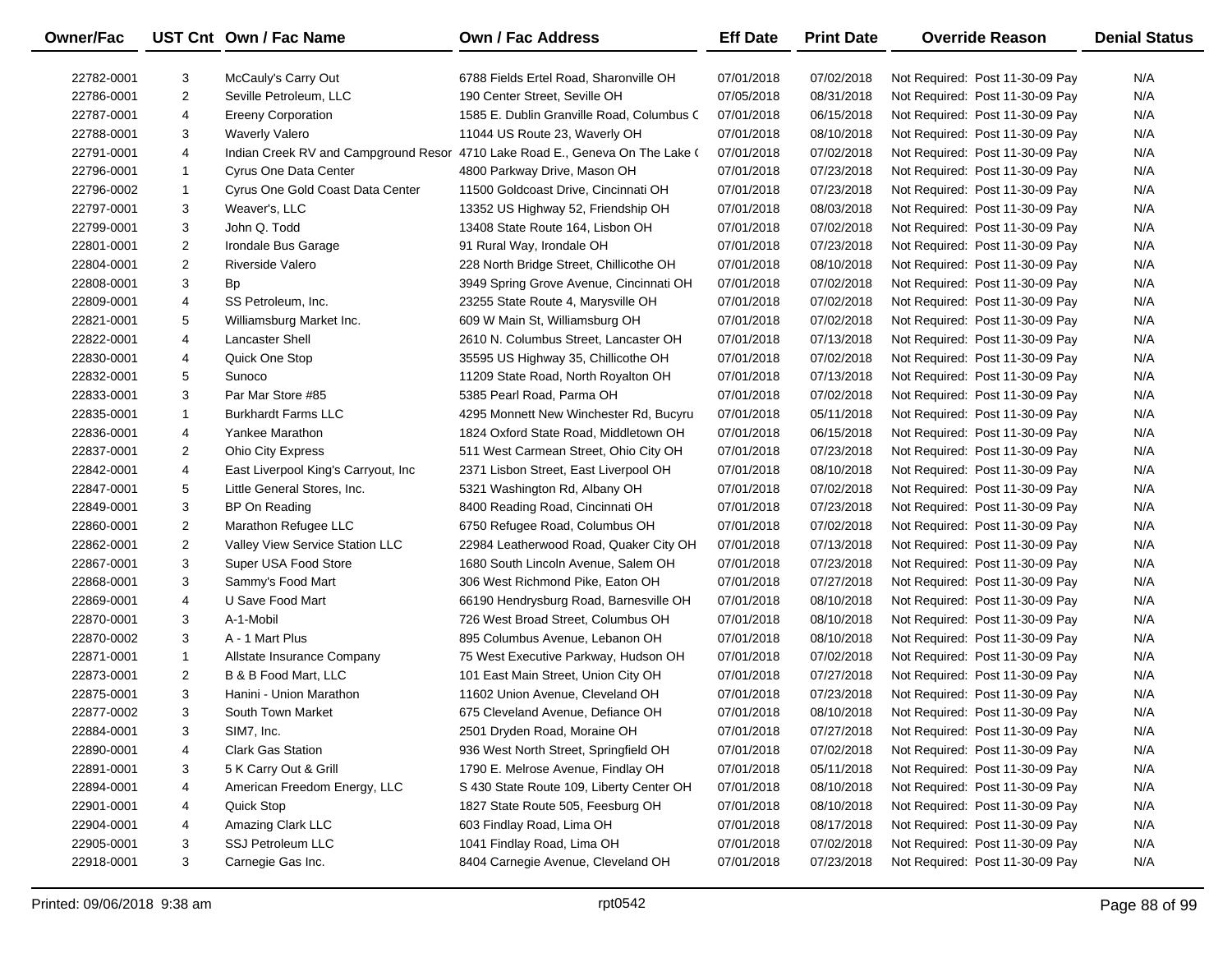| Owner/Fac | UST Cnt | Own / Fac Name | Own / Fac Address | Eff Date | Print Date | Override Reason | Denial Status |
|---|---|---|---|---|---|---|---|
| 22782-0001 | 3 | McCauly's Carry Out | 6788 Fields Ertel Road, Sharonville OH | 07/01/2018 | 07/02/2018 | Not Required: Post 11-30-09 Pay | N/A |
| 22786-0001 | 2 | Seville Petroleum, LLC | 190 Center Street, Seville OH | 07/05/2018 | 08/31/2018 | Not Required: Post 11-30-09 Pay | N/A |
| 22787-0001 | 4 | Ereeny Corporation | 1585 E. Dublin Granville Road, Columbus C | 07/01/2018 | 06/15/2018 | Not Required: Post 11-30-09 Pay | N/A |
| 22788-0001 | 3 | Waverly Valero | 11044 US Route 23, Waverly OH | 07/01/2018 | 08/10/2018 | Not Required: Post 11-30-09 Pay | N/A |
| 22791-0001 | 4 | Indian Creek RV and Campground Resor | 4710 Lake Road E., Geneva On The Lake ( | 07/01/2018 | 07/02/2018 | Not Required: Post 11-30-09 Pay | N/A |
| 22796-0001 | 1 | Cyrus One Data Center | 4800 Parkway Drive, Mason OH | 07/01/2018 | 07/23/2018 | Not Required: Post 11-30-09 Pay | N/A |
| 22796-0002 | 1 | Cyrus One Gold Coast Data Center | 11500 Goldcoast Drive, Cincinnati OH | 07/01/2018 | 07/23/2018 | Not Required: Post 11-30-09 Pay | N/A |
| 22797-0001 | 3 | Weaver's, LLC | 13352 US Highway 52, Friendship OH | 07/01/2018 | 08/03/2018 | Not Required: Post 11-30-09 Pay | N/A |
| 22799-0001 | 3 | John Q. Todd | 13408 State Route 164, Lisbon OH | 07/01/2018 | 07/02/2018 | Not Required: Post 11-30-09 Pay | N/A |
| 22801-0001 | 2 | Irondale Bus Garage | 91 Rural Way, Irondale OH | 07/01/2018 | 07/23/2018 | Not Required: Post 11-30-09 Pay | N/A |
| 22804-0001 | 2 | Riverside Valero | 228 North Bridge Street, Chillicothe OH | 07/01/2018 | 08/10/2018 | Not Required: Post 11-30-09 Pay | N/A |
| 22808-0001 | 3 | Bp | 3949 Spring Grove Avenue, Cincinnati OH | 07/01/2018 | 07/02/2018 | Not Required: Post 11-30-09 Pay | N/A |
| 22809-0001 | 4 | SS Petroleum, Inc. | 23255 State Route 4, Marysville OH | 07/01/2018 | 07/02/2018 | Not Required: Post 11-30-09 Pay | N/A |
| 22821-0001 | 5 | Williamsburg Market Inc. | 609 W Main St, Williamsburg OH | 07/01/2018 | 07/02/2018 | Not Required: Post 11-30-09 Pay | N/A |
| 22822-0001 | 4 | Lancaster Shell | 2610 N. Columbus Street, Lancaster OH | 07/01/2018 | 07/13/2018 | Not Required: Post 11-30-09 Pay | N/A |
| 22830-0001 | 4 | Quick One Stop | 35595 US Highway 35, Chillicothe OH | 07/01/2018 | 07/02/2018 | Not Required: Post 11-30-09 Pay | N/A |
| 22832-0001 | 5 | Sunoco | 11209 State Road, North Royalton OH | 07/01/2018 | 07/13/2018 | Not Required: Post 11-30-09 Pay | N/A |
| 22833-0001 | 3 | Par Mar Store #85 | 5385 Pearl Road, Parma OH | 07/01/2018 | 07/02/2018 | Not Required: Post 11-30-09 Pay | N/A |
| 22835-0001 | 1 | Burkhardt Farms LLC | 4295 Monnett New Winchester Rd, Bucyru | 07/01/2018 | 05/11/2018 | Not Required: Post 11-30-09 Pay | N/A |
| 22836-0001 | 4 | Yankee Marathon | 1824 Oxford State Road, Middletown OH | 07/01/2018 | 06/15/2018 | Not Required: Post 11-30-09 Pay | N/A |
| 22837-0001 | 2 | Ohio City Express | 511 West Carmean Street, Ohio City OH | 07/01/2018 | 07/23/2018 | Not Required: Post 11-30-09 Pay | N/A |
| 22842-0001 | 4 | East Liverpool King's Carryout, Inc | 2371 Lisbon Street, East Liverpool OH | 07/01/2018 | 08/10/2018 | Not Required: Post 11-30-09 Pay | N/A |
| 22847-0001 | 5 | Little General Stores, Inc. | 5321 Washington Rd, Albany OH | 07/01/2018 | 07/02/2018 | Not Required: Post 11-30-09 Pay | N/A |
| 22849-0001 | 3 | BP On Reading | 8400 Reading Road, Cincinnati OH | 07/01/2018 | 07/23/2018 | Not Required: Post 11-30-09 Pay | N/A |
| 22860-0001 | 2 | Marathon Refugee LLC | 6750 Refugee Road, Columbus OH | 07/01/2018 | 07/02/2018 | Not Required: Post 11-30-09 Pay | N/A |
| 22862-0001 | 2 | Valley View Service Station LLC | 22984 Leatherwood Road, Quaker City OH | 07/01/2018 | 07/13/2018 | Not Required: Post 11-30-09 Pay | N/A |
| 22867-0001 | 3 | Super USA Food Store | 1680 South Lincoln Avenue, Salem OH | 07/01/2018 | 07/23/2018 | Not Required: Post 11-30-09 Pay | N/A |
| 22868-0001 | 3 | Sammy's Food Mart | 306 West Richmond Pike, Eaton OH | 07/01/2018 | 07/27/2018 | Not Required: Post 11-30-09 Pay | N/A |
| 22869-0001 | 4 | U Save Food Mart | 66190 Hendrysburg Road, Barnesville OH | 07/01/2018 | 08/10/2018 | Not Required: Post 11-30-09 Pay | N/A |
| 22870-0001 | 3 | A-1-Mobil | 726 West Broad Street, Columbus OH | 07/01/2018 | 08/10/2018 | Not Required: Post 11-30-09 Pay | N/A |
| 22870-0002 | 3 | A - 1 Mart Plus | 895 Columbus Avenue, Lebanon OH | 07/01/2018 | 08/10/2018 | Not Required: Post 11-30-09 Pay | N/A |
| 22871-0001 | 1 | Allstate Insurance Company | 75 West Executive Parkway, Hudson OH | 07/01/2018 | 07/02/2018 | Not Required: Post 11-30-09 Pay | N/A |
| 22873-0001 | 2 | B & B Food Mart, LLC | 101 East Main Street, Union City OH | 07/01/2018 | 07/27/2018 | Not Required: Post 11-30-09 Pay | N/A |
| 22875-0001 | 3 | Hanini - Union Marathon | 11602 Union Avenue, Cleveland OH | 07/01/2018 | 07/23/2018 | Not Required: Post 11-30-09 Pay | N/A |
| 22877-0002 | 3 | South Town Market | 675 Cleveland Avenue, Defiance OH | 07/01/2018 | 08/10/2018 | Not Required: Post 11-30-09 Pay | N/A |
| 22884-0001 | 3 | SIM7, Inc. | 2501 Dryden Road, Moraine OH | 07/01/2018 | 07/27/2018 | Not Required: Post 11-30-09 Pay | N/A |
| 22890-0001 | 4 | Clark Gas Station | 936 West North Street, Springfield OH | 07/01/2018 | 07/02/2018 | Not Required: Post 11-30-09 Pay | N/A |
| 22891-0001 | 3 | 5 K Carry Out & Grill | 1790 E. Melrose Avenue, Findlay OH | 07/01/2018 | 05/11/2018 | Not Required: Post 11-30-09 Pay | N/A |
| 22894-0001 | 4 | American Freedom Energy, LLC | S 430 State Route 109, Liberty Center OH | 07/01/2018 | 08/10/2018 | Not Required: Post 11-30-09 Pay | N/A |
| 22901-0001 | 4 | Quick Stop | 1827 State Route 505, Feesburg OH | 07/01/2018 | 08/10/2018 | Not Required: Post 11-30-09 Pay | N/A |
| 22904-0001 | 4 | Amazing Clark LLC | 603 Findlay Road, Lima OH | 07/01/2018 | 08/17/2018 | Not Required: Post 11-30-09 Pay | N/A |
| 22905-0001 | 3 | SSJ Petroleum LLC | 1041 Findlay Road, Lima OH | 07/01/2018 | 07/02/2018 | Not Required: Post 11-30-09 Pay | N/A |
| 22918-0001 | 3 | Carnegie Gas Inc. | 8404 Carnegie Avenue, Cleveland OH | 07/01/2018 | 07/23/2018 | Not Required: Post 11-30-09 Pay | N/A |

Printed: 09/06/2018 9:38 am    rpt0542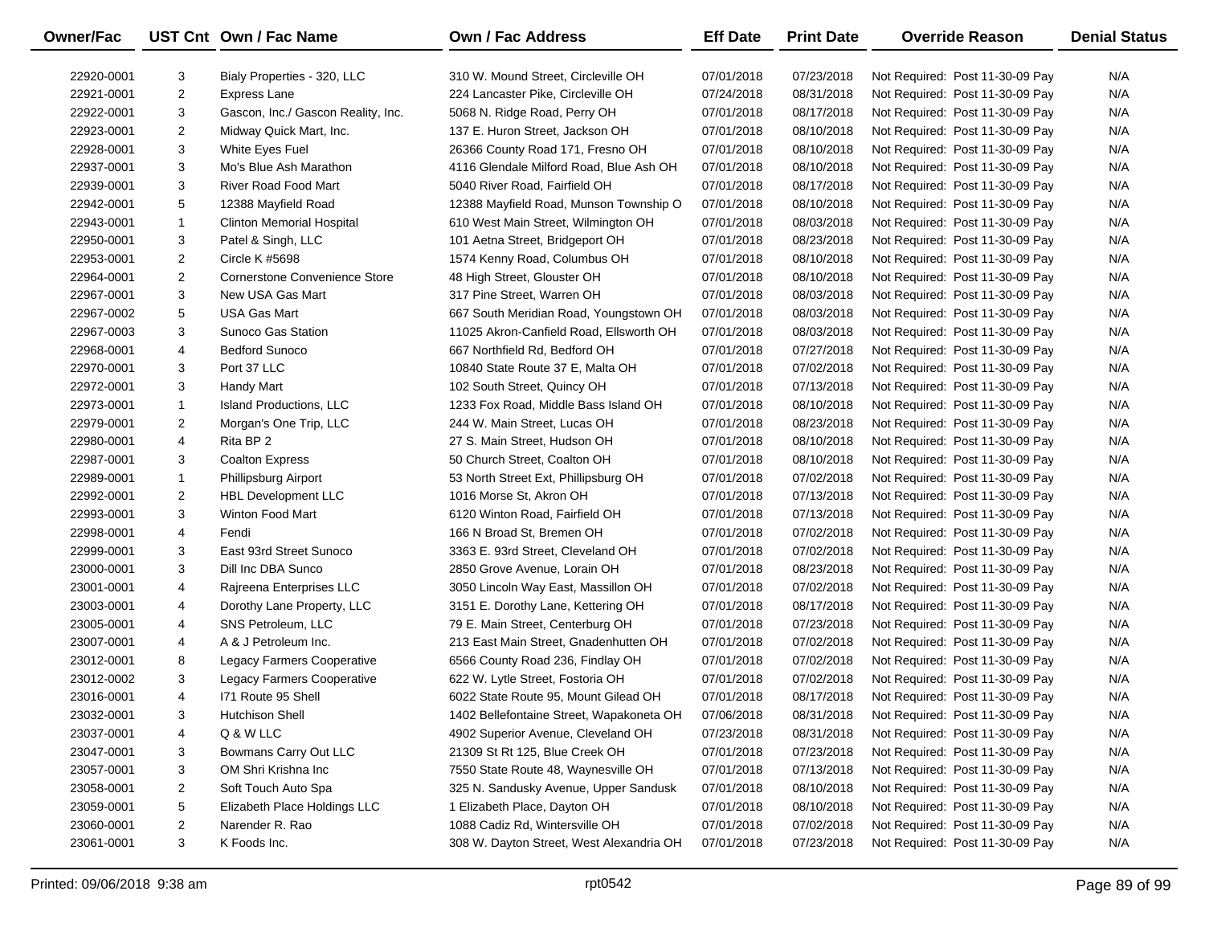| Owner/Fac | UST Cnt | Own / Fac Name | Own / Fac Address | Eff Date | Print Date | Override Reason | Denial Status |
|---|---|---|---|---|---|---|---|
| 22920-0001 | 3 | Bialy Properties - 320, LLC | 310 W. Mound Street, Circleville OH | 07/01/2018 | 07/23/2018 | Not Required: Post 11-30-09 Pay | N/A |
| 22921-0001 | 2 | Express Lane | 224 Lancaster Pike, Circleville OH | 07/24/2018 | 08/31/2018 | Not Required: Post 11-30-09 Pay | N/A |
| 22922-0001 | 3 | Gascon, Inc./ Gascon Reality, Inc. | 5068 N. Ridge Road, Perry OH | 07/01/2018 | 08/17/2018 | Not Required: Post 11-30-09 Pay | N/A |
| 22923-0001 | 2 | Midway Quick Mart, Inc. | 137 E. Huron Street, Jackson OH | 07/01/2018 | 08/10/2018 | Not Required: Post 11-30-09 Pay | N/A |
| 22928-0001 | 3 | White Eyes Fuel | 26366 County Road 171, Fresno OH | 07/01/2018 | 08/10/2018 | Not Required: Post 11-30-09 Pay | N/A |
| 22937-0001 | 3 | Mo's Blue Ash Marathon | 4116 Glendale Milford Road, Blue Ash OH | 07/01/2018 | 08/10/2018 | Not Required: Post 11-30-09 Pay | N/A |
| 22939-0001 | 3 | River Road Food Mart | 5040 River Road, Fairfield OH | 07/01/2018 | 08/17/2018 | Not Required: Post 11-30-09 Pay | N/A |
| 22942-0001 | 5 | 12388 Mayfield Road | 12388 Mayfield Road, Munson Township O | 07/01/2018 | 08/10/2018 | Not Required: Post 11-30-09 Pay | N/A |
| 22943-0001 | 1 | Clinton Memorial Hospital | 610 West Main Street, Wilmington OH | 07/01/2018 | 08/03/2018 | Not Required: Post 11-30-09 Pay | N/A |
| 22950-0001 | 3 | Patel & Singh, LLC | 101 Aetna Street, Bridgeport OH | 07/01/2018 | 08/23/2018 | Not Required: Post 11-30-09 Pay | N/A |
| 22953-0001 | 2 | Circle K #5698 | 1574 Kenny Road, Columbus OH | 07/01/2018 | 08/10/2018 | Not Required: Post 11-30-09 Pay | N/A |
| 22964-0001 | 2 | Cornerstone Convenience Store | 48 High Street, Glouster OH | 07/01/2018 | 08/10/2018 | Not Required: Post 11-30-09 Pay | N/A |
| 22967-0001 | 3 | New USA Gas Mart | 317 Pine Street, Warren OH | 07/01/2018 | 08/03/2018 | Not Required: Post 11-30-09 Pay | N/A |
| 22967-0002 | 5 | USA Gas Mart | 667 South Meridian Road, Youngstown OH | 07/01/2018 | 08/03/2018 | Not Required: Post 11-30-09 Pay | N/A |
| 22967-0003 | 3 | Sunoco Gas Station | 11025 Akron-Canfield Road, Ellsworth OH | 07/01/2018 | 08/03/2018 | Not Required: Post 11-30-09 Pay | N/A |
| 22968-0001 | 4 | Bedford Sunoco | 667 Northfield Rd, Bedford OH | 07/01/2018 | 07/27/2018 | Not Required: Post 11-30-09 Pay | N/A |
| 22970-0001 | 3 | Port 37 LLC | 10840 State Route 37 E, Malta OH | 07/01/2018 | 07/02/2018 | Not Required: Post 11-30-09 Pay | N/A |
| 22972-0001 | 3 | Handy Mart | 102 South Street, Quincy OH | 07/01/2018 | 07/13/2018 | Not Required: Post 11-30-09 Pay | N/A |
| 22973-0001 | 1 | Island Productions, LLC | 1233 Fox Road, Middle Bass Island OH | 07/01/2018 | 08/10/2018 | Not Required: Post 11-30-09 Pay | N/A |
| 22979-0001 | 2 | Morgan's One Trip, LLC | 244 W. Main Street, Lucas OH | 07/01/2018 | 08/23/2018 | Not Required: Post 11-30-09 Pay | N/A |
| 22980-0001 | 4 | Rita BP 2 | 27 S. Main Street, Hudson OH | 07/01/2018 | 08/10/2018 | Not Required: Post 11-30-09 Pay | N/A |
| 22987-0001 | 3 | Coalton Express | 50 Church Street, Coalton OH | 07/01/2018 | 08/10/2018 | Not Required: Post 11-30-09 Pay | N/A |
| 22989-0001 | 1 | Phillipsburg Airport | 53 North Street Ext, Phillipsburg OH | 07/01/2018 | 07/02/2018 | Not Required: Post 11-30-09 Pay | N/A |
| 22992-0001 | 2 | HBL Development LLC | 1016 Morse St, Akron OH | 07/01/2018 | 07/13/2018 | Not Required: Post 11-30-09 Pay | N/A |
| 22993-0001 | 3 | Winton Food Mart | 6120 Winton Road, Fairfield OH | 07/01/2018 | 07/13/2018 | Not Required: Post 11-30-09 Pay | N/A |
| 22998-0001 | 4 | Fendi | 166 N Broad St, Bremen OH | 07/01/2018 | 07/02/2018 | Not Required: Post 11-30-09 Pay | N/A |
| 22999-0001 | 3 | East 93rd Street Sunoco | 3363 E. 93rd Street, Cleveland OH | 07/01/2018 | 07/02/2018 | Not Required: Post 11-30-09 Pay | N/A |
| 23000-0001 | 3 | Dill Inc DBA Sunco | 2850 Grove Avenue, Lorain OH | 07/01/2018 | 08/23/2018 | Not Required: Post 11-30-09 Pay | N/A |
| 23001-0001 | 4 | Rajreena Enterprises LLC | 3050 Lincoln Way East, Massillon OH | 07/01/2018 | 07/02/2018 | Not Required: Post 11-30-09 Pay | N/A |
| 23003-0001 | 4 | Dorothy Lane Property, LLC | 3151 E. Dorothy Lane, Kettering OH | 07/01/2018 | 08/17/2018 | Not Required: Post 11-30-09 Pay | N/A |
| 23005-0001 | 4 | SNS Petroleum, LLC | 79 E. Main Street, Centerburg OH | 07/01/2018 | 07/23/2018 | Not Required: Post 11-30-09 Pay | N/A |
| 23007-0001 | 4 | A & J Petroleum Inc. | 213 East Main Street, Gnadenhutten OH | 07/01/2018 | 07/02/2018 | Not Required: Post 11-30-09 Pay | N/A |
| 23012-0001 | 8 | Legacy Farmers Cooperative | 6566 County Road 236, Findlay OH | 07/01/2018 | 07/02/2018 | Not Required: Post 11-30-09 Pay | N/A |
| 23012-0002 | 3 | Legacy Farmers Cooperative | 622 W. Lytle Street, Fostoria OH | 07/01/2018 | 07/02/2018 | Not Required: Post 11-30-09 Pay | N/A |
| 23016-0001 | 4 | I71 Route 95 Shell | 6022 State Route 95, Mount Gilead OH | 07/01/2018 | 08/17/2018 | Not Required: Post 11-30-09 Pay | N/A |
| 23032-0001 | 3 | Hutchison Shell | 1402 Bellefontaine Street, Wapakoneta OH | 07/06/2018 | 08/31/2018 | Not Required: Post 11-30-09 Pay | N/A |
| 23037-0001 | 4 | Q & W LLC | 4902 Superior Avenue, Cleveland OH | 07/23/2018 | 08/31/2018 | Not Required: Post 11-30-09 Pay | N/A |
| 23047-0001 | 3 | Bowmans Carry Out LLC | 21309 St Rt 125, Blue Creek OH | 07/01/2018 | 07/23/2018 | Not Required: Post 11-30-09 Pay | N/A |
| 23057-0001 | 3 | OM Shri Krishna Inc | 7550 State Route 48, Waynesville OH | 07/01/2018 | 07/13/2018 | Not Required: Post 11-30-09 Pay | N/A |
| 23058-0001 | 2 | Soft Touch Auto Spa | 325 N. Sandusky Avenue, Upper Sandusk | 07/01/2018 | 08/10/2018 | Not Required: Post 11-30-09 Pay | N/A |
| 23059-0001 | 5 | Elizabeth Place Holdings LLC | 1 Elizabeth Place, Dayton OH | 07/01/2018 | 08/10/2018 | Not Required: Post 11-30-09 Pay | N/A |
| 23060-0001 | 2 | Narender R. Rao | 1088 Cadiz Rd, Wintersville OH | 07/01/2018 | 07/02/2018 | Not Required: Post 11-30-09 Pay | N/A |
| 23061-0001 | 3 | K Foods Inc. | 308 W. Dayton Street, West Alexandria OH | 07/01/2018 | 07/23/2018 | Not Required: Post 11-30-09 Pay | N/A |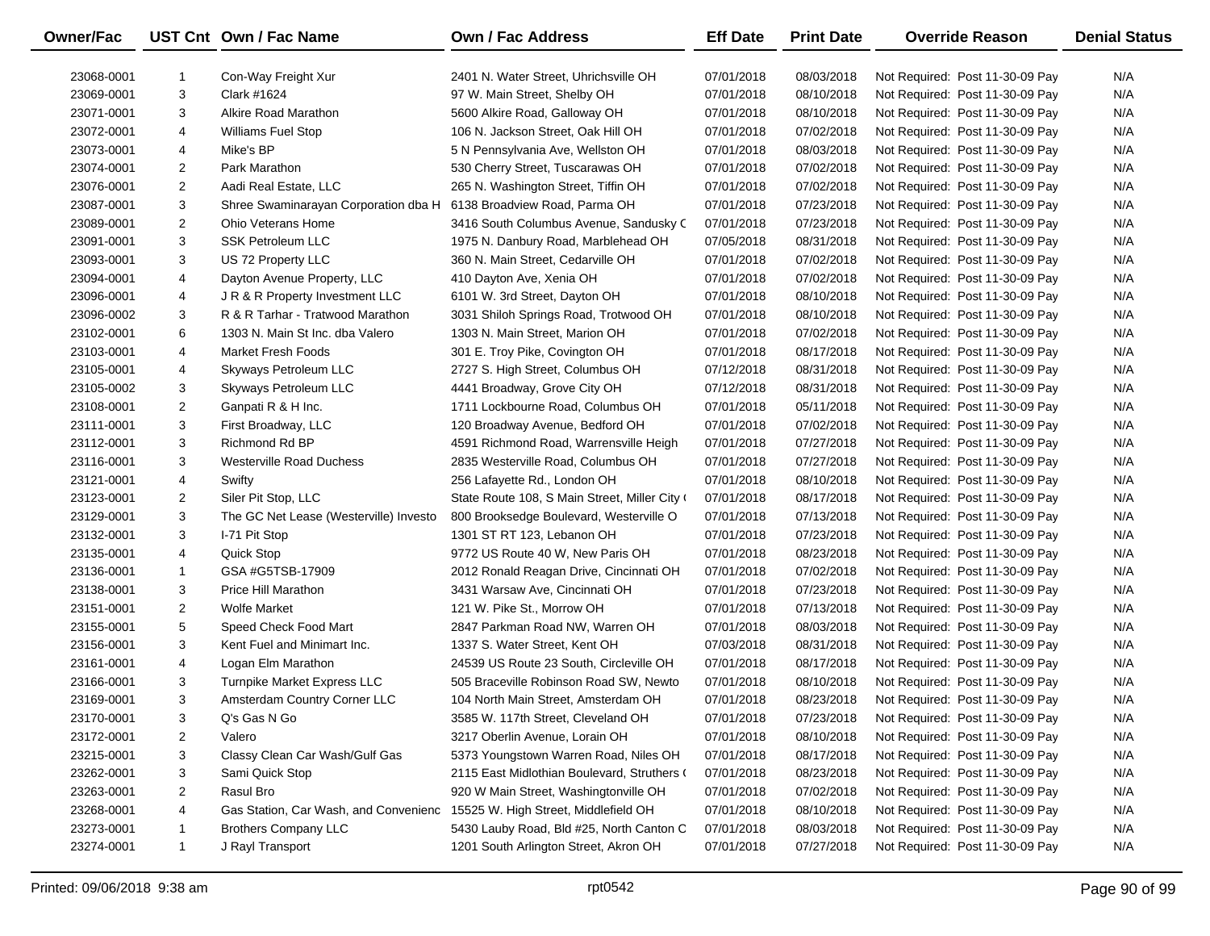| Owner/Fac | UST Cnt | Own / Fac Name | Own / Fac Address | Eff Date | Print Date | Override Reason | Denial Status |
|---|---|---|---|---|---|---|---|
| 23068-0001 | 1 | Con-Way Freight Xur | 2401 N. Water Street, Uhrichsville OH | 07/01/2018 | 08/03/2018 | Not Required: Post 11-30-09 Pay | N/A |
| 23069-0001 | 3 | Clark #1624 | 97 W. Main Street, Shelby OH | 07/01/2018 | 08/10/2018 | Not Required: Post 11-30-09 Pay | N/A |
| 23071-0001 | 3 | Alkire Road Marathon | 5600 Alkire Road, Galloway OH | 07/01/2018 | 08/10/2018 | Not Required: Post 11-30-09 Pay | N/A |
| 23072-0001 | 4 | Williams Fuel Stop | 106 N. Jackson Street, Oak Hill OH | 07/01/2018 | 07/02/2018 | Not Required: Post 11-30-09 Pay | N/A |
| 23073-0001 | 4 | Mike's BP | 5 N Pennsylvania Ave, Wellston OH | 07/01/2018 | 08/03/2018 | Not Required: Post 11-30-09 Pay | N/A |
| 23074-0001 | 2 | Park Marathon | 530 Cherry Street, Tuscarawas OH | 07/01/2018 | 07/02/2018 | Not Required: Post 11-30-09 Pay | N/A |
| 23076-0001 | 2 | Aadi Real Estate, LLC | 265 N. Washington Street, Tiffin OH | 07/01/2018 | 07/02/2018 | Not Required: Post 11-30-09 Pay | N/A |
| 23087-0001 | 3 | Shree Swaminarayan Corporation dba H | 6138 Broadview Road, Parma OH | 07/01/2018 | 07/23/2018 | Not Required: Post 11-30-09 Pay | N/A |
| 23089-0001 | 2 | Ohio Veterans Home | 3416 South Columbus Avenue, Sandusky C | 07/01/2018 | 07/23/2018 | Not Required: Post 11-30-09 Pay | N/A |
| 23091-0001 | 3 | SSK Petroleum LLC | 1975 N. Danbury Road, Marblehead OH | 07/05/2018 | 08/31/2018 | Not Required: Post 11-30-09 Pay | N/A |
| 23093-0001 | 3 | US 72 Property LLC | 360 N. Main Street, Cedarville OH | 07/01/2018 | 07/02/2018 | Not Required: Post 11-30-09 Pay | N/A |
| 23094-0001 | 4 | Dayton Avenue Property, LLC | 410 Dayton Ave, Xenia OH | 07/01/2018 | 07/02/2018 | Not Required: Post 11-30-09 Pay | N/A |
| 23096-0001 | 4 | J R & R Property Investment LLC | 6101 W. 3rd Street, Dayton OH | 07/01/2018 | 08/10/2018 | Not Required: Post 11-30-09 Pay | N/A |
| 23096-0002 | 3 | R & R Tarhar - Tratwood Marathon | 3031 Shiloh Springs Road, Trotwood OH | 07/01/2018 | 08/10/2018 | Not Required: Post 11-30-09 Pay | N/A |
| 23102-0001 | 6 | 1303 N. Main St Inc. dba Valero | 1303 N. Main Street, Marion OH | 07/01/2018 | 07/02/2018 | Not Required: Post 11-30-09 Pay | N/A |
| 23103-0001 | 4 | Market Fresh Foods | 301 E. Troy Pike, Covington OH | 07/01/2018 | 08/17/2018 | Not Required: Post 11-30-09 Pay | N/A |
| 23105-0001 | 4 | Skyways Petroleum LLC | 2727 S. High Street, Columbus OH | 07/12/2018 | 08/31/2018 | Not Required: Post 11-30-09 Pay | N/A |
| 23105-0002 | 3 | Skyways Petroleum LLC | 4441 Broadway, Grove City OH | 07/12/2018 | 08/31/2018 | Not Required: Post 11-30-09 Pay | N/A |
| 23108-0001 | 2 | Ganpati R & H Inc. | 1711 Lockbourne Road, Columbus OH | 07/01/2018 | 05/11/2018 | Not Required: Post 11-30-09 Pay | N/A |
| 23111-0001 | 3 | First Broadway, LLC | 120 Broadway Avenue, Bedford OH | 07/01/2018 | 07/02/2018 | Not Required: Post 11-30-09 Pay | N/A |
| 23112-0001 | 3 | Richmond Rd BP | 4591 Richmond Road, Warrensville Heigh | 07/01/2018 | 07/27/2018 | Not Required: Post 11-30-09 Pay | N/A |
| 23116-0001 | 3 | Westerville Road Duchess | 2835 Westerville Road, Columbus OH | 07/01/2018 | 07/27/2018 | Not Required: Post 11-30-09 Pay | N/A |
| 23121-0001 | 4 | Swifty | 256 Lafayette Rd., London OH | 07/01/2018 | 08/10/2018 | Not Required: Post 11-30-09 Pay | N/A |
| 23123-0001 | 2 | Siler Pit Stop, LLC | State Route 108, S Main Street, Miller City ( | 07/01/2018 | 08/17/2018 | Not Required: Post 11-30-09 Pay | N/A |
| 23129-0001 | 3 | The GC Net Lease (Westerville) Investo | 800 Brooksedge Boulevard, Westerville O | 07/01/2018 | 07/13/2018 | Not Required: Post 11-30-09 Pay | N/A |
| 23132-0001 | 3 | I-71 Pit Stop | 1301 ST RT 123, Lebanon OH | 07/01/2018 | 07/23/2018 | Not Required: Post 11-30-09 Pay | N/A |
| 23135-0001 | 4 | Quick Stop | 9772 US Route 40 W, New Paris OH | 07/01/2018 | 08/23/2018 | Not Required: Post 11-30-09 Pay | N/A |
| 23136-0001 | 1 | GSA #G5TSB-17909 | 2012 Ronald Reagan Drive, Cincinnati OH | 07/01/2018 | 07/02/2018 | Not Required: Post 11-30-09 Pay | N/A |
| 23138-0001 | 3 | Price Hill Marathon | 3431 Warsaw Ave, Cincinnati OH | 07/01/2018 | 07/23/2018 | Not Required: Post 11-30-09 Pay | N/A |
| 23151-0001 | 2 | Wolfe Market | 121 W. Pike St., Morrow OH | 07/01/2018 | 07/13/2018 | Not Required: Post 11-30-09 Pay | N/A |
| 23155-0001 | 5 | Speed Check Food Mart | 2847 Parkman Road NW, Warren OH | 07/01/2018 | 08/03/2018 | Not Required: Post 11-30-09 Pay | N/A |
| 23156-0001 | 3 | Kent Fuel and Minimart Inc. | 1337 S. Water Street, Kent OH | 07/03/2018 | 08/31/2018 | Not Required: Post 11-30-09 Pay | N/A |
| 23161-0001 | 4 | Logan Elm Marathon | 24539 US Route 23 South, Circleville OH | 07/01/2018 | 08/17/2018 | Not Required: Post 11-30-09 Pay | N/A |
| 23166-0001 | 3 | Turnpike Market Express LLC | 505 Braceville Robinson Road SW, Newto | 07/01/2018 | 08/10/2018 | Not Required: Post 11-30-09 Pay | N/A |
| 23169-0001 | 3 | Amsterdam Country Corner LLC | 104 North Main Street, Amsterdam OH | 07/01/2018 | 08/23/2018 | Not Required: Post 11-30-09 Pay | N/A |
| 23170-0001 | 3 | Q's Gas N Go | 3585 W. 117th Street, Cleveland OH | 07/01/2018 | 07/23/2018 | Not Required: Post 11-30-09 Pay | N/A |
| 23172-0001 | 2 | Valero | 3217 Oberlin Avenue, Lorain OH | 07/01/2018 | 08/10/2018 | Not Required: Post 11-30-09 Pay | N/A |
| 23215-0001 | 3 | Classy Clean Car Wash/Gulf Gas | 5373 Youngstown Warren Road, Niles OH | 07/01/2018 | 08/17/2018 | Not Required: Post 11-30-09 Pay | N/A |
| 23262-0001 | 3 | Sami Quick Stop | 2115 East Midlothian Boulevard, Struthers ( | 07/01/2018 | 08/23/2018 | Not Required: Post 11-30-09 Pay | N/A |
| 23263-0001 | 2 | Rasul Bro | 920 W Main Street, Washingtonville OH | 07/01/2018 | 07/02/2018 | Not Required: Post 11-30-09 Pay | N/A |
| 23268-0001 | 4 | Gas Station, Car Wash, and Convenienc | 15525 W. High Street, Middlefield OH | 07/01/2018 | 08/10/2018 | Not Required: Post 11-30-09 Pay | N/A |
| 23273-0001 | 1 | Brothers Company LLC | 5430 Lauby Road, Bld #25, North Canton C | 07/01/2018 | 08/03/2018 | Not Required: Post 11-30-09 Pay | N/A |
| 23274-0001 | 1 | J Rayl Transport | 1201 South Arlington Street, Akron OH | 07/01/2018 | 07/27/2018 | Not Required: Post 11-30-09 Pay | N/A |

Printed: 09/06/2018 9:38 am rpt0542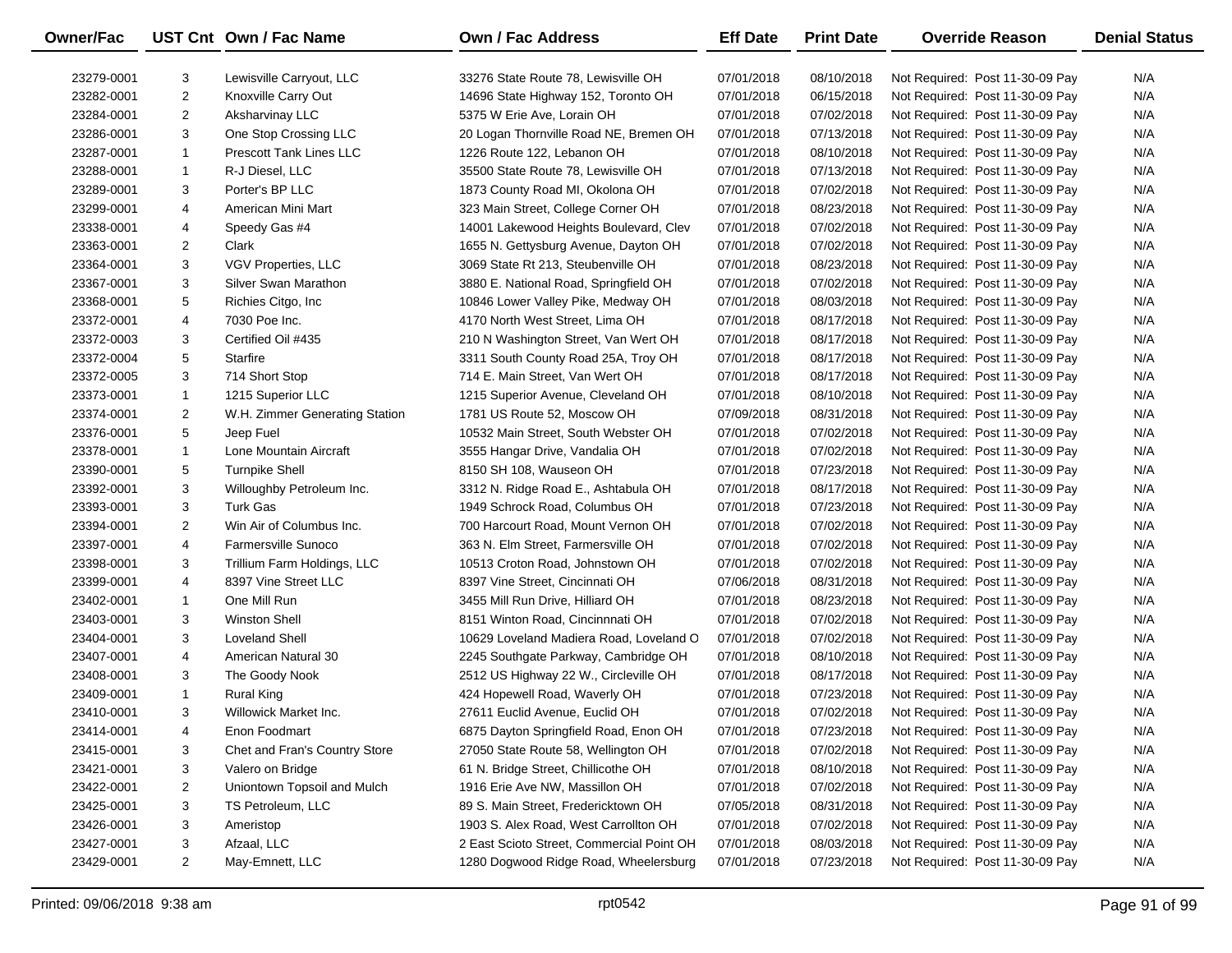| Owner/Fac | UST Cnt | Own / Fac Name | Own / Fac Address | Eff Date | Print Date | Override Reason | Denial Status |
|---|---|---|---|---|---|---|---|
| 23279-0001 | 3 | Lewisville Carryout, LLC | 33276 State Route 78, Lewisville OH | 07/01/2018 | 08/10/2018 | Not Required: Post 11-30-09 Pay | N/A |
| 23282-0001 | 2 | Knoxville Carry Out | 14696 State Highway 152, Toronto OH | 07/01/2018 | 06/15/2018 | Not Required: Post 11-30-09 Pay | N/A |
| 23284-0001 | 2 | Aksharvinay LLC | 5375 W Erie Ave, Lorain OH | 07/01/2018 | 07/02/2018 | Not Required: Post 11-30-09 Pay | N/A |
| 23286-0001 | 3 | One Stop Crossing LLC | 20 Logan Thornville Road NE, Bremen OH | 07/01/2018 | 07/13/2018 | Not Required: Post 11-30-09 Pay | N/A |
| 23287-0001 | 1 | Prescott Tank Lines LLC | 1226 Route 122, Lebanon OH | 07/01/2018 | 08/10/2018 | Not Required: Post 11-30-09 Pay | N/A |
| 23288-0001 | 1 | R-J Diesel, LLC | 35500 State Route 78, Lewisville OH | 07/01/2018 | 07/13/2018 | Not Required: Post 11-30-09 Pay | N/A |
| 23289-0001 | 3 | Porter's BP LLC | 1873 County Road MI, Okolona OH | 07/01/2018 | 07/02/2018 | Not Required: Post 11-30-09 Pay | N/A |
| 23299-0001 | 4 | American Mini Mart | 323 Main Street, College Corner OH | 07/01/2018 | 08/23/2018 | Not Required: Post 11-30-09 Pay | N/A |
| 23338-0001 | 4 | Speedy Gas #4 | 14001 Lakewood Heights Boulevard, Clev | 07/01/2018 | 07/02/2018 | Not Required: Post 11-30-09 Pay | N/A |
| 23363-0001 | 2 | Clark | 1655 N. Gettysburg Avenue, Dayton OH | 07/01/2018 | 07/02/2018 | Not Required: Post 11-30-09 Pay | N/A |
| 23364-0001 | 3 | VGV Properties, LLC | 3069 State Rt 213, Steubenville OH | 07/01/2018 | 08/23/2018 | Not Required: Post 11-30-09 Pay | N/A |
| 23367-0001 | 3 | Silver Swan Marathon | 3880 E. National Road, Springfield OH | 07/01/2018 | 07/02/2018 | Not Required: Post 11-30-09 Pay | N/A |
| 23368-0001 | 5 | Richies Citgo, Inc | 10846 Lower Valley Pike, Medway OH | 07/01/2018 | 08/03/2018 | Not Required: Post 11-30-09 Pay | N/A |
| 23372-0001 | 4 | 7030 Poe Inc. | 4170 North West Street, Lima OH | 07/01/2018 | 08/17/2018 | Not Required: Post 11-30-09 Pay | N/A |
| 23372-0003 | 3 | Certified Oil #435 | 210 N Washington Street, Van Wert OH | 07/01/2018 | 08/17/2018 | Not Required: Post 11-30-09 Pay | N/A |
| 23372-0004 | 5 | Starfire | 3311 South County Road 25A, Troy OH | 07/01/2018 | 08/17/2018 | Not Required: Post 11-30-09 Pay | N/A |
| 23372-0005 | 3 | 714 Short Stop | 714 E. Main Street, Van Wert OH | 07/01/2018 | 08/17/2018 | Not Required: Post 11-30-09 Pay | N/A |
| 23373-0001 | 1 | 1215 Superior LLC | 1215 Superior Avenue, Cleveland OH | 07/01/2018 | 08/10/2018 | Not Required: Post 11-30-09 Pay | N/A |
| 23374-0001 | 2 | W.H. Zimmer Generating Station | 1781 US Route 52, Moscow OH | 07/09/2018 | 08/31/2018 | Not Required: Post 11-30-09 Pay | N/A |
| 23376-0001 | 5 | Jeep Fuel | 10532 Main Street, South Webster OH | 07/01/2018 | 07/02/2018 | Not Required: Post 11-30-09 Pay | N/A |
| 23378-0001 | 1 | Lone Mountain Aircraft | 3555 Hangar Drive, Vandalia OH | 07/01/2018 | 07/02/2018 | Not Required: Post 11-30-09 Pay | N/A |
| 23390-0001 | 5 | Turnpike Shell | 8150 SH 108, Wauseon OH | 07/01/2018 | 07/23/2018 | Not Required: Post 11-30-09 Pay | N/A |
| 23392-0001 | 3 | Willoughby Petroleum Inc. | 3312 N. Ridge Road E., Ashtabula OH | 07/01/2018 | 08/17/2018 | Not Required: Post 11-30-09 Pay | N/A |
| 23393-0001 | 3 | Turk Gas | 1949 Schrock Road, Columbus OH | 07/01/2018 | 07/23/2018 | Not Required: Post 11-30-09 Pay | N/A |
| 23394-0001 | 2 | Win Air of Columbus Inc. | 700 Harcourt Road, Mount Vernon OH | 07/01/2018 | 07/02/2018 | Not Required: Post 11-30-09 Pay | N/A |
| 23397-0001 | 4 | Farmersville Sunoco | 363 N. Elm Street, Farmersville OH | 07/01/2018 | 07/02/2018 | Not Required: Post 11-30-09 Pay | N/A |
| 23398-0001 | 3 | Trillium Farm Holdings, LLC | 10513 Croton Road, Johnstown OH | 07/01/2018 | 07/02/2018 | Not Required: Post 11-30-09 Pay | N/A |
| 23399-0001 | 4 | 8397 Vine Street LLC | 8397 Vine Street, Cincinnati OH | 07/06/2018 | 08/31/2018 | Not Required: Post 11-30-09 Pay | N/A |
| 23402-0001 | 1 | One Mill Run | 3455 Mill Run Drive, Hilliard OH | 07/01/2018 | 08/23/2018 | Not Required: Post 11-30-09 Pay | N/A |
| 23403-0001 | 3 | Winston Shell | 8151 Winton Road, Cincinnnati OH | 07/01/2018 | 07/02/2018 | Not Required: Post 11-30-09 Pay | N/A |
| 23404-0001 | 3 | Loveland Shell | 10629 Loveland Madiera Road, Loveland O | 07/01/2018 | 07/02/2018 | Not Required: Post 11-30-09 Pay | N/A |
| 23407-0001 | 4 | American Natural 30 | 2245 Southgate Parkway, Cambridge OH | 07/01/2018 | 08/10/2018 | Not Required: Post 11-30-09 Pay | N/A |
| 23408-0001 | 3 | The Goody Nook | 2512 US Highway 22 W., Circleville OH | 07/01/2018 | 08/17/2018 | Not Required: Post 11-30-09 Pay | N/A |
| 23409-0001 | 1 | Rural King | 424 Hopewell Road, Waverly OH | 07/01/2018 | 07/23/2018 | Not Required: Post 11-30-09 Pay | N/A |
| 23410-0001 | 3 | Willowick Market Inc. | 27611 Euclid Avenue, Euclid OH | 07/01/2018 | 07/02/2018 | Not Required: Post 11-30-09 Pay | N/A |
| 23414-0001 | 4 | Enon Foodmart | 6875 Dayton Springfield Road, Enon OH | 07/01/2018 | 07/23/2018 | Not Required: Post 11-30-09 Pay | N/A |
| 23415-0001 | 3 | Chet and Fran's Country Store | 27050 State Route 58, Wellington OH | 07/01/2018 | 07/02/2018 | Not Required: Post 11-30-09 Pay | N/A |
| 23421-0001 | 3 | Valero on Bridge | 61 N. Bridge Street, Chillicothe OH | 07/01/2018 | 08/10/2018 | Not Required: Post 11-30-09 Pay | N/A |
| 23422-0001 | 2 | Uniontown Topsoil and Mulch | 1916 Erie Ave NW, Massillon OH | 07/01/2018 | 07/02/2018 | Not Required: Post 11-30-09 Pay | N/A |
| 23425-0001 | 3 | TS Petroleum, LLC | 89 S. Main Street, Fredericktown OH | 07/05/2018 | 08/31/2018 | Not Required: Post 11-30-09 Pay | N/A |
| 23426-0001 | 3 | Ameristop | 1903 S. Alex Road, West Carrollton OH | 07/01/2018 | 07/02/2018 | Not Required: Post 11-30-09 Pay | N/A |
| 23427-0001 | 3 | Afzaal, LLC | 2 East Scioto Street, Commercial Point OH | 07/01/2018 | 08/03/2018 | Not Required: Post 11-30-09 Pay | N/A |
| 23429-0001 | 2 | May-Emnett, LLC | 1280 Dogwood Ridge Road, Wheelersburg | 07/01/2018 | 07/23/2018 | Not Required: Post 11-30-09 Pay | N/A |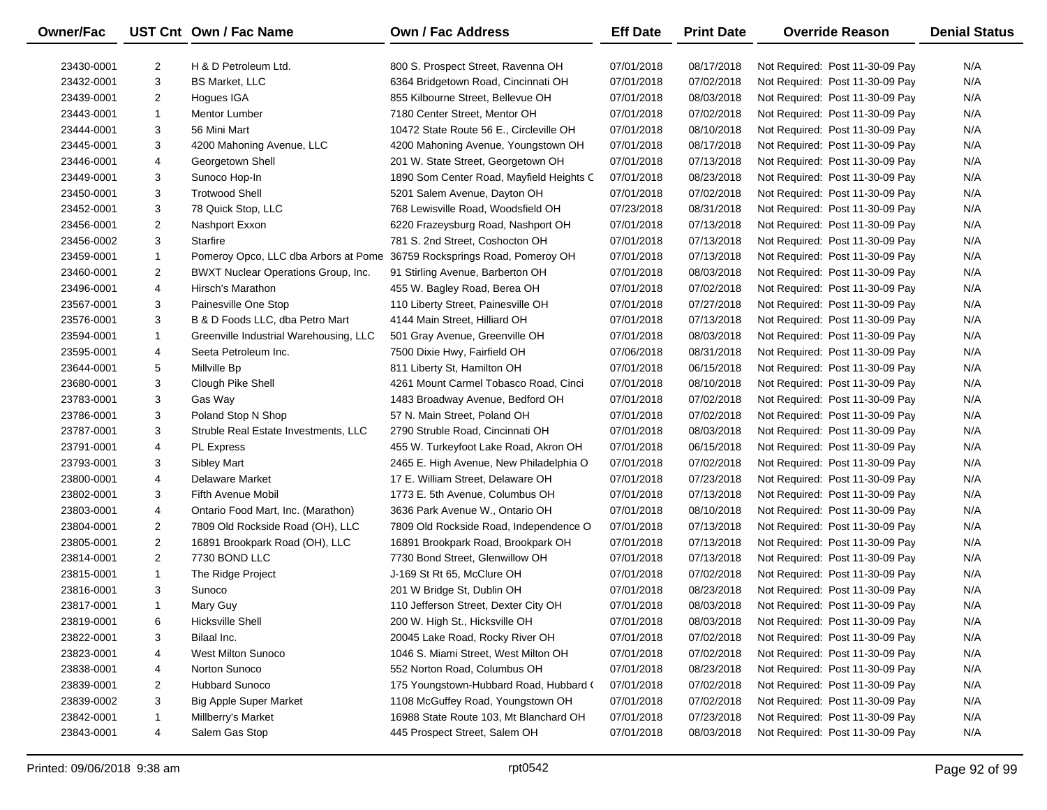| Owner/Fac | UST Cnt | Own / Fac Name | Own / Fac Address | Eff Date | Print Date | Override Reason | Denial Status |
|---|---|---|---|---|---|---|---|
| 23430-0001 | 2 | H & D Petroleum Ltd. | 800 S. Prospect Street, Ravenna OH | 07/01/2018 | 08/17/2018 | Not Required: Post 11-30-09 Pay | N/A |
| 23432-0001 | 3 | BS Market, LLC | 6364 Bridgetown Road, Cincinnati OH | 07/01/2018 | 07/02/2018 | Not Required: Post 11-30-09 Pay | N/A |
| 23439-0001 | 2 | Hogues IGA | 855 Kilbourne Street, Bellevue OH | 07/01/2018 | 08/03/2018 | Not Required: Post 11-30-09 Pay | N/A |
| 23443-0001 | 1 | Mentor Lumber | 7180 Center Street, Mentor OH | 07/01/2018 | 07/02/2018 | Not Required: Post 11-30-09 Pay | N/A |
| 23444-0001 | 3 | 56 Mini Mart | 10472 State Route 56 E., Circleville OH | 07/01/2018 | 08/10/2018 | Not Required: Post 11-30-09 Pay | N/A |
| 23445-0001 | 3 | 4200 Mahoning Avenue, LLC | 4200 Mahoning Avenue, Youngstown OH | 07/01/2018 | 08/17/2018 | Not Required: Post 11-30-09 Pay | N/A |
| 23446-0001 | 4 | Georgetown Shell | 201 W. State Street, Georgetown OH | 07/01/2018 | 07/13/2018 | Not Required: Post 11-30-09 Pay | N/A |
| 23449-0001 | 3 | Sunoco Hop-In | 1890 Som Center Road, Mayfield Heights C | 07/01/2018 | 08/23/2018 | Not Required: Post 11-30-09 Pay | N/A |
| 23450-0001 | 3 | Trotwood Shell | 5201 Salem Avenue, Dayton OH | 07/01/2018 | 07/02/2018 | Not Required: Post 11-30-09 Pay | N/A |
| 23452-0001 | 3 | 78 Quick Stop, LLC | 768 Lewisville Road, Woodsfield OH | 07/23/2018 | 08/31/2018 | Not Required: Post 11-30-09 Pay | N/A |
| 23456-0001 | 2 | Nashport Exxon | 6220 Frazeysburg Road, Nashport OH | 07/01/2018 | 07/13/2018 | Not Required: Post 11-30-09 Pay | N/A |
| 23456-0002 | 3 | Starfire | 781 S. 2nd Street, Coshocton OH | 07/01/2018 | 07/13/2018 | Not Required: Post 11-30-09 Pay | N/A |
| 23459-0001 | 1 | Pomeroy Opco, LLC dba Arbors at Pome | 36759 Rocksprings Road, Pomeroy OH | 07/01/2018 | 07/13/2018 | Not Required: Post 11-30-09 Pay | N/A |
| 23460-0001 | 2 | BWXT Nuclear Operations Group, Inc. | 91 Stirling Avenue, Barberton OH | 07/01/2018 | 08/03/2018 | Not Required: Post 11-30-09 Pay | N/A |
| 23496-0001 | 4 | Hirsch's Marathon | 455 W. Bagley Road, Berea OH | 07/01/2018 | 07/02/2018 | Not Required: Post 11-30-09 Pay | N/A |
| 23567-0001 | 3 | Painesville One Stop | 110 Liberty Street, Painesville OH | 07/01/2018 | 07/27/2018 | Not Required: Post 11-30-09 Pay | N/A |
| 23576-0001 | 3 | B & D Foods LLC, dba Petro Mart | 4144 Main Street, Hilliard OH | 07/01/2018 | 07/13/2018 | Not Required: Post 11-30-09 Pay | N/A |
| 23594-0001 | 1 | Greenville Industrial Warehousing, LLC | 501 Gray Avenue, Greenville OH | 07/01/2018 | 08/03/2018 | Not Required: Post 11-30-09 Pay | N/A |
| 23595-0001 | 4 | Seeta Petroleum Inc. | 7500 Dixie Hwy, Fairfield OH | 07/06/2018 | 08/31/2018 | Not Required: Post 11-30-09 Pay | N/A |
| 23644-0001 | 5 | Millville Bp | 811 Liberty St, Hamilton OH | 07/01/2018 | 06/15/2018 | Not Required: Post 11-30-09 Pay | N/A |
| 23680-0001 | 3 | Clough Pike Shell | 4261 Mount Carmel Tobasco Road, Cinci | 07/01/2018 | 08/10/2018 | Not Required: Post 11-30-09 Pay | N/A |
| 23783-0001 | 3 | Gas Way | 1483 Broadway Avenue, Bedford OH | 07/01/2018 | 07/02/2018 | Not Required: Post 11-30-09 Pay | N/A |
| 23786-0001 | 3 | Poland Stop N Shop | 57 N. Main Street, Poland OH | 07/01/2018 | 07/02/2018 | Not Required: Post 11-30-09 Pay | N/A |
| 23787-0001 | 3 | Struble Real Estate Investments, LLC | 2790 Struble Road, Cincinnati OH | 07/01/2018 | 08/03/2018 | Not Required: Post 11-30-09 Pay | N/A |
| 23791-0001 | 4 | PL Express | 455 W. Turkeyfoot Lake Road, Akron OH | 07/01/2018 | 06/15/2018 | Not Required: Post 11-30-09 Pay | N/A |
| 23793-0001 | 3 | Sibley Mart | 2465 E. High Avenue, New Philadelphia O | 07/01/2018 | 07/02/2018 | Not Required: Post 11-30-09 Pay | N/A |
| 23800-0001 | 4 | Delaware Market | 17 E. William Street, Delaware OH | 07/01/2018 | 07/23/2018 | Not Required: Post 11-30-09 Pay | N/A |
| 23802-0001 | 3 | Fifth Avenue Mobil | 1773 E. 5th Avenue, Columbus OH | 07/01/2018 | 07/13/2018 | Not Required: Post 11-30-09 Pay | N/A |
| 23803-0001 | 4 | Ontario Food Mart, Inc. (Marathon) | 3636 Park Avenue W., Ontario OH | 07/01/2018 | 08/10/2018 | Not Required: Post 11-30-09 Pay | N/A |
| 23804-0001 | 2 | 7809 Old Rockside Road (OH), LLC | 7809 Old Rockside Road, Independence O | 07/01/2018 | 07/13/2018 | Not Required: Post 11-30-09 Pay | N/A |
| 23805-0001 | 2 | 16891 Brookpark Road (OH), LLC | 16891 Brookpark Road, Brookpark OH | 07/01/2018 | 07/13/2018 | Not Required: Post 11-30-09 Pay | N/A |
| 23814-0001 | 2 | 7730 BOND LLC | 7730 Bond Street, Glenwillow OH | 07/01/2018 | 07/13/2018 | Not Required: Post 11-30-09 Pay | N/A |
| 23815-0001 | 1 | The Ridge Project | J-169 St Rt 65, McClure OH | 07/01/2018 | 07/02/2018 | Not Required: Post 11-30-09 Pay | N/A |
| 23816-0001 | 3 | Sunoco | 201 W Bridge St, Dublin OH | 07/01/2018 | 08/23/2018 | Not Required: Post 11-30-09 Pay | N/A |
| 23817-0001 | 1 | Mary Guy | 110 Jefferson Street, Dexter City OH | 07/01/2018 | 08/03/2018 | Not Required: Post 11-30-09 Pay | N/A |
| 23819-0001 | 6 | Hicksville Shell | 200 W. High St., Hicksville OH | 07/01/2018 | 08/03/2018 | Not Required: Post 11-30-09 Pay | N/A |
| 23822-0001 | 3 | Bilaal Inc. | 20045 Lake Road, Rocky River OH | 07/01/2018 | 07/02/2018 | Not Required: Post 11-30-09 Pay | N/A |
| 23823-0001 | 4 | West Milton Sunoco | 1046 S. Miami Street, West Milton OH | 07/01/2018 | 07/02/2018 | Not Required: Post 11-30-09 Pay | N/A |
| 23838-0001 | 4 | Norton Sunoco | 552 Norton Road, Columbus OH | 07/01/2018 | 08/23/2018 | Not Required: Post 11-30-09 Pay | N/A |
| 23839-0001 | 2 | Hubbard Sunoco | 175 Youngstown-Hubbard Road, Hubbard ( | 07/01/2018 | 07/02/2018 | Not Required: Post 11-30-09 Pay | N/A |
| 23839-0002 | 3 | Big Apple Super Market | 1108 McGuffey Road, Youngstown OH | 07/01/2018 | 07/02/2018 | Not Required: Post 11-30-09 Pay | N/A |
| 23842-0001 | 1 | Millberry's Market | 16988 State Route 103, Mt Blanchard OH | 07/01/2018 | 07/23/2018 | Not Required: Post 11-30-09 Pay | N/A |
| 23843-0001 | 4 | Salem Gas Stop | 445 Prospect Street, Salem OH | 07/01/2018 | 08/03/2018 | Not Required: Post 11-30-09 Pay | N/A |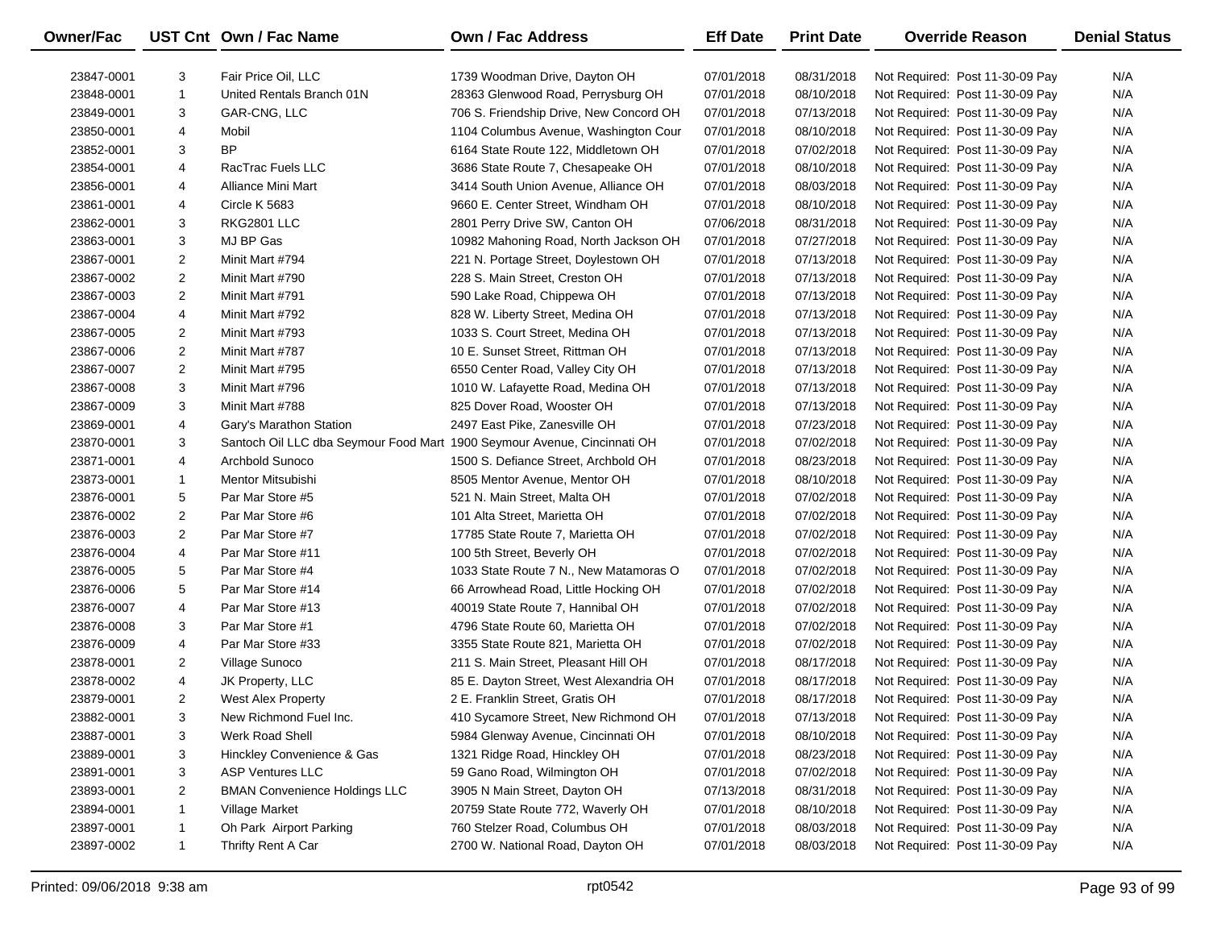| Owner/Fac | UST Cnt | Own / Fac Name | Own / Fac Address | Eff Date | Print Date | Override Reason | Denial Status |
|---|---|---|---|---|---|---|---|
| 23847-0001 | 3 | Fair Price Oil, LLC | 1739 Woodman Drive, Dayton OH | 07/01/2018 | 08/31/2018 | Not Required: Post 11-30-09 Pay | N/A |
| 23848-0001 | 1 | United Rentals Branch 01N | 28363 Glenwood Road, Perrysburg OH | 07/01/2018 | 08/10/2018 | Not Required: Post 11-30-09 Pay | N/A |
| 23849-0001 | 3 | GAR-CNG, LLC | 706 S. Friendship Drive, New Concord OH | 07/01/2018 | 07/13/2018 | Not Required: Post 11-30-09 Pay | N/A |
| 23850-0001 | 4 | Mobil | 1104 Columbus Avenue, Washington Cour | 07/01/2018 | 08/10/2018 | Not Required: Post 11-30-09 Pay | N/A |
| 23852-0001 | 3 | BP | 6164 State Route 122, Middletown OH | 07/01/2018 | 07/02/2018 | Not Required: Post 11-30-09 Pay | N/A |
| 23854-0001 | 4 | RacTrac Fuels LLC | 3686 State Route 7, Chesapeake OH | 07/01/2018 | 08/10/2018 | Not Required: Post 11-30-09 Pay | N/A |
| 23856-0001 | 4 | Alliance Mini Mart | 3414 South Union Avenue, Alliance OH | 07/01/2018 | 08/03/2018 | Not Required: Post 11-30-09 Pay | N/A |
| 23861-0001 | 4 | Circle K 5683 | 9660 E. Center Street, Windham OH | 07/01/2018 | 08/10/2018 | Not Required: Post 11-30-09 Pay | N/A |
| 23862-0001 | 3 | RKG2801 LLC | 2801 Perry Drive SW, Canton OH | 07/06/2018 | 08/31/2018 | Not Required: Post 11-30-09 Pay | N/A |
| 23863-0001 | 3 | MJ BP Gas | 10982 Mahoning Road, North Jackson OH | 07/01/2018 | 07/27/2018 | Not Required: Post 11-30-09 Pay | N/A |
| 23867-0001 | 2 | Minit Mart #794 | 221 N. Portage Street, Doylestown OH | 07/01/2018 | 07/13/2018 | Not Required: Post 11-30-09 Pay | N/A |
| 23867-0002 | 2 | Minit Mart #790 | 228 S. Main Street, Creston OH | 07/01/2018 | 07/13/2018 | Not Required: Post 11-30-09 Pay | N/A |
| 23867-0003 | 2 | Minit Mart #791 | 590 Lake Road, Chippewa OH | 07/01/2018 | 07/13/2018 | Not Required: Post 11-30-09 Pay | N/A |
| 23867-0004 | 4 | Minit Mart #792 | 828 W. Liberty Street, Medina OH | 07/01/2018 | 07/13/2018 | Not Required: Post 11-30-09 Pay | N/A |
| 23867-0005 | 2 | Minit Mart #793 | 1033 S. Court Street, Medina OH | 07/01/2018 | 07/13/2018 | Not Required: Post 11-30-09 Pay | N/A |
| 23867-0006 | 2 | Minit Mart #787 | 10 E. Sunset Street, Rittman OH | 07/01/2018 | 07/13/2018 | Not Required: Post 11-30-09 Pay | N/A |
| 23867-0007 | 2 | Minit Mart #795 | 6550 Center Road, Valley City OH | 07/01/2018 | 07/13/2018 | Not Required: Post 11-30-09 Pay | N/A |
| 23867-0008 | 3 | Minit Mart #796 | 1010 W. Lafayette Road, Medina OH | 07/01/2018 | 07/13/2018 | Not Required: Post 11-30-09 Pay | N/A |
| 23867-0009 | 3 | Minit Mart #788 | 825 Dover Road, Wooster OH | 07/01/2018 | 07/13/2018 | Not Required: Post 11-30-09 Pay | N/A |
| 23869-0001 | 4 | Gary's Marathon Station | 2497 East Pike, Zanesville OH | 07/01/2018 | 07/23/2018 | Not Required: Post 11-30-09 Pay | N/A |
| 23870-0001 | 3 | Santoch Oil LLC dba Seymour Food Mart | 1900 Seymour Avenue, Cincinnati OH | 07/01/2018 | 07/02/2018 | Not Required: Post 11-30-09 Pay | N/A |
| 23871-0001 | 4 | Archbold Sunoco | 1500 S. Defiance Street, Archbold OH | 07/01/2018 | 08/23/2018 | Not Required: Post 11-30-09 Pay | N/A |
| 23873-0001 | 1 | Mentor Mitsubishi | 8505 Mentor Avenue, Mentor OH | 07/01/2018 | 08/10/2018 | Not Required: Post 11-30-09 Pay | N/A |
| 23876-0001 | 5 | Par Mar Store #5 | 521 N. Main Street, Malta OH | 07/01/2018 | 07/02/2018 | Not Required: Post 11-30-09 Pay | N/A |
| 23876-0002 | 2 | Par Mar Store #6 | 101 Alta Street, Marietta OH | 07/01/2018 | 07/02/2018 | Not Required: Post 11-30-09 Pay | N/A |
| 23876-0003 | 2 | Par Mar Store #7 | 17785 State Route 7, Marietta OH | 07/01/2018 | 07/02/2018 | Not Required: Post 11-30-09 Pay | N/A |
| 23876-0004 | 4 | Par Mar Store #11 | 100 5th Street, Beverly OH | 07/01/2018 | 07/02/2018 | Not Required: Post 11-30-09 Pay | N/A |
| 23876-0005 | 5 | Par Mar Store #4 | 1033 State Route 7 N., New Matamoras O | 07/01/2018 | 07/02/2018 | Not Required: Post 11-30-09 Pay | N/A |
| 23876-0006 | 5 | Par Mar Store #14 | 66 Arrowhead Road, Little Hocking OH | 07/01/2018 | 07/02/2018 | Not Required: Post 11-30-09 Pay | N/A |
| 23876-0007 | 4 | Par Mar Store #13 | 40019 State Route 7, Hannibal OH | 07/01/2018 | 07/02/2018 | Not Required: Post 11-30-09 Pay | N/A |
| 23876-0008 | 3 | Par Mar Store #1 | 4796 State Route 60, Marietta OH | 07/01/2018 | 07/02/2018 | Not Required: Post 11-30-09 Pay | N/A |
| 23876-0009 | 4 | Par Mar Store #33 | 3355 State Route 821, Marietta OH | 07/01/2018 | 07/02/2018 | Not Required: Post 11-30-09 Pay | N/A |
| 23878-0001 | 2 | Village Sunoco | 211 S. Main Street, Pleasant Hill OH | 07/01/2018 | 08/17/2018 | Not Required: Post 11-30-09 Pay | N/A |
| 23878-0002 | 4 | JK Property, LLC | 85 E. Dayton Street, West Alexandria OH | 07/01/2018 | 08/17/2018 | Not Required: Post 11-30-09 Pay | N/A |
| 23879-0001 | 2 | West Alex Property | 2 E. Franklin Street, Gratis OH | 07/01/2018 | 08/17/2018 | Not Required: Post 11-30-09 Pay | N/A |
| 23882-0001 | 3 | New Richmond Fuel Inc. | 410 Sycamore Street, New Richmond OH | 07/01/2018 | 07/13/2018 | Not Required: Post 11-30-09 Pay | N/A |
| 23887-0001 | 3 | Werk Road Shell | 5984 Glenway Avenue, Cincinnati OH | 07/01/2018 | 08/10/2018 | Not Required: Post 11-30-09 Pay | N/A |
| 23889-0001 | 3 | Hinckley Convenience & Gas | 1321 Ridge Road, Hinckley OH | 07/01/2018 | 08/23/2018 | Not Required: Post 11-30-09 Pay | N/A |
| 23891-0001 | 3 | ASP Ventures LLC | 59 Gano Road, Wilmington OH | 07/01/2018 | 07/02/2018 | Not Required: Post 11-30-09 Pay | N/A |
| 23893-0001 | 2 | BMAN Convenience Holdings LLC | 3905 N Main Street, Dayton OH | 07/13/2018 | 08/31/2018 | Not Required: Post 11-30-09 Pay | N/A |
| 23894-0001 | 1 | Village Market | 20759 State Route 772, Waverly OH | 07/01/2018 | 08/10/2018 | Not Required: Post 11-30-09 Pay | N/A |
| 23897-0001 | 1 | Oh Park Airport Parking | 760 Stelzer Road, Columbus OH | 07/01/2018 | 08/03/2018 | Not Required: Post 11-30-09 Pay | N/A |
| 23897-0002 | 1 | Thrifty Rent A Car | 2700 W. National Road, Dayton OH | 07/01/2018 | 08/03/2018 | Not Required: Post 11-30-09 Pay | N/A |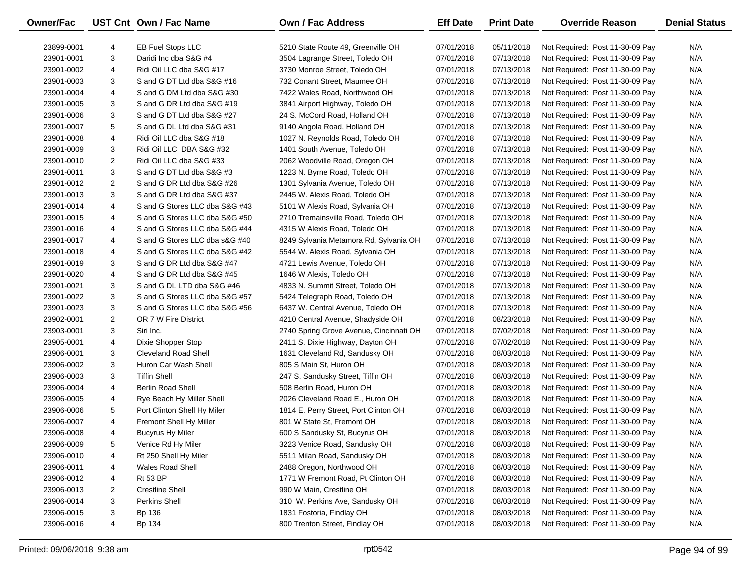| Owner/Fac | UST Cnt | Own / Fac Name | Own / Fac Address | Eff Date | Print Date | Override Reason | Denial Status |
|---|---|---|---|---|---|---|---|
| 23899-0001 | 4 | EB Fuel Stops LLC | 5210 State Route 49, Greenville OH | 07/01/2018 | 05/11/2018 | Not Required: Post 11-30-09 Pay | N/A |
| 23901-0001 | 3 | Daridi Inc dba S&G #4 | 3504 Lagrange Street, Toledo OH | 07/01/2018 | 07/13/2018 | Not Required: Post 11-30-09 Pay | N/A |
| 23901-0002 | 4 | Ridi Oil LLC dba S&G #17 | 3730 Monroe Street, Toledo OH | 07/01/2018 | 07/13/2018 | Not Required: Post 11-30-09 Pay | N/A |
| 23901-0003 | 3 | S and G DT Ltd dba S&G #16 | 732 Conant Street, Maumee OH | 07/01/2018 | 07/13/2018 | Not Required: Post 11-30-09 Pay | N/A |
| 23901-0004 | 4 | S and G DM Ltd dba S&G #30 | 7422 Wales Road, Northwood OH | 07/01/2018 | 07/13/2018 | Not Required: Post 11-30-09 Pay | N/A |
| 23901-0005 | 3 | S and G DR Ltd dba S&G #19 | 3841 Airport Highway, Toledo OH | 07/01/2018 | 07/13/2018 | Not Required: Post 11-30-09 Pay | N/A |
| 23901-0006 | 3 | S and G DT Ltd dba S&G #27 | 24 S. McCord Road, Holland OH | 07/01/2018 | 07/13/2018 | Not Required: Post 11-30-09 Pay | N/A |
| 23901-0007 | 5 | S and G DL Ltd dba S&G #31 | 9140 Angola Road, Holland OH | 07/01/2018 | 07/13/2018 | Not Required: Post 11-30-09 Pay | N/A |
| 23901-0008 | 4 | Ridi Oil LLC dba S&G #18 | 1027 N. Reynolds Road, Toledo OH | 07/01/2018 | 07/13/2018 | Not Required: Post 11-30-09 Pay | N/A |
| 23901-0009 | 3 | Ridi Oil LLC DBA S&G #32 | 1401 South Avenue, Toledo OH | 07/01/2018 | 07/13/2018 | Not Required: Post 11-30-09 Pay | N/A |
| 23901-0010 | 2 | Ridi Oil LLC dba S&G #33 | 2062 Woodville Road, Oregon OH | 07/01/2018 | 07/13/2018 | Not Required: Post 11-30-09 Pay | N/A |
| 23901-0011 | 3 | S and G DT Ltd dba S&G #3 | 1223 N. Byrne Road, Toledo OH | 07/01/2018 | 07/13/2018 | Not Required: Post 11-30-09 Pay | N/A |
| 23901-0012 | 2 | S and G DR Ltd dba S&G #26 | 1301 Sylvania Avenue, Toledo OH | 07/01/2018 | 07/13/2018 | Not Required: Post 11-30-09 Pay | N/A |
| 23901-0013 | 3 | S and G DR Ltd dba S&G #37 | 2445 W. Alexis Road, Toledo OH | 07/01/2018 | 07/13/2018 | Not Required: Post 11-30-09 Pay | N/A |
| 23901-0014 | 4 | S and G Stores LLC dba S&G #43 | 5101 W Alexis Road, Sylvania OH | 07/01/2018 | 07/13/2018 | Not Required: Post 11-30-09 Pay | N/A |
| 23901-0015 | 4 | S and G Stores LLC dba S&G #50 | 2710 Tremainsville Road, Toledo OH | 07/01/2018 | 07/13/2018 | Not Required: Post 11-30-09 Pay | N/A |
| 23901-0016 | 4 | S and G Stores LLC dba S&G #44 | 4315 W Alexis Road, Toledo OH | 07/01/2018 | 07/13/2018 | Not Required: Post 11-30-09 Pay | N/A |
| 23901-0017 | 4 | S and G Stores LLC dba s&G #40 | 8249 Sylvania Metamora Rd, Sylvania OH | 07/01/2018 | 07/13/2018 | Not Required: Post 11-30-09 Pay | N/A |
| 23901-0018 | 4 | S and G Stores LLC dba S&G #42 | 5544 W. Alexis Road, Sylvania OH | 07/01/2018 | 07/13/2018 | Not Required: Post 11-30-09 Pay | N/A |
| 23901-0019 | 3 | S and G DR Ltd dba S&G #47 | 4721 Lewis Avenue, Toledo OH | 07/01/2018 | 07/13/2018 | Not Required: Post 11-30-09 Pay | N/A |
| 23901-0020 | 4 | S and G DR Ltd dba S&G #45 | 1646 W Alexis, Toledo OH | 07/01/2018 | 07/13/2018 | Not Required: Post 11-30-09 Pay | N/A |
| 23901-0021 | 3 | S and G DL LTD dba S&G #46 | 4833 N. Summit Street, Toledo OH | 07/01/2018 | 07/13/2018 | Not Required: Post 11-30-09 Pay | N/A |
| 23901-0022 | 3 | S and G Stores LLC dba S&G #57 | 5424 Telegraph Road, Toledo OH | 07/01/2018 | 07/13/2018 | Not Required: Post 11-30-09 Pay | N/A |
| 23901-0023 | 3 | S and G Stores LLC dba S&G #56 | 6437 W. Central Avenue, Toledo OH | 07/01/2018 | 07/13/2018 | Not Required: Post 11-30-09 Pay | N/A |
| 23902-0001 | 2 | OR 7 W Fire District | 4210 Central Avenue, Shadyside OH | 07/01/2018 | 08/23/2018 | Not Required: Post 11-30-09 Pay | N/A |
| 23903-0001 | 3 | Siri Inc. | 2740 Spring Grove Avenue, Cincinnati OH | 07/01/2018 | 07/02/2018 | Not Required: Post 11-30-09 Pay | N/A |
| 23905-0001 | 4 | Dixie Shopper Stop | 2411 S. Dixie Highway, Dayton OH | 07/01/2018 | 07/02/2018 | Not Required: Post 11-30-09 Pay | N/A |
| 23906-0001 | 3 | Cleveland Road Shell | 1631 Cleveland Rd, Sandusky OH | 07/01/2018 | 08/03/2018 | Not Required: Post 11-30-09 Pay | N/A |
| 23906-0002 | 3 | Huron Car Wash Shell | 805 S Main St, Huron OH | 07/01/2018 | 08/03/2018 | Not Required: Post 11-30-09 Pay | N/A |
| 23906-0003 | 3 | Tiffin Shell | 247 S. Sandusky Street, Tiffin OH | 07/01/2018 | 08/03/2018 | Not Required: Post 11-30-09 Pay | N/A |
| 23906-0004 | 4 | Berlin Road Shell | 508 Berlin Road, Huron OH | 07/01/2018 | 08/03/2018 | Not Required: Post 11-30-09 Pay | N/A |
| 23906-0005 | 4 | Rye Beach Hy Miller Shell | 2026 Cleveland Road E., Huron OH | 07/01/2018 | 08/03/2018 | Not Required: Post 11-30-09 Pay | N/A |
| 23906-0006 | 5 | Port Clinton Shell Hy Miler | 1814 E. Perry Street, Port Clinton OH | 07/01/2018 | 08/03/2018 | Not Required: Post 11-30-09 Pay | N/A |
| 23906-0007 | 4 | Fremont Shell Hy Miller | 801 W State St, Fremont OH | 07/01/2018 | 08/03/2018 | Not Required: Post 11-30-09 Pay | N/A |
| 23906-0008 | 4 | Bucyrus Hy Miler | 600 S Sandusky St, Bucyrus OH | 07/01/2018 | 08/03/2018 | Not Required: Post 11-30-09 Pay | N/A |
| 23906-0009 | 5 | Venice Rd Hy Miler | 3223 Venice Road, Sandusky OH | 07/01/2018 | 08/03/2018 | Not Required: Post 11-30-09 Pay | N/A |
| 23906-0010 | 4 | Rt 250 Shell Hy Miler | 5511 Milan Road, Sandusky OH | 07/01/2018 | 08/03/2018 | Not Required: Post 11-30-09 Pay | N/A |
| 23906-0011 | 4 | Wales Road Shell | 2488 Oregon, Northwood OH | 07/01/2018 | 08/03/2018 | Not Required: Post 11-30-09 Pay | N/A |
| 23906-0012 | 4 | Rt 53 BP | 1771 W Fremont Road, Pt Clinton OH | 07/01/2018 | 08/03/2018 | Not Required: Post 11-30-09 Pay | N/A |
| 23906-0013 | 2 | Crestline Shell | 990 W Main, Crestline OH | 07/01/2018 | 08/03/2018 | Not Required: Post 11-30-09 Pay | N/A |
| 23906-0014 | 3 | Perkins Shell | 310 W. Perkins Ave, Sandusky OH | 07/01/2018 | 08/03/2018 | Not Required: Post 11-30-09 Pay | N/A |
| 23906-0015 | 3 | Bp 136 | 1831 Fostoria, Findlay OH | 07/01/2018 | 08/03/2018 | Not Required: Post 11-30-09 Pay | N/A |
| 23906-0016 | 4 | Bp 134 | 800 Trenton Street, Findlay OH | 07/01/2018 | 08/03/2018 | Not Required: Post 11-30-09 Pay | N/A |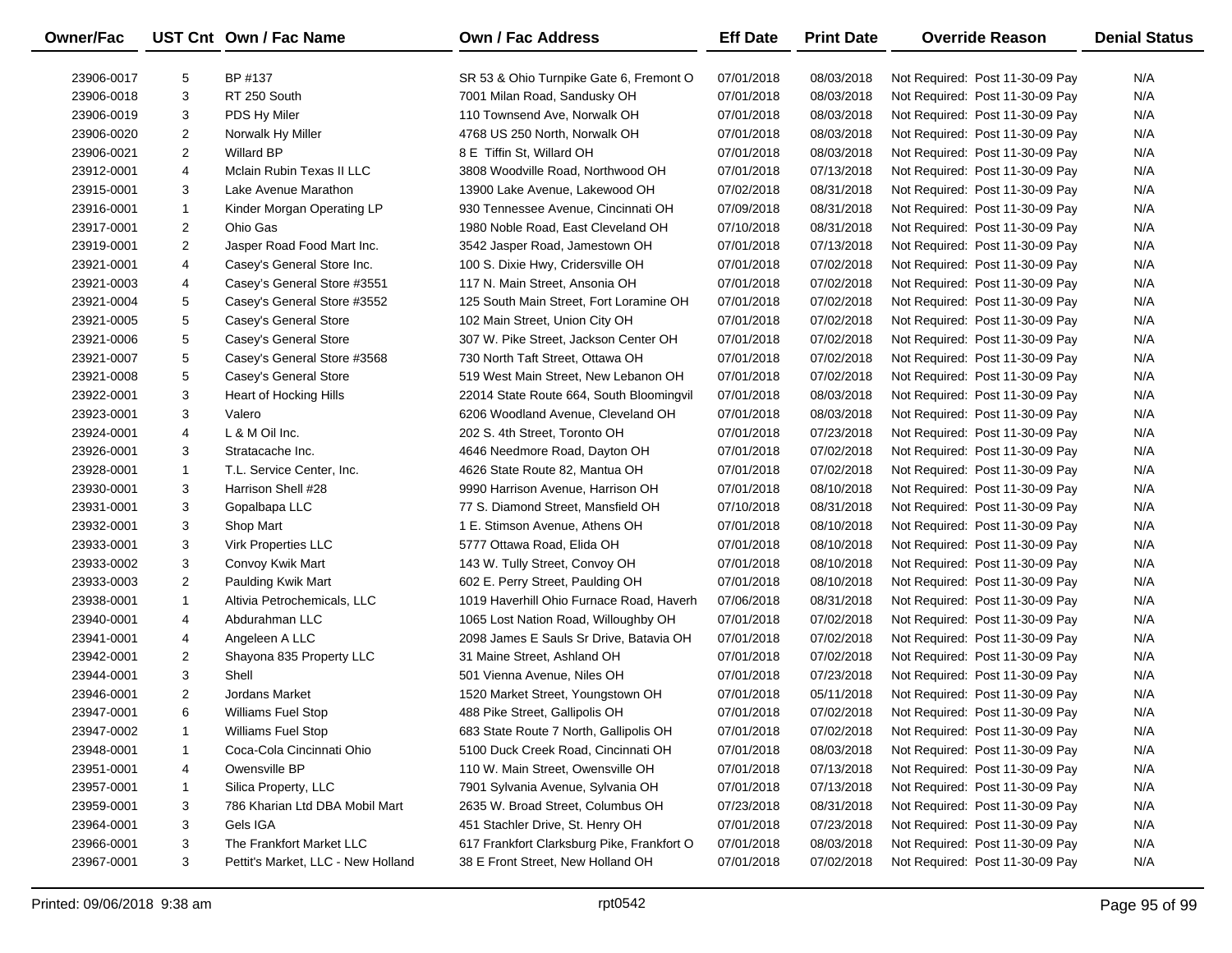| Owner/Fac | UST Cnt | Own / Fac Name | Own / Fac Address | Eff Date | Print Date | Override Reason | Denial Status |
|---|---|---|---|---|---|---|---|
| 23906-0017 | 5 | BP #137 | SR 53 & Ohio Turnpike Gate 6, Fremont O | 07/01/2018 | 08/03/2018 | Not Required: Post 11-30-09 Pay | N/A |
| 23906-0018 | 3 | RT 250 South | 7001 Milan Road, Sandusky OH | 07/01/2018 | 08/03/2018 | Not Required: Post 11-30-09 Pay | N/A |
| 23906-0019 | 3 | PDS Hy Miler | 110 Townsend Ave, Norwalk OH | 07/01/2018 | 08/03/2018 | Not Required: Post 11-30-09 Pay | N/A |
| 23906-0020 | 2 | Norwalk Hy Miller | 4768 US 250 North, Norwalk OH | 07/01/2018 | 08/03/2018 | Not Required: Post 11-30-09 Pay | N/A |
| 23906-0021 | 2 | Willard BP | 8 E Tiffin St, Willard OH | 07/01/2018 | 08/03/2018 | Not Required: Post 11-30-09 Pay | N/A |
| 23912-0001 | 4 | Mclain Rubin Texas II LLC | 3808 Woodville Road, Northwood OH | 07/01/2018 | 07/13/2018 | Not Required: Post 11-30-09 Pay | N/A |
| 23915-0001 | 3 | Lake Avenue Marathon | 13900 Lake Avenue, Lakewood OH | 07/02/2018 | 08/31/2018 | Not Required: Post 11-30-09 Pay | N/A |
| 23916-0001 | 1 | Kinder Morgan Operating LP | 930 Tennessee Avenue, Cincinnati OH | 07/09/2018 | 08/31/2018 | Not Required: Post 11-30-09 Pay | N/A |
| 23917-0001 | 2 | Ohio Gas | 1980 Noble Road, East Cleveland OH | 07/10/2018 | 08/31/2018 | Not Required: Post 11-30-09 Pay | N/A |
| 23919-0001 | 2 | Jasper Road Food Mart Inc. | 3542 Jasper Road, Jamestown OH | 07/01/2018 | 07/13/2018 | Not Required: Post 11-30-09 Pay | N/A |
| 23921-0001 | 4 | Casey's General Store Inc. | 100 S. Dixie Hwy, Cridersville OH | 07/01/2018 | 07/02/2018 | Not Required: Post 11-30-09 Pay | N/A |
| 23921-0003 | 4 | Casey's General Store #3551 | 117 N. Main Street, Ansonia OH | 07/01/2018 | 07/02/2018 | Not Required: Post 11-30-09 Pay | N/A |
| 23921-0004 | 5 | Casey's General Store #3552 | 125 South Main Street, Fort Loramine OH | 07/01/2018 | 07/02/2018 | Not Required: Post 11-30-09 Pay | N/A |
| 23921-0005 | 5 | Casey's General Store | 102 Main Street, Union City OH | 07/01/2018 | 07/02/2018 | Not Required: Post 11-30-09 Pay | N/A |
| 23921-0006 | 5 | Casey's General Store | 307 W. Pike Street, Jackson Center OH | 07/01/2018 | 07/02/2018 | Not Required: Post 11-30-09 Pay | N/A |
| 23921-0007 | 5 | Casey's General Store #3568 | 730 North Taft Street, Ottawa OH | 07/01/2018 | 07/02/2018 | Not Required: Post 11-30-09 Pay | N/A |
| 23921-0008 | 5 | Casey's General Store | 519 West Main Street, New Lebanon OH | 07/01/2018 | 07/02/2018 | Not Required: Post 11-30-09 Pay | N/A |
| 23922-0001 | 3 | Heart of Hocking Hills | 22014 State Route 664, South Bloomingvil | 07/01/2018 | 08/03/2018 | Not Required: Post 11-30-09 Pay | N/A |
| 23923-0001 | 3 | Valero | 6206 Woodland Avenue, Cleveland OH | 07/01/2018 | 08/03/2018 | Not Required: Post 11-30-09 Pay | N/A |
| 23924-0001 | 4 | L & M Oil Inc. | 202 S. 4th Street, Toronto OH | 07/01/2018 | 07/23/2018 | Not Required: Post 11-30-09 Pay | N/A |
| 23926-0001 | 3 | Stratacache Inc. | 4646 Needmore Road, Dayton OH | 07/01/2018 | 07/02/2018 | Not Required: Post 11-30-09 Pay | N/A |
| 23928-0001 | 1 | T.L. Service Center, Inc. | 4626 State Route 82, Mantua OH | 07/01/2018 | 07/02/2018 | Not Required: Post 11-30-09 Pay | N/A |
| 23930-0001 | 3 | Harrison Shell #28 | 9990 Harrison Avenue, Harrison OH | 07/01/2018 | 08/10/2018 | Not Required: Post 11-30-09 Pay | N/A |
| 23931-0001 | 3 | Gopalbapa LLC | 77 S. Diamond Street, Mansfield OH | 07/10/2018 | 08/31/2018 | Not Required: Post 11-30-09 Pay | N/A |
| 23932-0001 | 3 | Shop Mart | 1 E. Stimson Avenue, Athens OH | 07/01/2018 | 08/10/2018 | Not Required: Post 11-30-09 Pay | N/A |
| 23933-0001 | 3 | Virk Properties LLC | 5777 Ottawa Road, Elida OH | 07/01/2018 | 08/10/2018 | Not Required: Post 11-30-09 Pay | N/A |
| 23933-0002 | 3 | Convoy Kwik Mart | 143 W. Tully Street, Convoy OH | 07/01/2018 | 08/10/2018 | Not Required: Post 11-30-09 Pay | N/A |
| 23933-0003 | 2 | Paulding Kwik Mart | 602 E. Perry Street, Paulding OH | 07/01/2018 | 08/10/2018 | Not Required: Post 11-30-09 Pay | N/A |
| 23938-0001 | 1 | Altivia Petrochemicals, LLC | 1019 Haverhill Ohio Furnace Road, Haverh | 07/06/2018 | 08/31/2018 | Not Required: Post 11-30-09 Pay | N/A |
| 23940-0001 | 4 | Abdurahman LLC | 1065 Lost Nation Road, Willoughby OH | 07/01/2018 | 07/02/2018 | Not Required: Post 11-30-09 Pay | N/A |
| 23941-0001 | 4 | Angeleen A LLC | 2098 James E Sauls Sr Drive, Batavia OH | 07/01/2018 | 07/02/2018 | Not Required: Post 11-30-09 Pay | N/A |
| 23942-0001 | 2 | Shayona 835 Property LLC | 31 Maine Street, Ashland OH | 07/01/2018 | 07/02/2018 | Not Required: Post 11-30-09 Pay | N/A |
| 23944-0001 | 3 | Shell | 501 Vienna Avenue, Niles OH | 07/01/2018 | 07/23/2018 | Not Required: Post 11-30-09 Pay | N/A |
| 23946-0001 | 2 | Jordans Market | 1520 Market Street, Youngstown OH | 07/01/2018 | 05/11/2018 | Not Required: Post 11-30-09 Pay | N/A |
| 23947-0001 | 6 | Williams Fuel Stop | 488 Pike Street, Gallipolis OH | 07/01/2018 | 07/02/2018 | Not Required: Post 11-30-09 Pay | N/A |
| 23947-0002 | 1 | Williams Fuel Stop | 683 State Route 7 North, Gallipolis OH | 07/01/2018 | 07/02/2018 | Not Required: Post 11-30-09 Pay | N/A |
| 23948-0001 | 1 | Coca-Cola Cincinnati Ohio | 5100 Duck Creek Road, Cincinnati OH | 07/01/2018 | 08/03/2018 | Not Required: Post 11-30-09 Pay | N/A |
| 23951-0001 | 4 | Owensville BP | 110 W. Main Street, Owensville OH | 07/01/2018 | 07/13/2018 | Not Required: Post 11-30-09 Pay | N/A |
| 23957-0001 | 1 | Silica Property, LLC | 7901 Sylvania Avenue, Sylvania OH | 07/01/2018 | 07/13/2018 | Not Required: Post 11-30-09 Pay | N/A |
| 23959-0001 | 3 | 786 Kharian Ltd DBA Mobil Mart | 2635 W. Broad Street, Columbus OH | 07/23/2018 | 08/31/2018 | Not Required: Post 11-30-09 Pay | N/A |
| 23964-0001 | 3 | Gels IGA | 451 Stachler Drive, St. Henry OH | 07/01/2018 | 07/23/2018 | Not Required: Post 11-30-09 Pay | N/A |
| 23966-0001 | 3 | The Frankfort Market LLC | 617 Frankfort Clarksburg Pike, Frankfort O | 07/01/2018 | 08/03/2018 | Not Required: Post 11-30-09 Pay | N/A |
| 23967-0001 | 3 | Pettit's Market, LLC - New Holland | 38 E Front Street, New Holland OH | 07/01/2018 | 07/02/2018 | Not Required: Post 11-30-09 Pay | N/A |

Printed: 09/06/2018 9:38 am rpt0542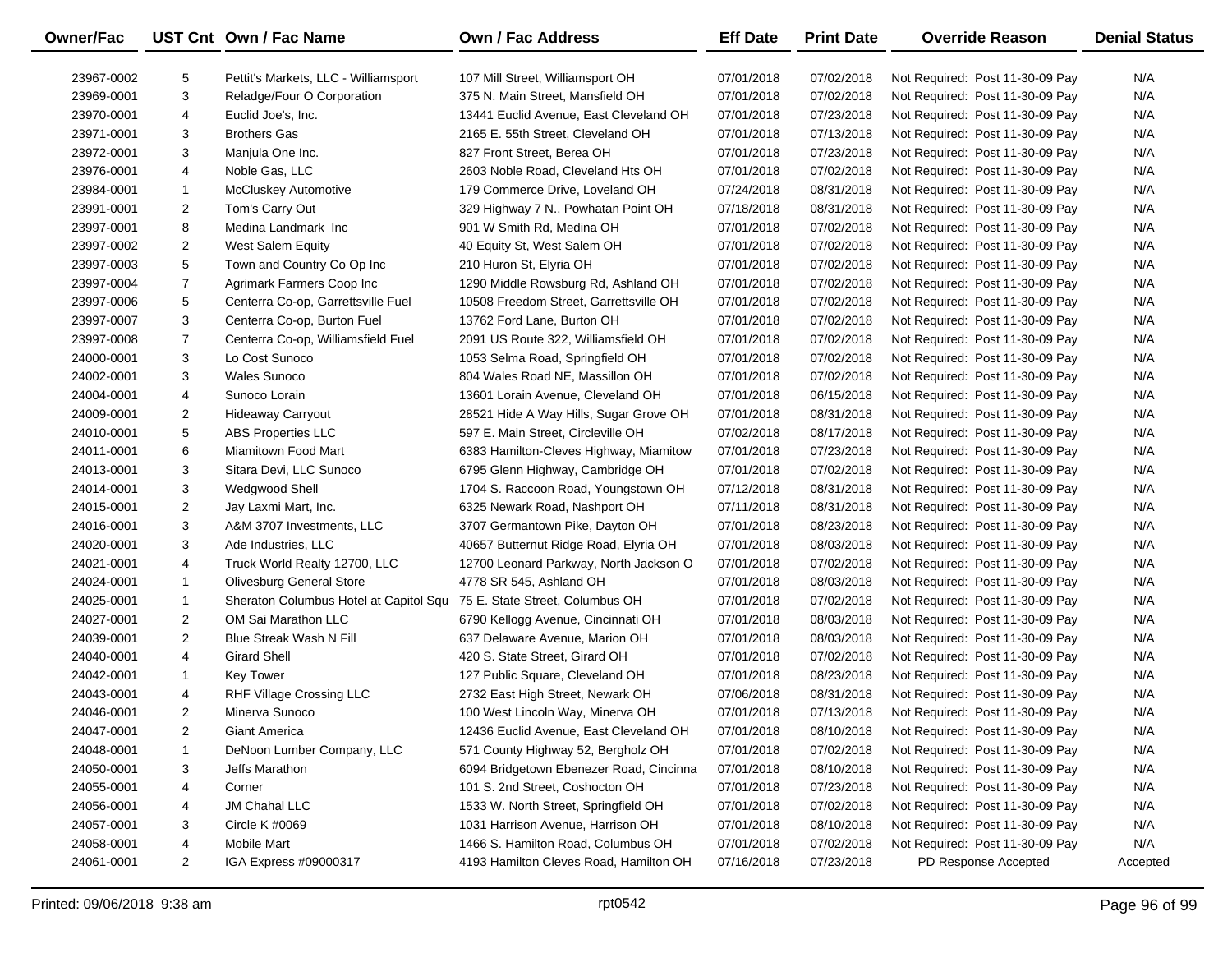| Owner/Fac | UST Cnt | Own / Fac Name | Own / Fac Address | Eff Date | Print Date | Override Reason | Denial Status |
|---|---|---|---|---|---|---|---|
| 23967-0002 | 5 | Pettit's Markets, LLC - Williamsport | 107 Mill Street, Williamsport OH | 07/01/2018 | 07/02/2018 | Not Required: Post 11-30-09 Pay | N/A |
| 23969-0001 | 3 | Reladge/Four O Corporation | 375 N. Main Street, Mansfield OH | 07/01/2018 | 07/02/2018 | Not Required: Post 11-30-09 Pay | N/A |
| 23970-0001 | 4 | Euclid Joe's, Inc. | 13441 Euclid Avenue, East Cleveland OH | 07/01/2018 | 07/23/2018 | Not Required: Post 11-30-09 Pay | N/A |
| 23971-0001 | 3 | Brothers Gas | 2165 E. 55th Street, Cleveland OH | 07/01/2018 | 07/13/2018 | Not Required: Post 11-30-09 Pay | N/A |
| 23972-0001 | 3 | Manjula One Inc. | 827 Front Street, Berea OH | 07/01/2018 | 07/23/2018 | Not Required: Post 11-30-09 Pay | N/A |
| 23976-0001 | 4 | Noble Gas, LLC | 2603 Noble Road, Cleveland Hts OH | 07/01/2018 | 07/02/2018 | Not Required: Post 11-30-09 Pay | N/A |
| 23984-0001 | 1 | McCluskey Automotive | 179 Commerce Drive, Loveland OH | 07/24/2018 | 08/31/2018 | Not Required: Post 11-30-09 Pay | N/A |
| 23991-0001 | 2 | Tom's Carry Out | 329 Highway 7 N., Powhatan Point OH | 07/18/2018 | 08/31/2018 | Not Required: Post 11-30-09 Pay | N/A |
| 23997-0001 | 8 | Medina Landmark Inc | 901 W Smith Rd, Medina OH | 07/01/2018 | 07/02/2018 | Not Required: Post 11-30-09 Pay | N/A |
| 23997-0002 | 2 | West Salem Equity | 40 Equity St, West Salem OH | 07/01/2018 | 07/02/2018 | Not Required: Post 11-30-09 Pay | N/A |
| 23997-0003 | 5 | Town and Country Co Op Inc | 210 Huron St, Elyria OH | 07/01/2018 | 07/02/2018 | Not Required: Post 11-30-09 Pay | N/A |
| 23997-0004 | 7 | Agrimark Farmers Coop Inc | 1290 Middle Rowsburg Rd, Ashland OH | 07/01/2018 | 07/02/2018 | Not Required: Post 11-30-09 Pay | N/A |
| 23997-0006 | 5 | Centerra Co-op, Garrettsville Fuel | 10508 Freedom Street, Garrettsville OH | 07/01/2018 | 07/02/2018 | Not Required: Post 11-30-09 Pay | N/A |
| 23997-0007 | 3 | Centerra Co-op, Burton Fuel | 13762 Ford Lane, Burton OH | 07/01/2018 | 07/02/2018 | Not Required: Post 11-30-09 Pay | N/A |
| 23997-0008 | 7 | Centerra Co-op, Williamsfield Fuel | 2091 US Route 322, Williamsfield OH | 07/01/2018 | 07/02/2018 | Not Required: Post 11-30-09 Pay | N/A |
| 24000-0001 | 3 | Lo Cost Sunoco | 1053 Selma Road, Springfield OH | 07/01/2018 | 07/02/2018 | Not Required: Post 11-30-09 Pay | N/A |
| 24002-0001 | 3 | Wales Sunoco | 804 Wales Road NE, Massillon OH | 07/01/2018 | 07/02/2018 | Not Required: Post 11-30-09 Pay | N/A |
| 24004-0001 | 4 | Sunoco Lorain | 13601 Lorain Avenue, Cleveland OH | 07/01/2018 | 06/15/2018 | Not Required: Post 11-30-09 Pay | N/A |
| 24009-0001 | 2 | Hideaway Carryout | 28521 Hide A Way Hills, Sugar Grove OH | 07/01/2018 | 08/31/2018 | Not Required: Post 11-30-09 Pay | N/A |
| 24010-0001 | 5 | ABS Properties LLC | 597 E. Main Street, Circleville OH | 07/02/2018 | 08/17/2018 | Not Required: Post 11-30-09 Pay | N/A |
| 24011-0001 | 6 | Miamitown Food Mart | 6383 Hamilton-Cleves Highway, Miamitow | 07/01/2018 | 07/23/2018 | Not Required: Post 11-30-09 Pay | N/A |
| 24013-0001 | 3 | Sitara Devi, LLC Sunoco | 6795 Glenn Highway, Cambridge OH | 07/01/2018 | 07/02/2018 | Not Required: Post 11-30-09 Pay | N/A |
| 24014-0001 | 3 | Wedgwood Shell | 1704 S. Raccoon Road, Youngstown OH | 07/12/2018 | 08/31/2018 | Not Required: Post 11-30-09 Pay | N/A |
| 24015-0001 | 2 | Jay Laxmi Mart, Inc. | 6325 Newark Road, Nashport OH | 07/11/2018 | 08/31/2018 | Not Required: Post 11-30-09 Pay | N/A |
| 24016-0001 | 3 | A&M 3707 Investments, LLC | 3707 Germantown Pike, Dayton OH | 07/01/2018 | 08/23/2018 | Not Required: Post 11-30-09 Pay | N/A |
| 24020-0001 | 3 | Ade Industries, LLC | 40657 Butternut Ridge Road, Elyria OH | 07/01/2018 | 08/03/2018 | Not Required: Post 11-30-09 Pay | N/A |
| 24021-0001 | 4 | Truck World Realty 12700, LLC | 12700 Leonard Parkway, North Jackson O | 07/01/2018 | 07/02/2018 | Not Required: Post 11-30-09 Pay | N/A |
| 24024-0001 | 1 | Olivesburg General Store | 4778 SR 545, Ashland OH | 07/01/2018 | 08/03/2018 | Not Required: Post 11-30-09 Pay | N/A |
| 24025-0001 | 1 | Sheraton Columbus Hotel at Capitol Squ | 75 E. State Street, Columbus OH | 07/01/2018 | 07/02/2018 | Not Required: Post 11-30-09 Pay | N/A |
| 24027-0001 | 2 | OM Sai Marathon LLC | 6790 Kellogg Avenue, Cincinnati OH | 07/01/2018 | 08/03/2018 | Not Required: Post 11-30-09 Pay | N/A |
| 24039-0001 | 2 | Blue Streak Wash N Fill | 637 Delaware Avenue, Marion OH | 07/01/2018 | 08/03/2018 | Not Required: Post 11-30-09 Pay | N/A |
| 24040-0001 | 4 | Girard Shell | 420 S. State Street, Girard OH | 07/01/2018 | 07/02/2018 | Not Required: Post 11-30-09 Pay | N/A |
| 24042-0001 | 1 | Key Tower | 127 Public Square, Cleveland OH | 07/01/2018 | 08/23/2018 | Not Required: Post 11-30-09 Pay | N/A |
| 24043-0001 | 4 | RHF Village Crossing LLC | 2732 East High Street, Newark OH | 07/06/2018 | 08/31/2018 | Not Required: Post 11-30-09 Pay | N/A |
| 24046-0001 | 2 | Minerva Sunoco | 100 West Lincoln Way, Minerva OH | 07/01/2018 | 07/13/2018 | Not Required: Post 11-30-09 Pay | N/A |
| 24047-0001 | 2 | Giant America | 12436 Euclid Avenue, East Cleveland OH | 07/01/2018 | 08/10/2018 | Not Required: Post 11-30-09 Pay | N/A |
| 24048-0001 | 1 | DeNoon Lumber Company, LLC | 571 County Highway 52, Bergholz OH | 07/01/2018 | 07/02/2018 | Not Required: Post 11-30-09 Pay | N/A |
| 24050-0001 | 3 | Jeffs Marathon | 6094 Bridgetown Ebenezer Road, Cincinna | 07/01/2018 | 08/10/2018 | Not Required: Post 11-30-09 Pay | N/A |
| 24055-0001 | 4 | Corner | 101 S. 2nd Street, Coshocton OH | 07/01/2018 | 07/23/2018 | Not Required: Post 11-30-09 Pay | N/A |
| 24056-0001 | 4 | JM Chahal LLC | 1533 W. North Street, Springfield OH | 07/01/2018 | 07/02/2018 | Not Required: Post 11-30-09 Pay | N/A |
| 24057-0001 | 3 | Circle K #0069 | 1031 Harrison Avenue, Harrison OH | 07/01/2018 | 08/10/2018 | Not Required: Post 11-30-09 Pay | N/A |
| 24058-0001 | 4 | Mobile Mart | 1466 S. Hamilton Road, Columbus OH | 07/01/2018 | 07/02/2018 | Not Required: Post 11-30-09 Pay | N/A |
| 24061-0001 | 2 | IGA Express #09000317 | 4193 Hamilton Cleves Road, Hamilton OH | 07/16/2018 | 07/23/2018 | PD Response Accepted | Accepted |

Printed: 09/06/2018 9:38 am rpt0542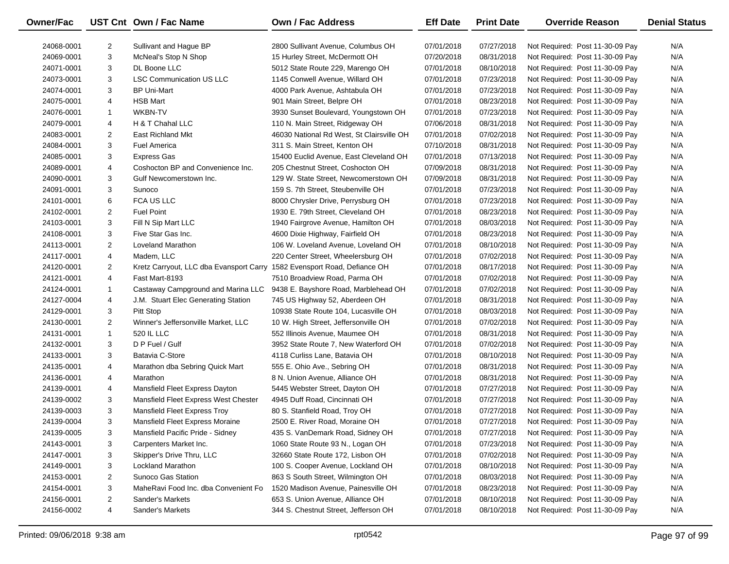| Owner/Fac | UST Cnt | Own / Fac Name | Own / Fac Address | Eff Date | Print Date | Override Reason | Denial Status |
|---|---|---|---|---|---|---|---|
| 24068-0001 | 2 | Sullivant and Hague BP | 2800 Sullivant Avenue, Columbus OH | 07/01/2018 | 07/27/2018 | Not Required: Post 11-30-09 Pay | N/A |
| 24069-0001 | 3 | McNeal's Stop N Shop | 15 Hurley Street, McDermott OH | 07/20/2018 | 08/31/2018 | Not Required: Post 11-30-09 Pay | N/A |
| 24071-0001 | 3 | DL Boone LLC | 5012 State Route 229, Marengo OH | 07/01/2018 | 08/10/2018 | Not Required: Post 11-30-09 Pay | N/A |
| 24073-0001 | 3 | LSC Communication US LLC | 1145 Conwell Avenue, Willard OH | 07/01/2018 | 07/23/2018 | Not Required: Post 11-30-09 Pay | N/A |
| 24074-0001 | 3 | BP Uni-Mart | 4000 Park Avenue, Ashtabula OH | 07/01/2018 | 07/23/2018 | Not Required: Post 11-30-09 Pay | N/A |
| 24075-0001 | 4 | HSB Mart | 901 Main Street, Belpre OH | 07/01/2018 | 08/23/2018 | Not Required: Post 11-30-09 Pay | N/A |
| 24076-0001 | 1 | WKBN-TV | 3930 Sunset Boulevard, Youngstown OH | 07/01/2018 | 07/23/2018 | Not Required: Post 11-30-09 Pay | N/A |
| 24079-0001 | 4 | H & T Chahal LLC | 110 N. Main Street, Ridgeway OH | 07/06/2018 | 08/31/2018 | Not Required: Post 11-30-09 Pay | N/A |
| 24083-0001 | 2 | East Richland Mkt | 46030 National Rd West, St Clairsville OH | 07/01/2018 | 07/02/2018 | Not Required: Post 11-30-09 Pay | N/A |
| 24084-0001 | 3 | Fuel America | 311 S. Main Street, Kenton OH | 07/10/2018 | 08/31/2018 | Not Required: Post 11-30-09 Pay | N/A |
| 24085-0001 | 3 | Express Gas | 15400 Euclid Avenue, East Cleveland OH | 07/01/2018 | 07/13/2018 | Not Required: Post 11-30-09 Pay | N/A |
| 24089-0001 | 4 | Coshocton BP and Convenience Inc. | 205 Chestnut Street, Coshocton OH | 07/09/2018 | 08/31/2018 | Not Required: Post 11-30-09 Pay | N/A |
| 24090-0001 | 3 | Gulf Newcomerstown Inc. | 129 W. State Street, Newcomerstown OH | 07/09/2018 | 08/31/2018 | Not Required: Post 11-30-09 Pay | N/A |
| 24091-0001 | 3 | Sunoco | 159 S. 7th Street, Steubenville OH | 07/01/2018 | 07/23/2018 | Not Required: Post 11-30-09 Pay | N/A |
| 24101-0001 | 6 | FCA US LLC | 8000 Chrysler Drive, Perrysburg OH | 07/01/2018 | 07/23/2018 | Not Required: Post 11-30-09 Pay | N/A |
| 24102-0001 | 2 | Fuel Point | 1930 E. 79th Street, Cleveland OH | 07/01/2018 | 08/23/2018 | Not Required: Post 11-30-09 Pay | N/A |
| 24103-0001 | 3 | Fill N Sip Mart LLC | 1940 Fairgrove Avenue, Hamilton OH | 07/01/2018 | 08/03/2018 | Not Required: Post 11-30-09 Pay | N/A |
| 24108-0001 | 3 | Five Star Gas Inc. | 4600 Dixie Highway, Fairfield OH | 07/01/2018 | 08/23/2018 | Not Required: Post 11-30-09 Pay | N/A |
| 24113-0001 | 2 | Loveland Marathon | 106 W. Loveland Avenue, Loveland OH | 07/01/2018 | 08/10/2018 | Not Required: Post 11-30-09 Pay | N/A |
| 24117-0001 | 4 | Madem, LLC | 220 Center Street, Wheelersburg OH | 07/01/2018 | 07/02/2018 | Not Required: Post 11-30-09 Pay | N/A |
| 24120-0001 | 2 | Kretz Carryout, LLC dba Evansport Carry | 1582 Evensport Road, Defiance OH | 07/01/2018 | 08/17/2018 | Not Required: Post 11-30-09 Pay | N/A |
| 24121-0001 | 4 | Fast Mart-8193 | 7510 Broadview Road, Parma OH | 07/01/2018 | 07/02/2018 | Not Required: Post 11-30-09 Pay | N/A |
| 24124-0001 | 1 | Castaway Campground and Marina LLC | 9438 E. Bayshore Road, Marblehead OH | 07/01/2018 | 07/02/2018 | Not Required: Post 11-30-09 Pay | N/A |
| 24127-0004 | 4 | J.M. Stuart Elec Generating Station | 745 US Highway 52, Aberdeen OH | 07/01/2018 | 08/31/2018 | Not Required: Post 11-30-09 Pay | N/A |
| 24129-0001 | 3 | Pitt Stop | 10938 State Route 104, Lucasville OH | 07/01/2018 | 08/03/2018 | Not Required: Post 11-30-09 Pay | N/A |
| 24130-0001 | 2 | Winner's Jeffersonville Market, LLC | 10 W. High Street, Jeffersonville OH | 07/01/2018 | 07/02/2018 | Not Required: Post 11-30-09 Pay | N/A |
| 24131-0001 | 1 | 520 IL LLC | 552 Illinois Avenue, Maumee OH | 07/01/2018 | 08/31/2018 | Not Required: Post 11-30-09 Pay | N/A |
| 24132-0001 | 3 | D P Fuel / Gulf | 3952 State Route 7, New Waterford OH | 07/01/2018 | 07/02/2018 | Not Required: Post 11-30-09 Pay | N/A |
| 24133-0001 | 3 | Batavia C-Store | 4118 Curliss Lane, Batavia OH | 07/01/2018 | 08/10/2018 | Not Required: Post 11-30-09 Pay | N/A |
| 24135-0001 | 4 | Marathon dba Sebring Quick Mart | 555 E. Ohio Ave., Sebring OH | 07/01/2018 | 08/31/2018 | Not Required: Post 11-30-09 Pay | N/A |
| 24136-0001 | 4 | Marathon | 8 N. Union Avenue, Alliance OH | 07/01/2018 | 08/31/2018 | Not Required: Post 11-30-09 Pay | N/A |
| 24139-0001 | 4 | Mansfield Fleet Express Dayton | 5445 Webster Street, Dayton OH | 07/01/2018 | 07/27/2018 | Not Required: Post 11-30-09 Pay | N/A |
| 24139-0002 | 3 | Mansfield Fleet Express West Chester | 4945 Duff Road, Cincinnati OH | 07/01/2018 | 07/27/2018 | Not Required: Post 11-30-09 Pay | N/A |
| 24139-0003 | 3 | Mansfield Fleet Express Troy | 80 S. Stanfield Road, Troy OH | 07/01/2018 | 07/27/2018 | Not Required: Post 11-30-09 Pay | N/A |
| 24139-0004 | 3 | Mansfield Fleet Express Moraine | 2500 E. River Road, Moraine OH | 07/01/2018 | 07/27/2018 | Not Required: Post 11-30-09 Pay | N/A |
| 24139-0005 | 3 | Mansfield Pacific Pride - Sidney | 435 S. VanDemark Road, Sidney OH | 07/01/2018 | 07/27/2018 | Not Required: Post 11-30-09 Pay | N/A |
| 24143-0001 | 3 | Carpenters Market Inc. | 1060 State Route 93 N., Logan OH | 07/01/2018 | 07/23/2018 | Not Required: Post 11-30-09 Pay | N/A |
| 24147-0001 | 3 | Skipper's Drive Thru, LLC | 32660 State Route 172, Lisbon OH | 07/01/2018 | 07/02/2018 | Not Required: Post 11-30-09 Pay | N/A |
| 24149-0001 | 3 | Lockland Marathon | 100 S. Cooper Avenue, Lockland OH | 07/01/2018 | 08/10/2018 | Not Required: Post 11-30-09 Pay | N/A |
| 24153-0001 | 2 | Sunoco Gas Station | 863 S South Street, Wilmington OH | 07/01/2018 | 08/03/2018 | Not Required: Post 11-30-09 Pay | N/A |
| 24154-0001 | 3 | MaheRavi Food Inc. dba Convenient Fo | 1520 Madison Avenue, Painesville OH | 07/01/2018 | 08/23/2018 | Not Required: Post 11-30-09 Pay | N/A |
| 24156-0001 | 2 | Sander's Markets | 653 S. Union Avenue, Alliance OH | 07/01/2018 | 08/10/2018 | Not Required: Post 11-30-09 Pay | N/A |
| 24156-0002 | 4 | Sander's Markets | 344 S. Chestnut Street, Jefferson OH | 07/01/2018 | 08/10/2018 | Not Required: Post 11-30-09 Pay | N/A |

Printed: 09/06/2018 9:38 am    rpt0542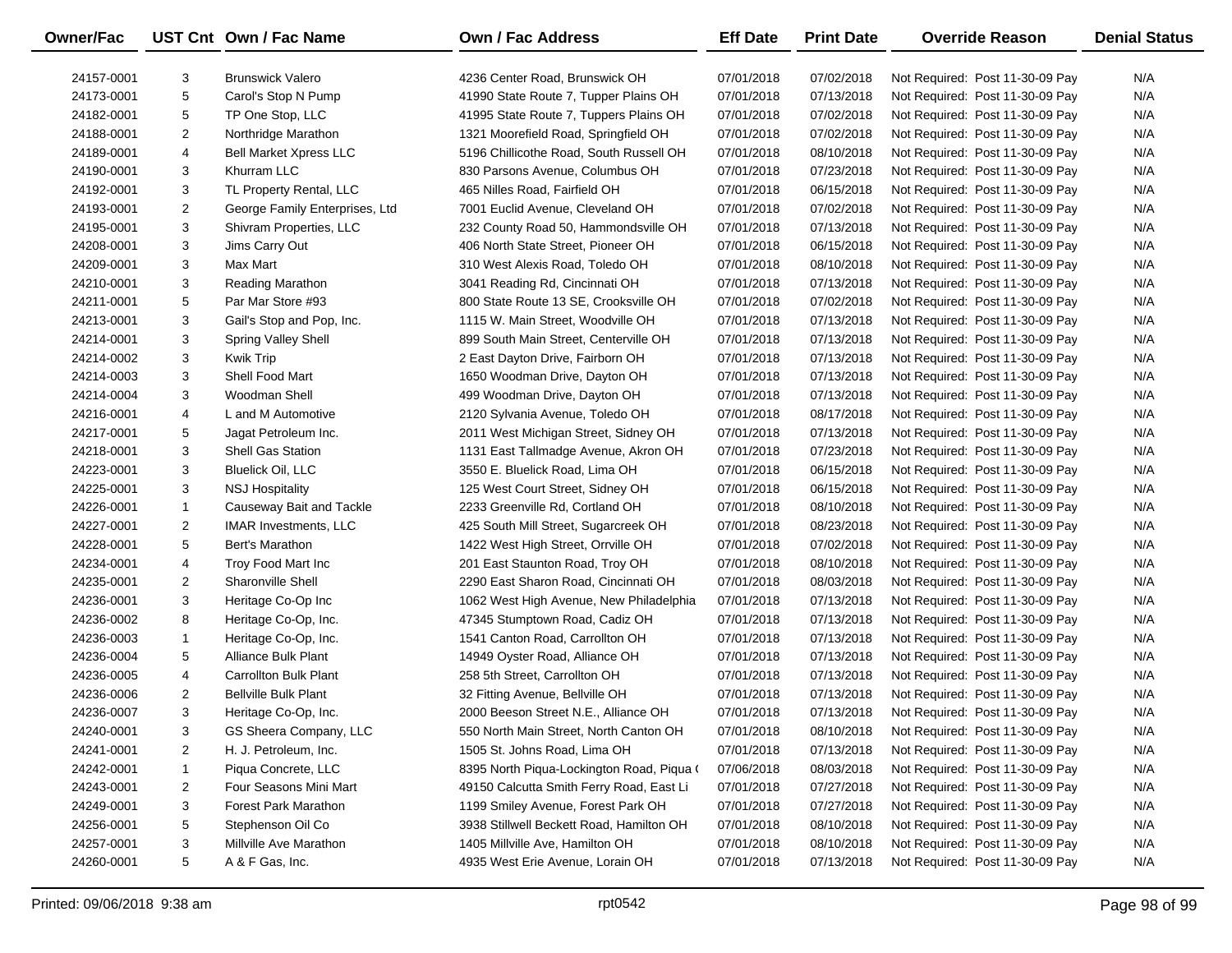| Owner/Fac | UST Cnt | Own / Fac Name | Own / Fac Address | Eff Date | Print Date | Override Reason | Denial Status |
|---|---|---|---|---|---|---|---|
| 24157-0001 | 3 | Brunswick Valero | 4236 Center Road, Brunswick OH | 07/01/2018 | 07/02/2018 | Not Required: Post 11-30-09 Pay | N/A |
| 24173-0001 | 5 | Carol's Stop N Pump | 41990 State Route 7, Tupper Plains OH | 07/01/2018 | 07/13/2018 | Not Required: Post 11-30-09 Pay | N/A |
| 24182-0001 | 5 | TP One Stop, LLC | 41995 State Route 7, Tuppers Plains OH | 07/01/2018 | 07/02/2018 | Not Required: Post 11-30-09 Pay | N/A |
| 24188-0001 | 2 | Northridge Marathon | 1321 Moorefield Road, Springfield OH | 07/01/2018 | 07/02/2018 | Not Required: Post 11-30-09 Pay | N/A |
| 24189-0001 | 4 | Bell Market Xpress LLC | 5196 Chillicothe Road, South Russell OH | 07/01/2018 | 08/10/2018 | Not Required: Post 11-30-09 Pay | N/A |
| 24190-0001 | 3 | Khurram LLC | 830 Parsons Avenue, Columbus OH | 07/01/2018 | 07/23/2018 | Not Required: Post 11-30-09 Pay | N/A |
| 24192-0001 | 3 | TL Property Rental, LLC | 465 Nilles Road, Fairfield OH | 07/01/2018 | 06/15/2018 | Not Required: Post 11-30-09 Pay | N/A |
| 24193-0001 | 2 | George Family Enterprises, Ltd | 7001 Euclid Avenue, Cleveland OH | 07/01/2018 | 07/02/2018 | Not Required: Post 11-30-09 Pay | N/A |
| 24195-0001 | 3 | Shivram Properties, LLC | 232 County Road 50, Hammondsville OH | 07/01/2018 | 07/13/2018 | Not Required: Post 11-30-09 Pay | N/A |
| 24208-0001 | 3 | Jims Carry Out | 406 North State Street, Pioneer OH | 07/01/2018 | 06/15/2018 | Not Required: Post 11-30-09 Pay | N/A |
| 24209-0001 | 3 | Max Mart | 310 West Alexis Road, Toledo OH | 07/01/2018 | 08/10/2018 | Not Required: Post 11-30-09 Pay | N/A |
| 24210-0001 | 3 | Reading Marathon | 3041 Reading Rd, Cincinnati OH | 07/01/2018 | 07/13/2018 | Not Required: Post 11-30-09 Pay | N/A |
| 24211-0001 | 5 | Par Mar Store #93 | 800 State Route 13 SE, Crooksville OH | 07/01/2018 | 07/02/2018 | Not Required: Post 11-30-09 Pay | N/A |
| 24213-0001 | 3 | Gail's Stop and Pop, Inc. | 1115 W. Main Street, Woodville OH | 07/01/2018 | 07/13/2018 | Not Required: Post 11-30-09 Pay | N/A |
| 24214-0001 | 3 | Spring Valley Shell | 899 South Main Street, Centerville OH | 07/01/2018 | 07/13/2018 | Not Required: Post 11-30-09 Pay | N/A |
| 24214-0002 | 3 | Kwik Trip | 2 East Dayton Drive, Fairborn OH | 07/01/2018 | 07/13/2018 | Not Required: Post 11-30-09 Pay | N/A |
| 24214-0003 | 3 | Shell Food Mart | 1650 Woodman Drive, Dayton OH | 07/01/2018 | 07/13/2018 | Not Required: Post 11-30-09 Pay | N/A |
| 24214-0004 | 3 | Woodman Shell | 499 Woodman Drive, Dayton OH | 07/01/2018 | 07/13/2018 | Not Required: Post 11-30-09 Pay | N/A |
| 24216-0001 | 4 | L and M Automotive | 2120 Sylvania Avenue, Toledo OH | 07/01/2018 | 08/17/2018 | Not Required: Post 11-30-09 Pay | N/A |
| 24217-0001 | 5 | Jagat Petroleum Inc. | 2011 West Michigan Street, Sidney OH | 07/01/2018 | 07/13/2018 | Not Required: Post 11-30-09 Pay | N/A |
| 24218-0001 | 3 | Shell Gas Station | 1131 East Tallmadge Avenue, Akron OH | 07/01/2018 | 07/23/2018 | Not Required: Post 11-30-09 Pay | N/A |
| 24223-0001 | 3 | Bluelick Oil, LLC | 3550 E. Bluelick Road, Lima OH | 07/01/2018 | 06/15/2018 | Not Required: Post 11-30-09 Pay | N/A |
| 24225-0001 | 3 | NSJ Hospitality | 125 West Court Street, Sidney OH | 07/01/2018 | 06/15/2018 | Not Required: Post 11-30-09 Pay | N/A |
| 24226-0001 | 1 | Causeway Bait and Tackle | 2233 Greenville Rd, Cortland OH | 07/01/2018 | 08/10/2018 | Not Required: Post 11-30-09 Pay | N/A |
| 24227-0001 | 2 | IMAR Investments, LLC | 425 South Mill Street, Sugarcreek OH | 07/01/2018 | 08/23/2018 | Not Required: Post 11-30-09 Pay | N/A |
| 24228-0001 | 5 | Bert's Marathon | 1422 West High Street, Orrville OH | 07/01/2018 | 07/02/2018 | Not Required: Post 11-30-09 Pay | N/A |
| 24234-0001 | 4 | Troy Food Mart Inc | 201 East Staunton Road, Troy OH | 07/01/2018 | 08/10/2018 | Not Required: Post 11-30-09 Pay | N/A |
| 24235-0001 | 2 | Sharonville Shell | 2290 East Sharon Road, Cincinnati OH | 07/01/2018 | 08/03/2018 | Not Required: Post 11-30-09 Pay | N/A |
| 24236-0001 | 3 | Heritage Co-Op Inc | 1062 West High Avenue, New Philadelphia | 07/01/2018 | 07/13/2018 | Not Required: Post 11-30-09 Pay | N/A |
| 24236-0002 | 8 | Heritage Co-Op, Inc. | 47345 Stumptown Road, Cadiz OH | 07/01/2018 | 07/13/2018 | Not Required: Post 11-30-09 Pay | N/A |
| 24236-0003 | 1 | Heritage Co-Op, Inc. | 1541 Canton Road, Carrollton OH | 07/01/2018 | 07/13/2018 | Not Required: Post 11-30-09 Pay | N/A |
| 24236-0004 | 5 | Alliance Bulk Plant | 14949 Oyster Road, Alliance OH | 07/01/2018 | 07/13/2018 | Not Required: Post 11-30-09 Pay | N/A |
| 24236-0005 | 4 | Carrollton Bulk Plant | 258 5th Street, Carrollton OH | 07/01/2018 | 07/13/2018 | Not Required: Post 11-30-09 Pay | N/A |
| 24236-0006 | 2 | Bellville Bulk Plant | 32 Fitting Avenue, Bellville OH | 07/01/2018 | 07/13/2018 | Not Required: Post 11-30-09 Pay | N/A |
| 24236-0007 | 3 | Heritage Co-Op, Inc. | 2000 Beeson Street N.E., Alliance OH | 07/01/2018 | 07/13/2018 | Not Required: Post 11-30-09 Pay | N/A |
| 24240-0001 | 3 | GS Sheera Company, LLC | 550 North Main Street, North Canton OH | 07/01/2018 | 08/10/2018 | Not Required: Post 11-30-09 Pay | N/A |
| 24241-0001 | 2 | H. J. Petroleum, Inc. | 1505 St. Johns Road, Lima OH | 07/01/2018 | 07/13/2018 | Not Required: Post 11-30-09 Pay | N/A |
| 24242-0001 | 1 | Piqua Concrete, LLC | 8395 North Piqua-Lockington Road, Piqua ( | 07/06/2018 | 08/03/2018 | Not Required: Post 11-30-09 Pay | N/A |
| 24243-0001 | 2 | Four Seasons Mini Mart | 49150 Calcutta Smith Ferry Road, East Li | 07/01/2018 | 07/27/2018 | Not Required: Post 11-30-09 Pay | N/A |
| 24249-0001 | 3 | Forest Park Marathon | 1199 Smiley Avenue, Forest Park OH | 07/01/2018 | 07/27/2018 | Not Required: Post 11-30-09 Pay | N/A |
| 24256-0001 | 5 | Stephenson Oil Co | 3938 Stillwell Beckett Road, Hamilton OH | 07/01/2018 | 08/10/2018 | Not Required: Post 11-30-09 Pay | N/A |
| 24257-0001 | 3 | Millville Ave Marathon | 1405 Millville Ave, Hamilton OH | 07/01/2018 | 08/10/2018 | Not Required: Post 11-30-09 Pay | N/A |
| 24260-0001 | 5 | A & F Gas, Inc. | 4935 West Erie Avenue, Lorain OH | 07/01/2018 | 07/13/2018 | Not Required: Post 11-30-09 Pay | N/A |

Printed: 09/06/2018 9:38 am rpt0542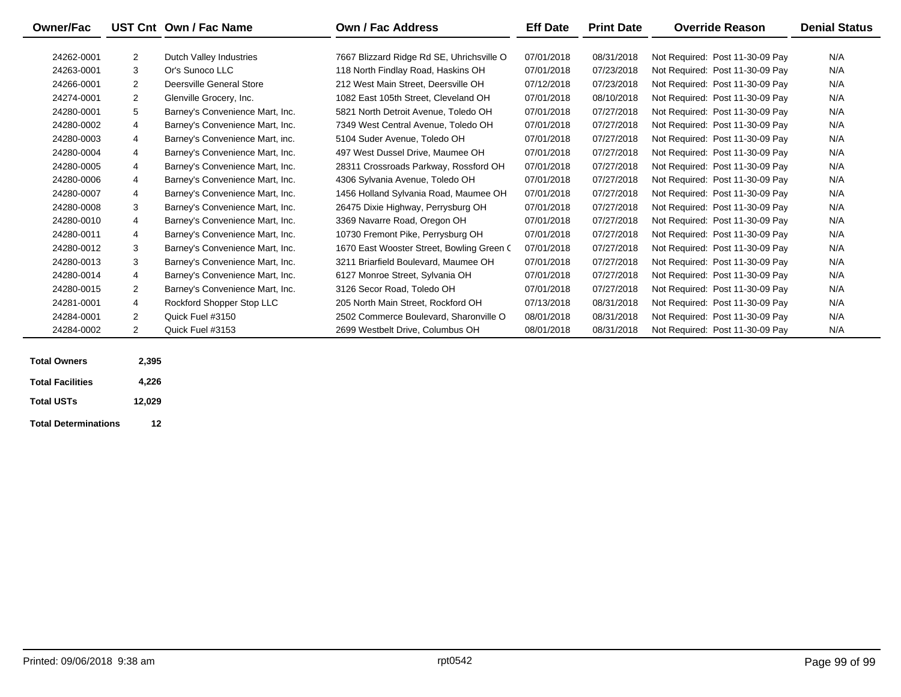| Owner/Fac | UST Cnt | Own / Fac Name | Own / Fac Address | Eff Date | Print Date | Override Reason | Denial Status |
|---|---|---|---|---|---|---|---|
| 24262-0001 | 2 | Dutch Valley Industries | 7667 Blizzard Ridge Rd SE, Uhrichsville O | 07/01/2018 | 08/31/2018 | Not Required: Post 11-30-09 Pay | N/A |
| 24263-0001 | 3 | Or's Sunoco LLC | 118 North Findlay Road, Haskins OH | 07/01/2018 | 07/23/2018 | Not Required: Post 11-30-09 Pay | N/A |
| 24266-0001 | 2 | Deersville General Store | 212 West Main Street, Deersville OH | 07/12/2018 | 07/23/2018 | Not Required: Post 11-30-09 Pay | N/A |
| 24274-0001 | 2 | Glenville Grocery, Inc. | 1082 East 105th Street, Cleveland OH | 07/01/2018 | 08/10/2018 | Not Required: Post 11-30-09 Pay | N/A |
| 24280-0001 | 5 | Barney's Convenience Mart, Inc. | 5821 North Detroit Avenue, Toledo OH | 07/01/2018 | 07/27/2018 | Not Required: Post 11-30-09 Pay | N/A |
| 24280-0002 | 4 | Barney's Convenience Mart, Inc. | 7349 West Central Avenue, Toledo OH | 07/01/2018 | 07/27/2018 | Not Required: Post 11-30-09 Pay | N/A |
| 24280-0003 | 4 | Barney's Convenience Mart, inc. | 5104 Suder Avenue, Toledo OH | 07/01/2018 | 07/27/2018 | Not Required: Post 11-30-09 Pay | N/A |
| 24280-0004 | 4 | Barney's Convenience Mart, Inc. | 497 West Dussel Drive, Maumee OH | 07/01/2018 | 07/27/2018 | Not Required: Post 11-30-09 Pay | N/A |
| 24280-0005 | 4 | Barney's Convenience Mart, Inc. | 28311 Crossroads Parkway, Rossford OH | 07/01/2018 | 07/27/2018 | Not Required: Post 11-30-09 Pay | N/A |
| 24280-0006 | 4 | Barney's Convenience Mart, Inc. | 4306 Sylvania Avenue, Toledo OH | 07/01/2018 | 07/27/2018 | Not Required: Post 11-30-09 Pay | N/A |
| 24280-0007 | 4 | Barney's Convenience Mart, Inc. | 1456 Holland Sylvania Road, Maumee OH | 07/01/2018 | 07/27/2018 | Not Required: Post 11-30-09 Pay | N/A |
| 24280-0008 | 3 | Barney's Convenience Mart, Inc. | 26475 Dixie Highway, Perrysburg OH | 07/01/2018 | 07/27/2018 | Not Required: Post 11-30-09 Pay | N/A |
| 24280-0010 | 4 | Barney's Convenience Mart, Inc. | 3369 Navarre Road, Oregon OH | 07/01/2018 | 07/27/2018 | Not Required: Post 11-30-09 Pay | N/A |
| 24280-0011 | 4 | Barney's Convenience Mart, Inc. | 10730 Fremont Pike, Perrysburg OH | 07/01/2018 | 07/27/2018 | Not Required: Post 11-30-09 Pay | N/A |
| 24280-0012 | 3 | Barney's Convenience Mart, Inc. | 1670 East Wooster Street, Bowling Green ( | 07/01/2018 | 07/27/2018 | Not Required: Post 11-30-09 Pay | N/A |
| 24280-0013 | 3 | Barney's Convenience Mart, Inc. | 3211 Briarfield Boulevard, Maumee OH | 07/01/2018 | 07/27/2018 | Not Required: Post 11-30-09 Pay | N/A |
| 24280-0014 | 4 | Barney's Convenience Mart, Inc. | 6127 Monroe Street, Sylvania OH | 07/01/2018 | 07/27/2018 | Not Required: Post 11-30-09 Pay | N/A |
| 24280-0015 | 2 | Barney's Convenience Mart, Inc. | 3126 Secor Road, Toledo OH | 07/01/2018 | 07/27/2018 | Not Required: Post 11-30-09 Pay | N/A |
| 24281-0001 | 4 | Rockford Shopper Stop LLC | 205 North Main Street, Rockford OH | 07/13/2018 | 08/31/2018 | Not Required: Post 11-30-09 Pay | N/A |
| 24284-0001 | 2 | Quick Fuel #3150 | 2502 Commerce Boulevard, Sharonville O | 08/01/2018 | 08/31/2018 | Not Required: Post 11-30-09 Pay | N/A |
| 24284-0002 | 2 | Quick Fuel #3153 | 2699 Westbelt Drive, Columbus OH | 08/01/2018 | 08/31/2018 | Not Required: Post 11-30-09 Pay | N/A |

| | |
|---|---|
| **Total Owners** | **2,395** |
| **Total Facilities** | **4,226** |
| **Total USTs** | **12,029** |
| **Total Determinations** | **12** |

Printed: 09/06/2018 9:38 am

rpt0542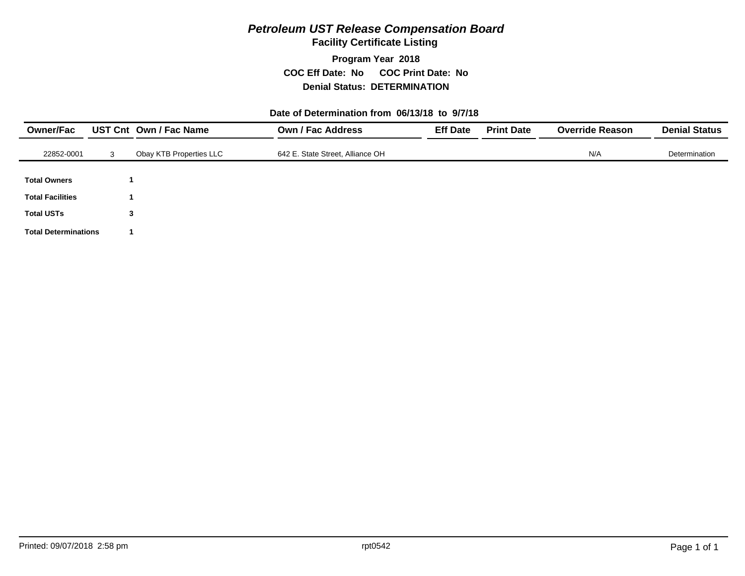# *Petroleum UST Release Compensation Board*

## Facility Certificate Listing

**Program Year 2018**

**COC Eff Date: No COC Print Date: No**

**Denial Status: DETERMINATION**

**Date of Determination from 06/13/18 to 9/7/18**

| Owner/Fac | UST Cnt | Own / Fac Name | Own / Fac Address | Eff Date | Print Date | Override Reason | Denial Status |
|---|---|---|---|---|---|---|---|
| 22852-0001 | 3 | Obay KTB Properties LLC | 642 E. State Street, Alliance OH | | | N/A | Determination |

| | |
|---|---|
| **Total Owners** | **1** |
| **Total Facilities** | **1** |
| **Total USTs** | **3** |
| **Total Determinations** | **1** |

Printed: 09/07/2018 2:58 pm

rpt0542